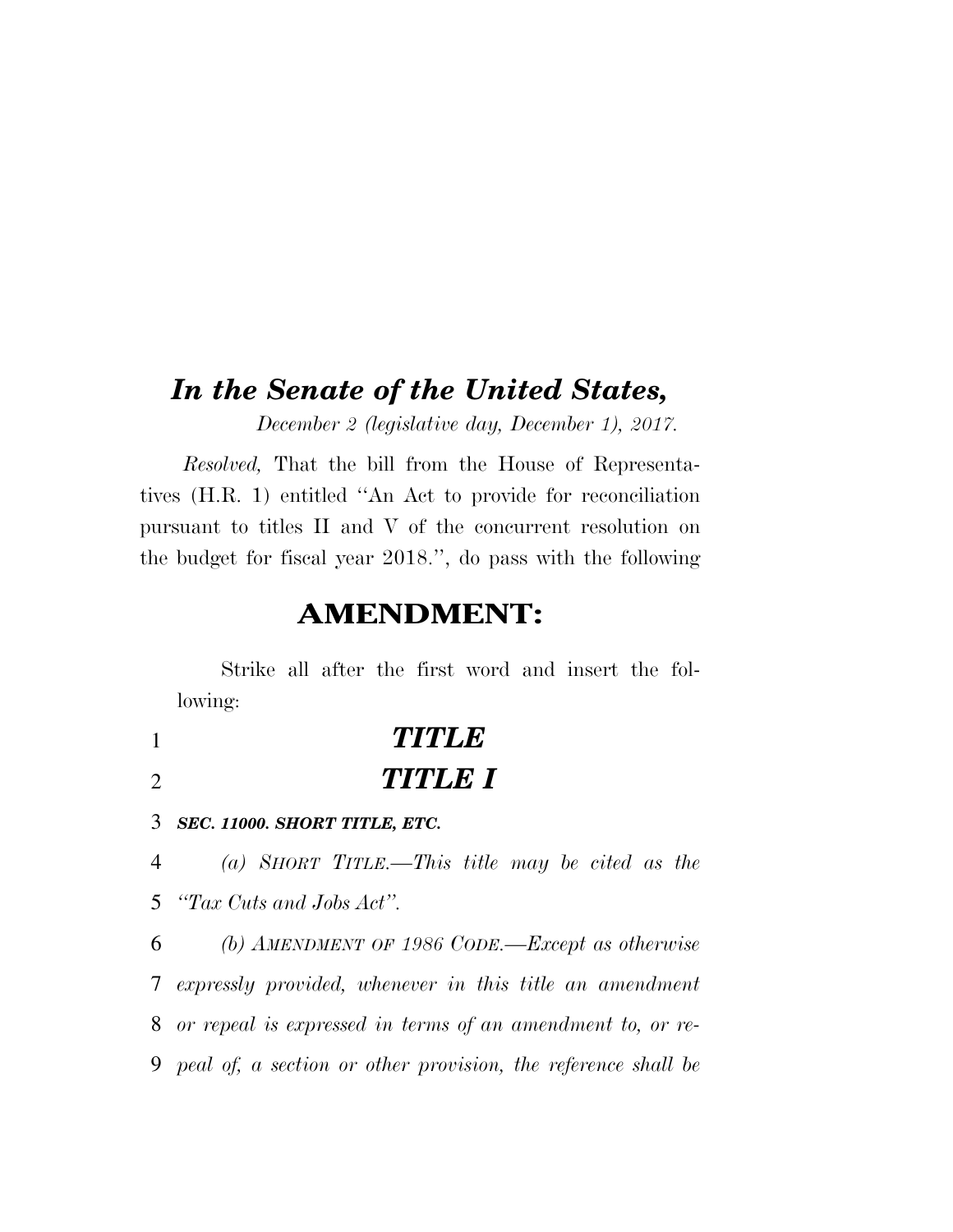# *In the Senate of the United States,*

*December 2 (legislative day, December 1), 2017.*

*Resolved,* That the bill from the House of Representatives (H.R. 1) entitled ''An Act to provide for reconciliation pursuant to titles II and V of the concurrent resolution on the budget for fiscal year 2018.'', do pass with the following

## AMENDMENT:

Strike all after the first word and insert the following:

1 ***TITLE***

2 ***TITLE I***

3 ***SEC. 11000. SHORT TITLE, ETC.***

4 *(a) SHORT TITLE.—This title may be cited as the*
5 *''Tax Cuts and Jobs Act''.*

6 *(b) AMENDMENT OF 1986 CODE.—Except as otherwise*
7 *expressly provided, whenever in this title an amendment*
8 *or repeal is expressed in terms of an amendment to, or re-*
9 *peal of, a section or other provision, the reference shall be*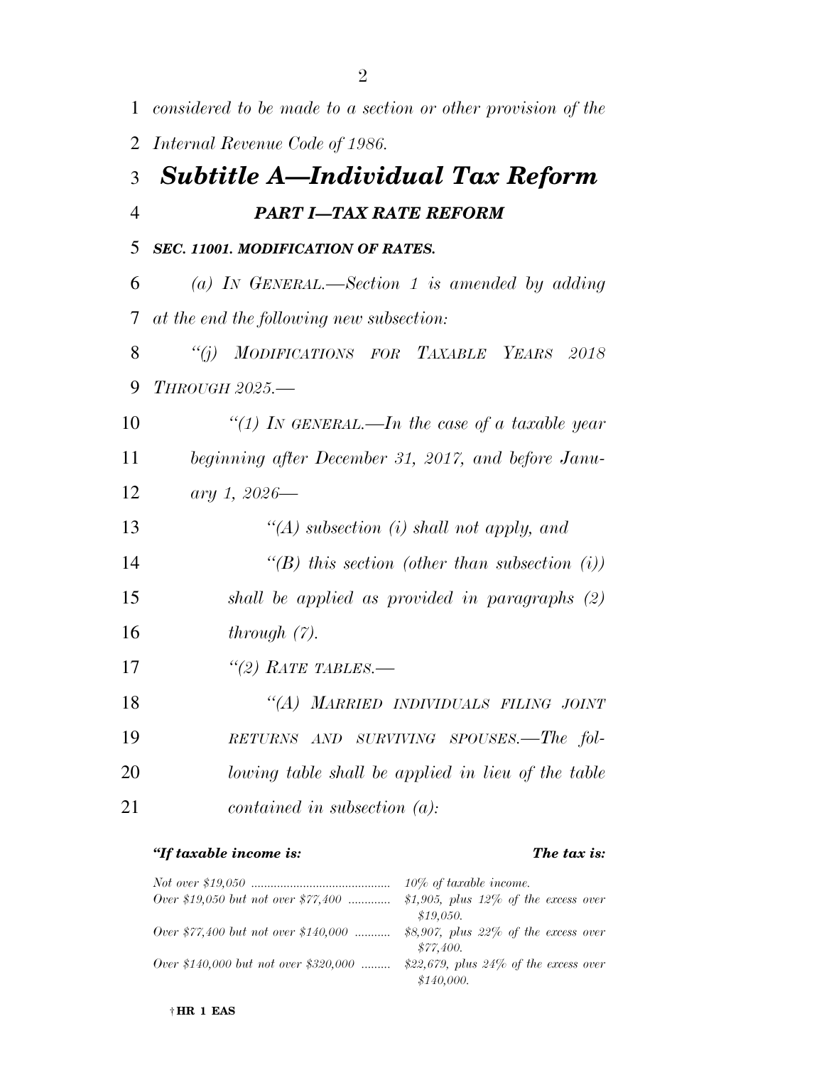*considered to be made to a section or other provision of the Internal Revenue Code of 1986.*

## *Subtitle A—Individual Tax Reform*

### *PART I—TAX RATE REFORM*

***SEC. 11001. MODIFICATION OF RATES.***

*(a) IN GENERAL.—Section 1 is amended by adding at the end the following new subsection:*

*“(j) MODIFICATIONS FOR TAXABLE YEARS 2018 THROUGH 2025.—*

*“(1) IN GENERAL.—In the case of a taxable year beginning after December 31, 2017, and before January 1, 2026—*

*“(A) subsection (i) shall not apply, and*

*“(B) this section (other than subsection (i)) shall be applied as provided in paragraphs (2) through (7).*

*“(2) RATE TABLES.—*

*“(A) MARRIED INDIVIDUALS FILING JOINT RETURNS AND SURVIVING SPOUSES.—The following table shall be applied in lieu of the table contained in subsection (a):*

| ***“If taxable income is:*** | ***The tax is:*** |
|---|---|
| *Not over $19,050* | *10% of taxable income.* |
| *Over $19,050 but not over $77,400* | *$1,905, plus 12% of the excess over $19,050.* |
| *Over $77,400 but not over $140,000* | *$8,907, plus 22% of the excess over $77,400.* |
| *Over $140,000 but not over $320,000* | *$22,679, plus 24% of the excess over $140,000.* |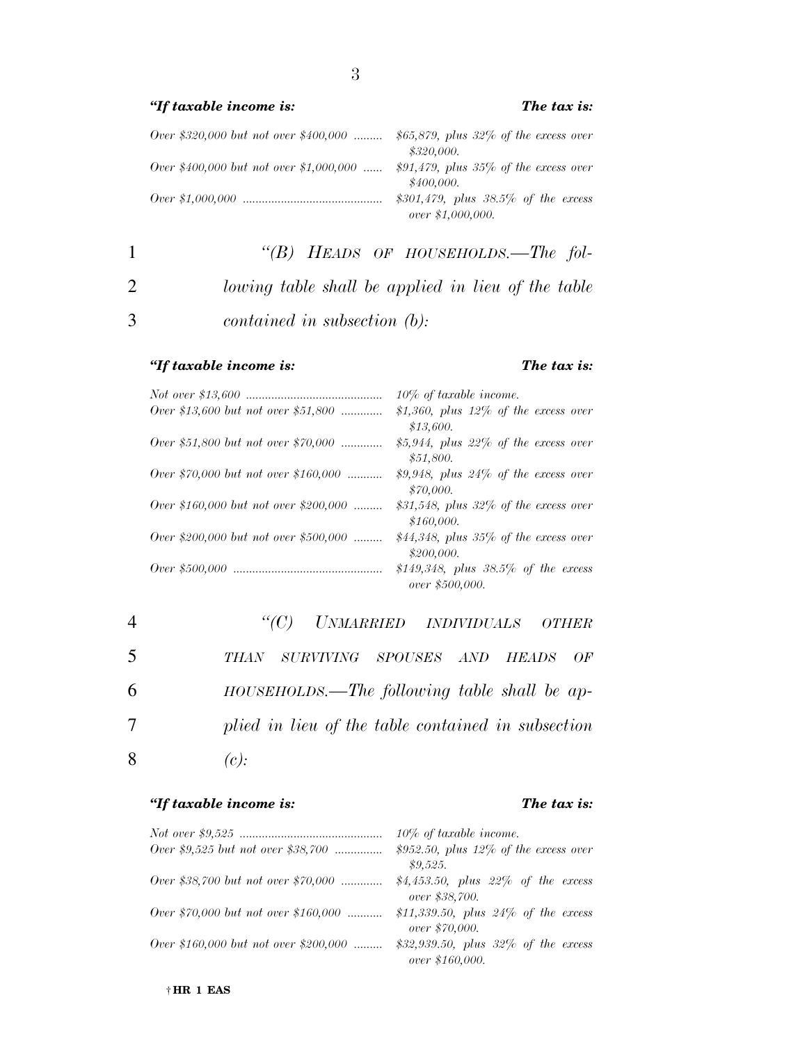| *"If taxable income is:* | ***The tax is:*** |
|---|---|
| *Over $320,000 but not over $400,000* | *$65,879, plus 32% of the excess over $320,000.* |
| *Over $400,000 but not over $1,000,000* | *$91,479, plus 35% of the excess over $400,000.* |
| *Over $1,000,000* | *$301,479, plus 38.5% of the excess over $1,000,000.* |

*"(B) HEADS OF HOUSEHOLDS.—The following table shall be applied in lieu of the table contained in subsection (b):*

| *"If taxable income is:* | ***The tax is:*** |
|---|---|
| *Not over $13,600* | *10% of taxable income.* |
| *Over $13,600 but not over $51,800* | *$1,360, plus 12% of the excess over $13,600.* |
| *Over $51,800 but not over $70,000* | *$5,944, plus 22% of the excess over $51,800.* |
| *Over $70,000 but not over $160,000* | *$9,948, plus 24% of the excess over $70,000.* |
| *Over $160,000 but not over $200,000* | *$31,548, plus 32% of the excess over $160,000.* |
| *Over $200,000 but not over $500,000* | *$44,348, plus 35% of the excess over $200,000.* |
| *Over $500,000* | *$149,348, plus 38.5% of the excess over $500,000.* |

*"(C) UNMARRIED INDIVIDUALS OTHER THAN SURVIVING SPOUSES AND HEADS OF HOUSEHOLDS.—The following table shall be applied in lieu of the table contained in subsection (c):*

| *"If taxable income is:* | ***The tax is:*** |
|---|---|
| *Not over $9,525* | *10% of taxable income.* |
| *Over $9,525 but not over $38,700* | *$952.50, plus 12% of the excess over $9,525.* |
| *Over $38,700 but not over $70,000* | *$4,453.50, plus 22% of the excess over $38,700.* |
| *Over $70,000 but not over $160,000* | *$11,339.50, plus 24% of the excess over $70,000.* |
| *Over $160,000 but not over $200,000* | *$32,939.50, plus 32% of the excess over $160,000.* |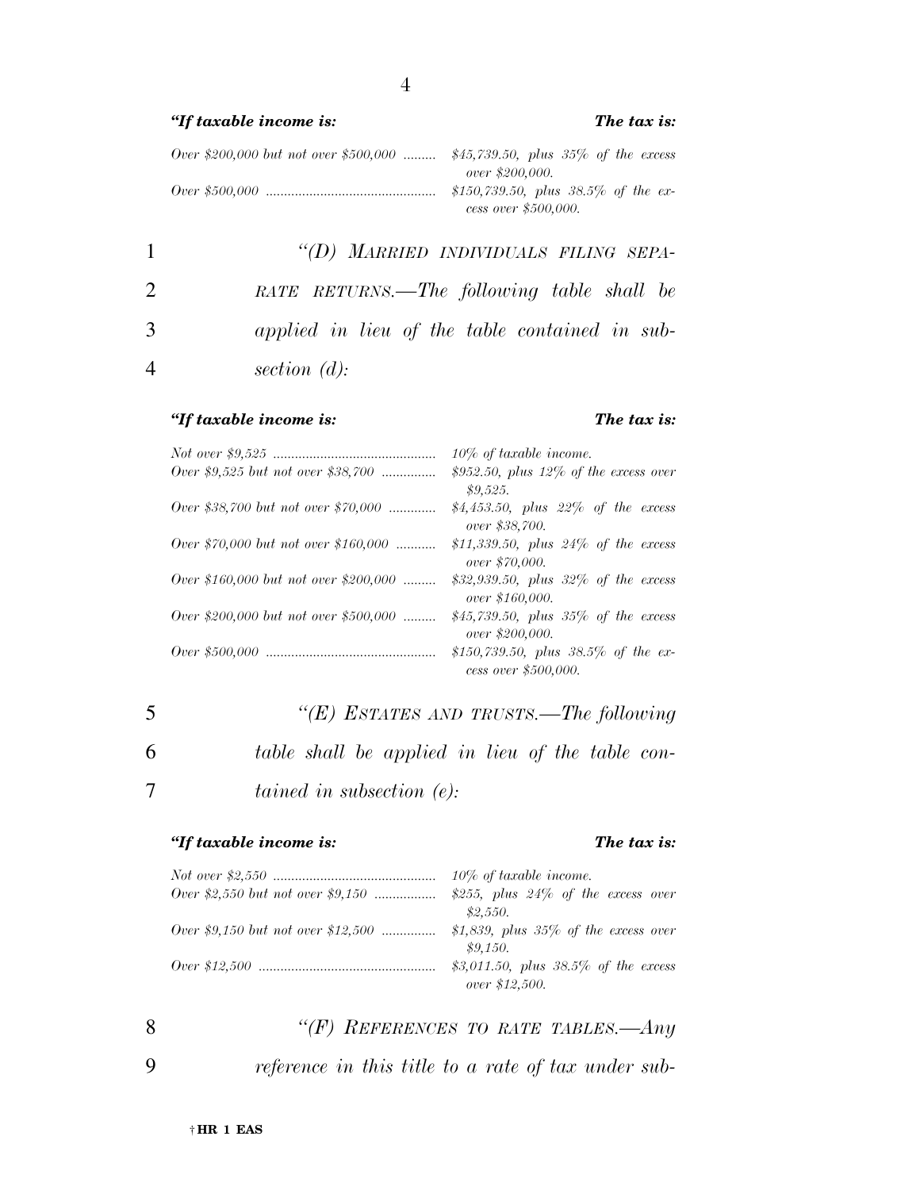| *"If taxable income is:* | ***The tax is:*** |
|---|---|
| *Over $200,000 but not over $500,000* | *$45,739.50, plus 35% of the excess over $200,000.* |
| *Over $500,000* | *$150,739.50, plus 38.5% of the excess over $500,000.* |

*"(D) MARRIED INDIVIDUALS FILING SEPARATE RETURNS.—The following table shall be applied in lieu of the table contained in subsection (d):*

| *"If taxable income is:* | ***The tax is:*** |
|---|---|
| *Not over $9,525* | *10% of taxable income.* |
| *Over $9,525 but not over $38,700* | *$952.50, plus 12% of the excess over $9,525.* |
| *Over $38,700 but not over $70,000* | *$4,453.50, plus 22% of the excess over $38,700.* |
| *Over $70,000 but not over $160,000* | *$11,339.50, plus 24% of the excess over $70,000.* |
| *Over $160,000 but not over $200,000* | *$32,939.50, plus 32% of the excess over $160,000.* |
| *Over $200,000 but not over $500,000* | *$45,739.50, plus 35% of the excess over $200,000.* |
| *Over $500,000* | *$150,739.50, plus 38.5% of the excess over $500,000.* |

*"(E) ESTATES AND TRUSTS.—The following table shall be applied in lieu of the table contained in subsection (e):*

| *"If taxable income is:* | ***The tax is:*** |
|---|---|
| *Not over $2,550* | *10% of taxable income.* |
| *Over $2,550 but not over $9,150* | *$255, plus 24% of the excess over $2,550.* |
| *Over $9,150 but not over $12,500* | *$1,839, plus 35% of the excess over $9,150.* |
| *Over $12,500* | *$3,011.50, plus 38.5% of the excess over $12,500.* |

*"(F) REFERENCES TO RATE TABLES.—Any reference in this title to a rate of tax under sub-*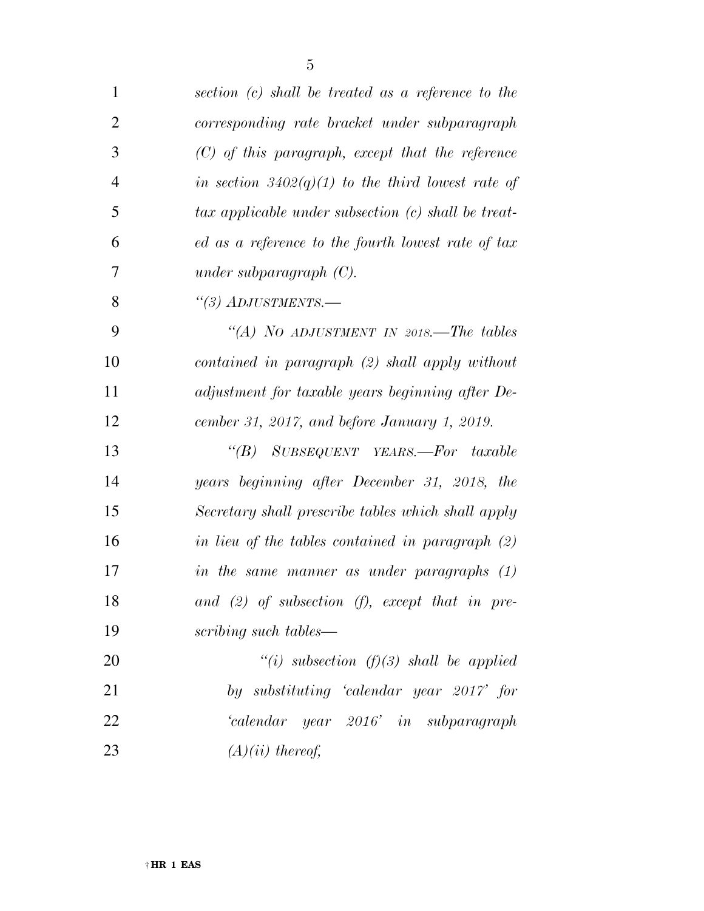*section (c) shall be treated as a reference to the corresponding rate bracket under subparagraph (C) of this paragraph, except that the reference in section 3402(q)(1) to the third lowest rate of tax applicable under subsection (c) shall be treated as a reference to the fourth lowest rate of tax under subparagraph (C).*

*"(3) ADJUSTMENTS.—*

*"(A) NO ADJUSTMENT IN 2018.—The tables contained in paragraph (2) shall apply without adjustment for taxable years beginning after December 31, 2017, and before January 1, 2019.*

*"(B) SUBSEQUENT YEARS.—For taxable years beginning after December 31, 2018, the Secretary shall prescribe tables which shall apply in lieu of the tables contained in paragraph (2) in the same manner as under paragraphs (1) and (2) of subsection (f), except that in prescribing such tables—*

*"(i) subsection (f)(3) shall be applied by substituting 'calendar year 2017' for 'calendar year 2016' in subparagraph (A)(ii) thereof,*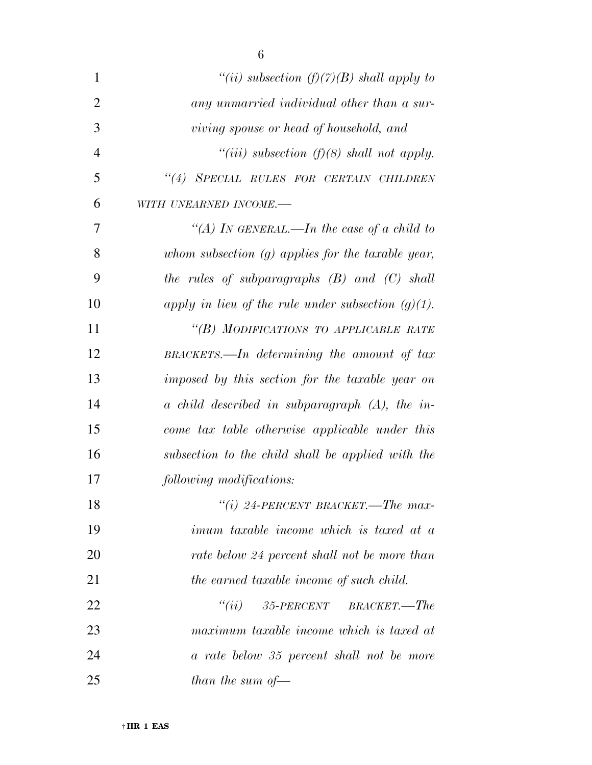*"(ii) subsection (f)(7)(B) shall apply to any unmarried individual other than a surviving spouse or head of household, and*

*"(iii) subsection (f)(8) shall not apply.*

*"(4) SPECIAL RULES FOR CERTAIN CHILDREN WITH UNEARNED INCOME.—*

*"(A) IN GENERAL.—In the case of a child to whom subsection (g) applies for the taxable year, the rules of subparagraphs (B) and (C) shall apply in lieu of the rule under subsection (g)(1).*

*"(B) MODIFICATIONS TO APPLICABLE RATE BRACKETS.—In determining the amount of tax imposed by this section for the taxable year on a child described in subparagraph (A), the income tax table otherwise applicable under this subsection to the child shall be applied with the following modifications:*

*"(i) 24-PERCENT BRACKET.—The maximum taxable income which is taxed at a rate below 24 percent shall not be more than the earned taxable income of such child.*

*"(ii) 35-PERCENT BRACKET.—The maximum taxable income which is taxed at a rate below 35 percent shall not be more than the sum of—*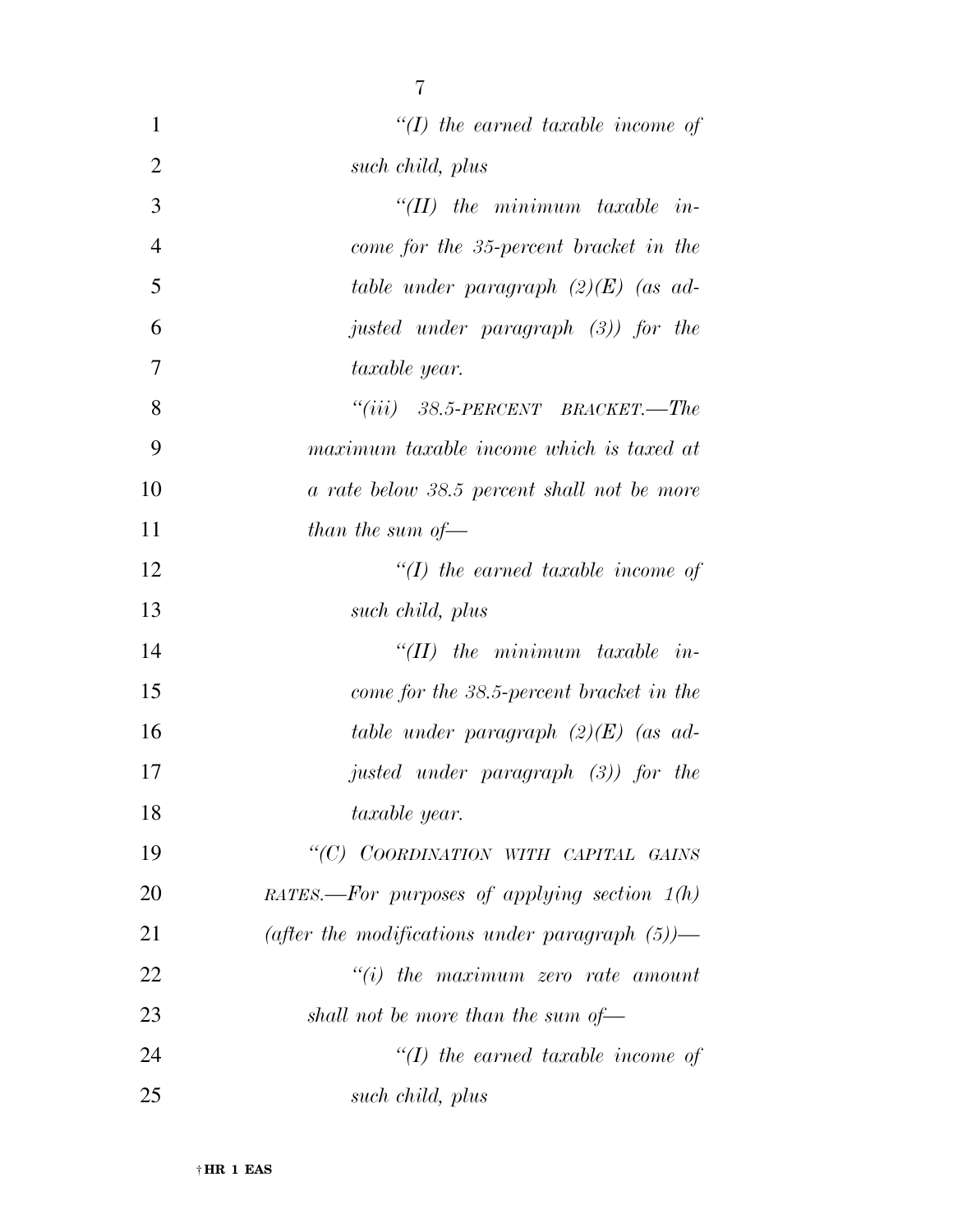*"(I) the earned taxable income of such child, plus*

*"(II) the minimum taxable income for the 35-percent bracket in the table under paragraph (2)(E) (as adjusted under paragraph (3)) for the taxable year.*

*"(iii) 38.5-PERCENT BRACKET.—The maximum taxable income which is taxed at a rate below 38.5 percent shall not be more than the sum of—*

*"(I) the earned taxable income of such child, plus*

*"(II) the minimum taxable income for the 38.5-percent bracket in the table under paragraph (2)(E) (as adjusted under paragraph (3)) for the taxable year.*

*"(C) COORDINATION WITH CAPITAL GAINS RATES.—For purposes of applying section 1(h) (after the modifications under paragraph (5))—*

*"(i) the maximum zero rate amount shall not be more than the sum of—*

*"(I) the earned taxable income of such child, plus*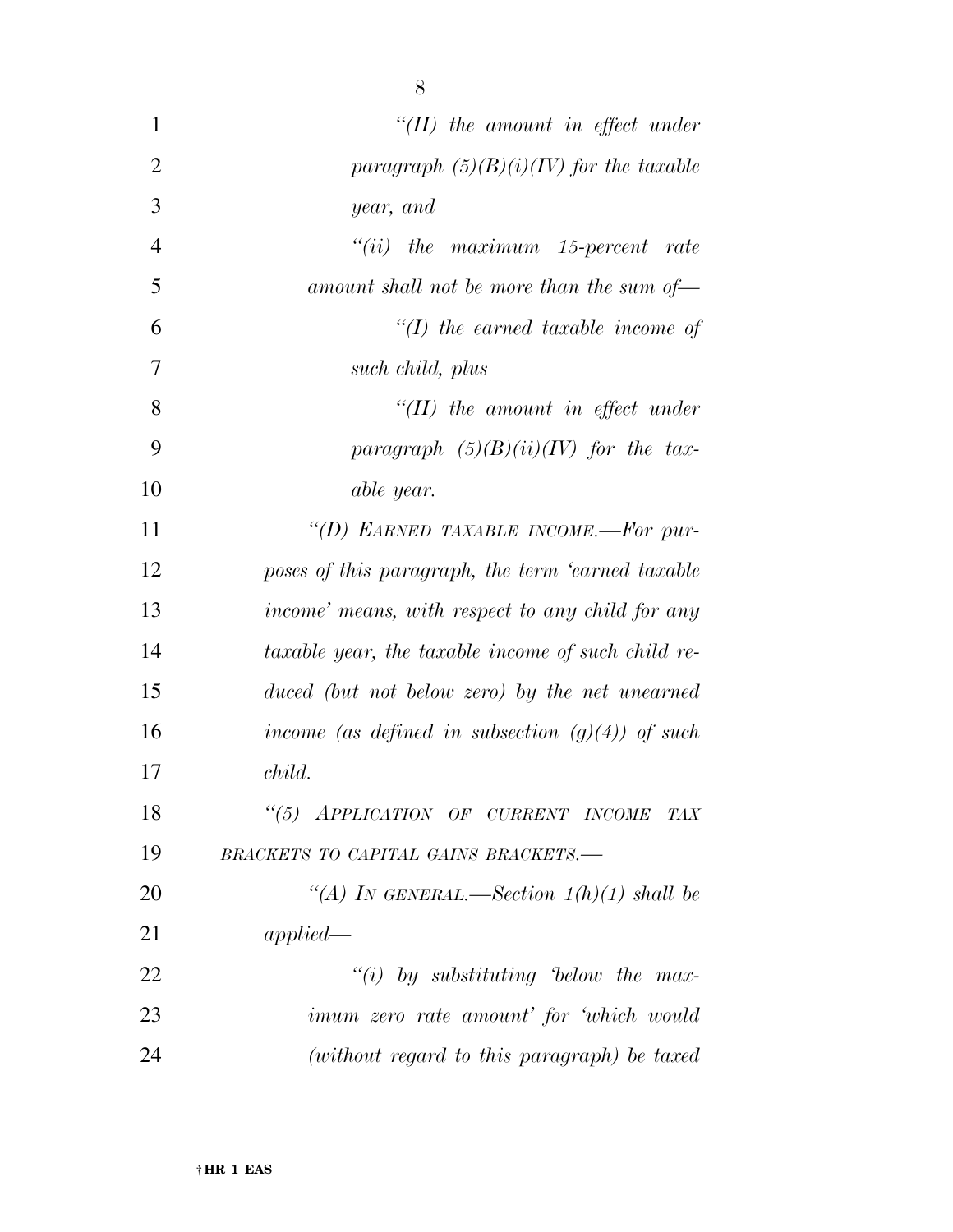*"(II) the amount in effect under paragraph (5)(B)(i)(IV) for the taxable year, and*

*"(ii) the maximum 15-percent rate amount shall not be more than the sum of—*

*"(I) the earned taxable income of such child, plus*

*"(II) the amount in effect under paragraph (5)(B)(ii)(IV) for the taxable year.*

*"(D) EARNED TAXABLE INCOME.—For purposes of this paragraph, the term 'earned taxable income' means, with respect to any child for any taxable year, the taxable income of such child reduced (but not below zero) by the net unearned income (as defined in subsection (g)(4)) of such child.*

*"(5) APPLICATION OF CURRENT INCOME TAX BRACKETS TO CAPITAL GAINS BRACKETS.—*

*"(A) IN GENERAL.—Section 1(h)(1) shall be applied—*

*"(i) by substituting 'below the maximum zero rate amount' for 'which would (without regard to this paragraph) be taxed*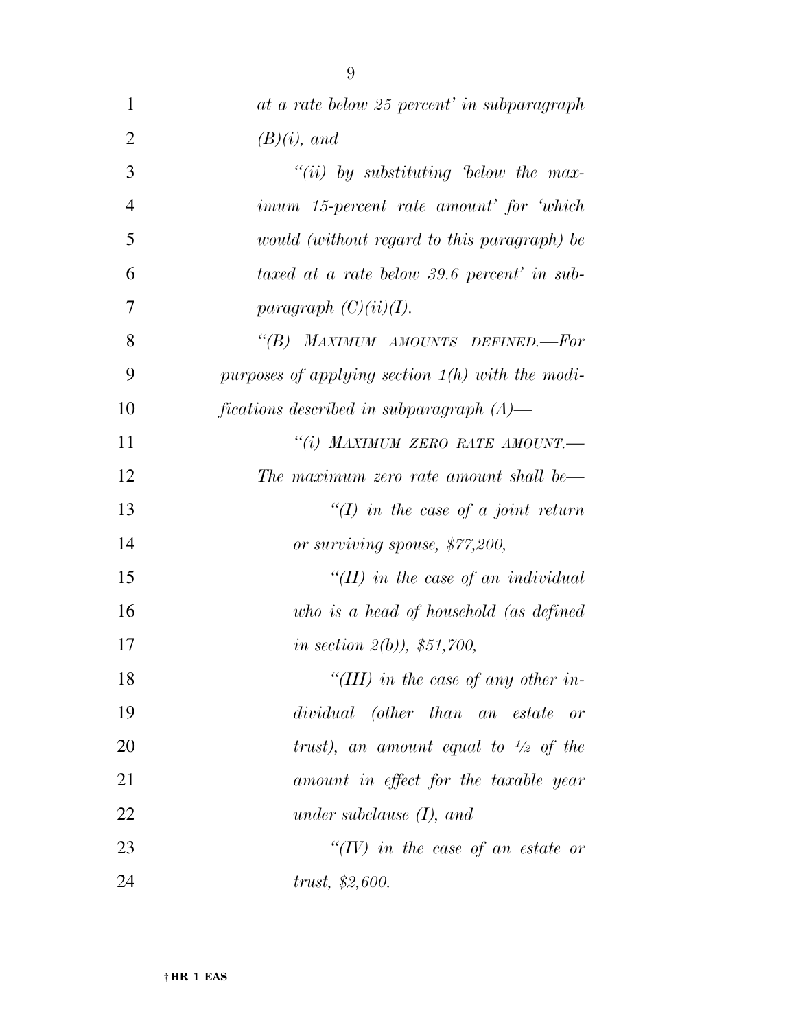*at a rate below 25 percent' in subparagraph (B)(i), and*

*"(ii) by substituting 'below the maximum 15-percent rate amount' for 'which would (without regard to this paragraph) be taxed at a rate below 39.6 percent' in subparagraph (C)(ii)(I).*

*"(B) MAXIMUM AMOUNTS DEFINED.—For purposes of applying section 1(h) with the modifications described in subparagraph (A)—*

*"(i) MAXIMUM ZERO RATE AMOUNT.— The maximum zero rate amount shall be—*

*"(I) in the case of a joint return or surviving spouse, $77,200,*

*"(II) in the case of an individual who is a head of household (as defined in section 2(b)), $51,700,*

*"(III) in the case of any other individual (other than an estate or trust), an amount equal to 1/2 of the amount in effect for the taxable year under subclause (I), and*

*"(IV) in the case of an estate or trust, $2,600.*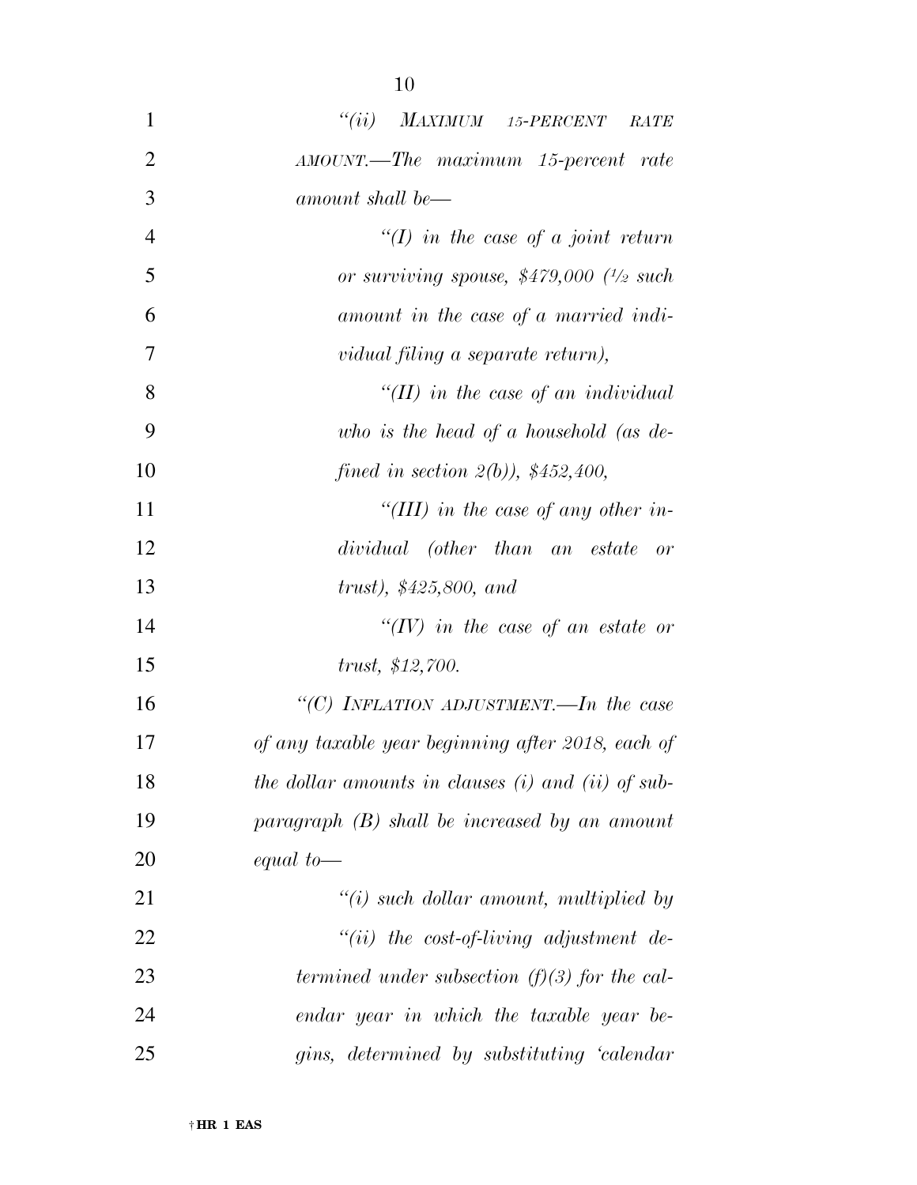*"(ii) MAXIMUM 15-PERCENT RATE AMOUNT.—The maximum 15-percent rate amount shall be—*

*"(I) in the case of a joint return or surviving spouse, $479,000 (½ such amount in the case of a married individual filing a separate return),*

*"(II) in the case of an individual who is the head of a household (as defined in section 2(b)), $452,400,*

*"(III) in the case of any other individual (other than an estate or trust), $425,800, and*

*"(IV) in the case of an estate or trust, $12,700.*

*"(C) INFLATION ADJUSTMENT.—In the case of any taxable year beginning after 2018, each of the dollar amounts in clauses (i) and (ii) of subparagraph (B) shall be increased by an amount equal to—*

*"(i) such dollar amount, multiplied by*

*"(ii) the cost-of-living adjustment determined under subsection (f)(3) for the calendar year in which the taxable year begins, determined by substituting 'calendar*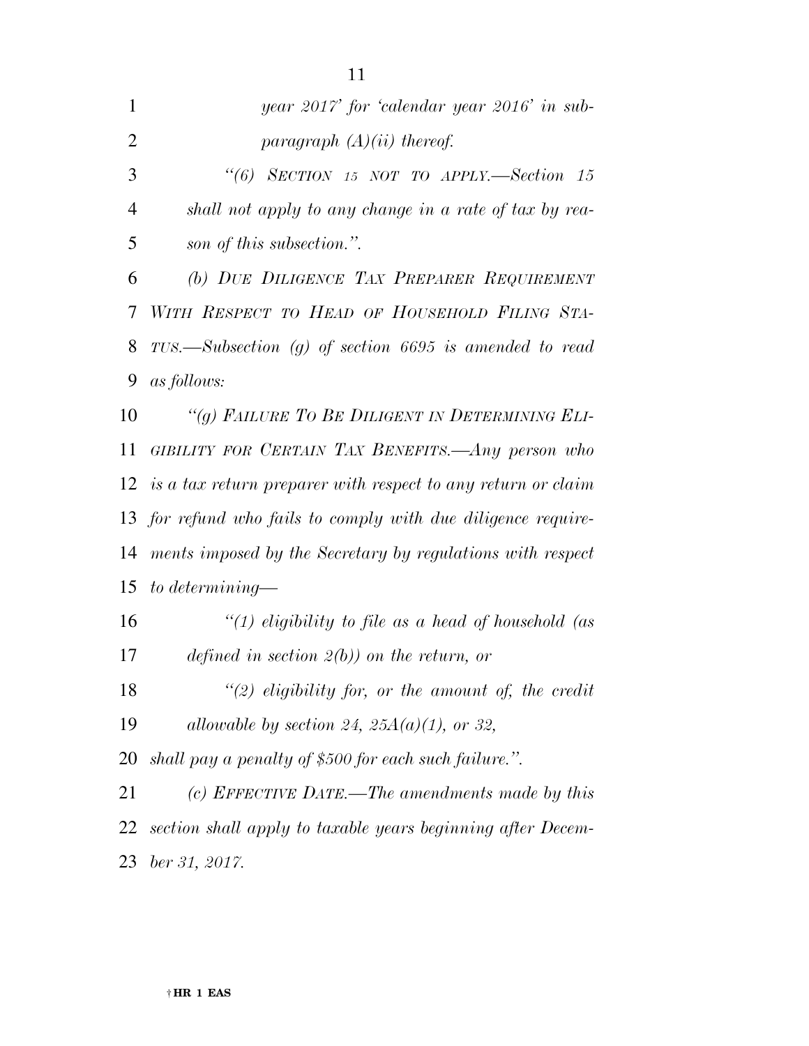*year 2017' for 'calendar year 2016' in subparagraph (A)(ii) thereof.*

*"(6) SECTION 15 NOT TO APPLY.—Section 15 shall not apply to any change in a rate of tax by reason of this subsection.".*

*(b) DUE DILIGENCE TAX PREPARER REQUIREMENT WITH RESPECT TO HEAD OF HOUSEHOLD FILING STATUS.—Subsection (g) of section 6695 is amended to read as follows:*

*"(g) FAILURE TO BE DILIGENT IN DETERMINING ELIGIBILITY FOR CERTAIN TAX BENEFITS.—Any person who is a tax return preparer with respect to any return or claim for refund who fails to comply with due diligence requirements imposed by the Secretary by regulations with respect to determining—*

*"(1) eligibility to file as a head of household (as defined in section 2(b)) on the return, or*

*"(2) eligibility for, or the amount of, the credit allowable by section 24, 25A(a)(1), or 32,*

*shall pay a penalty of $500 for each such failure.".*

*(c) EFFECTIVE DATE.—The amendments made by this section shall apply to taxable years beginning after December 31, 2017.*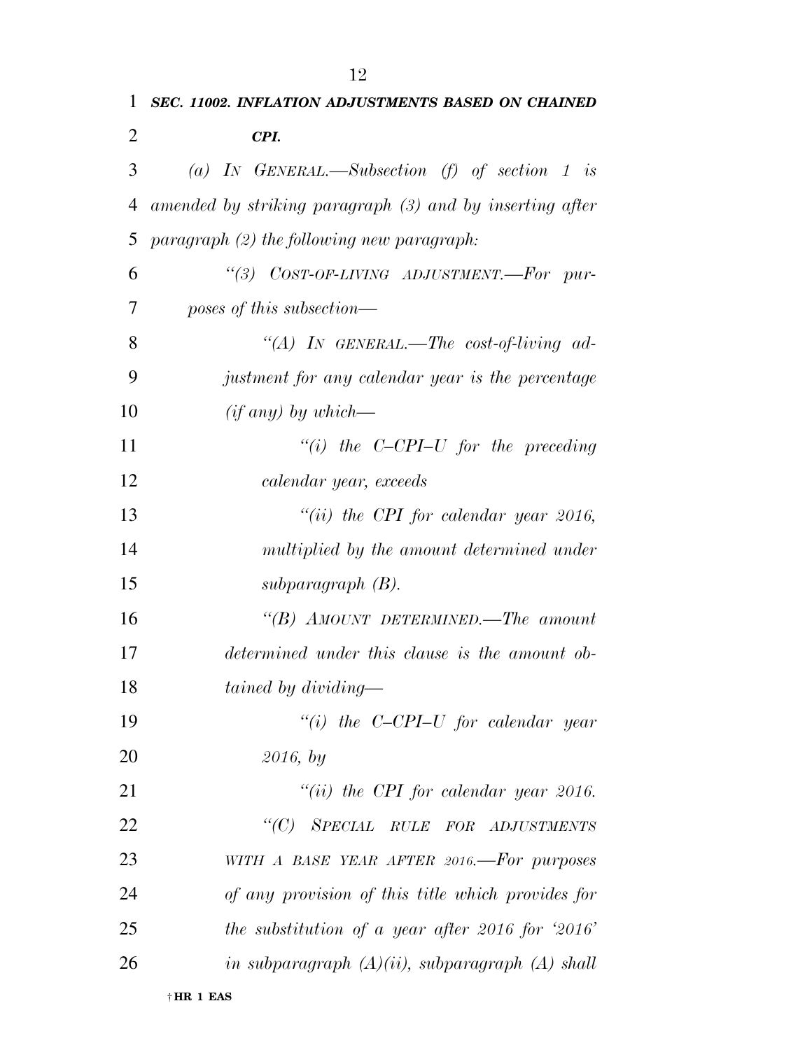***SEC. 11002. INFLATION ADJUSTMENTS BASED ON CHAINED CPI.***

*(a) IN GENERAL.—Subsection (f) of section 1 is amended by striking paragraph (3) and by inserting after paragraph (2) the following new paragraph:*

*"(3) COST-OF-LIVING ADJUSTMENT.—For purposes of this subsection—*

*"(A) IN GENERAL.—The cost-of-living adjustment for any calendar year is the percentage (if any) by which—*

*"(i) the C–CPI–U for the preceding calendar year, exceeds*

*"(ii) the CPI for calendar year 2016, multiplied by the amount determined under subparagraph (B).*

*"(B) AMOUNT DETERMINED.—The amount determined under this clause is the amount obtained by dividing—*

*"(i) the C–CPI–U for calendar year 2016, by*

*"(ii) the CPI for calendar year 2016.*

*"(C) SPECIAL RULE FOR ADJUSTMENTS WITH A BASE YEAR AFTER 2016.—For purposes of any provision of this title which provides for the substitution of a year after 2016 for '2016' in subparagraph (A)(ii), subparagraph (A) shall*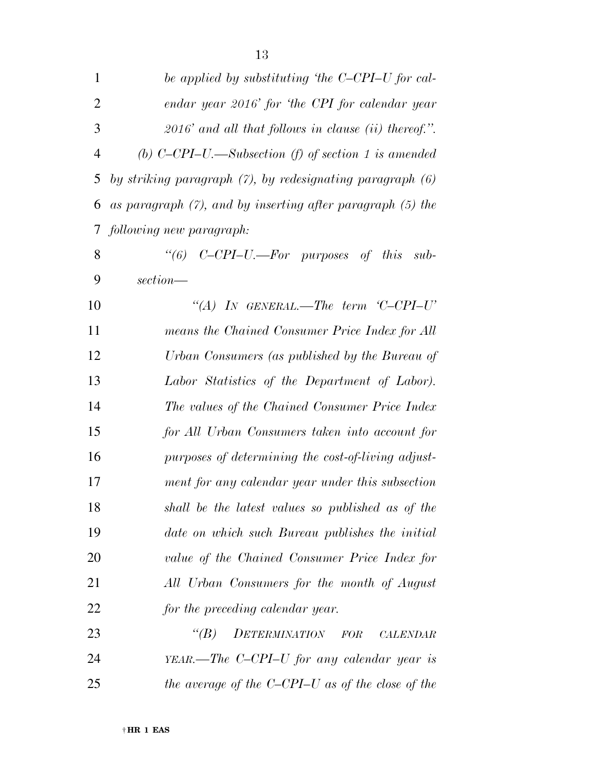*be applied by substituting 'the C–CPI–U for calendar year 2016' for 'the CPI for calendar year 2016' and all that follows in clause (ii) thereof.".*

*(b) C–CPI–U.—Subsection (f) of section 1 is amended by striking paragraph (7), by redesignating paragraph (6) as paragraph (7), and by inserting after paragraph (5) the following new paragraph:*

*"(6) C–CPI–U.—For purposes of this subsection—*

*"(A) IN GENERAL.—The term 'C–CPI–U' means the Chained Consumer Price Index for All Urban Consumers (as published by the Bureau of Labor Statistics of the Department of Labor). The values of the Chained Consumer Price Index for All Urban Consumers taken into account for purposes of determining the cost-of-living adjustment for any calendar year under this subsection shall be the latest values so published as of the date on which such Bureau publishes the initial value of the Chained Consumer Price Index for All Urban Consumers for the month of August for the preceding calendar year.*

*"(B) DETERMINATION FOR CALENDAR YEAR.—The C–CPI–U for any calendar year is the average of the C–CPI–U as of the close of the*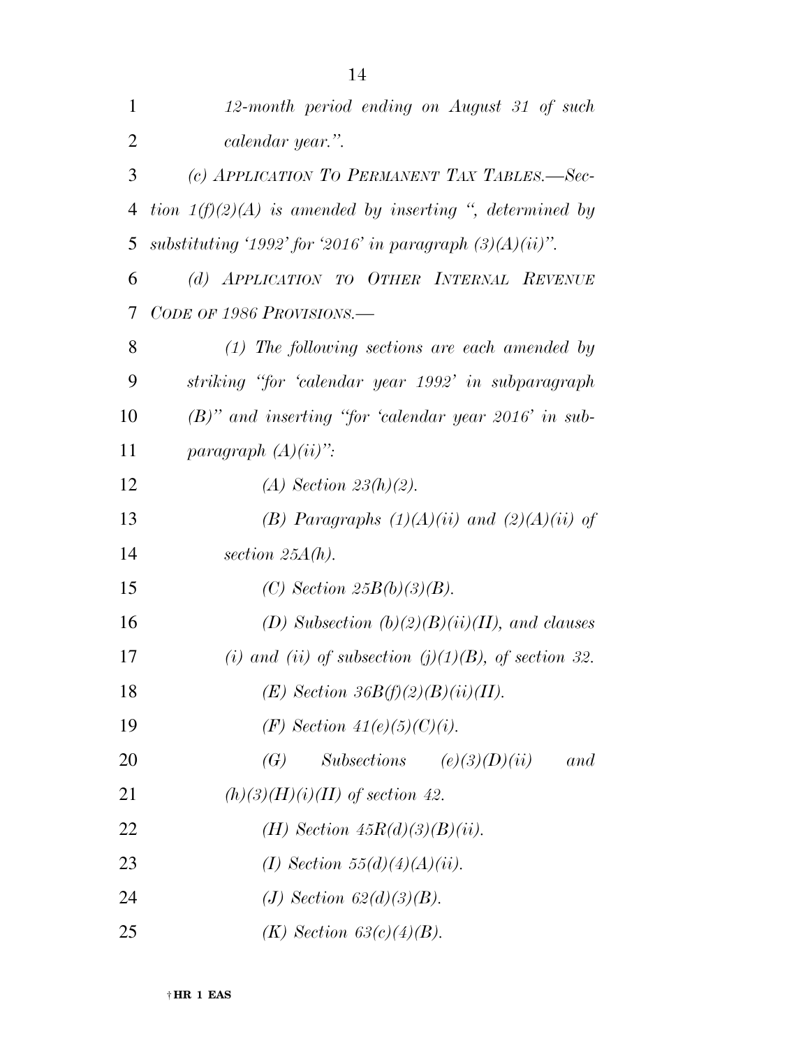*12-month period ending on August 31 of such calendar year.".*

*(c) APPLICATION TO PERMANENT TAX TABLES.—Section 1(f)(2)(A) is amended by inserting ", determined by substituting '1992' for '2016' in paragraph (3)(A)(ii)".*

*(d) APPLICATION TO OTHER INTERNAL REVENUE CODE OF 1986 PROVISIONS.—*

*(1) The following sections are each amended by striking "for 'calendar year 1992' in subparagraph (B)" and inserting "for 'calendar year 2016' in subparagraph (A)(ii)":*

*(A) Section 23(h)(2).*

*(B) Paragraphs (1)(A)(ii) and (2)(A)(ii) of section 25A(h).*

*(C) Section 25B(b)(3)(B).*

*(D) Subsection (b)(2)(B)(ii)(II), and clauses (i) and (ii) of subsection (j)(1)(B), of section 32.*

*(E) Section 36B(f)(2)(B)(ii)(II).*

*(F) Section 41(e)(5)(C)(i).*

*(G) Subsections (e)(3)(D)(ii) and (h)(3)(H)(i)(II) of section 42.*

*(H) Section 45R(d)(3)(B)(ii).*

*(I) Section 55(d)(4)(A)(ii).*

*(J) Section 62(d)(3)(B).*

*(K) Section 63(c)(4)(B).*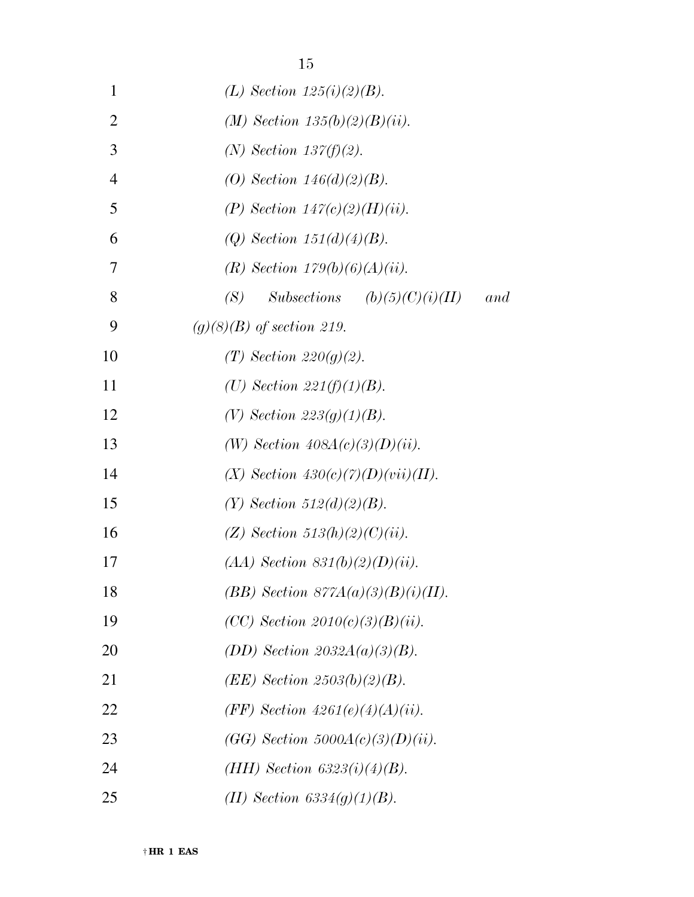*(L) Section 125(i)(2)(B).*

*(M) Section 135(b)(2)(B)(ii).*

*(N) Section 137(f)(2).*

*(O) Section 146(d)(2)(B).*

*(P) Section 147(c)(2)(H)(ii).*

*(Q) Section 151(d)(4)(B).*

*(R) Section 179(b)(6)(A)(ii).*

*(S) Subsections (b)(5)(C)(i)(II) and (g)(8)(B) of section 219.*

*(T) Section 220(g)(2).*

*(U) Section 221(f)(1)(B).*

*(V) Section 223(g)(1)(B).*

*(W) Section 408A(c)(3)(D)(ii).*

*(X) Section 430(c)(7)(D)(vii)(II).*

*(Y) Section 512(d)(2)(B).*

*(Z) Section 513(h)(2)(C)(ii).*

*(AA) Section 831(b)(2)(D)(ii).*

*(BB) Section 877A(a)(3)(B)(i)(II).*

*(CC) Section 2010(c)(3)(B)(ii).*

*(DD) Section 2032A(a)(3)(B).*

*(EE) Section 2503(b)(2)(B).*

*(FF) Section 4261(e)(4)(A)(ii).*

*(GG) Section 5000A(c)(3)(D)(ii).*

*(HH) Section 6323(i)(4)(B).*

*(II) Section 6334(g)(1)(B).*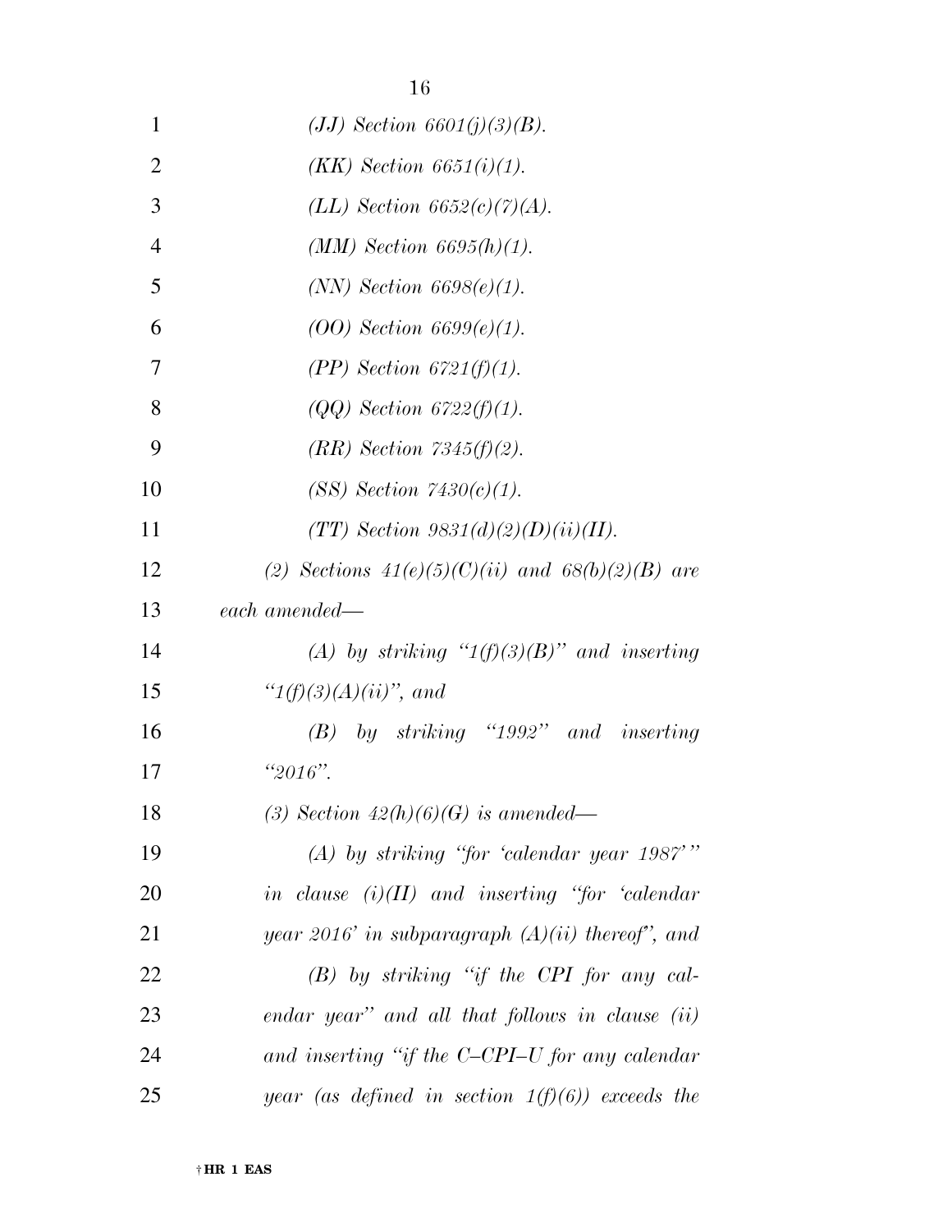*(JJ) Section 6601(j)(3)(B).*

*(KK) Section 6651(i)(1).*

*(LL) Section 6652(c)(7)(A).*

*(MM) Section 6695(h)(1).*

*(NN) Section 6698(e)(1).*

*(OO) Section 6699(e)(1).*

*(PP) Section 6721(f)(1).*

*(QQ) Section 6722(f)(1).*

*(RR) Section 7345(f)(2).*

*(SS) Section 7430(c)(1).*

*(TT) Section 9831(d)(2)(D)(ii)(II).*

*(2) Sections 41(e)(5)(C)(ii) and 68(b)(2)(B) are each amended—*

*(A) by striking "1(f)(3)(B)" and inserting "1(f)(3)(A)(ii)", and*

*(B) by striking "1992" and inserting "2016".*

*(3) Section 42(h)(6)(G) is amended—*

*(A) by striking "for 'calendar year 1987'" in clause (i)(II) and inserting "for 'calendar year 2016' in subparagraph (A)(ii) thereof", and*

*(B) by striking "if the CPI for any calendar year" and all that follows in clause (ii) and inserting "if the C–CPI–U for any calendar year (as defined in section 1(f)(6)) exceeds the*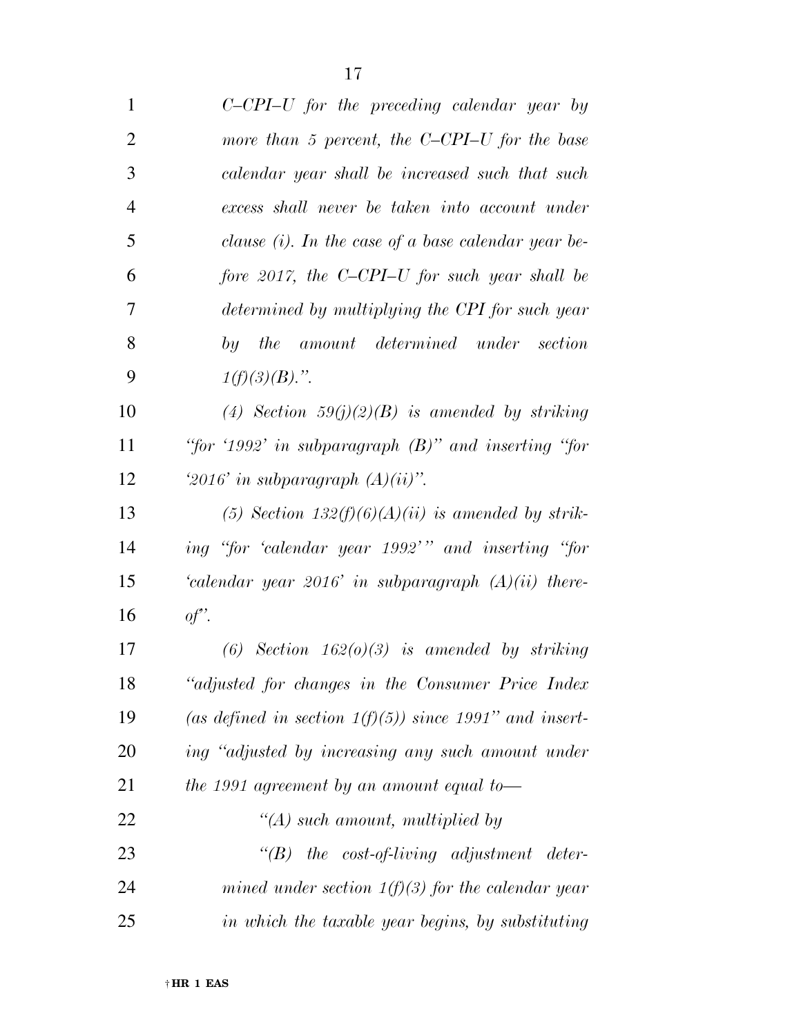*C–CPI–U for the preceding calendar year by more than 5 percent, the C–CPI–U for the base calendar year shall be increased such that such excess shall never be taken into account under clause (i). In the case of a base calendar year before 2017, the C–CPI–U for such year shall be determined by multiplying the CPI for such year by the amount determined under section 1(f)(3)(B).".*

*(4) Section 59(j)(2)(B) is amended by striking "for '1992' in subparagraph (B)" and inserting "for '2016' in subparagraph (A)(ii)".*

*(5) Section 132(f)(6)(A)(ii) is amended by striking "for 'calendar year 1992'" and inserting "for 'calendar year 2016' in subparagraph (A)(ii) thereof".*

*(6) Section 162(o)(3) is amended by striking "adjusted for changes in the Consumer Price Index (as defined in section 1(f)(5)) since 1991" and inserting "adjusted by increasing any such amount under the 1991 agreement by an amount equal to—*

*"(A) such amount, multiplied by*

*"(B) the cost-of-living adjustment determined under section 1(f)(3) for the calendar year in which the taxable year begins, by substituting*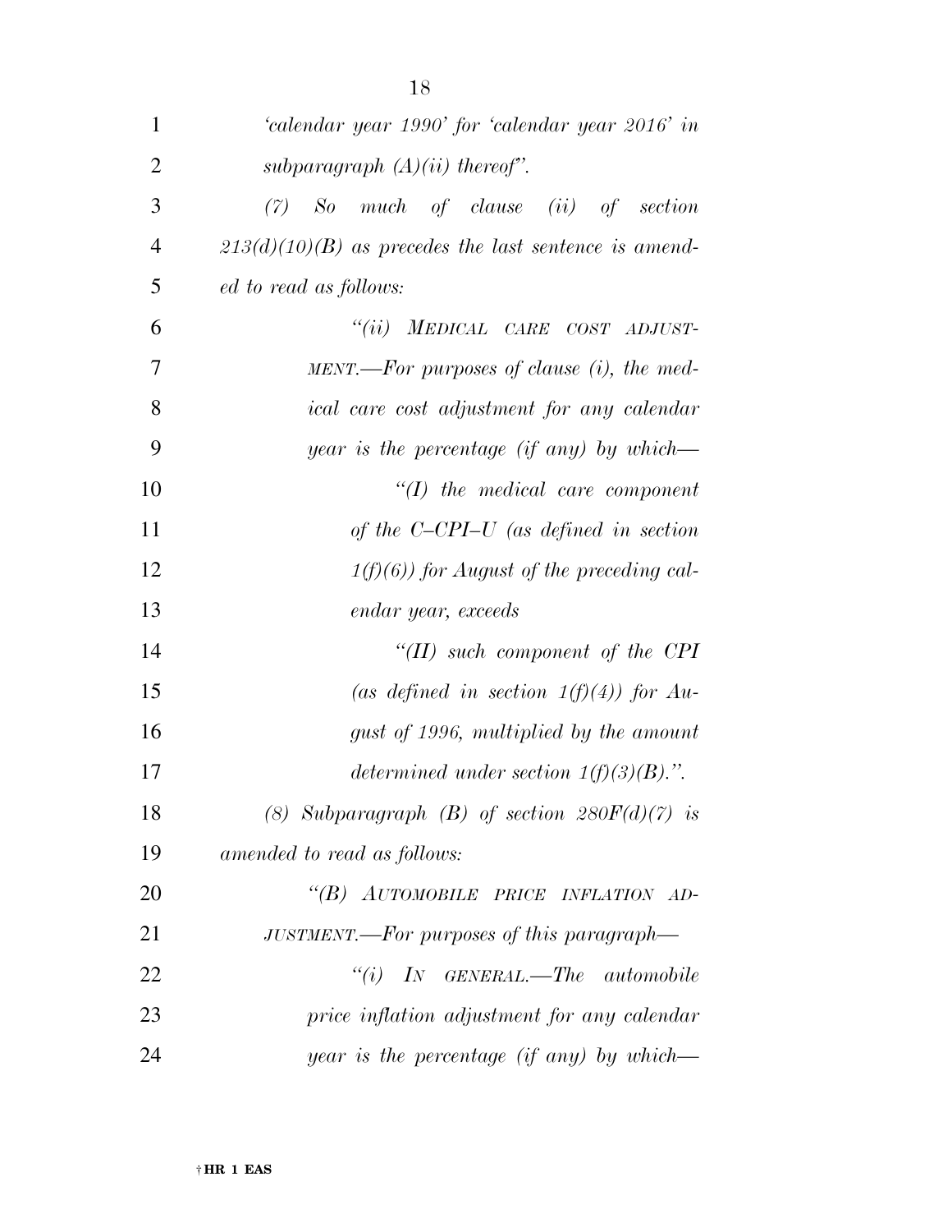*'calendar year 1990' for 'calendar year 2016' in subparagraph (A)(ii) thereof".*

*(7) So much of clause (ii) of section 213(d)(10)(B) as precedes the last sentence is amended to read as follows:*

*"(ii) MEDICAL CARE COST ADJUSTMENT.—For purposes of clause (i), the medical care cost adjustment for any calendar year is the percentage (if any) by which—*

*"(I) the medical care component of the C–CPI–U (as defined in section 1(f)(6)) for August of the preceding calendar year, exceeds*

*"(II) such component of the CPI (as defined in section 1(f)(4)) for August of 1996, multiplied by the amount determined under section 1(f)(3)(B).".*

*(8) Subparagraph (B) of section 280F(d)(7) is amended to read as follows:*

*"(B) AUTOMOBILE PRICE INFLATION ADJUSTMENT.—For purposes of this paragraph—*

*"(i) IN GENERAL.—The automobile price inflation adjustment for any calendar year is the percentage (if any) by which—*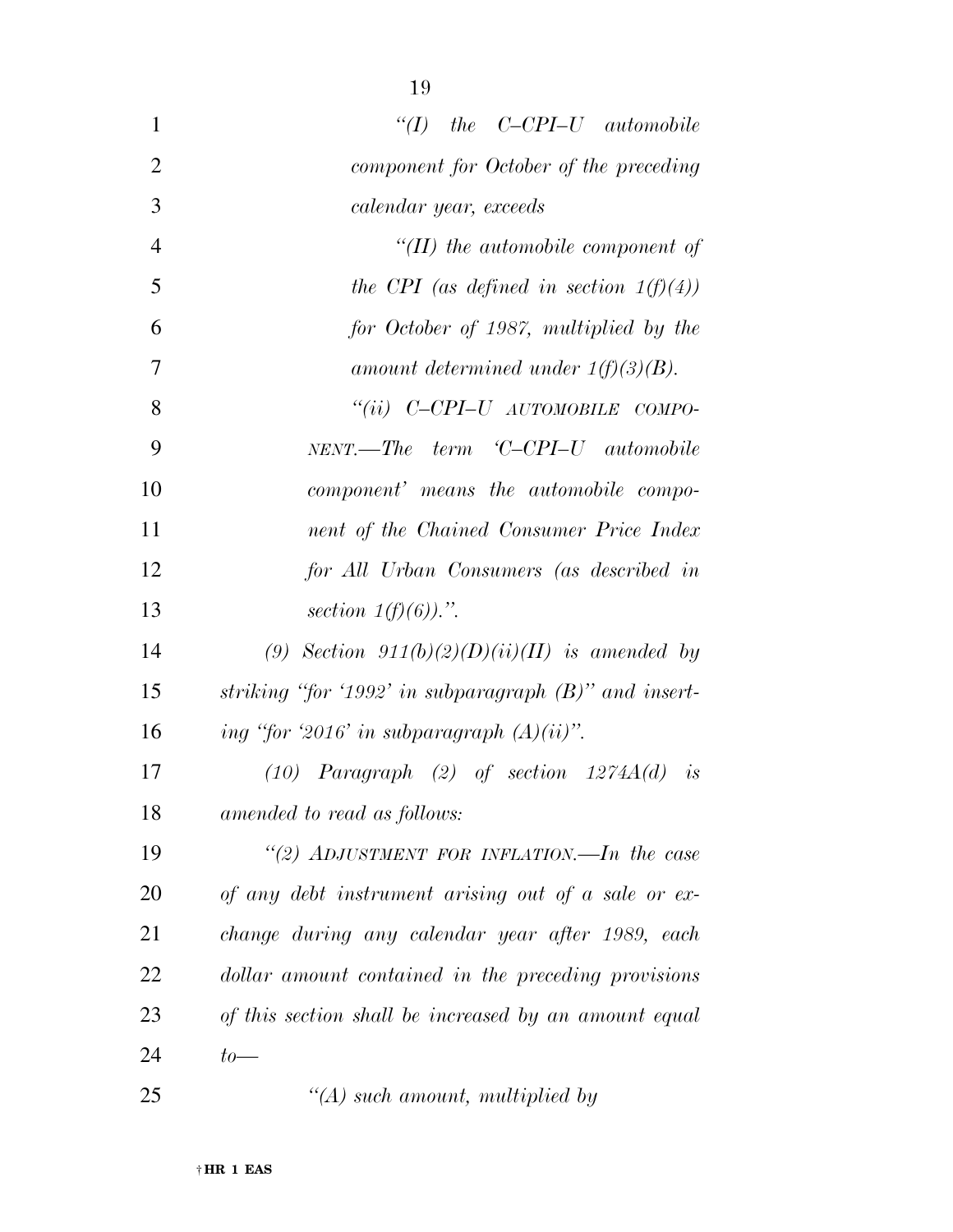*"(I) the C–CPI–U automobile component for October of the preceding calendar year, exceeds*

*"(II) the automobile component of the CPI (as defined in section 1(f)(4)) for October of 1987, multiplied by the amount determined under 1(f)(3)(B).*

*"(ii) C–CPI–U AUTOMOBILE COMPONENT.—The term 'C–CPI–U automobile component' means the automobile component of the Chained Consumer Price Index for All Urban Consumers (as described in section 1(f)(6)).".*

*(9) Section 911(b)(2)(D)(ii)(II) is amended by striking "for '1992' in subparagraph (B)" and inserting "for '2016' in subparagraph (A)(ii)".*

*(10) Paragraph (2) of section 1274A(d) is amended to read as follows:*

*"(2) ADJUSTMENT FOR INFLATION.—In the case of any debt instrument arising out of a sale or exchange during any calendar year after 1989, each dollar amount contained in the preceding provisions of this section shall be increased by an amount equal to—*

*"(A) such amount, multiplied by*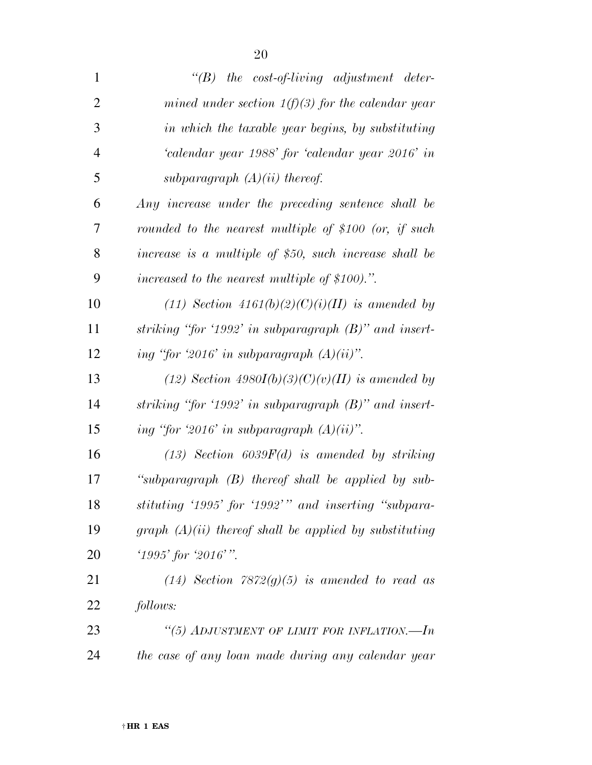*"(B) the cost-of-living adjustment determined under section 1(f)(3) for the calendar year in which the taxable year begins, by substituting 'calendar year 1988' for 'calendar year 2016' in subparagraph (A)(ii) thereof.*

*Any increase under the preceding sentence shall be rounded to the nearest multiple of $100 (or, if such increase is a multiple of $50, such increase shall be increased to the nearest multiple of $100).".*

*(11) Section 4161(b)(2)(C)(i)(II) is amended by striking "for '1992' in subparagraph (B)" and inserting "for '2016' in subparagraph (A)(ii)".*

*(12) Section 4980I(b)(3)(C)(v)(II) is amended by striking "for '1992' in subparagraph (B)" and inserting "for '2016' in subparagraph (A)(ii)".*

*(13) Section 6039F(d) is amended by striking "subparagraph (B) thereof shall be applied by substituting '1995' for '1992'" and inserting "subparagraph (A)(ii) thereof shall be applied by substituting '1995' for '2016'".*

*(14) Section 7872(g)(5) is amended to read as follows:*

*"(5) ADJUSTMENT OF LIMIT FOR INFLATION.—In the case of any loan made during any calendar year*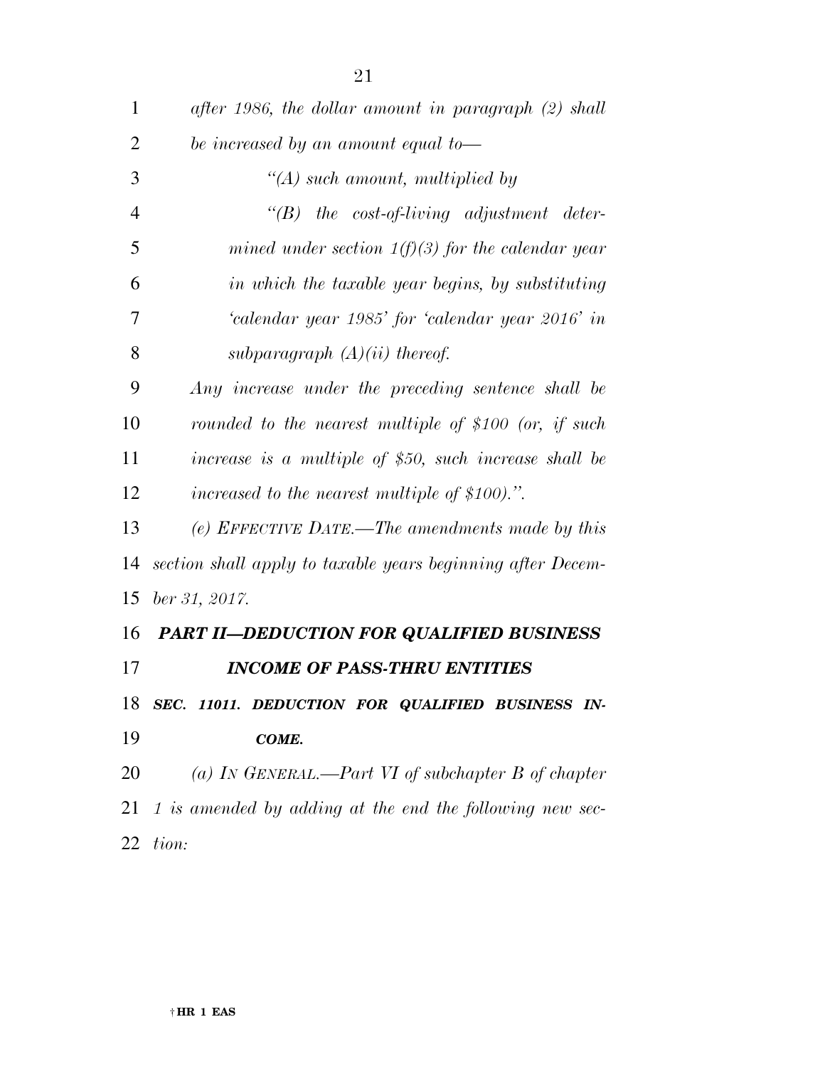*after 1986, the dollar amount in paragraph (2) shall be increased by an amount equal to—*

*"(A) such amount, multiplied by*

*"(B) the cost-of-living adjustment determined under section 1(f)(3) for the calendar year in which the taxable year begins, by substituting 'calendar year 1985' for 'calendar year 2016' in subparagraph (A)(ii) thereof.*

*Any increase under the preceding sentence shall be rounded to the nearest multiple of $100 (or, if such increase is a multiple of $50, such increase shall be increased to the nearest multiple of $100).".*

*(e) EFFECTIVE DATE.—The amendments made by this section shall apply to taxable years beginning after December 31, 2017.*

## ***PART II—DEDUCTION FOR QUALIFIED BUSINESS INCOME OF PASS-THRU ENTITIES***

### ***SEC. 11011. DEDUCTION FOR QUALIFIED BUSINESS INCOME.***

*(a) IN GENERAL.—Part VI of subchapter B of chapter 1 is amended by adding at the end the following new section:*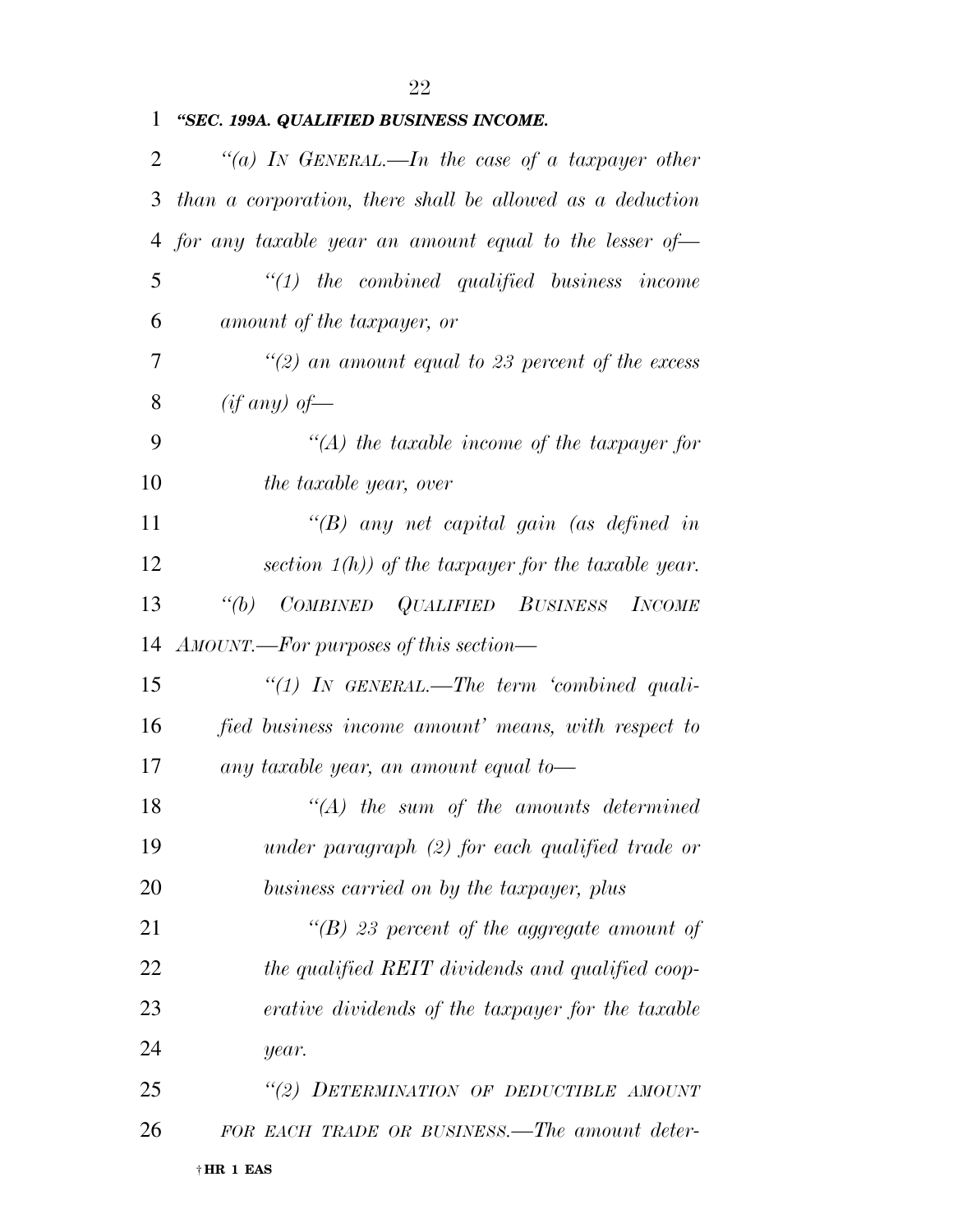*"SEC. 199A. QUALIFIED BUSINESS INCOME.*

*"(a) IN GENERAL.—In the case of a taxpayer other than a corporation, there shall be allowed as a deduction for any taxable year an amount equal to the lesser of—*

*"(1) the combined qualified business income amount of the taxpayer, or*

*"(2) an amount equal to 23 percent of the excess (if any) of—*

*"(A) the taxable income of the taxpayer for the taxable year, over*

*"(B) any net capital gain (as defined in section 1(h)) of the taxpayer for the taxable year.*

*"(b) COMBINED QUALIFIED BUSINESS INCOME AMOUNT.—For purposes of this section—*

*"(1) IN GENERAL.—The term 'combined qualified business income amount' means, with respect to any taxable year, an amount equal to—*

*"(A) the sum of the amounts determined under paragraph (2) for each qualified trade or business carried on by the taxpayer, plus*

*"(B) 23 percent of the aggregate amount of the qualified REIT dividends and qualified cooperative dividends of the taxpayer for the taxable year.*

*"(2) DETERMINATION OF DEDUCTIBLE AMOUNT FOR EACH TRADE OR BUSINESS.—The amount deter-*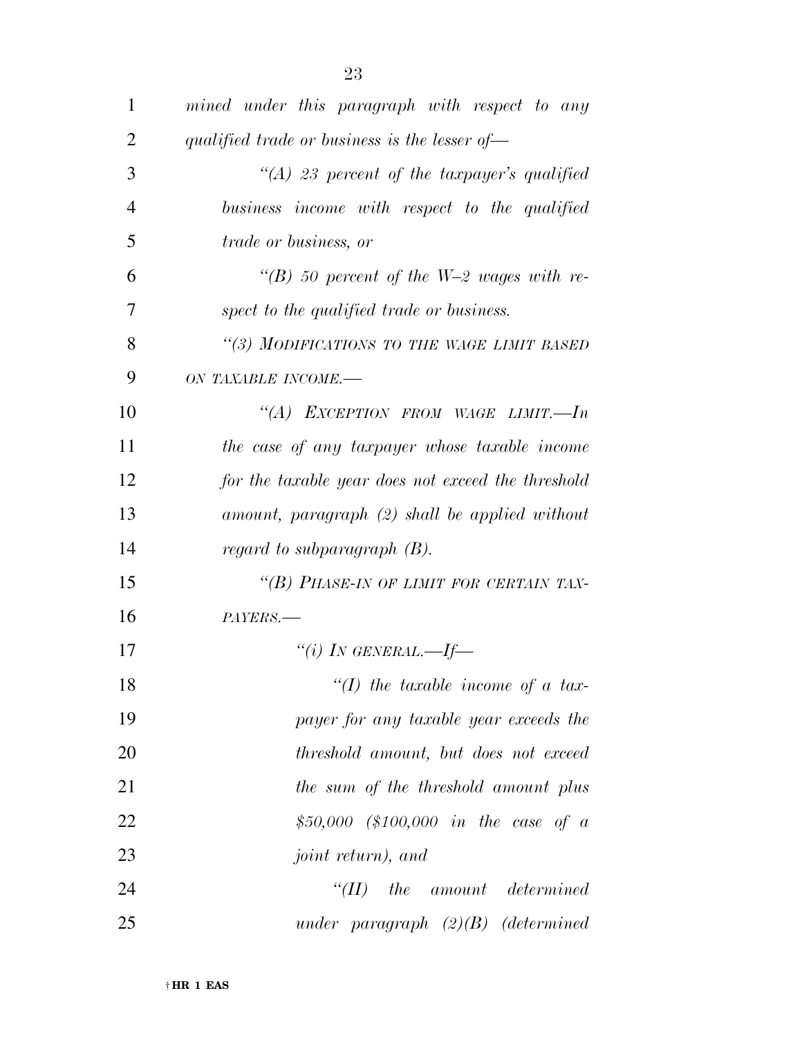*mined under this paragraph with respect to any qualified trade or business is the lesser of—*

*"(A) 23 percent of the taxpayer's qualified business income with respect to the qualified trade or business, or*

*"(B) 50 percent of the W–2 wages with respect to the qualified trade or business.*

*"(3) MODIFICATIONS TO THE WAGE LIMIT BASED ON TAXABLE INCOME.—*

*"(A) EXCEPTION FROM WAGE LIMIT.—In the case of any taxpayer whose taxable income for the taxable year does not exceed the threshold amount, paragraph (2) shall be applied without regard to subparagraph (B).*

*"(B) PHASE-IN OF LIMIT FOR CERTAIN TAXPAYERS.—*

*"(i) IN GENERAL.—If—*

*"(I) the taxable income of a taxpayer for any taxable year exceeds the threshold amount, but does not exceed the sum of the threshold amount plus $50,000 ($100,000 in the case of a joint return), and*

*"(II) the amount determined under paragraph (2)(B) (determined*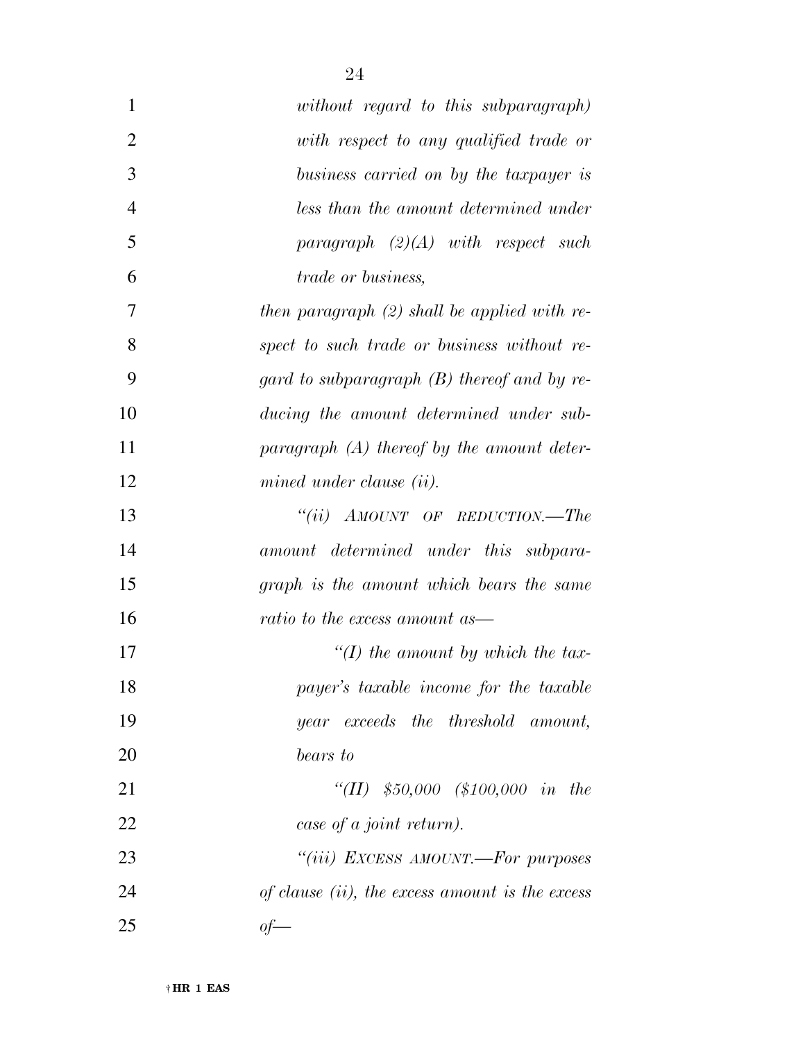*without regard to this subparagraph) with respect to any qualified trade or business carried on by the taxpayer is less than the amount determined under paragraph (2)(A) with respect such trade or business,*

*then paragraph (2) shall be applied with respect to such trade or business without regard to subparagraph (B) thereof and by reducing the amount determined under subparagraph (A) thereof by the amount determined under clause (ii).*

*"(ii) AMOUNT OF REDUCTION.—The amount determined under this subparagraph is the amount which bears the same ratio to the excess amount as—*

*"(I) the amount by which the taxpayer's taxable income for the taxable year exceeds the threshold amount, bears to*

*"(II) $50,000 ($100,000 in the case of a joint return).*

*"(iii) EXCESS AMOUNT.—For purposes of clause (ii), the excess amount is the excess of—*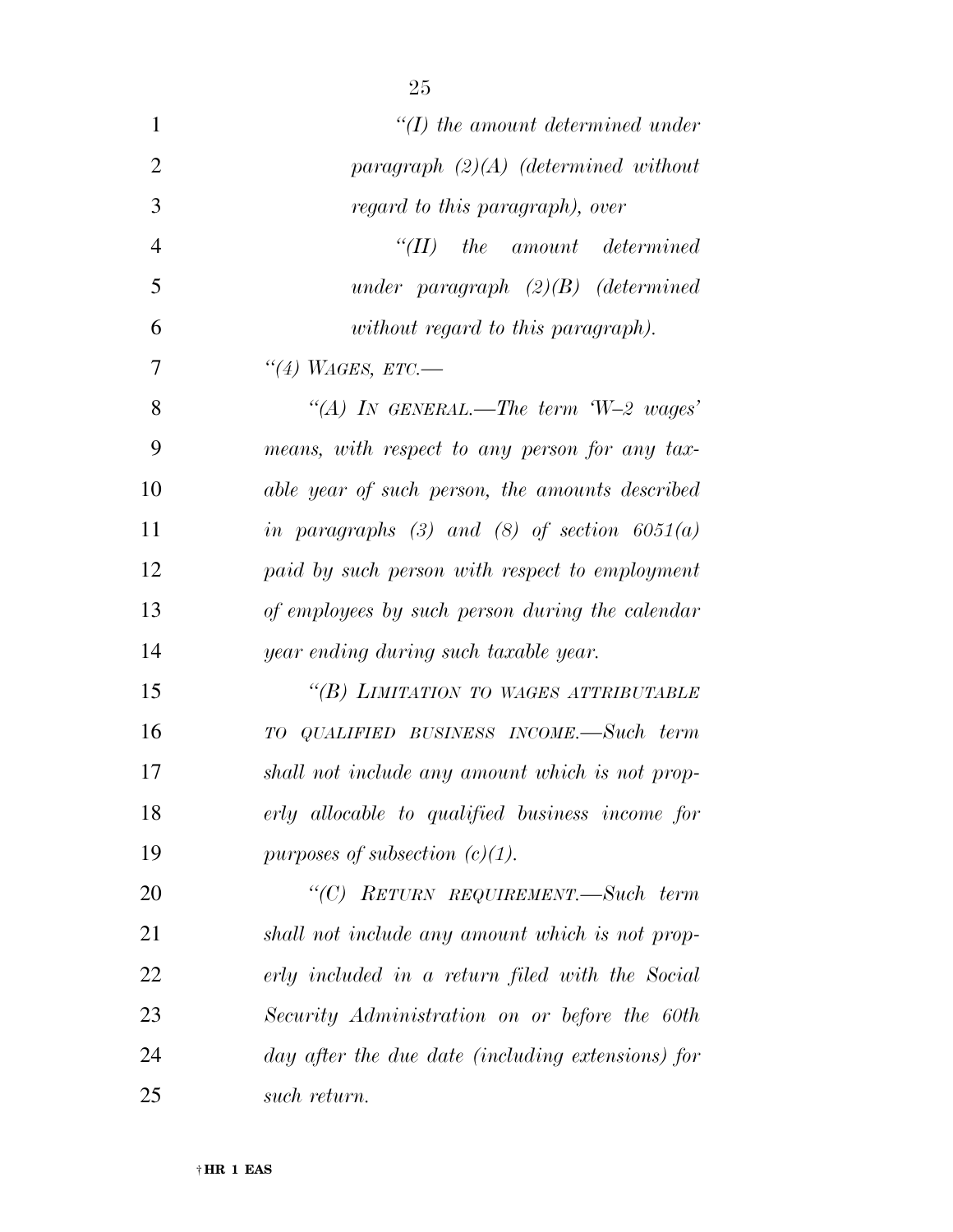*"(I) the amount determined under paragraph (2)(A) (determined without regard to this paragraph), over*

*"(II) the amount determined under paragraph (2)(B) (determined without regard to this paragraph).*

*"(4) WAGES, ETC.—*

*"(A) IN GENERAL.—The term 'W–2 wages' means, with respect to any person for any taxable year of such person, the amounts described in paragraphs (3) and (8) of section 6051(a) paid by such person with respect to employment of employees by such person during the calendar year ending during such taxable year.*

*"(B) LIMITATION TO WAGES ATTRIBUTABLE TO QUALIFIED BUSINESS INCOME.—Such term shall not include any amount which is not properly allocable to qualified business income for purposes of subsection (c)(1).*

*"(C) RETURN REQUIREMENT.—Such term shall not include any amount which is not properly included in a return filed with the Social Security Administration on or before the 60th day after the due date (including extensions) for such return.*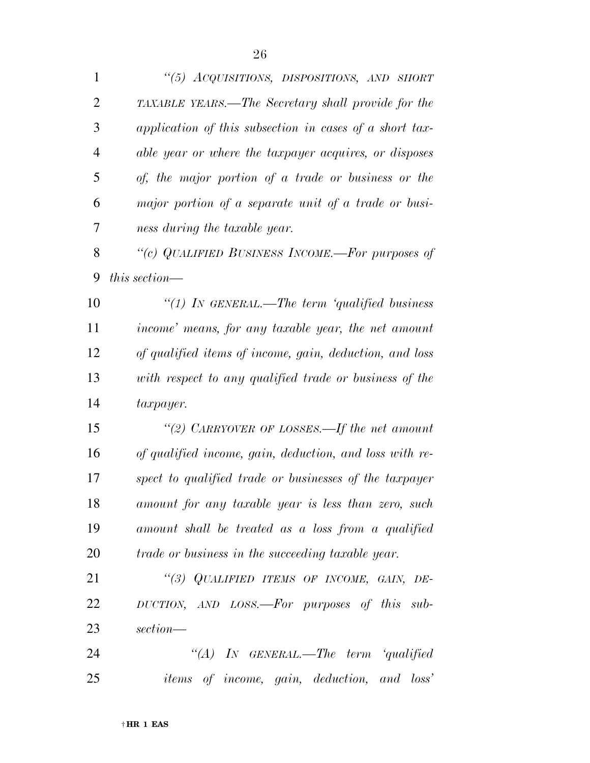*"(5) ACQUISITIONS, DISPOSITIONS, AND SHORT TAXABLE YEARS.—The Secretary shall provide for the application of this subsection in cases of a short taxable year or where the taxpayer acquires, or disposes of, the major portion of a trade or business or the major portion of a separate unit of a trade or business during the taxable year.*

*"(c) QUALIFIED BUSINESS INCOME.—For purposes of this section—*

*"(1) IN GENERAL.—The term 'qualified business income' means, for any taxable year, the net amount of qualified items of income, gain, deduction, and loss with respect to any qualified trade or business of the taxpayer.*

*"(2) CARRYOVER OF LOSSES.—If the net amount of qualified income, gain, deduction, and loss with respect to qualified trade or businesses of the taxpayer amount for any taxable year is less than zero, such amount shall be treated as a loss from a qualified trade or business in the succeeding taxable year.*

*"(3) QUALIFIED ITEMS OF INCOME, GAIN, DEDUCTION, AND LOSS.—For purposes of this subsection—*

*"(A) IN GENERAL.—The term 'qualified items of income, gain, deduction, and loss'*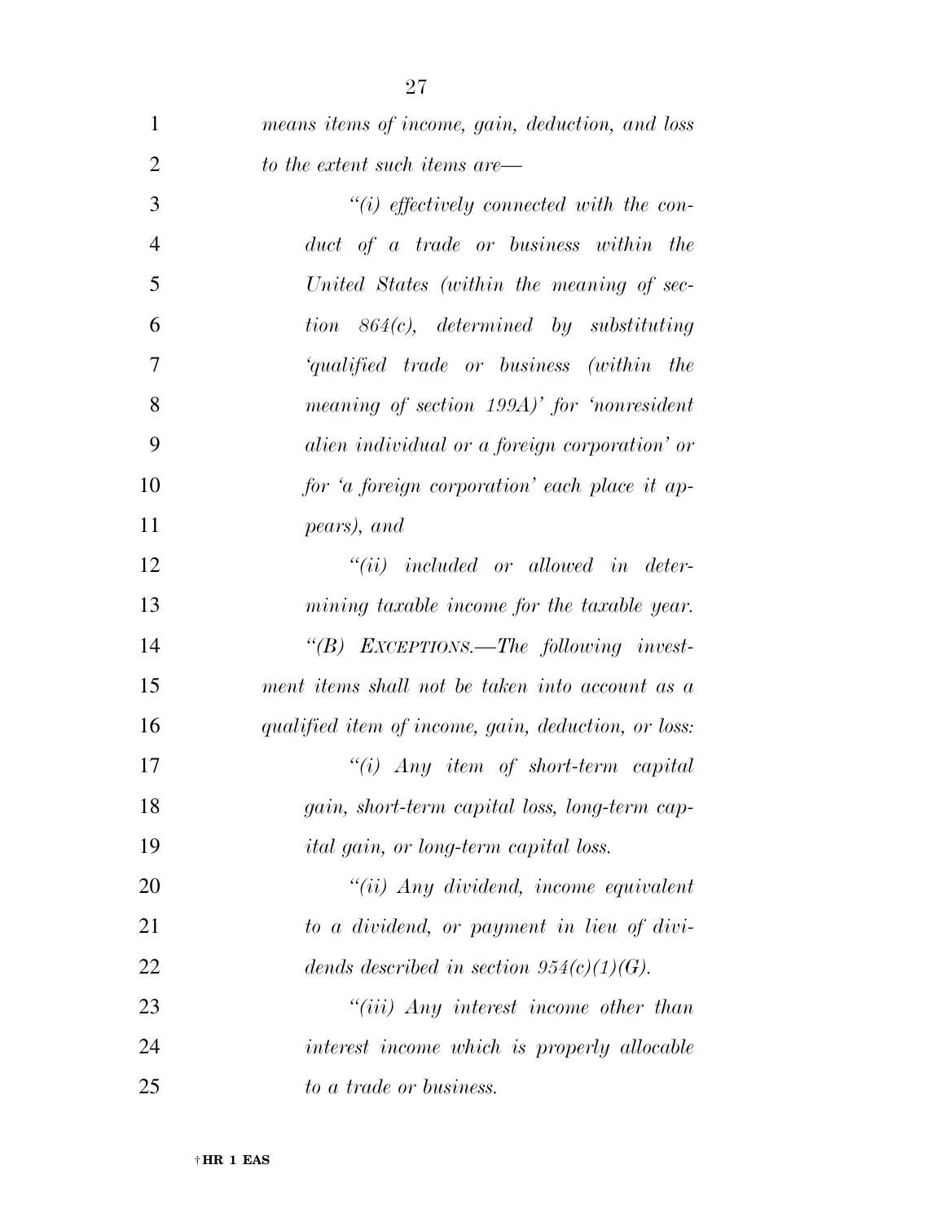*means items of income, gain, deduction, and loss to the extent such items are—*

*"(i) effectively connected with the conduct of a trade or business within the United States (within the meaning of section 864(c), determined by substituting 'qualified trade or business (within the meaning of section 199A)' for 'nonresident alien individual or a foreign corporation' or for 'a foreign corporation' each place it appears), and*

*"(ii) included or allowed in determining taxable income for the taxable year.*

*"(B) EXCEPTIONS.—The following investment items shall not be taken into account as a qualified item of income, gain, deduction, or loss:*

*"(i) Any item of short-term capital gain, short-term capital loss, long-term capital gain, or long-term capital loss.*

*"(ii) Any dividend, income equivalent to a dividend, or payment in lieu of dividends described in section 954(c)(1)(G).*

*"(iii) Any interest income other than interest income which is properly allocable to a trade or business.*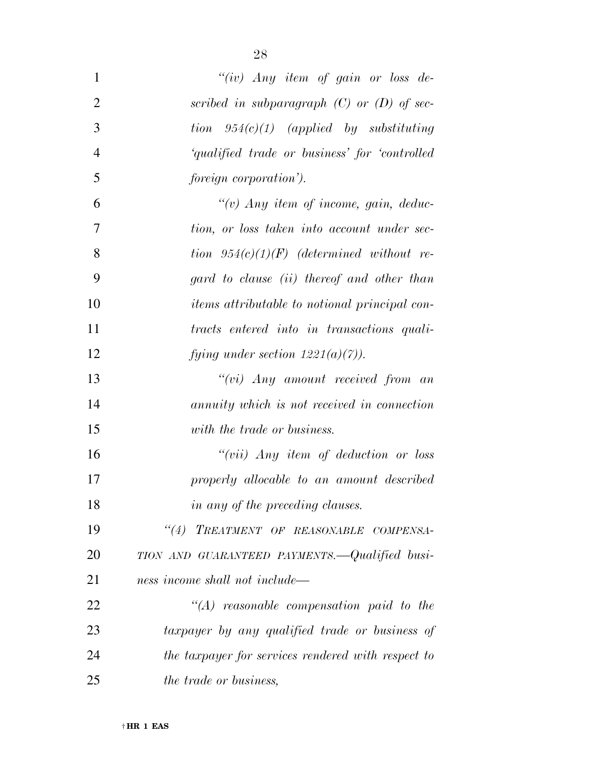*"(iv) Any item of gain or loss described in subparagraph (C) or (D) of section 954(c)(1) (applied by substituting 'qualified trade or business' for 'controlled foreign corporation').*

*"(v) Any item of income, gain, deduction, or loss taken into account under section 954(c)(1)(F) (determined without regard to clause (ii) thereof and other than items attributable to notional principal contracts entered into in transactions qualifying under section 1221(a)(7)).*

*"(vi) Any amount received from an annuity which is not received in connection with the trade or business.*

*"(vii) Any item of deduction or loss properly allocable to an amount described in any of the preceding clauses.*

*"(4) TREATMENT OF REASONABLE COMPENSATION AND GUARANTEED PAYMENTS.—Qualified business income shall not include—*

*"(A) reasonable compensation paid to the taxpayer by any qualified trade or business of the taxpayer for services rendered with respect to the trade or business,*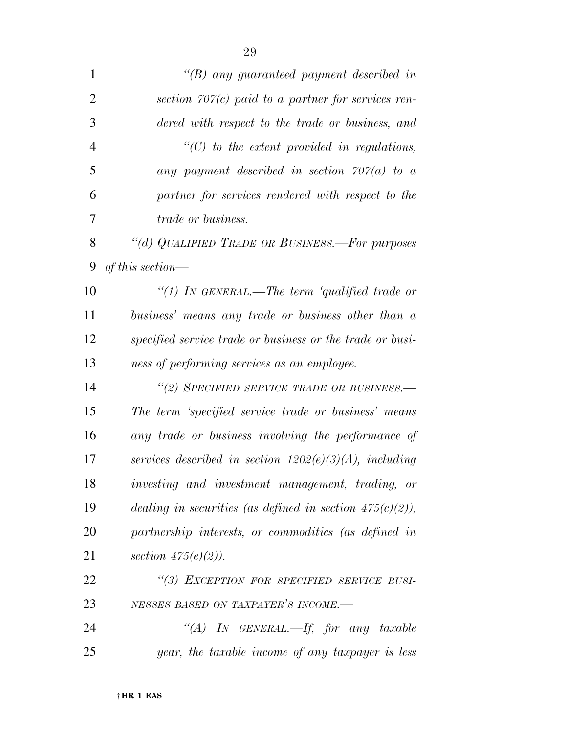*"(B) any guaranteed payment described in section 707(c) paid to a partner for services rendered with respect to the trade or business, and*

*"(C) to the extent provided in regulations, any payment described in section 707(a) to a partner for services rendered with respect to the trade or business.*

*"(d) QUALIFIED TRADE OR BUSINESS.—For purposes of this section—*

*"(1) IN GENERAL.—The term 'qualified trade or business' means any trade or business other than a specified service trade or business or the trade or business of performing services as an employee.*

*"(2) SPECIFIED SERVICE TRADE OR BUSINESS.—The term 'specified service trade or business' means any trade or business involving the performance of services described in section 1202(e)(3)(A), including investing and investment management, trading, or dealing in securities (as defined in section 475(c)(2)), partnership interests, or commodities (as defined in section 475(e)(2)).*

*"(3) EXCEPTION FOR SPECIFIED SERVICE BUSINESSES BASED ON TAXPAYER'S INCOME.—*

*"(A) IN GENERAL.—If, for any taxable year, the taxable income of any taxpayer is less*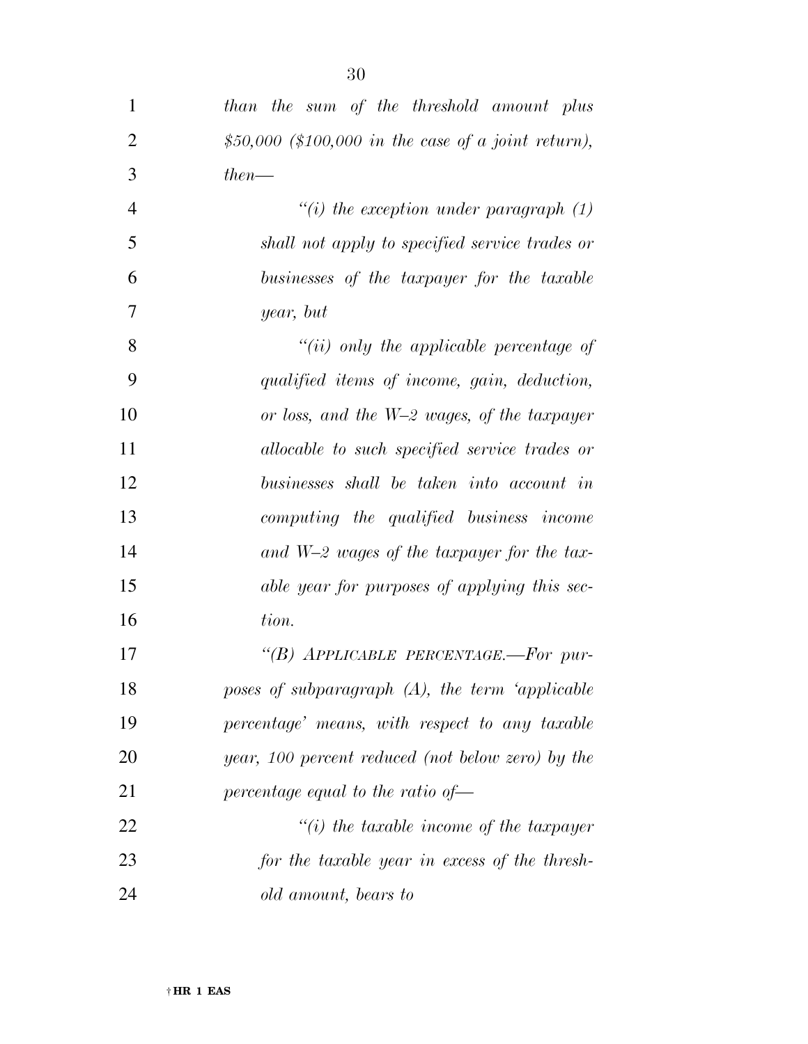*than the sum of the threshold amount plus $50,000 ($100,000 in the case of a joint return), then—*

*“(i) the exception under paragraph (1) shall not apply to specified service trades or businesses of the taxpayer for the taxable year, but*

*“(ii) only the applicable percentage of qualified items of income, gain, deduction, or loss, and the W–2 wages, of the taxpayer allocable to such specified service trades or businesses shall be taken into account in computing the qualified business income and W–2 wages of the taxpayer for the taxable year for purposes of applying this section.*

*“(B) APPLICABLE PERCENTAGE.—For purposes of subparagraph (A), the term ‘applicable percentage’ means, with respect to any taxable year, 100 percent reduced (not below zero) by the percentage equal to the ratio of—*

*“(i) the taxable income of the taxpayer for the taxable year in excess of the threshold amount, bears to*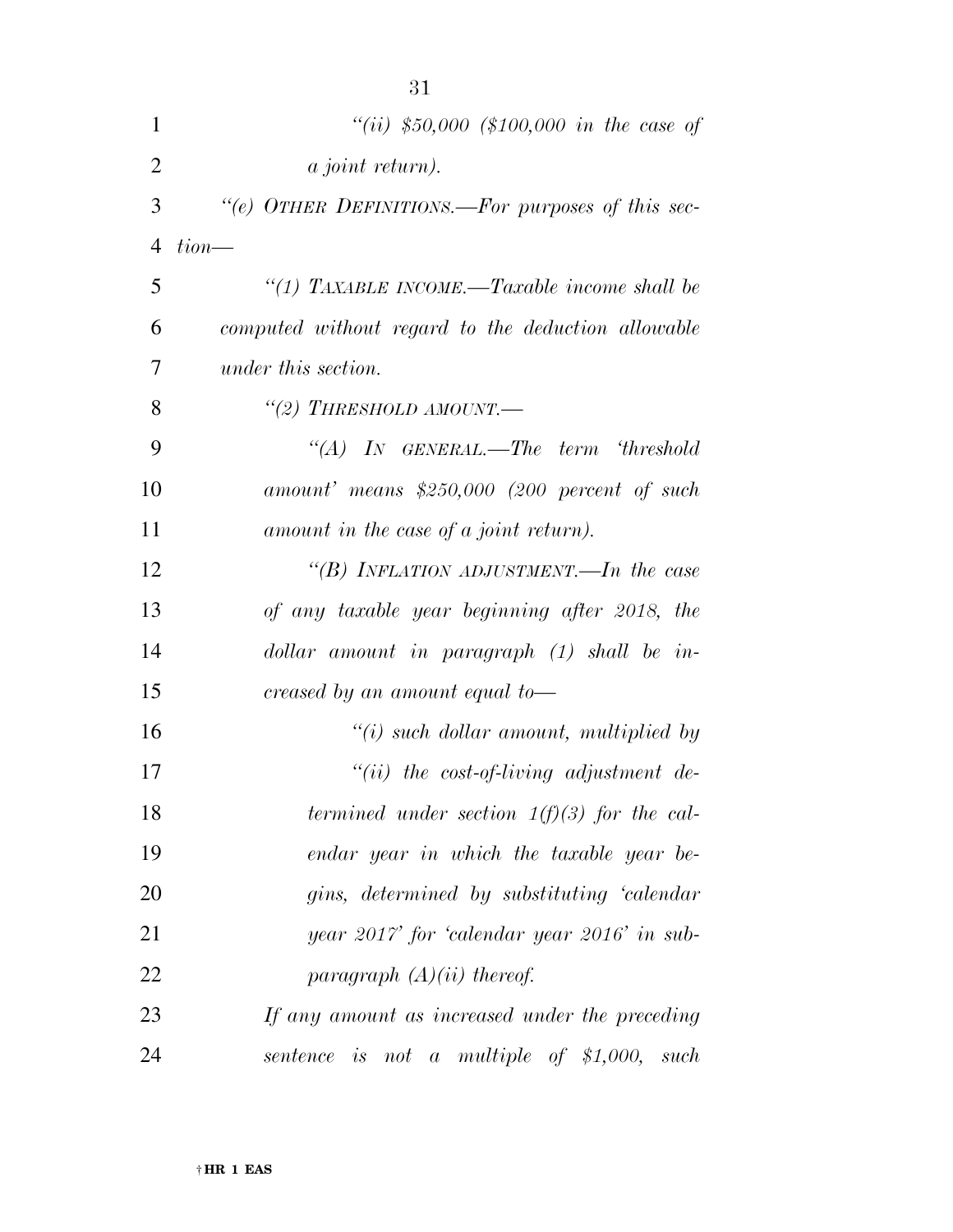*"(ii) $50,000 ($100,000 in the case of a joint return).*

*"(e) OTHER DEFINITIONS.—For purposes of this section—*

*"(1) TAXABLE INCOME.—Taxable income shall be computed without regard to the deduction allowable under this section.*

*"(2) THRESHOLD AMOUNT.—*

*"(A) IN GENERAL.—The term 'threshold amount' means $250,000 (200 percent of such amount in the case of a joint return).*

*"(B) INFLATION ADJUSTMENT.—In the case of any taxable year beginning after 2018, the dollar amount in paragraph (1) shall be increased by an amount equal to—*

*"(i) such dollar amount, multiplied by*

*"(ii) the cost-of-living adjustment determined under section 1(f)(3) for the calendar year in which the taxable year begins, determined by substituting 'calendar year 2017' for 'calendar year 2016' in subparagraph (A)(ii) thereof.*

*If any amount as increased under the preceding sentence is not a multiple of $1,000, such*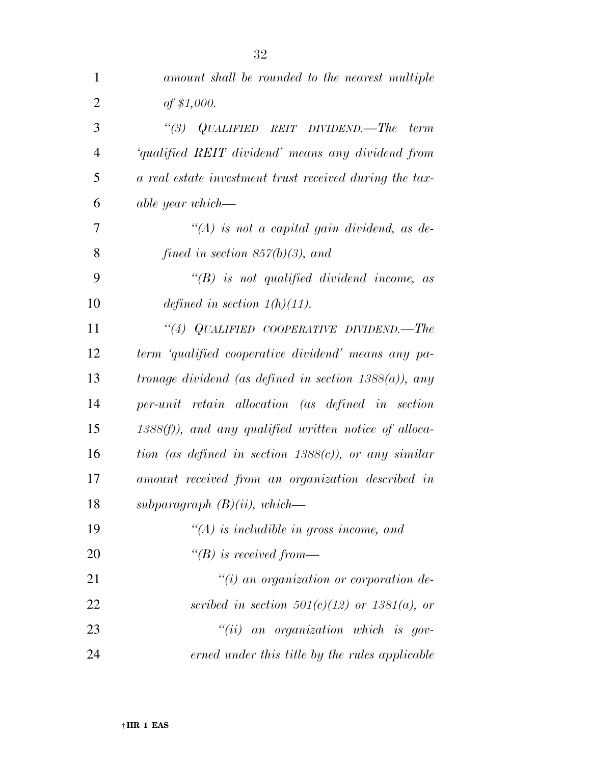*amount shall be rounded to the nearest multiple of $1,000.*

*"(3) QUALIFIED REIT DIVIDEND.—The term 'qualified REIT dividend' means any dividend from a real estate investment trust received during the taxable year which—*

*"(A) is not a capital gain dividend, as defined in section 857(b)(3), and*

*"(B) is not qualified dividend income, as defined in section 1(h)(11).*

*"(4) QUALIFIED COOPERATIVE DIVIDEND.—The term 'qualified cooperative dividend' means any patronage dividend (as defined in section 1388(a)), any per-unit retain allocation (as defined in section 1388(f)), and any qualified written notice of allocation (as defined in section 1388(c)), or any similar amount received from an organization described in subparagraph (B)(ii), which—*

*"(A) is includible in gross income, and*

*"(B) is received from—*

*"(i) an organization or corporation described in section 501(c)(12) or 1381(a), or*

*"(ii) an organization which is governed under this title by the rules applicable*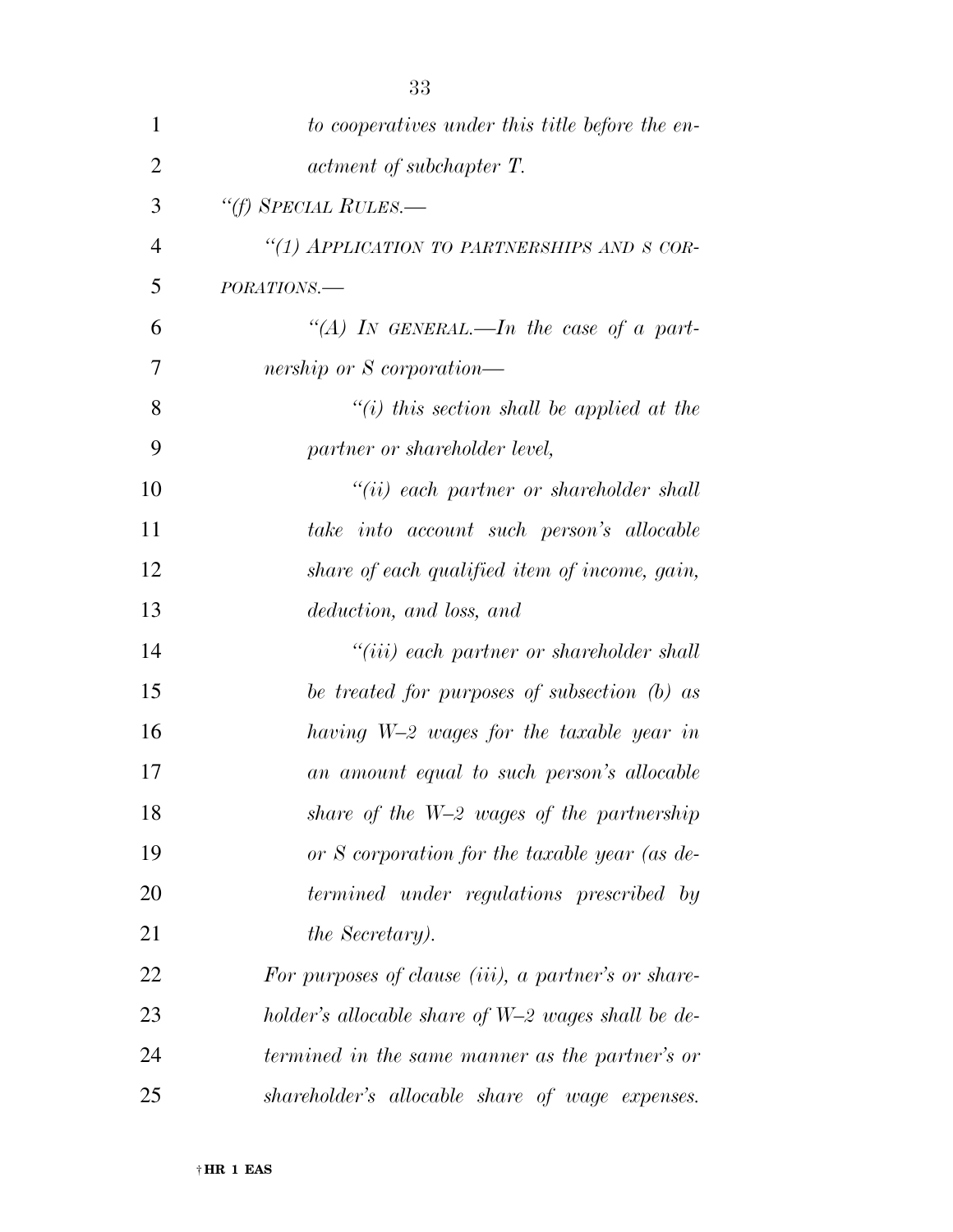*to cooperatives under this title before the enactment of subchapter T.*

*"(f) SPECIAL RULES.—*

*"(1) APPLICATION TO PARTNERSHIPS AND S CORPORATIONS.—*

*"(A) IN GENERAL.—In the case of a partnership or S corporation—*

*"(i) this section shall be applied at the partner or shareholder level,*

*"(ii) each partner or shareholder shall take into account such person's allocable share of each qualified item of income, gain, deduction, and loss, and*

*"(iii) each partner or shareholder shall be treated for purposes of subsection (b) as having W–2 wages for the taxable year in an amount equal to such person's allocable share of the W–2 wages of the partnership or S corporation for the taxable year (as determined under regulations prescribed by the Secretary).*

*For purposes of clause (iii), a partner's or shareholder's allocable share of W–2 wages shall be determined in the same manner as the partner's or shareholder's allocable share of wage expenses.*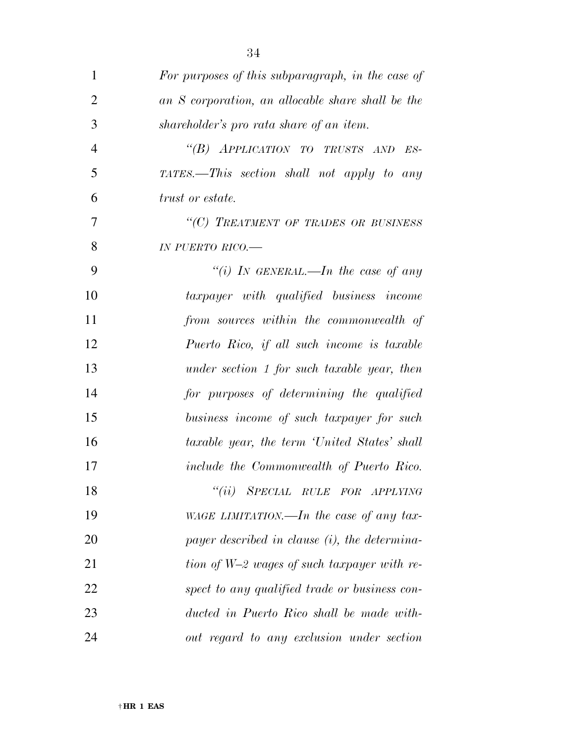*For purposes of this subparagraph, in the case of an S corporation, an allocable share shall be the shareholder's pro rata share of an item.*

*"(B) APPLICATION TO TRUSTS AND ESTATES.—This section shall not apply to any trust or estate.*

*"(C) TREATMENT OF TRADES OR BUSINESS IN PUERTO RICO.—*

*"(i) IN GENERAL.—In the case of any taxpayer with qualified business income from sources within the commonwealth of Puerto Rico, if all such income is taxable under section 1 for such taxable year, then for purposes of determining the qualified business income of such taxpayer for such taxable year, the term 'United States' shall include the Commonwealth of Puerto Rico.*

*"(ii) SPECIAL RULE FOR APPLYING WAGE LIMITATION.—In the case of any taxpayer described in clause (i), the determination of W–2 wages of such taxpayer with respect to any qualified trade or business conducted in Puerto Rico shall be made without regard to any exclusion under section*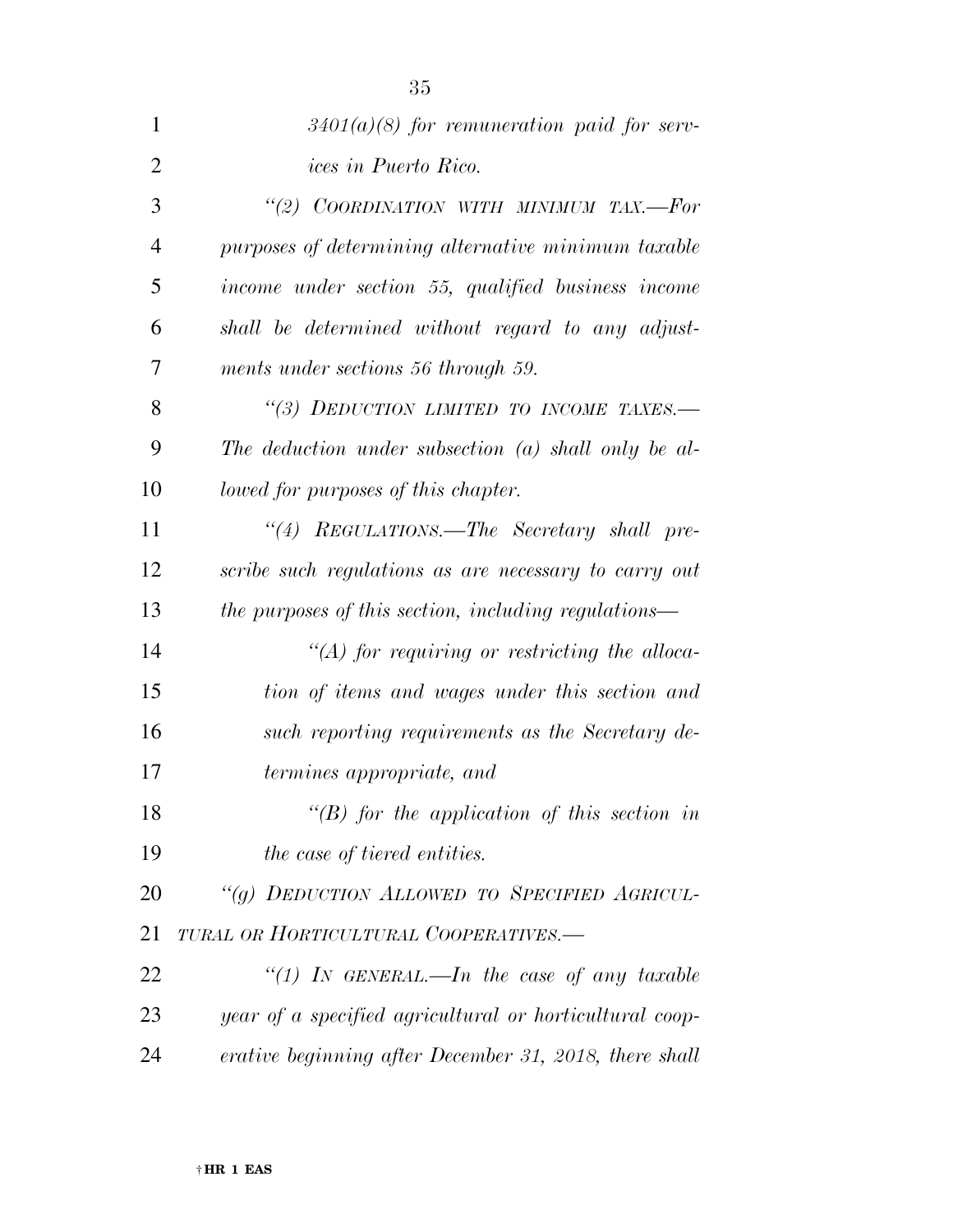*3401(a)(8) for remuneration paid for services in Puerto Rico.*

*"(2) COORDINATION WITH MINIMUM TAX.—For purposes of determining alternative minimum taxable income under section 55, qualified business income shall be determined without regard to any adjustments under sections 56 through 59.*

*"(3) DEDUCTION LIMITED TO INCOME TAXES.—The deduction under subsection (a) shall only be allowed for purposes of this chapter.*

*"(4) REGULATIONS.—The Secretary shall prescribe such regulations as are necessary to carry out the purposes of this section, including regulations—*

*"(A) for requiring or restricting the allocation of items and wages under this section and such reporting requirements as the Secretary determines appropriate, and*

*"(B) for the application of this section in the case of tiered entities.*

*"(g) DEDUCTION ALLOWED TO SPECIFIED AGRICULTURAL OR HORTICULTURAL COOPERATIVES.—*

*"(1) IN GENERAL.—In the case of any taxable year of a specified agricultural or horticultural cooperative beginning after December 31, 2018, there shall*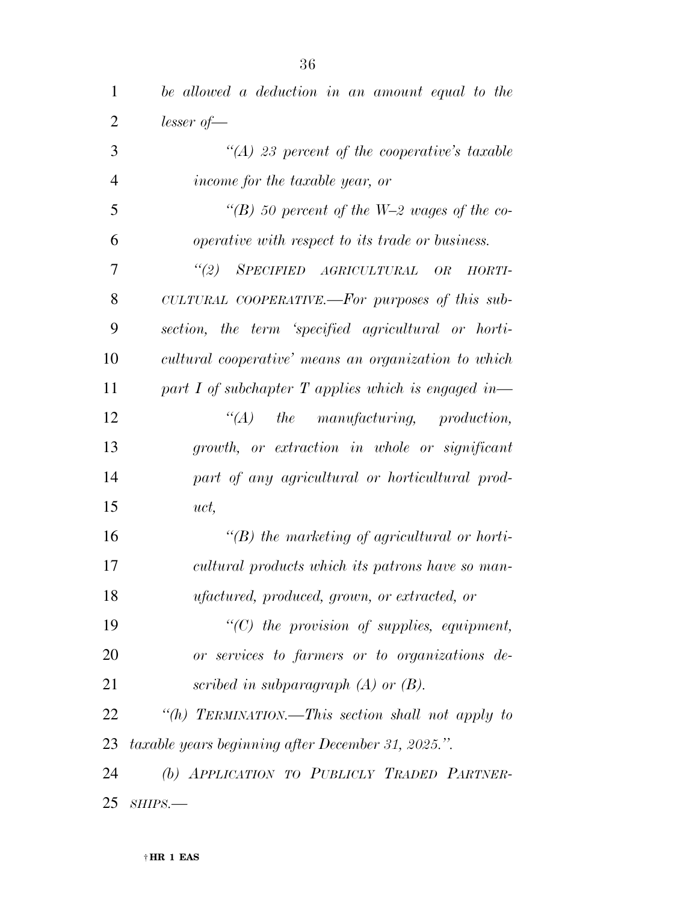*be allowed a deduction in an amount equal to the lesser of—*

*“(A) 23 percent of the cooperative's taxable income for the taxable year, or*

*“(B) 50 percent of the W–2 wages of the cooperative with respect to its trade or business.*

*“(2) SPECIFIED AGRICULTURAL OR HORTICULTURAL COOPERATIVE.—For purposes of this subsection, the term ‘specified agricultural or horticultural cooperative’ means an organization to which part I of subchapter T applies which is engaged in—*

*“(A) the manufacturing, production, growth, or extraction in whole or significant part of any agricultural or horticultural product,*

*“(B) the marketing of agricultural or horticultural products which its patrons have so manufactured, produced, grown, or extracted, or*

*“(C) the provision of supplies, equipment, or services to farmers or to organizations described in subparagraph (A) or (B).*

*“(h) TERMINATION.—This section shall not apply to taxable years beginning after December 31, 2025.”.*

*(b) APPLICATION TO PUBLICLY TRADED PARTNERSHIPS.—*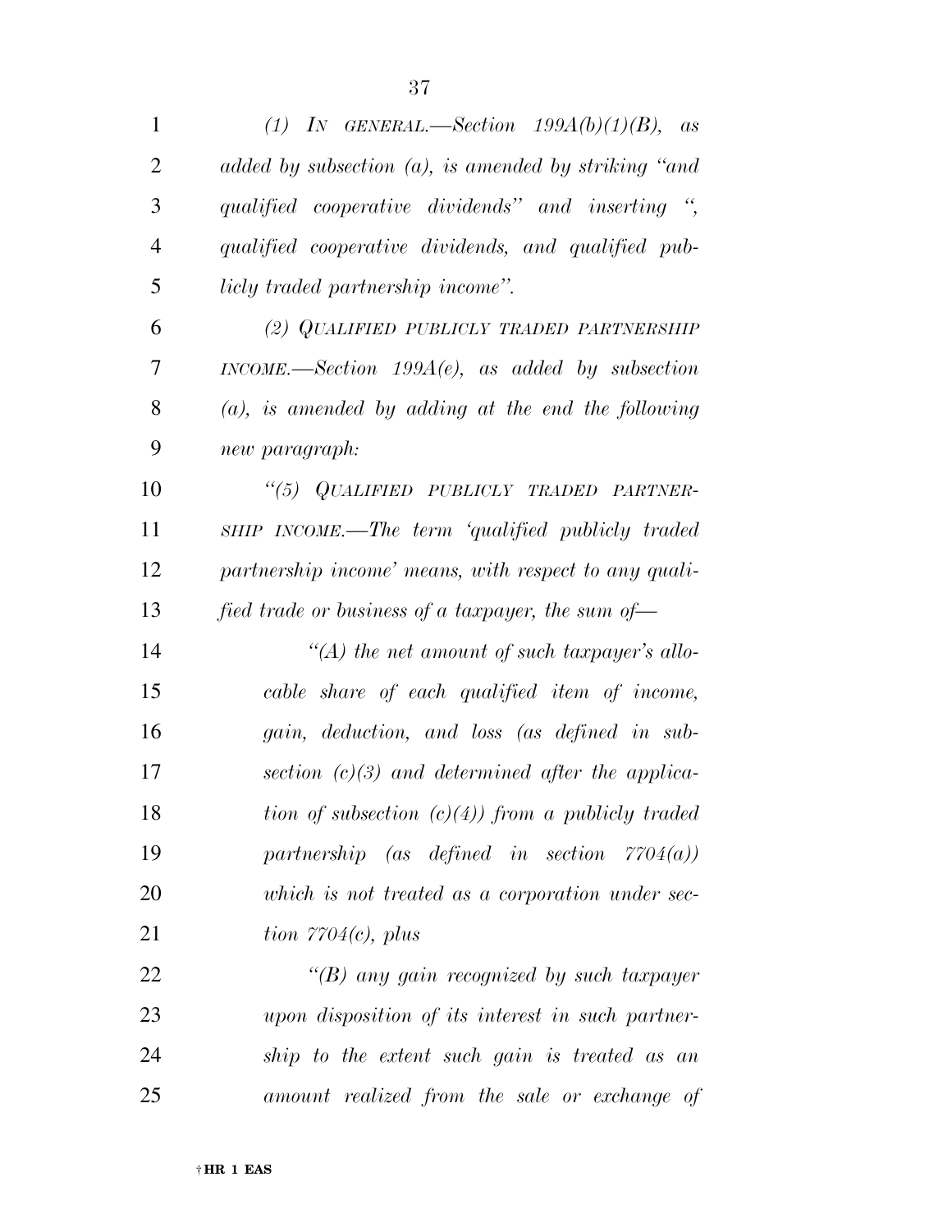*(1) IN GENERAL.—Section 199A(b)(1)(B), as added by subsection (a), is amended by striking "and qualified cooperative dividends" and inserting ", qualified cooperative dividends, and qualified publicly traded partnership income".*

*(2) QUALIFIED PUBLICLY TRADED PARTNERSHIP INCOME.—Section 199A(e), as added by subsection (a), is amended by adding at the end the following new paragraph:*

*"(5) QUALIFIED PUBLICLY TRADED PARTNERSHIP INCOME.—The term 'qualified publicly traded partnership income' means, with respect to any qualified trade or business of a taxpayer, the sum of—*

*"(A) the net amount of such taxpayer's allocable share of each qualified item of income, gain, deduction, and loss (as defined in subsection (c)(3) and determined after the application of subsection (c)(4)) from a publicly traded partnership (as defined in section 7704(a)) which is not treated as a corporation under section 7704(c), plus*

*"(B) any gain recognized by such taxpayer upon disposition of its interest in such partnership to the extent such gain is treated as an amount realized from the sale or exchange of*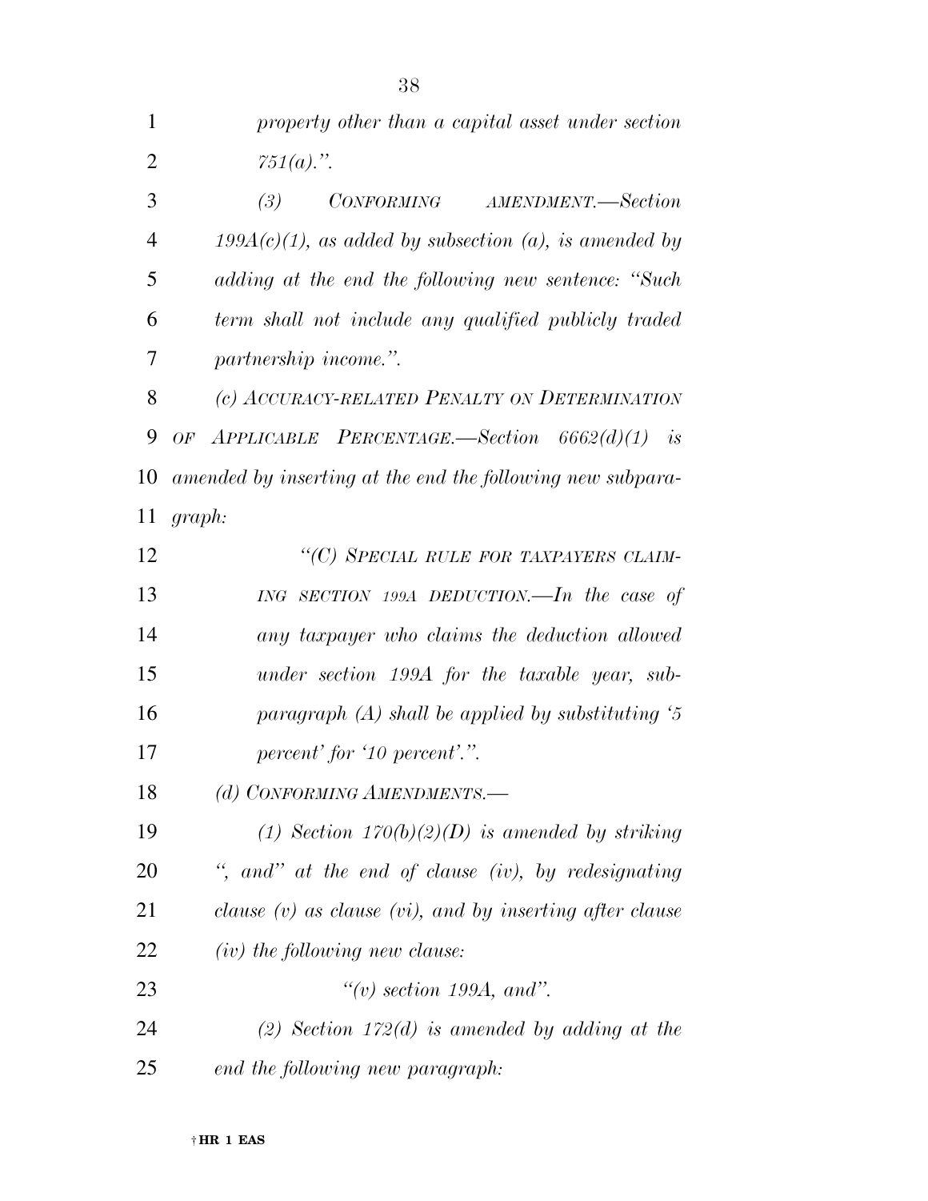*property other than a capital asset under section 751(a).".*

*(3) CONFORMING AMENDMENT.—Section 199A(c)(1), as added by subsection (a), is amended by adding at the end the following new sentence: "Such term shall not include any qualified publicly traded partnership income.".*

*(c) ACCURACY-RELATED PENALTY ON DETERMINATION OF APPLICABLE PERCENTAGE.—Section 6662(d)(1) is amended by inserting at the end the following new subparagraph:*

*"(C) SPECIAL RULE FOR TAXPAYERS CLAIMING SECTION 199A DEDUCTION.—In the case of any taxpayer who claims the deduction allowed under section 199A for the taxable year, subparagraph (A) shall be applied by substituting '5 percent' for '10 percent'.".*

*(d) CONFORMING AMENDMENTS.—*

*(1) Section 170(b)(2)(D) is amended by striking ", and" at the end of clause (iv), by redesignating clause (v) as clause (vi), and by inserting after clause (iv) the following new clause:*

*"(v) section 199A, and".*

*(2) Section 172(d) is amended by adding at the end the following new paragraph:*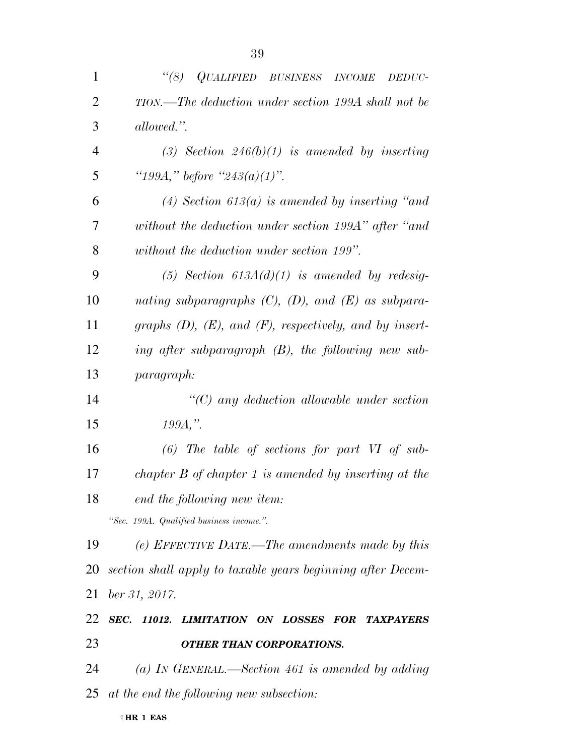*"(8) QUALIFIED BUSINESS INCOME DEDUCTION.—The deduction under section 199A shall not be allowed.".*

*(3) Section 246(b)(1) is amended by inserting "199A," before "243(a)(1)".*

*(4) Section 613(a) is amended by inserting "and without the deduction under section 199A" after "and without the deduction under section 199".*

*(5) Section 613A(d)(1) is amended by redesignating subparagraphs (C), (D), and (E) as subparagraphs (D), (E), and (F), respectively, and by inserting after subparagraph (B), the following new subparagraph:*

*"(C) any deduction allowable under section 199A,".*

*(6) The table of sections for part VI of subchapter B of chapter 1 is amended by inserting at the end the following new item:*

*"Sec. 199A. Qualified business income.".*

*(e) EFFECTIVE DATE.—The amendments made by this section shall apply to taxable years beginning after December 31, 2017.*

***SEC. 11012. LIMITATION ON LOSSES FOR TAXPAYERS OTHER THAN CORPORATIONS.***

*(a) IN GENERAL.—Section 461 is amended by adding at the end the following new subsection:*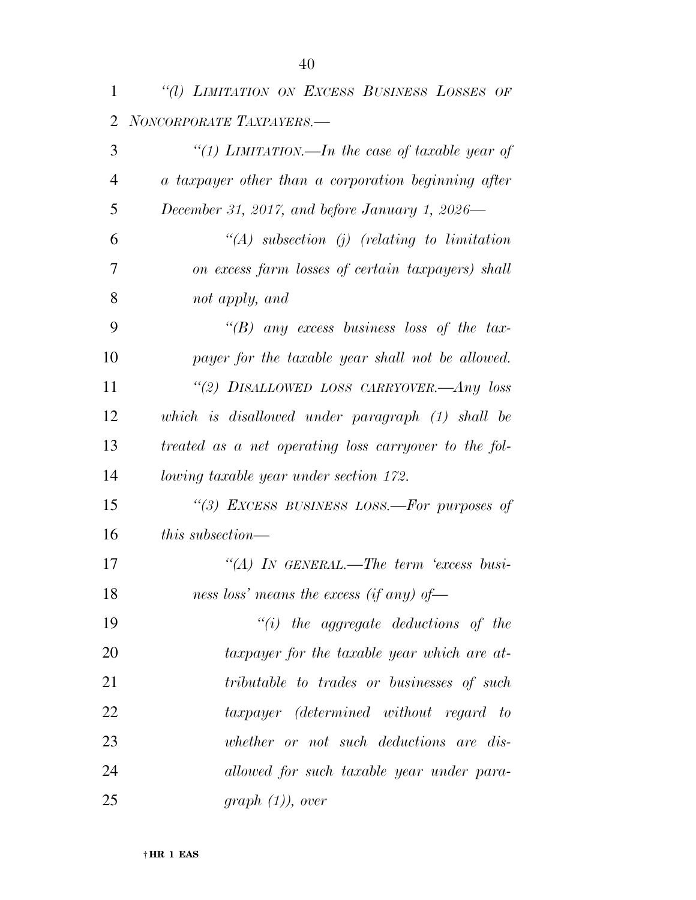*"(l) LIMITATION ON EXCESS BUSINESS LOSSES OF NONCORPORATE TAXPAYERS.—*

*"(1) LIMITATION.—In the case of taxable year of a taxpayer other than a corporation beginning after December 31, 2017, and before January 1, 2026—*

*"(A) subsection (j) (relating to limitation on excess farm losses of certain taxpayers) shall not apply, and*

*"(B) any excess business loss of the taxpayer for the taxable year shall not be allowed.*

*"(2) DISALLOWED LOSS CARRYOVER.—Any loss which is disallowed under paragraph (1) shall be treated as a net operating loss carryover to the following taxable year under section 172.*

*"(3) EXCESS BUSINESS LOSS.—For purposes of this subsection—*

*"(A) IN GENERAL.—The term 'excess business loss' means the excess (if any) of—*

*"(i) the aggregate deductions of the taxpayer for the taxable year which are attributable to trades or businesses of such taxpayer (determined without regard to whether or not such deductions are disallowed for such taxable year under paragraph (1)), over*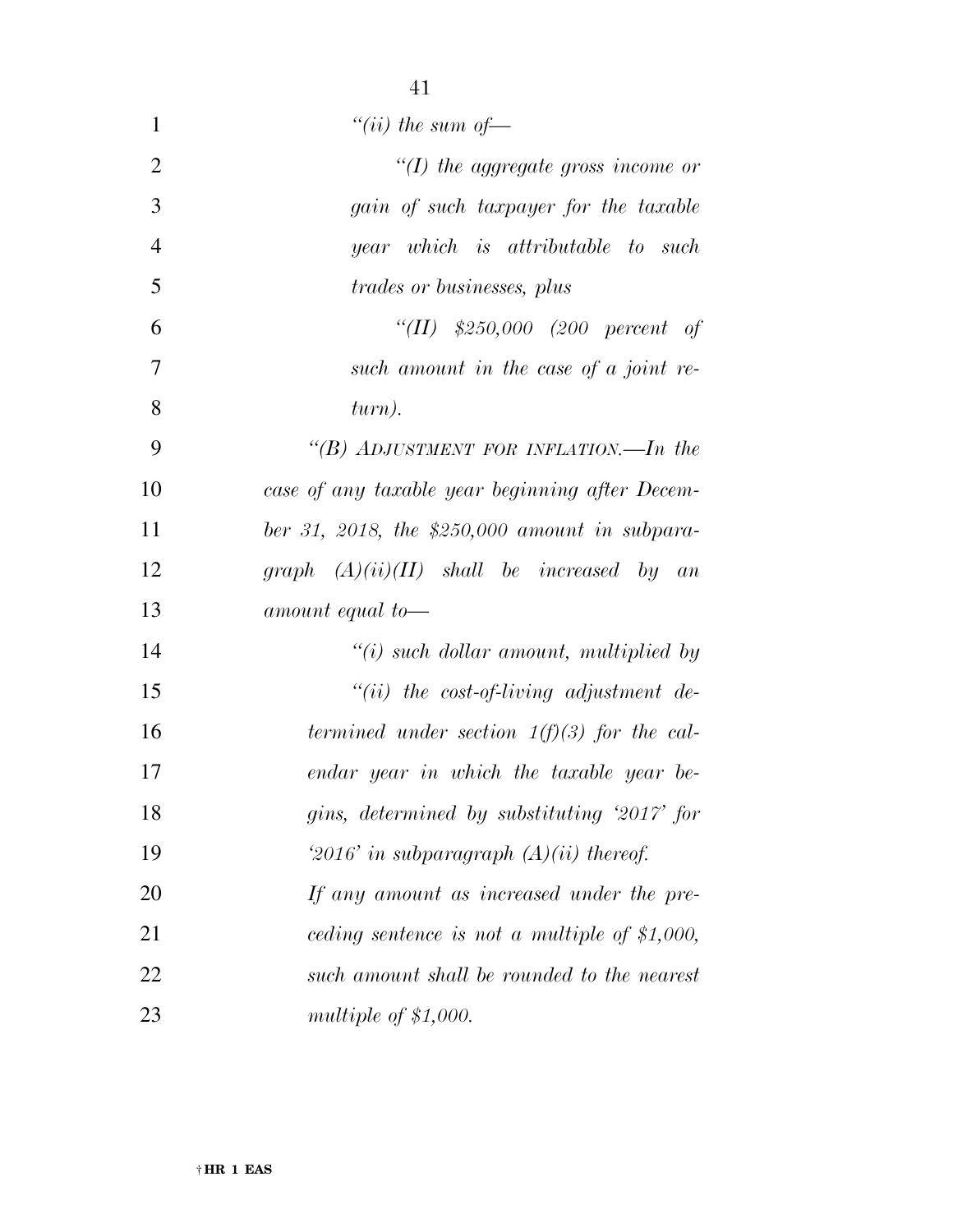*"(ii) the sum of—*

*"(I) the aggregate gross income or gain of such taxpayer for the taxable year which is attributable to such trades or businesses, plus*

*"(II) $250,000 (200 percent of such amount in the case of a joint return).*

*"(B) ADJUSTMENT FOR INFLATION.—In the case of any taxable year beginning after December 31, 2018, the $250,000 amount in subparagraph (A)(ii)(II) shall be increased by an amount equal to—*

*"(i) such dollar amount, multiplied by*

*"(ii) the cost-of-living adjustment determined under section 1(f)(3) for the calendar year in which the taxable year begins, determined by substituting '2017' for '2016' in subparagraph (A)(ii) thereof.*

*If any amount as increased under the preceding sentence is not a multiple of $1,000, such amount shall be rounded to the nearest multiple of $1,000.*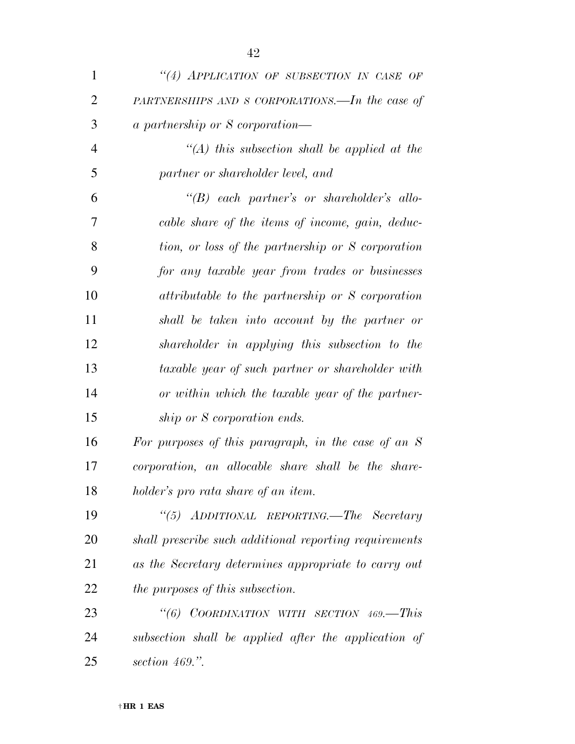*"(4) APPLICATION OF SUBSECTION IN CASE OF PARTNERSHIPS AND S CORPORATIONS.—In the case of a partnership or S corporation—*

*"(A) this subsection shall be applied at the partner or shareholder level, and*

*"(B) each partner's or shareholder's allocable share of the items of income, gain, deduction, or loss of the partnership or S corporation for any taxable year from trades or businesses attributable to the partnership or S corporation shall be taken into account by the partner or shareholder in applying this subsection to the taxable year of such partner or shareholder with or within which the taxable year of the partnership or S corporation ends.*

*For purposes of this paragraph, in the case of an S corporation, an allocable share shall be the shareholder's pro rata share of an item.*

*"(5) ADDITIONAL REPORTING.—The Secretary shall prescribe such additional reporting requirements as the Secretary determines appropriate to carry out the purposes of this subsection.*

*"(6) COORDINATION WITH SECTION 469.—This subsection shall be applied after the application of section 469.".*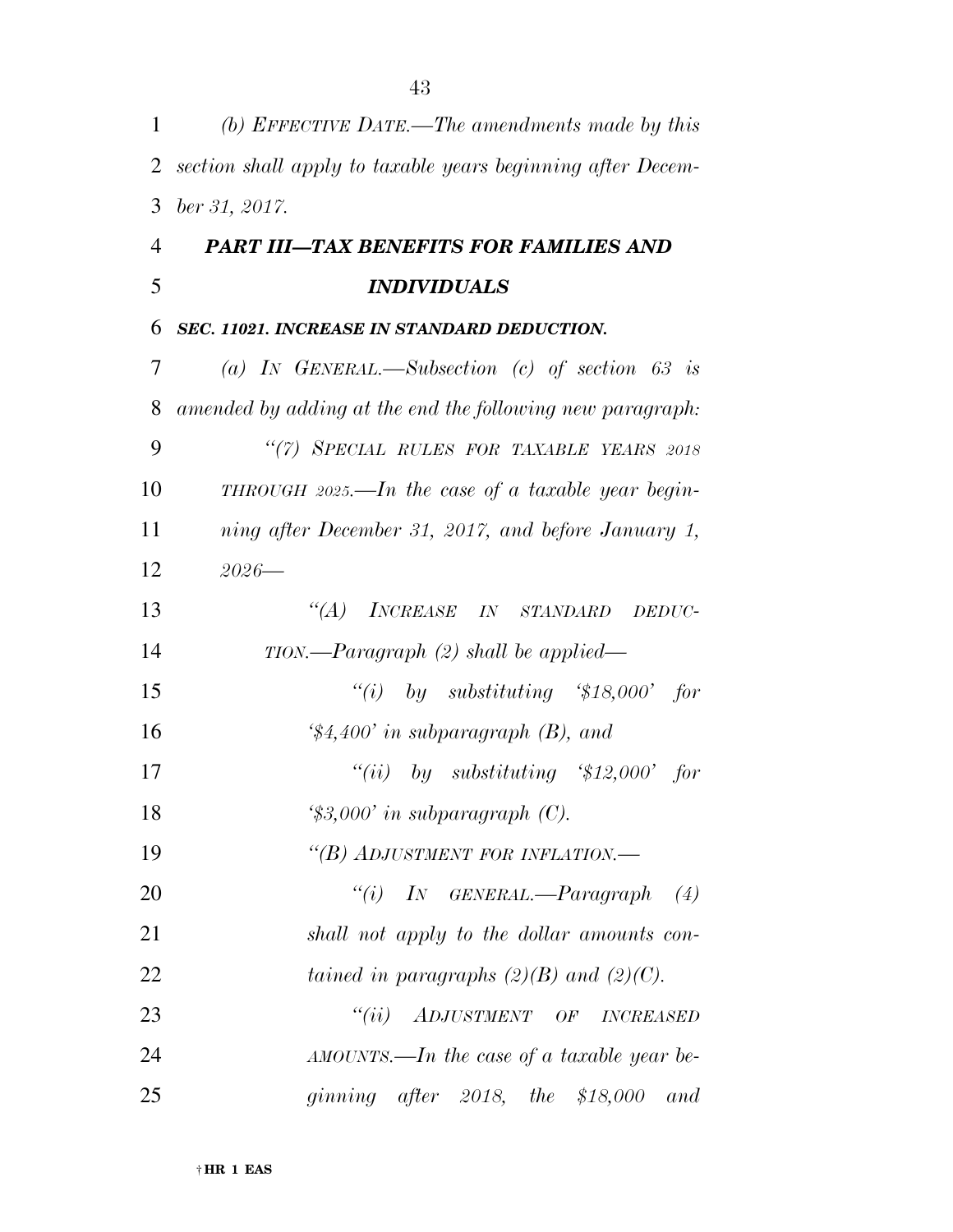*(b) EFFECTIVE DATE.—The amendments made by this section shall apply to taxable years beginning after December 31, 2017.*

## *PART III—TAX BENEFITS FOR FAMILIES AND INDIVIDUALS*

### *SEC. 11021. INCREASE IN STANDARD DEDUCTION.*

*(a) IN GENERAL.—Subsection (c) of section 63 is amended by adding at the end the following new paragraph:*

*"(7) SPECIAL RULES FOR TAXABLE YEARS 2018 THROUGH 2025.—In the case of a taxable year beginning after December 31, 2017, and before January 1, 2026—*

*"(A) INCREASE IN STANDARD DEDUCTION.—Paragraph (2) shall be applied—*

*"(i) by substituting '$18,000' for '$4,400' in subparagraph (B), and*

*"(ii) by substituting '$12,000' for '$3,000' in subparagraph (C).*

*"(B) ADJUSTMENT FOR INFLATION.—*

*"(i) IN GENERAL.—Paragraph (4) shall not apply to the dollar amounts contained in paragraphs (2)(B) and (2)(C).*

*"(ii) ADJUSTMENT OF INCREASED AMOUNTS.—In the case of a taxable year beginning after 2018, the $18,000 and*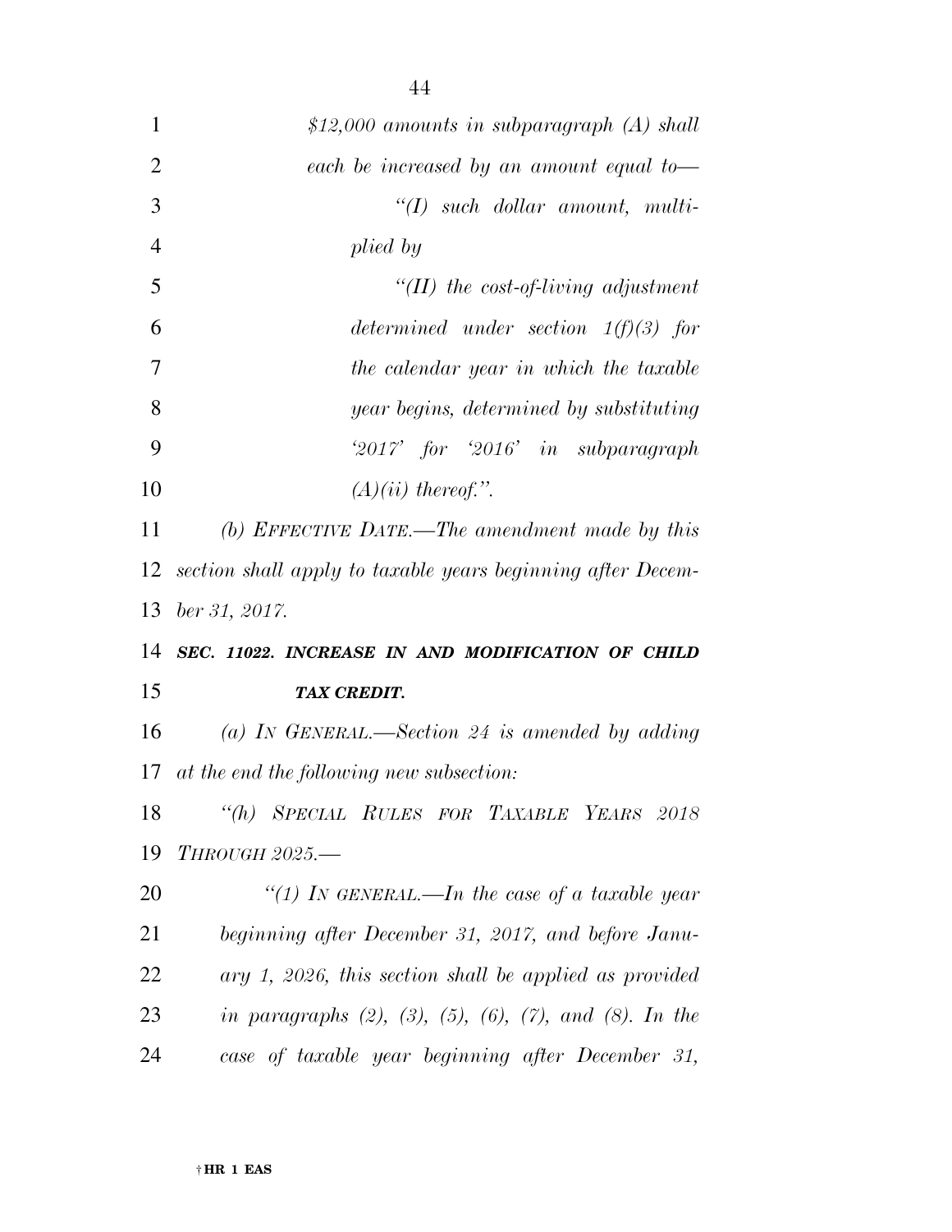*$12,000 amounts in subparagraph (A) shall each be increased by an amount equal to—*

*"(I) such dollar amount, multiplied by*

*"(II) the cost-of-living adjustment determined under section 1(f)(3) for the calendar year in which the taxable year begins, determined by substituting '2017' for '2016' in subparagraph (A)(ii) thereof.".*

*(b) EFFECTIVE DATE.—The amendment made by this section shall apply to taxable years beginning after December 31, 2017.*

***SEC. 11022. INCREASE IN AND MODIFICATION OF CHILD TAX CREDIT.***

*(a) IN GENERAL.—Section 24 is amended by adding at the end the following new subsection:*

*"(h) SPECIAL RULES FOR TAXABLE YEARS 2018 THROUGH 2025.—*

*"(1) IN GENERAL.—In the case of a taxable year beginning after December 31, 2017, and before January 1, 2026, this section shall be applied as provided in paragraphs (2), (3), (5), (6), (7), and (8). In the case of taxable year beginning after December 31,*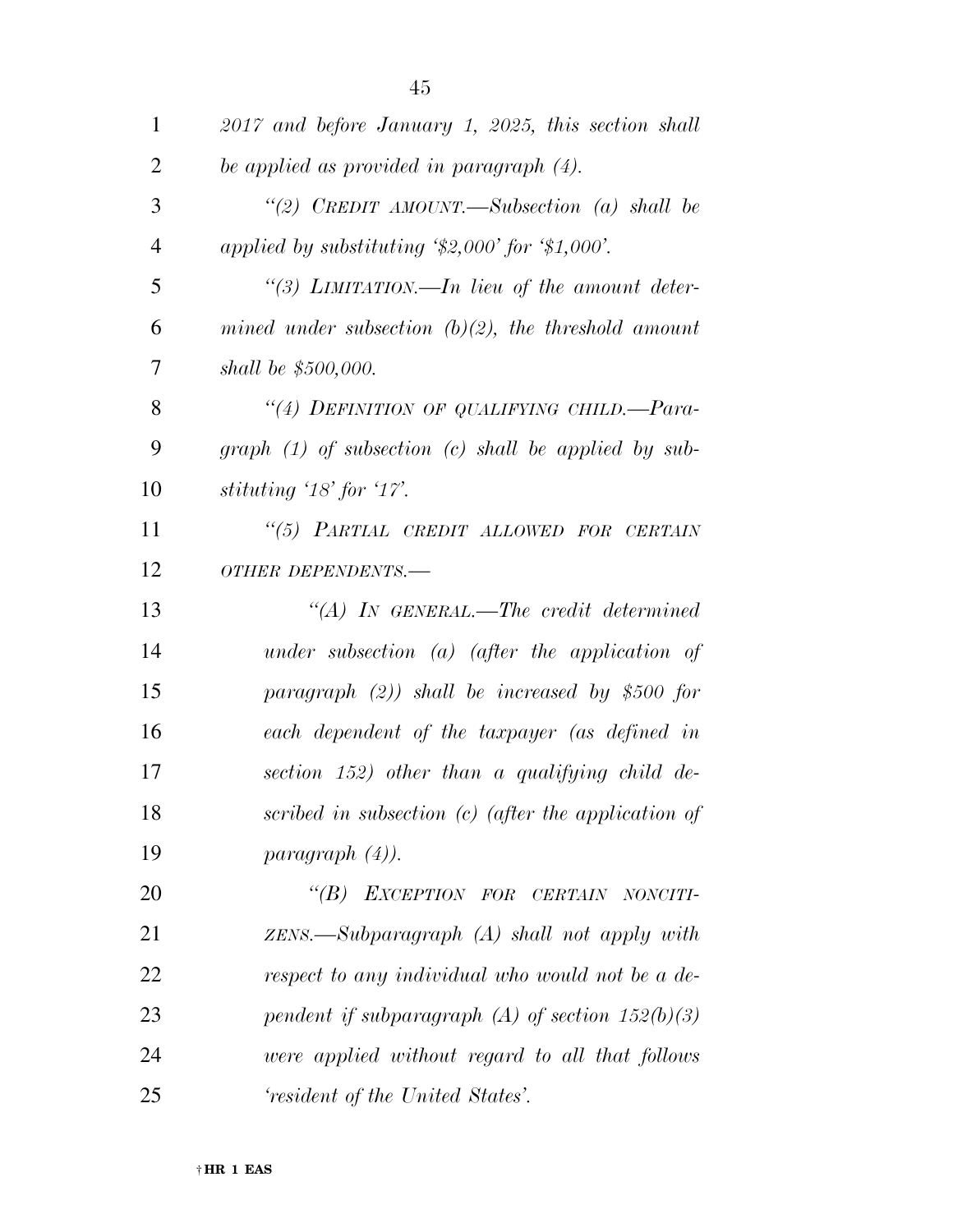*2017 and before January 1, 2025, this section shall be applied as provided in paragraph (4).*

*"(2) CREDIT AMOUNT.—Subsection (a) shall be applied by substituting '$2,000' for '$1,000'.*

*"(3) LIMITATION.—In lieu of the amount determined under subsection (b)(2), the threshold amount shall be $500,000.*

*"(4) DEFINITION OF QUALIFYING CHILD.—Paragraph (1) of subsection (c) shall be applied by substituting '18' for '17'.*

*"(5) PARTIAL CREDIT ALLOWED FOR CERTAIN OTHER DEPENDENTS.—*

*"(A) IN GENERAL.—The credit determined under subsection (a) (after the application of paragraph (2)) shall be increased by $500 for each dependent of the taxpayer (as defined in section 152) other than a qualifying child described in subsection (c) (after the application of paragraph (4)).*

*"(B) EXCEPTION FOR CERTAIN NONCITIZENS.—Subparagraph (A) shall not apply with respect to any individual who would not be a dependent if subparagraph (A) of section 152(b)(3) were applied without regard to all that follows 'resident of the United States'.*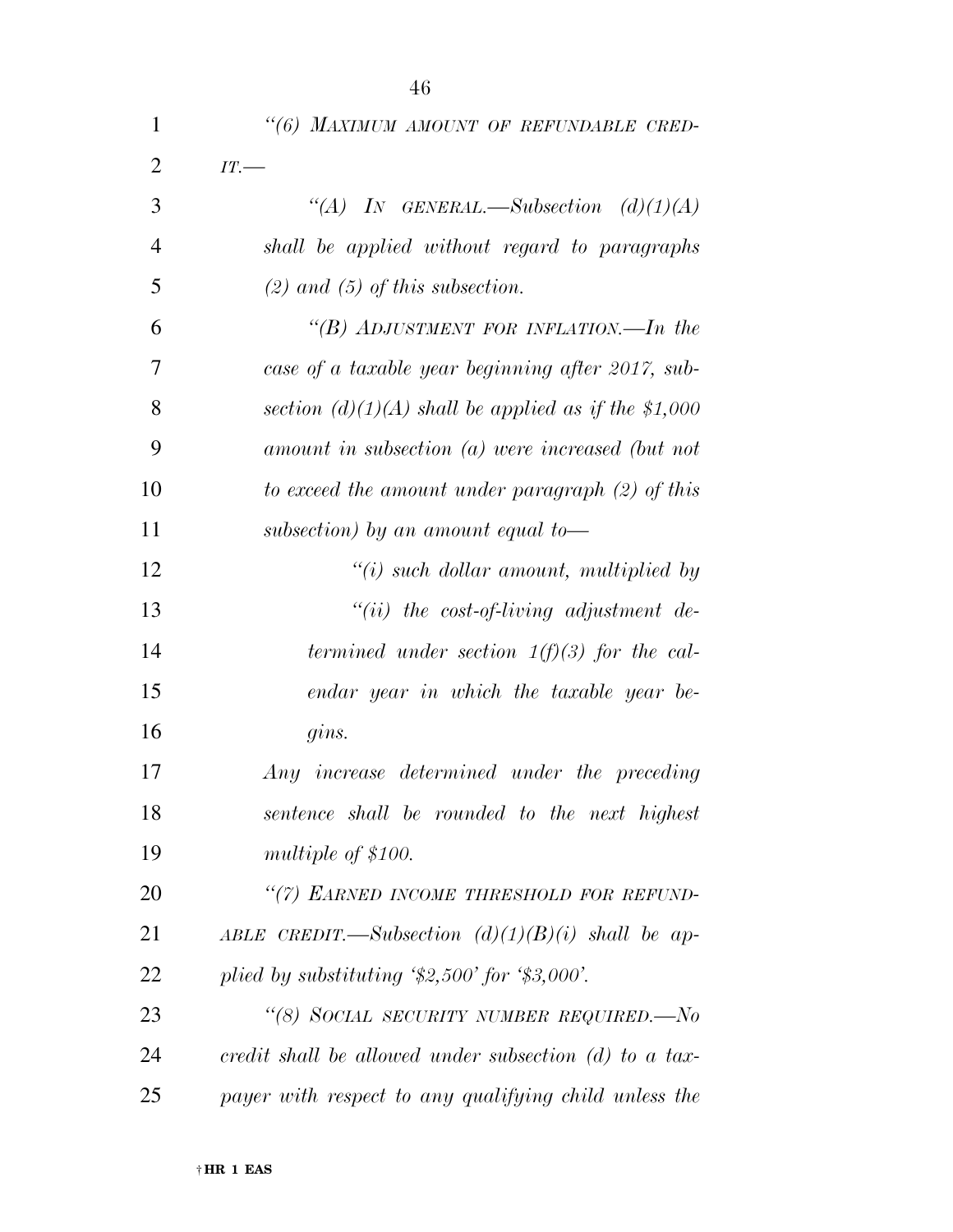*"(6) MAXIMUM AMOUNT OF REFUNDABLE CREDIT.—*

*"(A) IN GENERAL.—Subsection (d)(1)(A) shall be applied without regard to paragraphs (2) and (5) of this subsection.*

*"(B) ADJUSTMENT FOR INFLATION.—In the case of a taxable year beginning after 2017, subsection (d)(1)(A) shall be applied as if the $1,000 amount in subsection (a) were increased (but not to exceed the amount under paragraph (2) of this subsection) by an amount equal to—*

*"(i) such dollar amount, multiplied by*

*"(ii) the cost-of-living adjustment determined under section 1(f)(3) for the calendar year in which the taxable year begins.*

*Any increase determined under the preceding sentence shall be rounded to the next highest multiple of $100.*

*"(7) EARNED INCOME THRESHOLD FOR REFUNDABLE CREDIT.—Subsection (d)(1)(B)(i) shall be applied by substituting '$2,500' for '$3,000'.*

*"(8) SOCIAL SECURITY NUMBER REQUIRED.—No credit shall be allowed under subsection (d) to a taxpayer with respect to any qualifying child unless the*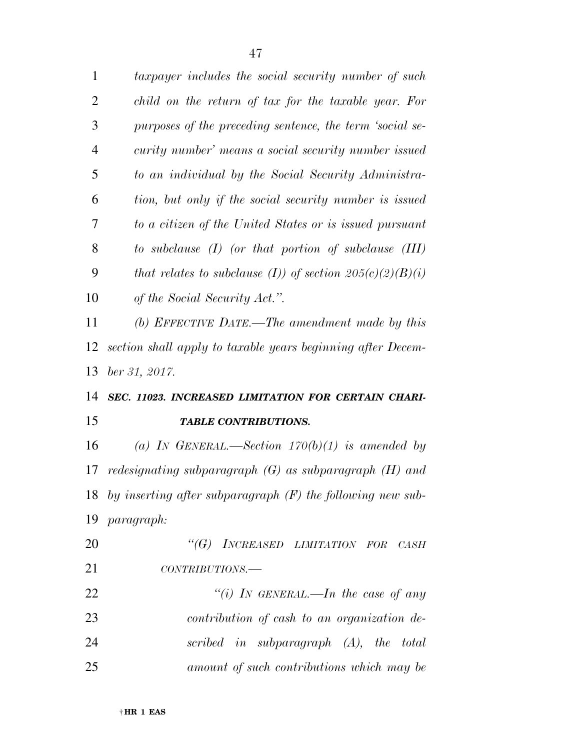*taxpayer includes the social security number of such child on the return of tax for the taxable year. For purposes of the preceding sentence, the term 'social security number' means a social security number issued to an individual by the Social Security Administration, but only if the social security number is issued to a citizen of the United States or is issued pursuant to subclause (I) (or that portion of subclause (III) that relates to subclause (I)) of section 205(c)(2)(B)(i) of the Social Security Act.".*

*(b) EFFECTIVE DATE.—The amendment made by this section shall apply to taxable years beginning after December 31, 2017.*

***SEC. 11023. INCREASED LIMITATION FOR CERTAIN CHARITABLE CONTRIBUTIONS.***

*(a) IN GENERAL.—Section 170(b)(1) is amended by redesignating subparagraph (G) as subparagraph (H) and by inserting after subparagraph (F) the following new subparagraph:*

*"(G) INCREASED LIMITATION FOR CASH CONTRIBUTIONS.—*

*"(i) IN GENERAL.—In the case of any contribution of cash to an organization described in subparagraph (A), the total amount of such contributions which may be*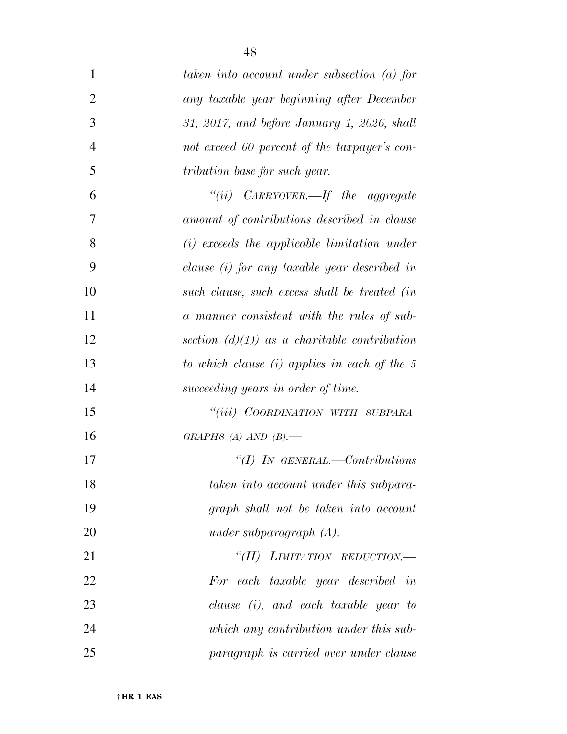*taken into account under subsection (a) for any taxable year beginning after December 31, 2017, and before January 1, 2026, shall not exceed 60 percent of the taxpayer's contribution base for such year.*

*"(ii) CARRYOVER.—If the aggregate amount of contributions described in clause (i) exceeds the applicable limitation under clause (i) for any taxable year described in such clause, such excess shall be treated (in a manner consistent with the rules of subsection (d)(1)) as a charitable contribution to which clause (i) applies in each of the 5 succeeding years in order of time.*

*"(iii) COORDINATION WITH SUBPARAGRAPHS (A) AND (B).—*

*"(I) IN GENERAL.—Contributions taken into account under this subparagraph shall not be taken into account under subparagraph (A).*

*"(II) LIMITATION REDUCTION.—For each taxable year described in clause (i), and each taxable year to which any contribution under this subparagraph is carried over under clause*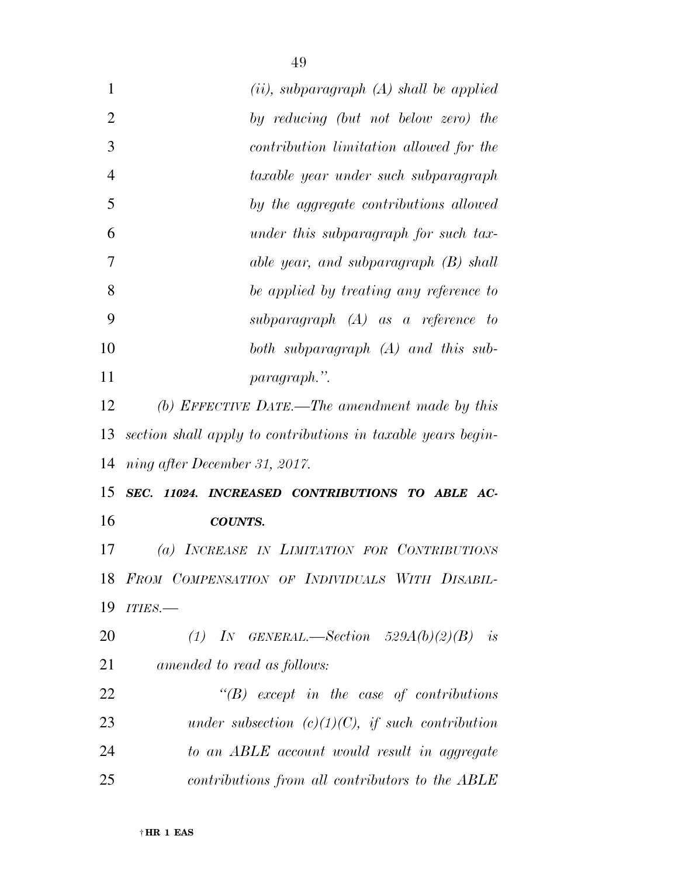*(ii), subparagraph (A) shall be applied by reducing (but not below zero) the contribution limitation allowed for the taxable year under such subparagraph by the aggregate contributions allowed under this subparagraph for such taxable year, and subparagraph (B) shall be applied by treating any reference to subparagraph (A) as a reference to both subparagraph (A) and this subparagraph.".*

*(b) EFFECTIVE DATE.—The amendment made by this section shall apply to contributions in taxable years beginning after December 31, 2017.*

***SEC. 11024. INCREASED CONTRIBUTIONS TO ABLE ACCOUNTS.***

*(a) INCREASE IN LIMITATION FOR CONTRIBUTIONS FROM COMPENSATION OF INDIVIDUALS WITH DISABILITIES.—*

*(1) IN GENERAL.—Section 529A(b)(2)(B) is amended to read as follows:*

*"(B) except in the case of contributions under subsection (c)(1)(C), if such contribution to an ABLE account would result in aggregate contributions from all contributors to the ABLE*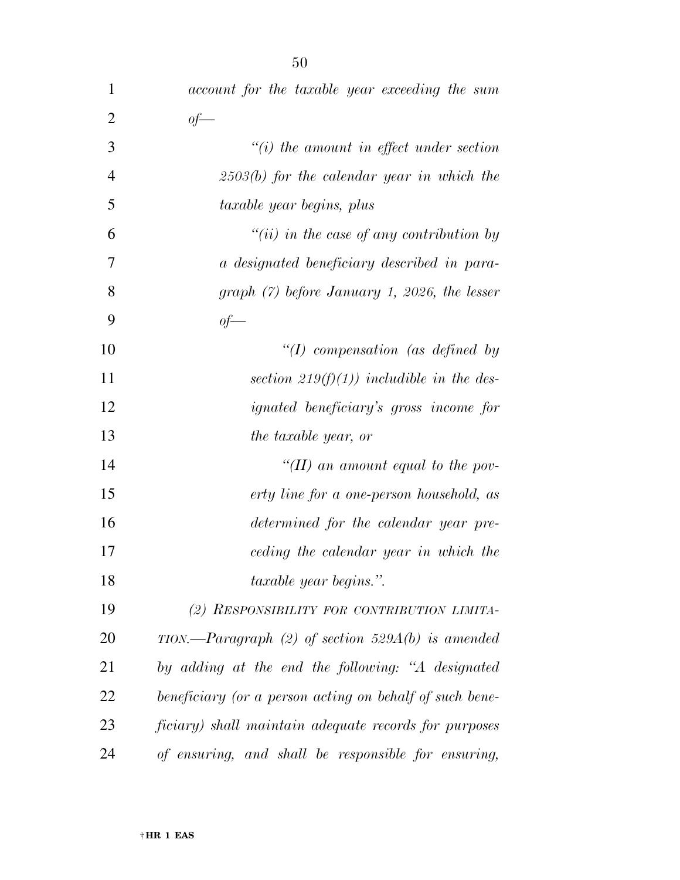*account for the taxable year exceeding the sum of—*

*"(i) the amount in effect under section 2503(b) for the calendar year in which the taxable year begins, plus*

*"(ii) in the case of any contribution by a designated beneficiary described in paragraph (7) before January 1, 2026, the lesser of—*

*"(I) compensation (as defined by section 219(f)(1)) includible in the designated beneficiary's gross income for the taxable year, or*

*"(II) an amount equal to the poverty line for a one-person household, as determined for the calendar year preceding the calendar year in which the taxable year begins.".*

*(2) RESPONSIBILITY FOR CONTRIBUTION LIMITATION.—Paragraph (2) of section 529A(b) is amended by adding at the end the following: "A designated beneficiary (or a person acting on behalf of such beneficiary) shall maintain adequate records for purposes of ensuring, and shall be responsible for ensuring,*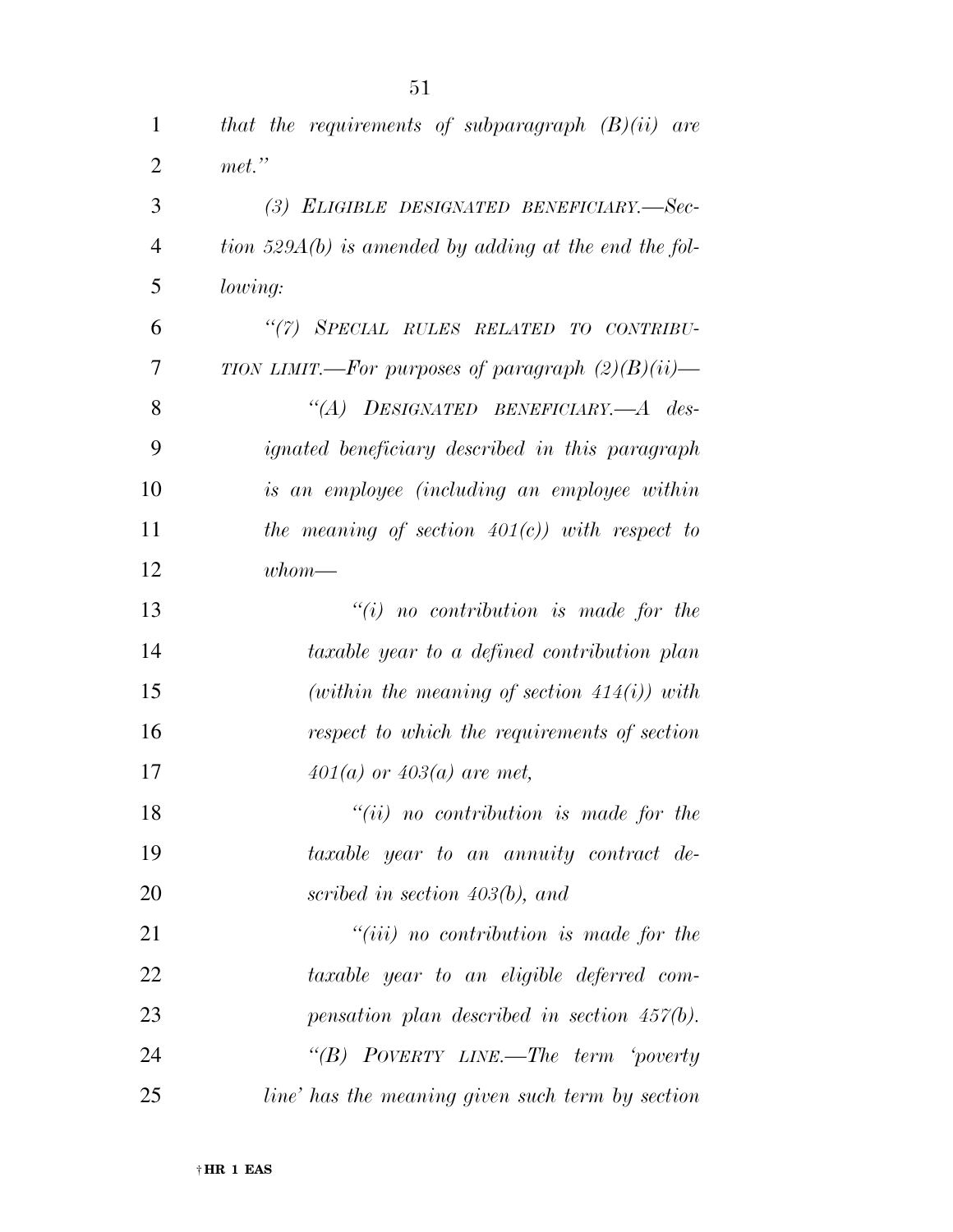*that the requirements of subparagraph (B)(ii) are met.''*

*(3) ELIGIBLE DESIGNATED BENEFICIARY.—Section 529A(b) is amended by adding at the end the following:*

*''(7) SPECIAL RULES RELATED TO CONTRIBUTION LIMIT.—For purposes of paragraph (2)(B)(ii)—*

*''(A) DESIGNATED BENEFICIARY.—A designated beneficiary described in this paragraph is an employee (including an employee within the meaning of section 401(c)) with respect to whom—*

*''(i) no contribution is made for the taxable year to a defined contribution plan (within the meaning of section 414(i)) with respect to which the requirements of section 401(a) or 403(a) are met,*

*''(ii) no contribution is made for the taxable year to an annuity contract described in section 403(b), and*

*''(iii) no contribution is made for the taxable year to an eligible deferred compensation plan described in section 457(b).*

*''(B) POVERTY LINE.—The term 'poverty line' has the meaning given such term by section*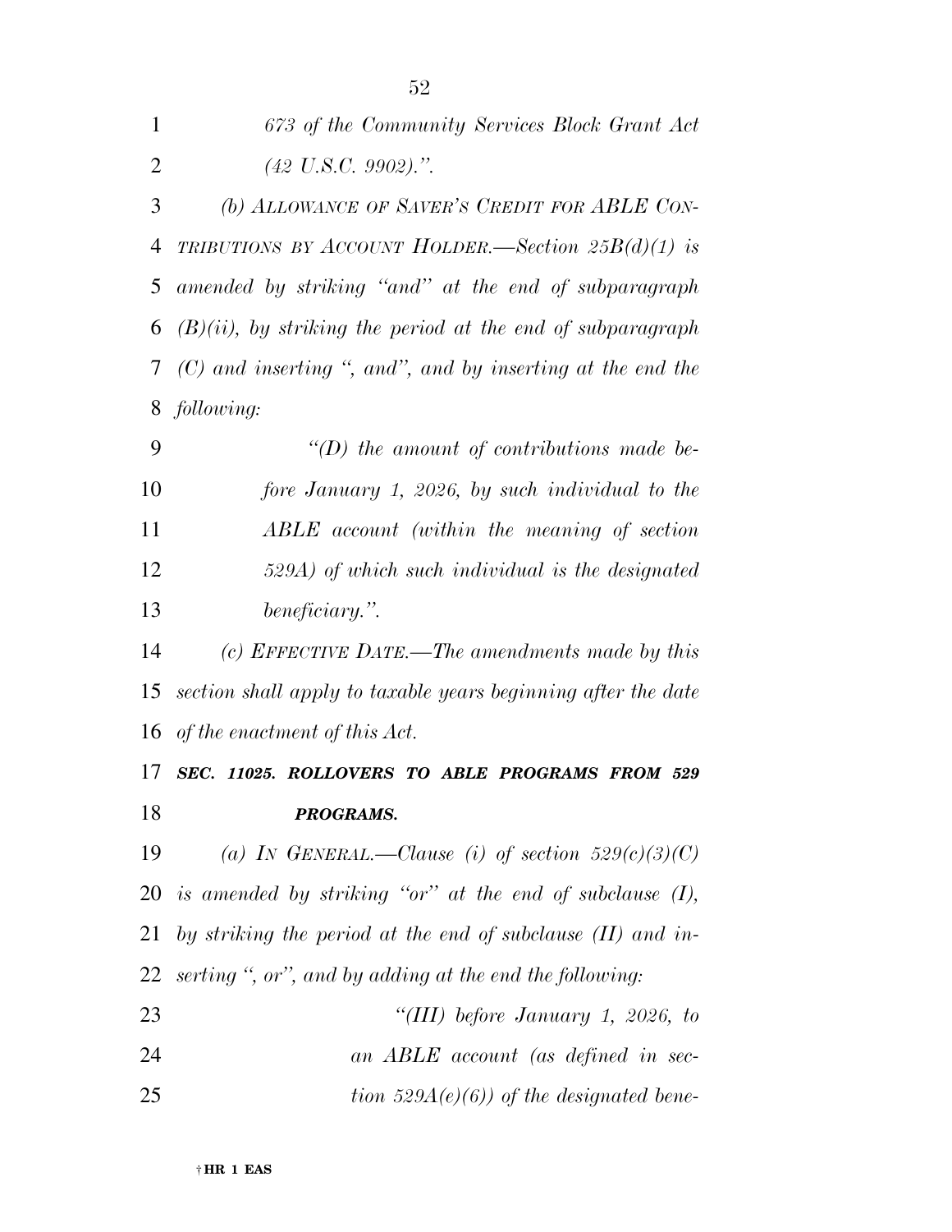*673 of the Community Services Block Grant Act (42 U.S.C. 9902).”.*

*(b) ALLOWANCE OF SAVER'S CREDIT FOR ABLE CONTRIBUTIONS BY ACCOUNT HOLDER.—Section 25B(d)(1) is amended by striking “and” at the end of subparagraph (B)(ii), by striking the period at the end of subparagraph (C) and inserting “, and”, and by inserting at the end the following:*

*“(D) the amount of contributions made before January 1, 2026, by such individual to the ABLE account (within the meaning of section 529A) of which such individual is the designated beneficiary.”.*

*(c) EFFECTIVE DATE.—The amendments made by this section shall apply to taxable years beginning after the date of the enactment of this Act.*

***SEC. 11025. ROLLOVERS TO ABLE PROGRAMS FROM 529 PROGRAMS.***

*(a) IN GENERAL.—Clause (i) of section 529(c)(3)(C) is amended by striking “or” at the end of subclause (I), by striking the period at the end of subclause (II) and inserting “, or”, and by adding at the end the following:*

*“(III) before January 1, 2026, to an ABLE account (as defined in section 529A(e)(6)) of the designated bene-*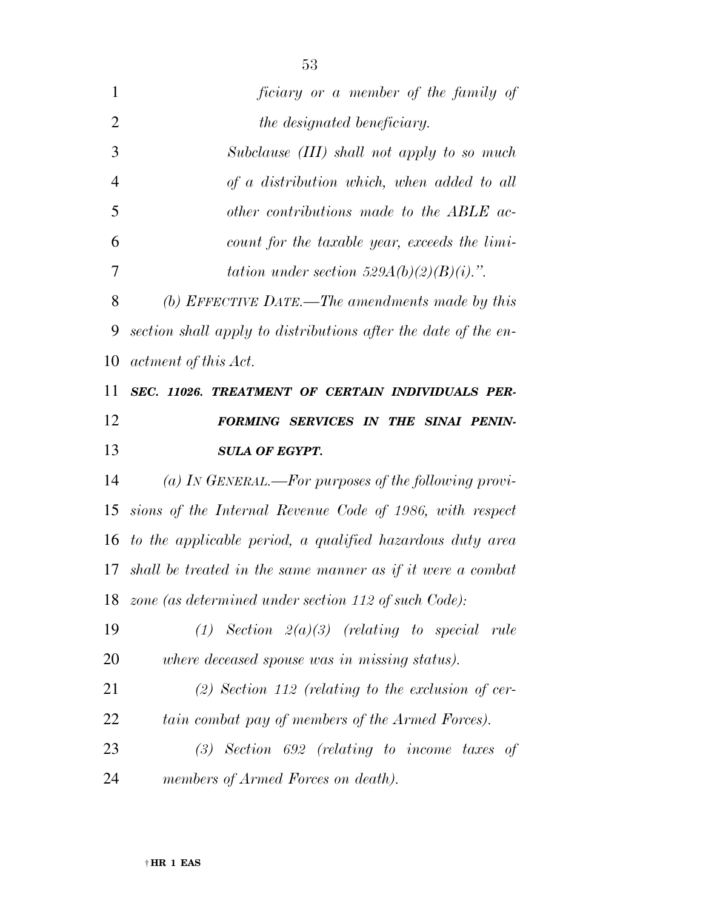*ficiary or a member of the family of the designated beneficiary.*

*Subclause (III) shall not apply to so much of a distribution which, when added to all other contributions made to the ABLE account for the taxable year, exceeds the limitation under section 529A(b)(2)(B)(i).".*

*(b) EFFECTIVE DATE.—The amendments made by this section shall apply to distributions after the date of the enactment of this Act.*

***SEC. 11026. TREATMENT OF CERTAIN INDIVIDUALS PERFORMING SERVICES IN THE SINAI PENINSULA OF EGYPT.***

*(a) IN GENERAL.—For purposes of the following provisions of the Internal Revenue Code of 1986, with respect to the applicable period, a qualified hazardous duty area shall be treated in the same manner as if it were a combat zone (as determined under section 112 of such Code):*

*(1) Section 2(a)(3) (relating to special rule where deceased spouse was in missing status).*

*(2) Section 112 (relating to the exclusion of certain combat pay of members of the Armed Forces).*

*(3) Section 692 (relating to income taxes of members of Armed Forces on death).*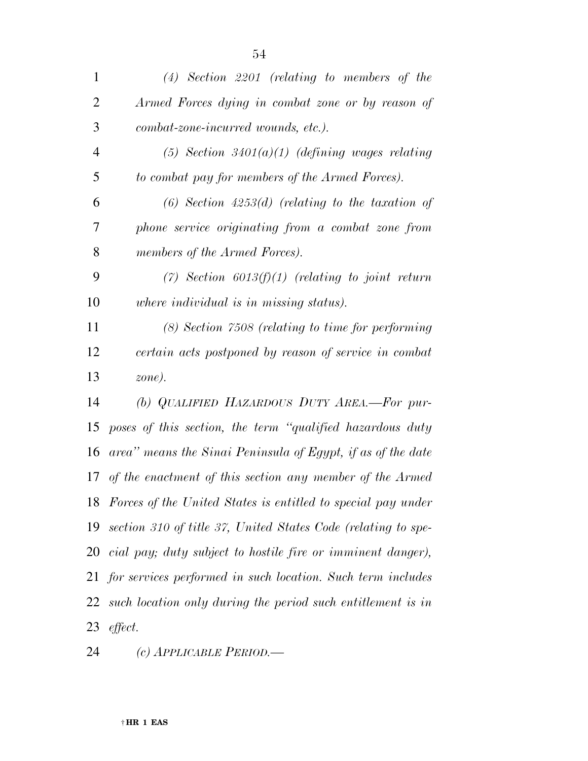*(4) Section 2201 (relating to members of the Armed Forces dying in combat zone or by reason of combat-zone-incurred wounds, etc.).*

*(5) Section 3401(a)(1) (defining wages relating to combat pay for members of the Armed Forces).*

*(6) Section 4253(d) (relating to the taxation of phone service originating from a combat zone from members of the Armed Forces).*

*(7) Section 6013(f)(1) (relating to joint return where individual is in missing status).*

*(8) Section 7508 (relating to time for performing certain acts postponed by reason of service in combat zone).*

*(b) QUALIFIED HAZARDOUS DUTY AREA.—For purposes of this section, the term "qualified hazardous duty area" means the Sinai Peninsula of Egypt, if as of the date of the enactment of this section any member of the Armed Forces of the United States is entitled to special pay under section 310 of title 37, United States Code (relating to special pay; duty subject to hostile fire or imminent danger), for services performed in such location. Such term includes such location only during the period such entitlement is in effect.*

*(c) APPLICABLE PERIOD.—*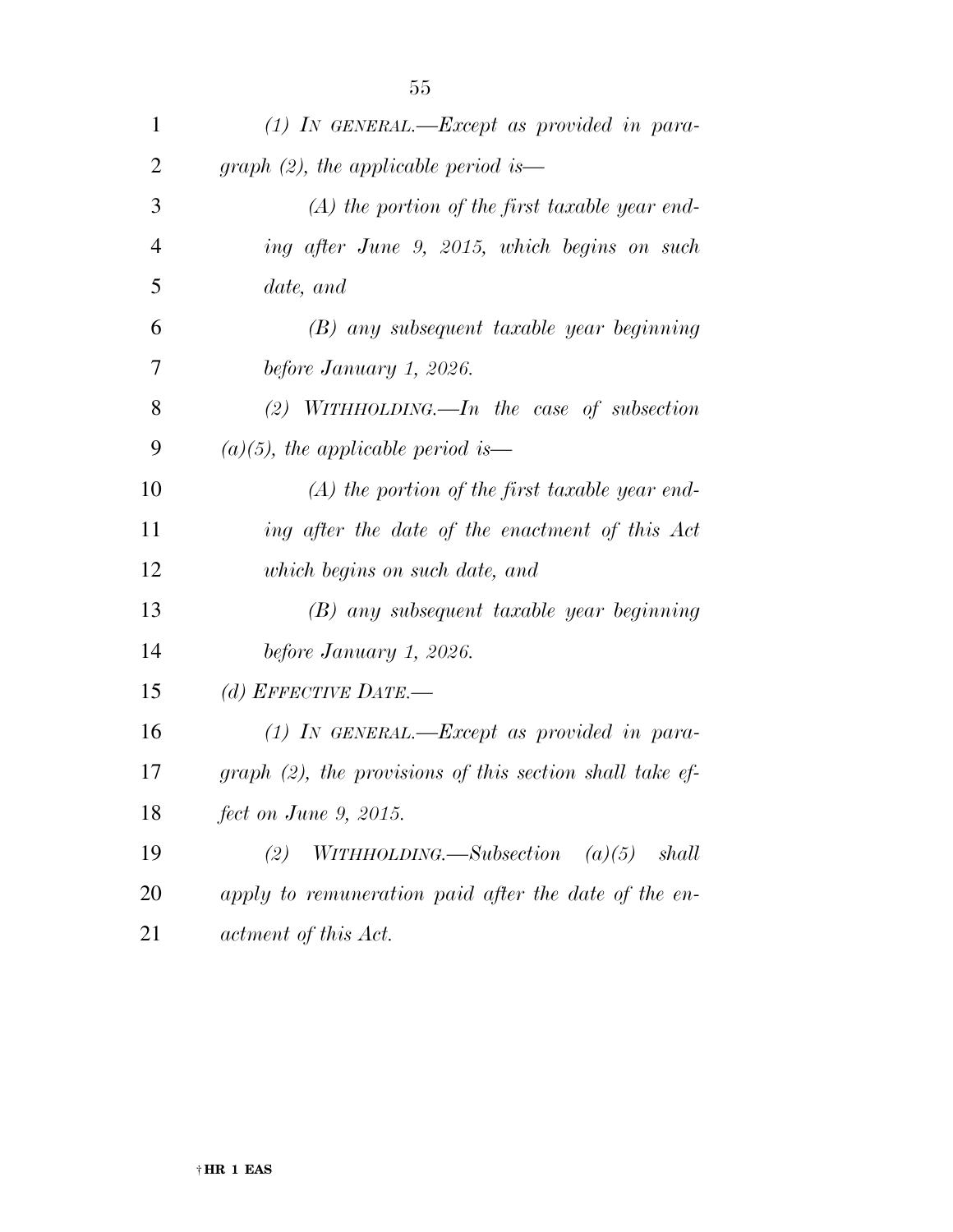*(1) IN GENERAL.—Except as provided in paragraph (2), the applicable period is—*

*(A) the portion of the first taxable year ending after June 9, 2015, which begins on such date, and*

*(B) any subsequent taxable year beginning before January 1, 2026.*

*(2) WITHHOLDING.—In the case of subsection (a)(5), the applicable period is—*

*(A) the portion of the first taxable year ending after the date of the enactment of this Act which begins on such date, and*

*(B) any subsequent taxable year beginning before January 1, 2026.*

*(d) EFFECTIVE DATE.—*

*(1) IN GENERAL.—Except as provided in paragraph (2), the provisions of this section shall take effect on June 9, 2015.*

*(2) WITHHOLDING.—Subsection (a)(5) shall apply to remuneration paid after the date of the enactment of this Act.*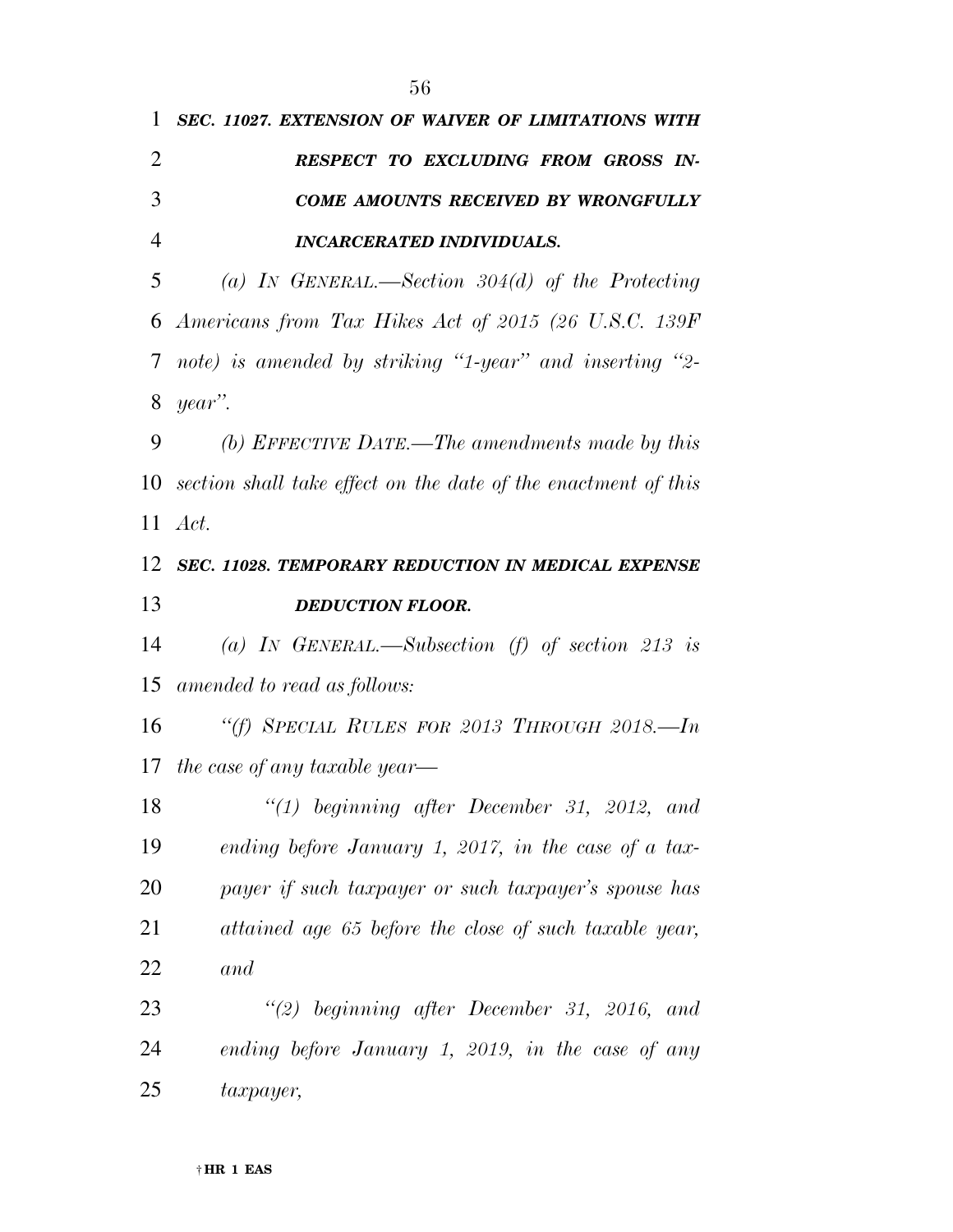***SEC. 11027. EXTENSION OF WAIVER OF LIMITATIONS WITH RESPECT TO EXCLUDING FROM GROSS INCOME AMOUNTS RECEIVED BY WRONGFULLY INCARCERATED INDIVIDUALS.***

*(a) IN GENERAL.—Section 304(d) of the Protecting Americans from Tax Hikes Act of 2015 (26 U.S.C. 139F note) is amended by striking "1-year" and inserting "2-year".*

*(b) EFFECTIVE DATE.—The amendments made by this section shall take effect on the date of the enactment of this Act.*

***SEC. 11028. TEMPORARY REDUCTION IN MEDICAL EXPENSE DEDUCTION FLOOR.***

*(a) IN GENERAL.—Subsection (f) of section 213 is amended to read as follows:*

*"(f) SPECIAL RULES FOR 2013 THROUGH 2018.—In the case of any taxable year—*

*"(1) beginning after December 31, 2012, and ending before January 1, 2017, in the case of a taxpayer if such taxpayer or such taxpayer's spouse has attained age 65 before the close of such taxable year, and*

*"(2) beginning after December 31, 2016, and ending before January 1, 2019, in the case of any taxpayer,*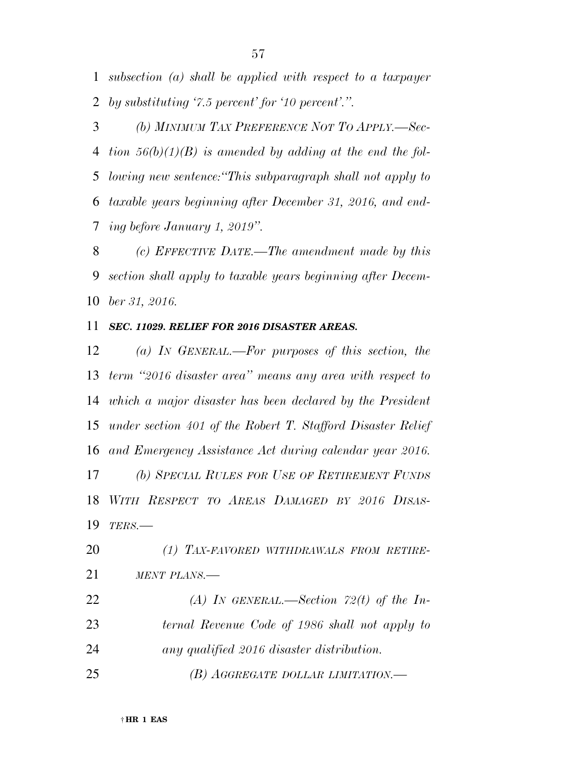*subsection (a) shall be applied with respect to a taxpayer by substituting '7.5 percent' for '10 percent'.".*

*(b) MINIMUM TAX PREFERENCE NOT TO APPLY.—Section 56(b)(1)(B) is amended by adding at the end the following new sentence:"This subparagraph shall not apply to taxable years beginning after December 31, 2016, and ending before January 1, 2019".*

*(c) EFFECTIVE DATE.—The amendment made by this section shall apply to taxable years beginning after December 31, 2016.*

***SEC. 11029. RELIEF FOR 2016 DISASTER AREAS.***

*(a) IN GENERAL.—For purposes of this section, the term "2016 disaster area" means any area with respect to which a major disaster has been declared by the President under section 401 of the Robert T. Stafford Disaster Relief and Emergency Assistance Act during calendar year 2016.*

*(b) SPECIAL RULES FOR USE OF RETIREMENT FUNDS WITH RESPECT TO AREAS DAMAGED BY 2016 DISASTERS.—*

*(1) TAX-FAVORED WITHDRAWALS FROM RETIREMENT PLANS.—*

*(A) IN GENERAL.—Section 72(t) of the Internal Revenue Code of 1986 shall not apply to any qualified 2016 disaster distribution.*

*(B) AGGREGATE DOLLAR LIMITATION.—*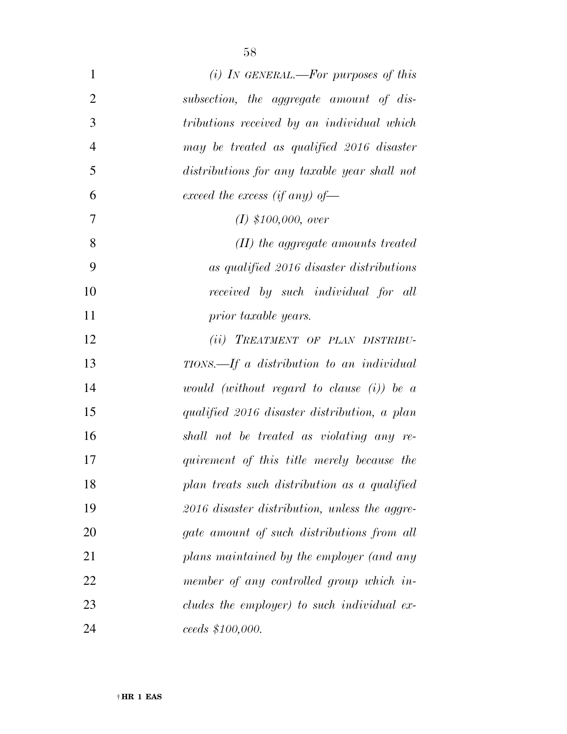*(i) IN GENERAL.—For purposes of this subsection, the aggregate amount of distributions received by an individual which may be treated as qualified 2016 disaster distributions for any taxable year shall not exceed the excess (if any) of—*

*(I) $100,000, over*

*(II) the aggregate amounts treated as qualified 2016 disaster distributions received by such individual for all prior taxable years.*

*(ii) TREATMENT OF PLAN DISTRIBUTIONS.—If a distribution to an individual would (without regard to clause (i)) be a qualified 2016 disaster distribution, a plan shall not be treated as violating any requirement of this title merely because the plan treats such distribution as a qualified 2016 disaster distribution, unless the aggregate amount of such distributions from all plans maintained by the employer (and any member of any controlled group which includes the employer) to such individual exceeds $100,000.*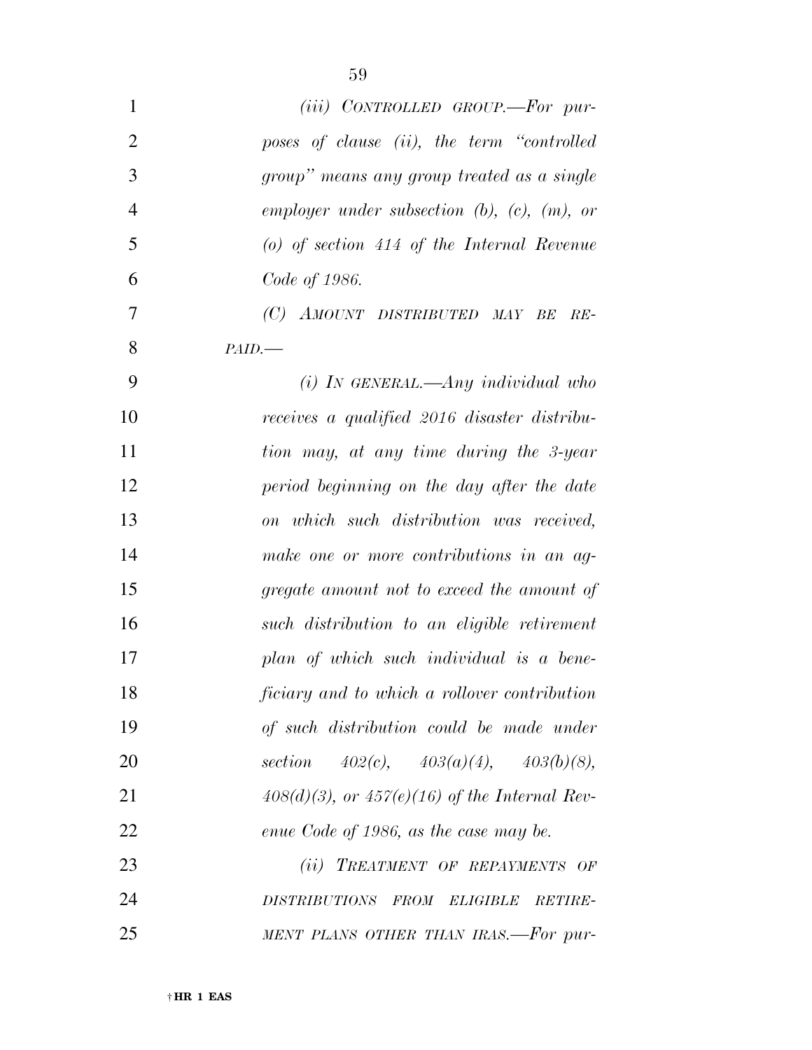*(iii) CONTROLLED GROUP.—For purposes of clause (ii), the term "controlled group" means any group treated as a single employer under subsection (b), (c), (m), or (o) of section 414 of the Internal Revenue Code of 1986.*

*(C) AMOUNT DISTRIBUTED MAY BE REPAID.—*

*(i) IN GENERAL.—Any individual who receives a qualified 2016 disaster distribution may, at any time during the 3-year period beginning on the day after the date on which such distribution was received, make one or more contributions in an aggregate amount not to exceed the amount of such distribution to an eligible retirement plan of which such individual is a beneficiary and to which a rollover contribution of such distribution could be made under section 402(c), 403(a)(4), 403(b)(8), 408(d)(3), or 457(e)(16) of the Internal Revenue Code of 1986, as the case may be.*

*(ii) TREATMENT OF REPAYMENTS OF DISTRIBUTIONS FROM ELIGIBLE RETIREMENT PLANS OTHER THAN IRAS.—For pur-*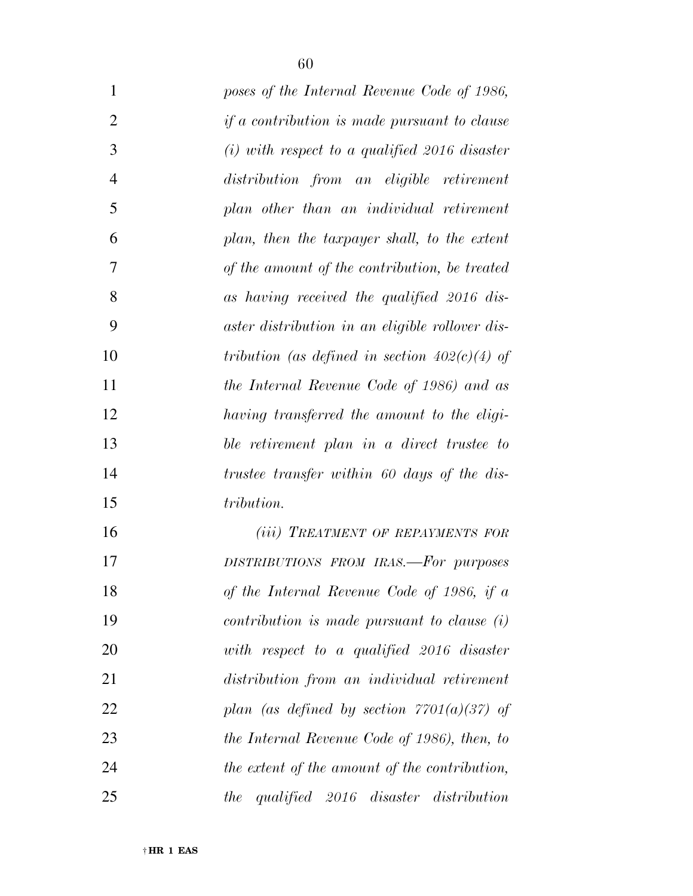*poses of the Internal Revenue Code of 1986, if a contribution is made pursuant to clause (i) with respect to a qualified 2016 disaster distribution from an eligible retirement plan other than an individual retirement plan, then the taxpayer shall, to the extent of the amount of the contribution, be treated as having received the qualified 2016 disaster distribution in an eligible rollover distribution (as defined in section 402(c)(4) of the Internal Revenue Code of 1986) and as having transferred the amount to the eligible retirement plan in a direct trustee to trustee transfer within 60 days of the distribution.*

*(iii) TREATMENT OF REPAYMENTS FOR DISTRIBUTIONS FROM IRAS.—For purposes of the Internal Revenue Code of 1986, if a contribution is made pursuant to clause (i) with respect to a qualified 2016 disaster distribution from an individual retirement plan (as defined by section 7701(a)(37) of the Internal Revenue Code of 1986), then, to the extent of the amount of the contribution, the qualified 2016 disaster distribution*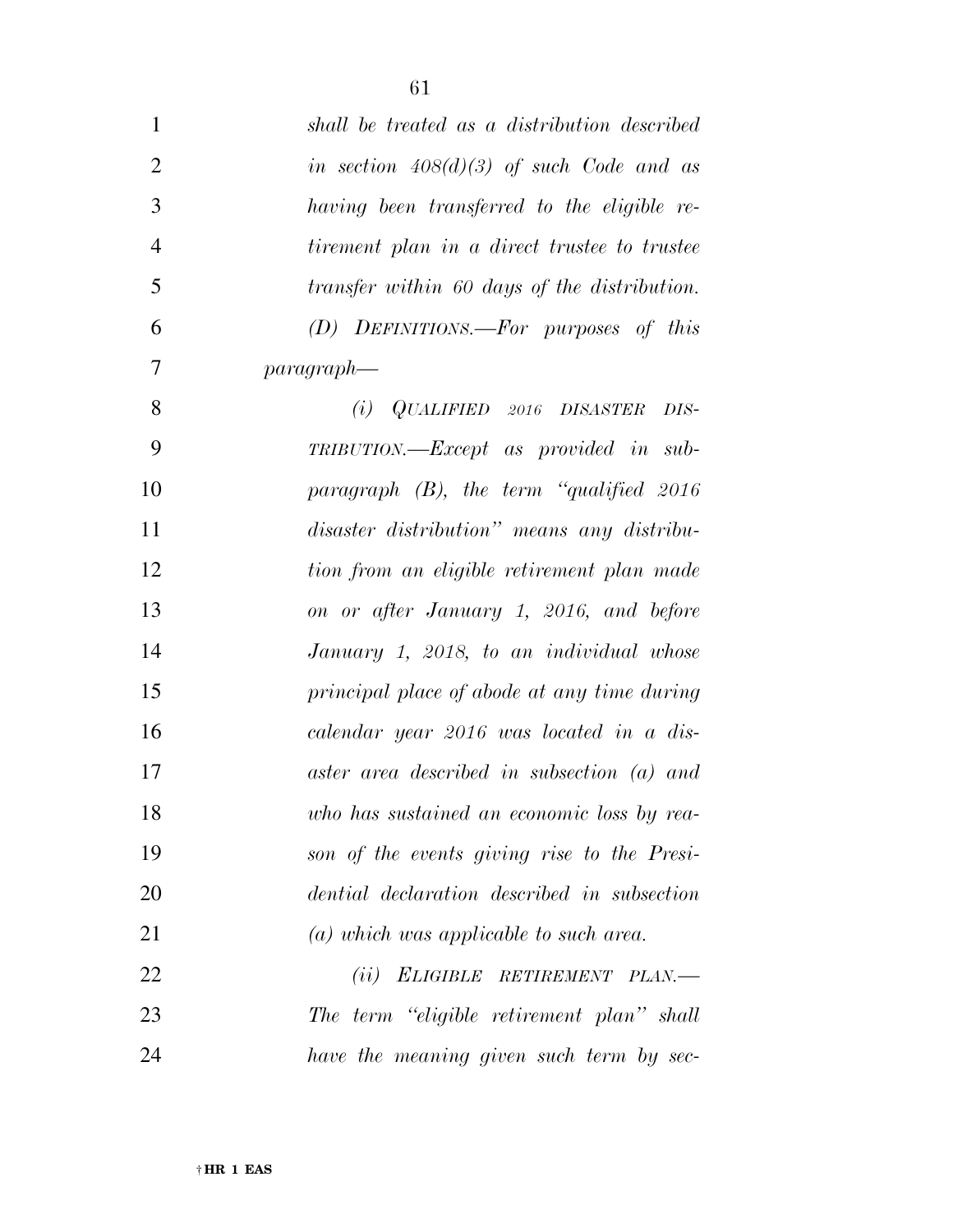*shall be treated as a distribution described in section 408(d)(3) of such Code and as having been transferred to the eligible retirement plan in a direct trustee to trustee transfer within 60 days of the distribution.*

*(D) DEFINITIONS.—For purposes of this paragraph—*

*(i) QUALIFIED 2016 DISASTER DISTRIBUTION.—Except as provided in subparagraph (B), the term "qualified 2016 disaster distribution" means any distribution from an eligible retirement plan made on or after January 1, 2016, and before January 1, 2018, to an individual whose principal place of abode at any time during calendar year 2016 was located in a disaster area described in subsection (a) and who has sustained an economic loss by reason of the events giving rise to the Presidential declaration described in subsection (a) which was applicable to such area.*

*(ii) ELIGIBLE RETIREMENT PLAN.—The term "eligible retirement plan" shall have the meaning given such term by sec-*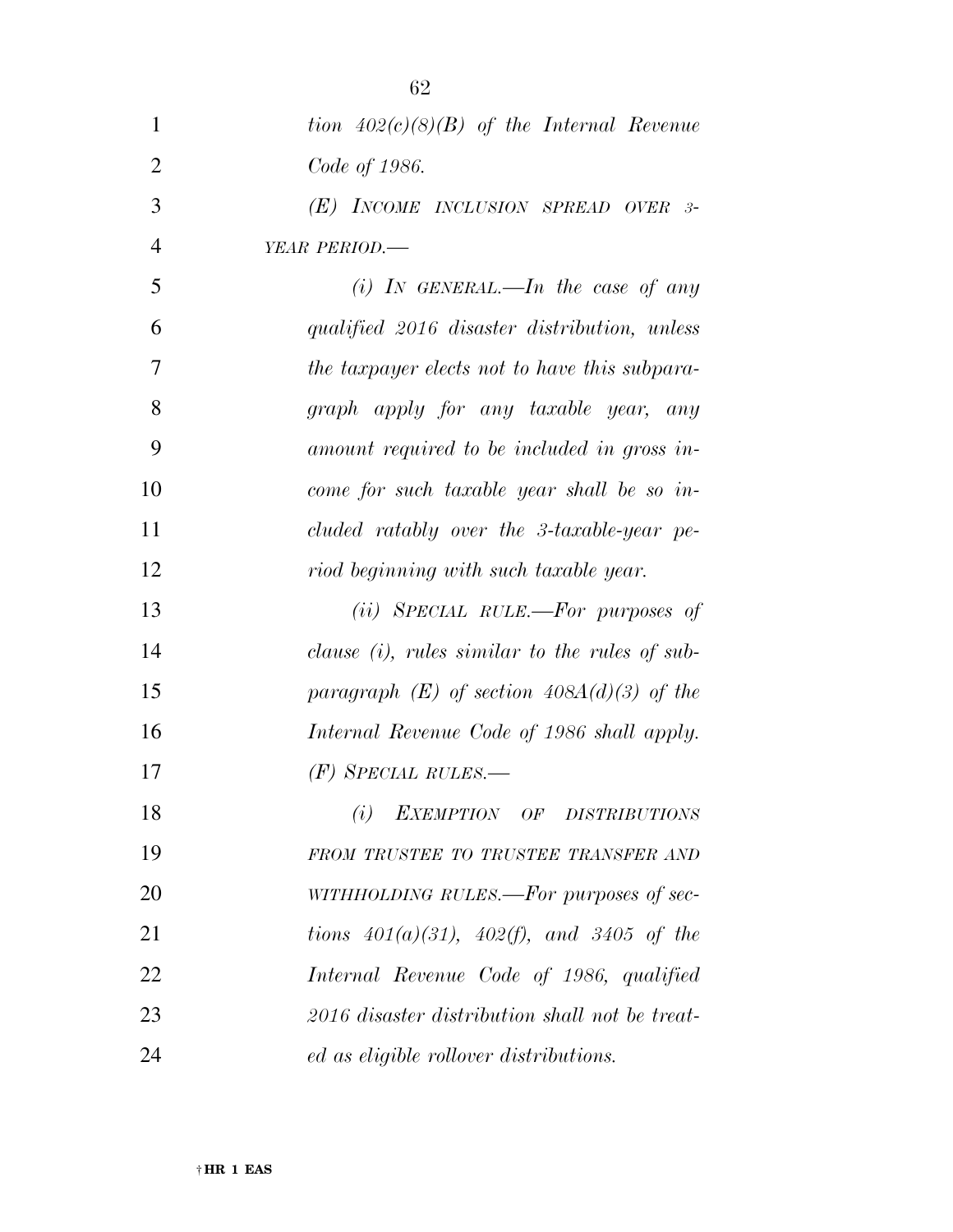*tion 402(c)(8)(B) of the Internal Revenue Code of 1986.*

*(E) INCOME INCLUSION SPREAD OVER 3-YEAR PERIOD.—*

*(i) IN GENERAL.—In the case of any qualified 2016 disaster distribution, unless the taxpayer elects not to have this subparagraph apply for any taxable year, any amount required to be included in gross income for such taxable year shall be so included ratably over the 3-taxable-year period beginning with such taxable year.*

*(ii) SPECIAL RULE.—For purposes of clause (i), rules similar to the rules of subparagraph (E) of section 408A(d)(3) of the Internal Revenue Code of 1986 shall apply.*

*(F) SPECIAL RULES.—*

*(i) EXEMPTION OF DISTRIBUTIONS FROM TRUSTEE TO TRUSTEE TRANSFER AND WITHHOLDING RULES.—For purposes of sections 401(a)(31), 402(f), and 3405 of the Internal Revenue Code of 1986, qualified 2016 disaster distribution shall not be treated as eligible rollover distributions.*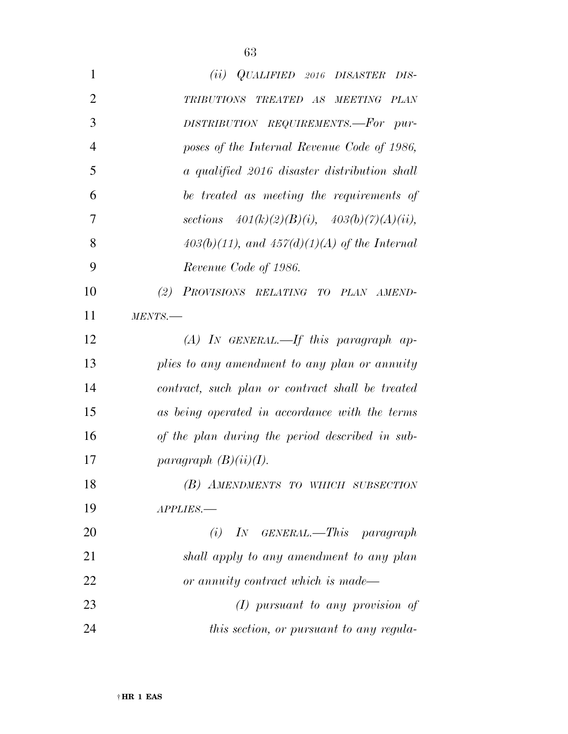*(ii) QUALIFIED 2016 DISASTER DISTRIBUTIONS TREATED AS MEETING PLAN DISTRIBUTION REQUIREMENTS.—For purposes of the Internal Revenue Code of 1986, a qualified 2016 disaster distribution shall be treated as meeting the requirements of sections 401(k)(2)(B)(i), 403(b)(7)(A)(ii), 403(b)(11), and 457(d)(1)(A) of the Internal Revenue Code of 1986.*

*(2) PROVISIONS RELATING TO PLAN AMENDMENTS.—*

*(A) IN GENERAL.—If this paragraph applies to any amendment to any plan or annuity contract, such plan or contract shall be treated as being operated in accordance with the terms of the plan during the period described in subparagraph (B)(ii)(I).*

*(B) AMENDMENTS TO WHICH SUBSECTION APPLIES.—*

*(i) IN GENERAL.—This paragraph shall apply to any amendment to any plan or annuity contract which is made—*

*(I) pursuant to any provision of this section, or pursuant to any regula-*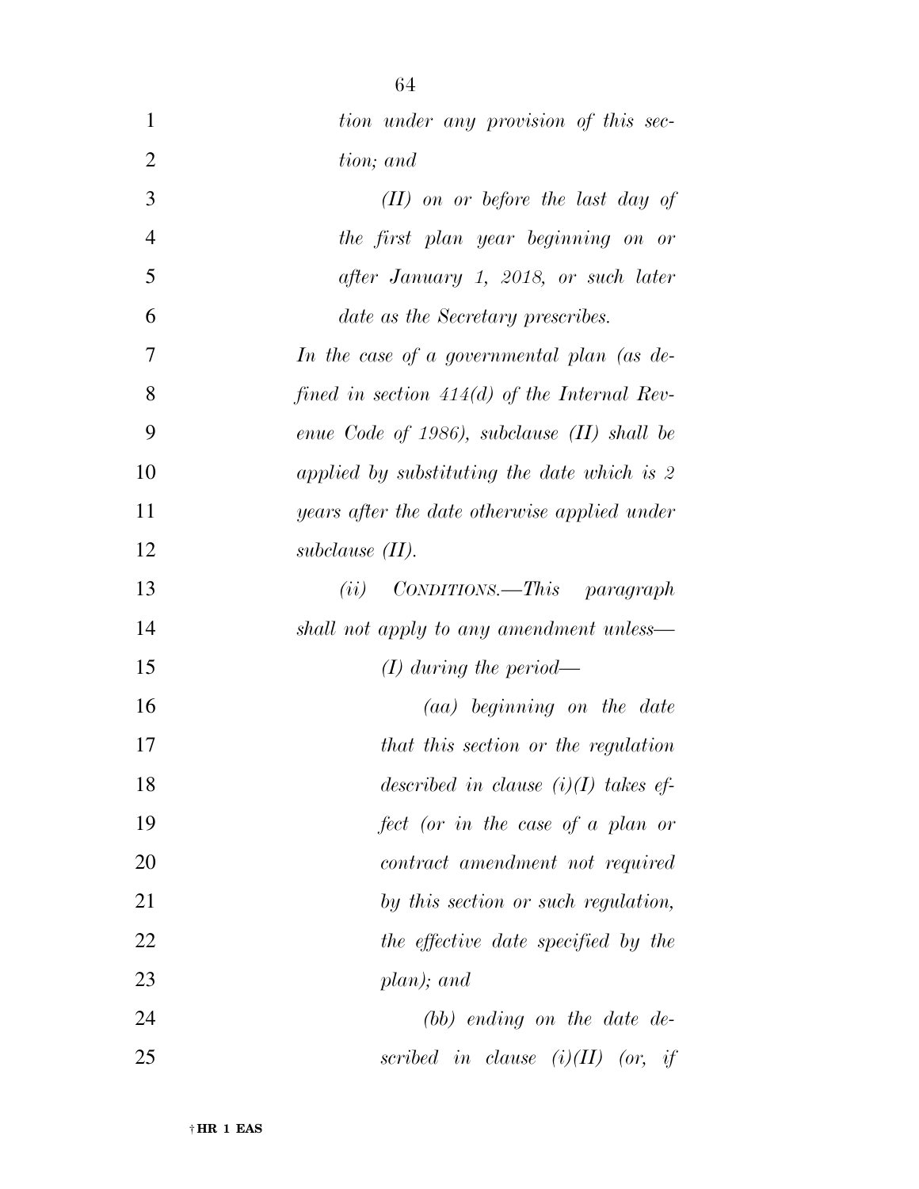*tion under any provision of this section; and*

*(II) on or before the last day of the first plan year beginning on or after January 1, 2018, or such later date as the Secretary prescribes.*

*In the case of a governmental plan (as defined in section 414(d) of the Internal Revenue Code of 1986), subclause (II) shall be applied by substituting the date which is 2 years after the date otherwise applied under subclause (II).*

*(ii) CONDITIONS.—This paragraph shall not apply to any amendment unless—*

*(I) during the period—*

*(aa) beginning on the date that this section or the regulation described in clause (i)(I) takes effect (or in the case of a plan or contract amendment not required by this section or such regulation, the effective date specified by the plan); and*

*(bb) ending on the date described in clause (i)(II) (or, if*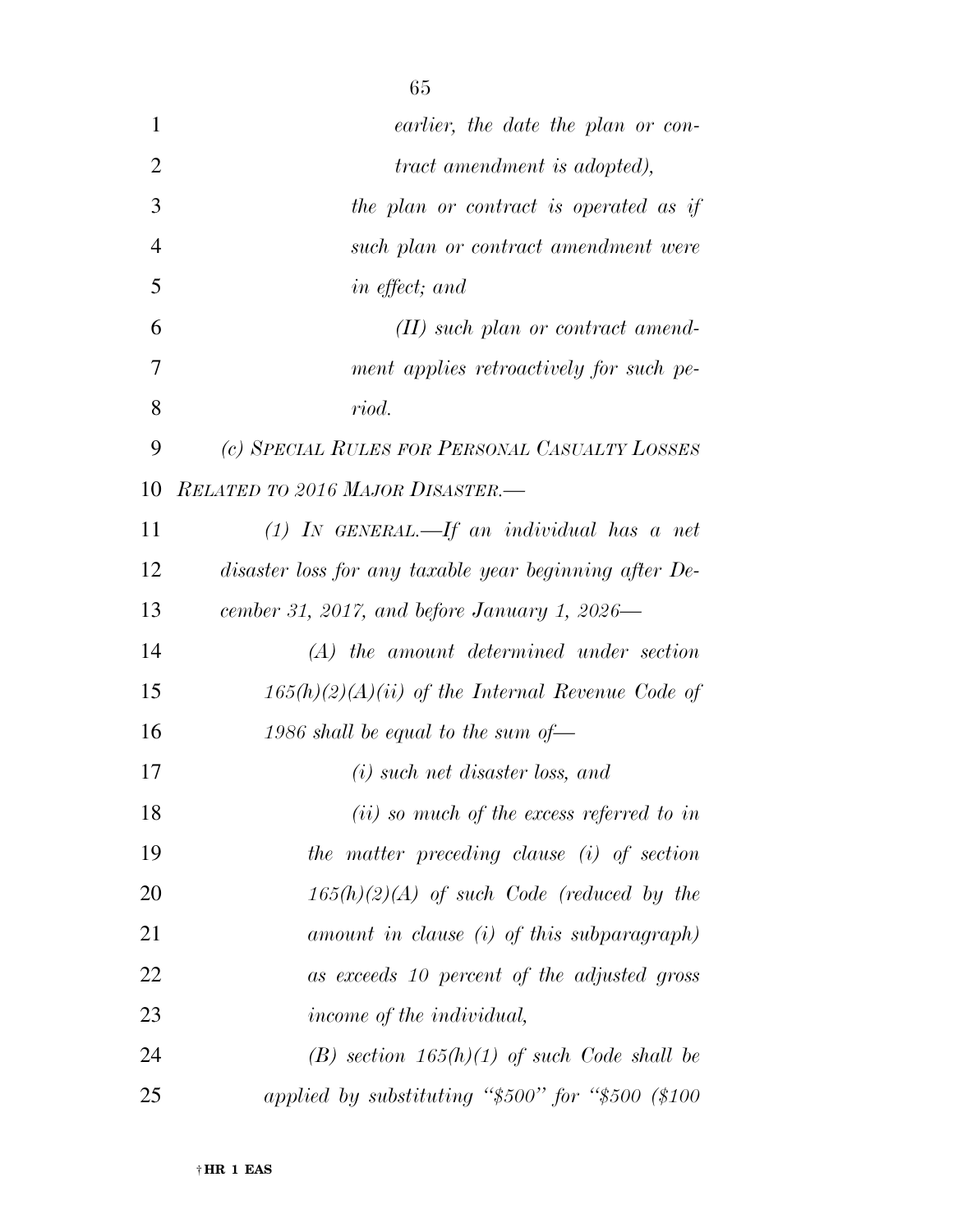*earlier, the date the plan or contract amendment is adopted),*

*the plan or contract is operated as if such plan or contract amendment were in effect; and*

*(II) such plan or contract amendment applies retroactively for such period.*

*(c) SPECIAL RULES FOR PERSONAL CASUALTY LOSSES RELATED TO 2016 MAJOR DISASTER.—*

*(1) IN GENERAL.—If an individual has a net disaster loss for any taxable year beginning after December 31, 2017, and before January 1, 2026—*

*(A) the amount determined under section 165(h)(2)(A)(ii) of the Internal Revenue Code of 1986 shall be equal to the sum of—*

*(i) such net disaster loss, and*

*(ii) so much of the excess referred to in the matter preceding clause (i) of section 165(h)(2)(A) of such Code (reduced by the amount in clause (i) of this subparagraph) as exceeds 10 percent of the adjusted gross income of the individual,*

*(B) section 165(h)(1) of such Code shall be applied by substituting "$500" for "$500 ($100*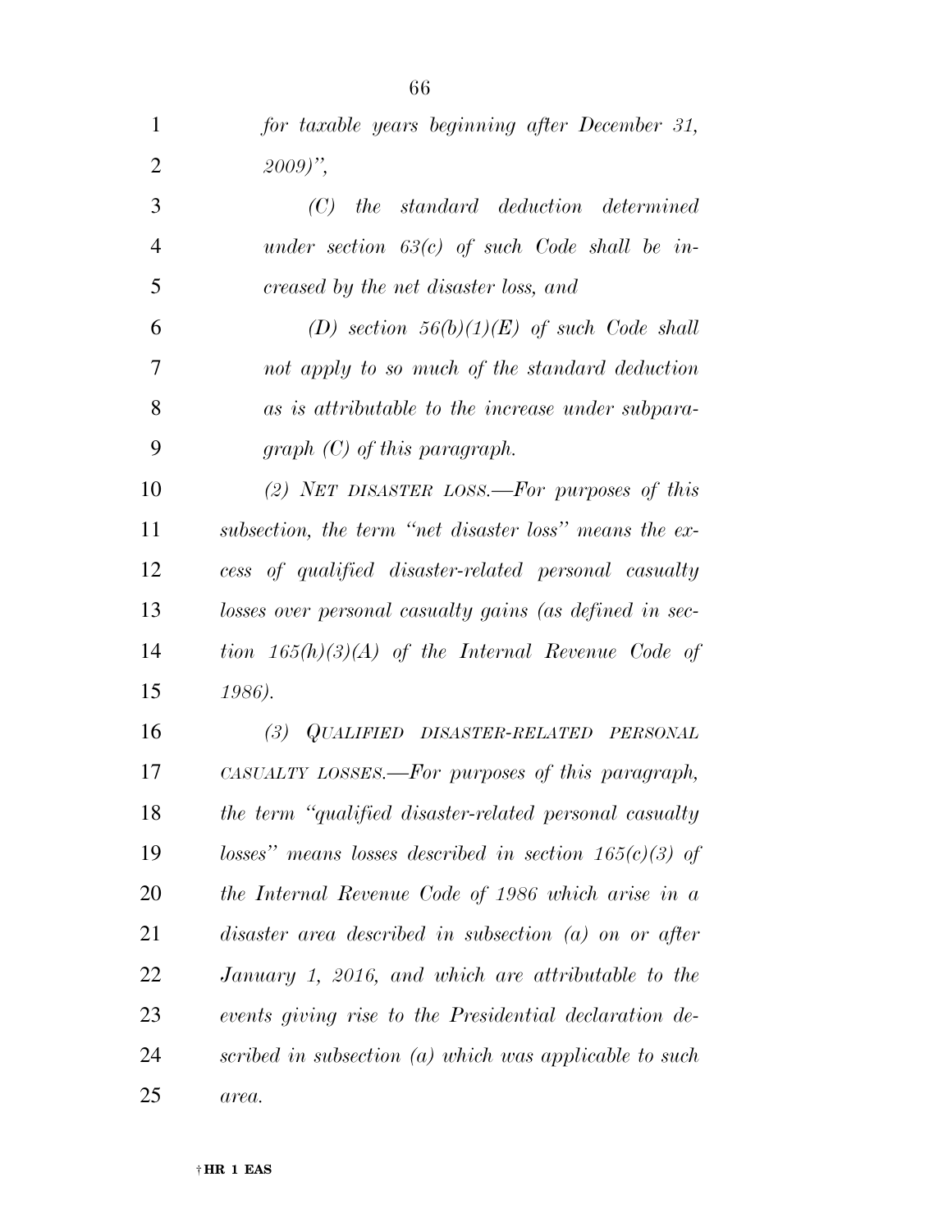*for taxable years beginning after December 31, 2009)",*

*(C) the standard deduction determined under section 63(c) of such Code shall be increased by the net disaster loss, and*

*(D) section 56(b)(1)(E) of such Code shall not apply to so much of the standard deduction as is attributable to the increase under subparagraph (C) of this paragraph.*

*(2) NET DISASTER LOSS.—For purposes of this subsection, the term "net disaster loss" means the excess of qualified disaster-related personal casualty losses over personal casualty gains (as defined in section 165(h)(3)(A) of the Internal Revenue Code of 1986).*

*(3) QUALIFIED DISASTER-RELATED PERSONAL CASUALTY LOSSES.—For purposes of this paragraph, the term "qualified disaster-related personal casualty losses" means losses described in section 165(c)(3) of the Internal Revenue Code of 1986 which arise in a disaster area described in subsection (a) on or after January 1, 2016, and which are attributable to the events giving rise to the Presidential declaration described in subsection (a) which was applicable to such area.*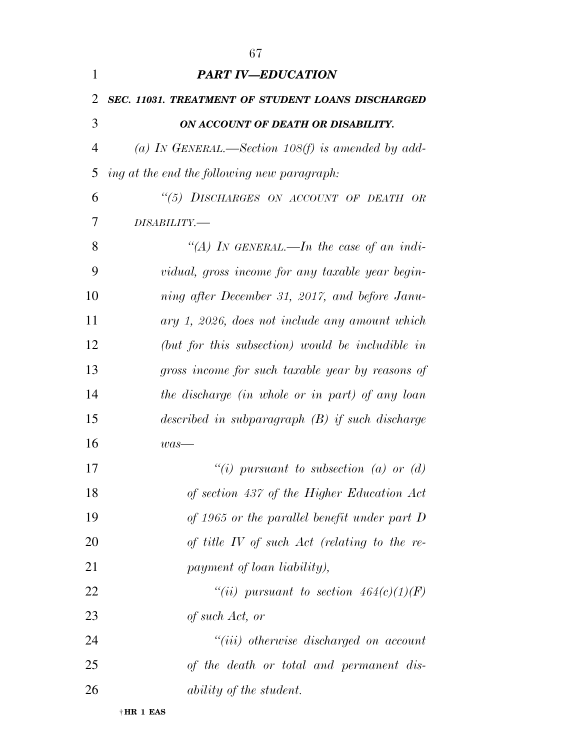## *PART IV—EDUCATION*

### *SEC. 11031. TREATMENT OF STUDENT LOANS DISCHARGED ON ACCOUNT OF DEATH OR DISABILITY.*

*(a) IN GENERAL.—Section 108(f) is amended by adding at the end the following new paragraph:*

*"(5) DISCHARGES ON ACCOUNT OF DEATH OR DISABILITY.—*

*"(A) IN GENERAL.—In the case of an individual, gross income for any taxable year beginning after December 31, 2017, and before January 1, 2026, does not include any amount which (but for this subsection) would be includible in gross income for such taxable year by reasons of the discharge (in whole or in part) of any loan described in subparagraph (B) if such discharge was—*

*"(i) pursuant to subsection (a) or (d) of section 437 of the Higher Education Act of 1965 or the parallel benefit under part D of title IV of such Act (relating to the repayment of loan liability),*

*"(ii) pursuant to section 464(c)(1)(F) of such Act, or*

*"(iii) otherwise discharged on account of the death or total and permanent disability of the student.*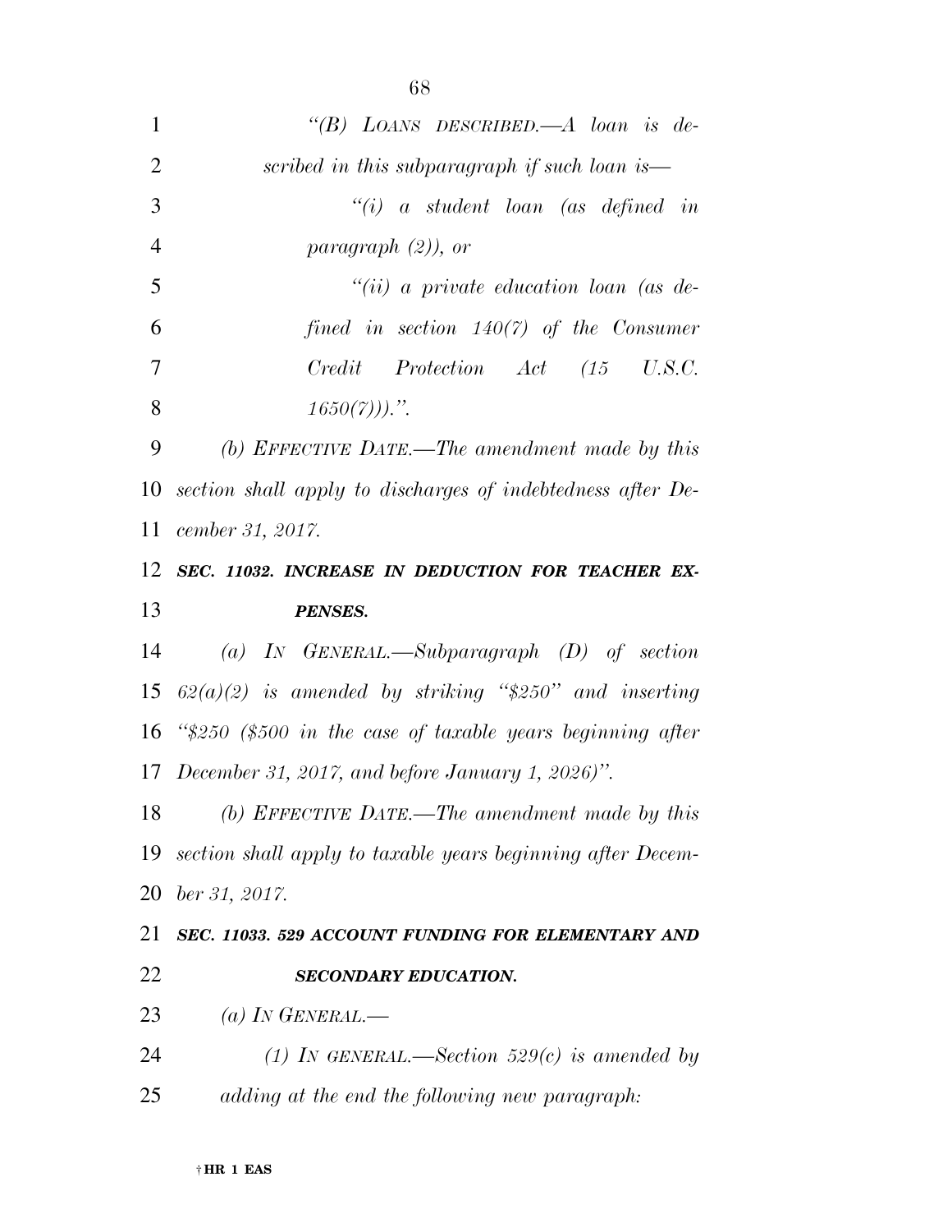"(B) LOANS DESCRIBED.—A loan is described in this subparagraph if such loan is—

"(i) a student loan (as defined in paragraph (2)), or

"(ii) a private education loan (as defined in section 140(7) of the Consumer Credit Protection Act (15 U.S.C. 1650(7)))."

(b) EFFECTIVE DATE.—The amendment made by this section shall apply to discharges of indebtedness after December 31, 2017.

**SEC. 11032. INCREASE IN DEDUCTION FOR TEACHER EXPENSES.**

(a) IN GENERAL.—Subparagraph (D) of section 62(a)(2) is amended by striking "$250" and inserting "$250 ($500 in the case of taxable years beginning after December 31, 2017, and before January 1, 2026)".

(b) EFFECTIVE DATE.—The amendment made by this section shall apply to taxable years beginning after December 31, 2017.

**SEC. 11033. 529 ACCOUNT FUNDING FOR ELEMENTARY AND SECONDARY EDUCATION.**

(a) IN GENERAL.—

(1) IN GENERAL.—Section 529(c) is amended by adding at the end the following new paragraph: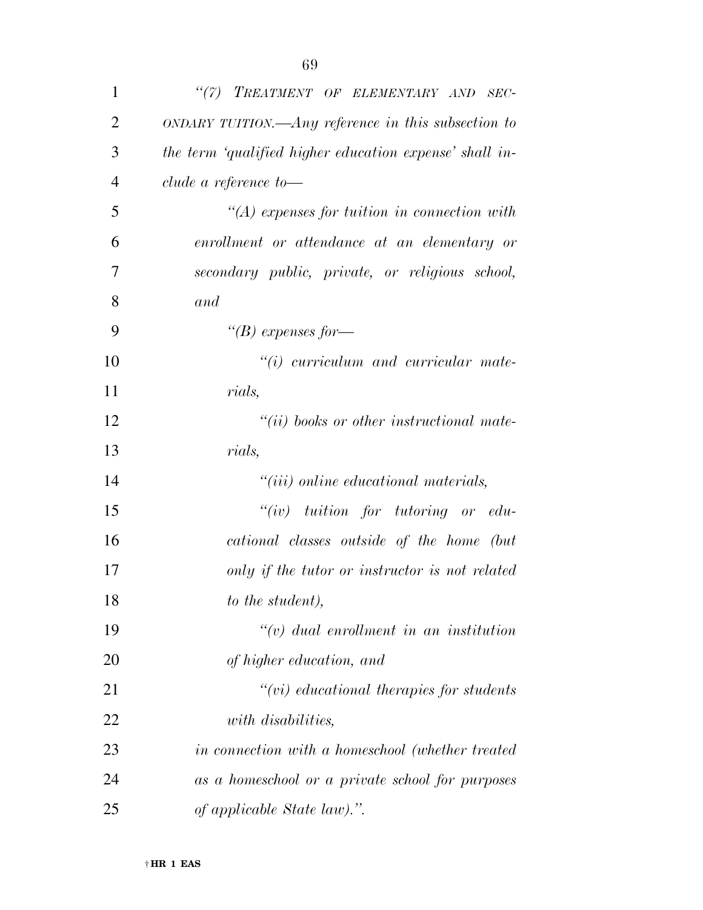*"(7) TREATMENT OF ELEMENTARY AND SECONDARY TUITION.—Any reference in this subsection to the term 'qualified higher education expense' shall include a reference to—*

*"(A) expenses for tuition in connection with enrollment or attendance at an elementary or secondary public, private, or religious school, and*

*"(B) expenses for—*

*"(i) curriculum and curricular materials,*

*"(ii) books or other instructional materials,*

*"(iii) online educational materials,*

*"(iv) tuition for tutoring or educational classes outside of the home (but only if the tutor or instructor is not related to the student),*

*"(v) dual enrollment in an institution of higher education, and*

*"(vi) educational therapies for students with disabilities,*

*in connection with a homeschool (whether treated as a homeschool or a private school for purposes of applicable State law).".*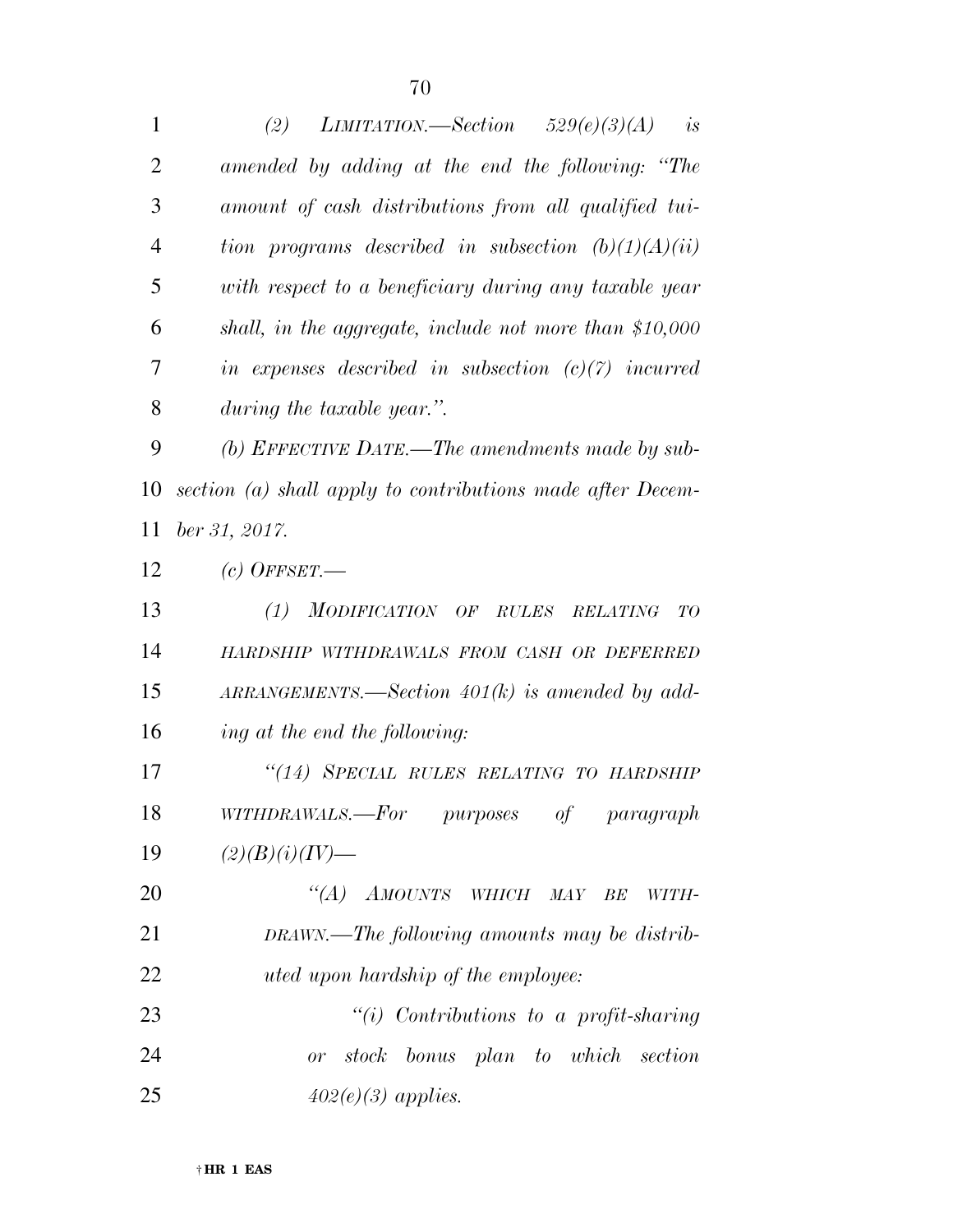*(2) LIMITATION.—Section 529(e)(3)(A) is amended by adding at the end the following: "The amount of cash distributions from all qualified tuition programs described in subsection (b)(1)(A)(ii) with respect to a beneficiary during any taxable year shall, in the aggregate, include not more than $10,000 in expenses described in subsection (c)(7) incurred during the taxable year.".*

*(b) EFFECTIVE DATE.—The amendments made by subsection (a) shall apply to contributions made after December 31, 2017.*

*(c) OFFSET.—*

*(1) MODIFICATION OF RULES RELATING TO HARDSHIP WITHDRAWALS FROM CASH OR DEFERRED ARRANGEMENTS.—Section 401(k) is amended by adding at the end the following:*

*"(14) SPECIAL RULES RELATING TO HARDSHIP WITHDRAWALS.—For purposes of paragraph (2)(B)(i)(IV)—*

*"(A) AMOUNTS WHICH MAY BE WITHDRAWN.—The following amounts may be distributed upon hardship of the employee:*

*"(i) Contributions to a profit-sharing or stock bonus plan to which section 402(e)(3) applies.*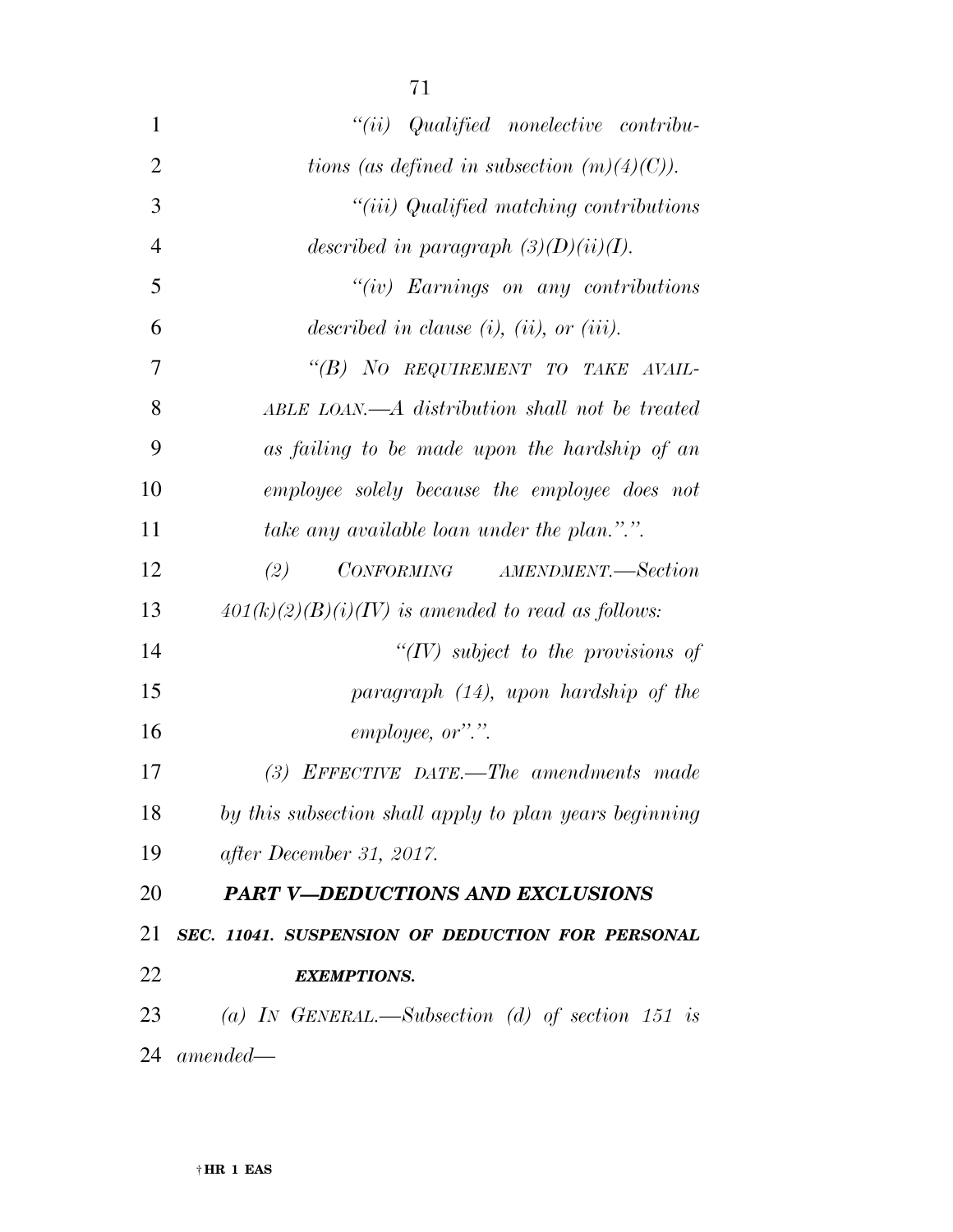*"(ii) Qualified nonelective contributions (as defined in subsection (m)(4)(C)).*

*"(iii) Qualified matching contributions described in paragraph (3)(D)(ii)(I).*

*"(iv) Earnings on any contributions described in clause (i), (ii), or (iii).*

*"(B) NO REQUIREMENT TO TAKE AVAILABLE LOAN.—A distribution shall not be treated as failing to be made upon the hardship of an employee solely because the employee does not take any available loan under the plan.".".*

*(2) CONFORMING AMENDMENT.—Section 401(k)(2)(B)(i)(IV) is amended to read as follows:*

*"(IV) subject to the provisions of paragraph (14), upon hardship of the employee, or".".*

*(3) EFFECTIVE DATE.—The amendments made by this subsection shall apply to plan years beginning after December 31, 2017.*

***PART V—DEDUCTIONS AND EXCLUSIONS***

***SEC. 11041. SUSPENSION OF DEDUCTION FOR PERSONAL EXEMPTIONS.***

*(a) IN GENERAL.—Subsection (d) of section 151 is amended—*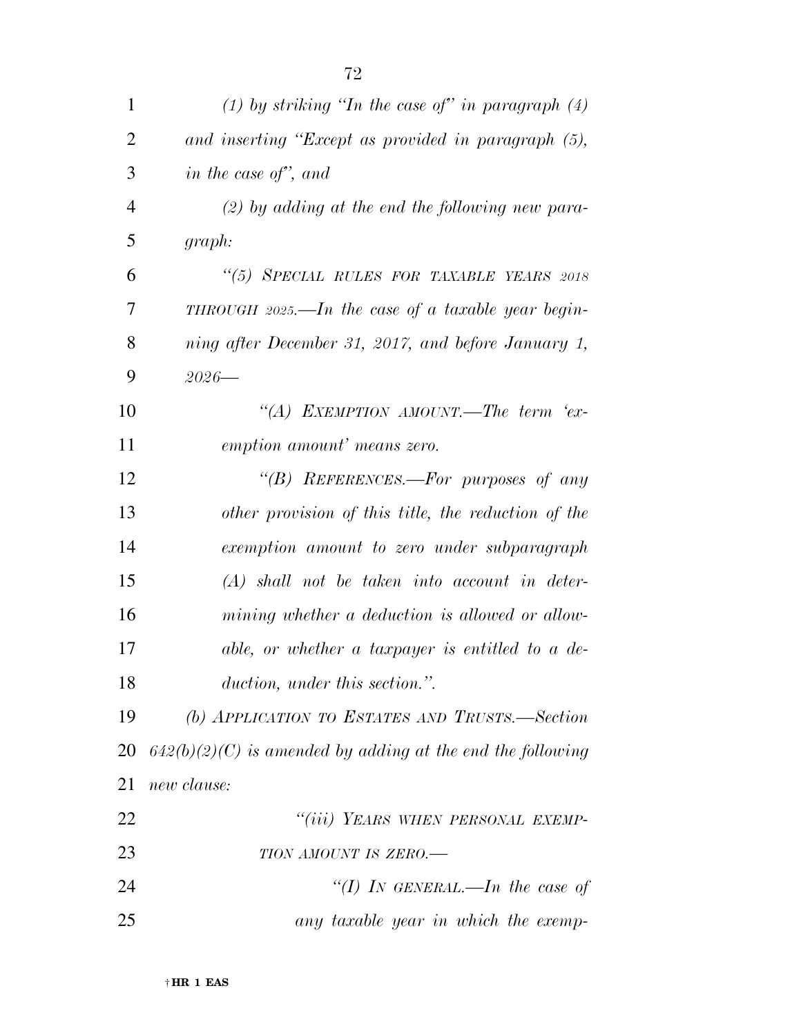*(1) by striking "In the case of" in paragraph (4) and inserting "Except as provided in paragraph (5), in the case of", and*

*(2) by adding at the end the following new paragraph:*

*"(5) SPECIAL RULES FOR TAXABLE YEARS 2018 THROUGH 2025.—In the case of a taxable year beginning after December 31, 2017, and before January 1, 2026—*

*"(A) EXEMPTION AMOUNT.—The term 'exemption amount' means zero.*

*"(B) REFERENCES.—For purposes of any other provision of this title, the reduction of the exemption amount to zero under subparagraph (A) shall not be taken into account in determining whether a deduction is allowed or allowable, or whether a taxpayer is entitled to a deduction, under this section.".*

*(b) APPLICATION TO ESTATES AND TRUSTS.—Section 642(b)(2)(C) is amended by adding at the end the following new clause:*

*"(iii) YEARS WHEN PERSONAL EXEMPTION AMOUNT IS ZERO.—*

*"(I) IN GENERAL.—In the case of any taxable year in which the exemp-*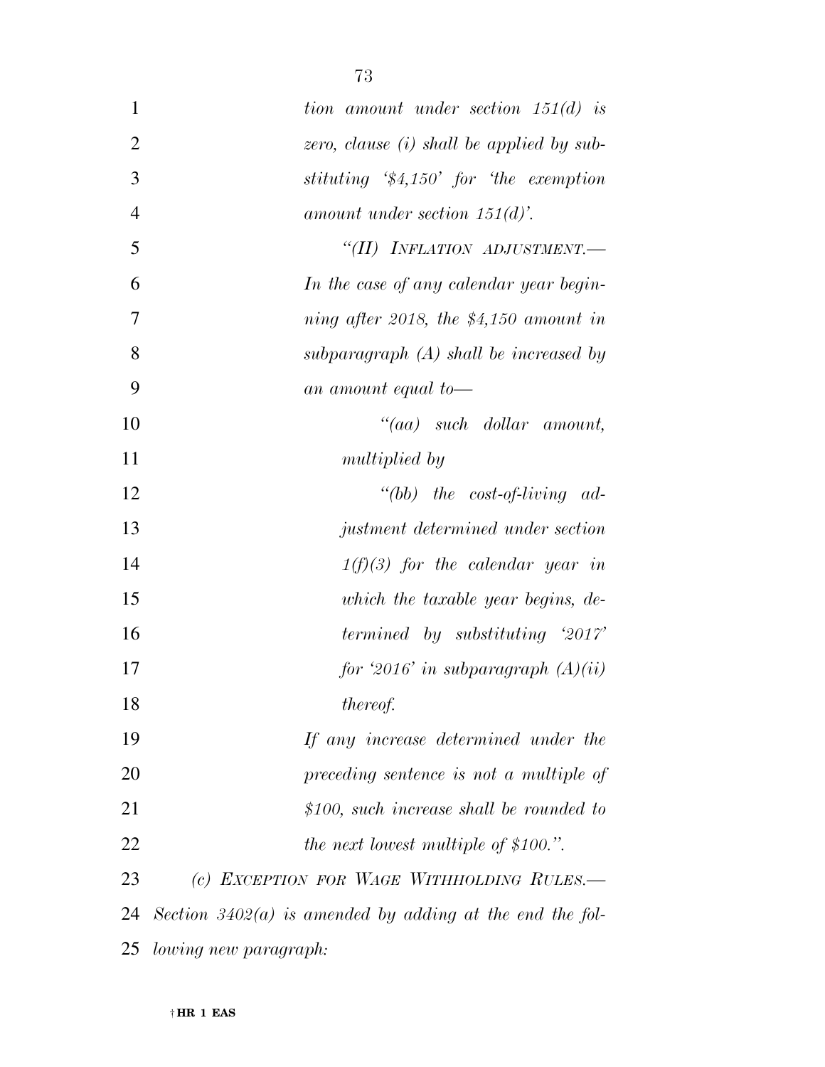*tion amount under section 151(d) is zero, clause (i) shall be applied by substituting '$4,150' for 'the exemption amount under section 151(d)'.*

*"(II) INFLATION ADJUSTMENT.—In the case of any calendar year beginning after 2018, the $4,150 amount in subparagraph (A) shall be increased by an amount equal to—*

*"(aa) such dollar amount, multiplied by*

*"(bb) the cost-of-living adjustment determined under section 1(f)(3) for the calendar year in which the taxable year begins, determined by substituting '2017' for '2016' in subparagraph (A)(ii) thereof.*

*If any increase determined under the preceding sentence is not a multiple of $100, such increase shall be rounded to the next lowest multiple of $100.".*

*(c) EXCEPTION FOR WAGE WITHHOLDING RULES.—Section 3402(a) is amended by adding at the end the following new paragraph:*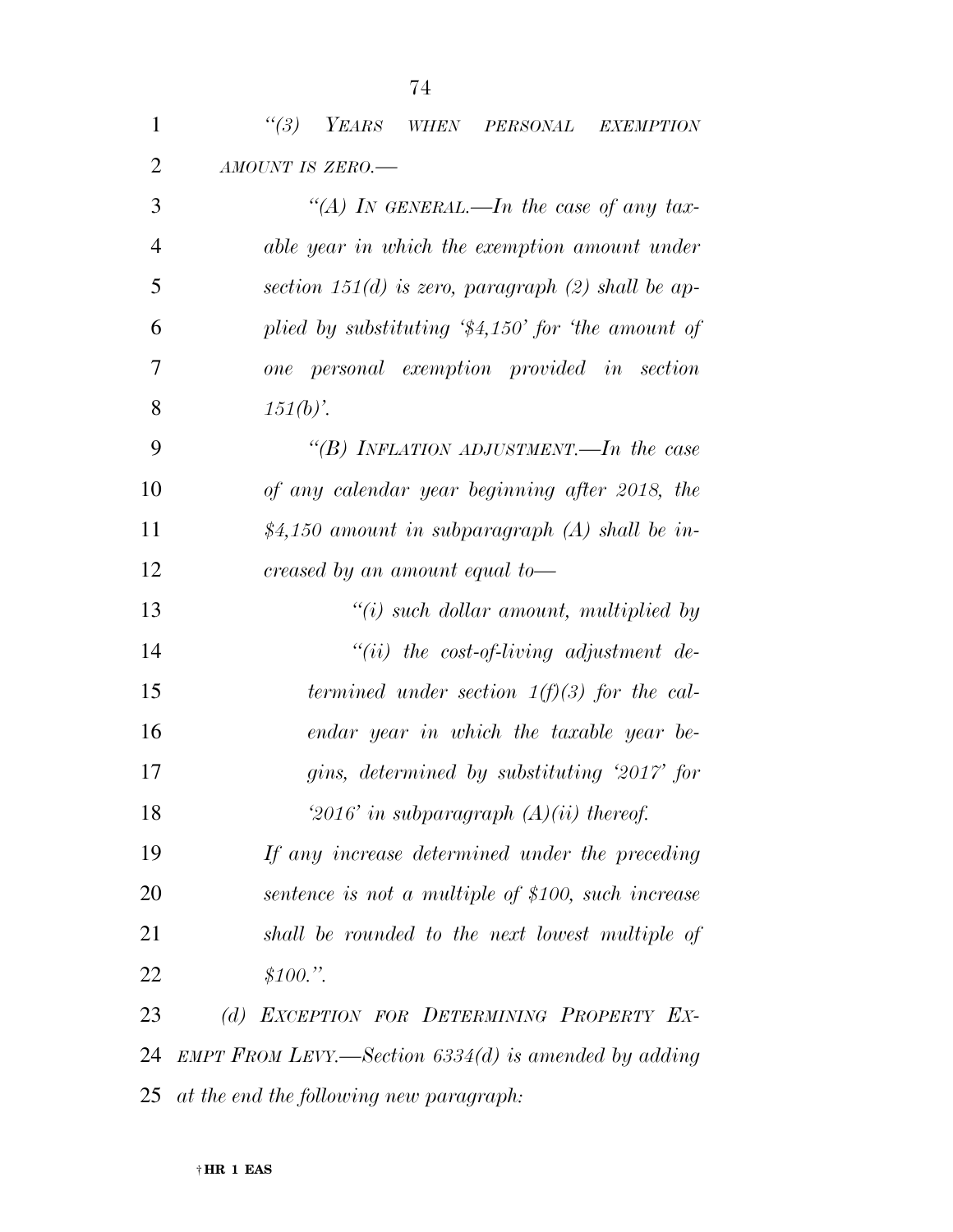*"(3) YEARS WHEN PERSONAL EXEMPTION AMOUNT IS ZERO.—*

*"(A) IN GENERAL.—In the case of any taxable year in which the exemption amount under section 151(d) is zero, paragraph (2) shall be applied by substituting '$4,150' for 'the amount of one personal exemption provided in section 151(b)'.*

*"(B) INFLATION ADJUSTMENT.—In the case of any calendar year beginning after 2018, the $4,150 amount in subparagraph (A) shall be increased by an amount equal to—*

*"(i) such dollar amount, multiplied by*

*"(ii) the cost-of-living adjustment determined under section 1(f)(3) for the calendar year in which the taxable year begins, determined by substituting '2017' for '2016' in subparagraph (A)(ii) thereof.*

*If any increase determined under the preceding sentence is not a multiple of $100, such increase shall be rounded to the next lowest multiple of $100.".*

*(d) EXCEPTION FOR DETERMINING PROPERTY EXEMPT FROM LEVY.—Section 6334(d) is amended by adding at the end the following new paragraph:*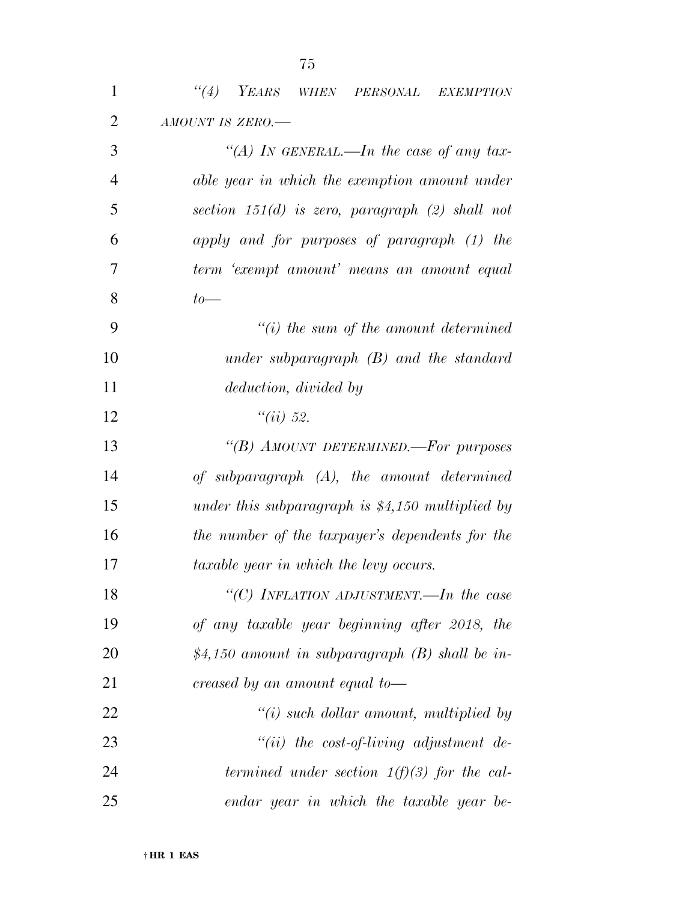*“(4) YEARS WHEN PERSONAL EXEMPTION AMOUNT IS ZERO.—*

*“(A) IN GENERAL.—In the case of any taxable year in which the exemption amount under section 151(d) is zero, paragraph (2) shall not apply and for purposes of paragraph (1) the term ‘exempt amount’ means an amount equal to—*

*“(i) the sum of the amount determined under subparagraph (B) and the standard deduction, divided by*

*“(ii) 52.*

*“(B) AMOUNT DETERMINED.—For purposes of subparagraph (A), the amount determined under this subparagraph is $4,150 multiplied by the number of the taxpayer’s dependents for the taxable year in which the levy occurs.*

*“(C) INFLATION ADJUSTMENT.—In the case of any taxable year beginning after 2018, the $4,150 amount in subparagraph (B) shall be increased by an amount equal to—*

*“(i) such dollar amount, multiplied by*

*“(ii) the cost-of-living adjustment determined under section 1(f)(3) for the calendar year in which the taxable year be-*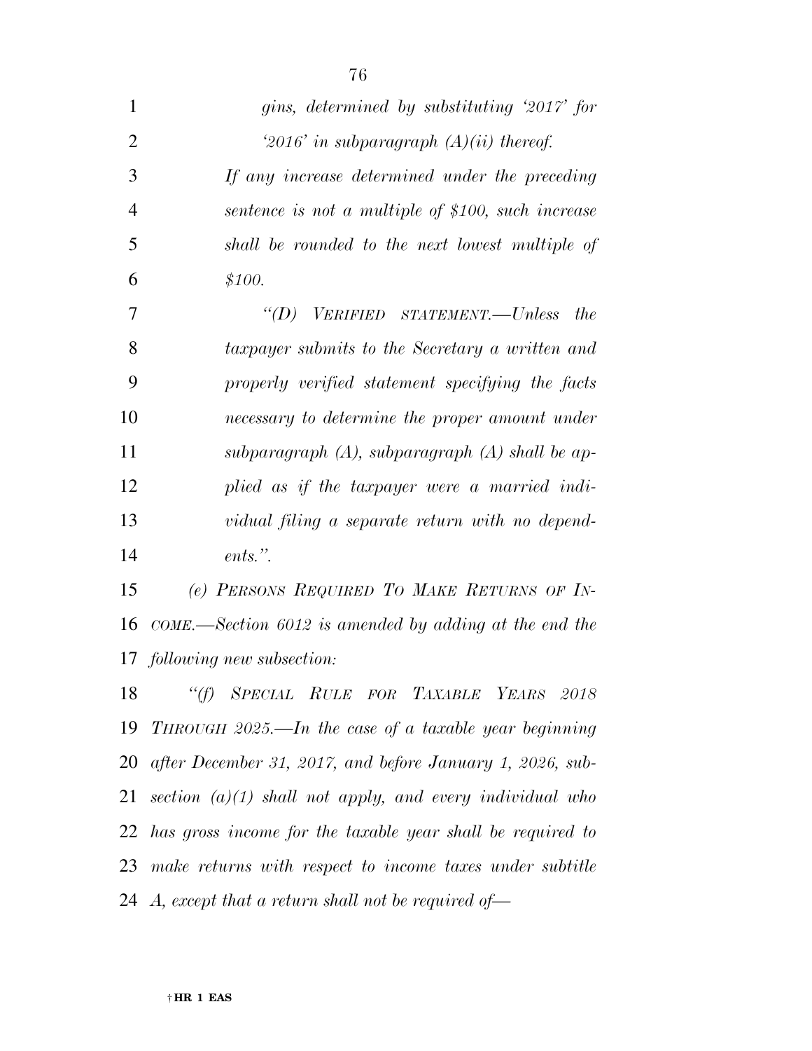*gins, determined by substituting '2017' for '2016' in subparagraph (A)(ii) thereof.*

*If any increase determined under the preceding sentence is not a multiple of $100, such increase shall be rounded to the next lowest multiple of $100.*

*"(D) VERIFIED STATEMENT.—Unless the taxpayer submits to the Secretary a written and properly verified statement specifying the facts necessary to determine the proper amount under subparagraph (A), subparagraph (A) shall be applied as if the taxpayer were a married individual filing a separate return with no dependents.".*

*(e) PERSONS REQUIRED TO MAKE RETURNS OF INCOME.—Section 6012 is amended by adding at the end the following new subsection:*

*"(f) SPECIAL RULE FOR TAXABLE YEARS 2018 THROUGH 2025.—In the case of a taxable year beginning after December 31, 2017, and before January 1, 2026, subsection (a)(1) shall not apply, and every individual who has gross income for the taxable year shall be required to make returns with respect to income taxes under subtitle A, except that a return shall not be required of—*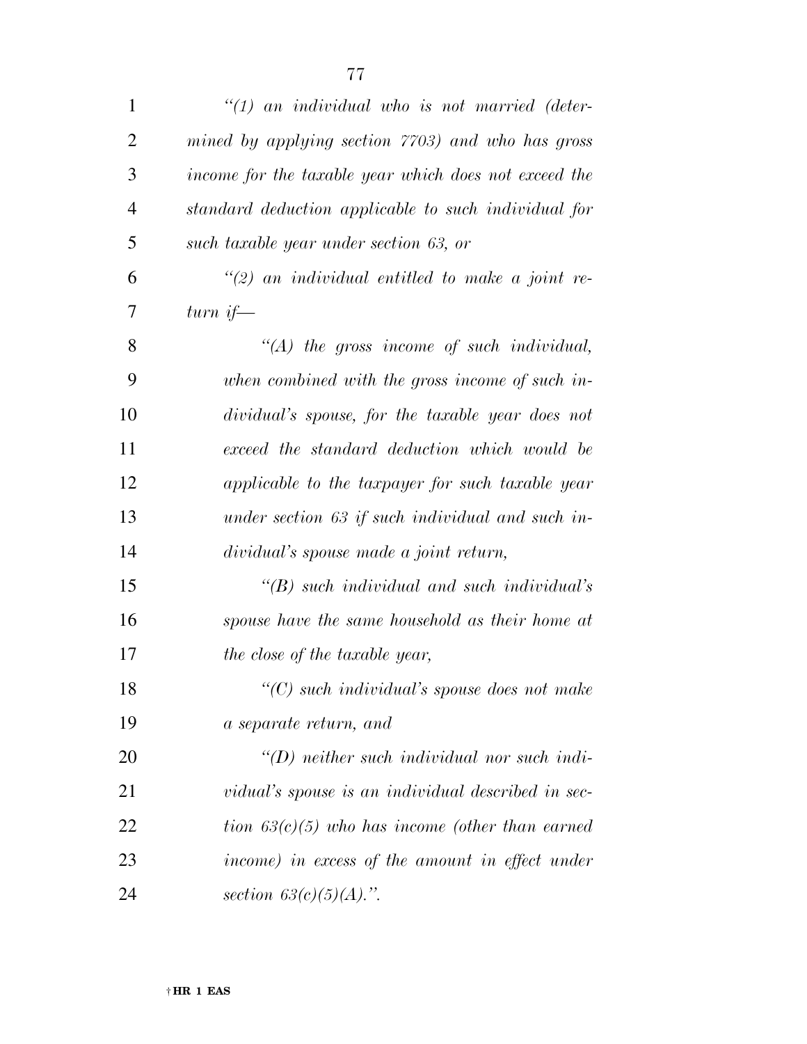*"(1) an individual who is not married (determined by applying section 7703) and who has gross income for the taxable year which does not exceed the standard deduction applicable to such individual for such taxable year under section 63, or*

*"(2) an individual entitled to make a joint return if—*

*"(A) the gross income of such individual, when combined with the gross income of such individual's spouse, for the taxable year does not exceed the standard deduction which would be applicable to the taxpayer for such taxable year under section 63 if such individual and such individual's spouse made a joint return,*

*"(B) such individual and such individual's spouse have the same household as their home at the close of the taxable year,*

*"(C) such individual's spouse does not make a separate return, and*

*"(D) neither such individual nor such individual's spouse is an individual described in section 63(c)(5) who has income (other than earned income) in excess of the amount in effect under section 63(c)(5)(A).".*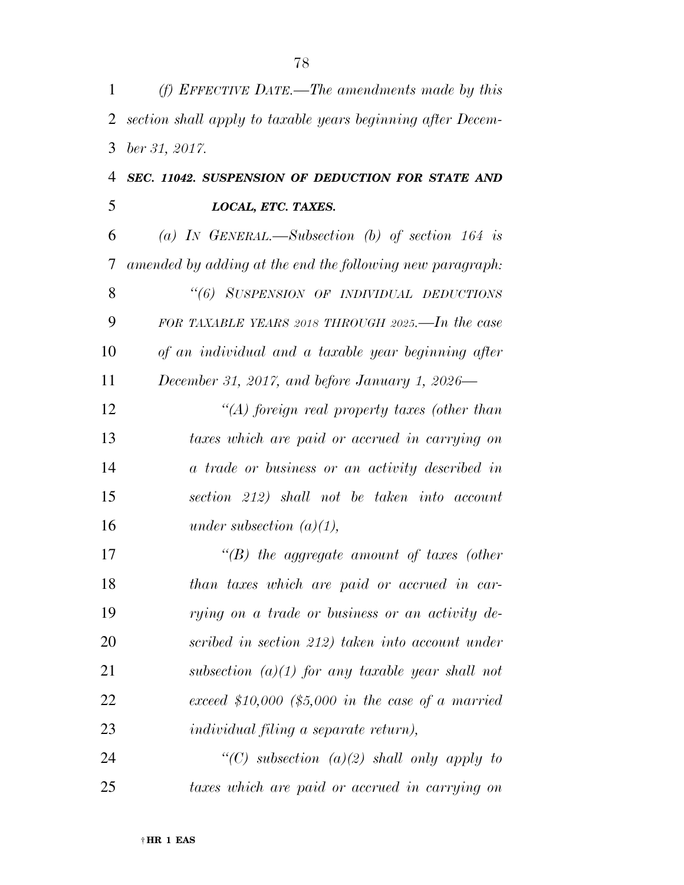*(f) EFFECTIVE DATE.—The amendments made by this section shall apply to taxable years beginning after December 31, 2017.*

***SEC. 11042. SUSPENSION OF DEDUCTION FOR STATE AND LOCAL, ETC. TAXES.***

*(a) IN GENERAL.—Subsection (b) of section 164 is amended by adding at the end the following new paragraph:*

*"(6) SUSPENSION OF INDIVIDUAL DEDUCTIONS FOR TAXABLE YEARS 2018 THROUGH 2025.—In the case of an individual and a taxable year beginning after December 31, 2017, and before January 1, 2026—*

*"(A) foreign real property taxes (other than taxes which are paid or accrued in carrying on a trade or business or an activity described in section 212) shall not be taken into account under subsection (a)(1),*

*"(B) the aggregate amount of taxes (other than taxes which are paid or accrued in carrying on a trade or business or an activity described in section 212) taken into account under subsection (a)(1) for any taxable year shall not exceed $10,000 ($5,000 in the case of a married individual filing a separate return),*

*"(C) subsection (a)(2) shall only apply to taxes which are paid or accrued in carrying on*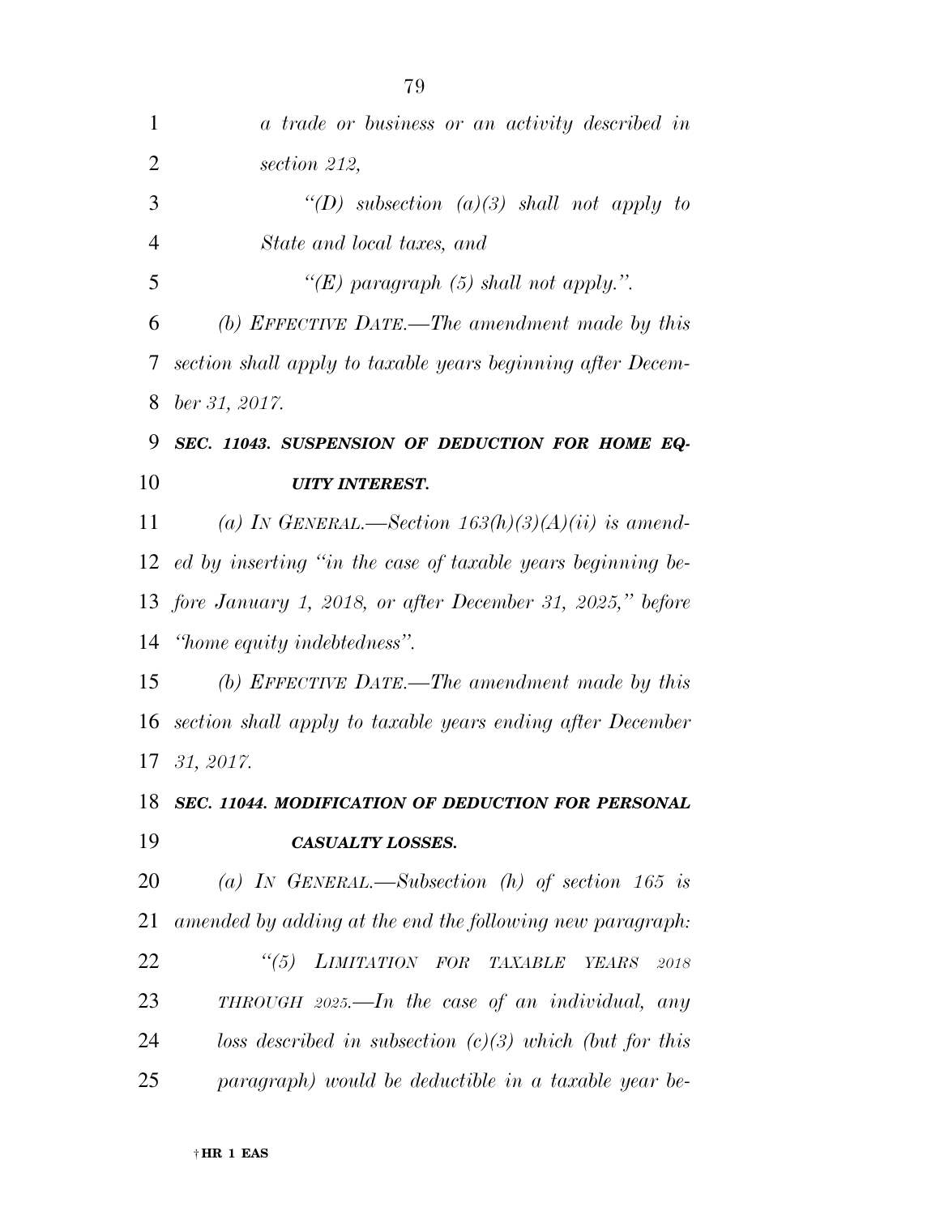*a trade or business or an activity described in section 212,*

*"(D) subsection (a)(3) shall not apply to State and local taxes, and*

*"(E) paragraph (5) shall not apply.".*

*(b) EFFECTIVE DATE.—The amendment made by this section shall apply to taxable years beginning after December 31, 2017.*

***SEC. 11043. SUSPENSION OF DEDUCTION FOR HOME EQUITY INTEREST.***

*(a) IN GENERAL.—Section 163(h)(3)(A)(ii) is amended by inserting "in the case of taxable years beginning before January 1, 2018, or after December 31, 2025," before "home equity indebtedness".*

*(b) EFFECTIVE DATE.—The amendment made by this section shall apply to taxable years ending after December 31, 2017.*

***SEC. 11044. MODIFICATION OF DEDUCTION FOR PERSONAL CASUALTY LOSSES.***

*(a) IN GENERAL.—Subsection (h) of section 165 is amended by adding at the end the following new paragraph:*

*"(5) LIMITATION FOR TAXABLE YEARS 2018 THROUGH 2025.—In the case of an individual, any loss described in subsection (c)(3) which (but for this paragraph) would be deductible in a taxable year be-*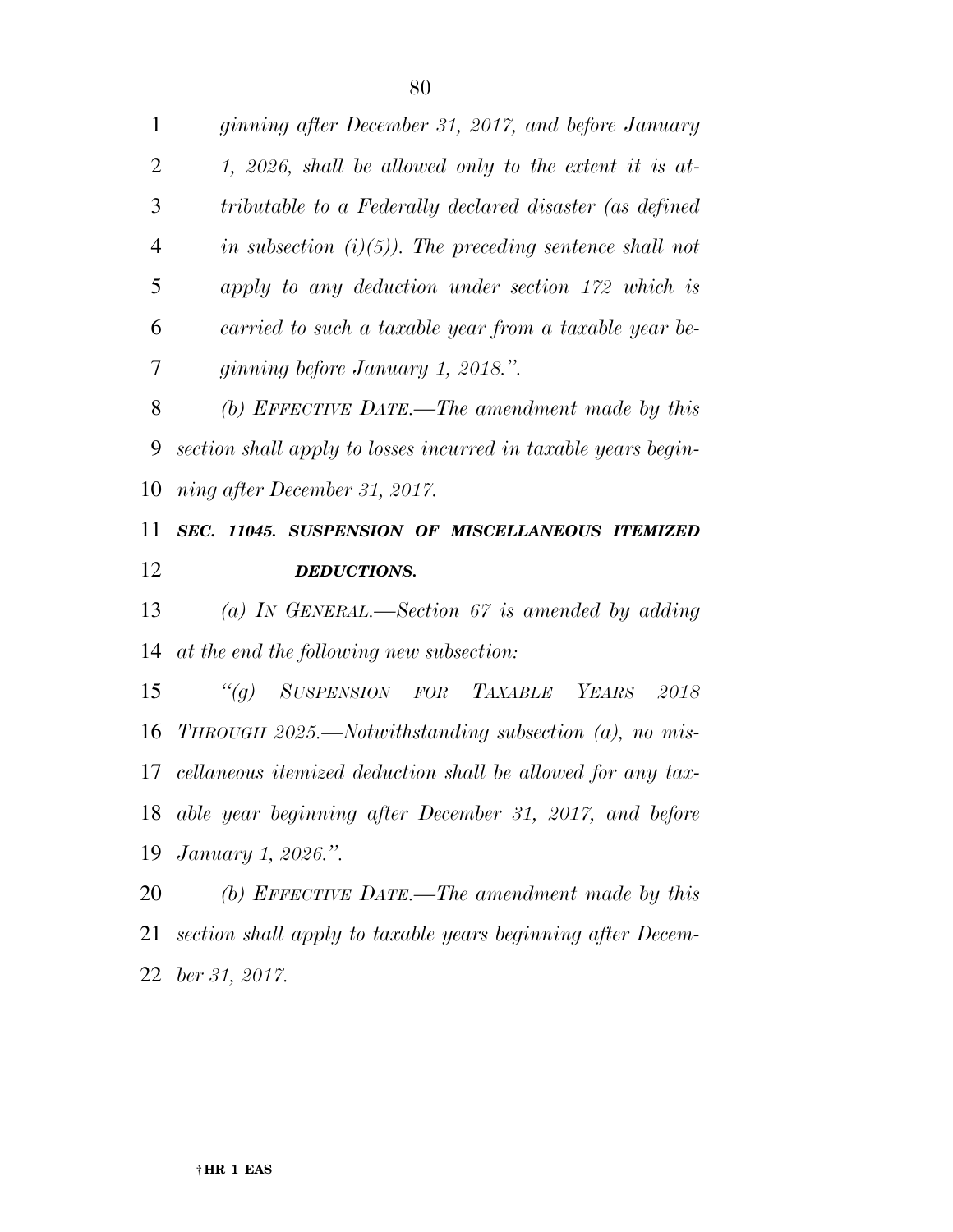*ginning after December 31, 2017, and before January 1, 2026, shall be allowed only to the extent it is attributable to a Federally declared disaster (as defined in subsection (i)(5)). The preceding sentence shall not apply to any deduction under section 172 which is carried to such a taxable year from a taxable year beginning before January 1, 2018.".*

*(b) EFFECTIVE DATE.—The amendment made by this section shall apply to losses incurred in taxable years beginning after December 31, 2017.*

***SEC. 11045. SUSPENSION OF MISCELLANEOUS ITEMIZED DEDUCTIONS.***

*(a) IN GENERAL.—Section 67 is amended by adding at the end the following new subsection:*

*"(g) SUSPENSION FOR TAXABLE YEARS 2018 THROUGH 2025.—Notwithstanding subsection (a), no miscellaneous itemized deduction shall be allowed for any taxable year beginning after December 31, 2017, and before January 1, 2026.".*

*(b) EFFECTIVE DATE.—The amendment made by this section shall apply to taxable years beginning after December 31, 2017.*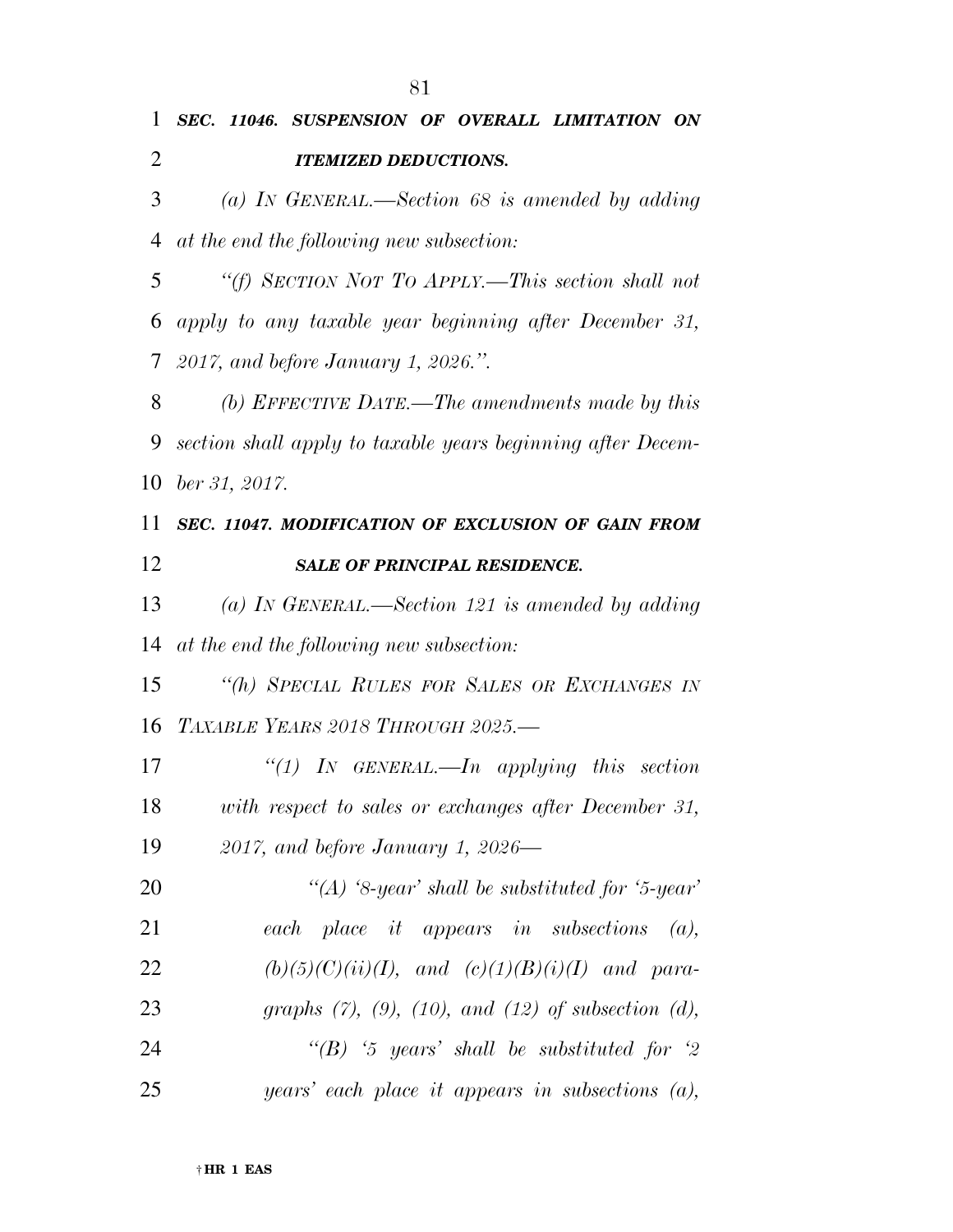***SEC. 11046. SUSPENSION OF OVERALL LIMITATION ON ITEMIZED DEDUCTIONS.***

*(a) IN GENERAL.—Section 68 is amended by adding at the end the following new subsection:*

*"(f) SECTION NOT TO APPLY.—This section shall not apply to any taxable year beginning after December 31, 2017, and before January 1, 2026.".*

*(b) EFFECTIVE DATE.—The amendments made by this section shall apply to taxable years beginning after December 31, 2017.*

***SEC. 11047. MODIFICATION OF EXCLUSION OF GAIN FROM SALE OF PRINCIPAL RESIDENCE.***

*(a) IN GENERAL.—Section 121 is amended by adding at the end the following new subsection:*

*"(h) SPECIAL RULES FOR SALES OR EXCHANGES IN TAXABLE YEARS 2018 THROUGH 2025.—*

*"(1) IN GENERAL.—In applying this section with respect to sales or exchanges after December 31, 2017, and before January 1, 2026—*

*"(A) '8-year' shall be substituted for '5-year' each place it appears in subsections (a), (b)(5)(C)(ii)(I), and (c)(1)(B)(i)(I) and paragraphs (7), (9), (10), and (12) of subsection (d),*

*"(B) '5 years' shall be substituted for '2 years' each place it appears in subsections (a),*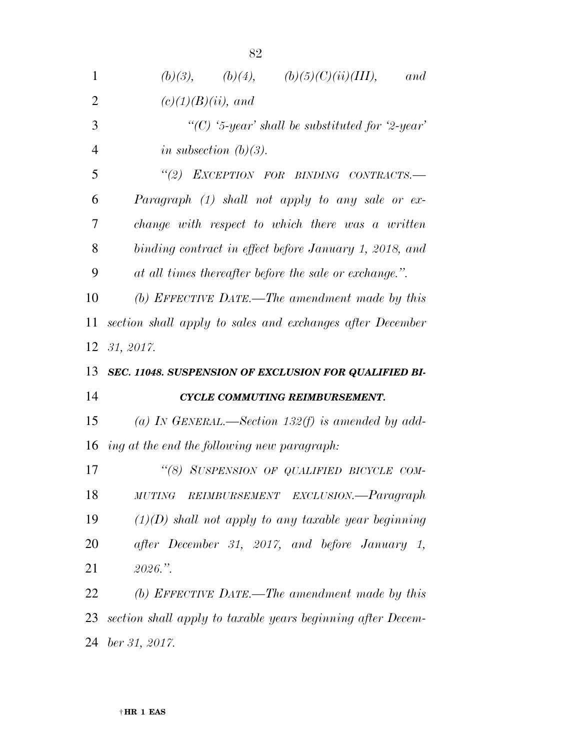*(b)(3), (b)(4), (b)(5)(C)(ii)(III), and (c)(1)(B)(ii), and*

*"(C) '5-year' shall be substituted for '2-year' in subsection (b)(3).*

*"(2) EXCEPTION FOR BINDING CONTRACTS.—Paragraph (1) shall not apply to any sale or exchange with respect to which there was a written binding contract in effect before January 1, 2018, and at all times thereafter before the sale or exchange.".*

*(b) EFFECTIVE DATE.—The amendment made by this section shall apply to sales and exchanges after December 31, 2017.*

***SEC. 11048. SUSPENSION OF EXCLUSION FOR QUALIFIED BICYCLE COMMUTING REIMBURSEMENT.***

*(a) IN GENERAL.—Section 132(f) is amended by adding at the end the following new paragraph:*

*"(8) SUSPENSION OF QUALIFIED BICYCLE COMMUTING REIMBURSEMENT EXCLUSION.—Paragraph (1)(D) shall not apply to any taxable year beginning after December 31, 2017, and before January 1, 2026.".*

*(b) EFFECTIVE DATE.—The amendment made by this section shall apply to taxable years beginning after December 31, 2017.*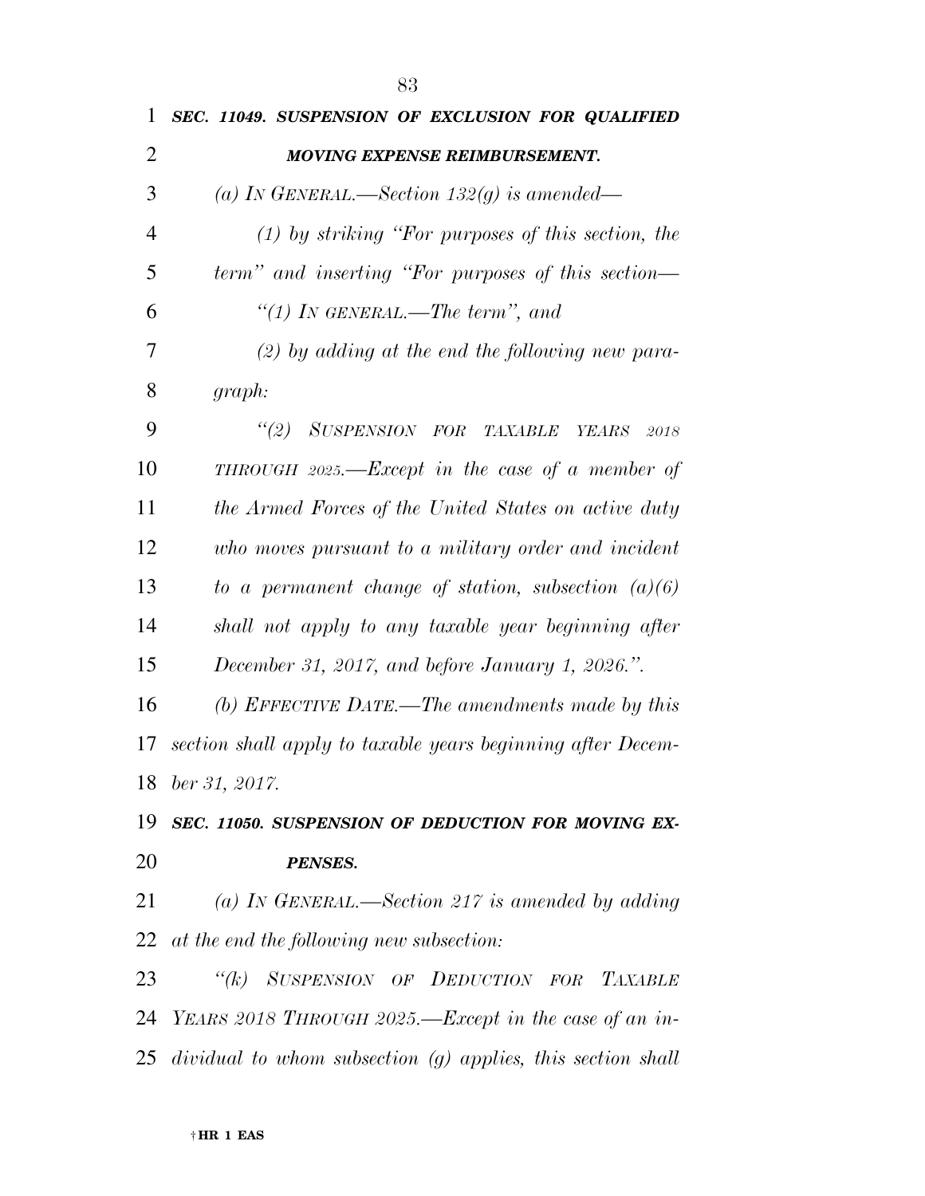***SEC. 11049. SUSPENSION OF EXCLUSION FOR QUALIFIED MOVING EXPENSE REIMBURSEMENT.***

*(a) IN GENERAL.—Section 132(g) is amended—*

*(1) by striking "For purposes of this section, the term" and inserting "For purposes of this section—*

*"(1) IN GENERAL.—The term", and*

*(2) by adding at the end the following new paragraph:*

*"(2) SUSPENSION FOR TAXABLE YEARS 2018 THROUGH 2025.—Except in the case of a member of the Armed Forces of the United States on active duty who moves pursuant to a military order and incident to a permanent change of station, subsection (a)(6) shall not apply to any taxable year beginning after December 31, 2017, and before January 1, 2026.".*

*(b) EFFECTIVE DATE.—The amendments made by this section shall apply to taxable years beginning after December 31, 2017.*

***SEC. 11050. SUSPENSION OF DEDUCTION FOR MOVING EXPENSES.***

*(a) IN GENERAL.—Section 217 is amended by adding at the end the following new subsection:*

*"(k) SUSPENSION OF DEDUCTION FOR TAXABLE YEARS 2018 THROUGH 2025.—Except in the case of an individual to whom subsection (g) applies, this section shall*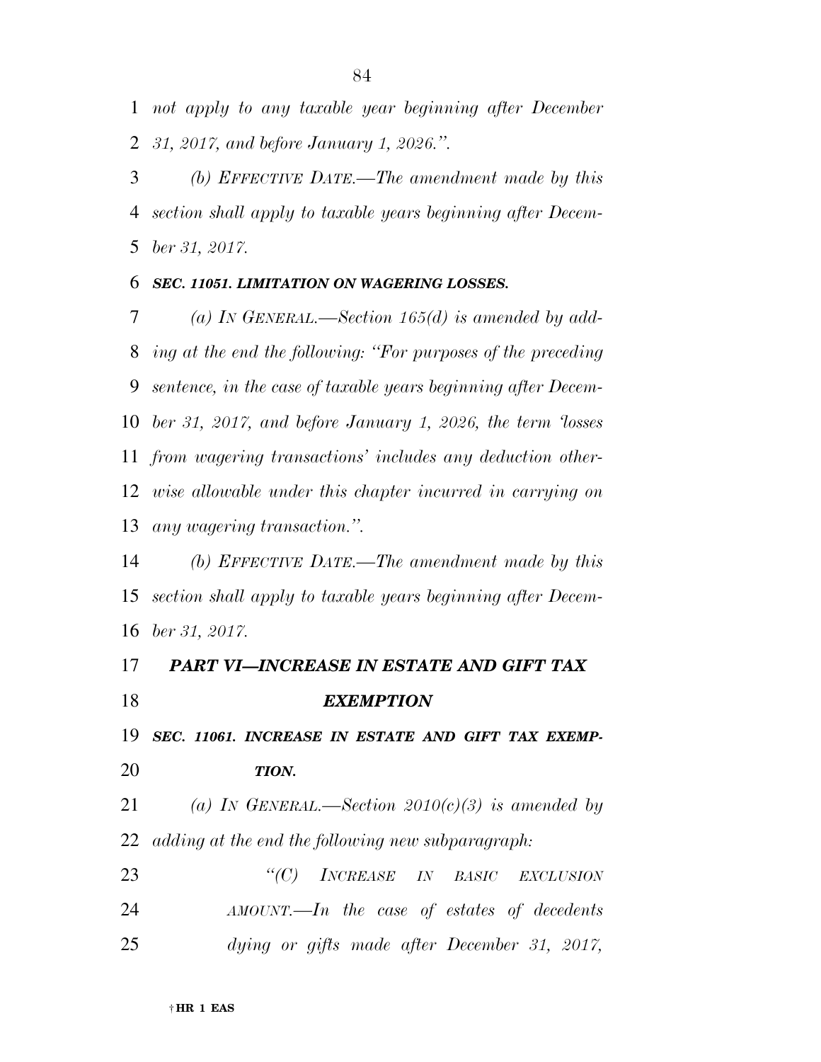*not apply to any taxable year beginning after December 31, 2017, and before January 1, 2026.''.*

*(b) EFFECTIVE DATE.—The amendment made by this section shall apply to taxable years beginning after December 31, 2017.*

***SEC. 11051. LIMITATION ON WAGERING LOSSES.***

*(a) IN GENERAL.—Section 165(d) is amended by adding at the end the following: ''For purposes of the preceding sentence, in the case of taxable years beginning after December 31, 2017, and before January 1, 2026, the term 'losses from wagering transactions' includes any deduction otherwise allowable under this chapter incurred in carrying on any wagering transaction.''.*

*(b) EFFECTIVE DATE.—The amendment made by this section shall apply to taxable years beginning after December 31, 2017.*

***PART VI—INCREASE IN ESTATE AND GIFT TAX EXEMPTION***

***SEC. 11061. INCREASE IN ESTATE AND GIFT TAX EXEMPTION.***

*(a) IN GENERAL.—Section 2010(c)(3) is amended by adding at the end the following new subparagraph:*

*''(C) INCREASE IN BASIC EXCLUSION AMOUNT.—In the case of estates of decedents dying or gifts made after December 31, 2017,*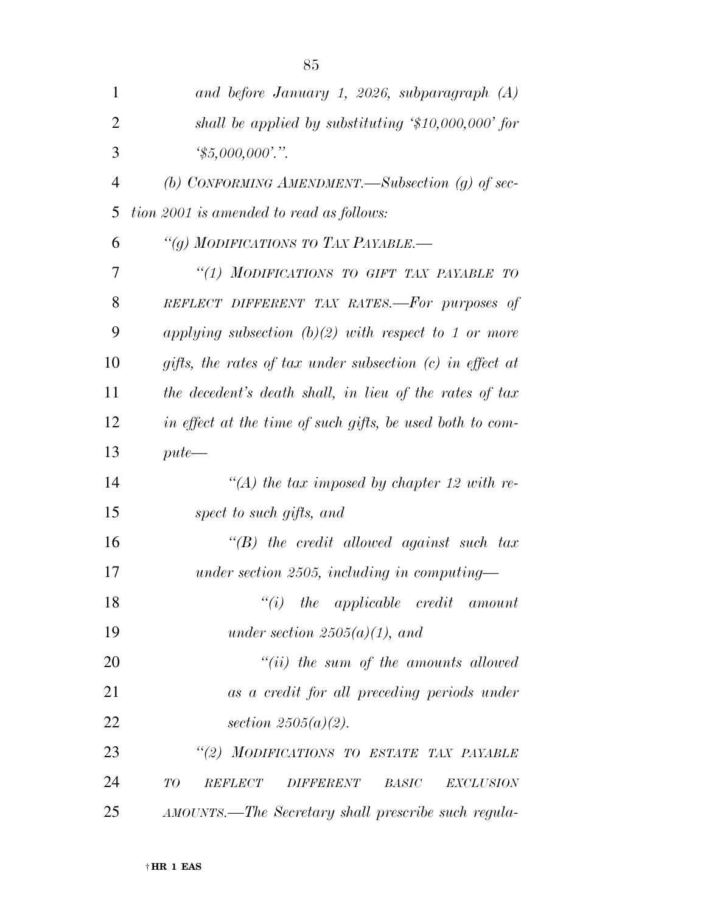*and before January 1, 2026, subparagraph (A) shall be applied by substituting '$10,000,000' for '$5,000,000'.".*

*(b) CONFORMING AMENDMENT.—Subsection (g) of section 2001 is amended to read as follows:*

*"(g) MODIFICATIONS TO TAX PAYABLE.—*

*"(1) MODIFICATIONS TO GIFT TAX PAYABLE TO REFLECT DIFFERENT TAX RATES.—For purposes of applying subsection (b)(2) with respect to 1 or more gifts, the rates of tax under subsection (c) in effect at the decedent's death shall, in lieu of the rates of tax in effect at the time of such gifts, be used both to compute—*

*"(A) the tax imposed by chapter 12 with respect to such gifts, and*

*"(B) the credit allowed against such tax under section 2505, including in computing—*

*"(i) the applicable credit amount under section 2505(a)(1), and*

*"(ii) the sum of the amounts allowed as a credit for all preceding periods under section 2505(a)(2).*

*"(2) MODIFICATIONS TO ESTATE TAX PAYABLE TO REFLECT DIFFERENT BASIC EXCLUSION AMOUNTS.—The Secretary shall prescribe such regula-*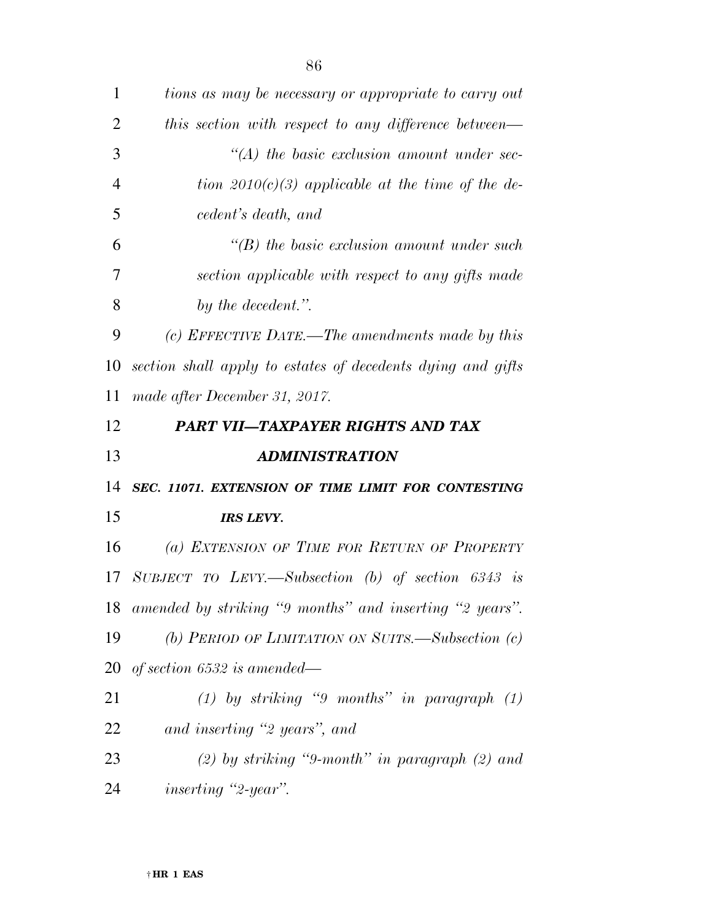*tions as may be necessary or appropriate to carry out this section with respect to any difference between—*

*"(A) the basic exclusion amount under section 2010(c)(3) applicable at the time of the decedent's death, and*

*"(B) the basic exclusion amount under such section applicable with respect to any gifts made by the decedent.".*

*(c) EFFECTIVE DATE.—The amendments made by this section shall apply to estates of decedents dying and gifts made after December 31, 2017.*

## ***PART VII—TAXPAYER RIGHTS AND TAX ADMINISTRATION***

### ***SEC. 11071. EXTENSION OF TIME LIMIT FOR CONTESTING IRS LEVY.***

*(a) EXTENSION OF TIME FOR RETURN OF PROPERTY SUBJECT TO LEVY.—Subsection (b) of section 6343 is amended by striking "9 months" and inserting "2 years".*

*(b) PERIOD OF LIMITATION ON SUITS.—Subsection (c) of section 6532 is amended—*

*(1) by striking "9 months" in paragraph (1) and inserting "2 years", and*

*(2) by striking "9-month" in paragraph (2) and inserting "2-year".*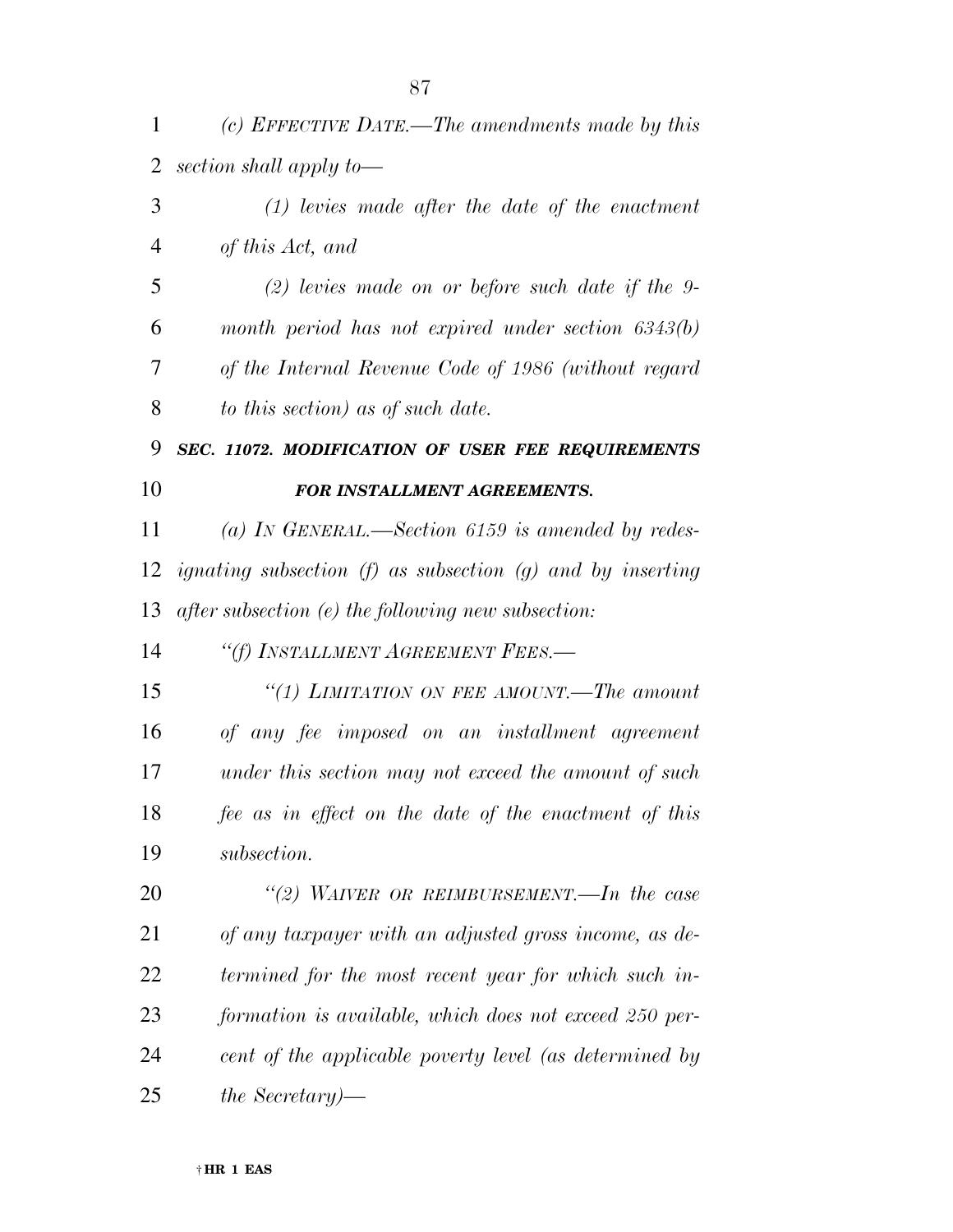*(c) EFFECTIVE DATE.—The amendments made by this section shall apply to—*

*(1) levies made after the date of the enactment of this Act, and*

*(2) levies made on or before such date if the 9-month period has not expired under section 6343(b) of the Internal Revenue Code of 1986 (without regard to this section) as of such date.*

***SEC. 11072. MODIFICATION OF USER FEE REQUIREMENTS FOR INSTALLMENT AGREEMENTS.***

*(a) IN GENERAL.—Section 6159 is amended by redesignating subsection (f) as subsection (g) and by inserting after subsection (e) the following new subsection:*

*''(f) INSTALLMENT AGREEMENT FEES.—*

*''(1) LIMITATION ON FEE AMOUNT.—The amount of any fee imposed on an installment agreement under this section may not exceed the amount of such fee as in effect on the date of the enactment of this subsection.*

*''(2) WAIVER OR REIMBURSEMENT.—In the case of any taxpayer with an adjusted gross income, as determined for the most recent year for which such information is available, which does not exceed 250 percent of the applicable poverty level (as determined by the Secretary)—*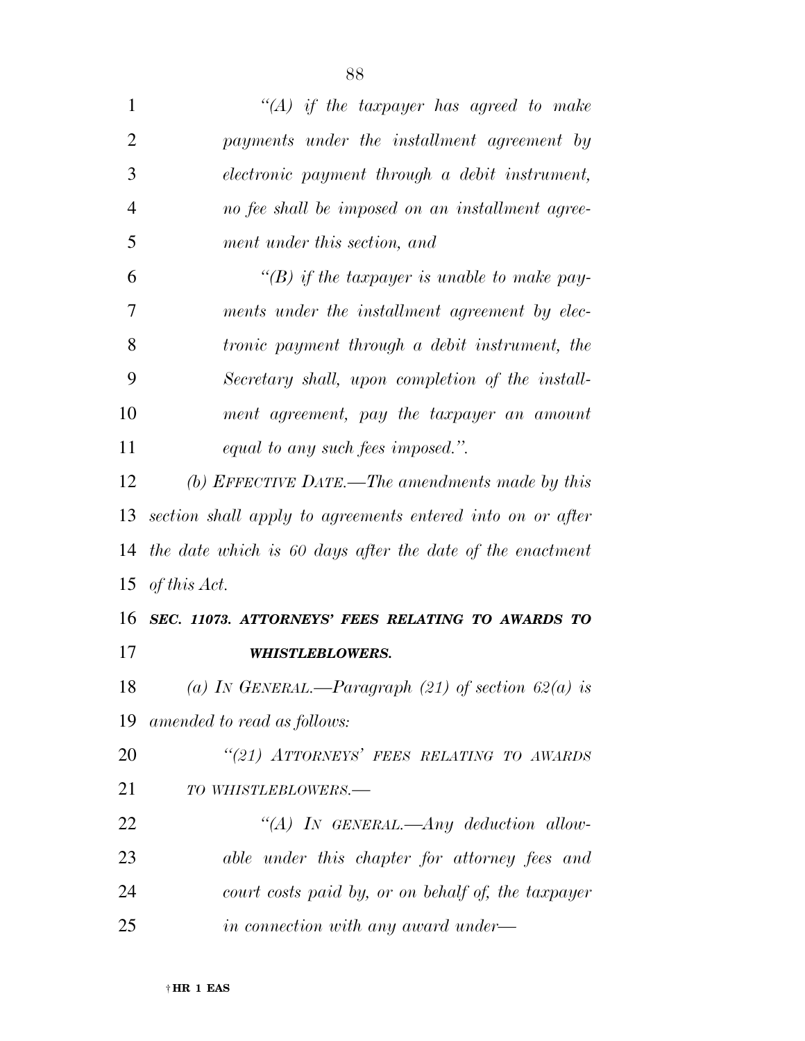*"(A) if the taxpayer has agreed to make payments under the installment agreement by electronic payment through a debit instrument, no fee shall be imposed on an installment agreement under this section, and*

*"(B) if the taxpayer is unable to make payments under the installment agreement by electronic payment through a debit instrument, the Secretary shall, upon completion of the installment agreement, pay the taxpayer an amount equal to any such fees imposed.".*

*(b) EFFECTIVE DATE.—The amendments made by this section shall apply to agreements entered into on or after the date which is 60 days after the date of the enactment of this Act.*

***SEC. 11073. ATTORNEYS' FEES RELATING TO AWARDS TO WHISTLEBLOWERS.***

*(a) IN GENERAL.—Paragraph (21) of section 62(a) is amended to read as follows:*

*"(21) ATTORNEYS' FEES RELATING TO AWARDS TO WHISTLEBLOWERS.—*

*"(A) IN GENERAL.—Any deduction allowable under this chapter for attorney fees and court costs paid by, or on behalf of, the taxpayer in connection with any award under—*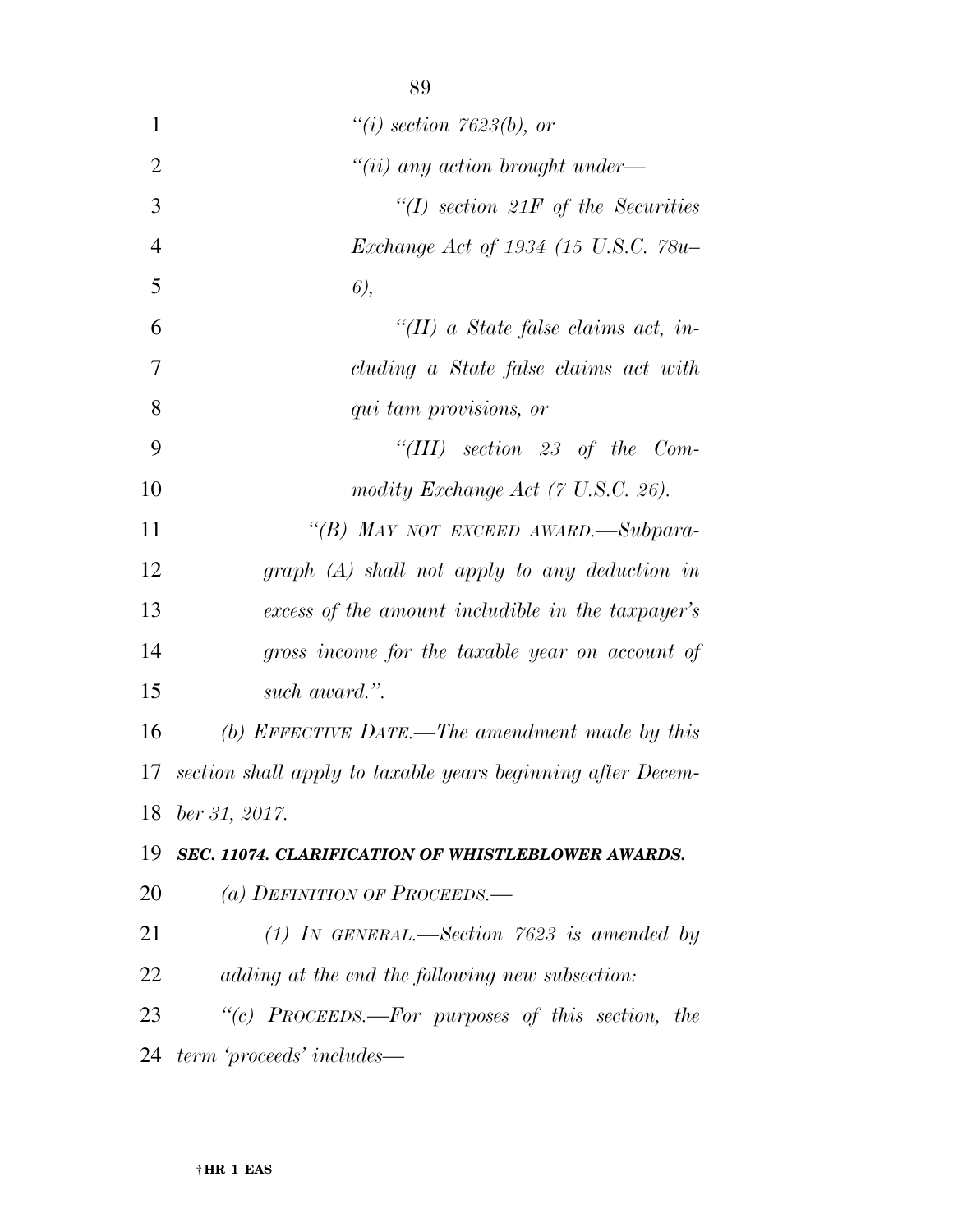*"(i) section 7623(b), or*

*"(ii) any action brought under—*

*"(I) section 21F of the Securities Exchange Act of 1934 (15 U.S.C. 78u–6),*

*"(II) a State false claims act, including a State false claims act with qui tam provisions, or*

*"(III) section 23 of the Commodity Exchange Act (7 U.S.C. 26).*

*"(B) MAY NOT EXCEED AWARD.—Subparagraph (A) shall not apply to any deduction in excess of the amount includible in the taxpayer's gross income for the taxable year on account of such award.".*

*(b) EFFECTIVE DATE.—The amendment made by this section shall apply to taxable years beginning after December 31, 2017.*

***SEC. 11074. CLARIFICATION OF WHISTLEBLOWER AWARDS.***

*(a) DEFINITION OF PROCEEDS.—*

*(1) IN GENERAL.—Section 7623 is amended by adding at the end the following new subsection:*

*"(c) PROCEEDS.—For purposes of this section, the term 'proceeds' includes—*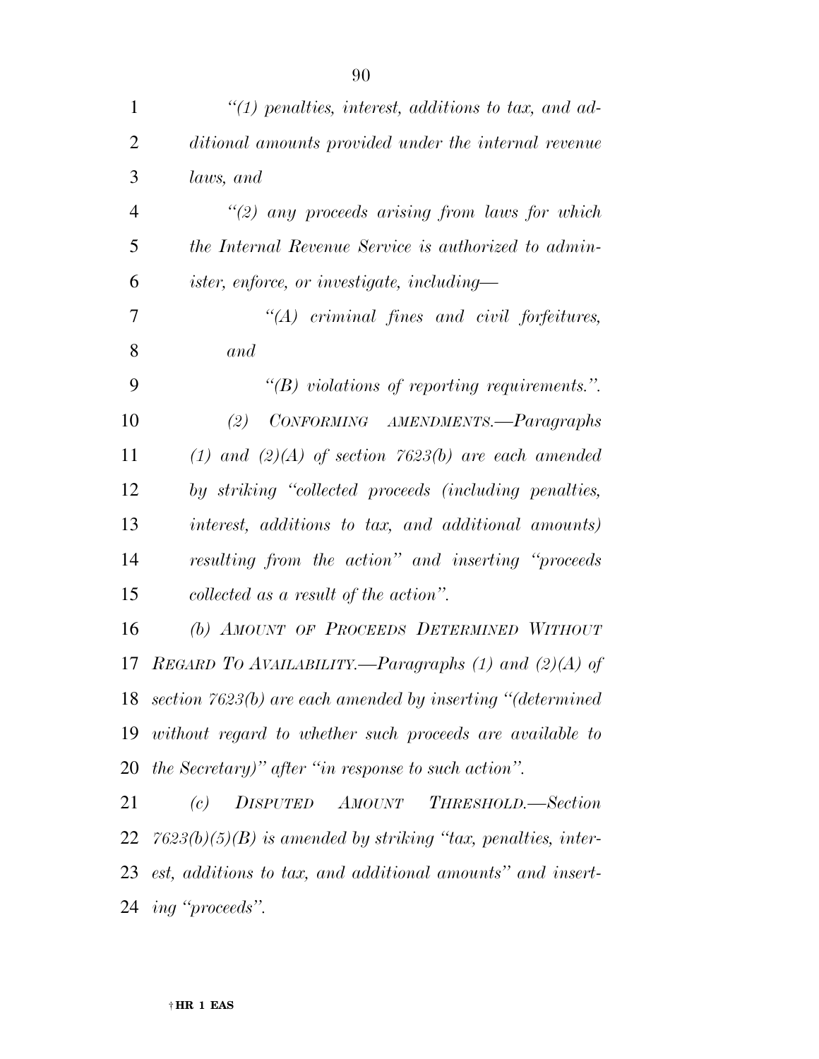*"(1) penalties, interest, additions to tax, and additional amounts provided under the internal revenue laws, and*

*"(2) any proceeds arising from laws for which the Internal Revenue Service is authorized to administer, enforce, or investigate, including—*

*"(A) criminal fines and civil forfeitures, and*

*"(B) violations of reporting requirements.".*

*(2) CONFORMING AMENDMENTS.—Paragraphs (1) and (2)(A) of section 7623(b) are each amended by striking "collected proceeds (including penalties, interest, additions to tax, and additional amounts) resulting from the action" and inserting "proceeds collected as a result of the action".*

*(b) AMOUNT OF PROCEEDS DETERMINED WITHOUT REGARD TO AVAILABILITY.—Paragraphs (1) and (2)(A) of section 7623(b) are each amended by inserting "(determined without regard to whether such proceeds are available to the Secretary)" after "in response to such action".*

*(c) DISPUTED AMOUNT THRESHOLD.—Section 7623(b)(5)(B) is amended by striking "tax, penalties, interest, additions to tax, and additional amounts" and inserting "proceeds".*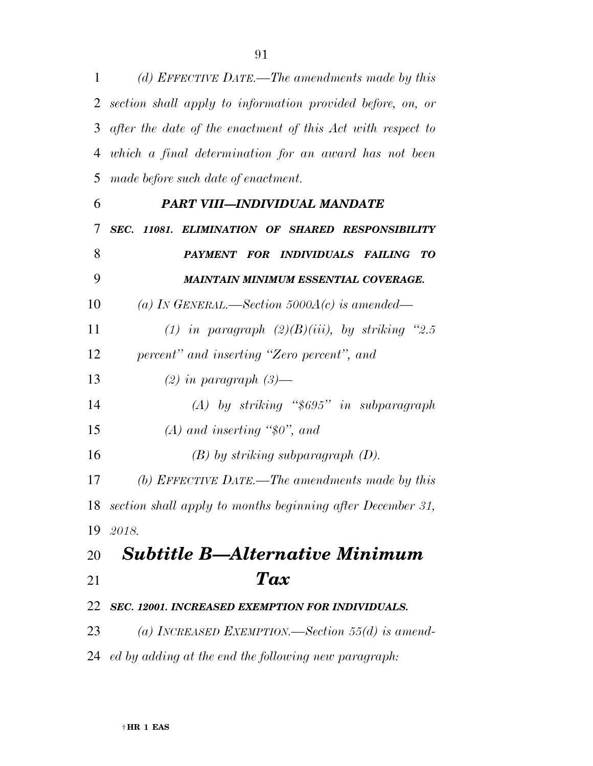*(d) EFFECTIVE DATE.—The amendments made by this section shall apply to information provided before, on, or after the date of the enactment of this Act with respect to which a final determination for an award has not been made before such date of enactment.*

### *PART VIII—INDIVIDUAL MANDATE*

#### *SEC. 11081. ELIMINATION OF SHARED RESPONSIBILITY PAYMENT FOR INDIVIDUALS FAILING TO MAINTAIN MINIMUM ESSENTIAL COVERAGE.*

*(a) IN GENERAL.—Section 5000A(c) is amended—*

*(1) in paragraph (2)(B)(iii), by striking "2.5 percent" and inserting "Zero percent", and*

*(2) in paragraph (3)—*

*(A) by striking "$695" in subparagraph (A) and inserting "$0", and*

*(B) by striking subparagraph (D).*

*(b) EFFECTIVE DATE.—The amendments made by this section shall apply to months beginning after December 31, 2018.*

## *Subtitle B—Alternative Minimum Tax*

#### *SEC. 12001. INCREASED EXEMPTION FOR INDIVIDUALS.*

*(a) INCREASED EXEMPTION.—Section 55(d) is amended by adding at the end the following new paragraph:*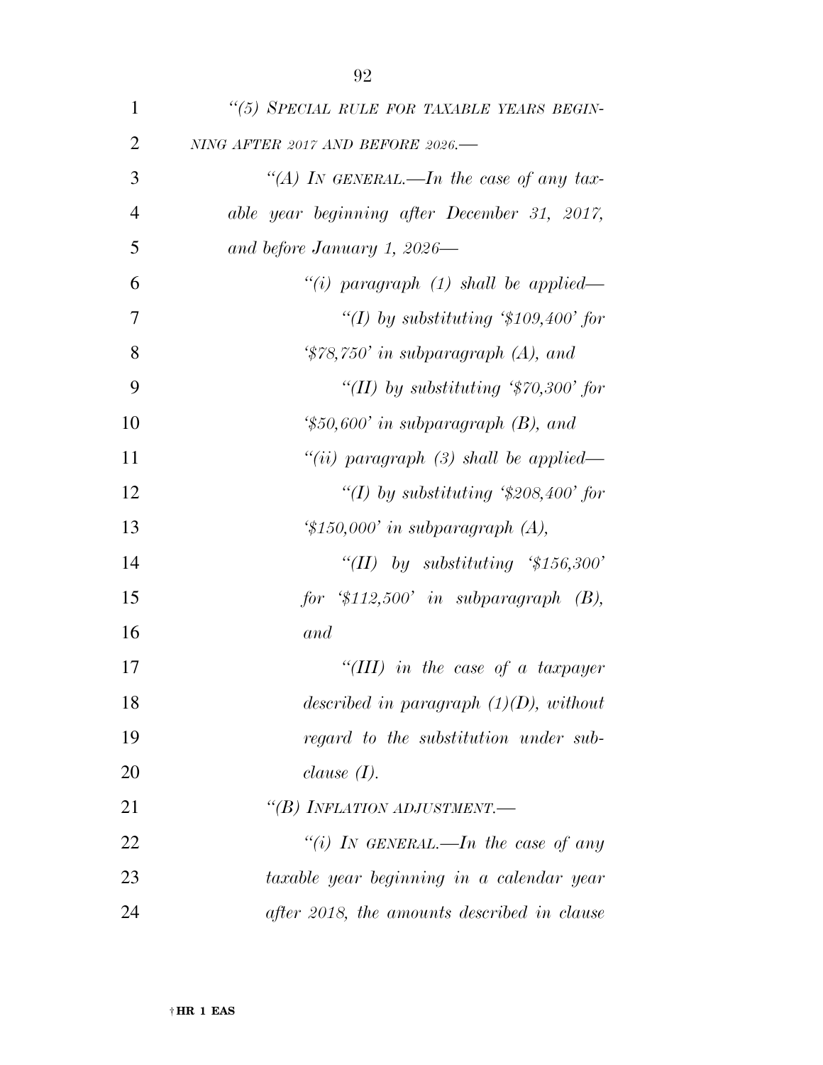*"(5) SPECIAL RULE FOR TAXABLE YEARS BEGINNING AFTER 2017 AND BEFORE 2026.—*

*"(A) IN GENERAL.—In the case of any taxable year beginning after December 31, 2017, and before January 1, 2026—*

*"(i) paragraph (1) shall be applied—*

*"(I) by substituting '$109,400' for '$78,750' in subparagraph (A), and*

*"(II) by substituting '$70,300' for '$50,600' in subparagraph (B), and*

*"(ii) paragraph (3) shall be applied—*

*"(I) by substituting '$208,400' for '$150,000' in subparagraph (A),*

*"(II) by substituting '$156,300' for '$112,500' in subparagraph (B), and*

*"(III) in the case of a taxpayer described in paragraph (1)(D), without regard to the substitution under subclause (I).*

*"(B) INFLATION ADJUSTMENT.—*

*"(i) IN GENERAL.—In the case of any taxable year beginning in a calendar year after 2018, the amounts described in clause*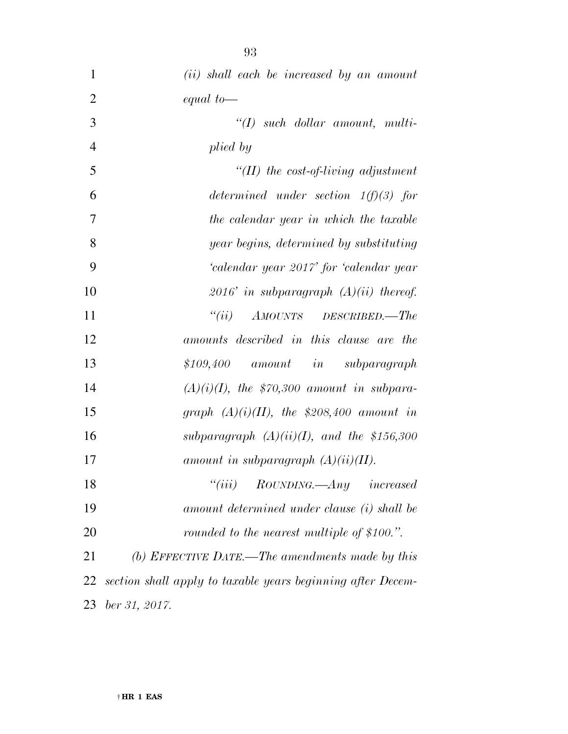*(ii) shall each be increased by an amount equal to—*

*"(I) such dollar amount, multiplied by*

*"(II) the cost-of-living adjustment determined under section 1(f)(3) for the calendar year in which the taxable year begins, determined by substituting 'calendar year 2017' for 'calendar year 2016' in subparagraph (A)(ii) thereof.*

*"(ii) AMOUNTS DESCRIBED.—The amounts described in this clause are the $109,400 amount in subparagraph (A)(i)(I), the $70,300 amount in subparagraph (A)(i)(II), the $208,400 amount in subparagraph (A)(ii)(I), and the $156,300 amount in subparagraph (A)(ii)(II).*

*"(iii) ROUNDING.—Any increased amount determined under clause (i) shall be rounded to the nearest multiple of $100.".*

*(b) EFFECTIVE DATE.—The amendments made by this section shall apply to taxable years beginning after December 31, 2017.*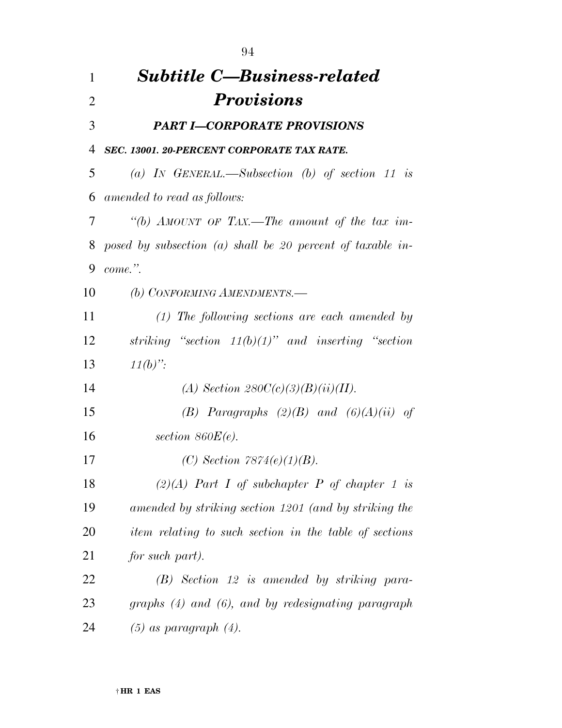# *Subtitle C—Business-related Provisions*

## *PART I—CORPORATE PROVISIONS*

### *SEC. 13001. 20-PERCENT CORPORATE TAX RATE.*

*(a) IN GENERAL.—Subsection (b) of section 11 is amended to read as follows:*

*"(b) AMOUNT OF TAX.—The amount of the tax imposed by subsection (a) shall be 20 percent of taxable income.".*

*(b) CONFORMING AMENDMENTS.—*

*(1) The following sections are each amended by striking "section 11(b)(1)" and inserting "section 11(b)":*

*(A) Section 280C(c)(3)(B)(ii)(II).*

*(B) Paragraphs (2)(B) and (6)(A)(ii) of section 860E(e).*

*(C) Section 7874(e)(1)(B).*

*(2)(A) Part I of subchapter P of chapter 1 is amended by striking section 1201 (and by striking the item relating to such section in the table of sections for such part).*

*(B) Section 12 is amended by striking paragraphs (4) and (6), and by redesignating paragraph (5) as paragraph (4).*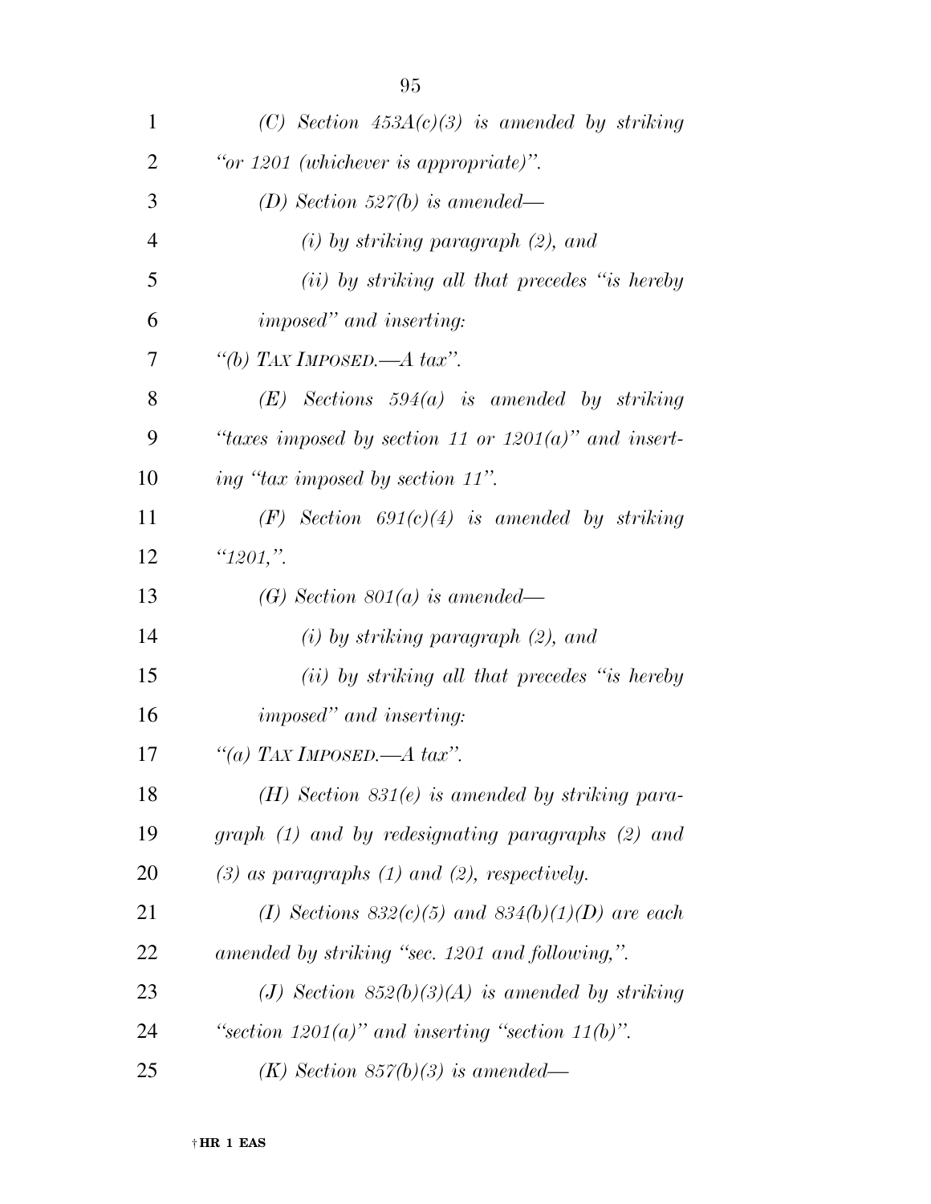*(C) Section 453A(c)(3) is amended by striking "or 1201 (whichever is appropriate)".*

*(D) Section 527(b) is amended—*

*(i) by striking paragraph (2), and*

*(ii) by striking all that precedes "is hereby imposed" and inserting:*

*"(b) TAX IMPOSED.—A tax".*

*(E) Sections 594(a) is amended by striking "taxes imposed by section 11 or 1201(a)" and inserting "tax imposed by section 11".*

*(F) Section 691(c)(4) is amended by striking "1201,".*

*(G) Section 801(a) is amended—*

*(i) by striking paragraph (2), and*

*(ii) by striking all that precedes "is hereby imposed" and inserting:*

*"(a) TAX IMPOSED.—A tax".*

*(H) Section 831(e) is amended by striking paragraph (1) and by redesignating paragraphs (2) and (3) as paragraphs (1) and (2), respectively.*

*(I) Sections 832(c)(5) and 834(b)(1)(D) are each amended by striking "sec. 1201 and following,".*

*(J) Section 852(b)(3)(A) is amended by striking "section 1201(a)" and inserting "section 11(b)".*

*(K) Section 857(b)(3) is amended—*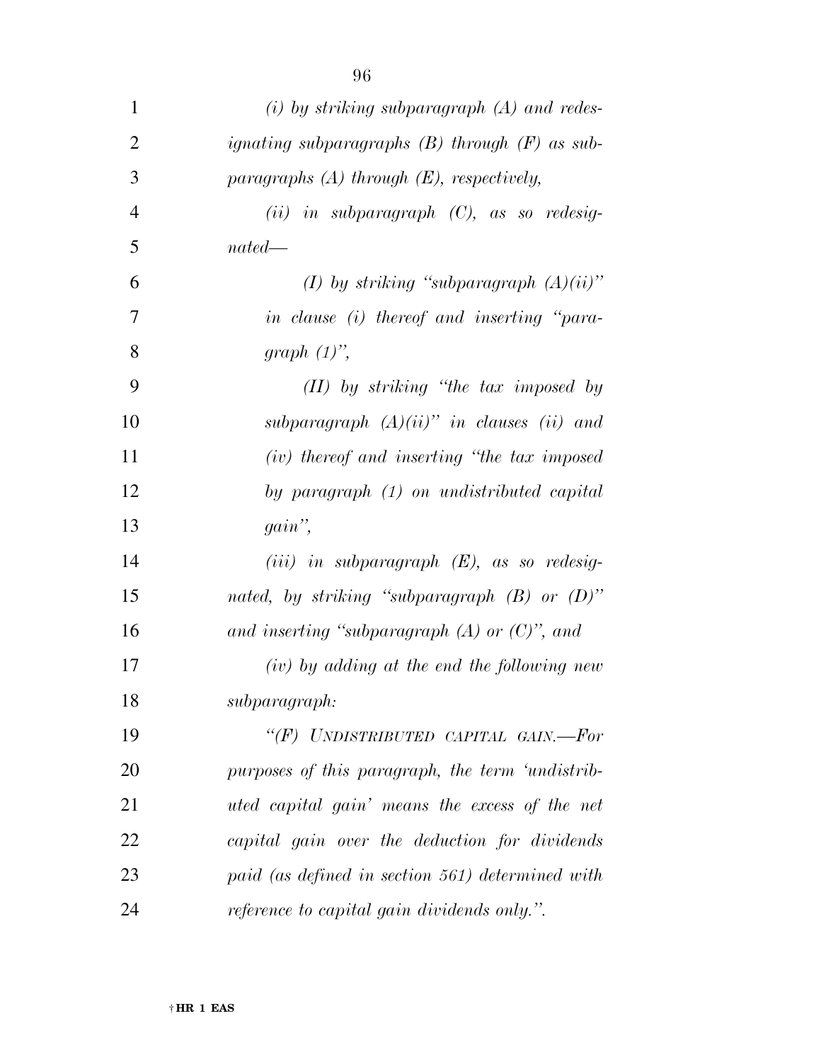*(i) by striking subparagraph (A) and redesignating subparagraphs (B) through (F) as subparagraphs (A) through (E), respectively,*

*(ii) in subparagraph (C), as so redesignated—*

*(I) by striking "subparagraph (A)(ii)" in clause (i) thereof and inserting "paragraph (1)",*

*(II) by striking "the tax imposed by subparagraph (A)(ii)" in clauses (ii) and (iv) thereof and inserting "the tax imposed by paragraph (1) on undistributed capital gain",*

*(iii) in subparagraph (E), as so redesignated, by striking "subparagraph (B) or (D)" and inserting "subparagraph (A) or (C)", and*

*(iv) by adding at the end the following new subparagraph:*

*"(F) UNDISTRIBUTED CAPITAL GAIN.—For purposes of this paragraph, the term 'undistributed capital gain' means the excess of the net capital gain over the deduction for dividends paid (as defined in section 561) determined with reference to capital gain dividends only.".*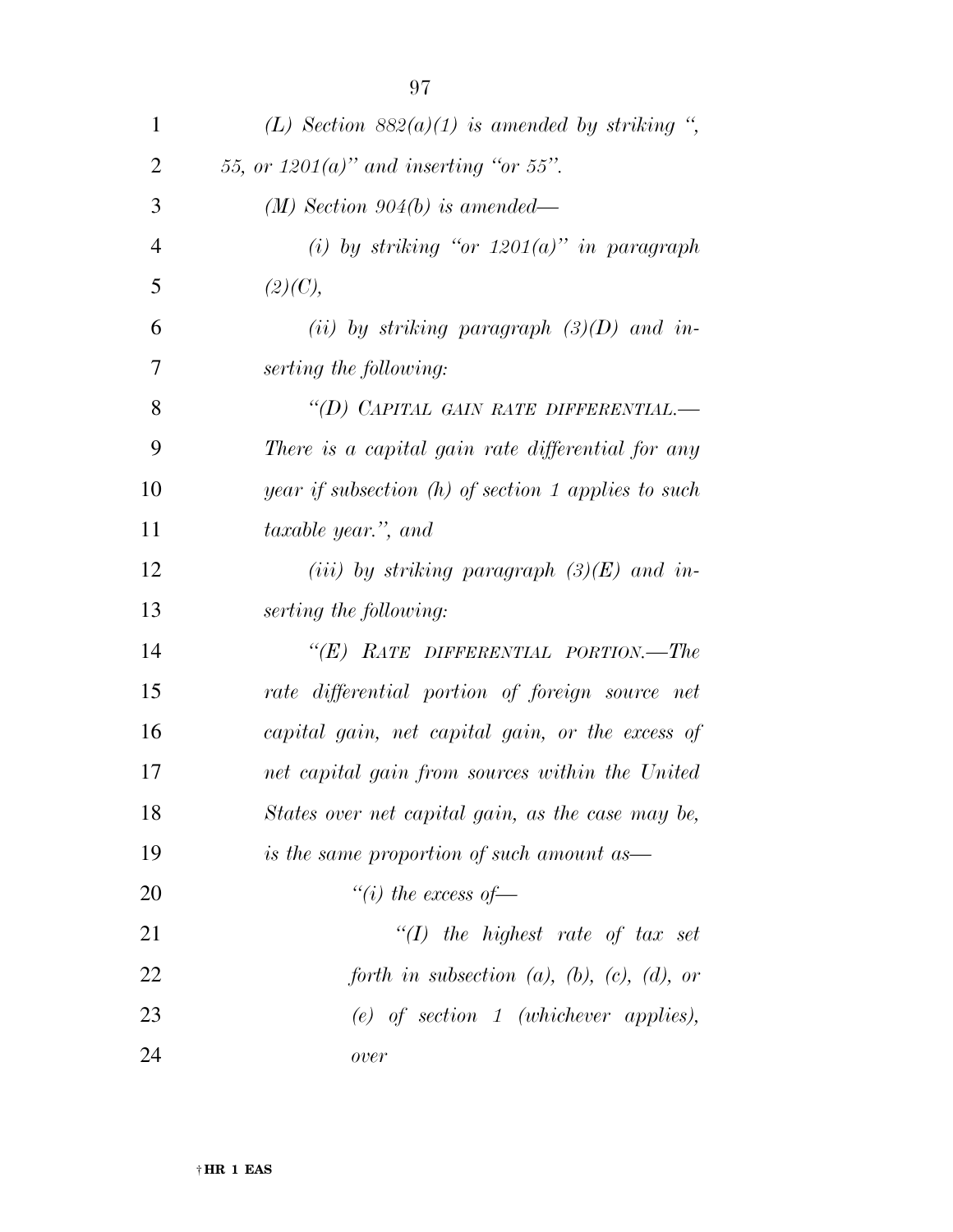*(L) Section 882(a)(1) is amended by striking ", 55, or 1201(a)" and inserting "or 55".*

*(M) Section 904(b) is amended—*

*(i) by striking "or 1201(a)" in paragraph (2)(C),*

*(ii) by striking paragraph (3)(D) and inserting the following:*

*"(D) CAPITAL GAIN RATE DIFFERENTIAL.—There is a capital gain rate differential for any year if subsection (h) of section 1 applies to such taxable year.", and*

*(iii) by striking paragraph (3)(E) and inserting the following:*

*"(E) RATE DIFFERENTIAL PORTION.—The rate differential portion of foreign source net capital gain, net capital gain, or the excess of net capital gain from sources within the United States over net capital gain, as the case may be, is the same proportion of such amount as—*

*"(i) the excess of—*

*"(I) the highest rate of tax set forth in subsection (a), (b), (c), (d), or (e) of section 1 (whichever applies), over*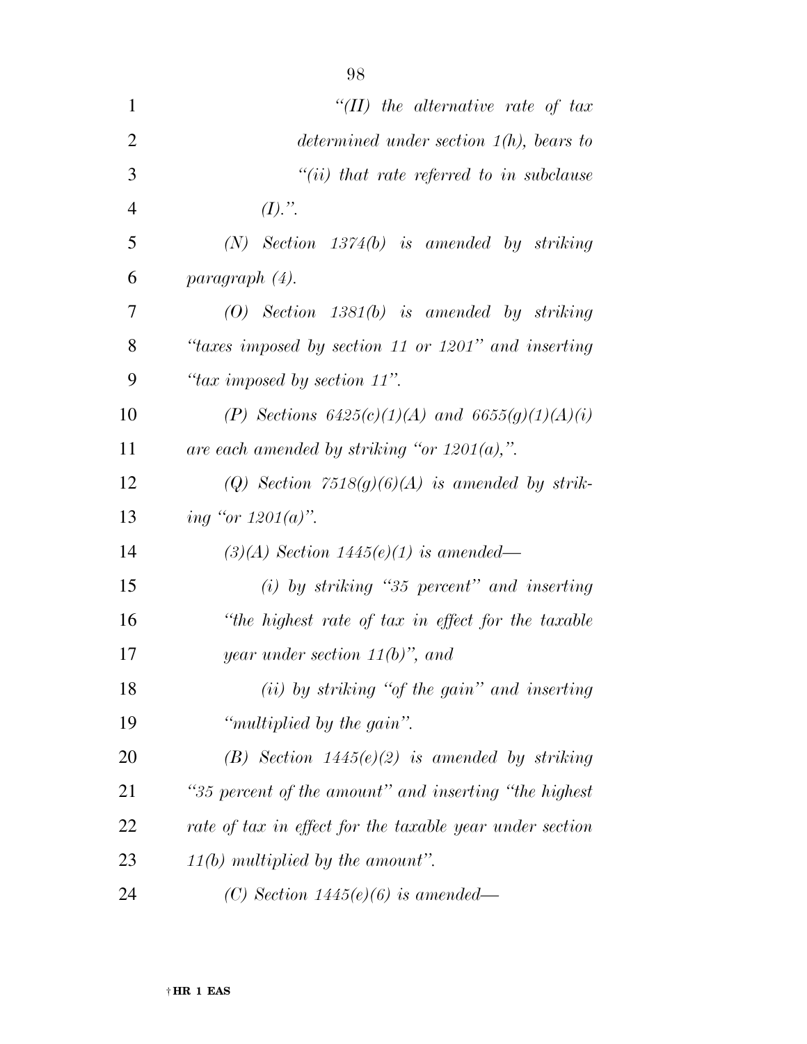*"(II) the alternative rate of tax determined under section 1(h), bears to*

*"(ii) that rate referred to in subclause (I).".*

*(N) Section 1374(b) is amended by striking paragraph (4).*

*(O) Section 1381(b) is amended by striking "taxes imposed by section 11 or 1201" and inserting "tax imposed by section 11".*

*(P) Sections 6425(c)(1)(A) and 6655(g)(1)(A)(i) are each amended by striking "or 1201(a),".*

*(Q) Section 7518(g)(6)(A) is amended by striking "or 1201(a)".*

*(3)(A) Section 1445(e)(1) is amended—*

*(i) by striking "35 percent" and inserting "the highest rate of tax in effect for the taxable year under section 11(b)", and*

*(ii) by striking "of the gain" and inserting "multiplied by the gain".*

*(B) Section 1445(e)(2) is amended by striking "35 percent of the amount" and inserting "the highest rate of tax in effect for the taxable year under section 11(b) multiplied by the amount".*

*(C) Section 1445(e)(6) is amended—*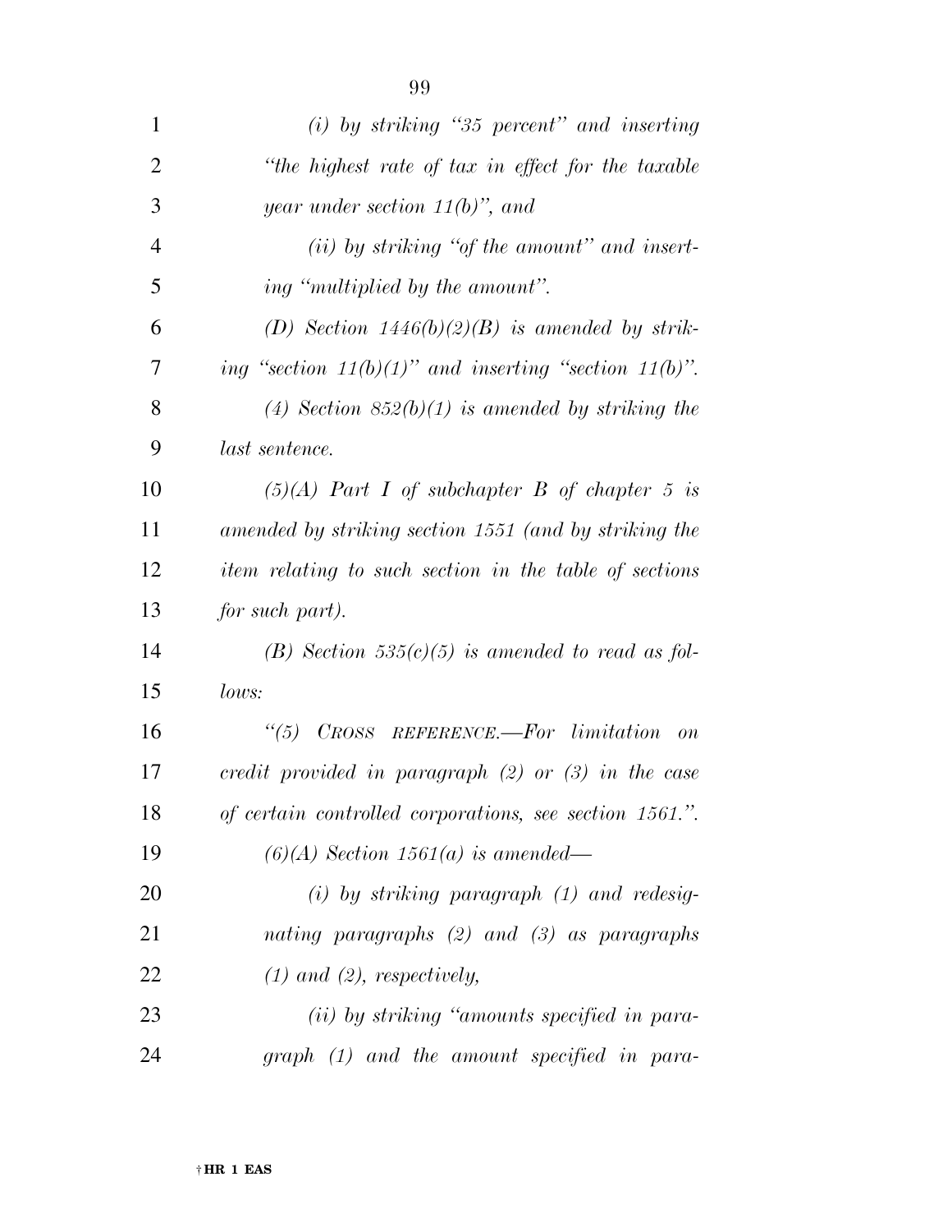*(i) by striking "35 percent" and inserting "the highest rate of tax in effect for the taxable year under section 11(b)", and*

*(ii) by striking "of the amount" and inserting "multiplied by the amount".*

*(D) Section 1446(b)(2)(B) is amended by striking "section 11(b)(1)" and inserting "section 11(b)".*

*(4) Section 852(b)(1) is amended by striking the last sentence.*

*(5)(A) Part I of subchapter B of chapter 5 is amended by striking section 1551 (and by striking the item relating to such section in the table of sections for such part).*

*(B) Section 535(c)(5) is amended to read as follows:*

*"(5) CROSS REFERENCE.—For limitation on credit provided in paragraph (2) or (3) in the case of certain controlled corporations, see section 1561.".*

*(6)(A) Section 1561(a) is amended—*

*(i) by striking paragraph (1) and redesignating paragraphs (2) and (3) as paragraphs (1) and (2), respectively,*

*(ii) by striking "amounts specified in paragraph (1) and the amount specified in para-*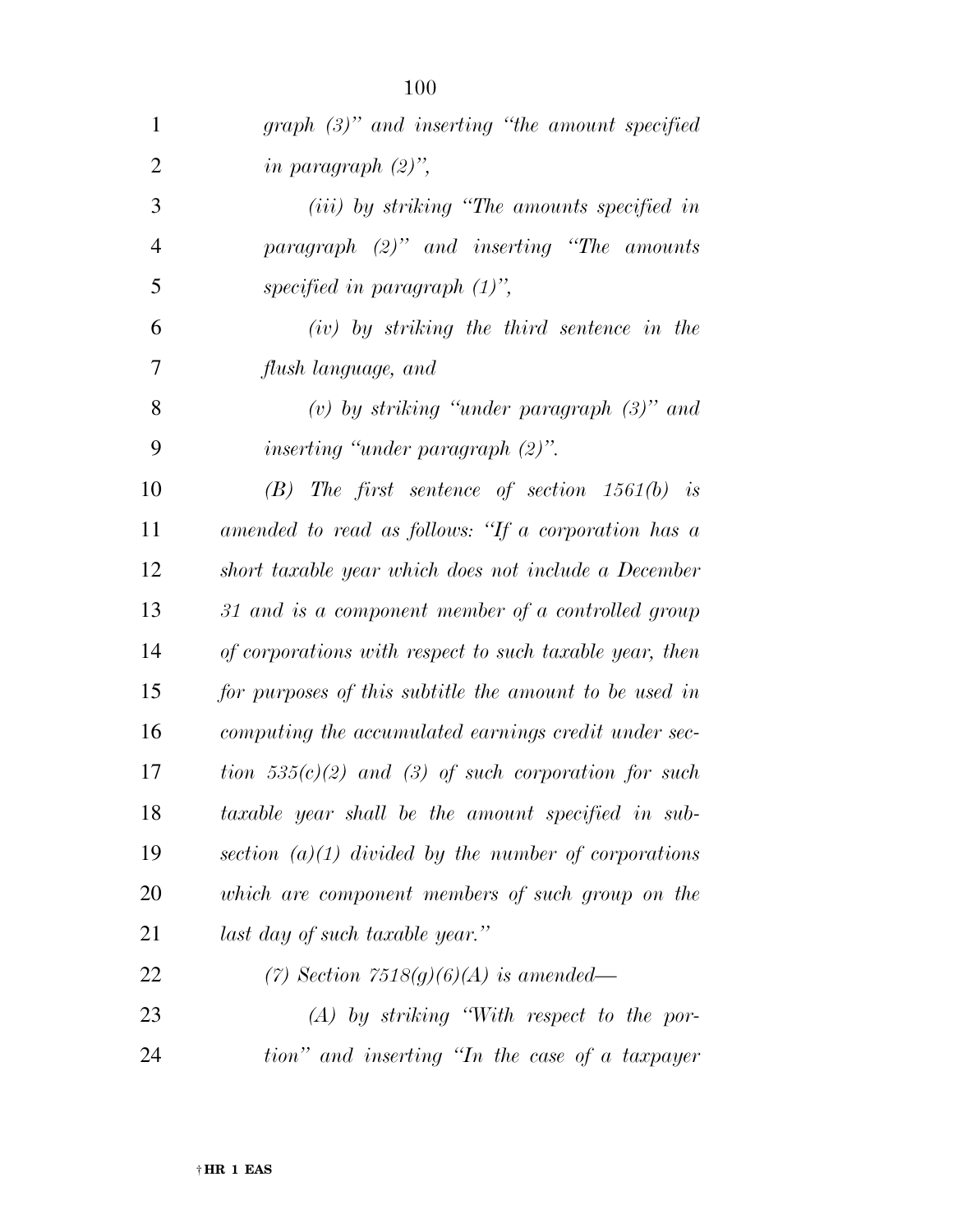*graph (3)" and inserting "the amount specified in paragraph (2)",*

*(iii) by striking "The amounts specified in paragraph (2)" and inserting "The amounts specified in paragraph (1)",*

*(iv) by striking the third sentence in the flush language, and*

*(v) by striking "under paragraph (3)" and inserting "under paragraph (2)".*

*(B) The first sentence of section 1561(b) is amended to read as follows: "If a corporation has a short taxable year which does not include a December 31 and is a component member of a controlled group of corporations with respect to such taxable year, then for purposes of this subtitle the amount to be used in computing the accumulated earnings credit under section 535(c)(2) and (3) of such corporation for such taxable year shall be the amount specified in subsection (a)(1) divided by the number of corporations which are component members of such group on the last day of such taxable year."*

*(7) Section 7518(g)(6)(A) is amended—*

*(A) by striking "With respect to the portion" and inserting "In the case of a taxpayer*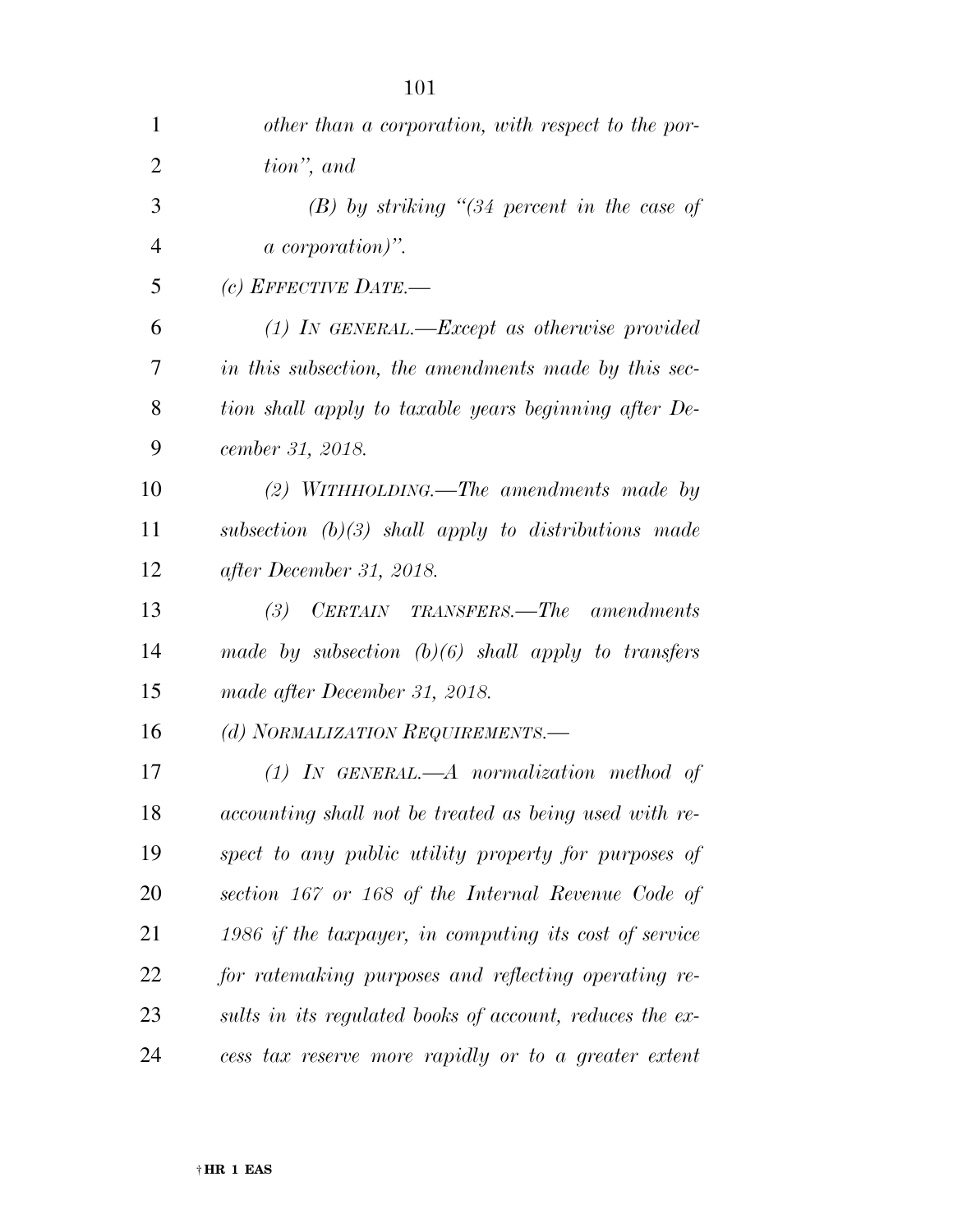*other than a corporation, with respect to the portion", and*

*(B) by striking "(34 percent in the case of a corporation)".*

*(c) EFFECTIVE DATE.—*

*(1) IN GENERAL.—Except as otherwise provided in this subsection, the amendments made by this section shall apply to taxable years beginning after December 31, 2018.*

*(2) WITHHOLDING.—The amendments made by subsection (b)(3) shall apply to distributions made after December 31, 2018.*

*(3) CERTAIN TRANSFERS.—The amendments made by subsection (b)(6) shall apply to transfers made after December 31, 2018.*

*(d) NORMALIZATION REQUIREMENTS.—*

*(1) IN GENERAL.—A normalization method of accounting shall not be treated as being used with respect to any public utility property for purposes of section 167 or 168 of the Internal Revenue Code of 1986 if the taxpayer, in computing its cost of service for ratemaking purposes and reflecting operating results in its regulated books of account, reduces the excess tax reserve more rapidly or to a greater extent*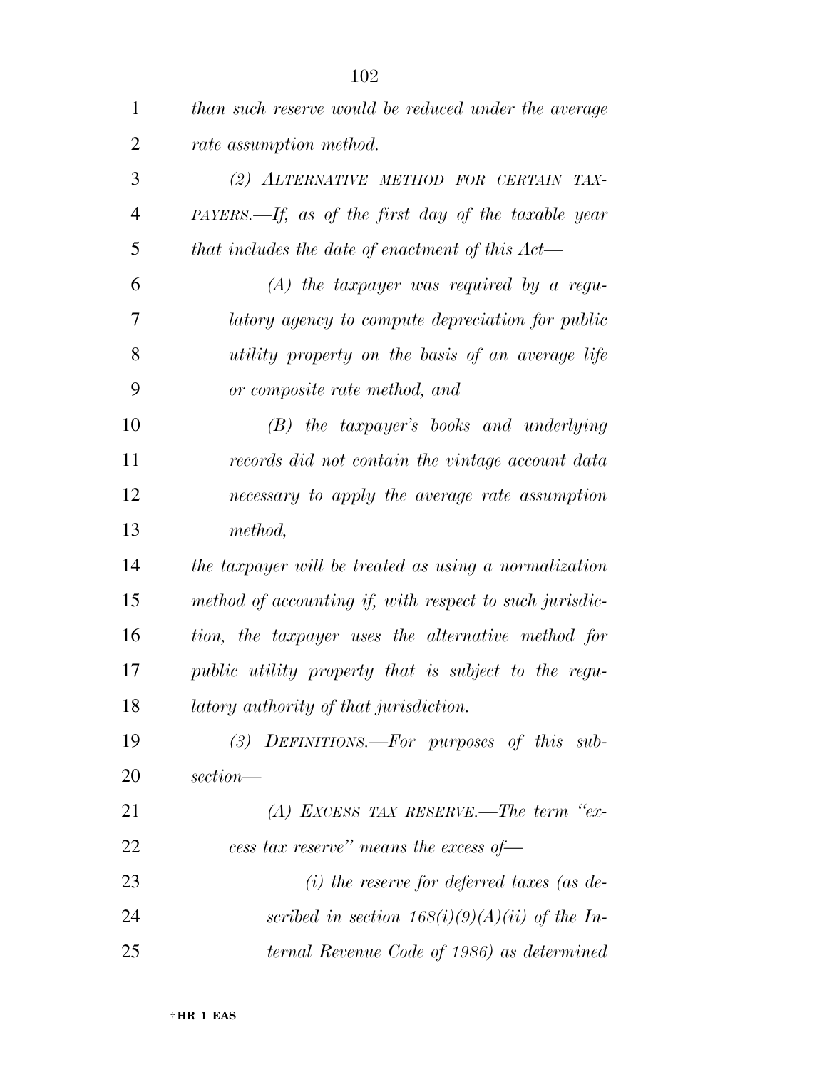*than such reserve would be reduced under the average rate assumption method.*

*(2) ALTERNATIVE METHOD FOR CERTAIN TAXPAYERS.—If, as of the first day of the taxable year that includes the date of enactment of this Act—*

*(A) the taxpayer was required by a regulatory agency to compute depreciation for public utility property on the basis of an average life or composite rate method, and*

*(B) the taxpayer's books and underlying records did not contain the vintage account data necessary to apply the average rate assumption method,*

*the taxpayer will be treated as using a normalization method of accounting if, with respect to such jurisdiction, the taxpayer uses the alternative method for public utility property that is subject to the regulatory authority of that jurisdiction.*

*(3) DEFINITIONS.—For purposes of this subsection—*

*(A) EXCESS TAX RESERVE.—The term "excess tax reserve" means the excess of—*

*(i) the reserve for deferred taxes (as described in section 168(i)(9)(A)(ii) of the Internal Revenue Code of 1986) as determined*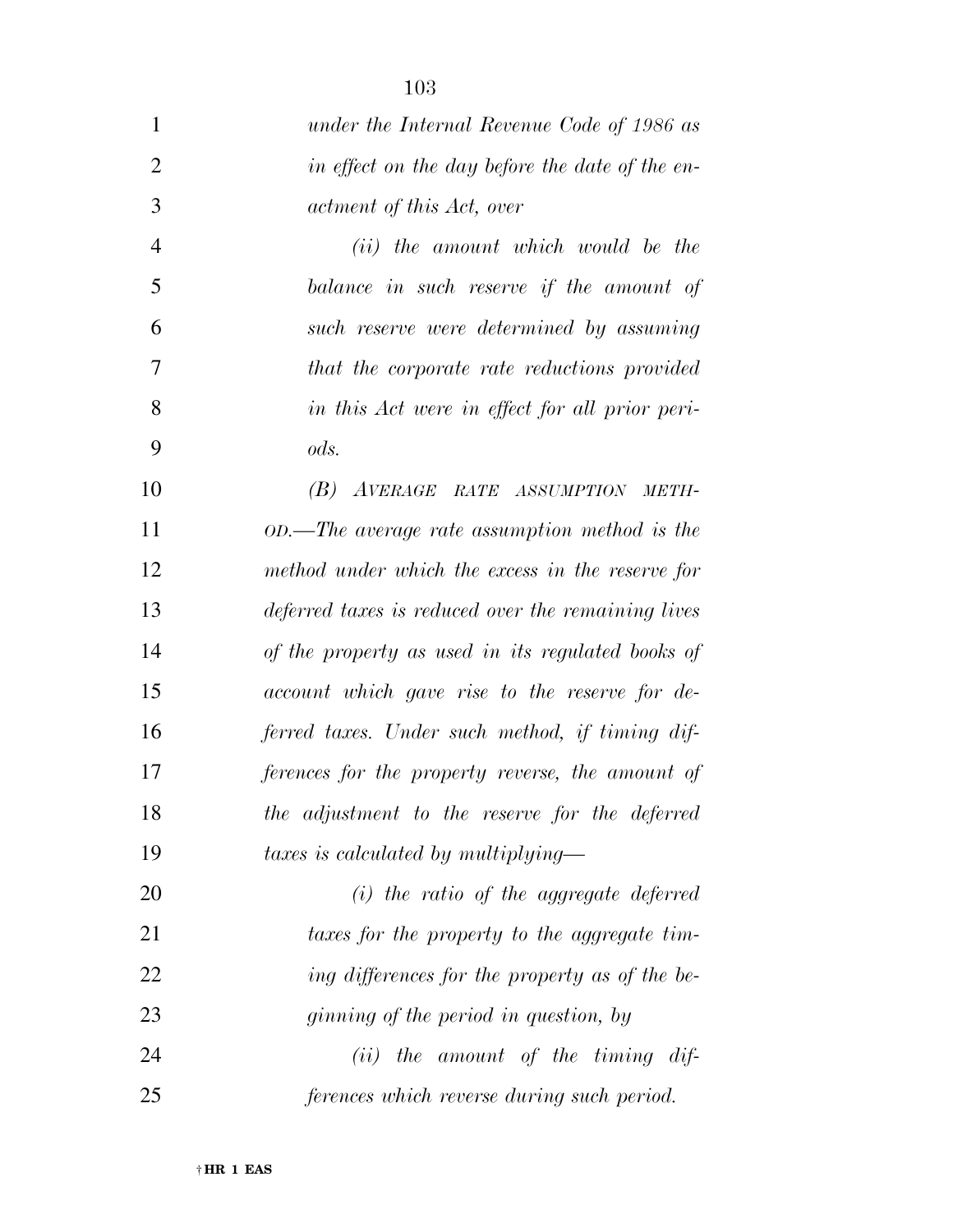*under the Internal Revenue Code of 1986 as in effect on the day before the date of the enactment of this Act, over*

*(ii) the amount which would be the balance in such reserve if the amount of such reserve were determined by assuming that the corporate rate reductions provided in this Act were in effect for all prior periods.*

*(B) AVERAGE RATE ASSUMPTION METHOD.—The average rate assumption method is the method under which the excess in the reserve for deferred taxes is reduced over the remaining lives of the property as used in its regulated books of account which gave rise to the reserve for deferred taxes. Under such method, if timing differences for the property reverse, the amount of the adjustment to the reserve for the deferred taxes is calculated by multiplying—*

*(i) the ratio of the aggregate deferred taxes for the property to the aggregate timing differences for the property as of the beginning of the period in question, by*

*(ii) the amount of the timing differences which reverse during such period.*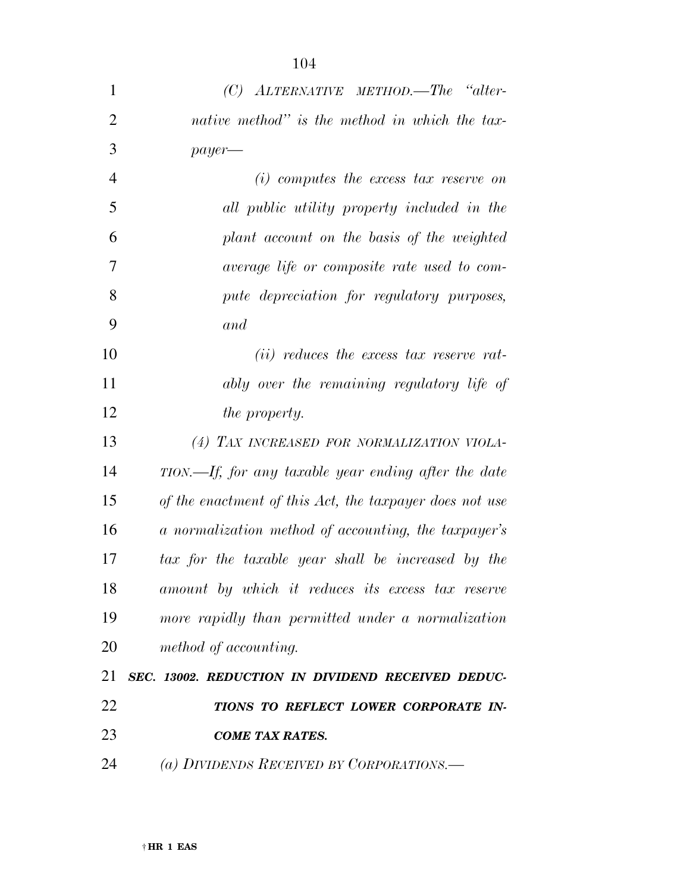*(C) ALTERNATIVE METHOD.—The "alternative method" is the method in which the taxpayer—*

*(i) computes the excess tax reserve on all public utility property included in the plant account on the basis of the weighted average life or composite rate used to compute depreciation for regulatory purposes, and*

*(ii) reduces the excess tax reserve ratably over the remaining regulatory life of the property.*

*(4) TAX INCREASED FOR NORMALIZATION VIOLATION.—If, for any taxable year ending after the date of the enactment of this Act, the taxpayer does not use a normalization method of accounting, the taxpayer's tax for the taxable year shall be increased by the amount by which it reduces its excess tax reserve more rapidly than permitted under a normalization method of accounting.*

***SEC. 13002. REDUCTION IN DIVIDEND RECEIVED DEDUCTIONS TO REFLECT LOWER CORPORATE INCOME TAX RATES.***

*(a) DIVIDENDS RECEIVED BY CORPORATIONS.—*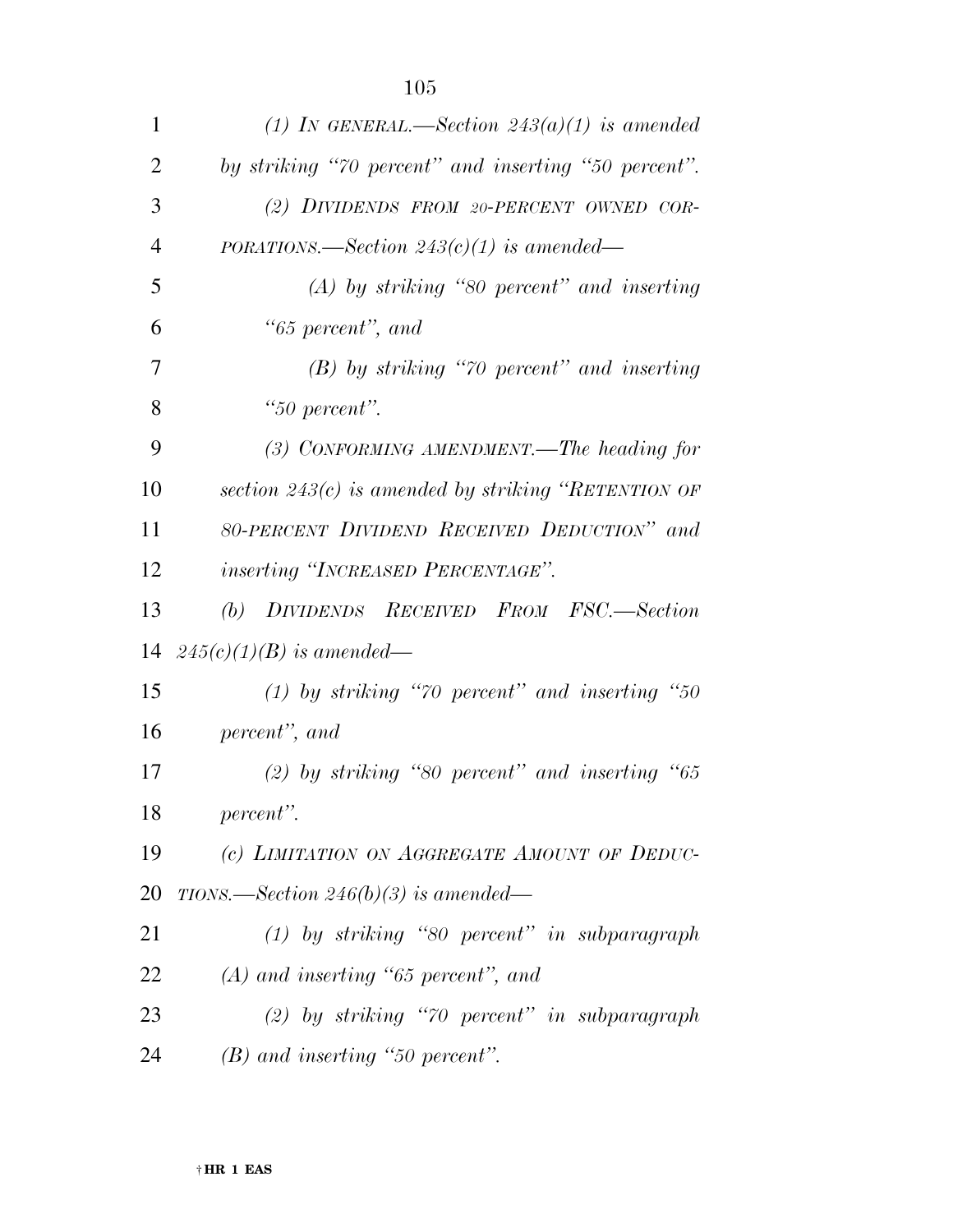*(1) IN GENERAL.—Section 243(a)(1) is amended by striking "70 percent" and inserting "50 percent".*

*(2) DIVIDENDS FROM 20-PERCENT OWNED CORPORATIONS.—Section 243(c)(1) is amended—*

*(A) by striking "80 percent" and inserting "65 percent", and*

*(B) by striking "70 percent" and inserting "50 percent".*

*(3) CONFORMING AMENDMENT.—The heading for section 243(c) is amended by striking "RETENTION OF 80-PERCENT DIVIDEND RECEIVED DEDUCTION" and inserting "INCREASED PERCENTAGE".*

*(b) DIVIDENDS RECEIVED FROM FSC.—Section 245(c)(1)(B) is amended—*

*(1) by striking "70 percent" and inserting "50 percent", and*

*(2) by striking "80 percent" and inserting "65 percent".*

*(c) LIMITATION ON AGGREGATE AMOUNT OF DEDUCTIONS.—Section 246(b)(3) is amended—*

*(1) by striking "80 percent" in subparagraph (A) and inserting "65 percent", and*

*(2) by striking "70 percent" in subparagraph (B) and inserting "50 percent".*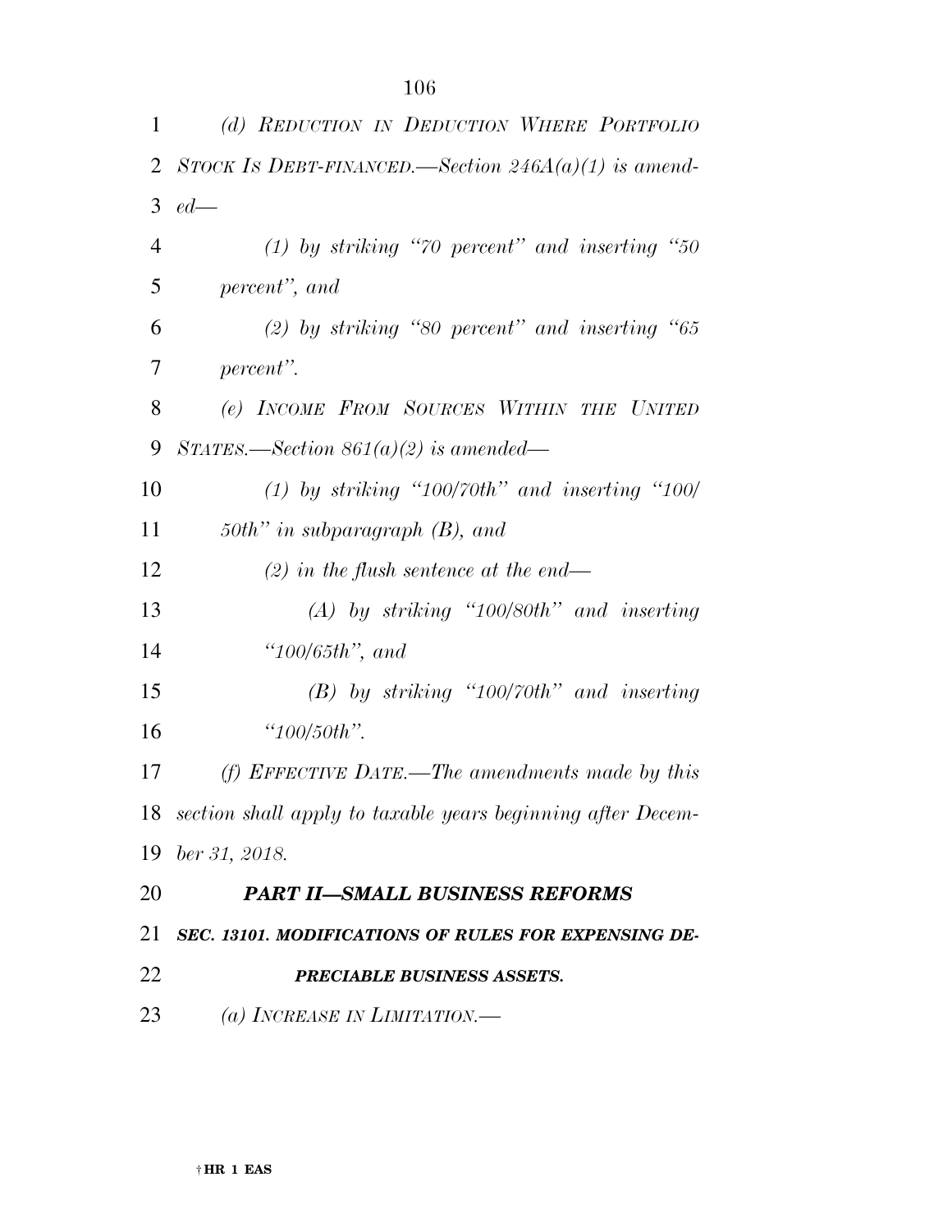*(d) REDUCTION IN DEDUCTION WHERE PORTFOLIO STOCK IS DEBT-FINANCED.—Section 246A(a)(1) is amended—*

*(1) by striking "70 percent" and inserting "50 percent", and*

*(2) by striking "80 percent" and inserting "65 percent".*

*(e) INCOME FROM SOURCES WITHIN THE UNITED STATES.—Section 861(a)(2) is amended—*

*(1) by striking "100/70th" and inserting "100/50th" in subparagraph (B), and*

*(2) in the flush sentence at the end—*

*(A) by striking "100/80th" and inserting "100/65th", and*

*(B) by striking "100/70th" and inserting "100/50th".*

*(f) EFFECTIVE DATE.—The amendments made by this section shall apply to taxable years beginning after December 31, 2018.*

## *PART II—SMALL BUSINESS REFORMS*

### *SEC. 13101. MODIFICATIONS OF RULES FOR EXPENSING DEPRECIABLE BUSINESS ASSETS.*

*(a) INCREASE IN LIMITATION.—*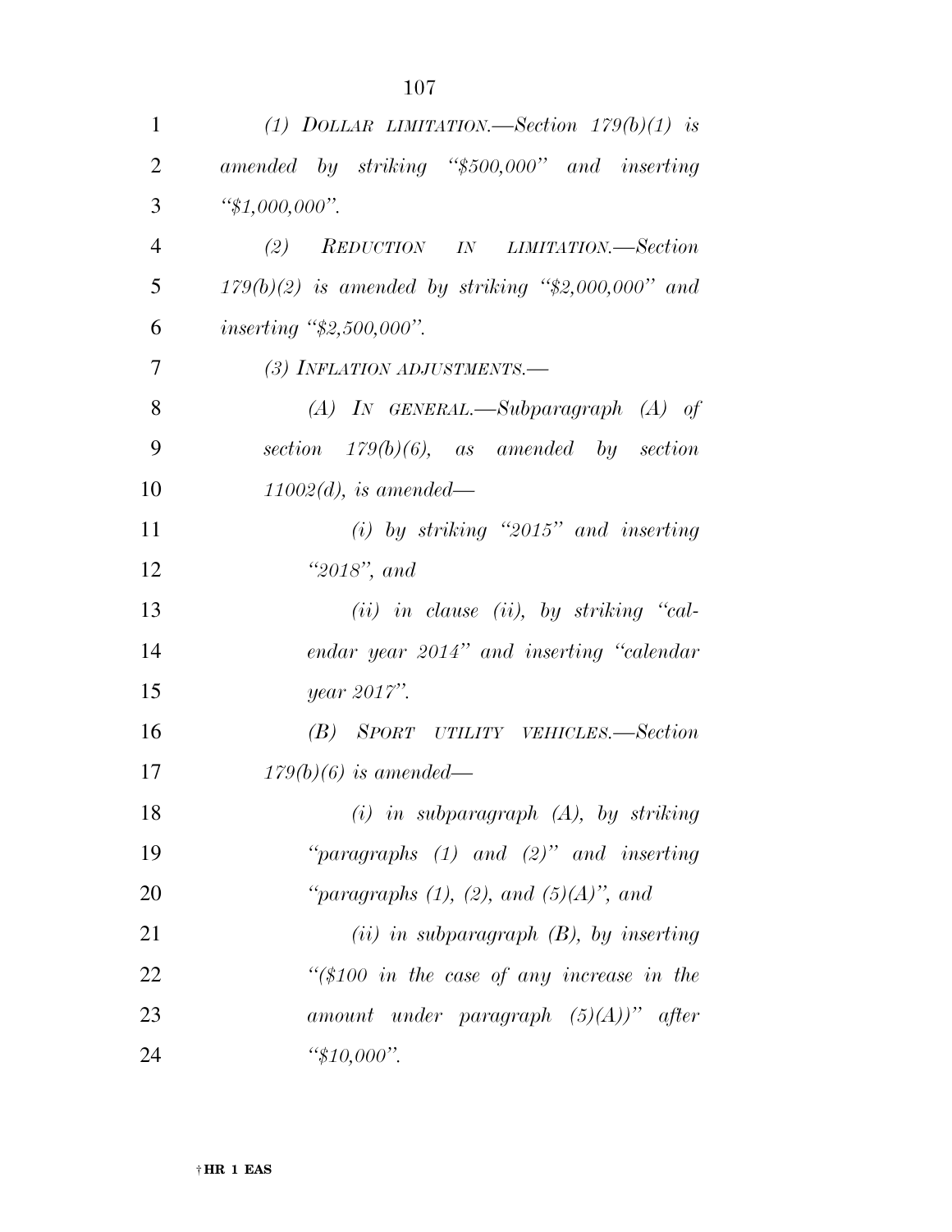*(1) DOLLAR LIMITATION.—Section 179(b)(1) is amended by striking "$500,000" and inserting "$1,000,000".*

*(2) REDUCTION IN LIMITATION.—Section 179(b)(2) is amended by striking "$2,000,000" and inserting "$2,500,000".*

*(3) INFLATION ADJUSTMENTS.—*

*(A) IN GENERAL.—Subparagraph (A) of section 179(b)(6), as amended by section 11002(d), is amended—*

*(i) by striking "2015" and inserting "2018", and*

*(ii) in clause (ii), by striking "calendar year 2014" and inserting "calendar year 2017".*

*(B) SPORT UTILITY VEHICLES.—Section 179(b)(6) is amended—*

*(i) in subparagraph (A), by striking "paragraphs (1) and (2)" and inserting "paragraphs (1), (2), and (5)(A)", and*

*(ii) in subparagraph (B), by inserting "($100 in the case of any increase in the amount under paragraph (5)(A))" after "$10,000".*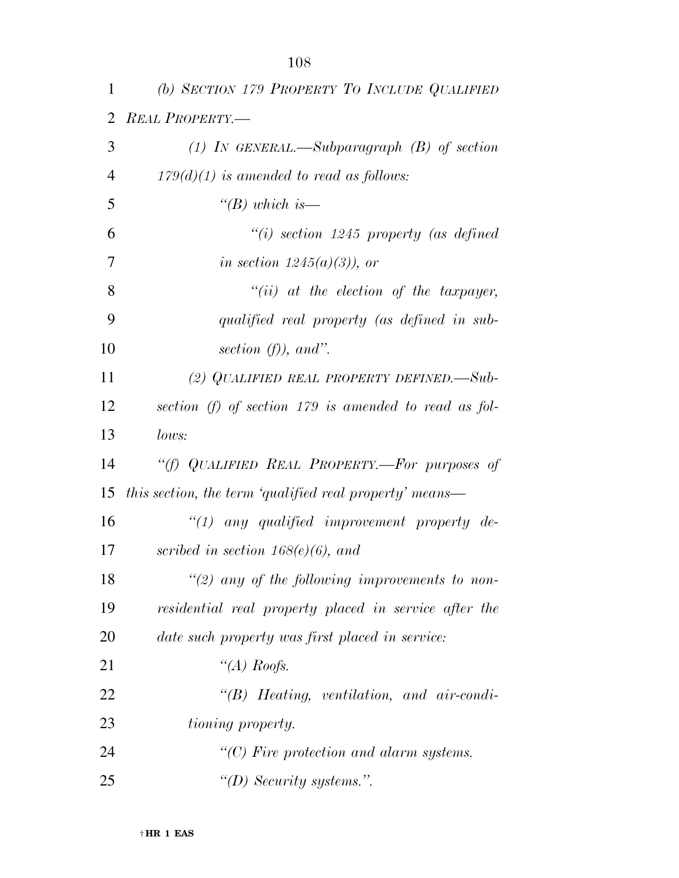*(b) SECTION 179 PROPERTY TO INCLUDE QUALIFIED REAL PROPERTY.—*

*(1) IN GENERAL.—Subparagraph (B) of section 179(d)(1) is amended to read as follows:*

*''(B) which is—*

*''(i) section 1245 property (as defined in section 1245(a)(3)), or*

*''(ii) at the election of the taxpayer, qualified real property (as defined in subsection (f)), and''.*

*(2) QUALIFIED REAL PROPERTY DEFINED.—Subsection (f) of section 179 is amended to read as follows:*

*''(f) QUALIFIED REAL PROPERTY.—For purposes of this section, the term 'qualified real property' means—*

*''(1) any qualified improvement property described in section 168(e)(6), and*

*''(2) any of the following improvements to nonresidential real property placed in service after the date such property was first placed in service:*

*''(A) Roofs.*

*''(B) Heating, ventilation, and air-conditioning property.*

*''(C) Fire protection and alarm systems.*

*''(D) Security systems.''.*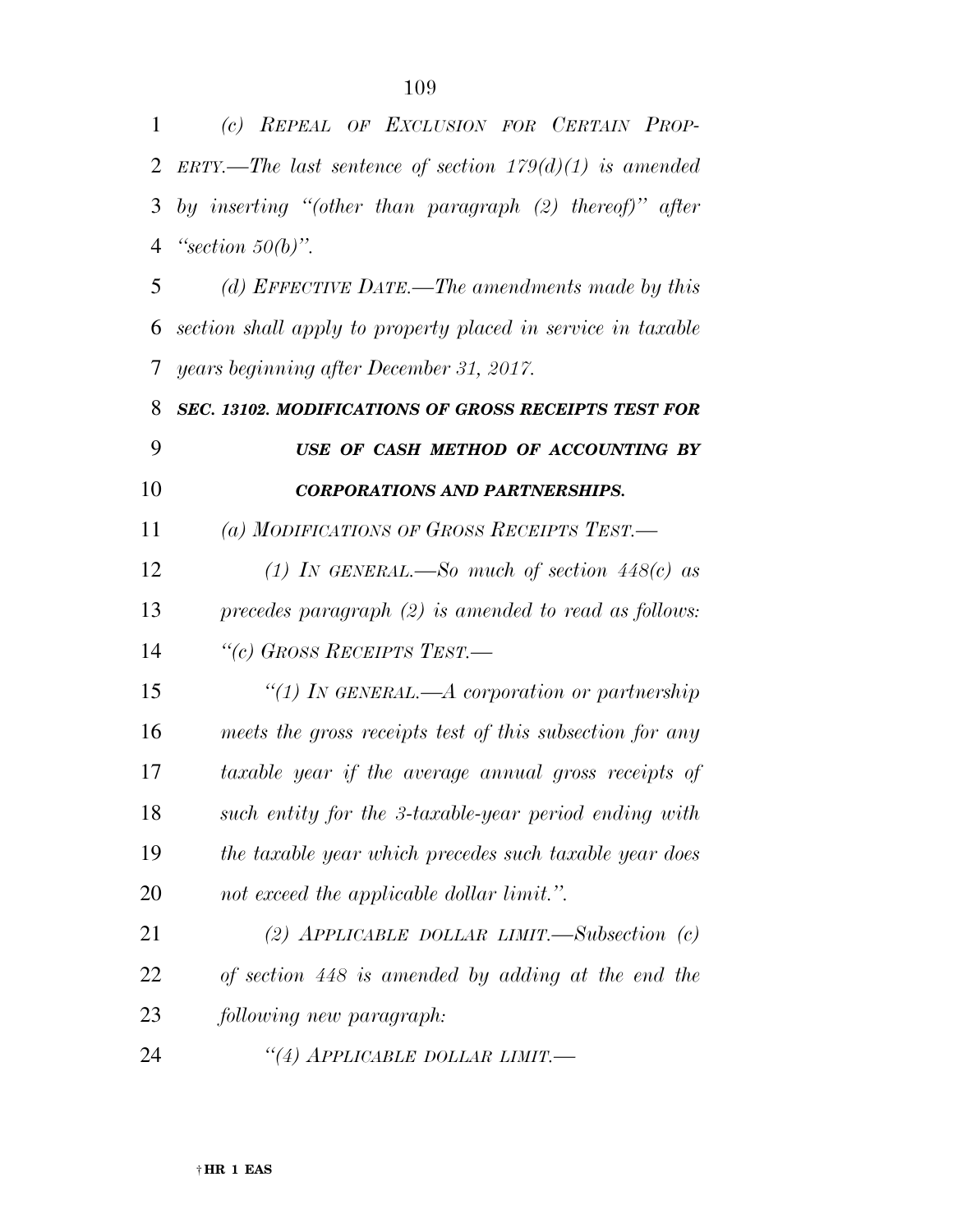*(c) REPEAL OF EXCLUSION FOR CERTAIN PROPERTY.—The last sentence of section 179(d)(1) is amended by inserting "(other than paragraph (2) thereof)" after "section 50(b)".*

*(d) EFFECTIVE DATE.—The amendments made by this section shall apply to property placed in service in taxable years beginning after December 31, 2017.*

***SEC. 13102. MODIFICATIONS OF GROSS RECEIPTS TEST FOR USE OF CASH METHOD OF ACCOUNTING BY CORPORATIONS AND PARTNERSHIPS.***

*(a) MODIFICATIONS OF GROSS RECEIPTS TEST.—*

*(1) IN GENERAL.—So much of section 448(c) as precedes paragraph (2) is amended to read as follows:*

*"(c) GROSS RECEIPTS TEST.—*

*"(1) IN GENERAL.—A corporation or partnership meets the gross receipts test of this subsection for any taxable year if the average annual gross receipts of such entity for the 3-taxable-year period ending with the taxable year which precedes such taxable year does not exceed the applicable dollar limit.".*

*(2) APPLICABLE DOLLAR LIMIT.—Subsection (c) of section 448 is amended by adding at the end the following new paragraph:*

*"(4) APPLICABLE DOLLAR LIMIT.—*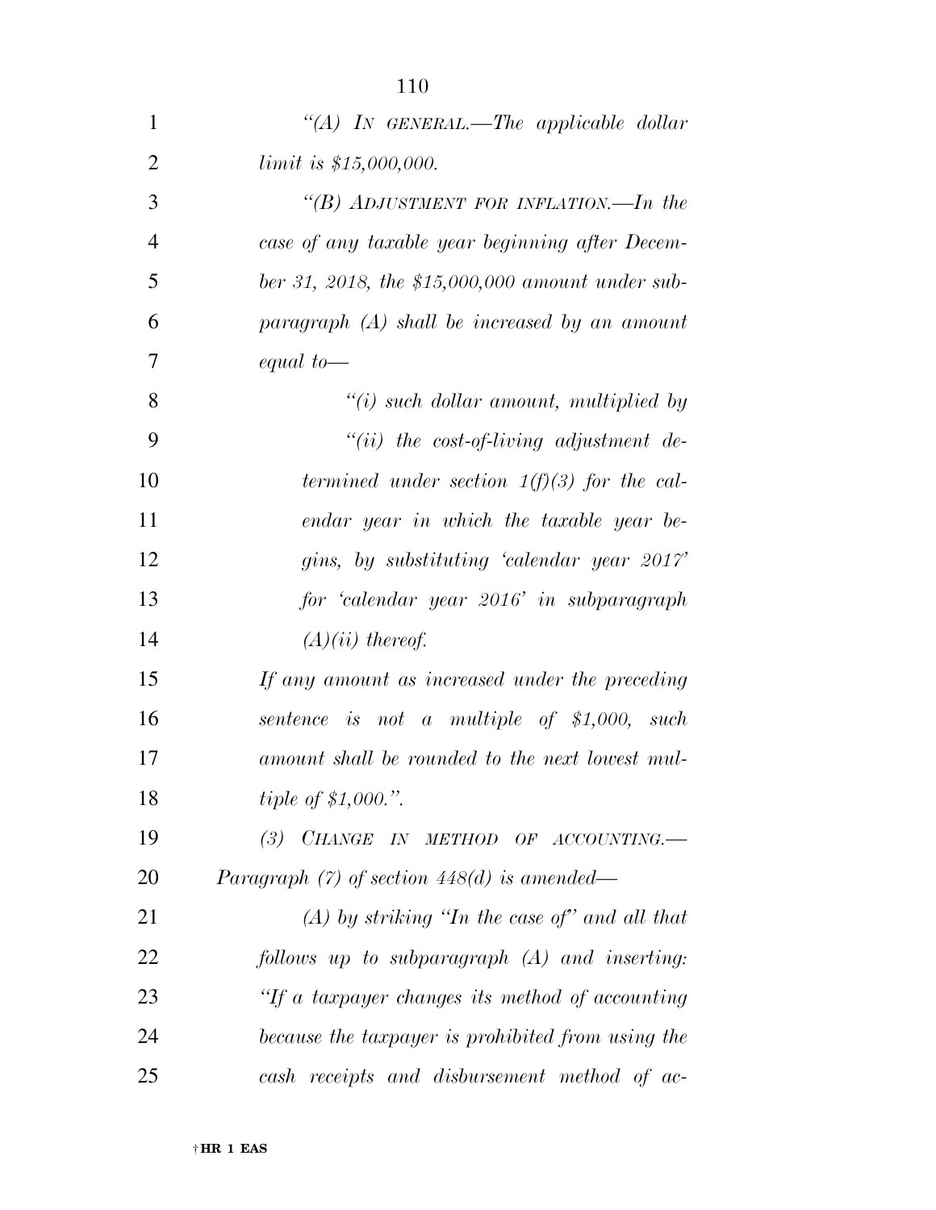*"(A) IN GENERAL.—The applicable dollar limit is $15,000,000.*

*"(B) ADJUSTMENT FOR INFLATION.—In the case of any taxable year beginning after December 31, 2018, the $15,000,000 amount under subparagraph (A) shall be increased by an amount equal to—*

*"(i) such dollar amount, multiplied by*

*"(ii) the cost-of-living adjustment determined under section 1(f)(3) for the calendar year in which the taxable year begins, by substituting 'calendar year 2017' for 'calendar year 2016' in subparagraph (A)(ii) thereof.*

*If any amount as increased under the preceding sentence is not a multiple of $1,000, such amount shall be rounded to the next lowest multiple of $1,000.".*

*(3) CHANGE IN METHOD OF ACCOUNTING.—Paragraph (7) of section 448(d) is amended—*

*(A) by striking "In the case of" and all that follows up to subparagraph (A) and inserting: "If a taxpayer changes its method of accounting because the taxpayer is prohibited from using the cash receipts and disbursement method of ac-*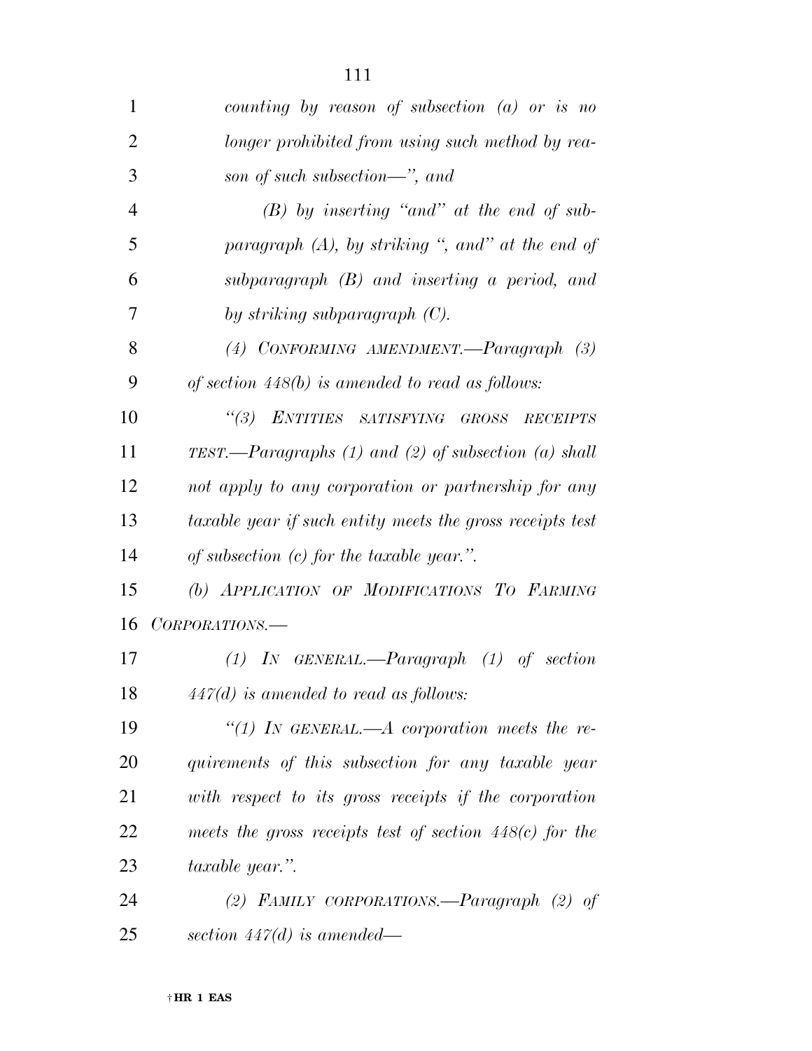*counting by reason of subsection (a) or is no longer prohibited from using such method by reason of such subsection—", and*

*(B) by inserting "and" at the end of subparagraph (A), by striking ", and" at the end of subparagraph (B) and inserting a period, and by striking subparagraph (C).*

*(4) CONFORMING AMENDMENT.—Paragraph (3) of section 448(b) is amended to read as follows:*

*"(3) ENTITIES SATISFYING GROSS RECEIPTS TEST.—Paragraphs (1) and (2) of subsection (a) shall not apply to any corporation or partnership for any taxable year if such entity meets the gross receipts test of subsection (c) for the taxable year.".*

*(b) APPLICATION OF MODIFICATIONS TO FARMING CORPORATIONS.—*

*(1) IN GENERAL.—Paragraph (1) of section 447(d) is amended to read as follows:*

*"(1) IN GENERAL.—A corporation meets the requirements of this subsection for any taxable year with respect to its gross receipts if the corporation meets the gross receipts test of section 448(c) for the taxable year.".*

*(2) FAMILY CORPORATIONS.—Paragraph (2) of section 447(d) is amended—*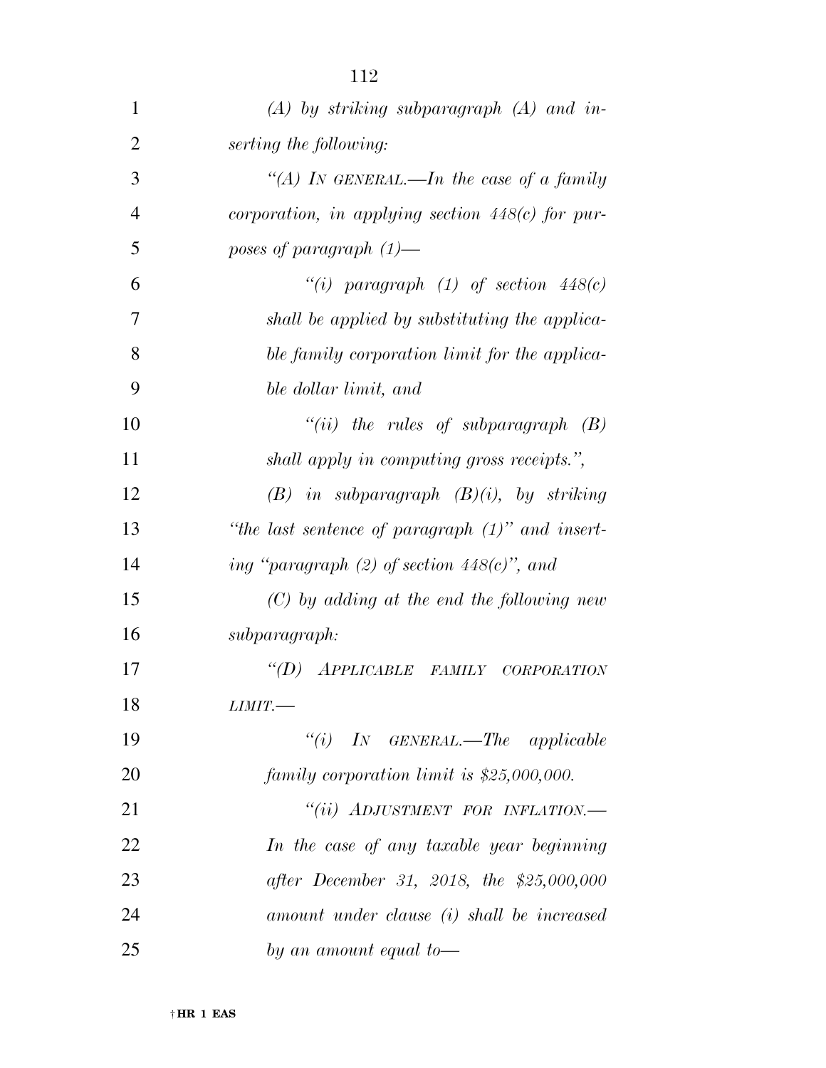*(A) by striking subparagraph (A) and inserting the following:*

*"(A) IN GENERAL.—In the case of a family corporation, in applying section 448(c) for purposes of paragraph (1)—*

*"(i) paragraph (1) of section 448(c) shall be applied by substituting the applicable family corporation limit for the applicable dollar limit, and*

*"(ii) the rules of subparagraph (B) shall apply in computing gross receipts.",*

*(B) in subparagraph (B)(i), by striking "the last sentence of paragraph (1)" and inserting "paragraph (2) of section 448(c)", and*

*(C) by adding at the end the following new subparagraph:*

*"(D) APPLICABLE FAMILY CORPORATION LIMIT.—*

*"(i) IN GENERAL.—The applicable family corporation limit is $25,000,000.*

*"(ii) ADJUSTMENT FOR INFLATION.—In the case of any taxable year beginning after December 31, 2018, the $25,000,000 amount under clause (i) shall be increased by an amount equal to—*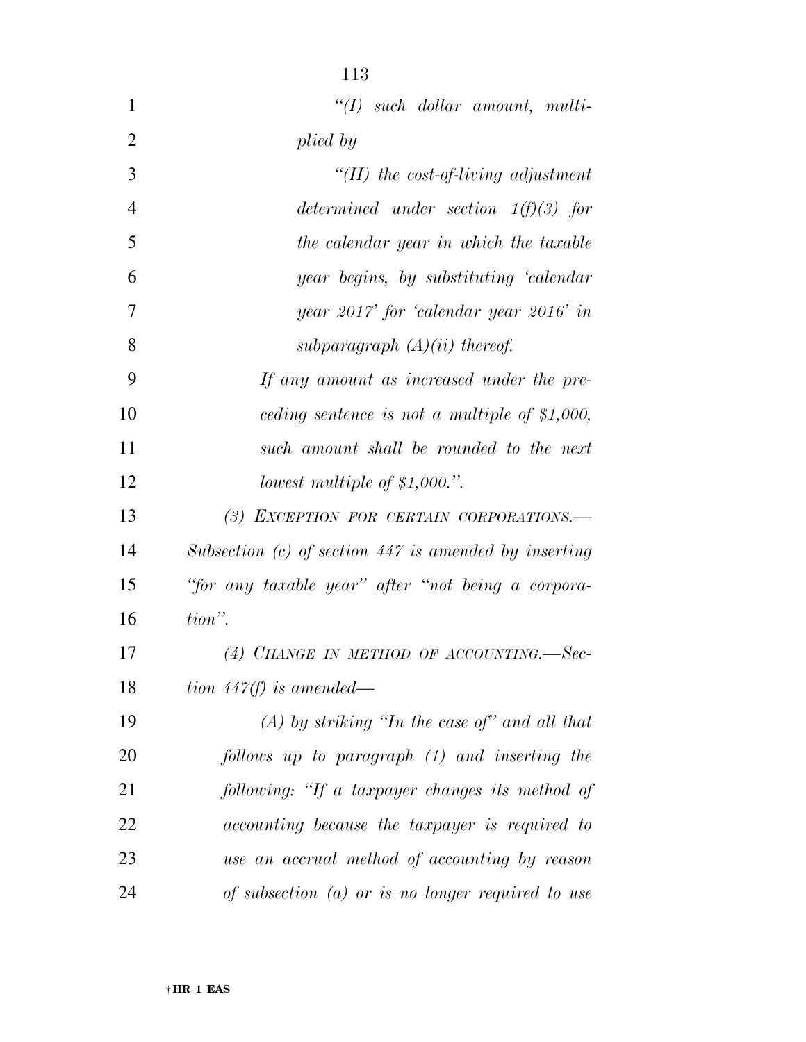*"(I) such dollar amount, multiplied by*

*"(II) the cost-of-living adjustment determined under section 1(f)(3) for the calendar year in which the taxable year begins, by substituting 'calendar year 2017' for 'calendar year 2016' in subparagraph (A)(ii) thereof.*

*If any amount as increased under the preceding sentence is not a multiple of $1,000, such amount shall be rounded to the next lowest multiple of $1,000.".*

*(3) EXCEPTION FOR CERTAIN CORPORATIONS.—Subsection (c) of section 447 is amended by inserting "for any taxable year" after "not being a corporation".*

*(4) CHANGE IN METHOD OF ACCOUNTING.—Section 447(f) is amended—*

*(A) by striking "In the case of" and all that follows up to paragraph (1) and inserting the following: "If a taxpayer changes its method of accounting because the taxpayer is required to use an accrual method of accounting by reason of subsection (a) or is no longer required to use*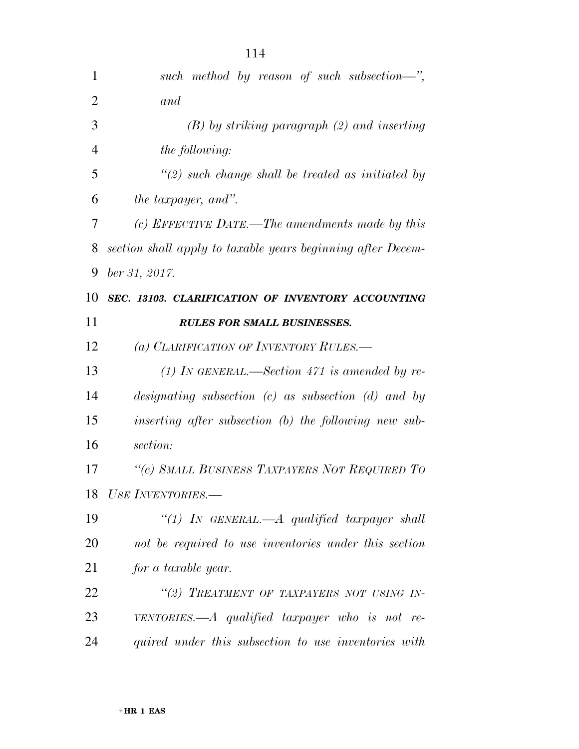*such method by reason of such subsection—",*
*and*

*(B) by striking paragraph (2) and inserting the following:*

*"(2) such change shall be treated as initiated by the taxpayer, and".*

*(c) EFFECTIVE DATE.—The amendments made by this section shall apply to taxable years beginning after December 31, 2017.*

***SEC. 13103. CLARIFICATION OF INVENTORY ACCOUNTING RULES FOR SMALL BUSINESSES.***

*(a) CLARIFICATION OF INVENTORY RULES.—*

*(1) IN GENERAL.—Section 471 is amended by redesignating subsection (c) as subsection (d) and by inserting after subsection (b) the following new subsection:*

*"(c) SMALL BUSINESS TAXPAYERS NOT REQUIRED TO USE INVENTORIES.—*

*"(1) IN GENERAL.—A qualified taxpayer shall not be required to use inventories under this section for a taxable year.*

*"(2) TREATMENT OF TAXPAYERS NOT USING INVENTORIES.—A qualified taxpayer who is not required under this subsection to use inventories with*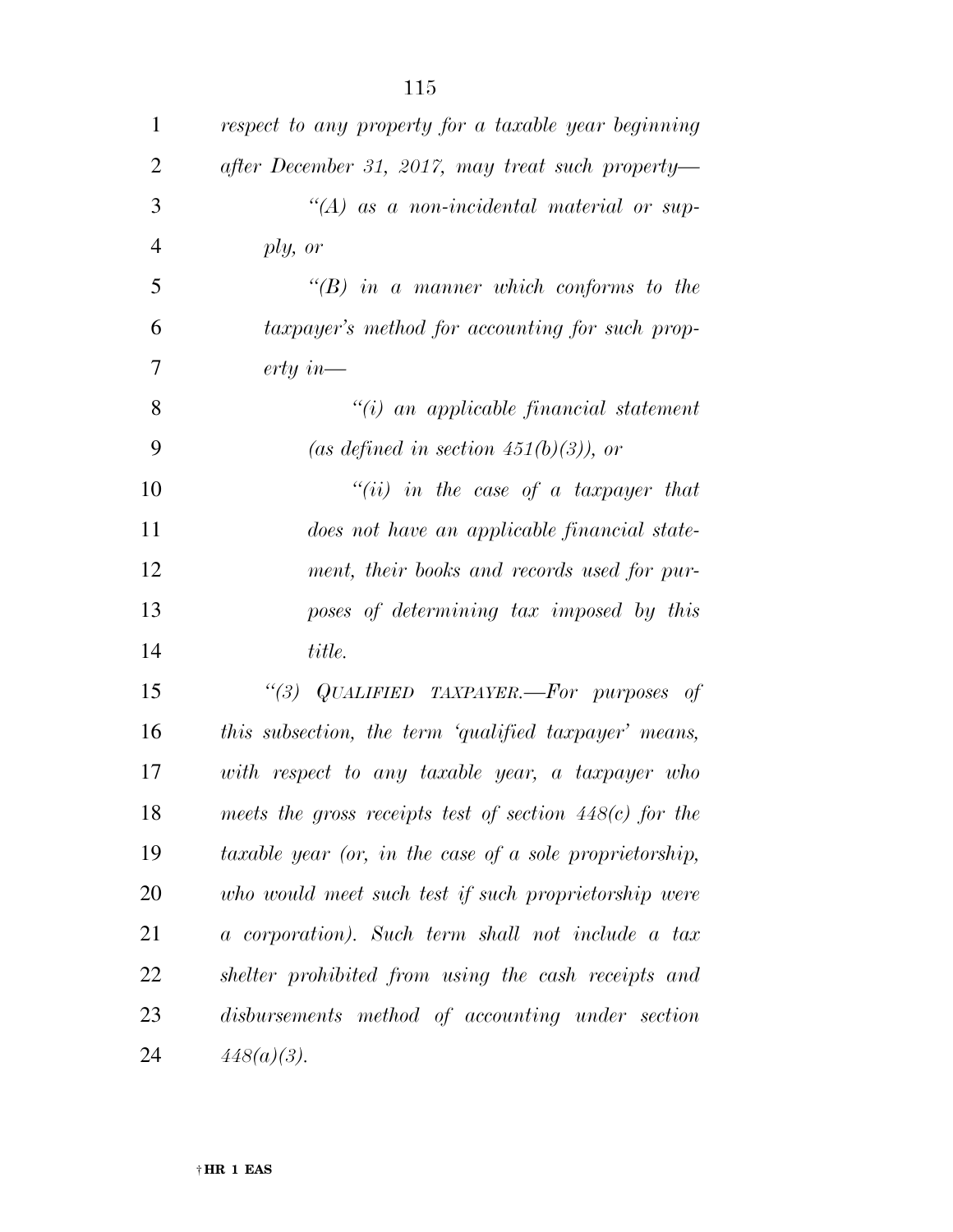*respect to any property for a taxable year beginning after December 31, 2017, may treat such property—*

*“(A) as a non-incidental material or supply, or*

*“(B) in a manner which conforms to the taxpayer’s method for accounting for such property in—*

*“(i) an applicable financial statement (as defined in section 451(b)(3)), or*

*“(ii) in the case of a taxpayer that does not have an applicable financial statement, their books and records used for purposes of determining tax imposed by this title.*

*“(3) QUALIFIED TAXPAYER.—For purposes of this subsection, the term ‘qualified taxpayer’ means, with respect to any taxable year, a taxpayer who meets the gross receipts test of section 448(c) for the taxable year (or, in the case of a sole proprietorship, who would meet such test if such proprietorship were a corporation). Such term shall not include a tax shelter prohibited from using the cash receipts and disbursements method of accounting under section 448(a)(3).*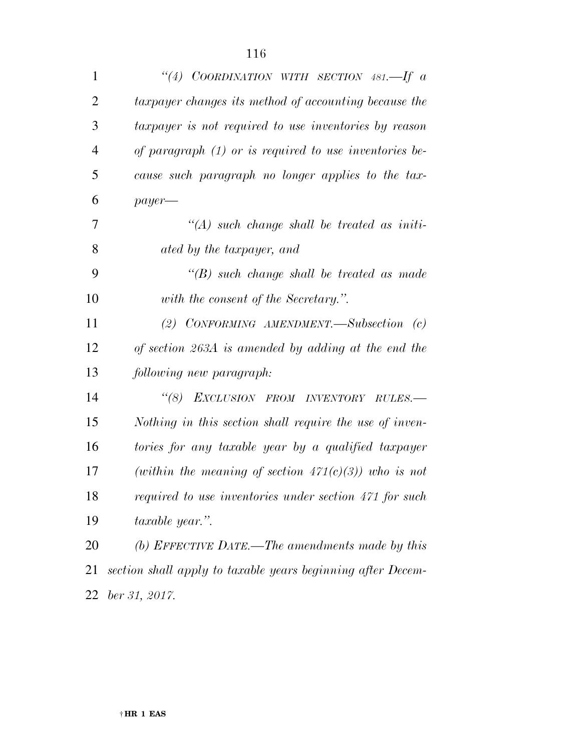*"(4) COORDINATION WITH SECTION 481.—If a taxpayer changes its method of accounting because the taxpayer is not required to use inventories by reason of paragraph (1) or is required to use inventories because such paragraph no longer applies to the taxpayer—*

*"(A) such change shall be treated as initiated by the taxpayer, and*

*"(B) such change shall be treated as made with the consent of the Secretary.".*

*(2) CONFORMING AMENDMENT.—Subsection (c) of section 263A is amended by adding at the end the following new paragraph:*

*"(8) EXCLUSION FROM INVENTORY RULES.—Nothing in this section shall require the use of inventories for any taxable year by a qualified taxpayer (within the meaning of section 471(c)(3)) who is not required to use inventories under section 471 for such taxable year.".*

*(b) EFFECTIVE DATE.—The amendments made by this section shall apply to taxable years beginning after December 31, 2017.*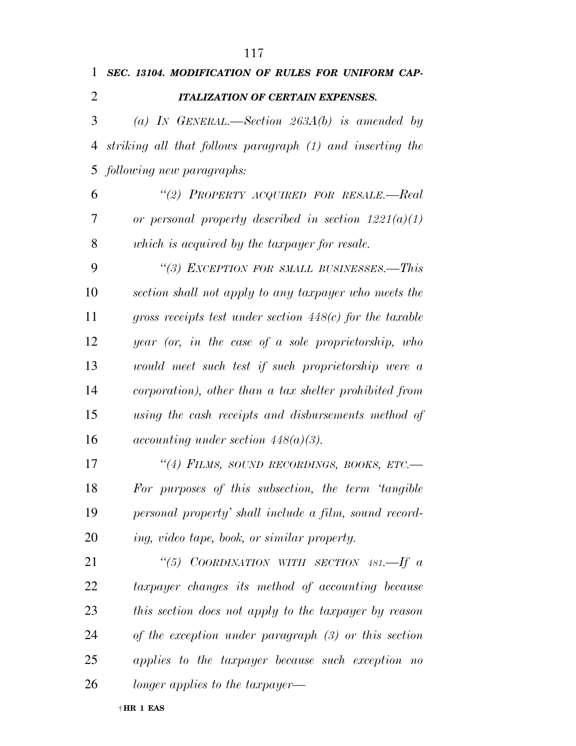***SEC. 13104. MODIFICATION OF RULES FOR UNIFORM CAPITALIZATION OF CERTAIN EXPENSES.***

*(a) IN GENERAL.—Section 263A(b) is amended by striking all that follows paragraph (1) and inserting the following new paragraphs:*

*“(2) PROPERTY ACQUIRED FOR RESALE.—Real or personal property described in section 1221(a)(1) which is acquired by the taxpayer for resale.*

*“(3) EXCEPTION FOR SMALL BUSINESSES.—This section shall not apply to any taxpayer who meets the gross receipts test under section 448(c) for the taxable year (or, in the case of a sole proprietorship, who would meet such test if such proprietorship were a corporation), other than a tax shelter prohibited from using the cash receipts and disbursements method of accounting under section 448(a)(3).*

*“(4) FILMS, SOUND RECORDINGS, BOOKS, ETC.—For purposes of this subsection, the term ‘tangible personal property’ shall include a film, sound recording, video tape, book, or similar property.*

*“(5) COORDINATION WITH SECTION 481.—If a taxpayer changes its method of accounting because this section does not apply to the taxpayer by reason of the exception under paragraph (3) or this section applies to the taxpayer because such exception no longer applies to the taxpayer—*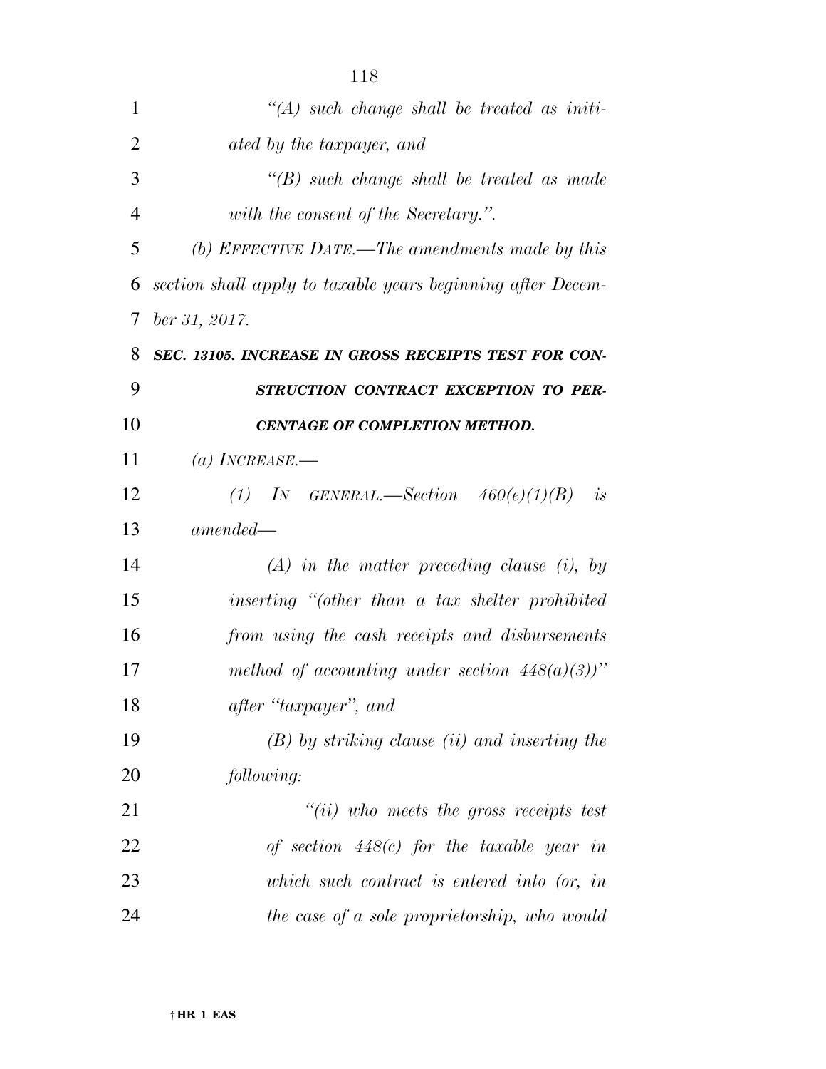*“(A) such change shall be treated as initiated by the taxpayer, and*

*“(B) such change shall be treated as made with the consent of the Secretary.”.*

*(b) EFFECTIVE DATE.—The amendments made by this section shall apply to taxable years beginning after December 31, 2017.*

***SEC. 13105. INCREASE IN GROSS RECEIPTS TEST FOR CONSTRUCTION CONTRACT EXCEPTION TO PERCENTAGE OF COMPLETION METHOD.***

*(a) INCREASE.—*

*(1) IN GENERAL.—Section 460(e)(1)(B) is amended—*

*(A) in the matter preceding clause (i), by inserting “(other than a tax shelter prohibited from using the cash receipts and disbursements method of accounting under section 448(a)(3))” after “taxpayer”, and*

*(B) by striking clause (ii) and inserting the following:*

*“(ii) who meets the gross receipts test of section 448(c) for the taxable year in which such contract is entered into (or, in the case of a sole proprietorship, who would*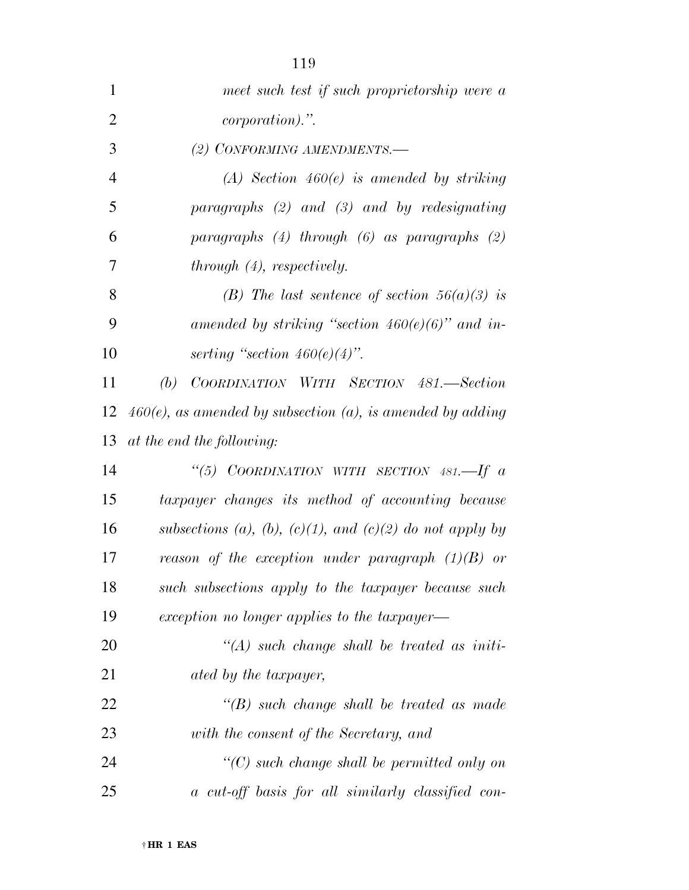*meet such test if such proprietorship were a corporation).".*

*(2) CONFORMING AMENDMENTS.—*

*(A) Section 460(e) is amended by striking paragraphs (2) and (3) and by redesignating paragraphs (4) through (6) as paragraphs (2) through (4), respectively.*

*(B) The last sentence of section 56(a)(3) is amended by striking "section 460(e)(6)" and inserting "section 460(e)(4)".*

*(b) COORDINATION WITH SECTION 481.—Section 460(e), as amended by subsection (a), is amended by adding at the end the following:*

*"(5) COORDINATION WITH SECTION 481.—If a taxpayer changes its method of accounting because subsections (a), (b), (c)(1), and (c)(2) do not apply by reason of the exception under paragraph (1)(B) or such subsections apply to the taxpayer because such exception no longer applies to the taxpayer—*

*"(A) such change shall be treated as initiated by the taxpayer,*

*"(B) such change shall be treated as made with the consent of the Secretary, and*

*"(C) such change shall be permitted only on a cut-off basis for all similarly classified con-*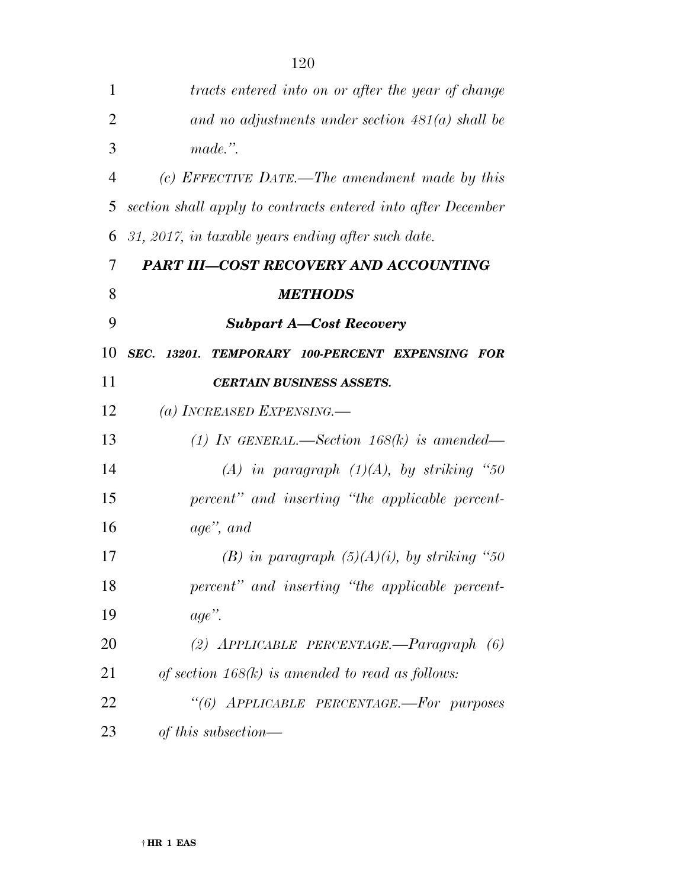*tracts entered into on or after the year of change and no adjustments under section 481(a) shall be made.".*

*(c) EFFECTIVE DATE.—The amendment made by this section shall apply to contracts entered into after December 31, 2017, in taxable years ending after such date.*

## *PART III—COST RECOVERY AND ACCOUNTING METHODS*

### *Subpart A—Cost Recovery*

**SEC. 13201. TEMPORARY 100-PERCENT EXPENSING FOR CERTAIN BUSINESS ASSETS.**

*(a) INCREASED EXPENSING.—*

*(1) IN GENERAL.—Section 168(k) is amended—*

*(A) in paragraph (1)(A), by striking "50 percent" and inserting "the applicable percentage", and*

*(B) in paragraph (5)(A)(i), by striking "50 percent" and inserting "the applicable percentage".*

*(2) APPLICABLE PERCENTAGE.—Paragraph (6) of section 168(k) is amended to read as follows:*

*"(6) APPLICABLE PERCENTAGE.—For purposes of this subsection—*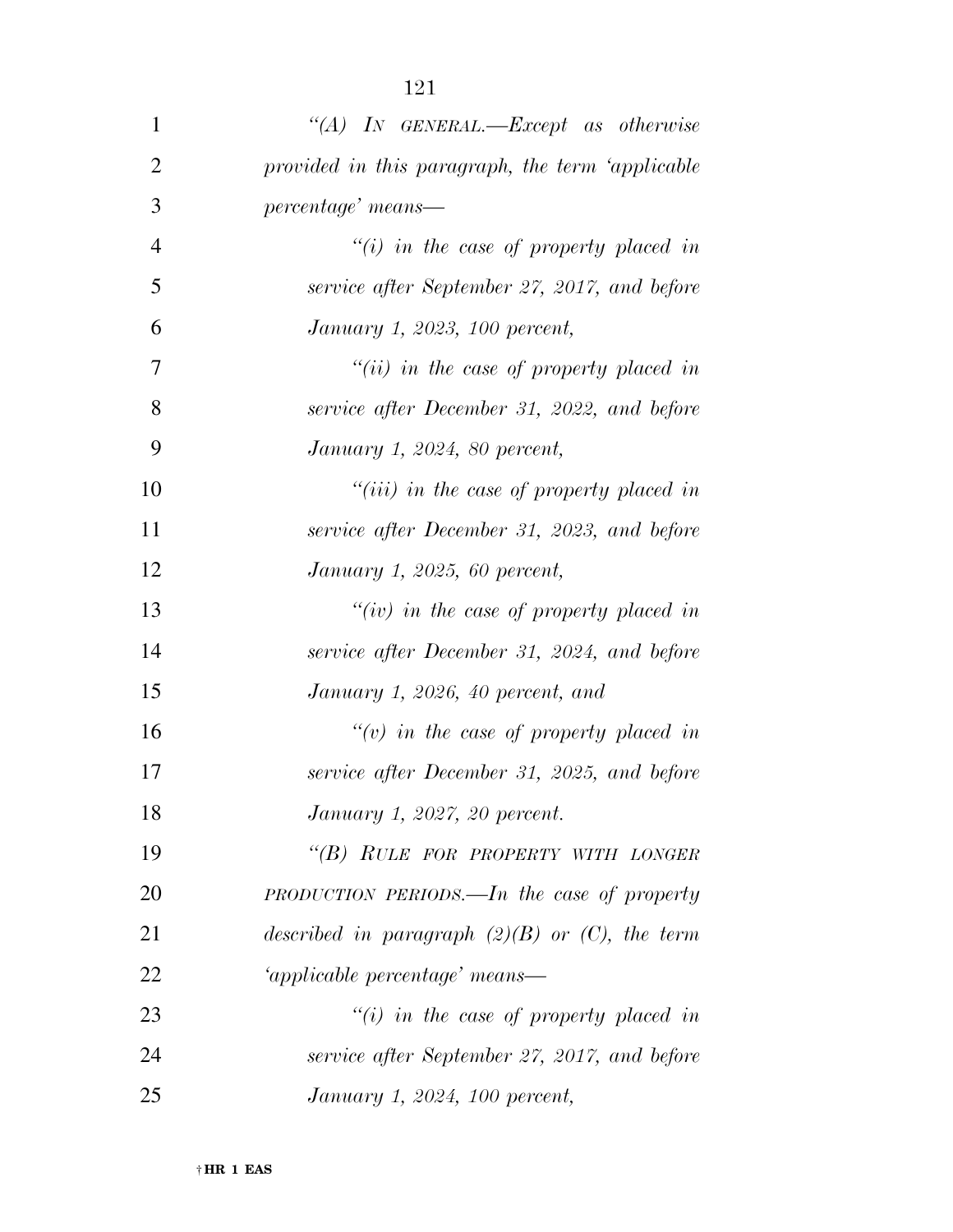*"(A) IN GENERAL.—Except as otherwise provided in this paragraph, the term 'applicable percentage' means—*

*"(i) in the case of property placed in service after September 27, 2017, and before January 1, 2023, 100 percent,*

*"(ii) in the case of property placed in service after December 31, 2022, and before January 1, 2024, 80 percent,*

*"(iii) in the case of property placed in service after December 31, 2023, and before January 1, 2025, 60 percent,*

*"(iv) in the case of property placed in service after December 31, 2024, and before January 1, 2026, 40 percent, and*

*"(v) in the case of property placed in service after December 31, 2025, and before January 1, 2027, 20 percent.*

*"(B) RULE FOR PROPERTY WITH LONGER PRODUCTION PERIODS.—In the case of property described in paragraph (2)(B) or (C), the term 'applicable percentage' means—*

*"(i) in the case of property placed in service after September 27, 2017, and before January 1, 2024, 100 percent,*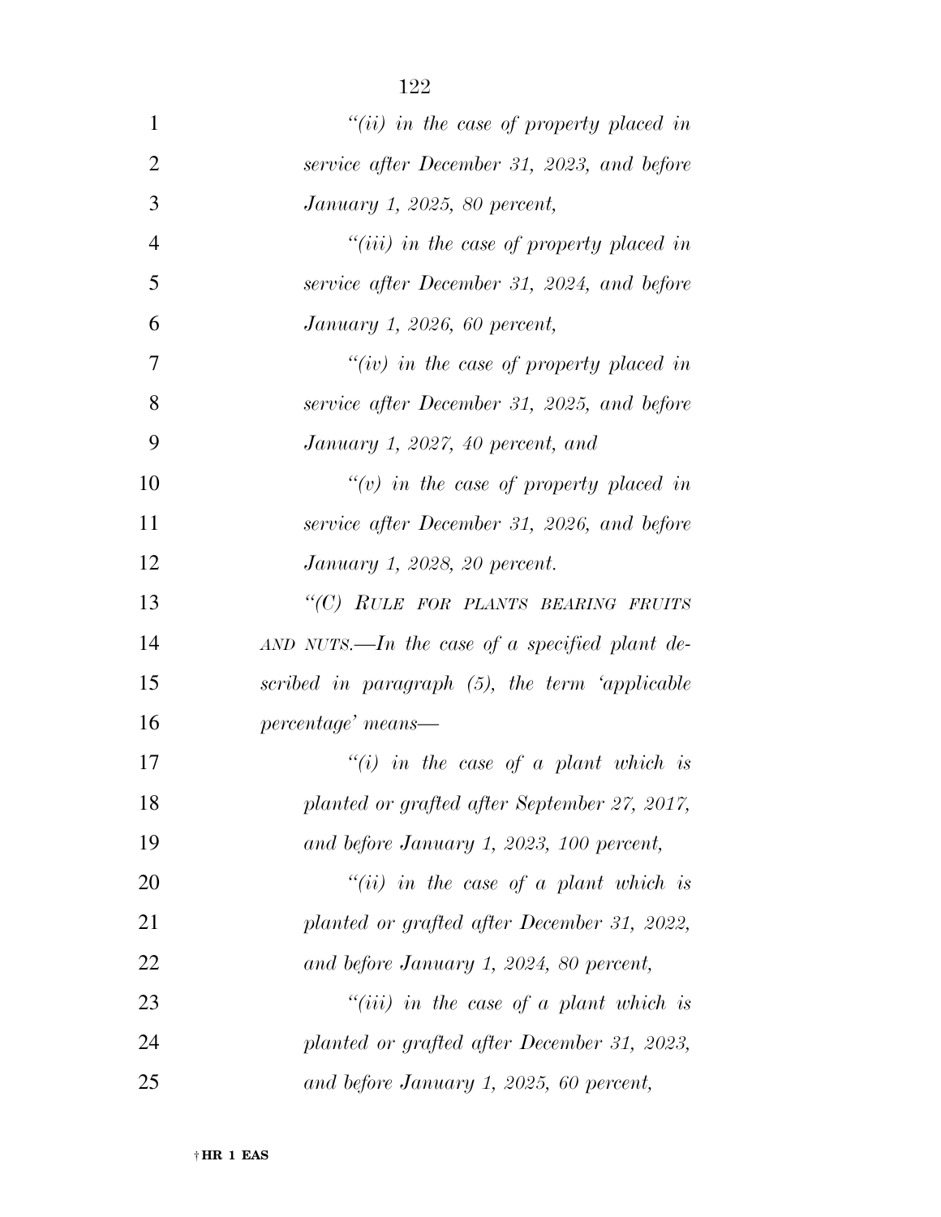*"(ii) in the case of property placed in service after December 31, 2023, and before January 1, 2025, 80 percent,*

*"(iii) in the case of property placed in service after December 31, 2024, and before January 1, 2026, 60 percent,*

*"(iv) in the case of property placed in service after December 31, 2025, and before January 1, 2027, 40 percent, and*

*"(v) in the case of property placed in service after December 31, 2026, and before January 1, 2028, 20 percent.*

*"(C) RULE FOR PLANTS BEARING FRUITS AND NUTS.—In the case of a specified plant described in paragraph (5), the term 'applicable percentage' means—*

*"(i) in the case of a plant which is planted or grafted after September 27, 2017, and before January 1, 2023, 100 percent,*

*"(ii) in the case of a plant which is planted or grafted after December 31, 2022, and before January 1, 2024, 80 percent,*

*"(iii) in the case of a plant which is planted or grafted after December 31, 2023, and before January 1, 2025, 60 percent,*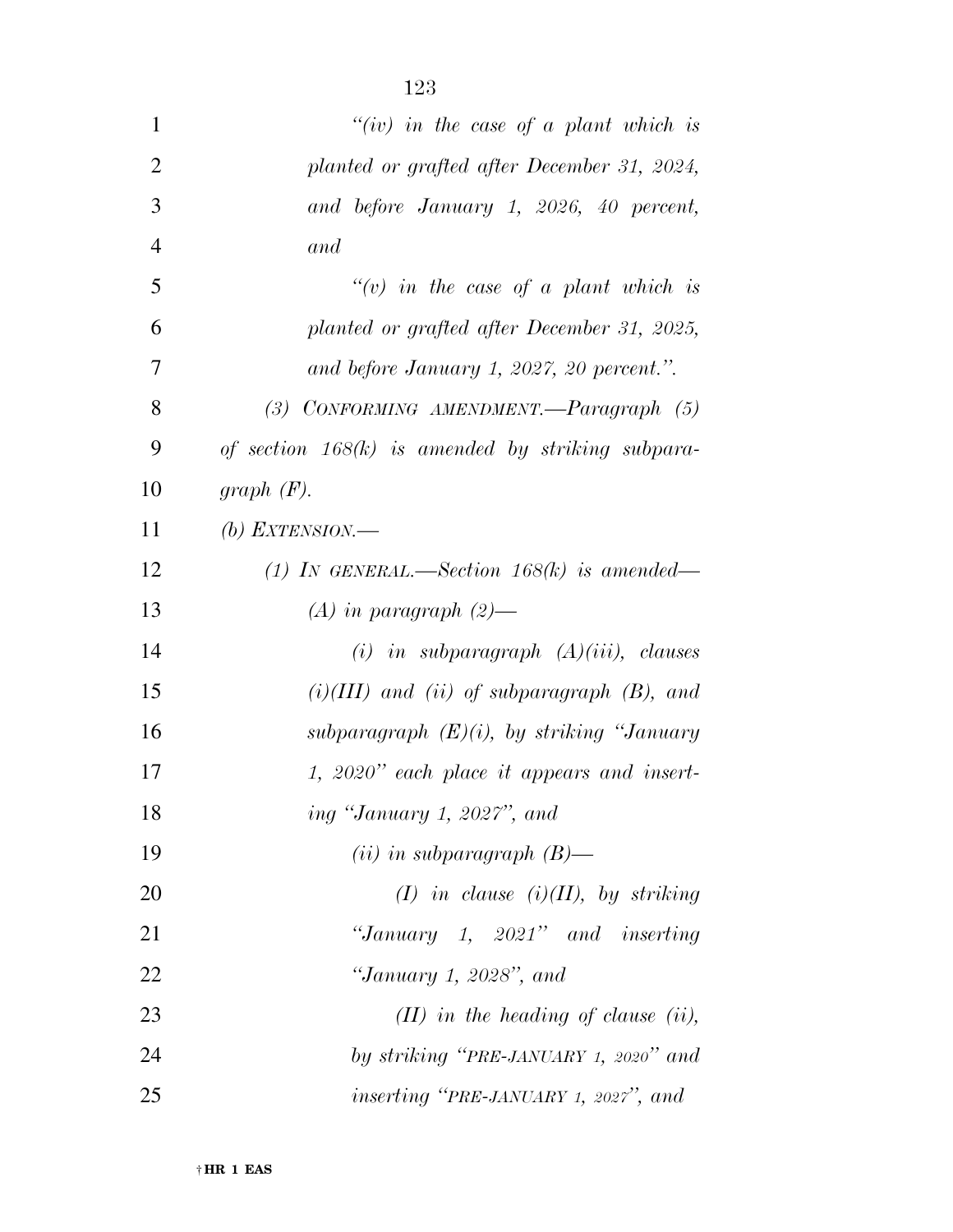*"(iv) in the case of a plant which is planted or grafted after December 31, 2024, and before January 1, 2026, 40 percent, and*

*"(v) in the case of a plant which is planted or grafted after December 31, 2025, and before January 1, 2027, 20 percent.".*

*(3) CONFORMING AMENDMENT.—Paragraph (5) of section 168(k) is amended by striking subparagraph (F).*

*(b) EXTENSION.—*

*(1) IN GENERAL.—Section 168(k) is amended—*

*(A) in paragraph (2)—*

*(i) in subparagraph (A)(iii), clauses (i)(III) and (ii) of subparagraph (B), and subparagraph (E)(i), by striking "January 1, 2020" each place it appears and inserting "January 1, 2027", and*

*(ii) in subparagraph (B)—*

*(I) in clause (i)(II), by striking "January 1, 2021" and inserting "January 1, 2028", and*

*(II) in the heading of clause (ii), by striking "PRE-JANUARY 1, 2020" and inserting "PRE-JANUARY 1, 2027", and*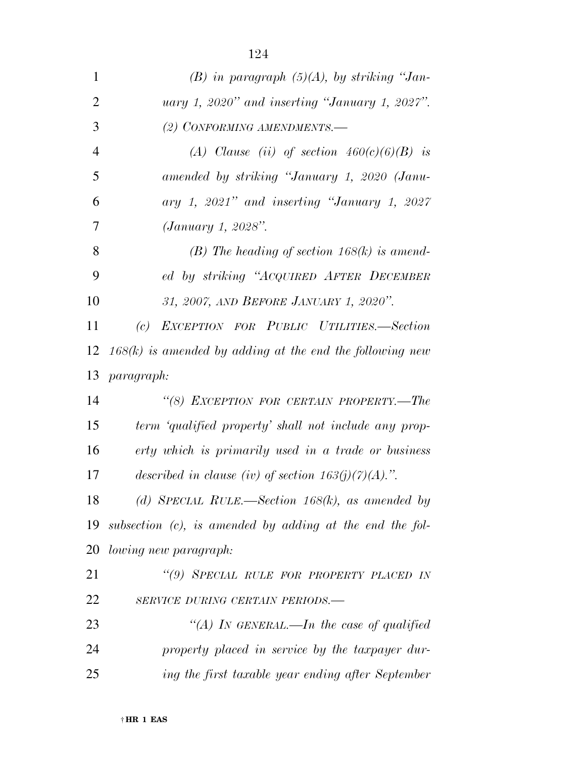*(B) in paragraph (5)(A), by striking "January 1, 2020" and inserting "January 1, 2027".*

*(2) CONFORMING AMENDMENTS.—*

*(A) Clause (ii) of section 460(c)(6)(B) is amended by striking "January 1, 2020 (January 1, 2021" and inserting "January 1, 2027 (January 1, 2028".*

*(B) The heading of section 168(k) is amended by striking "ACQUIRED AFTER DECEMBER 31, 2007, AND BEFORE JANUARY 1, 2020".*

*(c) EXCEPTION FOR PUBLIC UTILITIES.—Section 168(k) is amended by adding at the end the following new paragraph:*

*"(8) EXCEPTION FOR CERTAIN PROPERTY.—The term 'qualified property' shall not include any property which is primarily used in a trade or business described in clause (iv) of section 163(j)(7)(A).".*

*(d) SPECIAL RULE.—Section 168(k), as amended by subsection (c), is amended by adding at the end the following new paragraph:*

*"(9) SPECIAL RULE FOR PROPERTY PLACED IN SERVICE DURING CERTAIN PERIODS.—*

*"(A) IN GENERAL.—In the case of qualified property placed in service by the taxpayer during the first taxable year ending after September*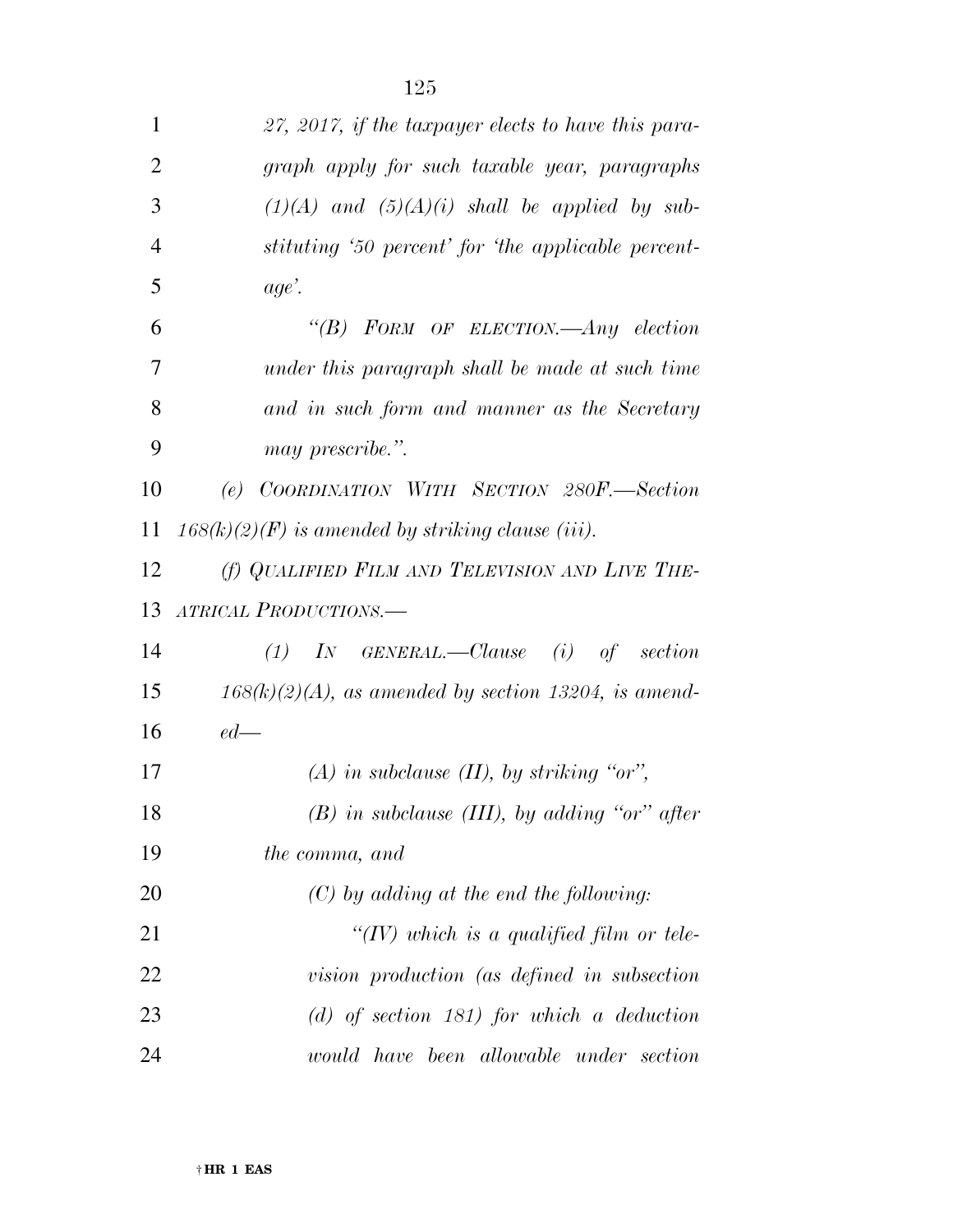*27, 2017, if the taxpayer elects to have this paragraph apply for such taxable year, paragraphs (1)(A) and (5)(A)(i) shall be applied by substituting '50 percent' for 'the applicable percentage'.*

*"(B) FORM OF ELECTION.—Any election under this paragraph shall be made at such time and in such form and manner as the Secretary may prescribe.".*

*(e) COORDINATION WITH SECTION 280F.—Section 168(k)(2)(F) is amended by striking clause (iii).*

*(f) QUALIFIED FILM AND TELEVISION AND LIVE THEATRICAL PRODUCTIONS.—*

*(1) IN GENERAL.—Clause (i) of section 168(k)(2)(A), as amended by section 13204, is amended—*

*(A) in subclause (II), by striking "or",*

*(B) in subclause (III), by adding "or" after the comma, and*

*(C) by adding at the end the following:*

*"(IV) which is a qualified film or television production (as defined in subsection (d) of section 181) for which a deduction would have been allowable under section*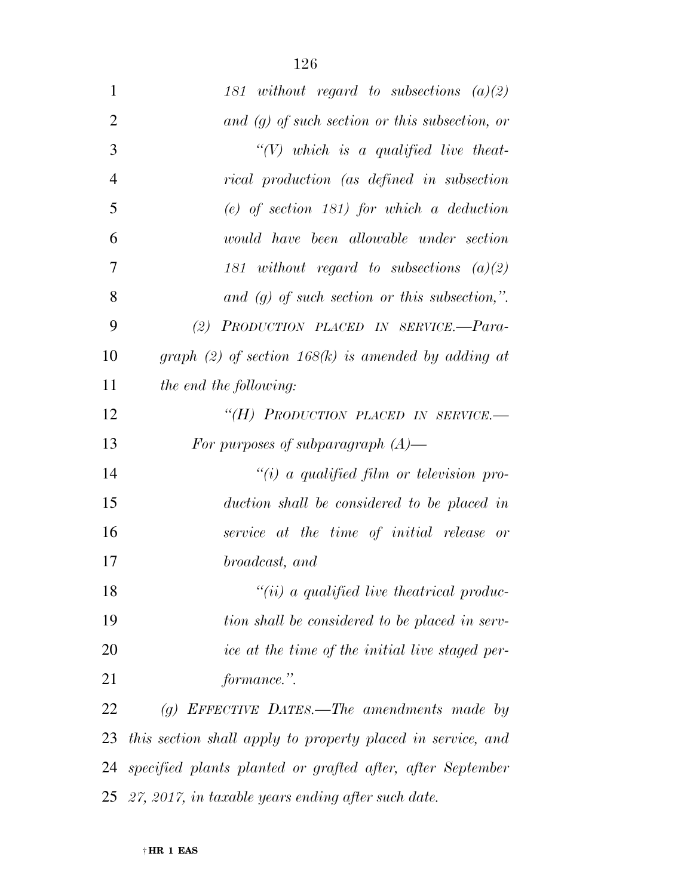*181 without regard to subsections (a)(2) and (g) of such section or this subsection, or*

*"(V) which is a qualified live theatrical production (as defined in subsection (e) of section 181) for which a deduction would have been allowable under section 181 without regard to subsections (a)(2) and (g) of such section or this subsection,".*

*(2) PRODUCTION PLACED IN SERVICE.—Paragraph (2) of section 168(k) is amended by adding at the end the following:*

*"(H) PRODUCTION PLACED IN SERVICE.— For purposes of subparagraph (A)—*

*"(i) a qualified film or television production shall be considered to be placed in service at the time of initial release or broadcast, and*

*"(ii) a qualified live theatrical production shall be considered to be placed in service at the time of the initial live staged performance.".*

*(g) EFFECTIVE DATES.—The amendments made by this section shall apply to property placed in service, and specified plants planted or grafted after, after September 27, 2017, in taxable years ending after such date.*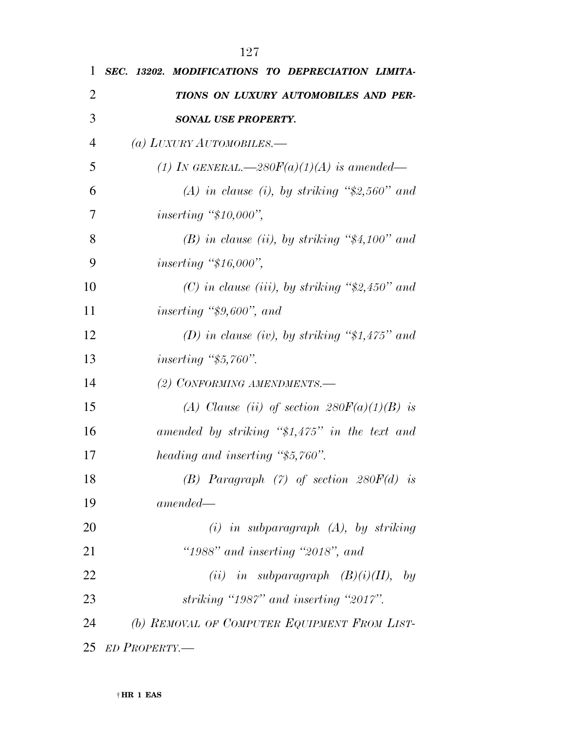***SEC. 13202. MODIFICATIONS TO DEPRECIATION LIMITATIONS ON LUXURY AUTOMOBILES AND PERSONAL USE PROPERTY.***

*(a) LUXURY AUTOMOBILES.—*

*(1) IN GENERAL.—280F(a)(1)(A) is amended—*

*(A) in clause (i), by striking "$2,560" and inserting "$10,000",*

*(B) in clause (ii), by striking "$4,100" and inserting "$16,000",*

*(C) in clause (iii), by striking "$2,450" and inserting "$9,600", and*

*(D) in clause (iv), by striking "$1,475" and inserting "$5,760".*

*(2) CONFORMING AMENDMENTS.—*

*(A) Clause (ii) of section 280F(a)(1)(B) is amended by striking "$1,475" in the text and heading and inserting "$5,760".*

*(B) Paragraph (7) of section 280F(d) is amended—*

*(i) in subparagraph (A), by striking "1988" and inserting "2018", and*

*(ii) in subparagraph (B)(i)(II), by striking "1987" and inserting "2017".*

*(b) REMOVAL OF COMPUTER EQUIPMENT FROM LISTED PROPERTY.—*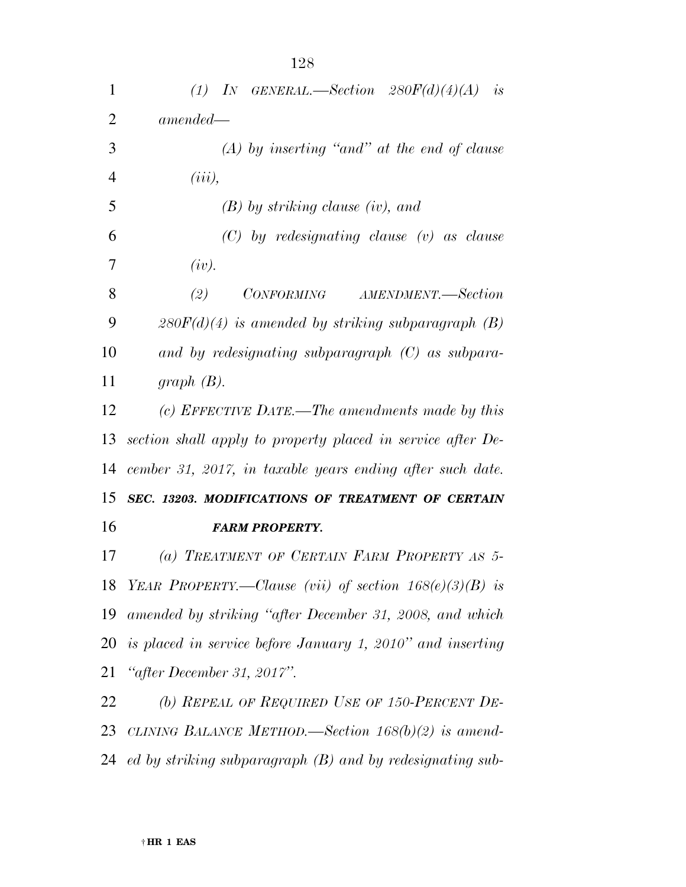*(1) IN GENERAL.—Section 280F(d)(4)(A) is amended—*

*(A) by inserting "and" at the end of clause (iii),*

*(B) by striking clause (iv), and*

*(C) by redesignating clause (v) as clause (iv).*

*(2) CONFORMING AMENDMENT.—Section 280F(d)(4) is amended by striking subparagraph (B) and by redesignating subparagraph (C) as subparagraph (B).*

*(c) EFFECTIVE DATE.—The amendments made by this section shall apply to property placed in service after December 31, 2017, in taxable years ending after such date.*

***SEC. 13203. MODIFICATIONS OF TREATMENT OF CERTAIN FARM PROPERTY.***

*(a) TREATMENT OF CERTAIN FARM PROPERTY AS 5-YEAR PROPERTY.—Clause (vii) of section 168(e)(3)(B) is amended by striking "after December 31, 2008, and which is placed in service before January 1, 2010" and inserting "after December 31, 2017".*

*(b) REPEAL OF REQUIRED USE OF 150-PERCENT DECLINING BALANCE METHOD.—Section 168(b)(2) is amended by striking subparagraph (B) and by redesignating sub-*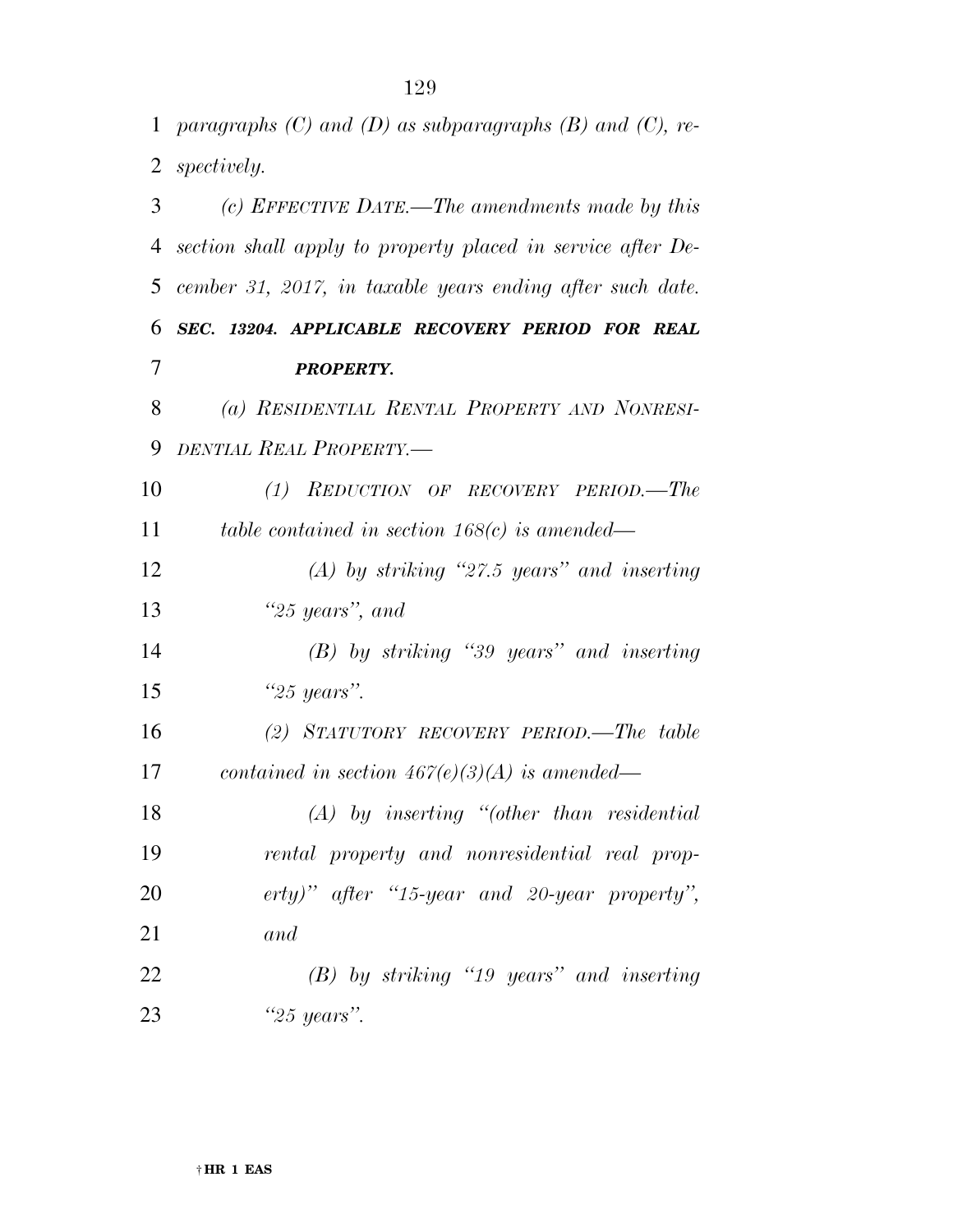*paragraphs (C) and (D) as subparagraphs (B) and (C), respectively.*

*(c) EFFECTIVE DATE.—The amendments made by this section shall apply to property placed in service after December 31, 2017, in taxable years ending after such date.*

***SEC. 13204. APPLICABLE RECOVERY PERIOD FOR REAL PROPERTY.***

*(a) RESIDENTIAL RENTAL PROPERTY AND NONRESIDENTIAL REAL PROPERTY.—*

*(1) REDUCTION OF RECOVERY PERIOD.—The table contained in section 168(c) is amended—*

*(A) by striking "27.5 years" and inserting "25 years", and*

*(B) by striking "39 years" and inserting "25 years".*

*(2) STATUTORY RECOVERY PERIOD.—The table contained in section 467(e)(3)(A) is amended—*

*(A) by inserting "(other than residential rental property and nonresidential real property)" after "15-year and 20-year property", and*

*(B) by striking "19 years" and inserting "25 years".*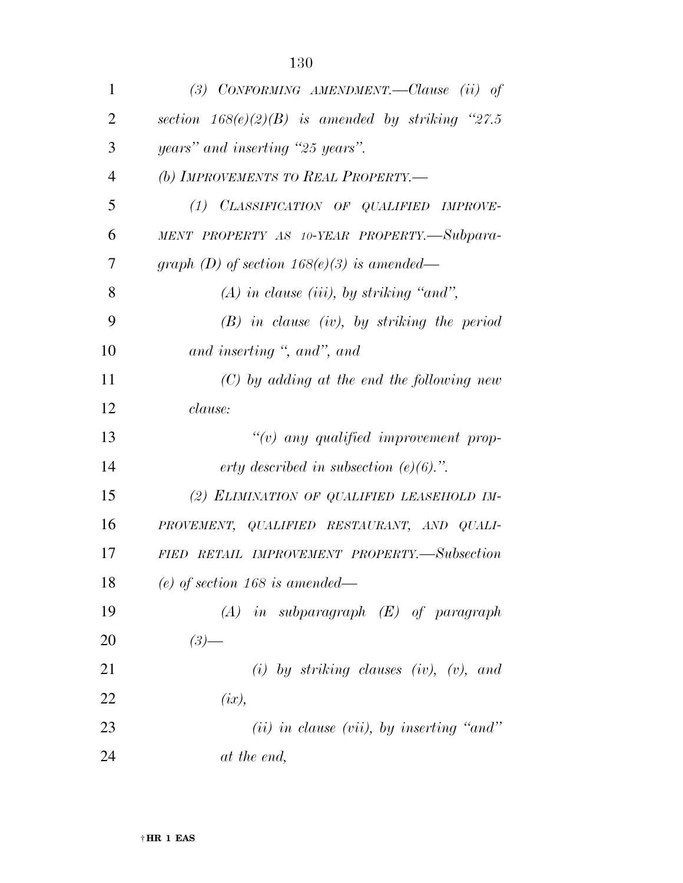*(3) CONFORMING AMENDMENT.—Clause (ii) of section 168(e)(2)(B) is amended by striking "27.5 years" and inserting "25 years".*

*(b) IMPROVEMENTS TO REAL PROPERTY.—*

*(1) CLASSIFICATION OF QUALIFIED IMPROVEMENT PROPERTY AS 10-YEAR PROPERTY.—Subparagraph (D) of section 168(e)(3) is amended—*

*(A) in clause (iii), by striking "and",*

*(B) in clause (iv), by striking the period and inserting ", and", and*

*(C) by adding at the end the following new clause:*

*"(v) any qualified improvement property described in subsection (e)(6).".*

*(2) ELIMINATION OF QUALIFIED LEASEHOLD IMPROVEMENT, QUALIFIED RESTAURANT, AND QUALIFIED RETAIL IMPROVEMENT PROPERTY.—Subsection (e) of section 168 is amended—*

*(A) in subparagraph (E) of paragraph (3)—*

*(i) by striking clauses (iv), (v), and (ix),*

*(ii) in clause (vii), by inserting "and" at the end,*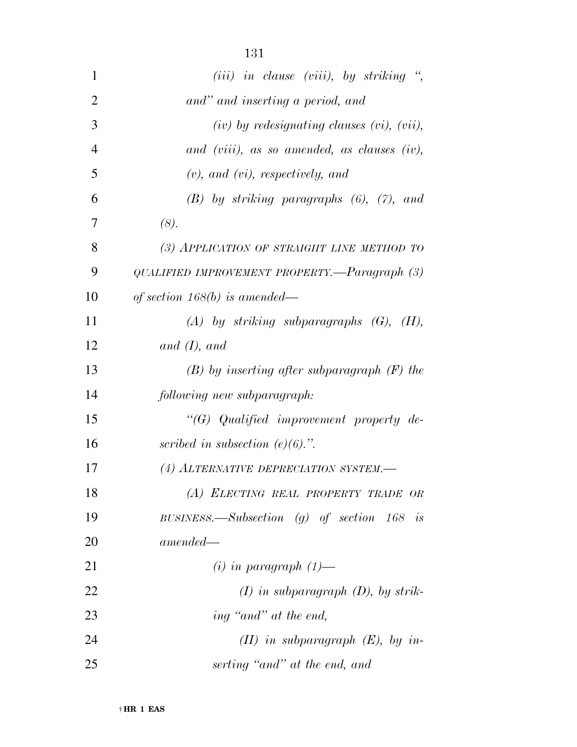*(iii) in clause (viii), by striking “, and” and inserting a period, and*

*(iv) by redesignating clauses (vi), (vii), and (viii), as so amended, as clauses (iv), (v), and (vi), respectively, and*

*(B) by striking paragraphs (6), (7), and (8).*

*(3) APPLICATION OF STRAIGHT LINE METHOD TO QUALIFIED IMPROVEMENT PROPERTY.—Paragraph (3) of section 168(b) is amended—*

*(A) by striking subparagraphs (G), (H), and (I), and*

*(B) by inserting after subparagraph (F) the following new subparagraph:*

*“(G) Qualified improvement property described in subsection (e)(6).”.*

*(4) ALTERNATIVE DEPRECIATION SYSTEM.—*

*(A) ELECTING REAL PROPERTY TRADE OR BUSINESS.—Subsection (g) of section 168 is amended—*

*(i) in paragraph (1)—*

*(I) in subparagraph (D), by striking “and” at the end,*

*(II) in subparagraph (E), by inserting “and” at the end, and*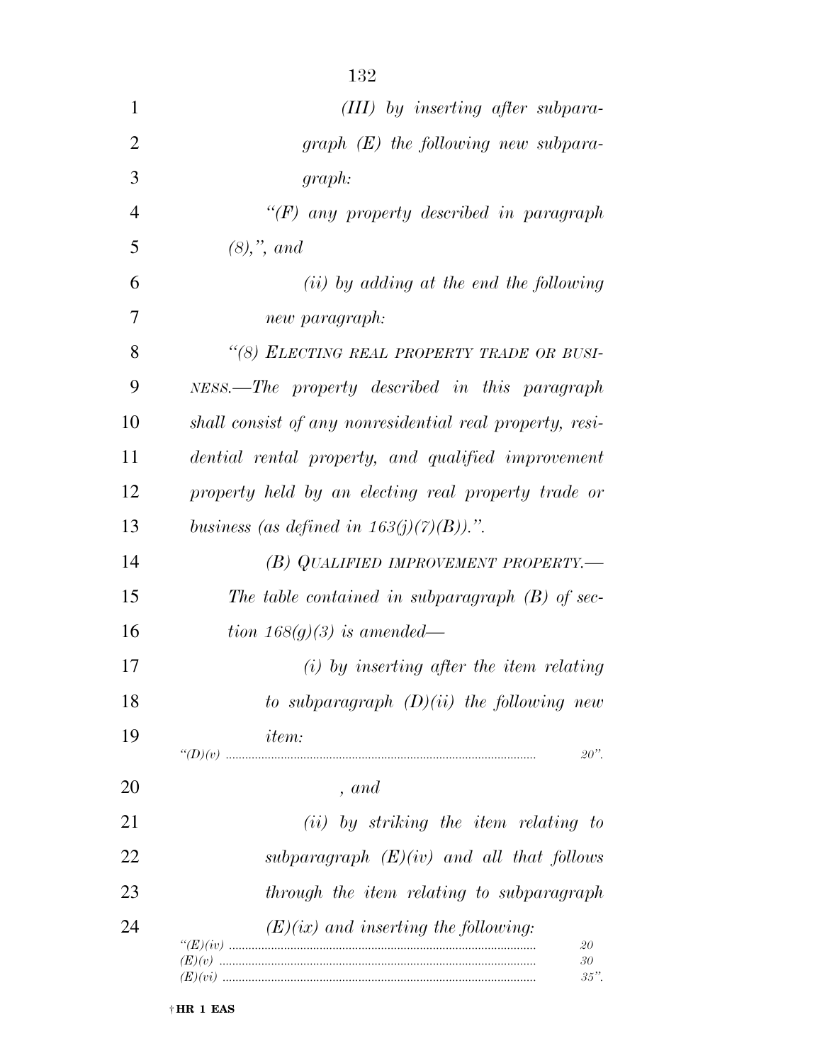*(III) by inserting after subparagraph (E) the following new subparagraph:*

*"(F) any property described in paragraph (8),", and*

*(ii) by adding at the end the following new paragraph:*

*"(8) ELECTING REAL PROPERTY TRADE OR BUSINESS.—The property described in this paragraph shall consist of any nonresidential real property, residential rental property, and qualified improvement property held by an electing real property trade or business (as defined in 163(j)(7)(B)).".*

*(B) QUALIFIED IMPROVEMENT PROPERTY.—The table contained in subparagraph (B) of section 168(g)(3) is amended—*

*(i) by inserting after the item relating to subparagraph (D)(ii) the following new item:*

| | |
|---|---|
| *"(D)(v)* | *20".* |

*, and*

*(ii) by striking the item relating to subparagraph (E)(iv) and all that follows through the item relating to subparagraph (E)(ix) and inserting the following:*

| | |
|---|---|
| *"(E)(iv)* | *20* |
| *(E)(v)* | *30* |
| *(E)(vi)* | *35".* |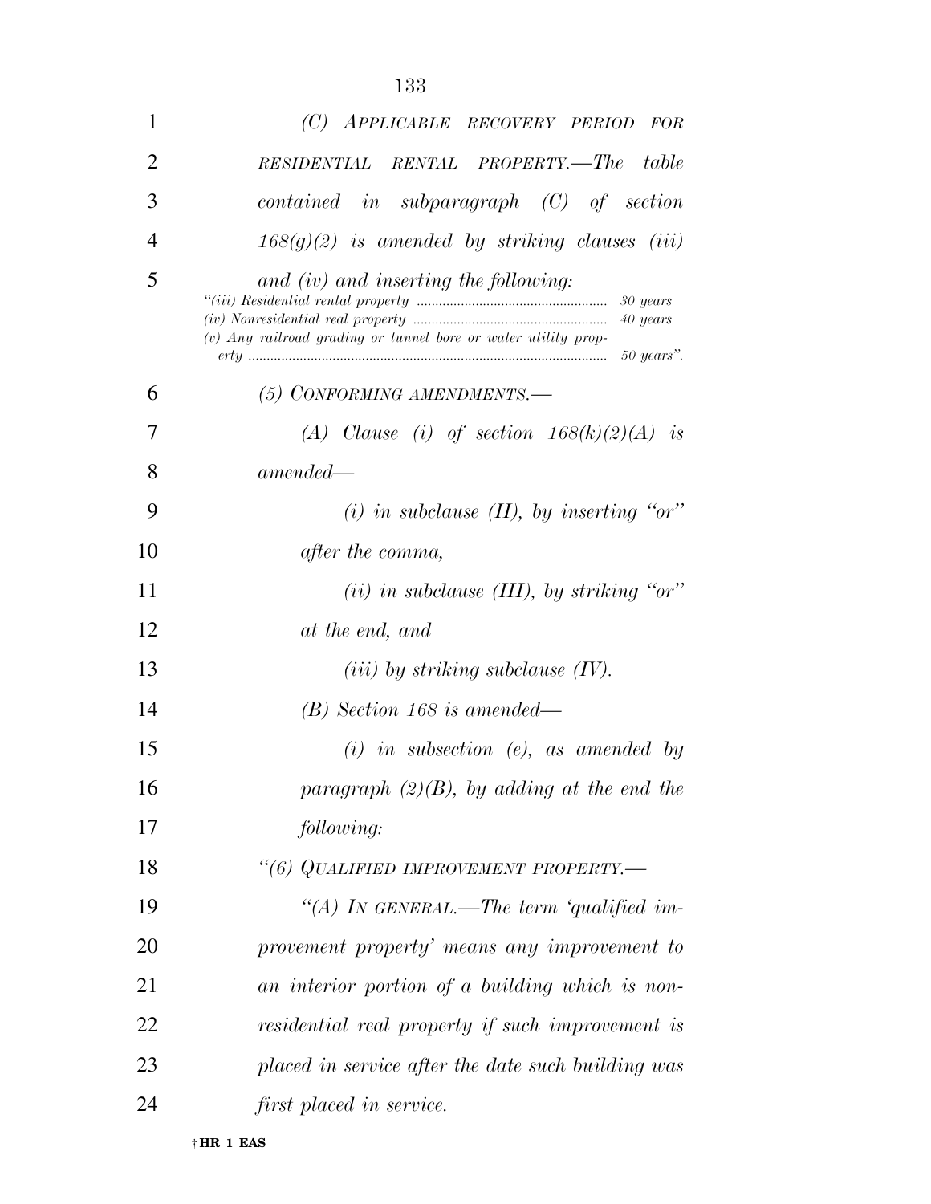*(C) APPLICABLE RECOVERY PERIOD FOR RESIDENTIAL RENTAL PROPERTY.—The table contained in subparagraph (C) of section 168(g)(2) is amended by striking clauses (iii) and (iv) and inserting the following:*

*"(iii) Residential rental property .................................................... 30 years*
*(iv) Nonresidential real property .................................................... 40 years*
*(v) Any railroad grading or tunnel bore or water utility property ............................................................................................. 50 years".*

*(5) CONFORMING AMENDMENTS.—*

*(A) Clause (i) of section 168(k)(2)(A) is amended—*

*(i) in subclause (II), by inserting "or" after the comma,*

*(ii) in subclause (III), by striking "or" at the end, and*

*(iii) by striking subclause (IV).*

*(B) Section 168 is amended—*

*(i) in subsection (e), as amended by paragraph (2)(B), by adding at the end the following:*

*"(6) QUALIFIED IMPROVEMENT PROPERTY.—*

*"(A) IN GENERAL.—The term 'qualified improvement property' means any improvement to an interior portion of a building which is nonresidential real property if such improvement is placed in service after the date such building was first placed in service.*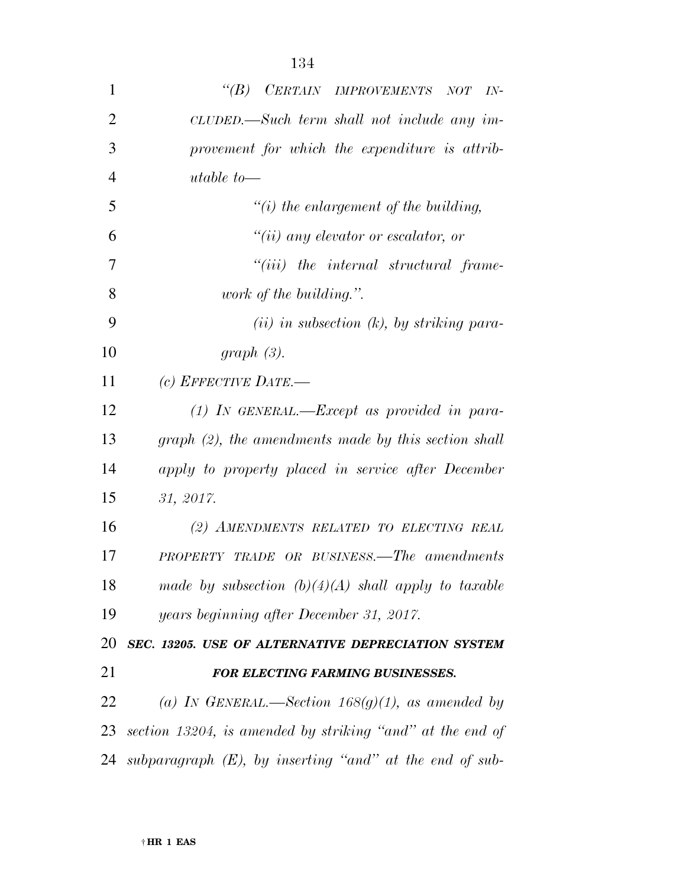*"(B) CERTAIN IMPROVEMENTS NOT INCLUDED.—Such term shall not include any improvement for which the expenditure is attributable to—*

*"(i) the enlargement of the building,*

*"(ii) any elevator or escalator, or*

*"(iii) the internal structural framework of the building.".*

*(ii) in subsection (k), by striking paragraph (3).*

*(c) EFFECTIVE DATE.—*

*(1) IN GENERAL.—Except as provided in paragraph (2), the amendments made by this section shall apply to property placed in service after December 31, 2017.*

*(2) AMENDMENTS RELATED TO ELECTING REAL PROPERTY TRADE OR BUSINESS.—The amendments made by subsection (b)(4)(A) shall apply to taxable years beginning after December 31, 2017.*

***SEC. 13205. USE OF ALTERNATIVE DEPRECIATION SYSTEM FOR ELECTING FARMING BUSINESSES.***

*(a) IN GENERAL.—Section 168(g)(1), as amended by section 13204, is amended by striking "and" at the end of subparagraph (E), by inserting "and" at the end of sub-*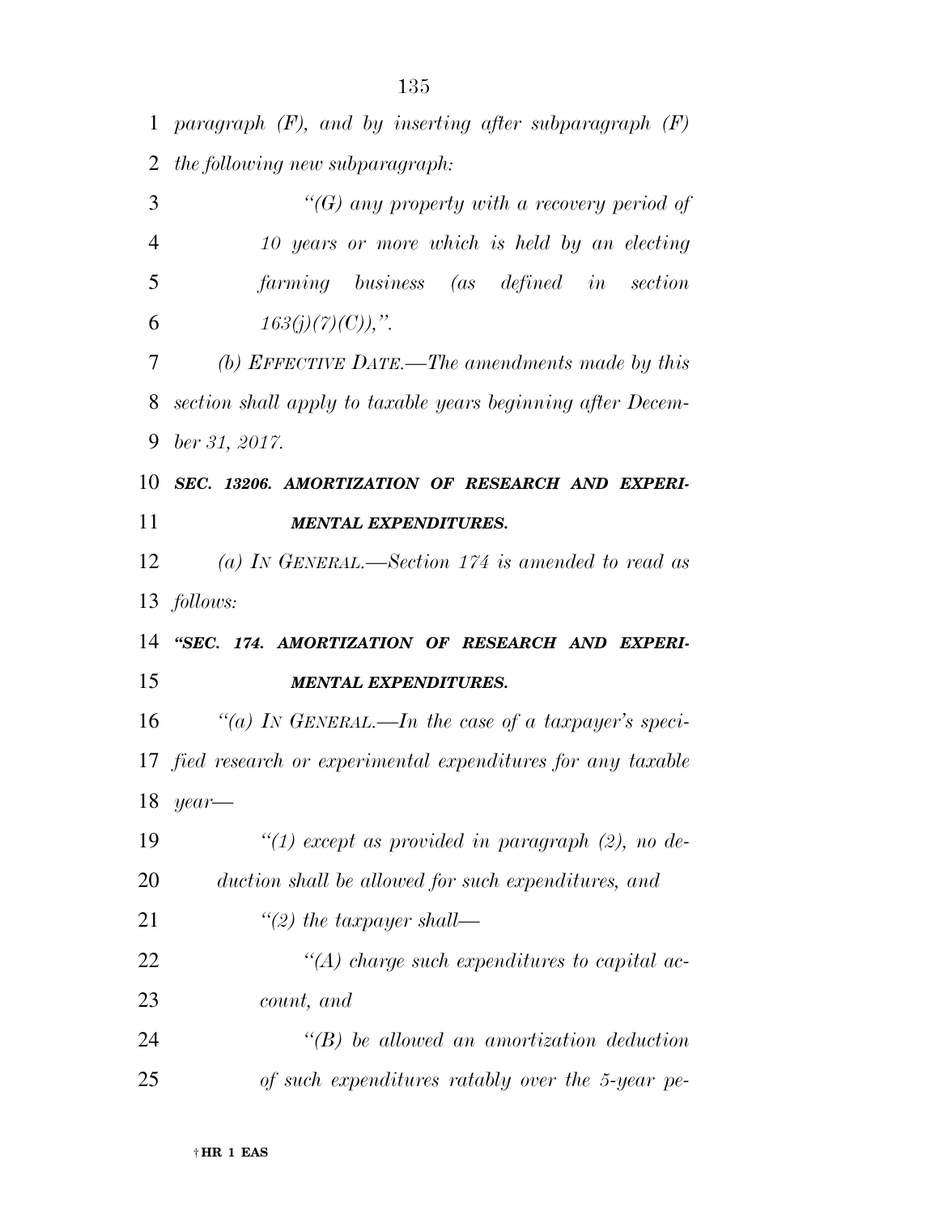*paragraph (F), and by inserting after subparagraph (F) the following new subparagraph:*

*"(G) any property with a recovery period of 10 years or more which is held by an electing farming business (as defined in section 163(j)(7)(C)),".*

*(b) EFFECTIVE DATE.—The amendments made by this section shall apply to taxable years beginning after December 31, 2017.*

***SEC. 13206. AMORTIZATION OF RESEARCH AND EXPERIMENTAL EXPENDITURES.***

*(a) IN GENERAL.—Section 174 is amended to read as follows:*

***"SEC. 174. AMORTIZATION OF RESEARCH AND EXPERIMENTAL EXPENDITURES.***

*"(a) IN GENERAL.—In the case of a taxpayer's specified research or experimental expenditures for any taxable year—*

*"(1) except as provided in paragraph (2), no deduction shall be allowed for such expenditures, and*

*"(2) the taxpayer shall—*

*"(A) charge such expenditures to capital account, and*

*"(B) be allowed an amortization deduction of such expenditures ratably over the 5-year pe-*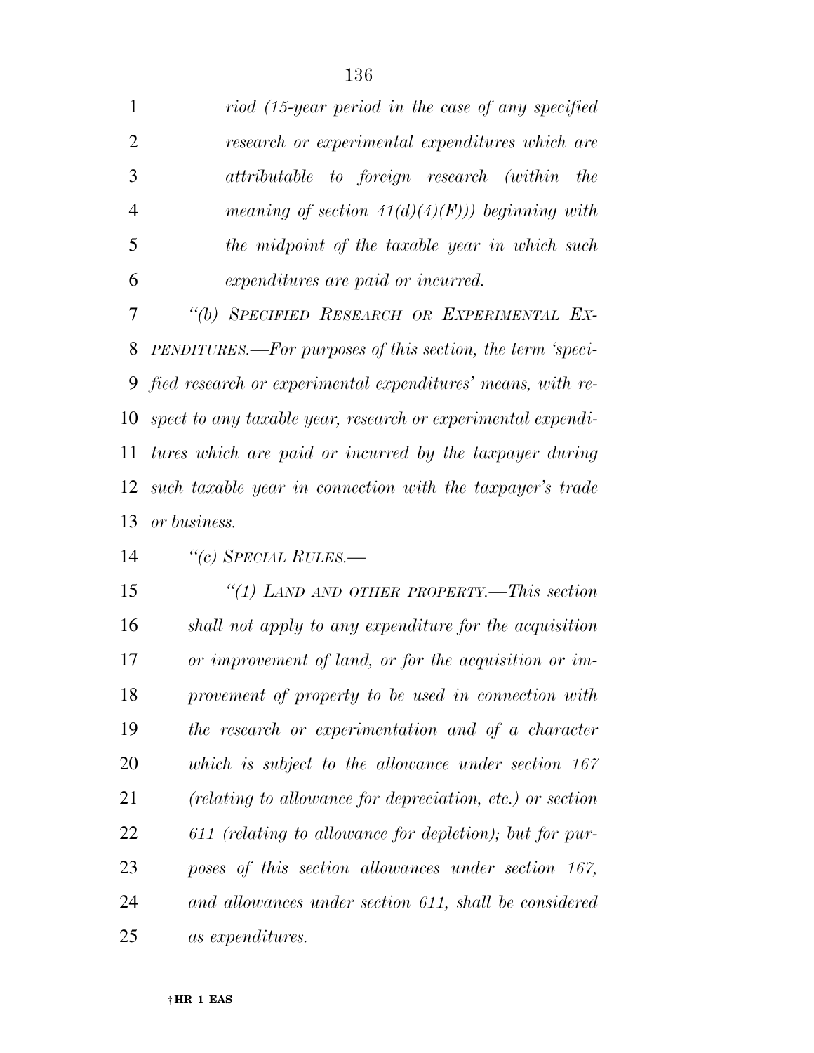*riod (15-year period in the case of any specified research or experimental expenditures which are attributable to foreign research (within the meaning of section 41(d)(4)(F))) beginning with the midpoint of the taxable year in which such expenditures are paid or incurred.*

*“(b) SPECIFIED RESEARCH OR EXPERIMENTAL EXPENDITURES.—For purposes of this section, the term ‘specified research or experimental expenditures’ means, with respect to any taxable year, research or experimental expenditures which are paid or incurred by the taxpayer during such taxable year in connection with the taxpayer’s trade or business.*

*“(c) SPECIAL RULES.—*

*“(1) LAND AND OTHER PROPERTY.—This section shall not apply to any expenditure for the acquisition or improvement of land, or for the acquisition or improvement of property to be used in connection with the research or experimentation and of a character which is subject to the allowance under section 167 (relating to allowance for depreciation, etc.) or section 611 (relating to allowance for depletion); but for purposes of this section allowances under section 167, and allowances under section 611, shall be considered as expenditures.*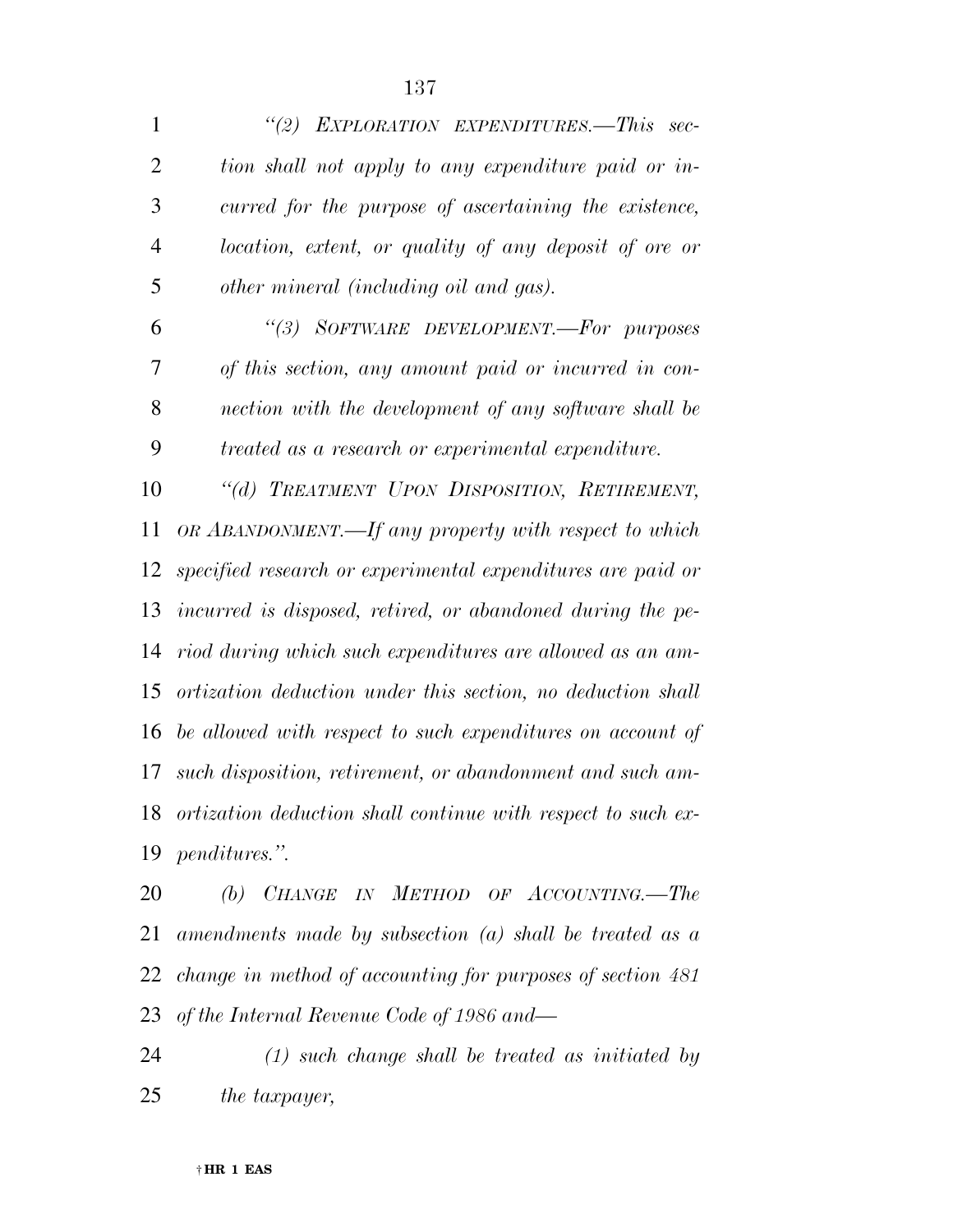*"(2) EXPLORATION EXPENDITURES.—This section shall not apply to any expenditure paid or incurred for the purpose of ascertaining the existence, location, extent, or quality of any deposit of ore or other mineral (including oil and gas).*

*"(3) SOFTWARE DEVELOPMENT.—For purposes of this section, any amount paid or incurred in connection with the development of any software shall be treated as a research or experimental expenditure.*

*"(d) TREATMENT UPON DISPOSITION, RETIREMENT, OR ABANDONMENT.—If any property with respect to which specified research or experimental expenditures are paid or incurred is disposed, retired, or abandoned during the period during which such expenditures are allowed as an amortization deduction under this section, no deduction shall be allowed with respect to such expenditures on account of such disposition, retirement, or abandonment and such amortization deduction shall continue with respect to such expenditures.".*

*(b) CHANGE IN METHOD OF ACCOUNTING.—The amendments made by subsection (a) shall be treated as a change in method of accounting for purposes of section 481 of the Internal Revenue Code of 1986 and—*

*(1) such change shall be treated as initiated by the taxpayer,*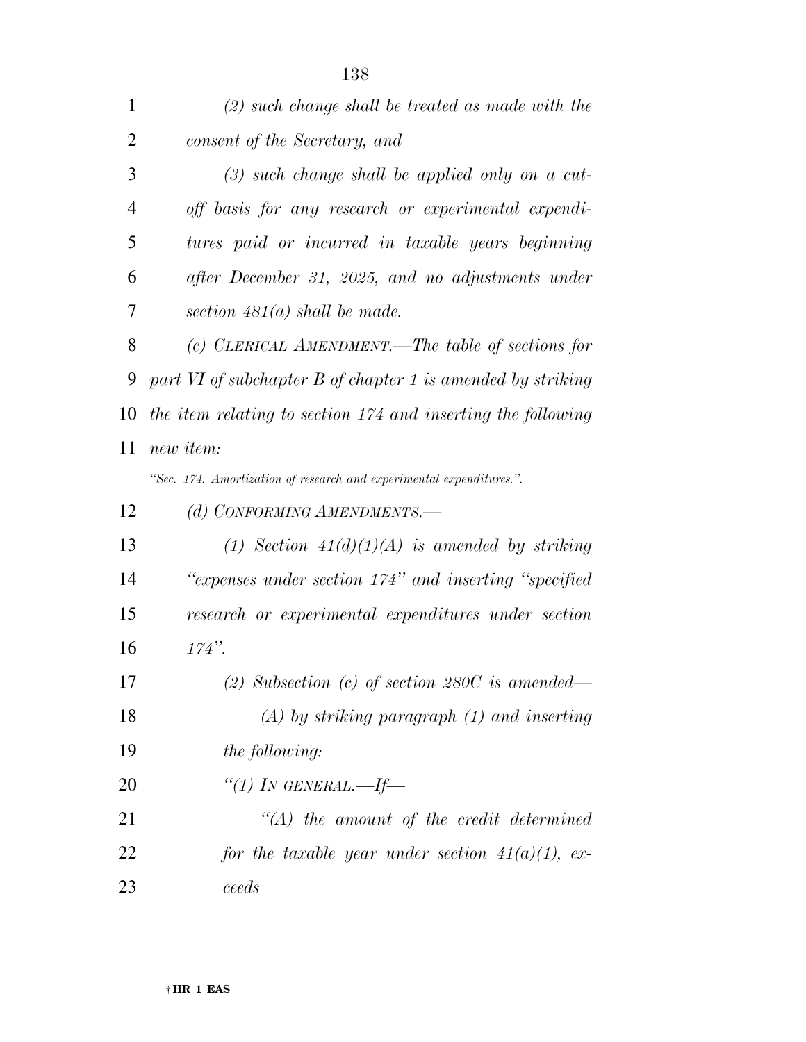*(2) such change shall be treated as made with the consent of the Secretary, and*

*(3) such change shall be applied only on a cut-off basis for any research or experimental expenditures paid or incurred in taxable years beginning after December 31, 2025, and no adjustments under section 481(a) shall be made.*

*(c) CLERICAL AMENDMENT.—The table of sections for part VI of subchapter B of chapter 1 is amended by striking the item relating to section 174 and inserting the following new item:*

*"Sec. 174. Amortization of research and experimental expenditures.".*

*(d) CONFORMING AMENDMENTS.—*

*(1) Section 41(d)(1)(A) is amended by striking "expenses under section 174" and inserting "specified research or experimental expenditures under section 174".*

*(2) Subsection (c) of section 280C is amended—*

*(A) by striking paragraph (1) and inserting the following:*

*"(1) IN GENERAL.—If—*

*"(A) the amount of the credit determined for the taxable year under section 41(a)(1), exceeds*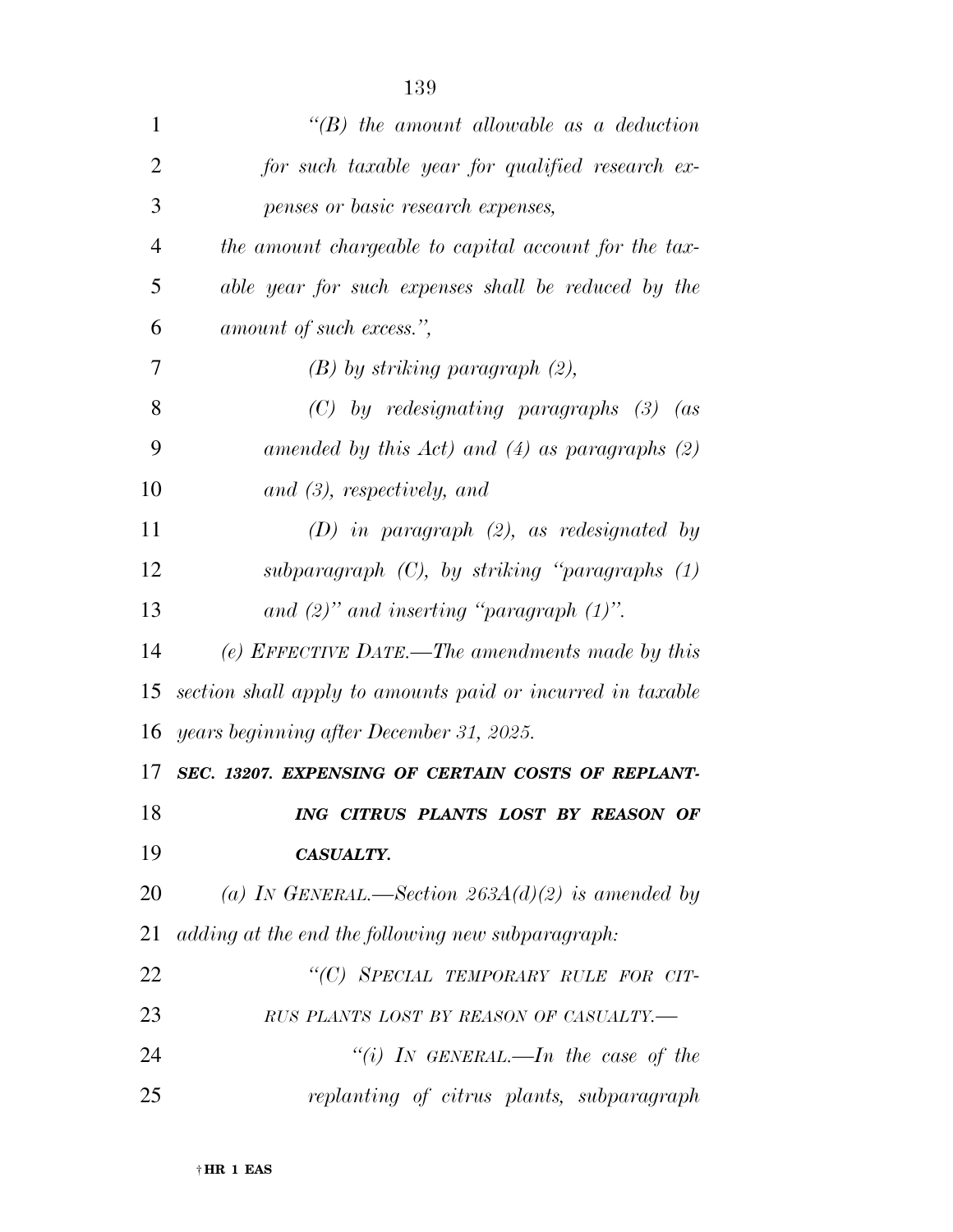*"(B) the amount allowable as a deduction for such taxable year for qualified research expenses or basic research expenses,*

*the amount chargeable to capital account for the taxable year for such expenses shall be reduced by the amount of such excess.",*

*(B) by striking paragraph (2),*

*(C) by redesignating paragraphs (3) (as amended by this Act) and (4) as paragraphs (2) and (3), respectively, and*

*(D) in paragraph (2), as redesignated by subparagraph (C), by striking "paragraphs (1) and (2)" and inserting "paragraph (1)".*

*(e) EFFECTIVE DATE.—The amendments made by this section shall apply to amounts paid or incurred in taxable years beginning after December 31, 2025.*

***SEC. 13207. EXPENSING OF CERTAIN COSTS OF REPLANTING CITRUS PLANTS LOST BY REASON OF CASUALTY.***

*(a) IN GENERAL.—Section 263A(d)(2) is amended by adding at the end the following new subparagraph:*

*"(C) SPECIAL TEMPORARY RULE FOR CITRUS PLANTS LOST BY REASON OF CASUALTY.—*

*"(i) IN GENERAL.—In the case of the replanting of citrus plants, subparagraph*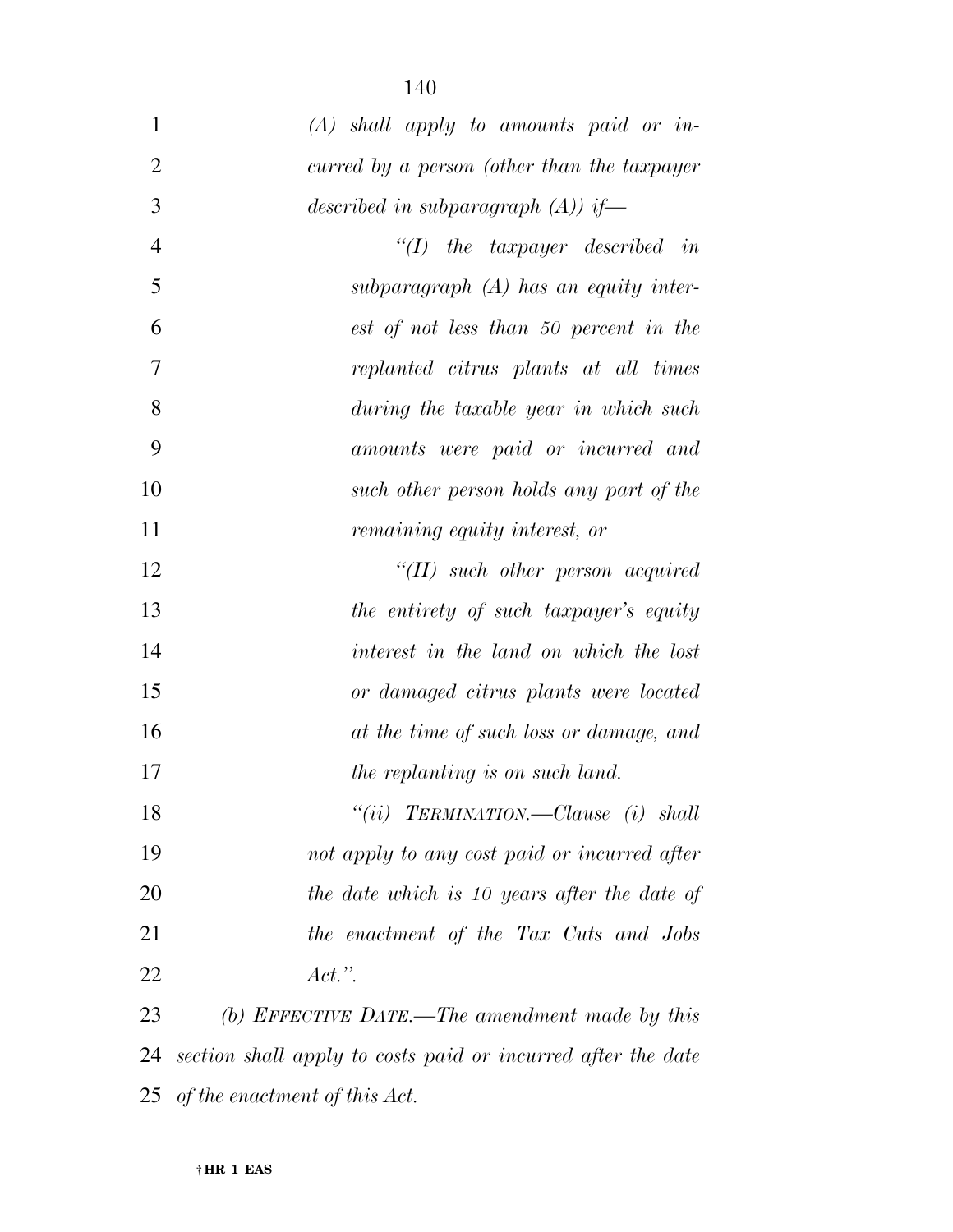*(A) shall apply to amounts paid or incurred by a person (other than the taxpayer described in subparagraph (A)) if—*

*''(I) the taxpayer described in subparagraph (A) has an equity interest of not less than 50 percent in the replanted citrus plants at all times during the taxable year in which such amounts were paid or incurred and such other person holds any part of the remaining equity interest, or*

*''(II) such other person acquired the entirety of such taxpayer's equity interest in the land on which the lost or damaged citrus plants were located at the time of such loss or damage, and the replanting is on such land.*

*''(ii) TERMINATION.—Clause (i) shall not apply to any cost paid or incurred after the date which is 10 years after the date of the enactment of the Tax Cuts and Jobs Act.''.*

*(b) EFFECTIVE DATE.—The amendment made by this section shall apply to costs paid or incurred after the date of the enactment of this Act.*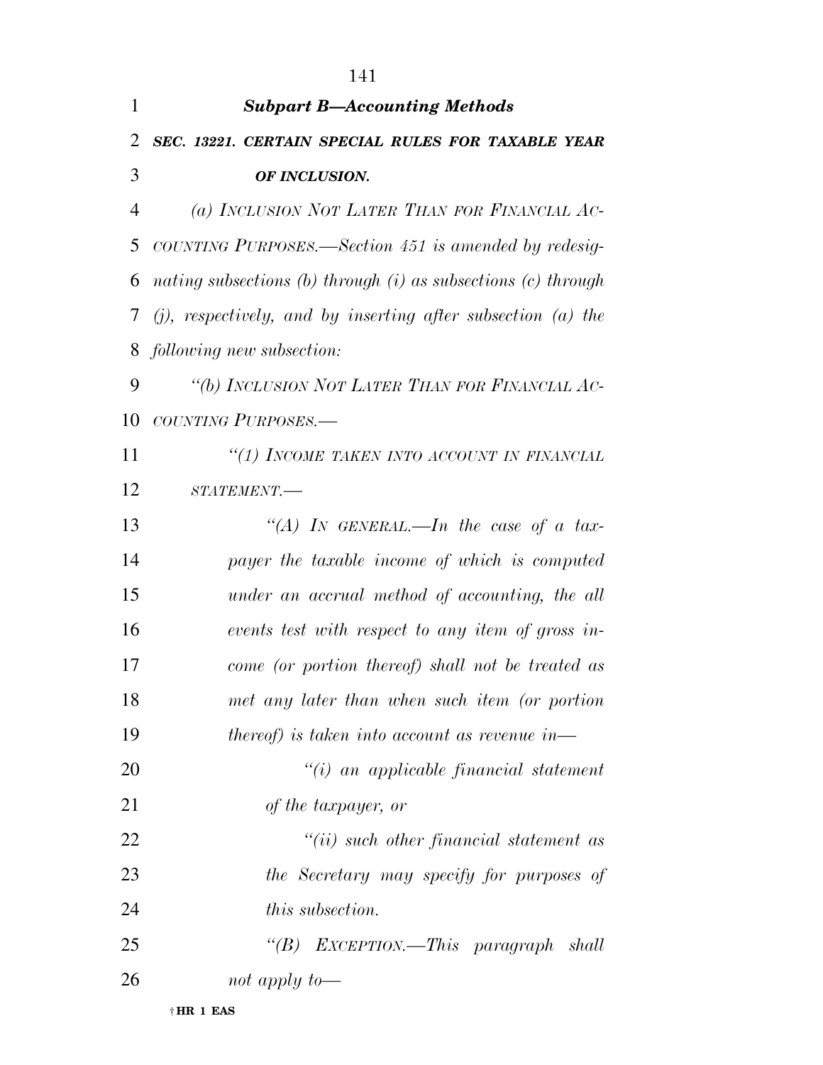### *Subpart B—Accounting Methods*

***SEC. 13221. CERTAIN SPECIAL RULES FOR TAXABLE YEAR OF INCLUSION.***

*(a) INCLUSION NOT LATER THAN FOR FINANCIAL ACCOUNTING PURPOSES.—Section 451 is amended by redesignating subsections (b) through (i) as subsections (c) through (j), respectively, and by inserting after subsection (a) the following new subsection:*

*"(b) INCLUSION NOT LATER THAN FOR FINANCIAL ACCOUNTING PURPOSES.—*

*"(1) INCOME TAKEN INTO ACCOUNT IN FINANCIAL STATEMENT.—*

*"(A) IN GENERAL.—In the case of a taxpayer the taxable income of which is computed under an accrual method of accounting, the all events test with respect to any item of gross income (or portion thereof) shall not be treated as met any later than when such item (or portion thereof) is taken into account as revenue in—*

*"(i) an applicable financial statement of the taxpayer, or*

*"(ii) such other financial statement as the Secretary may specify for purposes of this subsection.*

*"(B) EXCEPTION.—This paragraph shall not apply to—*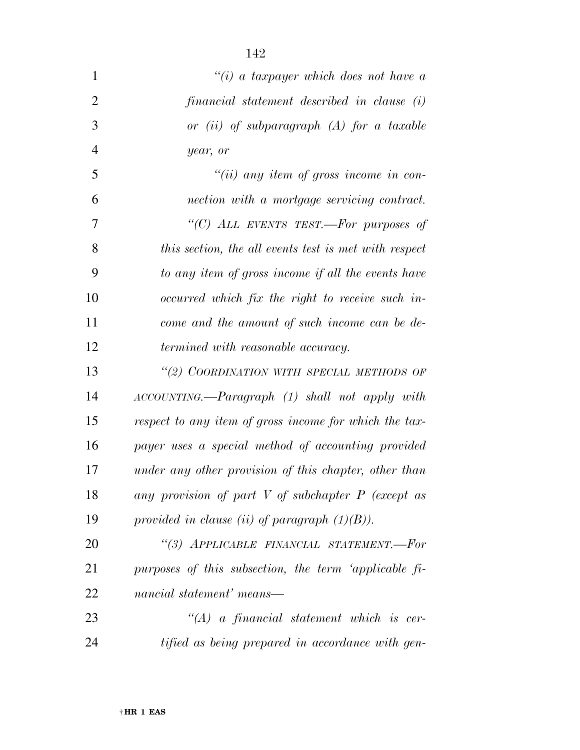*"(i) a taxpayer which does not have a financial statement described in clause (i) or (ii) of subparagraph (A) for a taxable year, or*

*"(ii) any item of gross income in connection with a mortgage servicing contract.*

*"(C) ALL EVENTS TEST.—For purposes of this section, the all events test is met with respect to any item of gross income if all the events have occurred which fix the right to receive such income and the amount of such income can be determined with reasonable accuracy.*

*"(2) COORDINATION WITH SPECIAL METHODS OF ACCOUNTING.—Paragraph (1) shall not apply with respect to any item of gross income for which the taxpayer uses a special method of accounting provided under any other provision of this chapter, other than any provision of part V of subchapter P (except as provided in clause (ii) of paragraph (1)(B)).*

*"(3) APPLICABLE FINANCIAL STATEMENT.—For purposes of this subsection, the term 'applicable financial statement' means—*

*"(A) a financial statement which is certified as being prepared in accordance with gen-*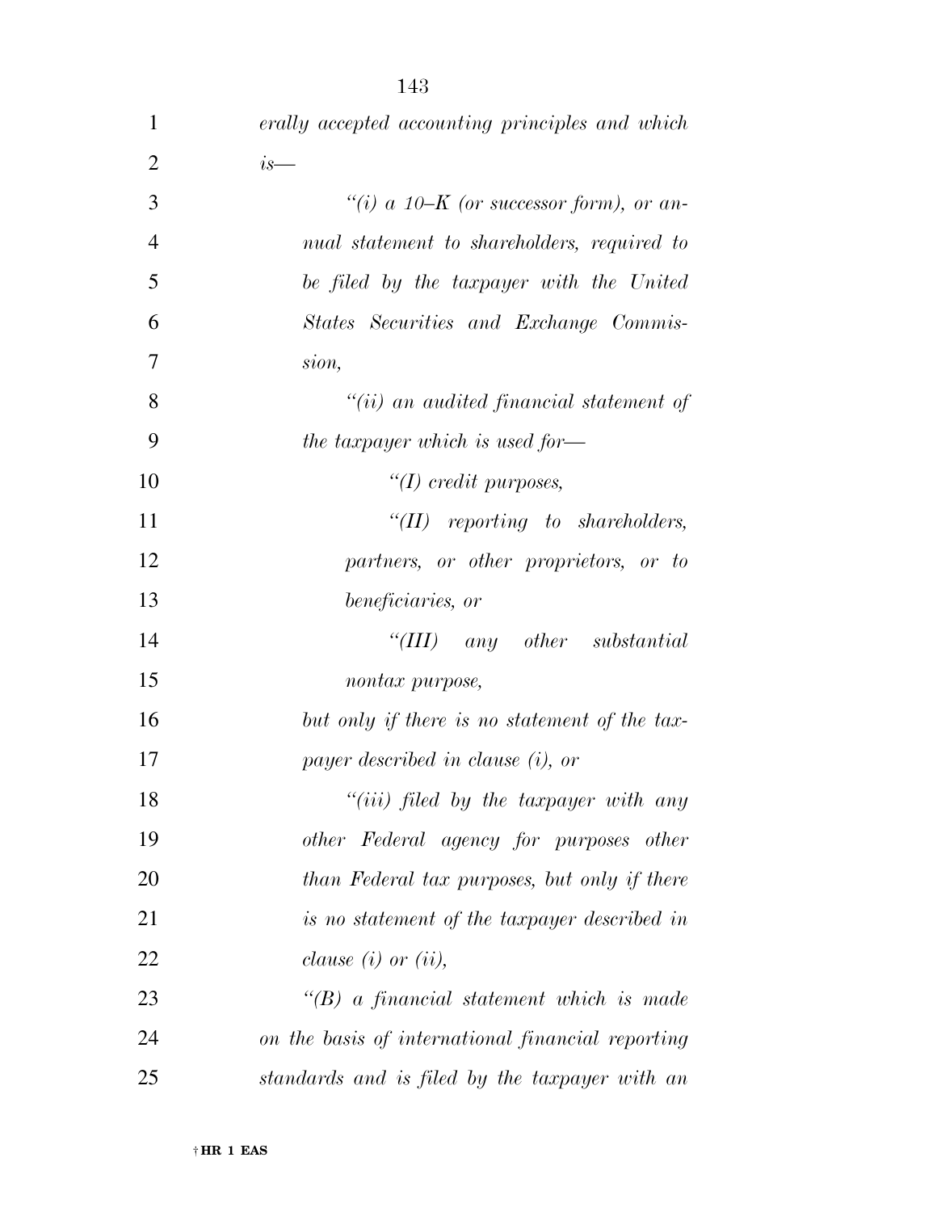*erally accepted accounting principles and which is—*

*“(i) a 10–K (or successor form), or annual statement to shareholders, required to be filed by the taxpayer with the United States Securities and Exchange Commission,*

*“(ii) an audited financial statement of the taxpayer which is used for—*

*“(I) credit purposes,*

*“(II) reporting to shareholders, partners, or other proprietors, or to beneficiaries, or*

*“(III) any other substantial nontax purpose,*

*but only if there is no statement of the taxpayer described in clause (i), or*

*“(iii) filed by the taxpayer with any other Federal agency for purposes other than Federal tax purposes, but only if there is no statement of the taxpayer described in clause (i) or (ii),*

*“(B) a financial statement which is made on the basis of international financial reporting standards and is filed by the taxpayer with an*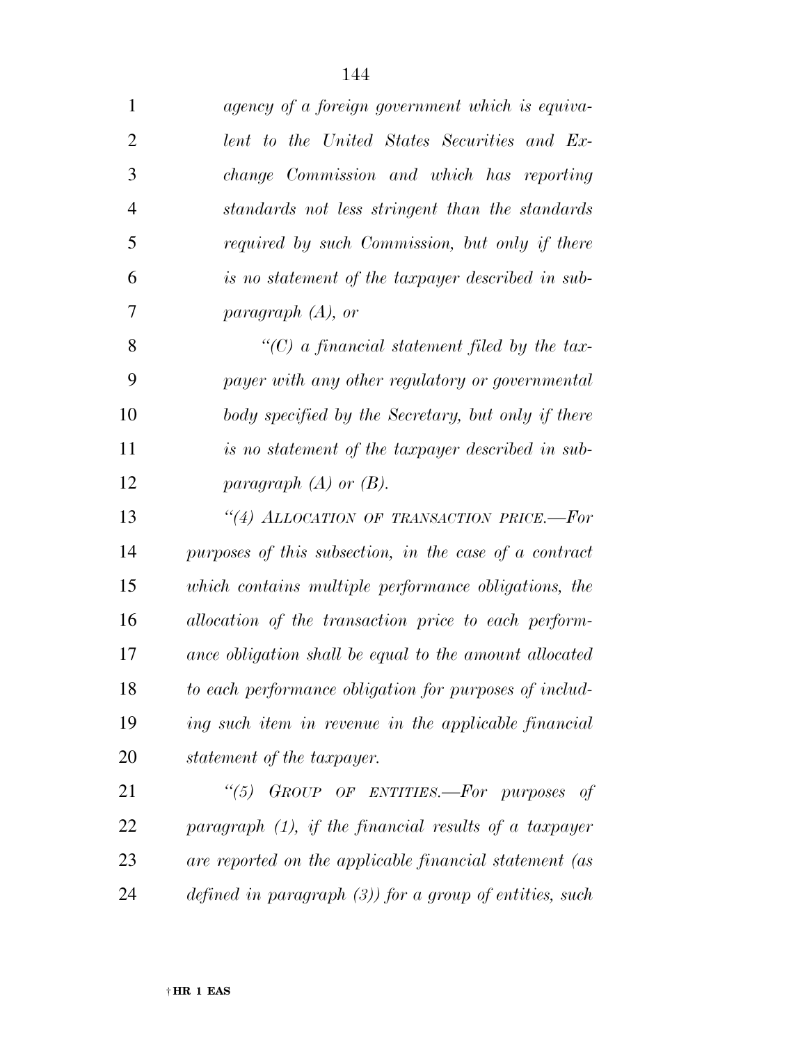*agency of a foreign government which is equivalent to the United States Securities and Exchange Commission and which has reporting standards not less stringent than the standards required by such Commission, but only if there is no statement of the taxpayer described in subparagraph (A), or*

*"(C) a financial statement filed by the taxpayer with any other regulatory or governmental body specified by the Secretary, but only if there is no statement of the taxpayer described in subparagraph (A) or (B).*

*"(4) ALLOCATION OF TRANSACTION PRICE.—For purposes of this subsection, in the case of a contract which contains multiple performance obligations, the allocation of the transaction price to each performance obligation shall be equal to the amount allocated to each performance obligation for purposes of including such item in revenue in the applicable financial statement of the taxpayer.*

*"(5) GROUP OF ENTITIES.—For purposes of paragraph (1), if the financial results of a taxpayer are reported on the applicable financial statement (as defined in paragraph (3)) for a group of entities, such*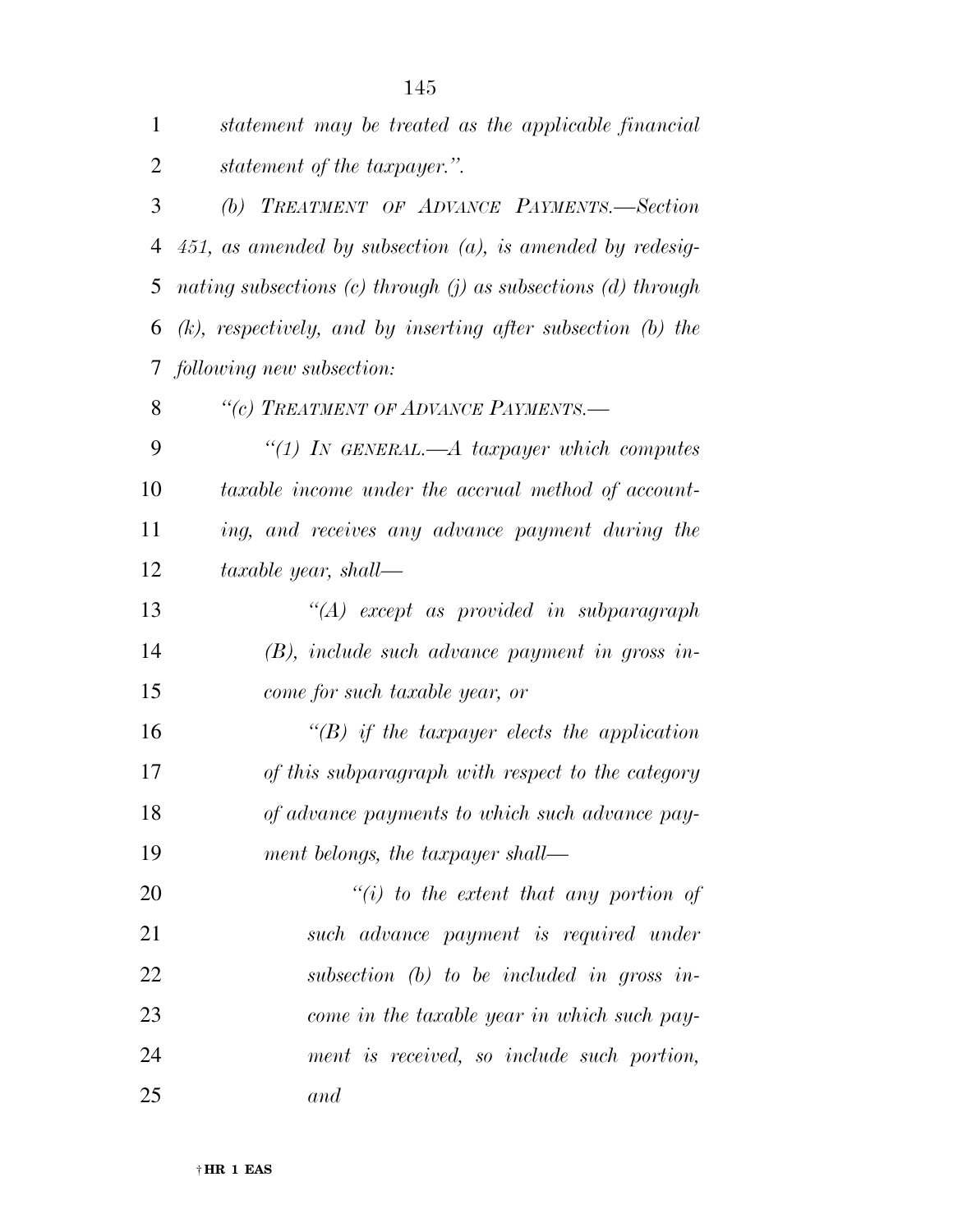*statement may be treated as the applicable financial statement of the taxpayer.''.*

*(b) TREATMENT OF ADVANCE PAYMENTS.—Section 451, as amended by subsection (a), is amended by redesignating subsections (c) through (j) as subsections (d) through (k), respectively, and by inserting after subsection (b) the following new subsection:*

*''(c) TREATMENT OF ADVANCE PAYMENTS.—*

*''(1) IN GENERAL.—A taxpayer which computes taxable income under the accrual method of accounting, and receives any advance payment during the taxable year, shall—*

*''(A) except as provided in subparagraph (B), include such advance payment in gross income for such taxable year, or*

*''(B) if the taxpayer elects the application of this subparagraph with respect to the category of advance payments to which such advance payment belongs, the taxpayer shall—*

*''(i) to the extent that any portion of such advance payment is required under subsection (b) to be included in gross income in the taxable year in which such payment is received, so include such portion, and*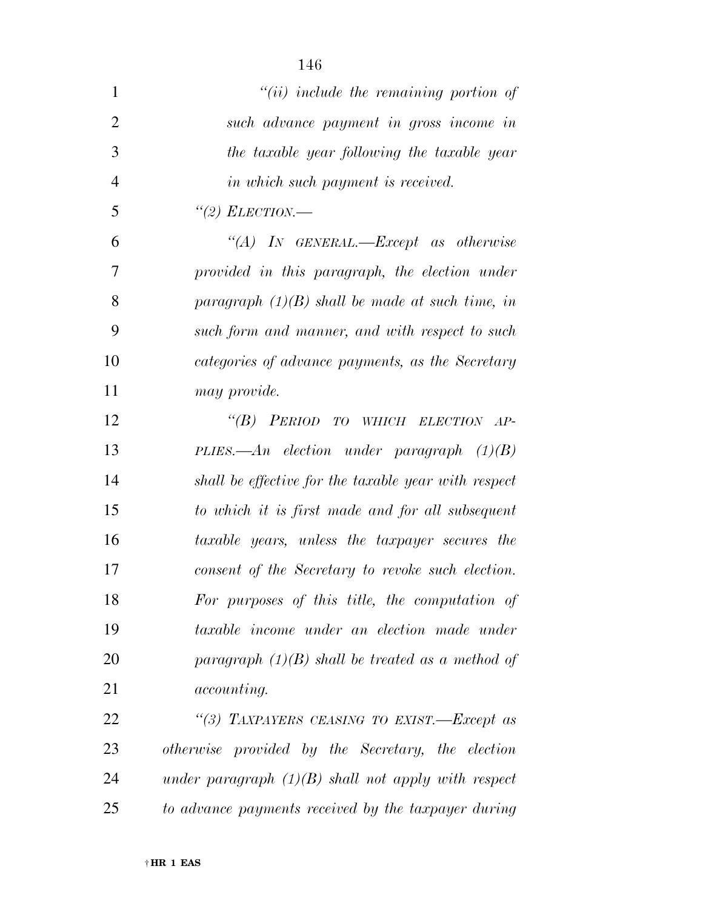"(ii) include the remaining portion of such advance payment in gross income in the taxable year following the taxable year in which such payment is received.

"(2) ELECTION.—

"(A) IN GENERAL.—Except as otherwise provided in this paragraph, the election under paragraph (1)(B) shall be made at such time, in such form and manner, and with respect to such categories of advance payments, as the Secretary may provide.

"(B) PERIOD TO WHICH ELECTION APPLIES.—An election under paragraph (1)(B) shall be effective for the taxable year with respect to which it is first made and for all subsequent taxable years, unless the taxpayer secures the consent of the Secretary to revoke such election. For purposes of this title, the computation of taxable income under an election made under paragraph (1)(B) shall be treated as a method of accounting.

"(3) TAXPAYERS CEASING TO EXIST.—Except as otherwise provided by the Secretary, the election under paragraph (1)(B) shall not apply with respect to advance payments received by the taxpayer during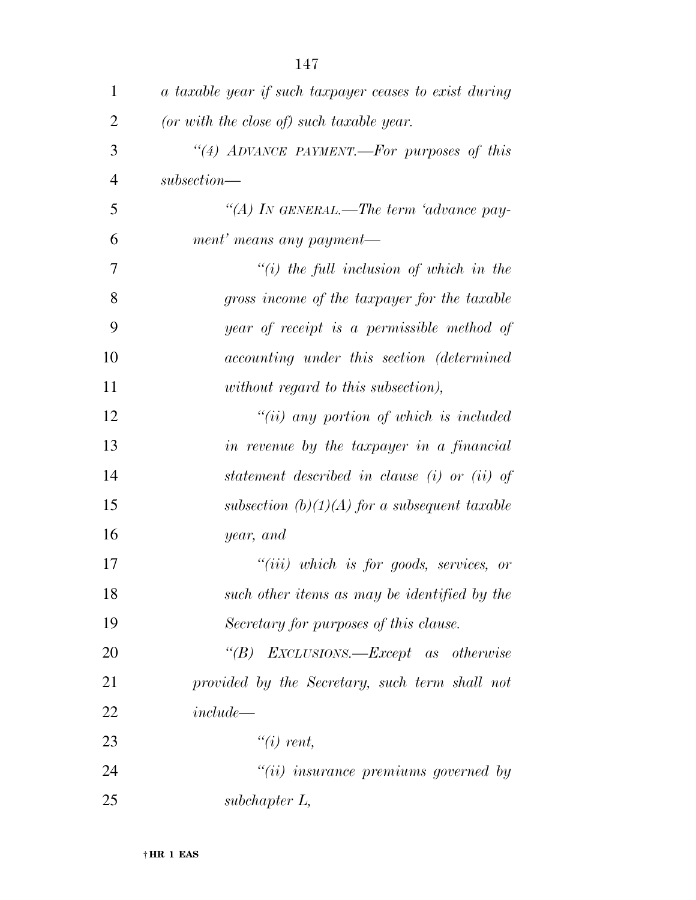*a taxable year if such taxpayer ceases to exist during (or with the close of) such taxable year.*

*"(4) ADVANCE PAYMENT.—For purposes of this subsection—*

*"(A) IN GENERAL.—The term 'advance payment' means any payment—*

*"(i) the full inclusion of which in the gross income of the taxpayer for the taxable year of receipt is a permissible method of accounting under this section (determined without regard to this subsection),*

*"(ii) any portion of which is included in revenue by the taxpayer in a financial statement described in clause (i) or (ii) of subsection (b)(1)(A) for a subsequent taxable year, and*

*"(iii) which is for goods, services, or such other items as may be identified by the Secretary for purposes of this clause.*

*"(B) EXCLUSIONS.—Except as otherwise provided by the Secretary, such term shall not include—*

*"(i) rent,*

*"(ii) insurance premiums governed by subchapter L,*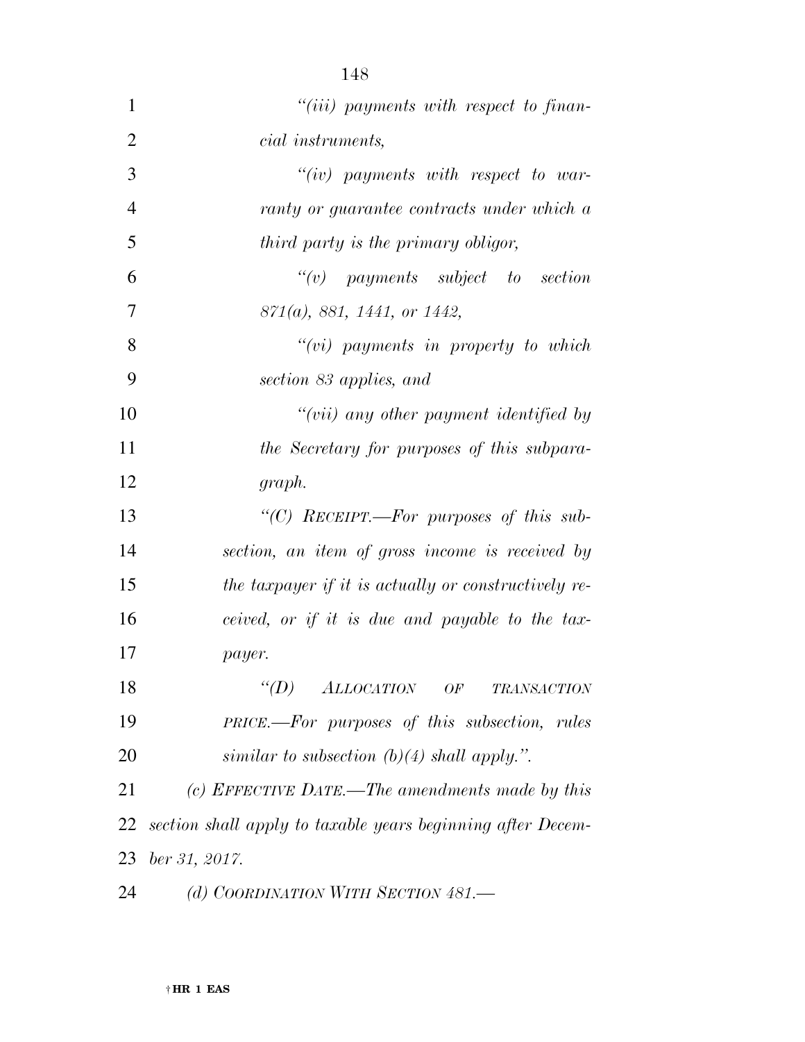*"(iii) payments with respect to financial instruments,*

*"(iv) payments with respect to warranty or guarantee contracts under which a third party is the primary obligor,*

*"(v) payments subject to section 871(a), 881, 1441, or 1442,*

*"(vi) payments in property to which section 83 applies, and*

*"(vii) any other payment identified by the Secretary for purposes of this subparagraph.*

*"(C) RECEIPT.—For purposes of this subsection, an item of gross income is received by the taxpayer if it is actually or constructively received, or if it is due and payable to the taxpayer.*

*"(D) ALLOCATION OF TRANSACTION PRICE.—For purposes of this subsection, rules similar to subsection (b)(4) shall apply.".*

*(c) EFFECTIVE DATE.—The amendments made by this section shall apply to taxable years beginning after December 31, 2017.*

*(d) COORDINATION WITH SECTION 481.—*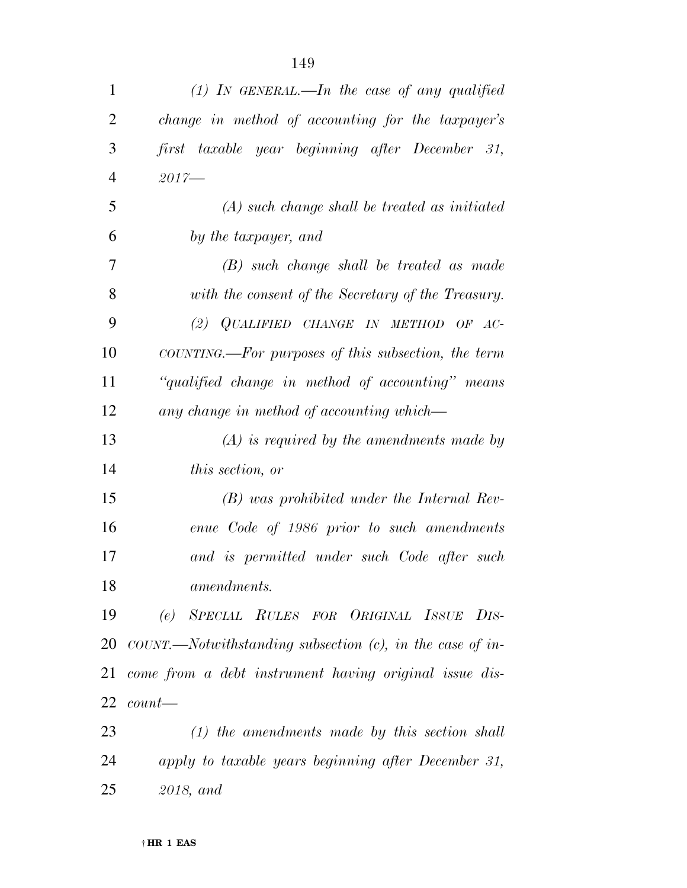*(1) IN GENERAL.—In the case of any qualified change in method of accounting for the taxpayer's first taxable year beginning after December 31, 2017—*

*(A) such change shall be treated as initiated by the taxpayer, and*

*(B) such change shall be treated as made with the consent of the Secretary of the Treasury.*

*(2) QUALIFIED CHANGE IN METHOD OF ACCOUNTING.—For purposes of this subsection, the term "qualified change in method of accounting" means any change in method of accounting which—*

*(A) is required by the amendments made by this section, or*

*(B) was prohibited under the Internal Revenue Code of 1986 prior to such amendments and is permitted under such Code after such amendments.*

*(e) SPECIAL RULES FOR ORIGINAL ISSUE DISCOUNT.—Notwithstanding subsection (c), in the case of income from a debt instrument having original issue discount—*

*(1) the amendments made by this section shall apply to taxable years beginning after December 31, 2018, and*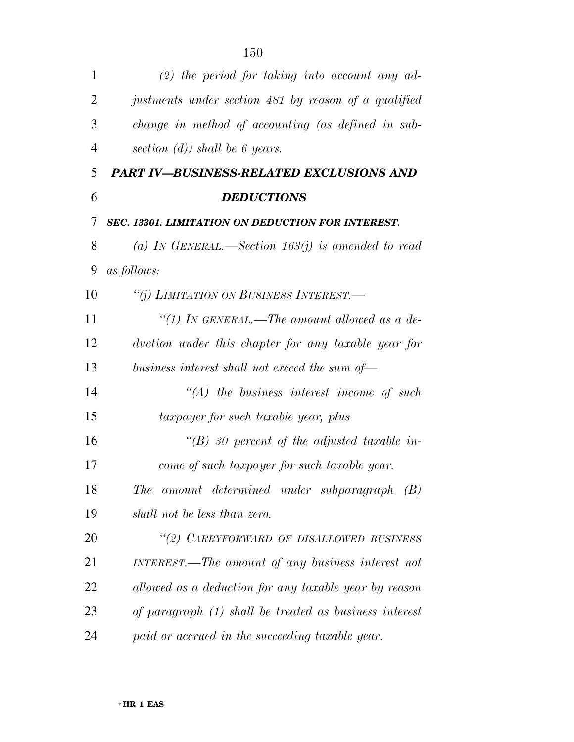*(2) the period for taking into account any adjustments under section 481 by reason of a qualified change in method of accounting (as defined in subsection (d)) shall be 6 years.*

## *PART IV—BUSINESS-RELATED EXCLUSIONS AND DEDUCTIONS*

### *SEC. 13301. LIMITATION ON DEDUCTION FOR INTEREST.*

*(a) IN GENERAL.—Section 163(j) is amended to read as follows:*

*"(j) LIMITATION ON BUSINESS INTEREST.—*

*"(1) IN GENERAL.—The amount allowed as a deduction under this chapter for any taxable year for business interest shall not exceed the sum of—*

*"(A) the business interest income of such taxpayer for such taxable year, plus*

*"(B) 30 percent of the adjusted taxable income of such taxpayer for such taxable year.*

*The amount determined under subparagraph (B) shall not be less than zero.*

*"(2) CARRYFORWARD OF DISALLOWED BUSINESS INTEREST.—The amount of any business interest not allowed as a deduction for any taxable year by reason of paragraph (1) shall be treated as business interest paid or accrued in the succeeding taxable year.*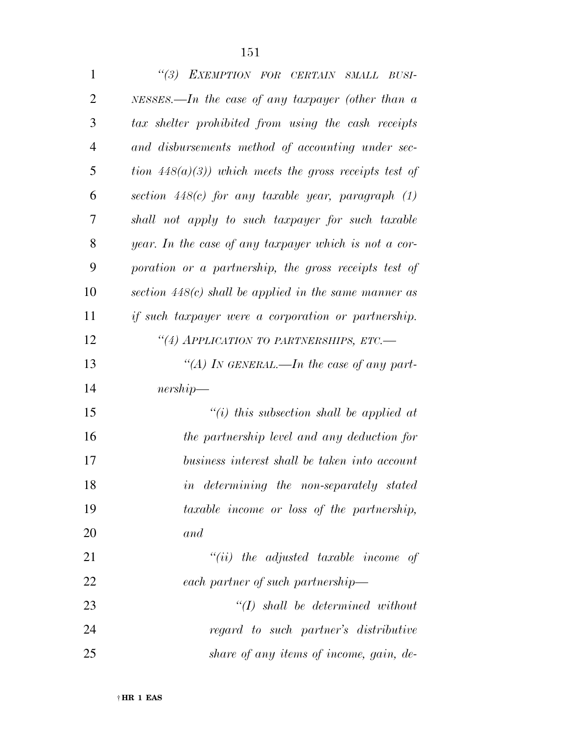*"(3) EXEMPTION FOR CERTAIN SMALL BUSINESSES.—In the case of any taxpayer (other than a tax shelter prohibited from using the cash receipts and disbursements method of accounting under section 448(a)(3)) which meets the gross receipts test of section 448(c) for any taxable year, paragraph (1) shall not apply to such taxpayer for such taxable year. In the case of any taxpayer which is not a corporation or a partnership, the gross receipts test of section 448(c) shall be applied in the same manner as if such taxpayer were a corporation or partnership.*

*"(4) APPLICATION TO PARTNERSHIPS, ETC.—*

*"(A) IN GENERAL.—In the case of any partnership—*

*"(i) this subsection shall be applied at the partnership level and any deduction for business interest shall be taken into account in determining the non-separately stated taxable income or loss of the partnership, and*

*"(ii) the adjusted taxable income of each partner of such partnership—*

*"(I) shall be determined without regard to such partner's distributive share of any items of income, gain, de-*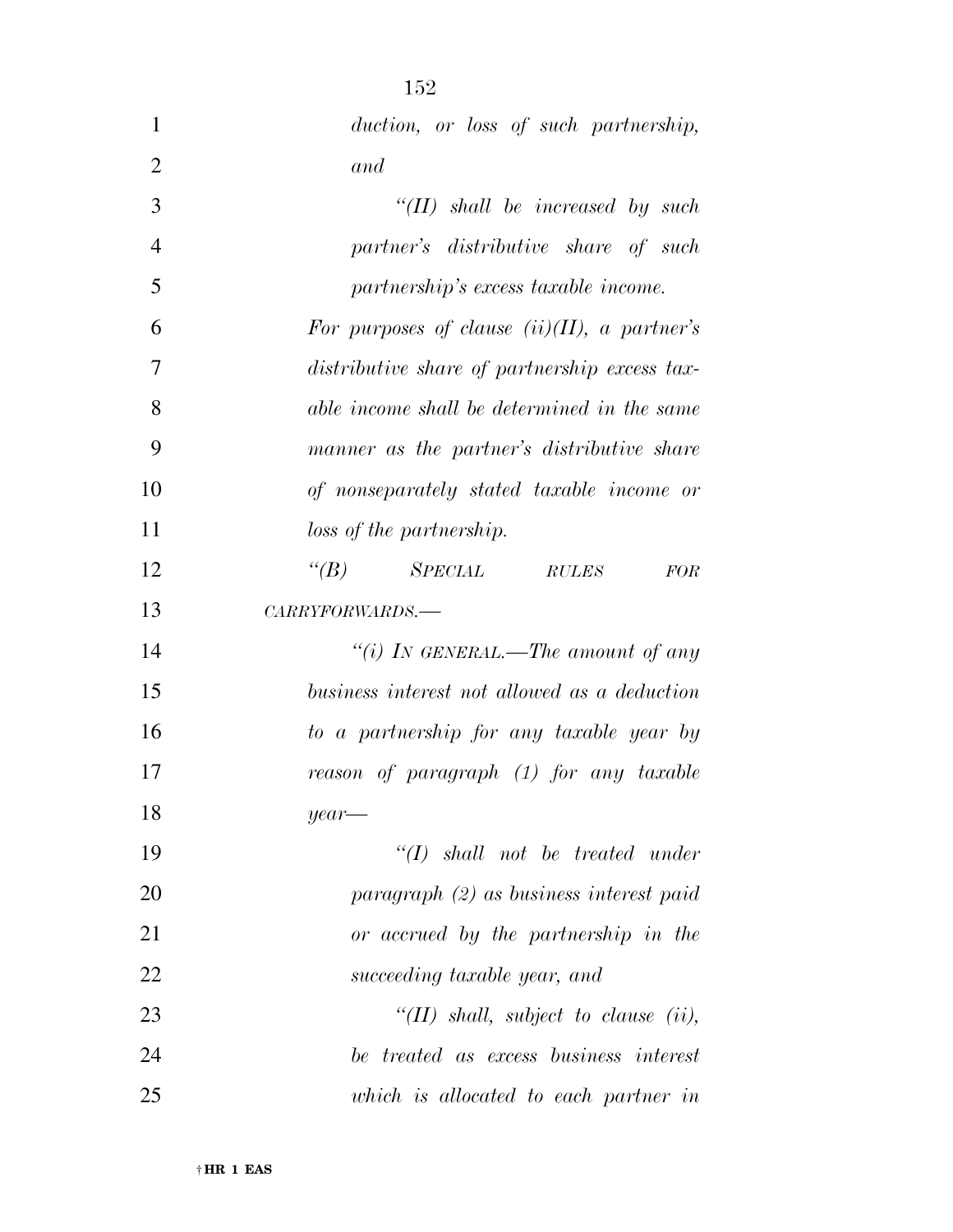*duction, or loss of such partnership, and*

*"(II) shall be increased by such partner's distributive share of such partnership's excess taxable income.*

*For purposes of clause (ii)(II), a partner's distributive share of partnership excess taxable income shall be determined in the same manner as the partner's distributive share of nonseparately stated taxable income or loss of the partnership.*

*"(B) SPECIAL RULES FOR CARRYFORWARDS.—*

*"(i) IN GENERAL.—The amount of any business interest not allowed as a deduction to a partnership for any taxable year by reason of paragraph (1) for any taxable year—*

*"(I) shall not be treated under paragraph (2) as business interest paid or accrued by the partnership in the succeeding taxable year, and*

*"(II) shall, subject to clause (ii), be treated as excess business interest which is allocated to each partner in*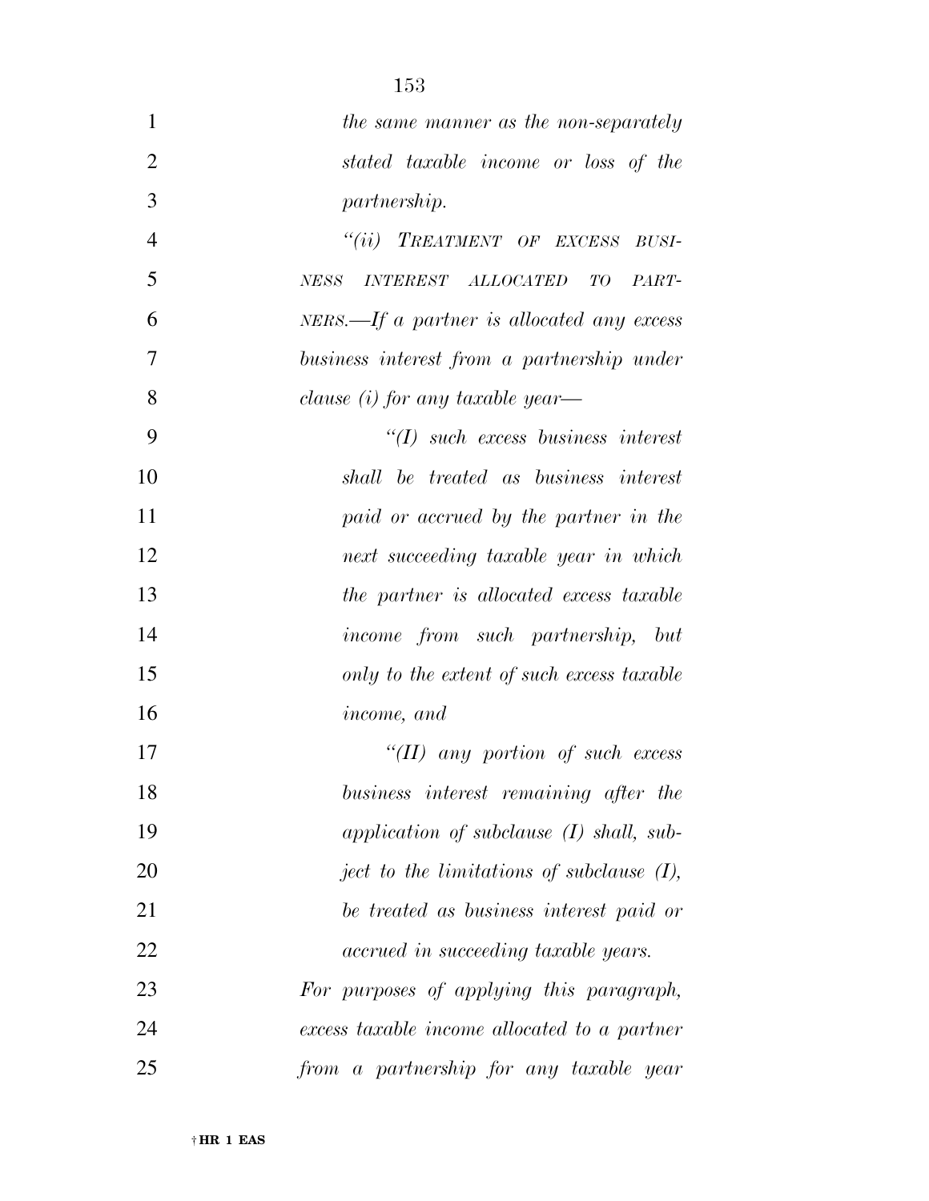*the same manner as the non-separately stated taxable income or loss of the partnership.*

*"(ii) TREATMENT OF EXCESS BUSINESS INTEREST ALLOCATED TO PARTNERS.—If a partner is allocated any excess business interest from a partnership under clause (i) for any taxable year—*

*"(I) such excess business interest shall be treated as business interest paid or accrued by the partner in the next succeeding taxable year in which the partner is allocated excess taxable income from such partnership, but only to the extent of such excess taxable income, and*

*"(II) any portion of such excess business interest remaining after the application of subclause (I) shall, subject to the limitations of subclause (I), be treated as business interest paid or accrued in succeeding taxable years.*

*For purposes of applying this paragraph, excess taxable income allocated to a partner from a partnership for any taxable year*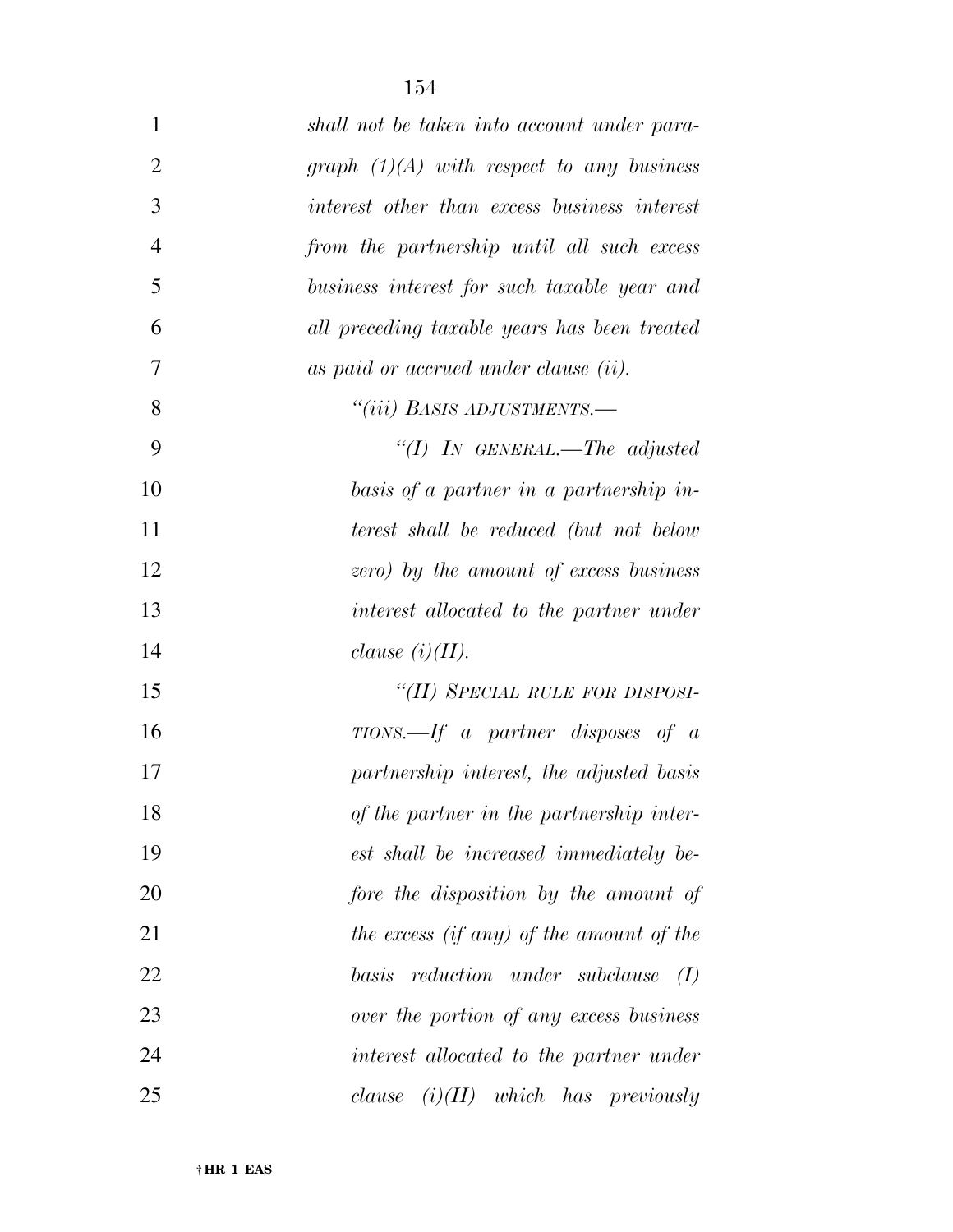*shall not be taken into account under paragraph (1)(A) with respect to any business interest other than excess business interest from the partnership until all such excess business interest for such taxable year and all preceding taxable years has been treated as paid or accrued under clause (ii).*

*"(iii) BASIS ADJUSTMENTS.—*

*"(I) IN GENERAL.—The adjusted basis of a partner in a partnership interest shall be reduced (but not below zero) by the amount of excess business interest allocated to the partner under clause (i)(II).*

*"(II) SPECIAL RULE FOR DISPOSITIONS.—If a partner disposes of a partnership interest, the adjusted basis of the partner in the partnership interest shall be increased immediately before the disposition by the amount of the excess (if any) of the amount of the basis reduction under subclause (I) over the portion of any excess business interest allocated to the partner under clause (i)(II) which has previously*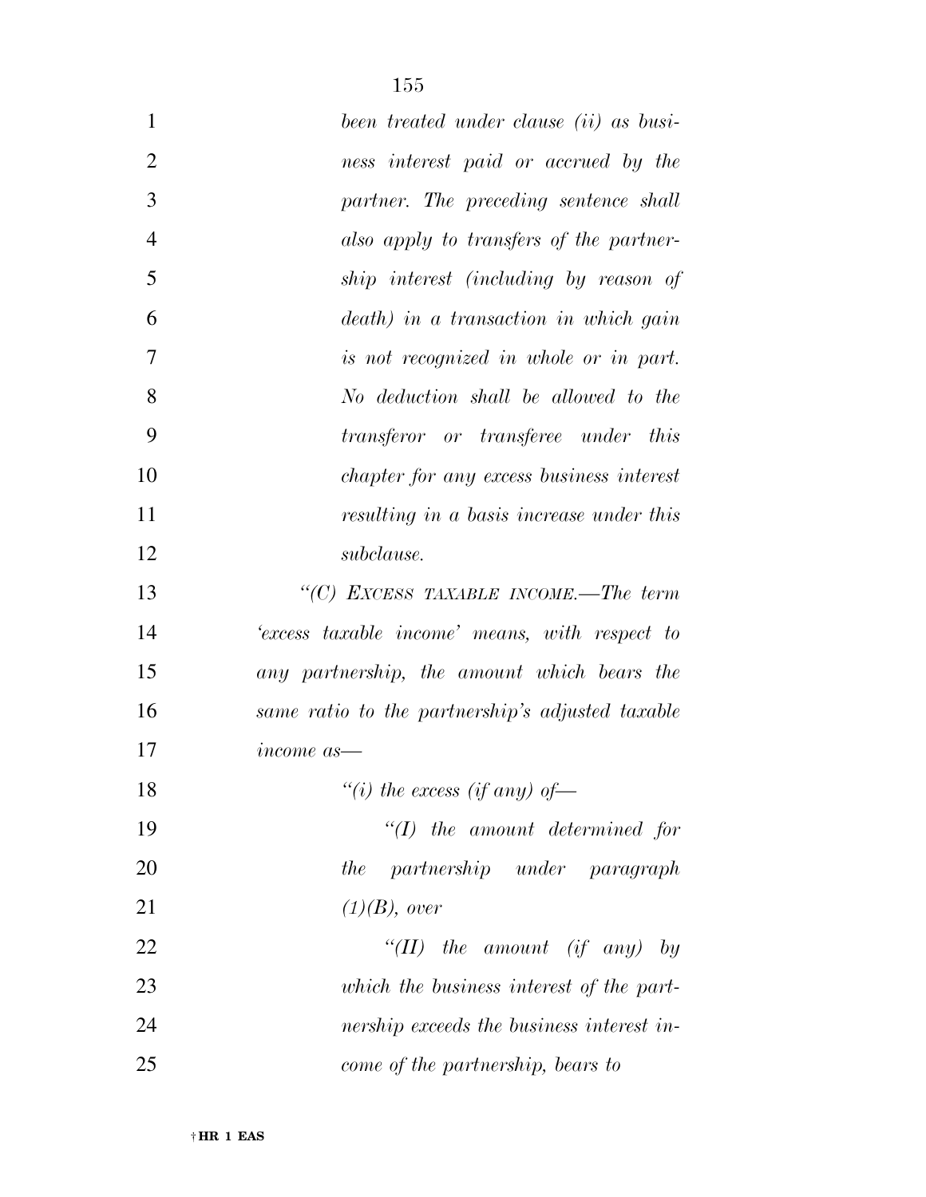*been treated under clause (ii) as business interest paid or accrued by the partner. The preceding sentence shall also apply to transfers of the partnership interest (including by reason of death) in a transaction in which gain is not recognized in whole or in part. No deduction shall be allowed to the transferor or transferee under this chapter for any excess business interest resulting in a basis increase under this subclause.*

*"(C) EXCESS TAXABLE INCOME.—The term 'excess taxable income' means, with respect to any partnership, the amount which bears the same ratio to the partnership's adjusted taxable income as—*

*"(i) the excess (if any) of—*

*"(I) the amount determined for the partnership under paragraph (1)(B), over*

*"(II) the amount (if any) by which the business interest of the partnership exceeds the business interest income of the partnership, bears to*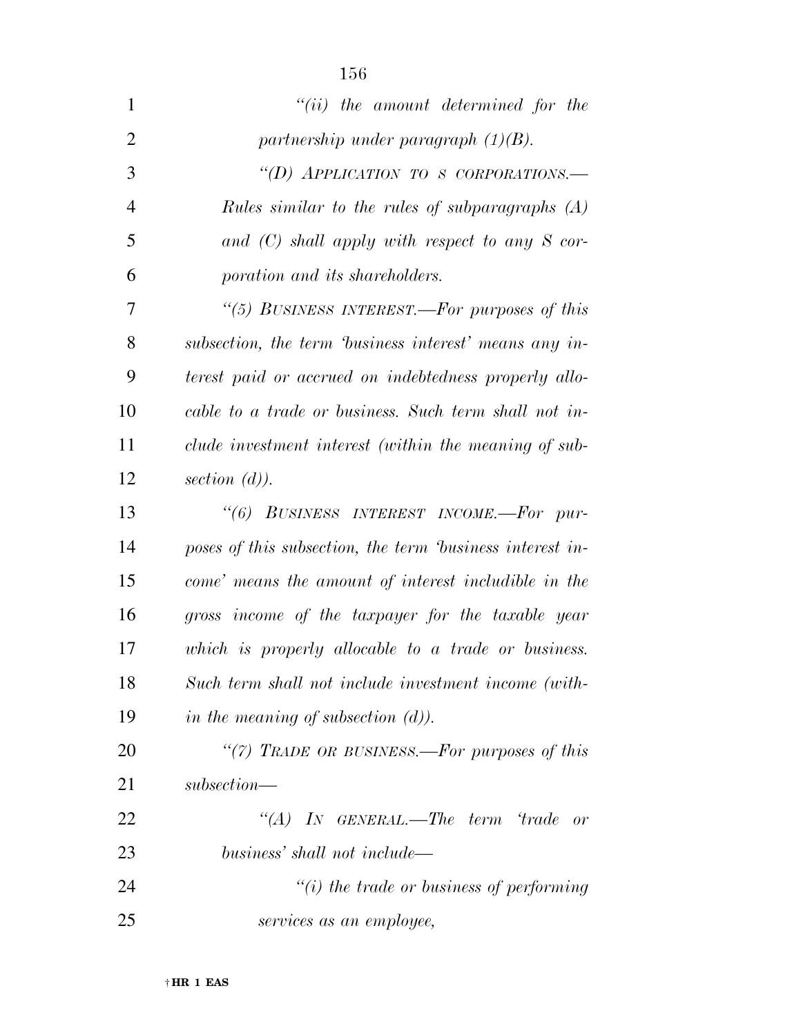*“(ii) the amount determined for the partnership under paragraph (1)(B).*

*“(D) APPLICATION TO S CORPORATIONS.—Rules similar to the rules of subparagraphs (A) and (C) shall apply with respect to any S corporation and its shareholders.*

*“(5) BUSINESS INTEREST.—For purposes of this subsection, the term ‘business interest’ means any interest paid or accrued on indebtedness properly allocable to a trade or business. Such term shall not include investment interest (within the meaning of subsection (d)).*

*“(6) BUSINESS INTEREST INCOME.—For purposes of this subsection, the term ‘business interest income’ means the amount of interest includible in the gross income of the taxpayer for the taxable year which is properly allocable to a trade or business. Such term shall not include investment income (within the meaning of subsection (d)).*

*“(7) TRADE OR BUSINESS.—For purposes of this subsection—*

*“(A) IN GENERAL.—The term ‘trade or business’ shall not include—*

*“(i) the trade or business of performing services as an employee,*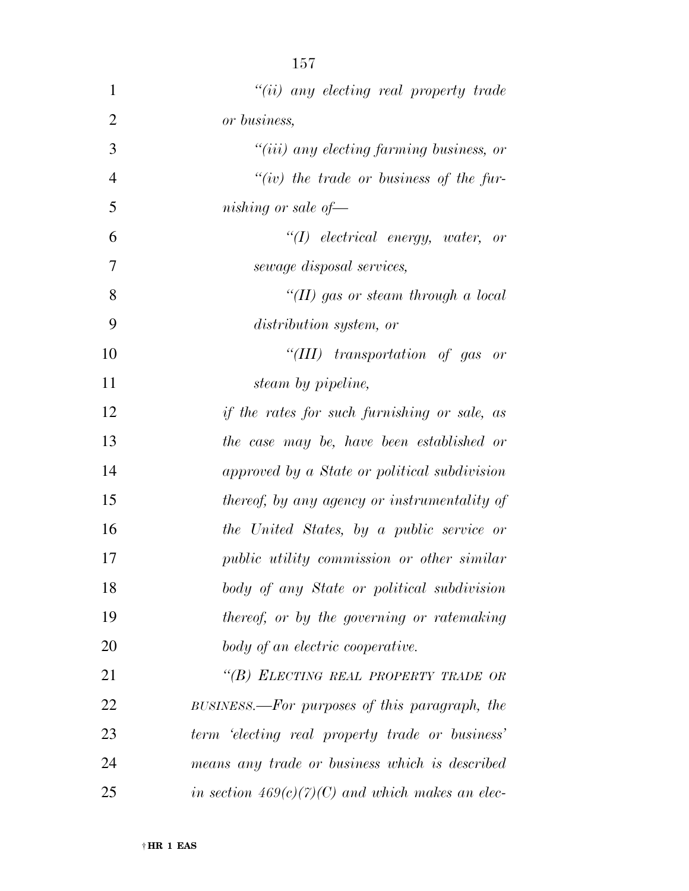*"(ii) any electing real property trade or business,*

*"(iii) any electing farming business, or*

*"(iv) the trade or business of the furnishing or sale of—*

*"(I) electrical energy, water, or sewage disposal services,*

*"(II) gas or steam through a local distribution system, or*

*"(III) transportation of gas or steam by pipeline,*

*if the rates for such furnishing or sale, as the case may be, have been established or approved by a State or political subdivision thereof, by any agency or instrumentality of the United States, by a public service or public utility commission or other similar body of any State or political subdivision thereof, or by the governing or ratemaking body of an electric cooperative.*

*"(B) ELECTING REAL PROPERTY TRADE OR BUSINESS.—For purposes of this paragraph, the term 'electing real property trade or business' means any trade or business which is described in section 469(c)(7)(C) and which makes an elec-*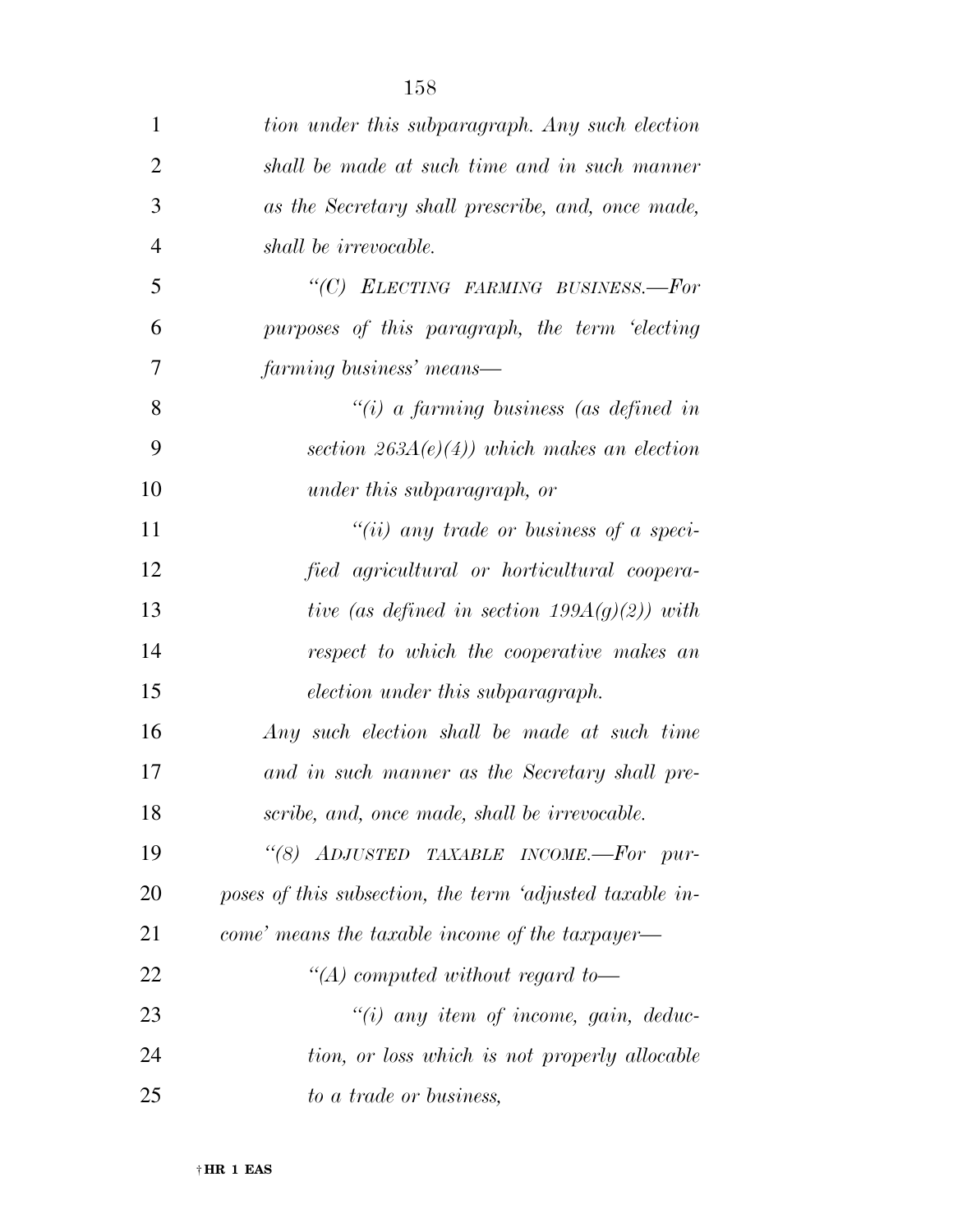*tion under this subparagraph. Any such election shall be made at such time and in such manner as the Secretary shall prescribe, and, once made, shall be irrevocable.*

*"(C) ELECTING FARMING BUSINESS.—For purposes of this paragraph, the term 'electing farming business' means—*

*"(i) a farming business (as defined in section 263A(e)(4)) which makes an election under this subparagraph, or*

*"(ii) any trade or business of a specified agricultural or horticultural cooperative (as defined in section 199A(g)(2)) with respect to which the cooperative makes an election under this subparagraph.*

*Any such election shall be made at such time and in such manner as the Secretary shall prescribe, and, once made, shall be irrevocable.*

*"(8) ADJUSTED TAXABLE INCOME.—For purposes of this subsection, the term 'adjusted taxable income' means the taxable income of the taxpayer—*

*"(A) computed without regard to—*

*"(i) any item of income, gain, deduction, or loss which is not properly allocable to a trade or business,*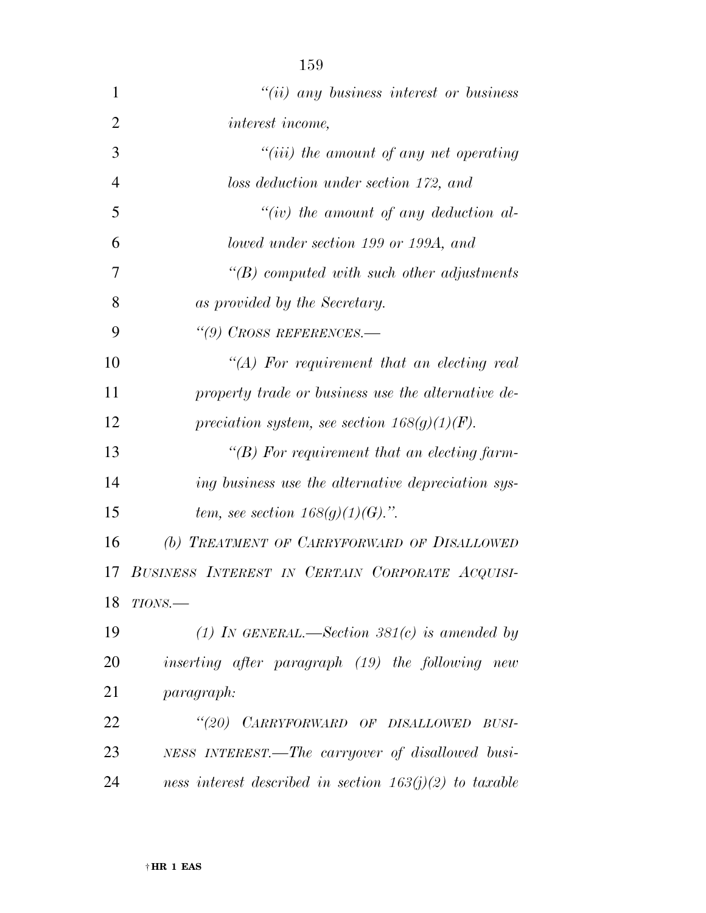*"(ii) any business interest or business interest income,*

*"(iii) the amount of any net operating loss deduction under section 172, and*

*"(iv) the amount of any deduction allowed under section 199 or 199A, and*

*"(B) computed with such other adjustments as provided by the Secretary.*

*"(9) CROSS REFERENCES.—*

*"(A) For requirement that an electing real property trade or business use the alternative depreciation system, see section 168(g)(1)(F).*

*"(B) For requirement that an electing farming business use the alternative depreciation system, see section 168(g)(1)(G).".*

*(b) TREATMENT OF CARRYFORWARD OF DISALLOWED BUSINESS INTEREST IN CERTAIN CORPORATE ACQUISITIONS.—*

*(1) IN GENERAL.—Section 381(c) is amended by inserting after paragraph (19) the following new paragraph:*

*"(20) CARRYFORWARD OF DISALLOWED BUSINESS INTEREST.—The carryover of disallowed business interest described in section 163(j)(2) to taxable*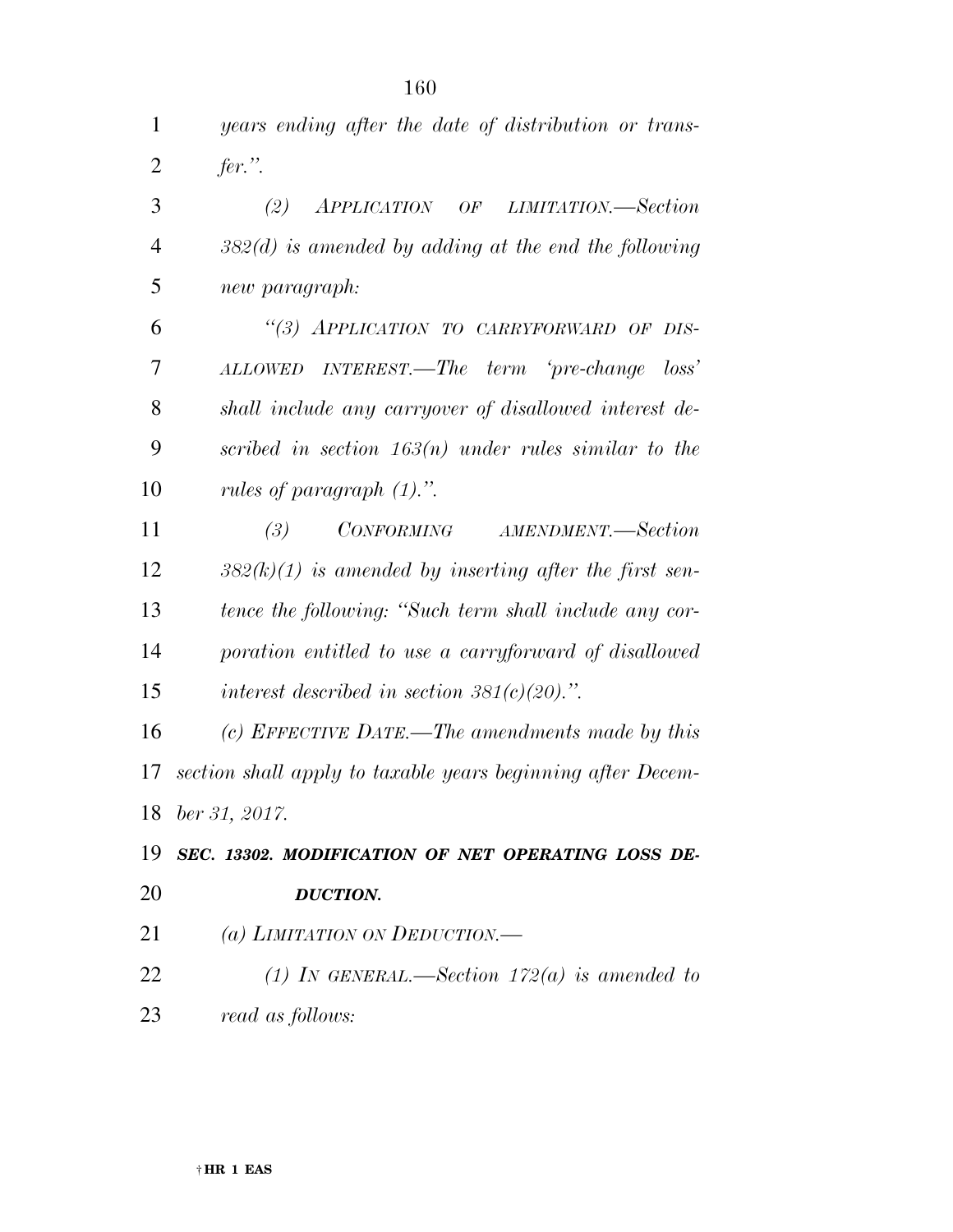*years ending after the date of distribution or transfer.''.*

*(2) APPLICATION OF LIMITATION.—Section 382(d) is amended by adding at the end the following new paragraph:*

*''(3) APPLICATION TO CARRYFORWARD OF DISALLOWED INTEREST.—The term 'pre-change loss' shall include any carryover of disallowed interest described in section 163(n) under rules similar to the rules of paragraph (1).''.*

*(3) CONFORMING AMENDMENT.—Section 382(k)(1) is amended by inserting after the first sentence the following: ''Such term shall include any corporation entitled to use a carryforward of disallowed interest described in section 381(c)(20).''.*

*(c) EFFECTIVE DATE.—The amendments made by this section shall apply to taxable years beginning after December 31, 2017.*

***SEC. 13302. MODIFICATION OF NET OPERATING LOSS DEDUCTION.***

*(a) LIMITATION ON DEDUCTION.—*

*(1) IN GENERAL.—Section 172(a) is amended to read as follows:*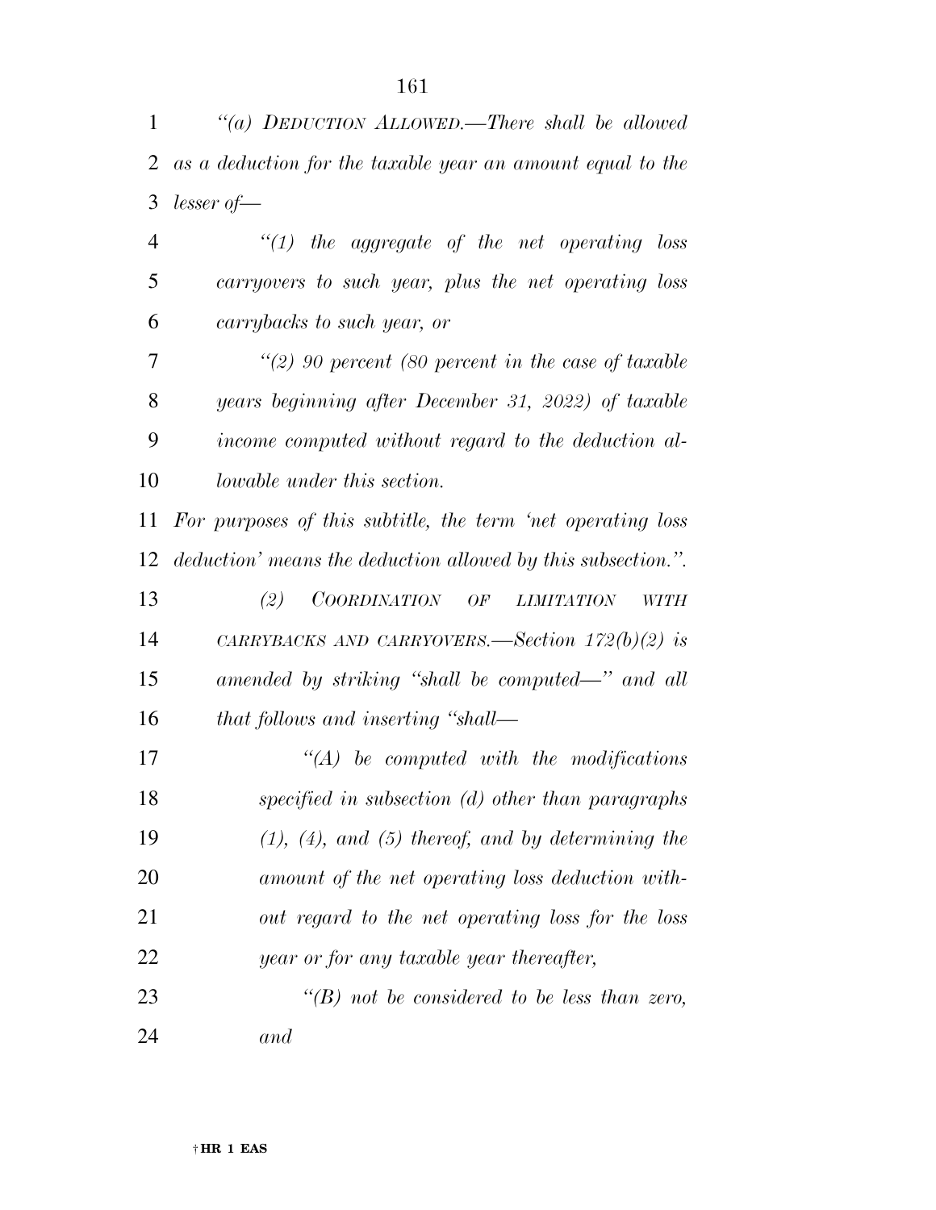*"(a) DEDUCTION ALLOWED.—There shall be allowed as a deduction for the taxable year an amount equal to the lesser of—*

*"(1) the aggregate of the net operating loss carryovers to such year, plus the net operating loss carrybacks to such year, or*

*"(2) 90 percent (80 percent in the case of taxable years beginning after December 31, 2022) of taxable income computed without regard to the deduction allowable under this section.*

*For purposes of this subtitle, the term 'net operating loss deduction' means the deduction allowed by this subsection.".*

*(2) COORDINATION OF LIMITATION WITH CARRYBACKS AND CARRYOVERS.—Section 172(b)(2) is amended by striking "shall be computed—" and all that follows and inserting "shall—*

*"(A) be computed with the modifications specified in subsection (d) other than paragraphs (1), (4), and (5) thereof, and by determining the amount of the net operating loss deduction without regard to the net operating loss for the loss year or for any taxable year thereafter,*

*"(B) not be considered to be less than zero, and*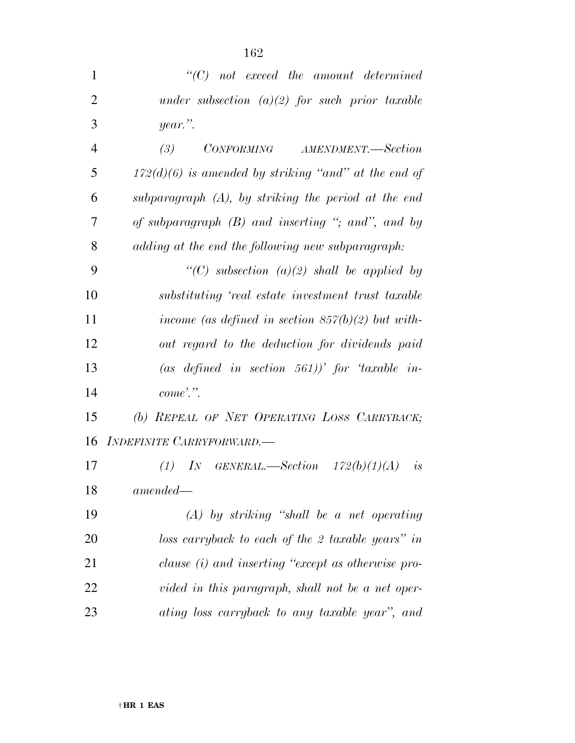*"(C) not exceed the amount determined under subsection (a)(2) for such prior taxable year.".*

*(3) CONFORMING AMENDMENT.—Section 172(d)(6) is amended by striking "and" at the end of subparagraph (A), by striking the period at the end of subparagraph (B) and inserting "; and", and by adding at the end the following new subparagraph:*

*"(C) subsection (a)(2) shall be applied by substituting 'real estate investment trust taxable income (as defined in section 857(b)(2) but without regard to the deduction for dividends paid (as defined in section 561))' for 'taxable income'.".*

*(b) REPEAL OF NET OPERATING LOSS CARRYBACK; INDEFINITE CARRYFORWARD.—*

*(1) IN GENERAL.—Section 172(b)(1)(A) is amended—*

*(A) by striking "shall be a net operating loss carryback to each of the 2 taxable years" in clause (i) and inserting "except as otherwise provided in this paragraph, shall not be a net operating loss carryback to any taxable year", and*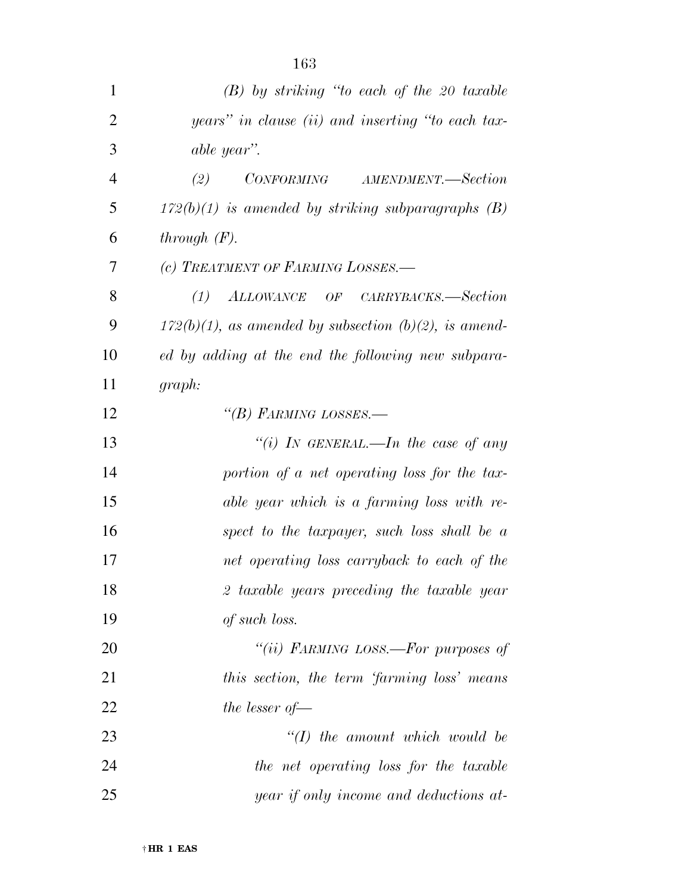*(B) by striking "to each of the 20 taxable years" in clause (ii) and inserting "to each taxable year".*

*(2) CONFORMING AMENDMENT.—Section 172(b)(1) is amended by striking subparagraphs (B) through (F).*

*(c) TREATMENT OF FARMING LOSSES.—*

*(1) ALLOWANCE OF CARRYBACKS.—Section 172(b)(1), as amended by subsection (b)(2), is amended by adding at the end the following new subparagraph:*

*"(B) FARMING LOSSES.—*

*"(i) IN GENERAL.—In the case of any portion of a net operating loss for the taxable year which is a farming loss with respect to the taxpayer, such loss shall be a net operating loss carryback to each of the 2 taxable years preceding the taxable year of such loss.*

*"(ii) FARMING LOSS.—For purposes of this section, the term 'farming loss' means the lesser of—*

*"(I) the amount which would be the net operating loss for the taxable year if only income and deductions at-*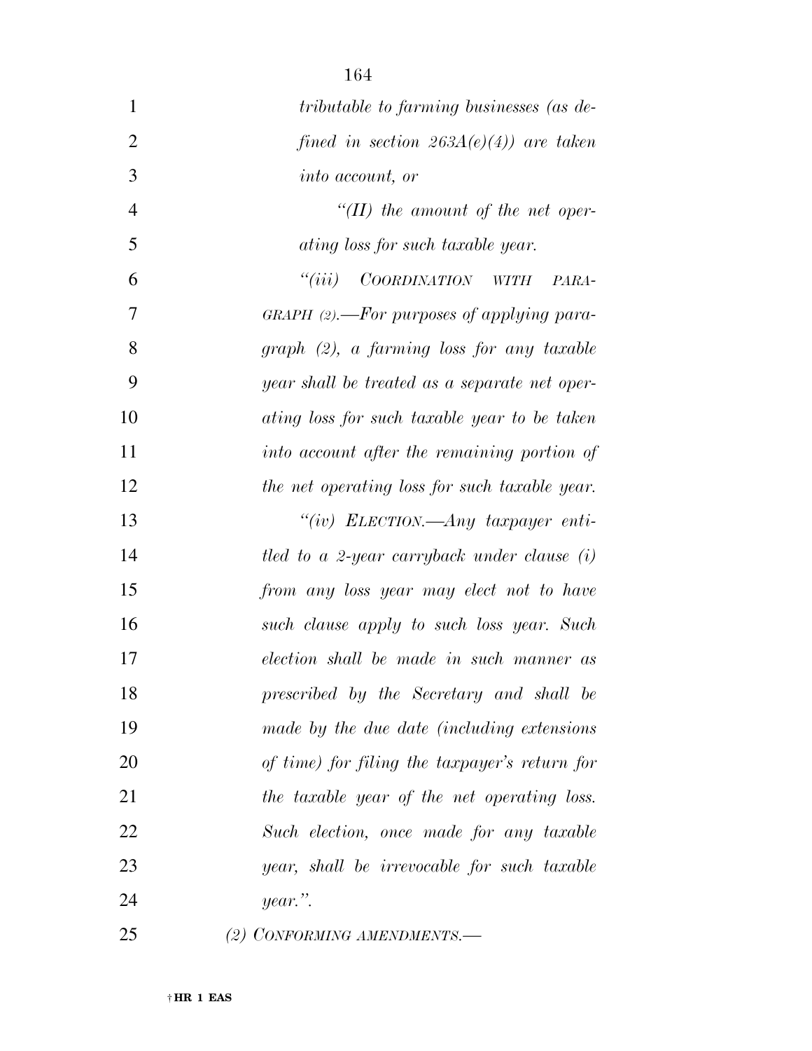*tributable to farming businesses (as defined in section 263A(e)(4)) are taken into account, or*

*"(II) the amount of the net operating loss for such taxable year.*

*"(iii) COORDINATION WITH PARAGRAPH (2).—For purposes of applying paragraph (2), a farming loss for any taxable year shall be treated as a separate net operating loss for such taxable year to be taken into account after the remaining portion of the net operating loss for such taxable year.*

*"(iv) ELECTION.—Any taxpayer entitled to a 2-year carryback under clause (i) from any loss year may elect not to have such clause apply to such loss year. Such election shall be made in such manner as prescribed by the Secretary and shall be made by the due date (including extensions of time) for filing the taxpayer's return for the taxable year of the net operating loss. Such election, once made for any taxable year, shall be irrevocable for such taxable year.".*

*(2) CONFORMING AMENDMENTS.—*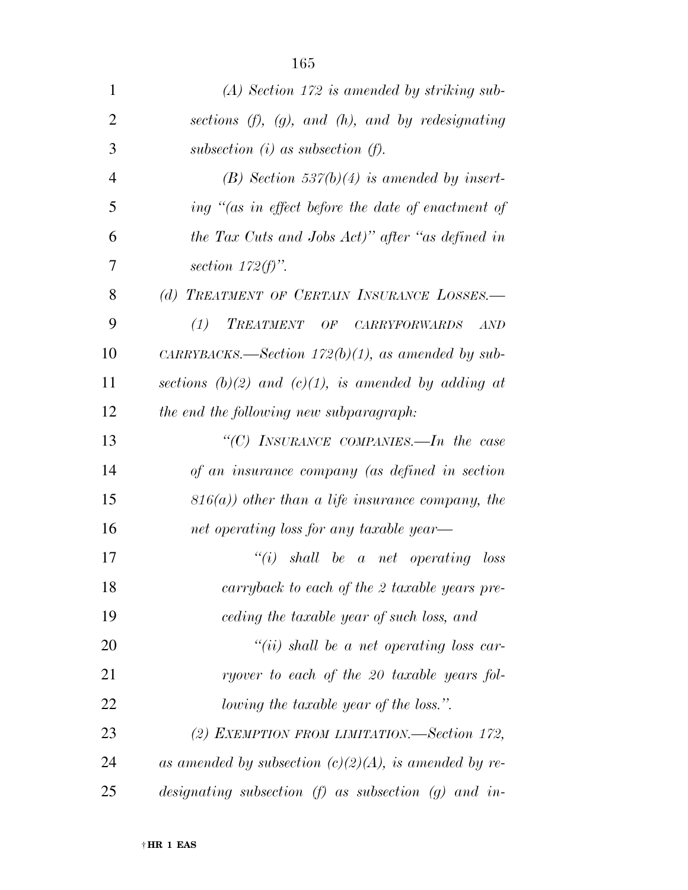*(A) Section 172 is amended by striking subsections (f), (g), and (h), and by redesignating subsection (i) as subsection (f).*

*(B) Section 537(b)(4) is amended by inserting "(as in effect before the date of enactment of the Tax Cuts and Jobs Act)" after "as defined in section 172(f)".*

*(d) TREATMENT OF CERTAIN INSURANCE LOSSES.—*

*(1) TREATMENT OF CARRYFORWARDS AND CARRYBACKS.—Section 172(b)(1), as amended by subsections (b)(2) and (c)(1), is amended by adding at the end the following new subparagraph:*

*"(C) INSURANCE COMPANIES.—In the case of an insurance company (as defined in section 816(a)) other than a life insurance company, the net operating loss for any taxable year—*

*"(i) shall be a net operating loss carryback to each of the 2 taxable years preceding the taxable year of such loss, and*

*"(ii) shall be a net operating loss carryover to each of the 20 taxable years following the taxable year of the loss.".*

*(2) EXEMPTION FROM LIMITATION.—Section 172, as amended by subsection (c)(2)(A), is amended by redesignating subsection (f) as subsection (g) and in-*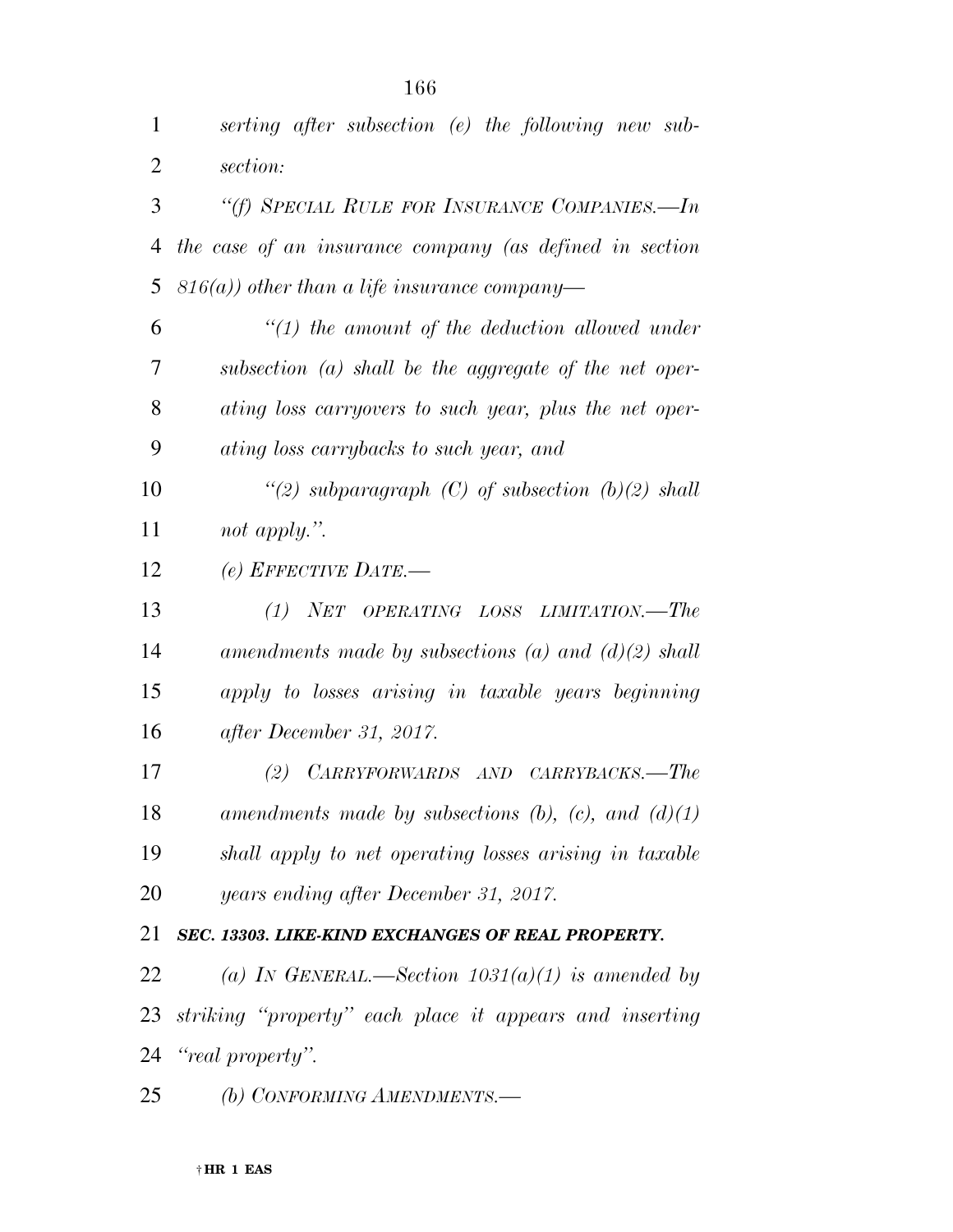*serting after subsection (e) the following new subsection:*

*"(f) SPECIAL RULE FOR INSURANCE COMPANIES.—In the case of an insurance company (as defined in section 816(a)) other than a life insurance company—*

*"(1) the amount of the deduction allowed under subsection (a) shall be the aggregate of the net operating loss carryovers to such year, plus the net operating loss carrybacks to such year, and*

*"(2) subparagraph (C) of subsection (b)(2) shall not apply.".*

*(e) EFFECTIVE DATE.—*

*(1) NET OPERATING LOSS LIMITATION.—The amendments made by subsections (a) and (d)(2) shall apply to losses arising in taxable years beginning after December 31, 2017.*

*(2) CARRYFORWARDS AND CARRYBACKS.—The amendments made by subsections (b), (c), and (d)(1) shall apply to net operating losses arising in taxable years ending after December 31, 2017.*

***SEC. 13303. LIKE-KIND EXCHANGES OF REAL PROPERTY.***

*(a) IN GENERAL.—Section 1031(a)(1) is amended by striking "property" each place it appears and inserting "real property".*

*(b) CONFORMING AMENDMENTS.—*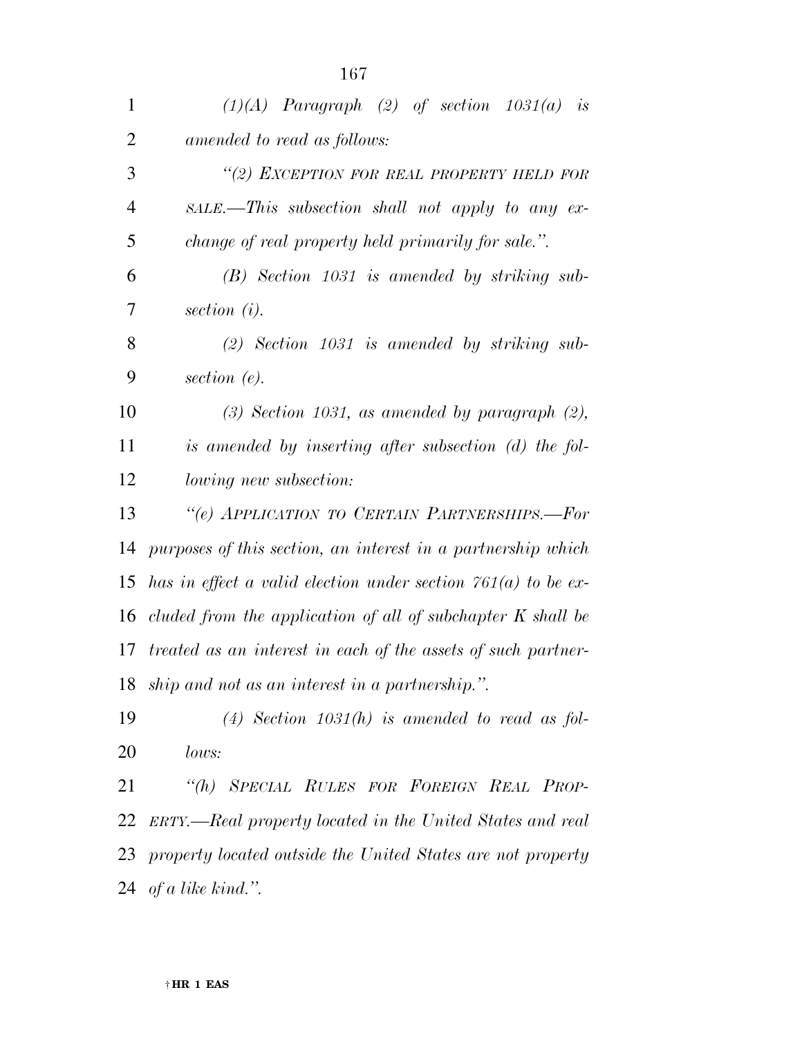*(1)(A) Paragraph (2) of section 1031(a) is amended to read as follows:*

*"(2) EXCEPTION FOR REAL PROPERTY HELD FOR SALE.—This subsection shall not apply to any exchange of real property held primarily for sale.".*

*(B) Section 1031 is amended by striking subsection (i).*

*(2) Section 1031 is amended by striking subsection (e).*

*(3) Section 1031, as amended by paragraph (2), is amended by inserting after subsection (d) the following new subsection:*

*"(e) APPLICATION TO CERTAIN PARTNERSHIPS.—For purposes of this section, an interest in a partnership which has in effect a valid election under section 761(a) to be excluded from the application of all of subchapter K shall be treated as an interest in each of the assets of such partnership and not as an interest in a partnership.".*

*(4) Section 1031(h) is amended to read as follows:*

*"(h) SPECIAL RULES FOR FOREIGN REAL PROPERTY.—Real property located in the United States and real property located outside the United States are not property of a like kind.".*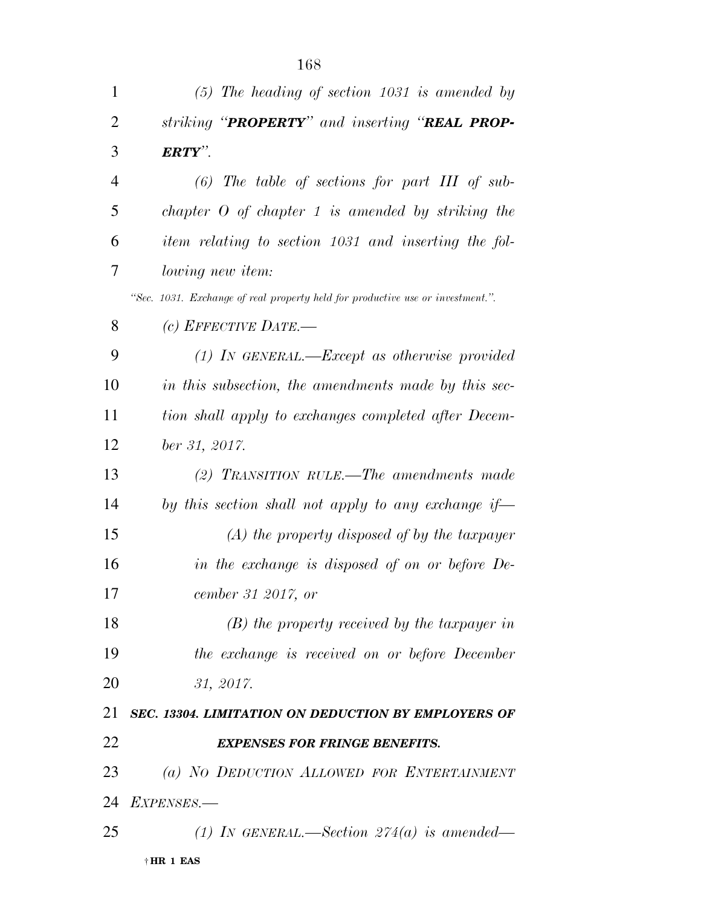*(5) The heading of section 1031 is amended by striking "**PROPERTY**" and inserting "**REAL PROPERTY**".*

*(6) The table of sections for part III of subchapter O of chapter 1 is amended by striking the item relating to section 1031 and inserting the following new item:*

*"Sec. 1031. Exchange of real property held for productive use or investment.".*

*(c) EFFECTIVE DATE.—*

*(1) IN GENERAL.—Except as otherwise provided in this subsection, the amendments made by this section shall apply to exchanges completed after December 31, 2017.*

*(2) TRANSITION RULE.—The amendments made by this section shall not apply to any exchange if—*

*(A) the property disposed of by the taxpayer in the exchange is disposed of on or before December 31 2017, or*

*(B) the property received by the taxpayer in the exchange is received on or before December 31, 2017.*

***SEC. 13304. LIMITATION ON DEDUCTION BY EMPLOYERS OF EXPENSES FOR FRINGE BENEFITS.***

*(a) NO DEDUCTION ALLOWED FOR ENTERTAINMENT EXPENSES.—*

*(1) IN GENERAL.—Section 274(a) is amended—*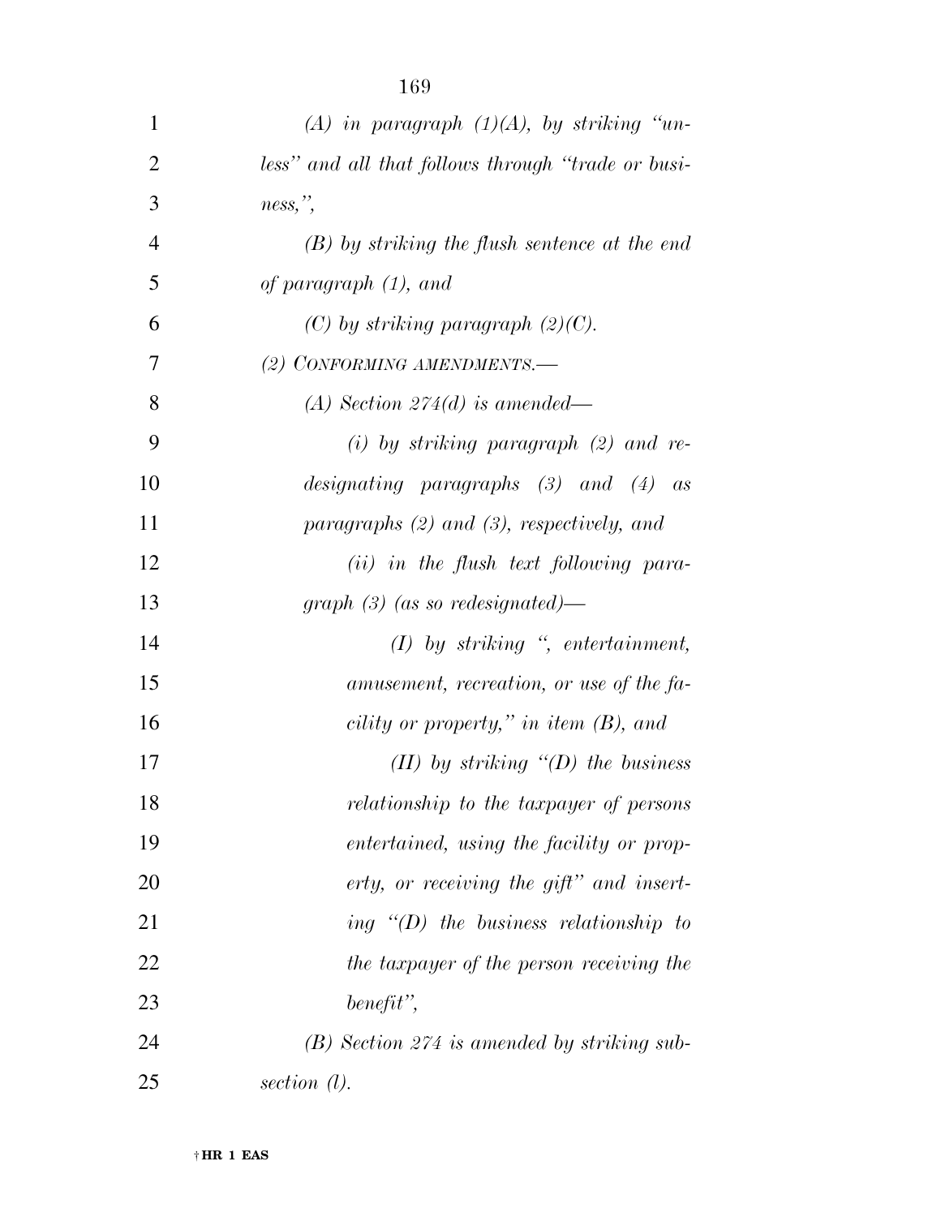*(A) in paragraph (1)(A), by striking "unless" and all that follows through "trade or business,",*

*(B) by striking the flush sentence at the end of paragraph (1), and*

*(C) by striking paragraph (2)(C).*

*(2) CONFORMING AMENDMENTS.—*

*(A) Section 274(d) is amended—*

*(i) by striking paragraph (2) and redesignating paragraphs (3) and (4) as paragraphs (2) and (3), respectively, and*

*(ii) in the flush text following paragraph (3) (as so redesignated)—*

*(I) by striking ", entertainment, amusement, recreation, or use of the facility or property," in item (B), and*

*(II) by striking "(D) the business relationship to the taxpayer of persons entertained, using the facility or property, or receiving the gift" and inserting "(D) the business relationship to the taxpayer of the person receiving the benefit",*

*(B) Section 274 is amended by striking subsection (l).*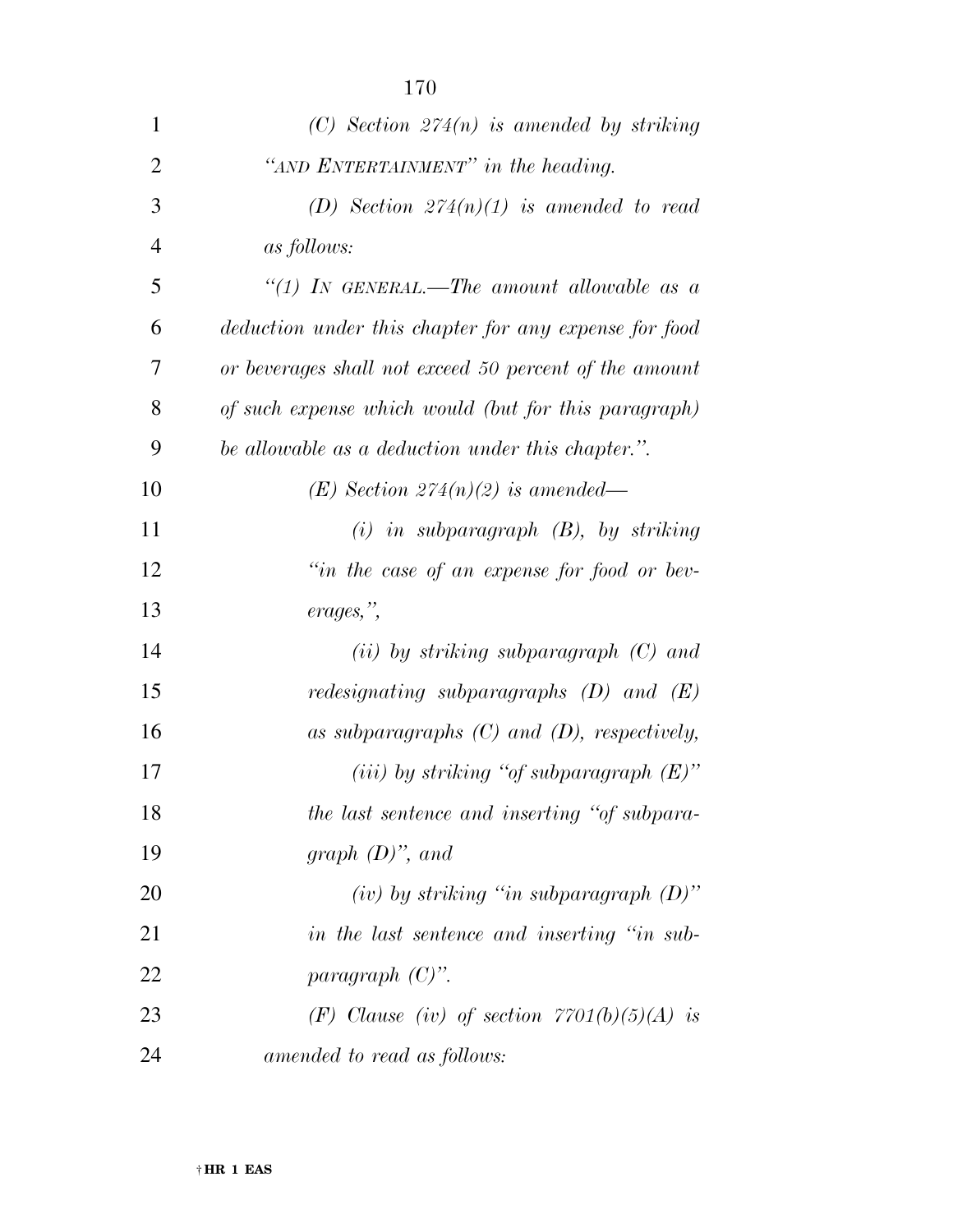*(C) Section 274(n) is amended by striking "AND ENTERTAINMENT" in the heading.*

*(D) Section 274(n)(1) is amended to read as follows:*

*"(1) IN GENERAL.—The amount allowable as a deduction under this chapter for any expense for food or beverages shall not exceed 50 percent of the amount of such expense which would (but for this paragraph) be allowable as a deduction under this chapter.".*

*(E) Section 274(n)(2) is amended—*

*(i) in subparagraph (B), by striking "in the case of an expense for food or beverages,",*

*(ii) by striking subparagraph (C) and redesignating subparagraphs (D) and (E) as subparagraphs (C) and (D), respectively,*

*(iii) by striking "of subparagraph (E)" the last sentence and inserting "of subparagraph (D)", and*

*(iv) by striking "in subparagraph (D)" in the last sentence and inserting "in subparagraph (C)".*

*(F) Clause (iv) of section 7701(b)(5)(A) is amended to read as follows:*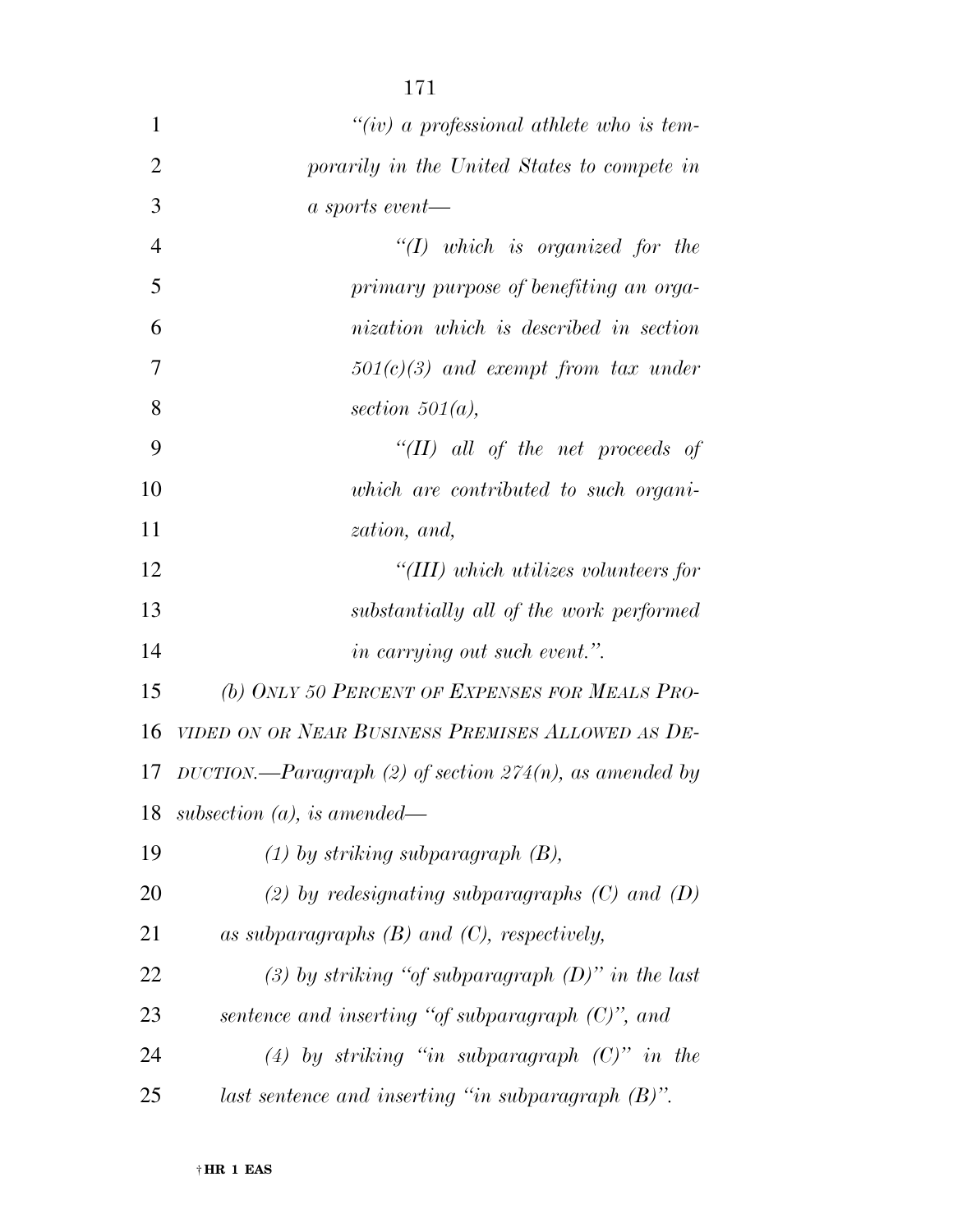*"(iv) a professional athlete who is temporarily in the United States to compete in a sports event—*

*"(I) which is organized for the primary purpose of benefiting an organization which is described in section 501(c)(3) and exempt from tax under section 501(a),*

*"(II) all of the net proceeds of which are contributed to such organization, and,*

*"(III) which utilizes volunteers for substantially all of the work performed in carrying out such event.".*

*(b) ONLY 50 PERCENT OF EXPENSES FOR MEALS PROVIDED ON OR NEAR BUSINESS PREMISES ALLOWED AS DEDUCTION.—Paragraph (2) of section 274(n), as amended by subsection (a), is amended—*

*(1) by striking subparagraph (B),*

*(2) by redesignating subparagraphs (C) and (D) as subparagraphs (B) and (C), respectively,*

*(3) by striking "of subparagraph (D)" in the last sentence and inserting "of subparagraph (C)", and*

*(4) by striking "in subparagraph (C)" in the last sentence and inserting "in subparagraph (B)".*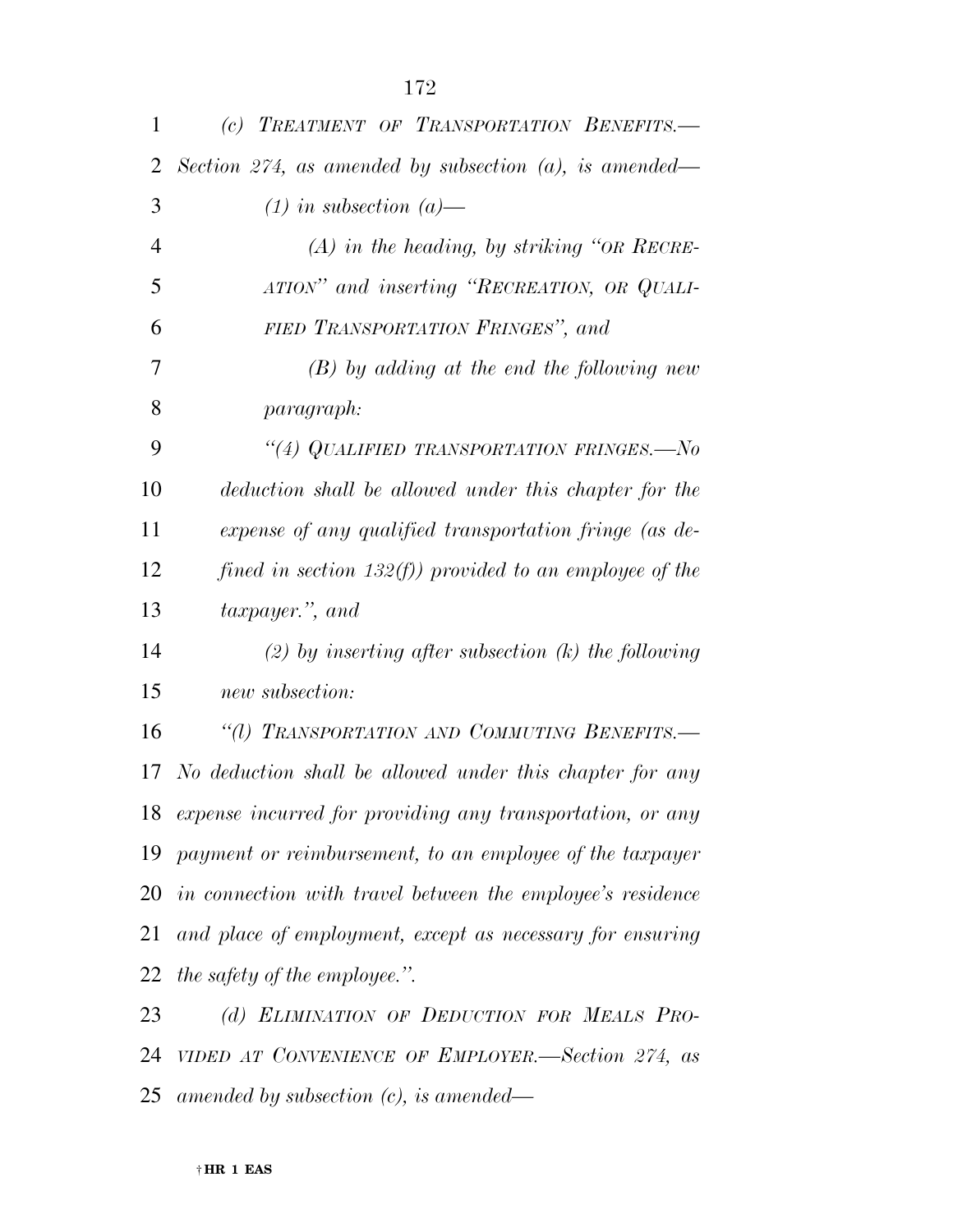*(c) TREATMENT OF TRANSPORTATION BENEFITS.—Section 274, as amended by subsection (a), is amended—*

*(1) in subsection (a)—*

*(A) in the heading, by striking "OR RECREATION" and inserting "RECREATION, OR QUALIFIED TRANSPORTATION FRINGES", and*

*(B) by adding at the end the following new paragraph:*

*"(4) QUALIFIED TRANSPORTATION FRINGES.—No deduction shall be allowed under this chapter for the expense of any qualified transportation fringe (as defined in section 132(f)) provided to an employee of the taxpayer.", and*

*(2) by inserting after subsection (k) the following new subsection:*

*"(l) TRANSPORTATION AND COMMUTING BENEFITS.—No deduction shall be allowed under this chapter for any expense incurred for providing any transportation, or any payment or reimbursement, to an employee of the taxpayer in connection with travel between the employee's residence and place of employment, except as necessary for ensuring the safety of the employee.".*

*(d) ELIMINATION OF DEDUCTION FOR MEALS PROVIDED AT CONVENIENCE OF EMPLOYER.—Section 274, as amended by subsection (c), is amended—*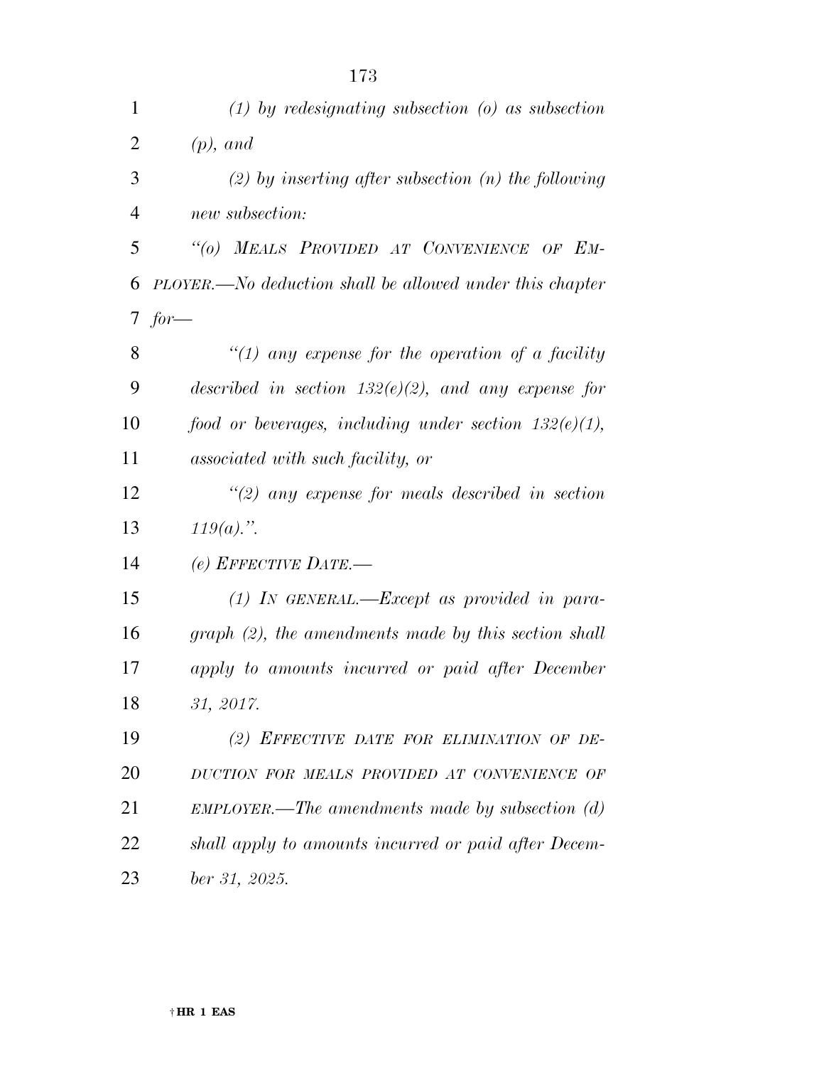*(1) by redesignating subsection (o) as subsection (p), and*

*(2) by inserting after subsection (n) the following new subsection:*

*“(o) MEALS PROVIDED AT CONVENIENCE OF EMPLOYER.—No deduction shall be allowed under this chapter for—*

*“(1) any expense for the operation of a facility described in section 132(e)(2), and any expense for food or beverages, including under section 132(e)(1), associated with such facility, or*

*“(2) any expense for meals described in section 119(a).”.*

*(e) EFFECTIVE DATE.—*

*(1) IN GENERAL.—Except as provided in paragraph (2), the amendments made by this section shall apply to amounts incurred or paid after December 31, 2017.*

*(2) EFFECTIVE DATE FOR ELIMINATION OF DEDUCTION FOR MEALS PROVIDED AT CONVENIENCE OF EMPLOYER.—The amendments made by subsection (d) shall apply to amounts incurred or paid after December 31, 2025.*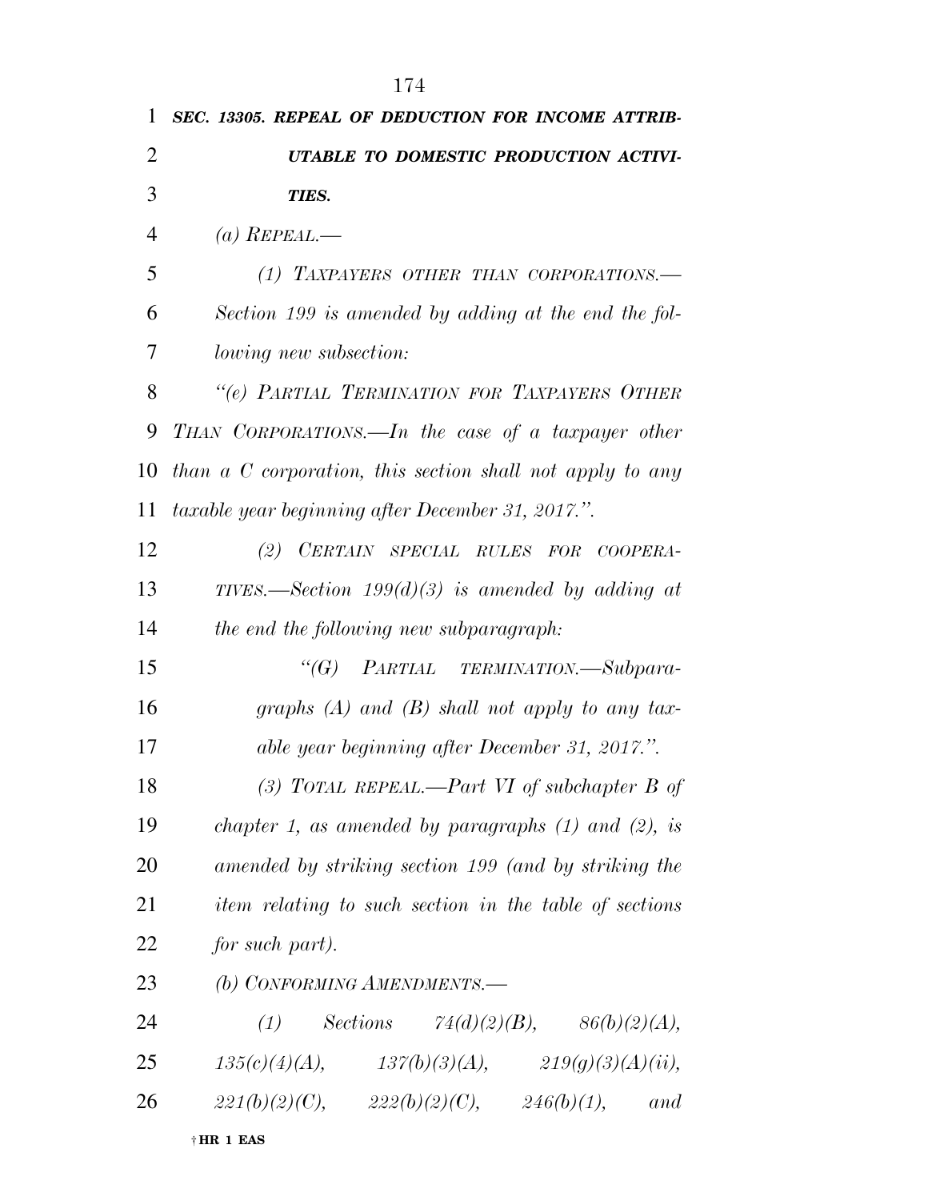***SEC. 13305. REPEAL OF DEDUCTION FOR INCOME ATTRIBUTABLE TO DOMESTIC PRODUCTION ACTIVITIES.***

*(a) REPEAL.—*

*(1) TAXPAYERS OTHER THAN CORPORATIONS.— Section 199 is amended by adding at the end the following new subsection:*

*"(e) PARTIAL TERMINATION FOR TAXPAYERS OTHER THAN CORPORATIONS.—In the case of a taxpayer other than a C corporation, this section shall not apply to any taxable year beginning after December 31, 2017.".*

*(2) CERTAIN SPECIAL RULES FOR COOPERATIVES.—Section 199(d)(3) is amended by adding at the end the following new subparagraph:*

*"(G) PARTIAL TERMINATION.—Subparagraphs (A) and (B) shall not apply to any taxable year beginning after December 31, 2017.".*

*(3) TOTAL REPEAL.—Part VI of subchapter B of chapter 1, as amended by paragraphs (1) and (2), is amended by striking section 199 (and by striking the item relating to such section in the table of sections for such part).*

*(b) CONFORMING AMENDMENTS.—*

*(1) Sections 74(d)(2)(B), 86(b)(2)(A), 135(c)(4)(A), 137(b)(3)(A), 219(g)(3)(A)(ii), 221(b)(2)(C), 222(b)(2)(C), 246(b)(1), and*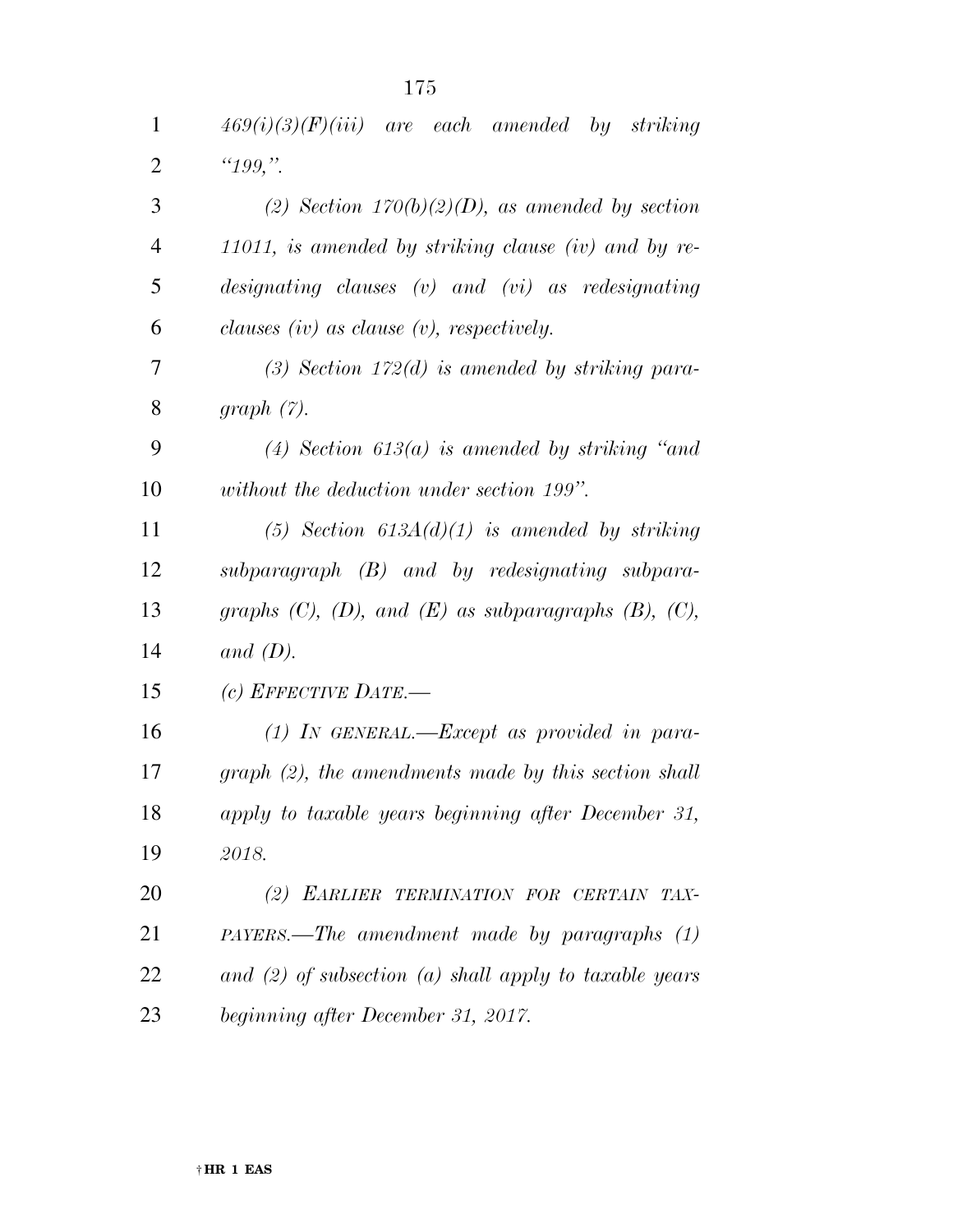*469(i)(3)(F)(iii) are each amended by striking "199,".*

*(2) Section 170(b)(2)(D), as amended by section 11011, is amended by striking clause (iv) and by redesignating clauses (v) and (vi) as redesignating clauses (iv) as clause (v), respectively.*

*(3) Section 172(d) is amended by striking paragraph (7).*

*(4) Section 613(a) is amended by striking "and without the deduction under section 199".*

*(5) Section 613A(d)(1) is amended by striking subparagraph (B) and by redesignating subparagraphs (C), (D), and (E) as subparagraphs (B), (C), and (D).*

*(c) EFFECTIVE DATE.—*

*(1) IN GENERAL.—Except as provided in paragraph (2), the amendments made by this section shall apply to taxable years beginning after December 31, 2018.*

*(2) EARLIER TERMINATION FOR CERTAIN TAXPAYERS.—The amendment made by paragraphs (1) and (2) of subsection (a) shall apply to taxable years beginning after December 31, 2017.*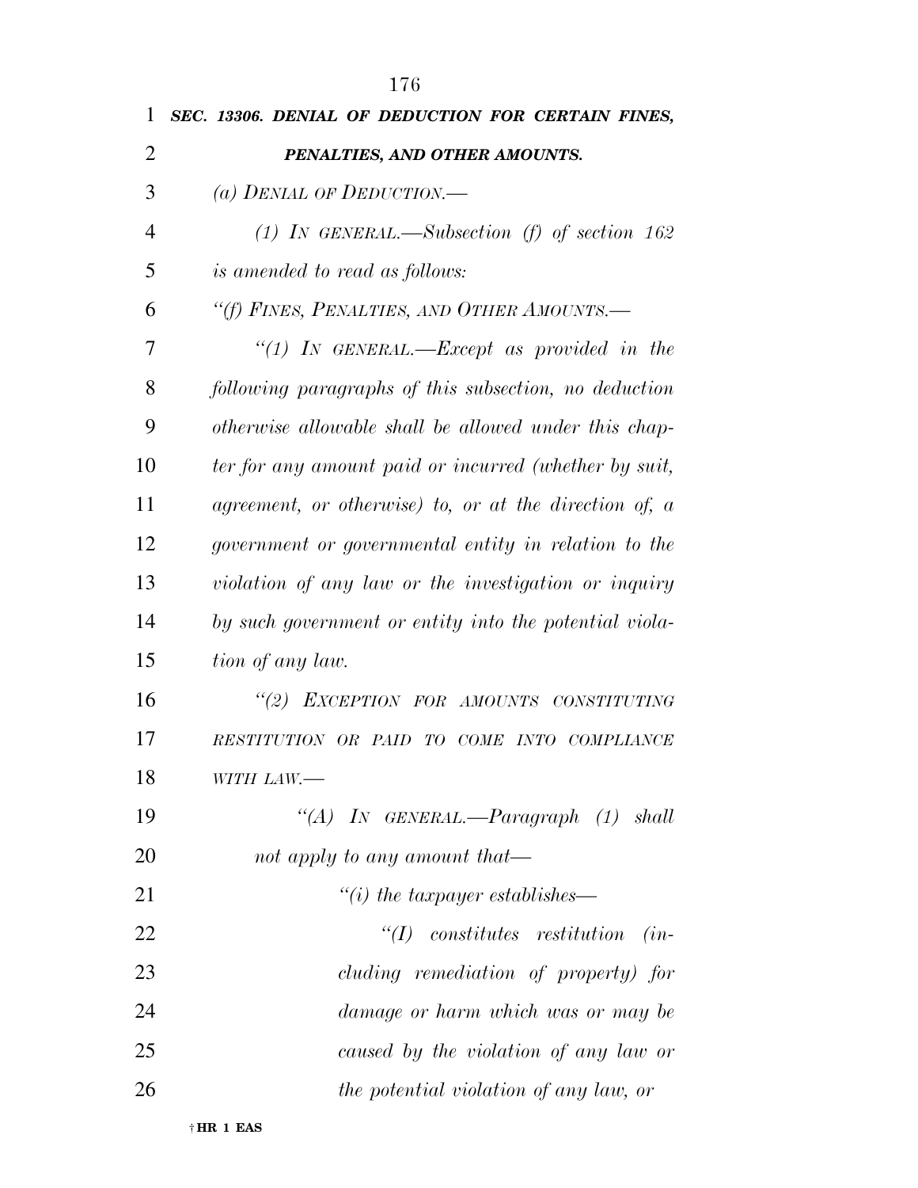***SEC. 13306. DENIAL OF DEDUCTION FOR CERTAIN FINES, PENALTIES, AND OTHER AMOUNTS.***

*(a) DENIAL OF DEDUCTION.—*

*(1) IN GENERAL.—Subsection (f) of section 162 is amended to read as follows:*

*“(f) FINES, PENALTIES, AND OTHER AMOUNTS.—*

*“(1) IN GENERAL.—Except as provided in the following paragraphs of this subsection, no deduction otherwise allowable shall be allowed under this chapter for any amount paid or incurred (whether by suit, agreement, or otherwise) to, or at the direction of, a government or governmental entity in relation to the violation of any law or the investigation or inquiry by such government or entity into the potential violation of any law.*

*“(2) EXCEPTION FOR AMOUNTS CONSTITUTING RESTITUTION OR PAID TO COME INTO COMPLIANCE WITH LAW.—*

*“(A) IN GENERAL.—Paragraph (1) shall not apply to any amount that—*

*“(i) the taxpayer establishes—*

*“(I) constitutes restitution (including remediation of property) for damage or harm which was or may be caused by the violation of any law or the potential violation of any law, or*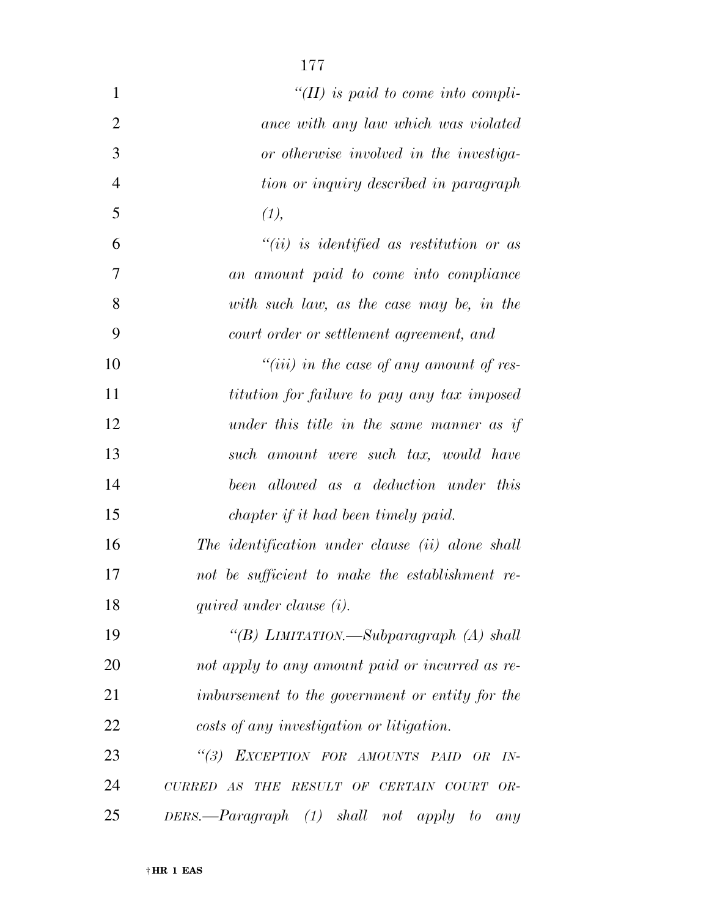*"(II) is paid to come into compliance with any law which was violated or otherwise involved in the investigation or inquiry described in paragraph (1),*

*"(ii) is identified as restitution or as an amount paid to come into compliance with such law, as the case may be, in the court order or settlement agreement, and*

*"(iii) in the case of any amount of restitution for failure to pay any tax imposed under this title in the same manner as if such amount were such tax, would have been allowed as a deduction under this chapter if it had been timely paid.*

*The identification under clause (ii) alone shall not be sufficient to make the establishment required under clause (i).*

*"(B) LIMITATION.—Subparagraph (A) shall not apply to any amount paid or incurred as reimbursement to the government or entity for the costs of any investigation or litigation.*

*"(3) EXCEPTION FOR AMOUNTS PAID OR INCURRED AS THE RESULT OF CERTAIN COURT ORDERS.—Paragraph (1) shall not apply to any*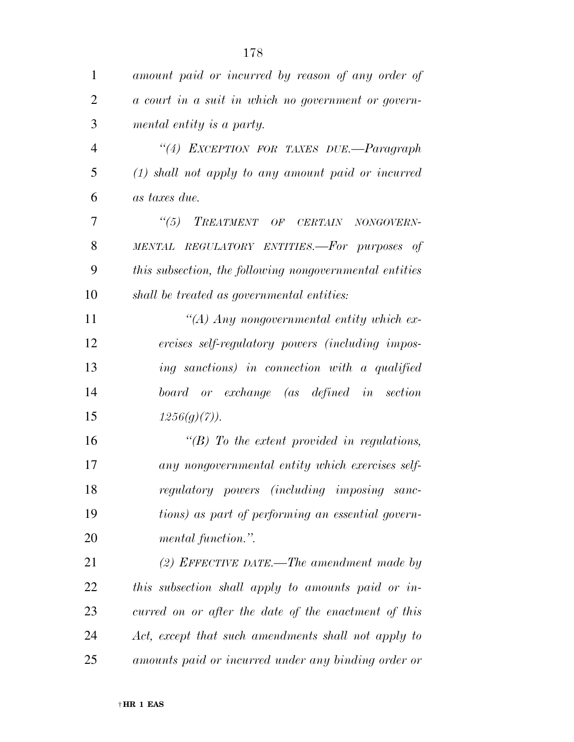*amount paid or incurred by reason of any order of a court in a suit in which no government or governmental entity is a party.*

*"(4) EXCEPTION FOR TAXES DUE.—Paragraph (1) shall not apply to any amount paid or incurred as taxes due.*

*"(5) TREATMENT OF CERTAIN NONGOVERNMENTAL REGULATORY ENTITIES.—For purposes of this subsection, the following nongovernmental entities shall be treated as governmental entities:*

*"(A) Any nongovernmental entity which exercises self-regulatory powers (including imposing sanctions) in connection with a qualified board or exchange (as defined in section 1256(g)(7)).*

*"(B) To the extent provided in regulations, any nongovernmental entity which exercises self-regulatory powers (including imposing sanctions) as part of performing an essential governmental function.".*

*(2) EFFECTIVE DATE.—The amendment made by this subsection shall apply to amounts paid or incurred on or after the date of the enactment of this Act, except that such amendments shall not apply to amounts paid or incurred under any binding order or*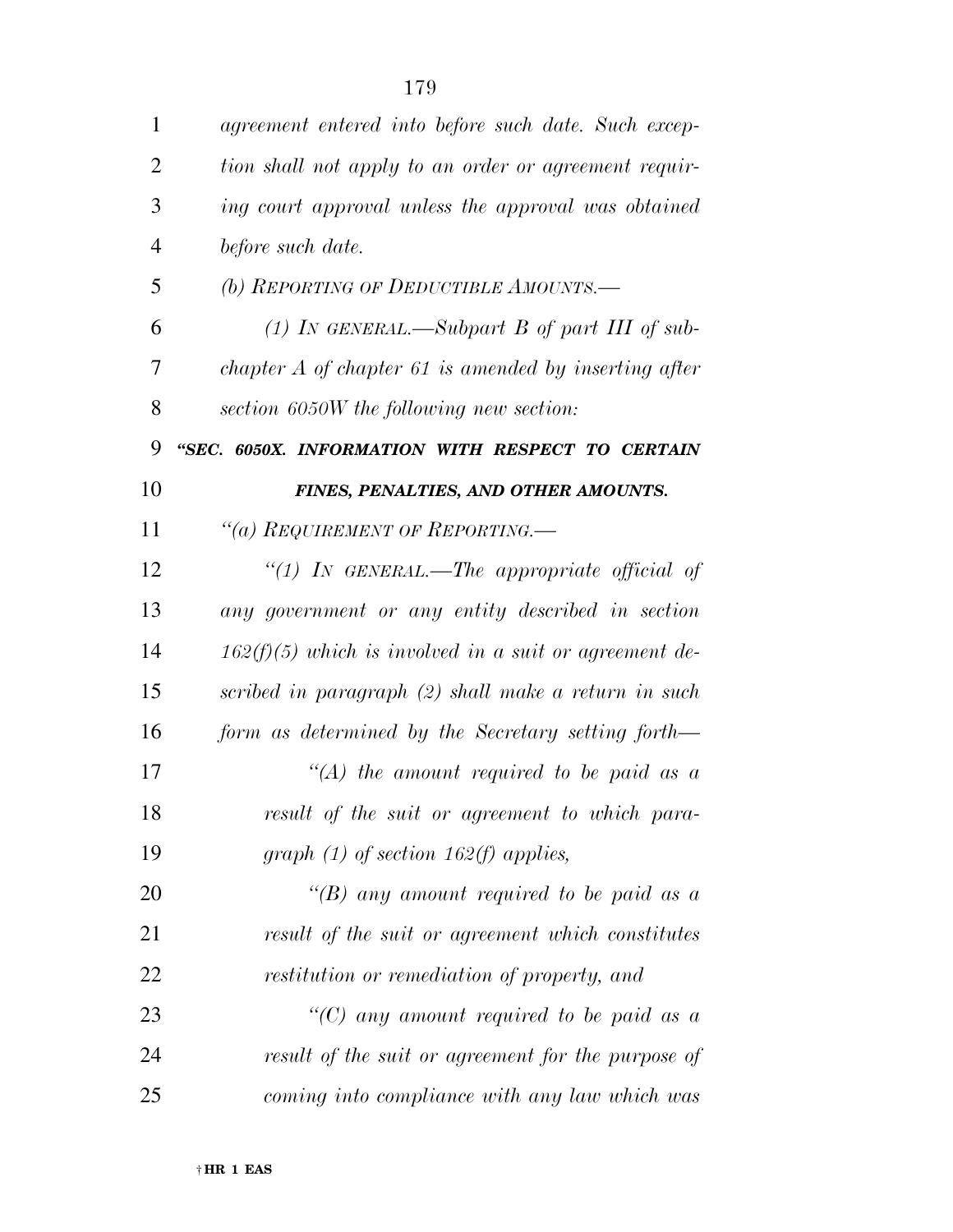*agreement entered into before such date. Such exception shall not apply to an order or agreement requiring court approval unless the approval was obtained before such date.*

*(b) REPORTING OF DEDUCTIBLE AMOUNTS.—*

*(1) IN GENERAL.—Subpart B of part III of subchapter A of chapter 61 is amended by inserting after section 6050W the following new section:*

***"SEC. 6050X. INFORMATION WITH RESPECT TO CERTAIN FINES, PENALTIES, AND OTHER AMOUNTS.***

*"(a) REQUIREMENT OF REPORTING.—*

*"(1) IN GENERAL.—The appropriate official of any government or any entity described in section 162(f)(5) which is involved in a suit or agreement described in paragraph (2) shall make a return in such form as determined by the Secretary setting forth—*

*"(A) the amount required to be paid as a result of the suit or agreement to which paragraph (1) of section 162(f) applies,*

*"(B) any amount required to be paid as a result of the suit or agreement which constitutes restitution or remediation of property, and*

*"(C) any amount required to be paid as a result of the suit or agreement for the purpose of coming into compliance with any law which was*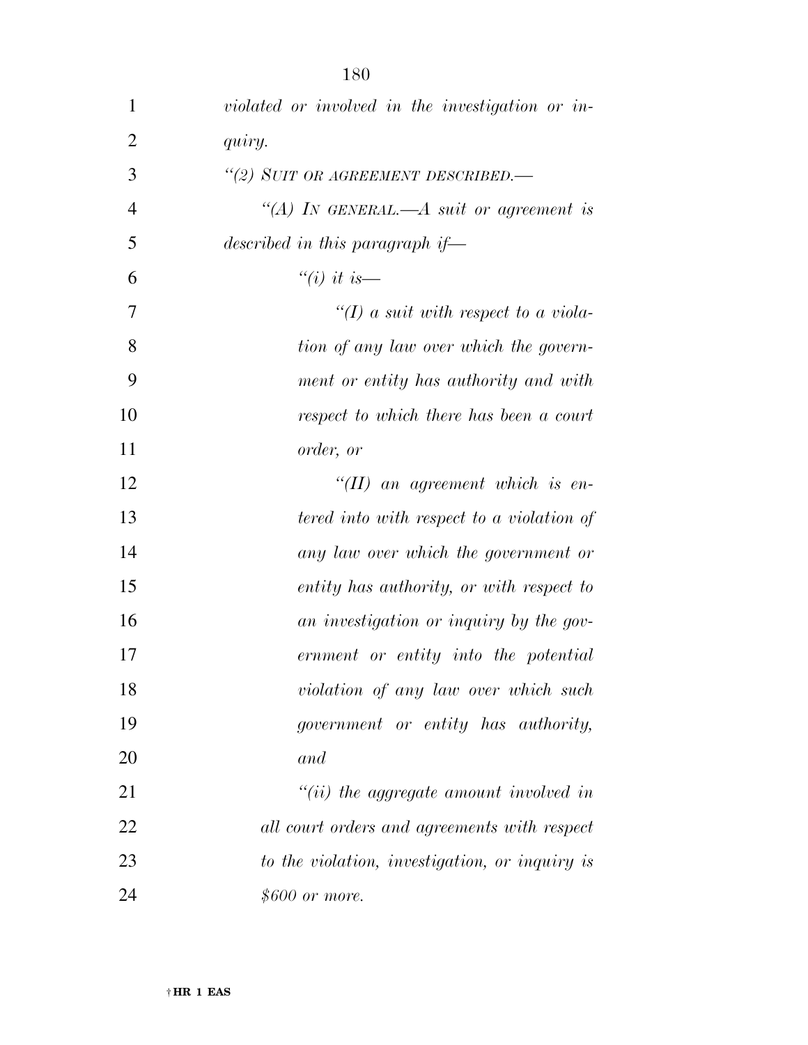*violated or involved in the investigation or inquiry.*

*"(2) SUIT OR AGREEMENT DESCRIBED.—*

*"(A) IN GENERAL.—A suit or agreement is described in this paragraph if—*

*"(i) it is—*

*"(I) a suit with respect to a violation of any law over which the government or entity has authority and with respect to which there has been a court order, or*

*"(II) an agreement which is entered into with respect to a violation of any law over which the government or entity has authority, or with respect to an investigation or inquiry by the government or entity into the potential violation of any law over which such government or entity has authority, and*

*"(ii) the aggregate amount involved in all court orders and agreements with respect to the violation, investigation, or inquiry is $600 or more.*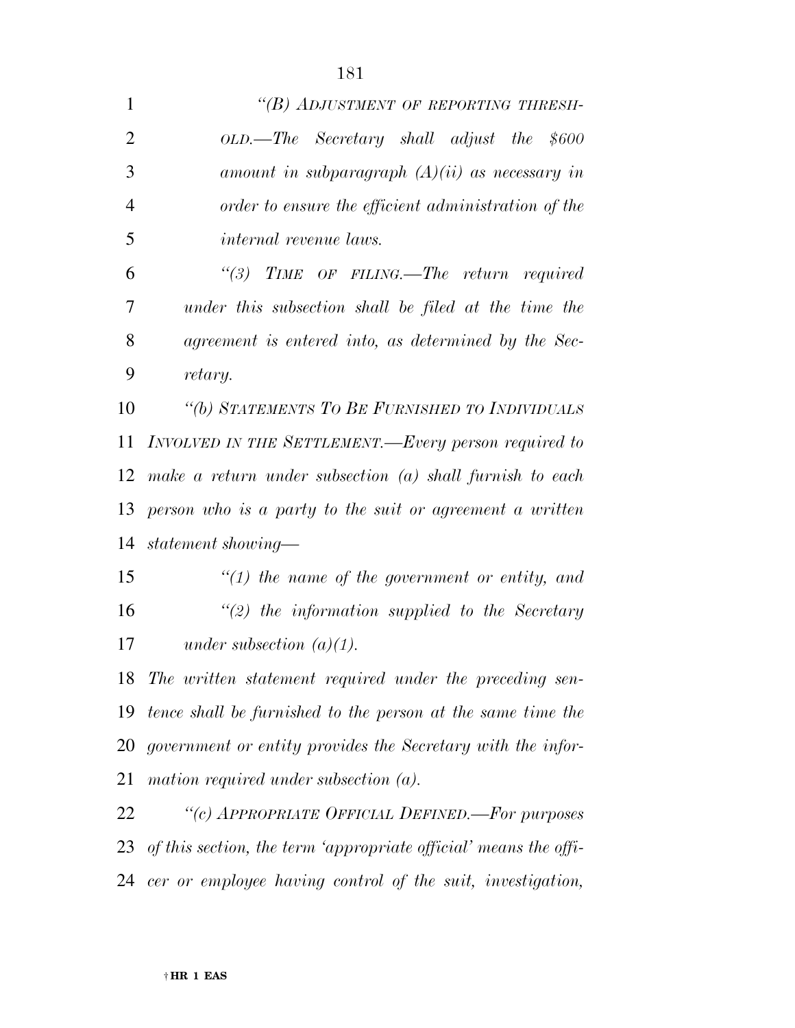*"(B) ADJUSTMENT OF REPORTING THRESHOLD.—The Secretary shall adjust the $600 amount in subparagraph (A)(ii) as necessary in order to ensure the efficient administration of the internal revenue laws.*

*"(3) TIME OF FILING.—The return required under this subsection shall be filed at the time the agreement is entered into, as determined by the Secretary.*

*"(b) STATEMENTS TO BE FURNISHED TO INDIVIDUALS INVOLVED IN THE SETTLEMENT.—Every person required to make a return under subsection (a) shall furnish to each person who is a party to the suit or agreement a written statement showing—*

*"(1) the name of the government or entity, and*

*"(2) the information supplied to the Secretary under subsection (a)(1).*

*The written statement required under the preceding sentence shall be furnished to the person at the same time the government or entity provides the Secretary with the information required under subsection (a).*

*"(c) APPROPRIATE OFFICIAL DEFINED.—For purposes of this section, the term 'appropriate official' means the officer or employee having control of the suit, investigation,*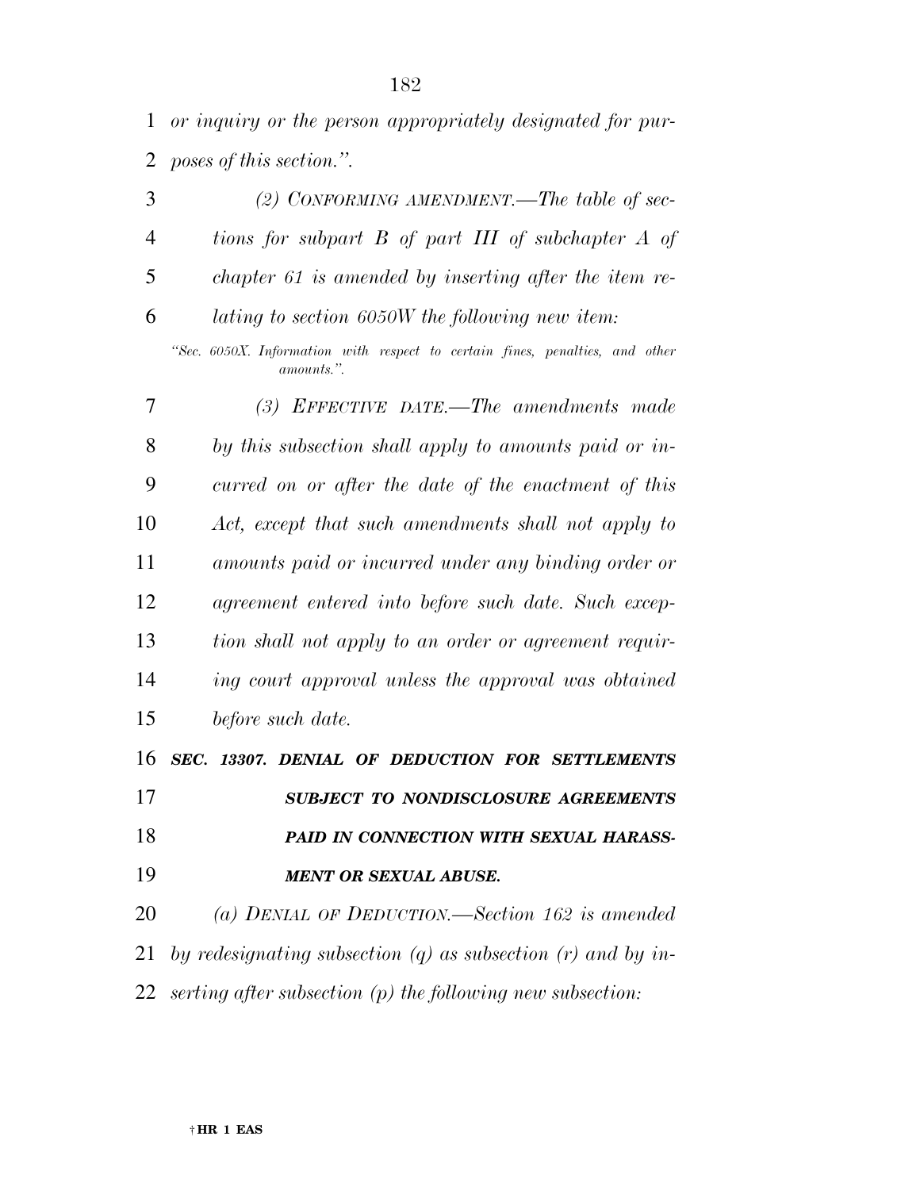*or inquiry or the person appropriately designated for purposes of this section.".*

*(2) CONFORMING AMENDMENT.—The table of sections for subpart B of part III of subchapter A of chapter 61 is amended by inserting after the item relating to section 6050W the following new item:*

*"Sec. 6050X. Information with respect to certain fines, penalties, and other amounts.".*

*(3) EFFECTIVE DATE.—The amendments made by this subsection shall apply to amounts paid or incurred on or after the date of the enactment of this Act, except that such amendments shall not apply to amounts paid or incurred under any binding order or agreement entered into before such date. Such exception shall not apply to an order or agreement requiring court approval unless the approval was obtained before such date.*

***SEC. 13307. DENIAL OF DEDUCTION FOR SETTLEMENTS SUBJECT TO NONDISCLOSURE AGREEMENTS PAID IN CONNECTION WITH SEXUAL HARASSMENT OR SEXUAL ABUSE.***

*(a) DENIAL OF DEDUCTION.—Section 162 is amended by redesignating subsection (q) as subsection (r) and by inserting after subsection (p) the following new subsection:*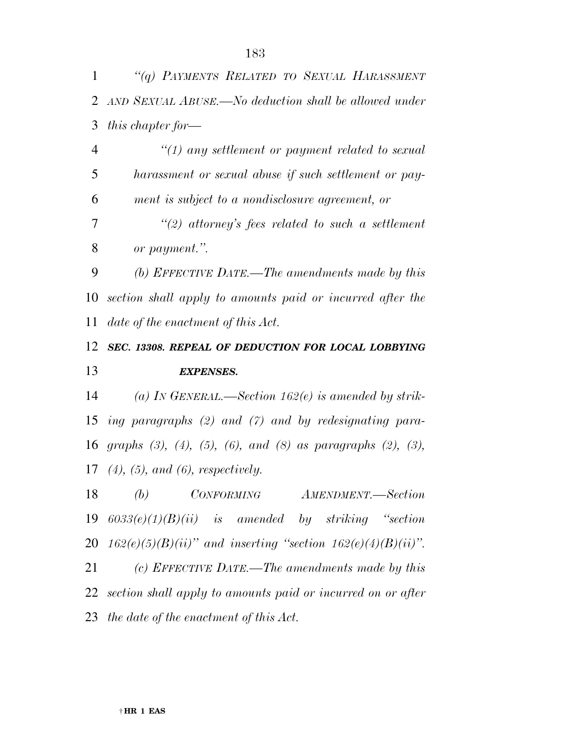*"(q) PAYMENTS RELATED TO SEXUAL HARASSMENT AND SEXUAL ABUSE.—No deduction shall be allowed under this chapter for—*

*"(1) any settlement or payment related to sexual harassment or sexual abuse if such settlement or payment is subject to a nondisclosure agreement, or*

*"(2) attorney's fees related to such a settlement or payment.".*

*(b) EFFECTIVE DATE.—The amendments made by this section shall apply to amounts paid or incurred after the date of the enactment of this Act.*

***SEC. 13308. REPEAL OF DEDUCTION FOR LOCAL LOBBYING EXPENSES.***

*(a) IN GENERAL.—Section 162(e) is amended by striking paragraphs (2) and (7) and by redesignating paragraphs (3), (4), (5), (6), and (8) as paragraphs (2), (3), (4), (5), and (6), respectively.*

*(b) CONFORMING AMENDMENT.—Section 6033(e)(1)(B)(ii) is amended by striking "section 162(e)(5)(B)(ii)" and inserting "section 162(e)(4)(B)(ii)".*

*(c) EFFECTIVE DATE.—The amendments made by this section shall apply to amounts paid or incurred on or after the date of the enactment of this Act.*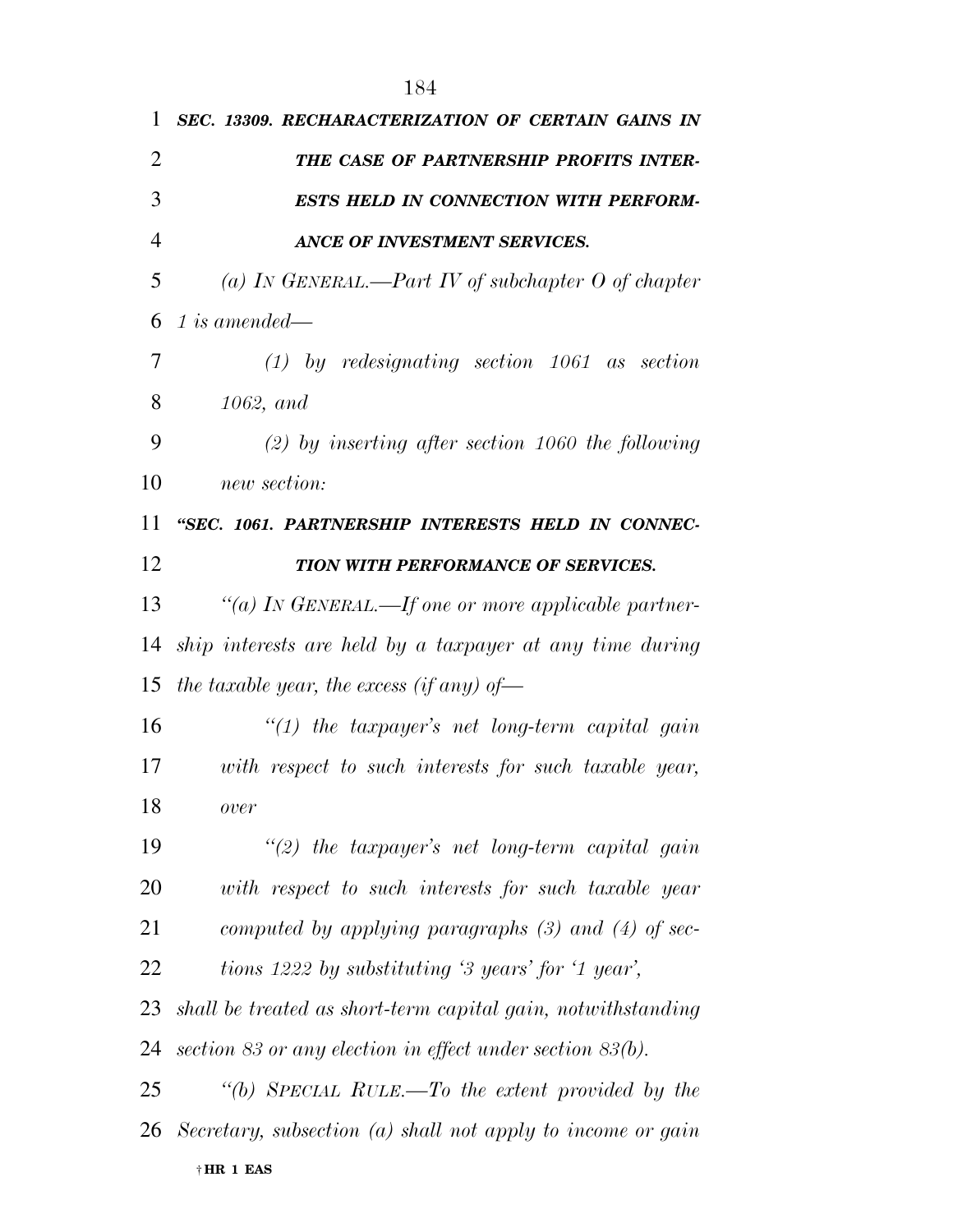***SEC. 13309. RECHARACTERIZATION OF CERTAIN GAINS IN THE CASE OF PARTNERSHIP PROFITS INTERESTS HELD IN CONNECTION WITH PERFORMANCE OF INVESTMENT SERVICES.***

*(a) IN GENERAL.—Part IV of subchapter O of chapter 1 is amended—*

*(1) by redesignating section 1061 as section 1062, and*

*(2) by inserting after section 1060 the following new section:*

***"SEC. 1061. PARTNERSHIP INTERESTS HELD IN CONNECTION WITH PERFORMANCE OF SERVICES.***

*"(a) IN GENERAL.—If one or more applicable partnership interests are held by a taxpayer at any time during the taxable year, the excess (if any) of—*

*"(1) the taxpayer's net long-term capital gain with respect to such interests for such taxable year, over*

*"(2) the taxpayer's net long-term capital gain with respect to such interests for such taxable year computed by applying paragraphs (3) and (4) of sections 1222 by substituting '3 years' for '1 year',*

*shall be treated as short-term capital gain, notwithstanding section 83 or any election in effect under section 83(b).*

*"(b) SPECIAL RULE.—To the extent provided by the Secretary, subsection (a) shall not apply to income or gain*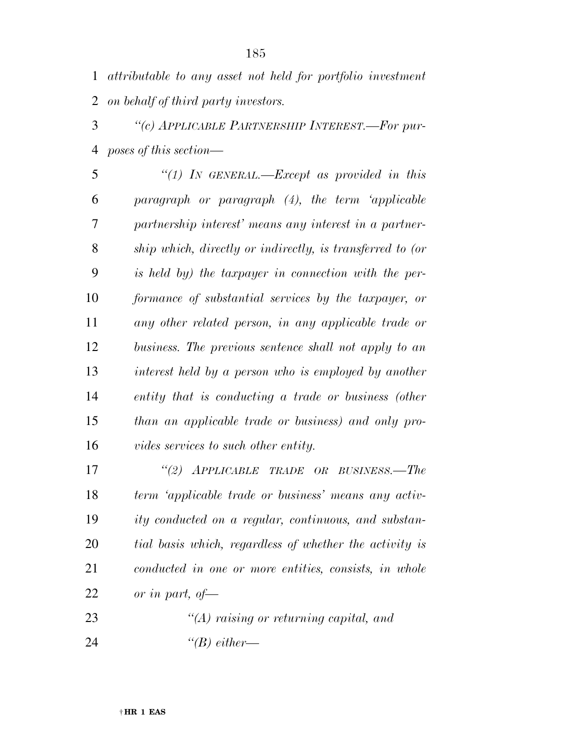*attributable to any asset not held for portfolio investment on behalf of third party investors.*

*"(c) APPLICABLE PARTNERSHIP INTEREST.—For purposes of this section—*

*"(1) IN GENERAL.—Except as provided in this paragraph or paragraph (4), the term 'applicable partnership interest' means any interest in a partnership which, directly or indirectly, is transferred to (or is held by) the taxpayer in connection with the performance of substantial services by the taxpayer, or any other related person, in any applicable trade or business. The previous sentence shall not apply to an interest held by a person who is employed by another entity that is conducting a trade or business (other than an applicable trade or business) and only provides services to such other entity.*

*"(2) APPLICABLE TRADE OR BUSINESS.—The term 'applicable trade or business' means any activity conducted on a regular, continuous, and substantial basis which, regardless of whether the activity is conducted in one or more entities, consists, in whole or in part, of—*

*"(A) raising or returning capital, and*

*"(B) either—*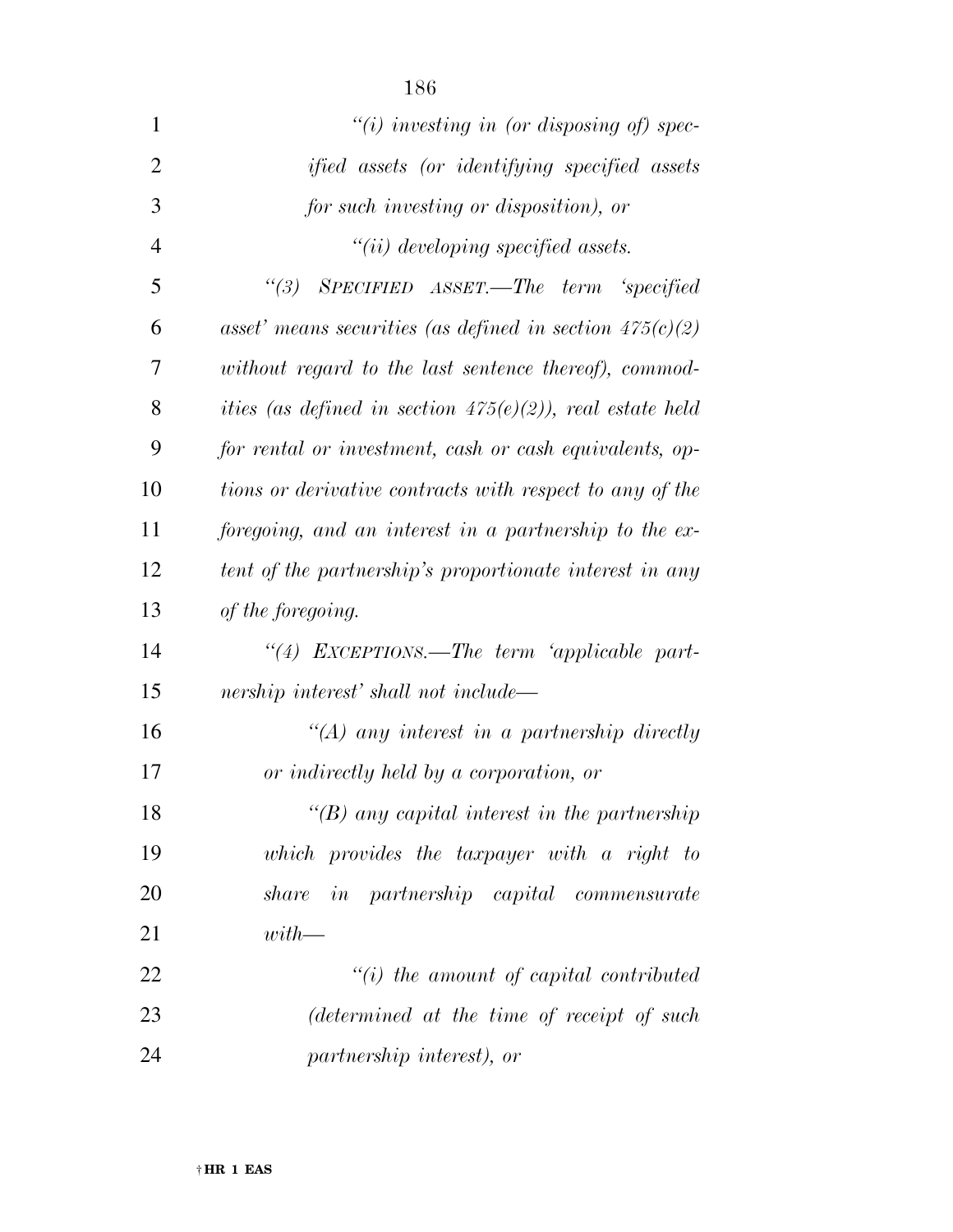*"(i) investing in (or disposing of) specified assets (or identifying specified assets for such investing or disposition), or*

*"(ii) developing specified assets.*

*"(3) SPECIFIED ASSET.—The term 'specified asset' means securities (as defined in section 475(c)(2) without regard to the last sentence thereof), commodities (as defined in section 475(e)(2)), real estate held for rental or investment, cash or cash equivalents, options or derivative contracts with respect to any of the foregoing, and an interest in a partnership to the extent of the partnership's proportionate interest in any of the foregoing.*

*"(4) EXCEPTIONS.—The term 'applicable partnership interest' shall not include—*

*"(A) any interest in a partnership directly or indirectly held by a corporation, or*

*"(B) any capital interest in the partnership which provides the taxpayer with a right to share in partnership capital commensurate with—*

*"(i) the amount of capital contributed (determined at the time of receipt of such partnership interest), or*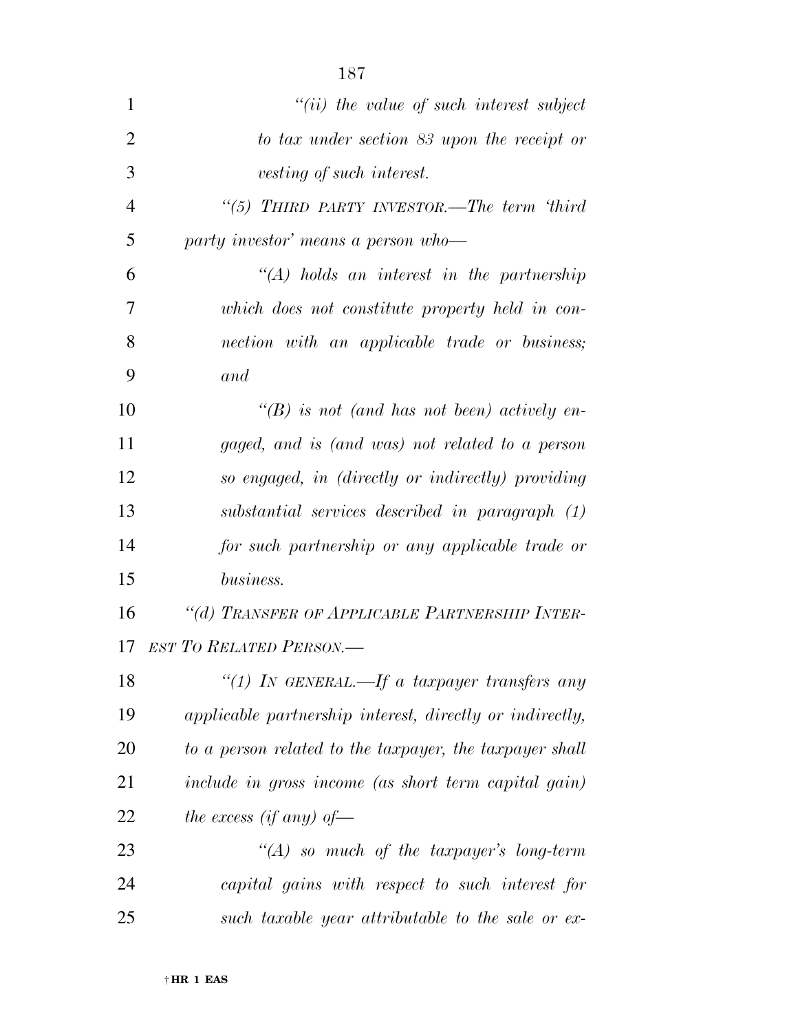*"(ii) the value of such interest subject to tax under section 83 upon the receipt or vesting of such interest.*

*"(5) THIRD PARTY INVESTOR.—The term 'third party investor' means a person who—*

*"(A) holds an interest in the partnership which does not constitute property held in connection with an applicable trade or business; and*

*"(B) is not (and has not been) actively engaged, and is (and was) not related to a person so engaged, in (directly or indirectly) providing substantial services described in paragraph (1) for such partnership or any applicable trade or business.*

*"(d) TRANSFER OF APPLICABLE PARTNERSHIP INTEREST TO RELATED PERSON.—*

*"(1) IN GENERAL.—If a taxpayer transfers any applicable partnership interest, directly or indirectly, to a person related to the taxpayer, the taxpayer shall include in gross income (as short term capital gain) the excess (if any) of—*

*"(A) so much of the taxpayer's long-term capital gains with respect to such interest for such taxable year attributable to the sale or ex-*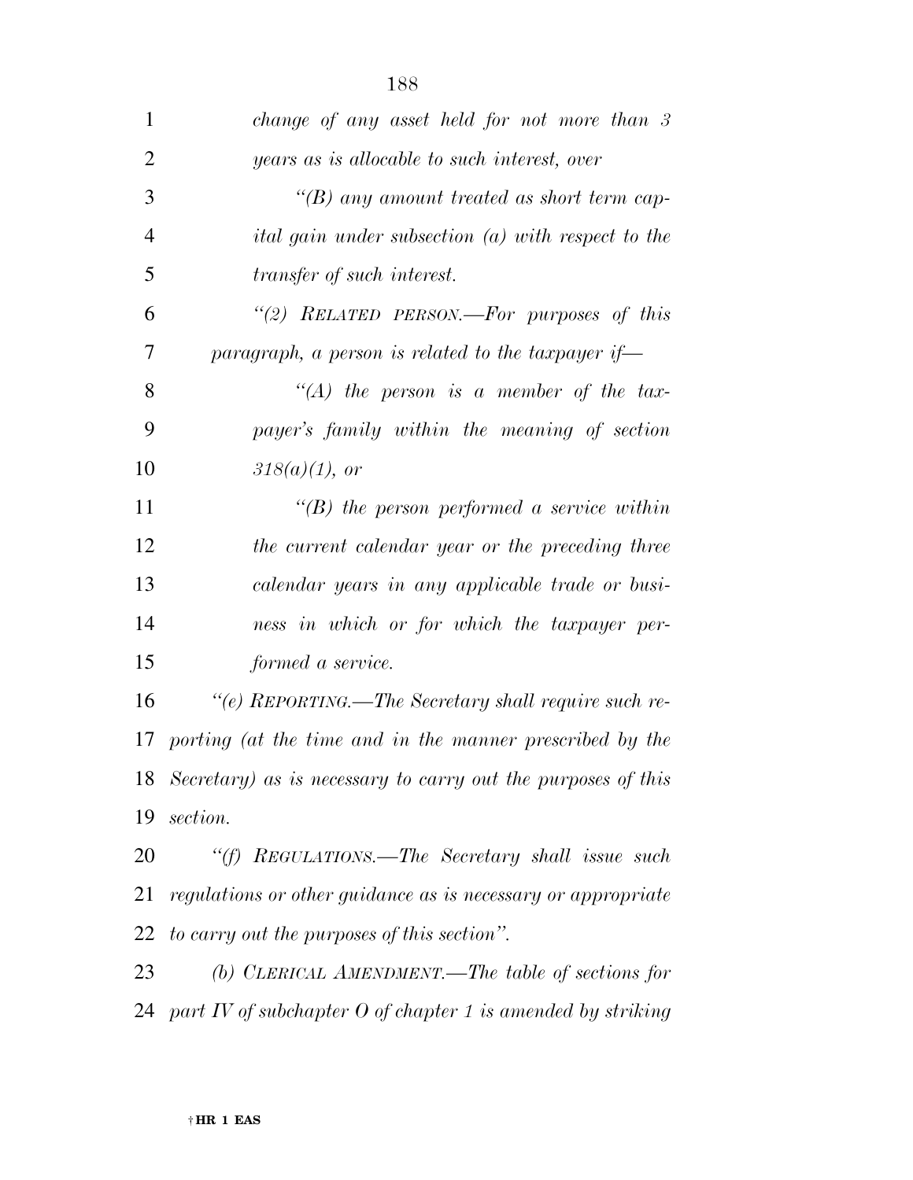*change of any asset held for not more than 3 years as is allocable to such interest, over*

*"(B) any amount treated as short term capital gain under subsection (a) with respect to the transfer of such interest.*

*"(2) RELATED PERSON.—For purposes of this paragraph, a person is related to the taxpayer if—*

*"(A) the person is a member of the taxpayer's family within the meaning of section 318(a)(1), or*

*"(B) the person performed a service within the current calendar year or the preceding three calendar years in any applicable trade or business in which or for which the taxpayer performed a service.*

*"(e) REPORTING.—The Secretary shall require such reporting (at the time and in the manner prescribed by the Secretary) as is necessary to carry out the purposes of this section.*

*"(f) REGULATIONS.—The Secretary shall issue such regulations or other guidance as is necessary or appropriate to carry out the purposes of this section".*

*(b) CLERICAL AMENDMENT.—The table of sections for part IV of subchapter O of chapter 1 is amended by striking*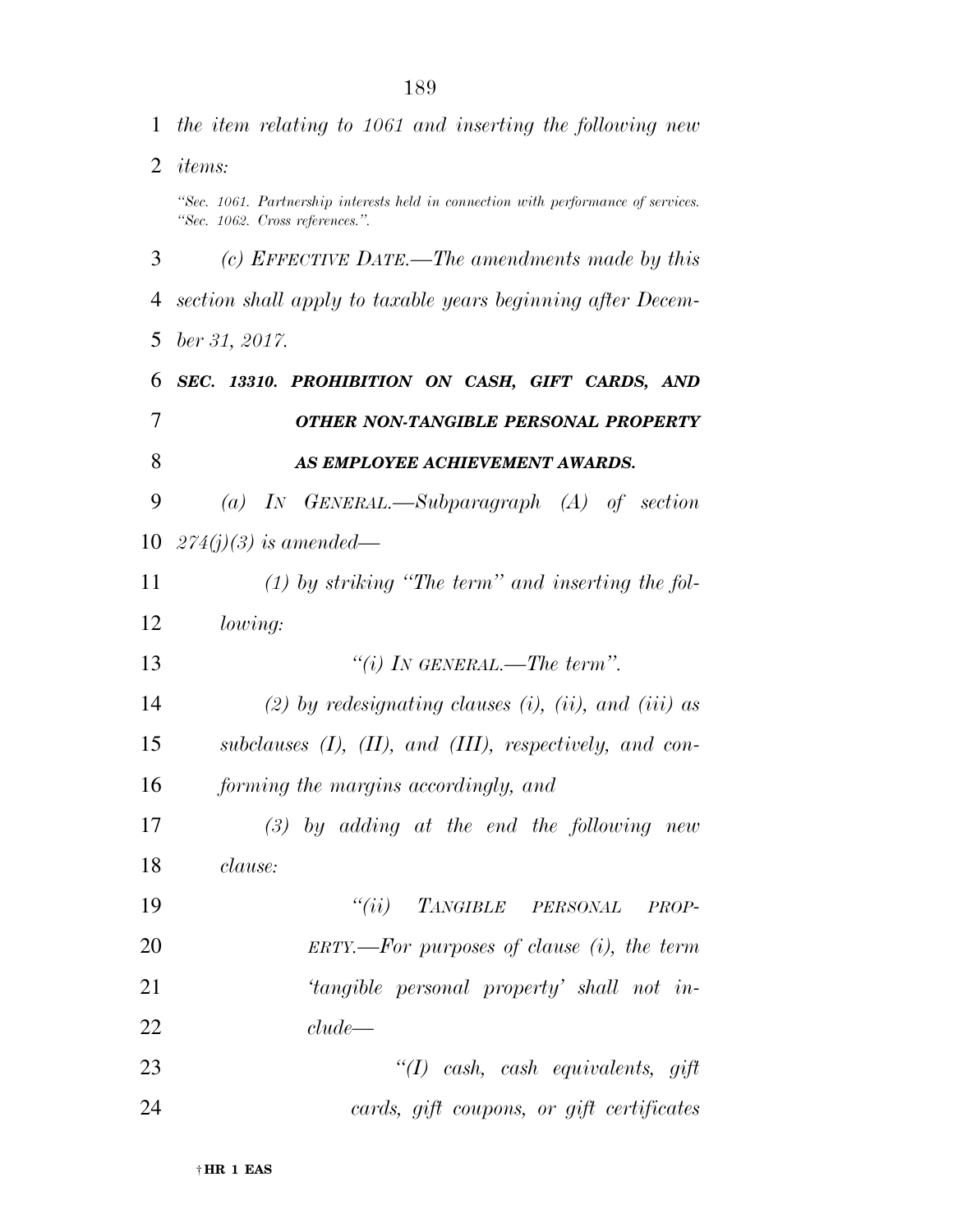the item relating to 1061 and inserting the following new items:

"Sec. 1061. Partnership interests held in connection with performance of services.
"Sec. 1062. Cross references.".

(c) EFFECTIVE DATE.—The amendments made by this section shall apply to taxable years beginning after December 31, 2017.

### SEC. 13310. PROHIBITION ON CASH, GIFT CARDS, AND OTHER NON-TANGIBLE PERSONAL PROPERTY AS EMPLOYEE ACHIEVEMENT AWARDS.

(a) IN GENERAL.—Subparagraph (A) of section 274(j)(3) is amended—

(1) by striking "The term" and inserting the following:

"(i) IN GENERAL.—The term".

(2) by redesignating clauses (i), (ii), and (iii) as subclauses (I), (II), and (III), respectively, and conforming the margins accordingly, and

(3) by adding at the end the following new clause:

"(ii) TANGIBLE PERSONAL PROPERTY.—For purposes of clause (i), the term 'tangible personal property' shall not include—

"(I) cash, cash equivalents, gift cards, gift coupons, or gift certificates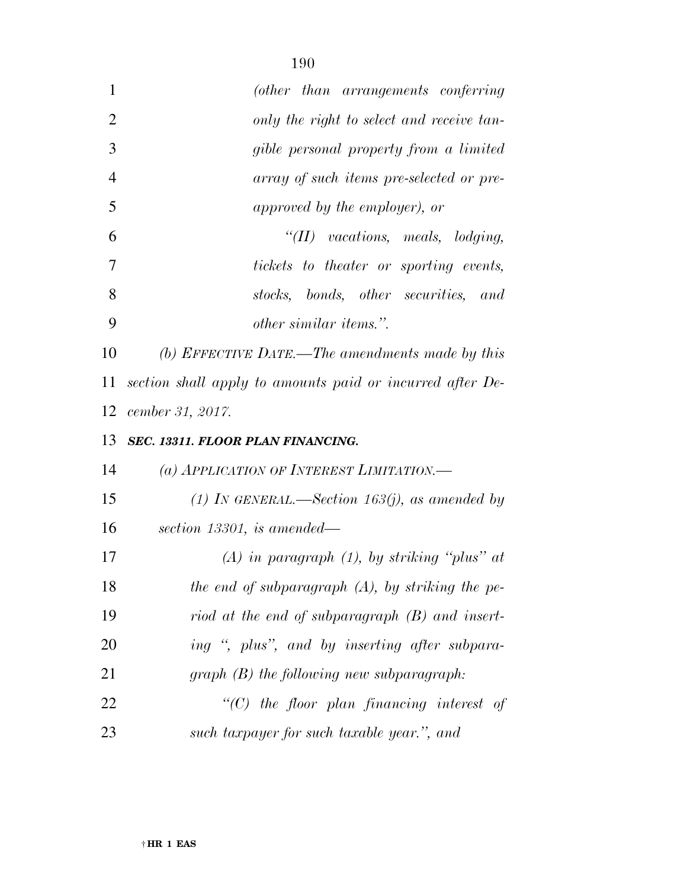*(other than arrangements conferring only the right to select and receive tangible personal property from a limited array of such items pre-selected or pre-approved by the employer), or*

*"(II) vacations, meals, lodging, tickets to theater or sporting events, stocks, bonds, other securities, and other similar items.".*

*(b) EFFECTIVE DATE.—The amendments made by this section shall apply to amounts paid or incurred after December 31, 2017.*

***SEC. 13311. FLOOR PLAN FINANCING.***

*(a) APPLICATION OF INTEREST LIMITATION.—*

*(1) IN GENERAL.—Section 163(j), as amended by section 13301, is amended—*

*(A) in paragraph (1), by striking "plus" at the end of subparagraph (A), by striking the period at the end of subparagraph (B) and inserting ", plus", and by inserting after subparagraph (B) the following new subparagraph:*

*"(C) the floor plan financing interest of such taxpayer for such taxable year.", and*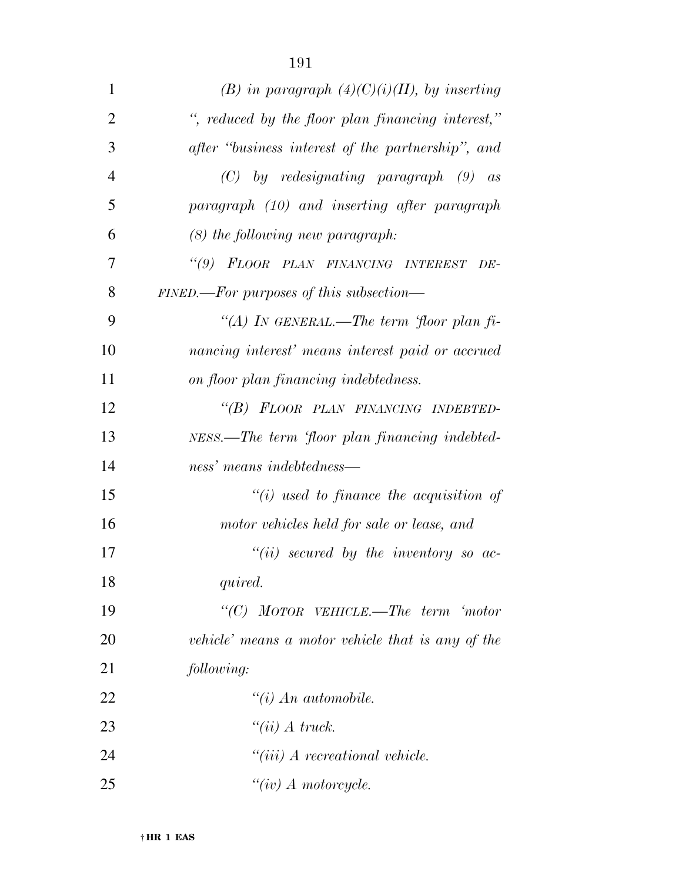*(B) in paragraph (4)(C)(i)(II), by inserting ", reduced by the floor plan financing interest," after "business interest of the partnership", and*

*(C) by redesignating paragraph (9) as paragraph (10) and inserting after paragraph (8) the following new paragraph:*

*"(9) FLOOR PLAN FINANCING INTEREST DEFINED.—For purposes of this subsection—*

*"(A) IN GENERAL.—The term 'floor plan financing interest' means interest paid or accrued on floor plan financing indebtedness.*

*"(B) FLOOR PLAN FINANCING INDEBTEDNESS.—The term 'floor plan financing indebtedness' means indebtedness—*

*"(i) used to finance the acquisition of motor vehicles held for sale or lease, and*

*"(ii) secured by the inventory so acquired.*

*"(C) MOTOR VEHICLE.—The term 'motor vehicle' means a motor vehicle that is any of the following:*

*"(i) An automobile.*

*"(ii) A truck.*

*"(iii) A recreational vehicle.*

*"(iv) A motorcycle.*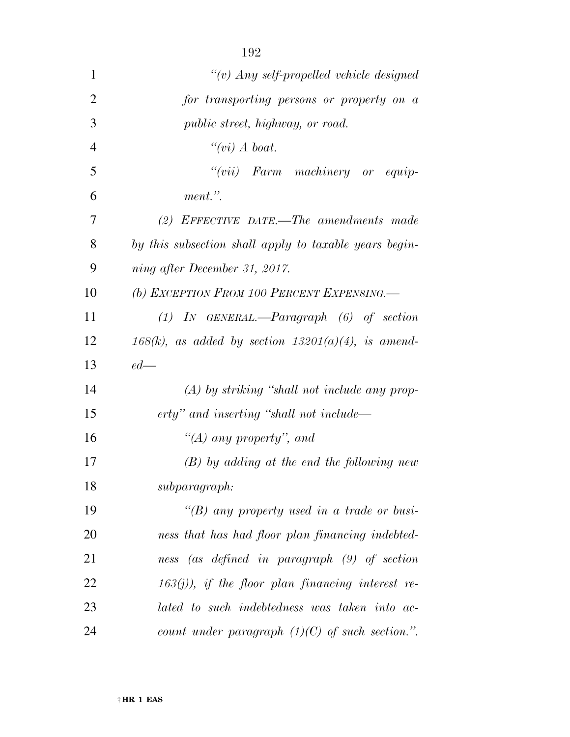*"(v) Any self-propelled vehicle designed for transporting persons or property on a public street, highway, or road.*

*"(vi) A boat.*

*"(vii) Farm machinery or equipment.".*

*(2) EFFECTIVE DATE.—The amendments made by this subsection shall apply to taxable years beginning after December 31, 2017.*

*(b) EXCEPTION FROM 100 PERCENT EXPENSING.—*

*(1) IN GENERAL.—Paragraph (6) of section 168(k), as added by section 13201(a)(4), is amended—*

*(A) by striking "shall not include any property" and inserting "shall not include—*

*"(A) any property", and*

*(B) by adding at the end the following new subparagraph:*

*"(B) any property used in a trade or business that has had floor plan financing indebtedness (as defined in paragraph (9) of section 163(j)), if the floor plan financing interest related to such indebtedness was taken into account under paragraph (1)(C) of such section.".*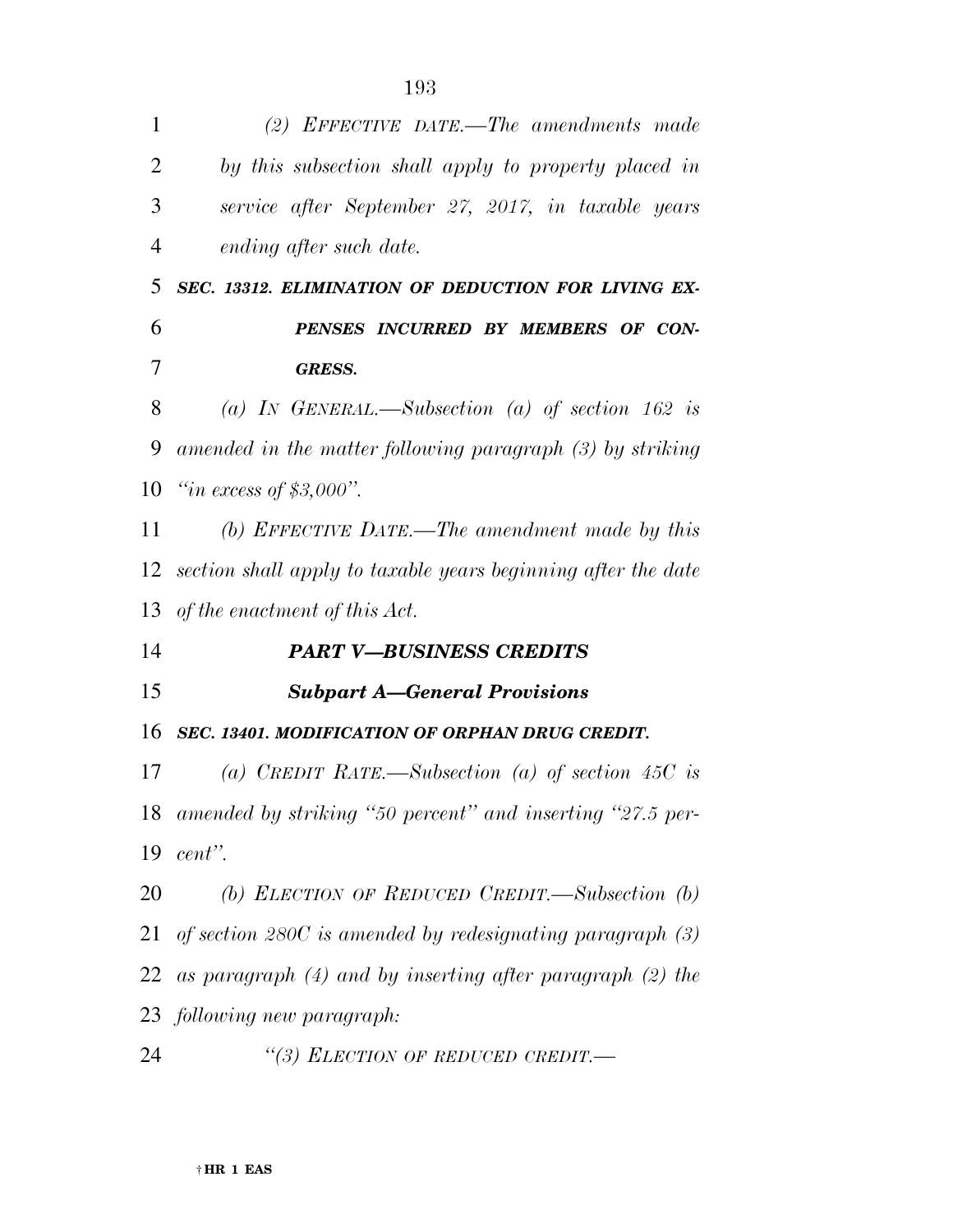*(2) EFFECTIVE DATE.—The amendments made by this subsection shall apply to property placed in service after September 27, 2017, in taxable years ending after such date.*

***SEC. 13312. ELIMINATION OF DEDUCTION FOR LIVING EXPENSES INCURRED BY MEMBERS OF CONGRESS.***

*(a) IN GENERAL.—Subsection (a) of section 162 is amended in the matter following paragraph (3) by striking "in excess of $3,000".*

*(b) EFFECTIVE DATE.—The amendment made by this section shall apply to taxable years beginning after the date of the enactment of this Act.*

***PART V—BUSINESS CREDITS***

***Subpart A—General Provisions***

***SEC. 13401. MODIFICATION OF ORPHAN DRUG CREDIT.***

*(a) CREDIT RATE.—Subsection (a) of section 45C is amended by striking "50 percent" and inserting "27.5 percent".*

*(b) ELECTION OF REDUCED CREDIT.—Subsection (b) of section 280C is amended by redesignating paragraph (3) as paragraph (4) and by inserting after paragraph (2) the following new paragraph:*

*"(3) ELECTION OF REDUCED CREDIT.—*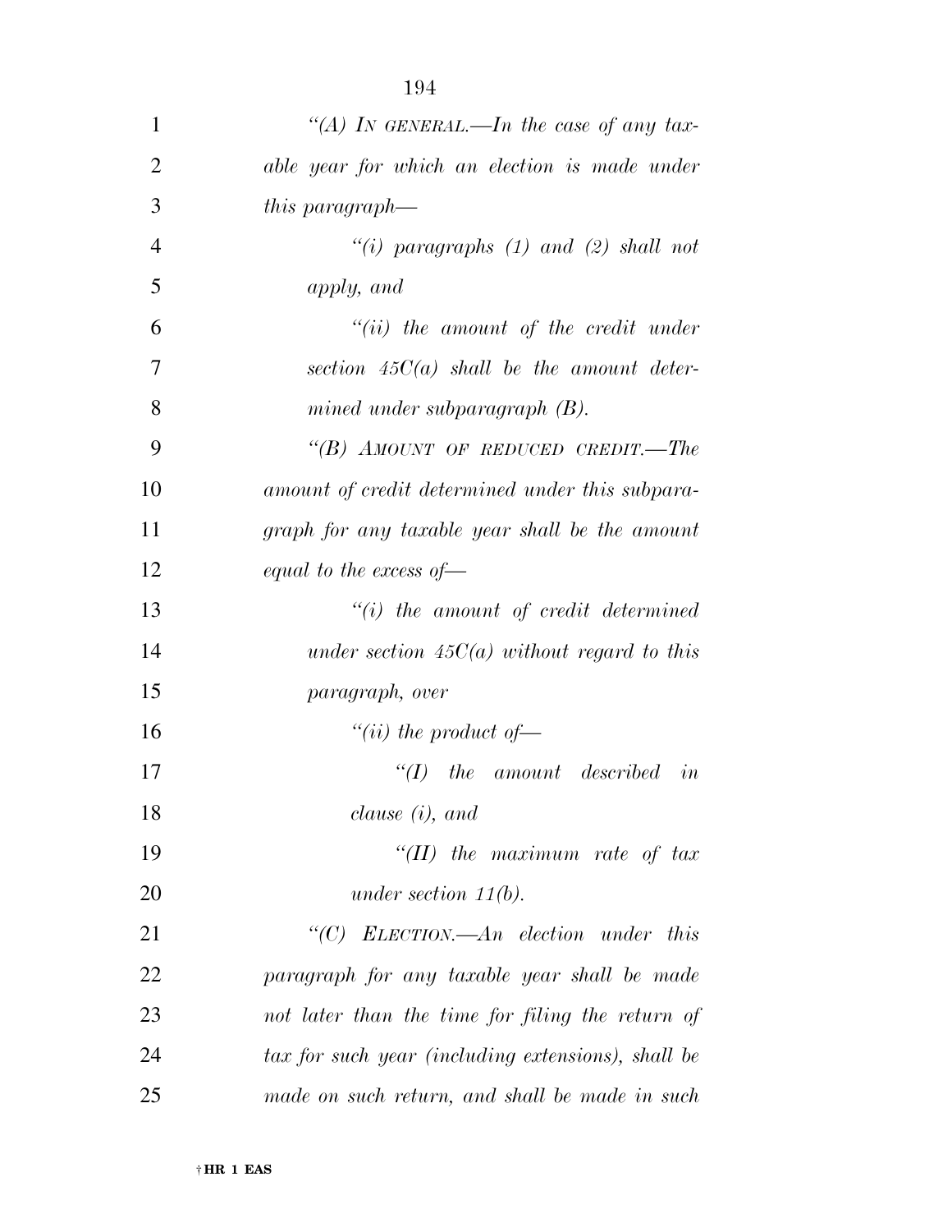"(A) IN GENERAL.—In the case of any taxable year for which an election is made under this paragraph—

"(i) paragraphs (1) and (2) shall not apply, and

"(ii) the amount of the credit under section 45C(a) shall be the amount determined under subparagraph (B).

"(B) AMOUNT OF REDUCED CREDIT.—The amount of credit determined under this subparagraph for any taxable year shall be the amount equal to the excess of—

"(i) the amount of credit determined under section 45C(a) without regard to this paragraph, over

"(ii) the product of—

"(I) the amount described in clause (i), and

"(II) the maximum rate of tax under section 11(b).

"(C) ELECTION.—An election under this paragraph for any taxable year shall be made not later than the time for filing the return of tax for such year (including extensions), shall be made on such return, and shall be made in such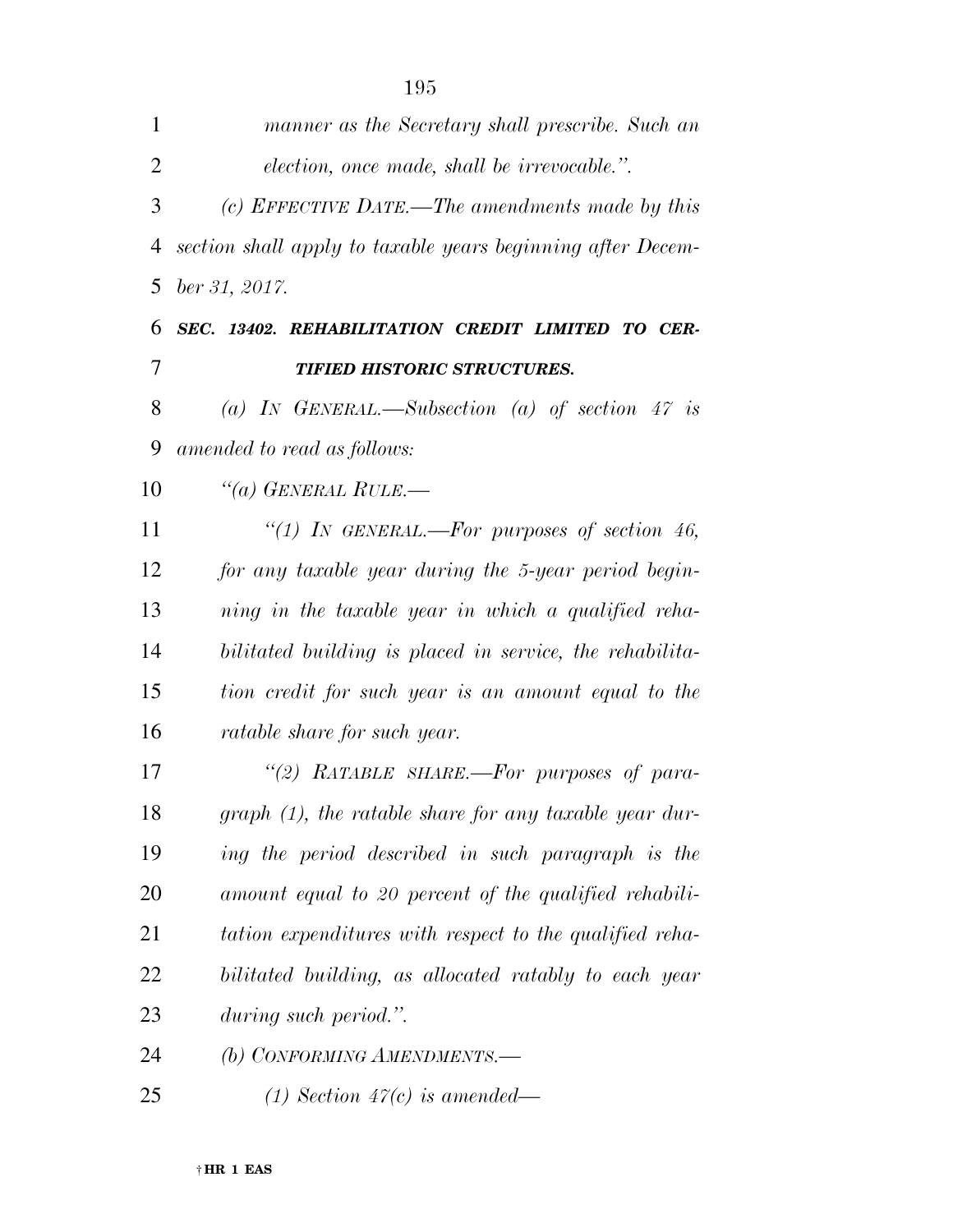*manner as the Secretary shall prescribe. Such an election, once made, shall be irrevocable.".*

*(c) EFFECTIVE DATE.—The amendments made by this section shall apply to taxable years beginning after December 31, 2017.*

***SEC. 13402. REHABILITATION CREDIT LIMITED TO CERTIFIED HISTORIC STRUCTURES.***

*(a) IN GENERAL.—Subsection (a) of section 47 is amended to read as follows:*

*"(a) GENERAL RULE.—*

*"(1) IN GENERAL.—For purposes of section 46, for any taxable year during the 5-year period beginning in the taxable year in which a qualified rehabilitated building is placed in service, the rehabilitation credit for such year is an amount equal to the ratable share for such year.*

*"(2) RATABLE SHARE.—For purposes of paragraph (1), the ratable share for any taxable year during the period described in such paragraph is the amount equal to 20 percent of the qualified rehabilitation expenditures with respect to the qualified rehabilitated building, as allocated ratably to each year during such period.".*

*(b) CONFORMING AMENDMENTS.—*

*(1) Section 47(c) is amended—*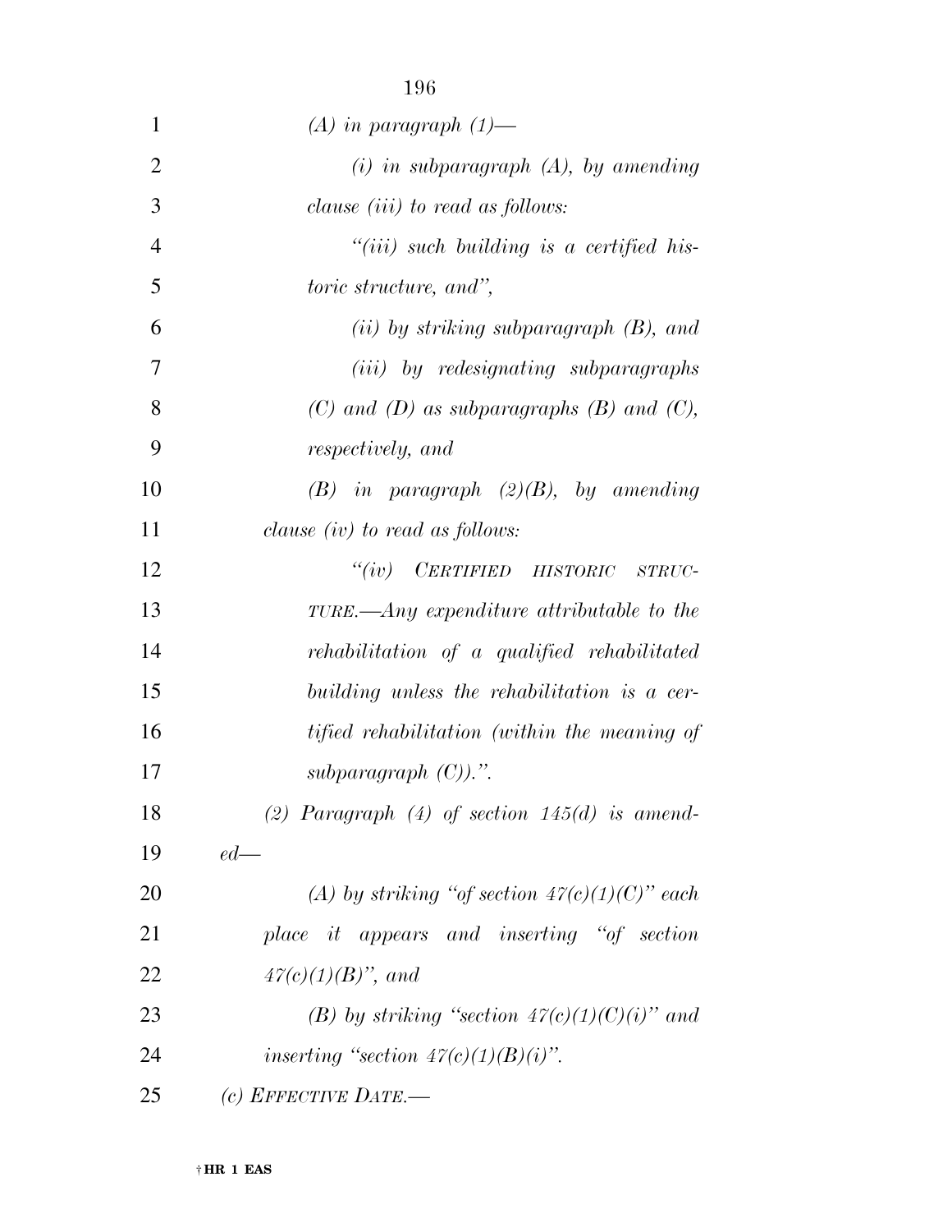*(A) in paragraph (1)—*

*(i) in subparagraph (A), by amending clause (iii) to read as follows:*

*"(iii) such building is a certified historic structure, and",*

*(ii) by striking subparagraph (B), and*

*(iii) by redesignating subparagraphs (C) and (D) as subparagraphs (B) and (C), respectively, and*

*(B) in paragraph (2)(B), by amending clause (iv) to read as follows:*

*"(iv) CERTIFIED HISTORIC STRUCTURE.—Any expenditure attributable to the rehabilitation of a qualified rehabilitated building unless the rehabilitation is a certified rehabilitation (within the meaning of subparagraph (C)).".*

*(2) Paragraph (4) of section 145(d) is amended—*

*(A) by striking "of section 47(c)(1)(C)" each place it appears and inserting "of section 47(c)(1)(B)", and*

*(B) by striking "section 47(c)(1)(C)(i)" and inserting "section 47(c)(1)(B)(i)".*

*(c) EFFECTIVE DATE.—*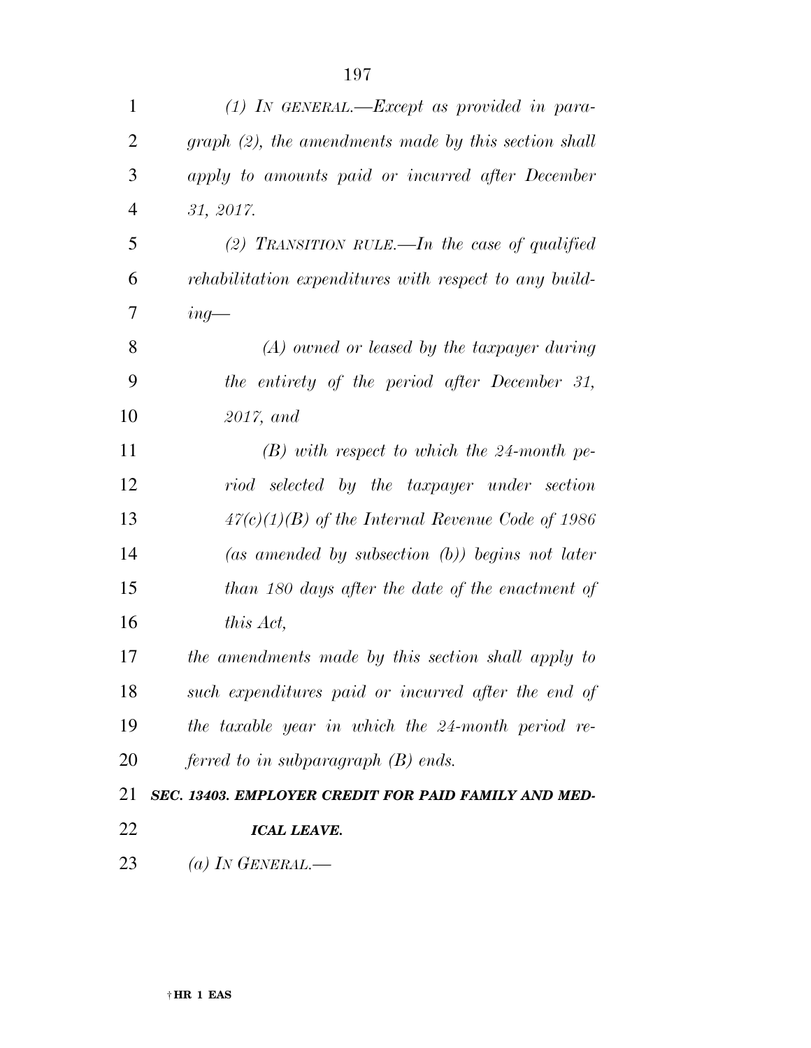*(1) IN GENERAL.—Except as provided in paragraph (2), the amendments made by this section shall apply to amounts paid or incurred after December 31, 2017.*

*(2) TRANSITION RULE.—In the case of qualified rehabilitation expenditures with respect to any building—*

*(A) owned or leased by the taxpayer during the entirety of the period after December 31, 2017, and*

*(B) with respect to which the 24-month period selected by the taxpayer under section 47(c)(1)(B) of the Internal Revenue Code of 1986 (as amended by subsection (b)) begins not later than 180 days after the date of the enactment of this Act,*

*the amendments made by this section shall apply to such expenditures paid or incurred after the end of the taxable year in which the 24-month period referred to in subparagraph (B) ends.*

***SEC. 13403. EMPLOYER CREDIT FOR PAID FAMILY AND MEDICAL LEAVE.***

*(a) IN GENERAL.—*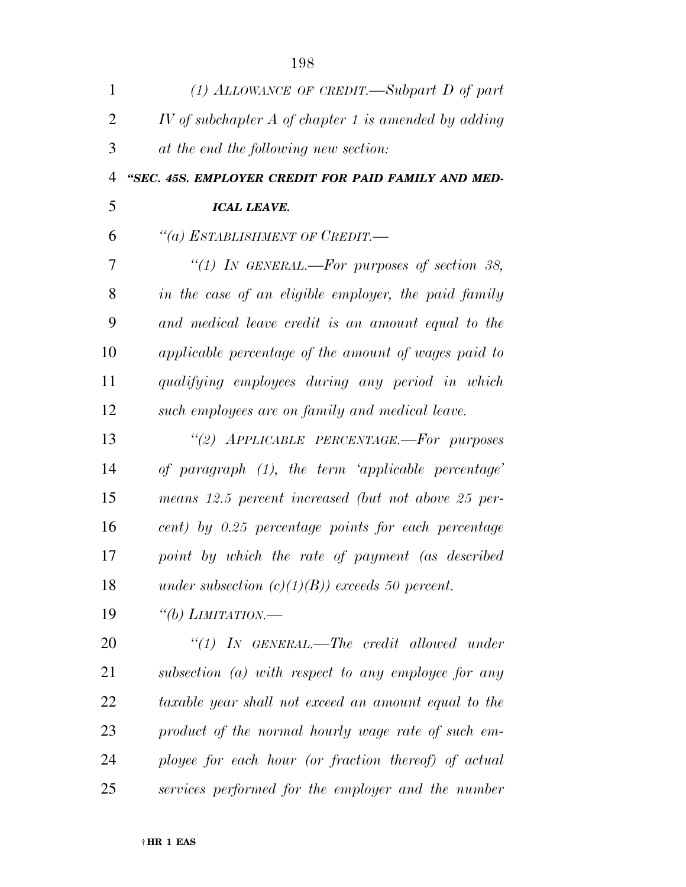*(1) ALLOWANCE OF CREDIT.—Subpart D of part IV of subchapter A of chapter 1 is amended by adding at the end the following new section:*

***"SEC. 45S. EMPLOYER CREDIT FOR PAID FAMILY AND MEDICAL LEAVE.***

*"(a) ESTABLISHMENT OF CREDIT.—*

*"(1) IN GENERAL.—For purposes of section 38, in the case of an eligible employer, the paid family and medical leave credit is an amount equal to the applicable percentage of the amount of wages paid to qualifying employees during any period in which such employees are on family and medical leave.*

*"(2) APPLICABLE PERCENTAGE.—For purposes of paragraph (1), the term 'applicable percentage' means 12.5 percent increased (but not above 25 percent) by 0.25 percentage points for each percentage point by which the rate of payment (as described under subsection (c)(1)(B)) exceeds 50 percent.*

*"(b) LIMITATION.—*

*"(1) IN GENERAL.—The credit allowed under subsection (a) with respect to any employee for any taxable year shall not exceed an amount equal to the product of the normal hourly wage rate of such employee for each hour (or fraction thereof) of actual services performed for the employer and the number*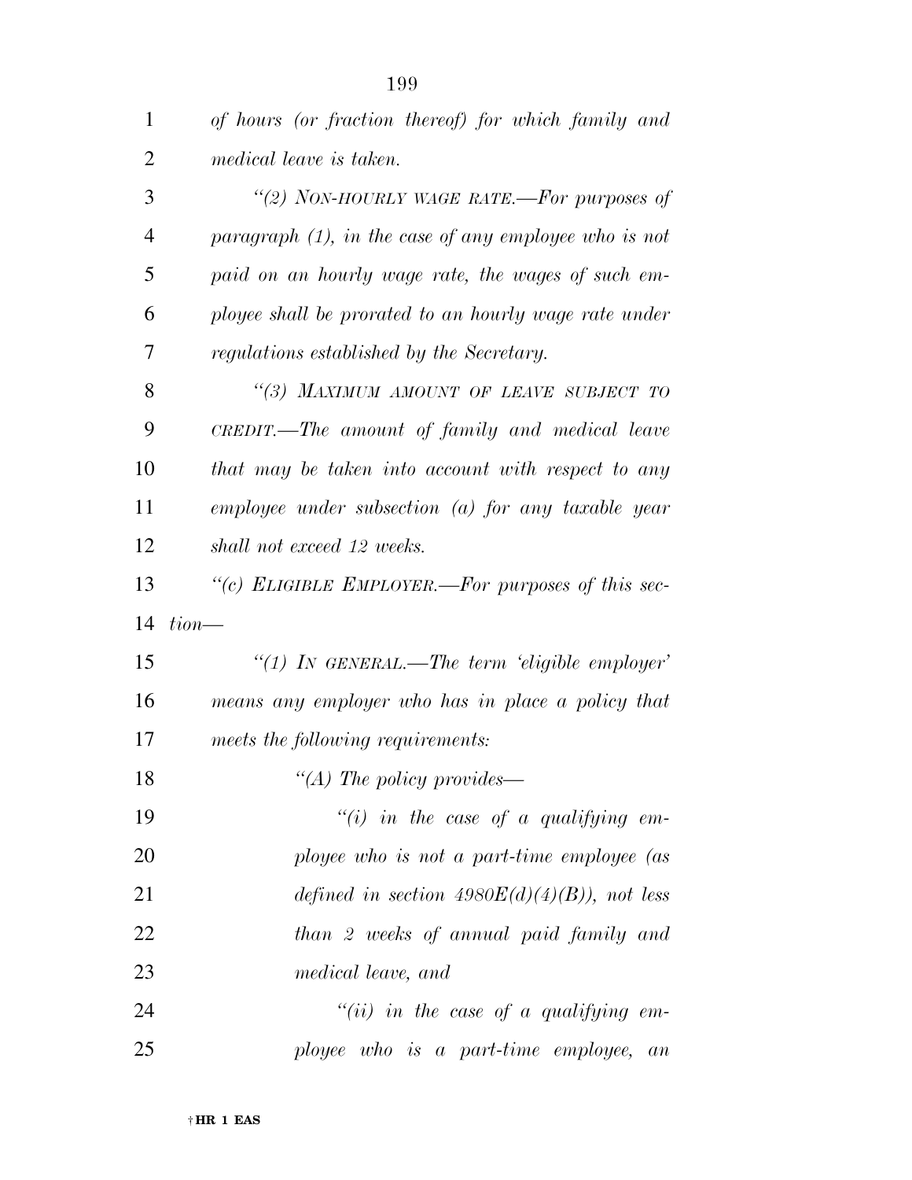*of hours (or fraction thereof) for which family and medical leave is taken.*

*"(2) NON-HOURLY WAGE RATE.—For purposes of paragraph (1), in the case of any employee who is not paid on an hourly wage rate, the wages of such employee shall be prorated to an hourly wage rate under regulations established by the Secretary.*

*"(3) MAXIMUM AMOUNT OF LEAVE SUBJECT TO CREDIT.—The amount of family and medical leave that may be taken into account with respect to any employee under subsection (a) for any taxable year shall not exceed 12 weeks.*

*"(c) ELIGIBLE EMPLOYER.—For purposes of this section—*

*"(1) IN GENERAL.—The term 'eligible employer' means any employer who has in place a policy that meets the following requirements:*

*"(A) The policy provides—*

*"(i) in the case of a qualifying employee who is not a part-time employee (as defined in section 4980E(d)(4)(B)), not less than 2 weeks of annual paid family and medical leave, and*

*"(ii) in the case of a qualifying employee who is a part-time employee, an*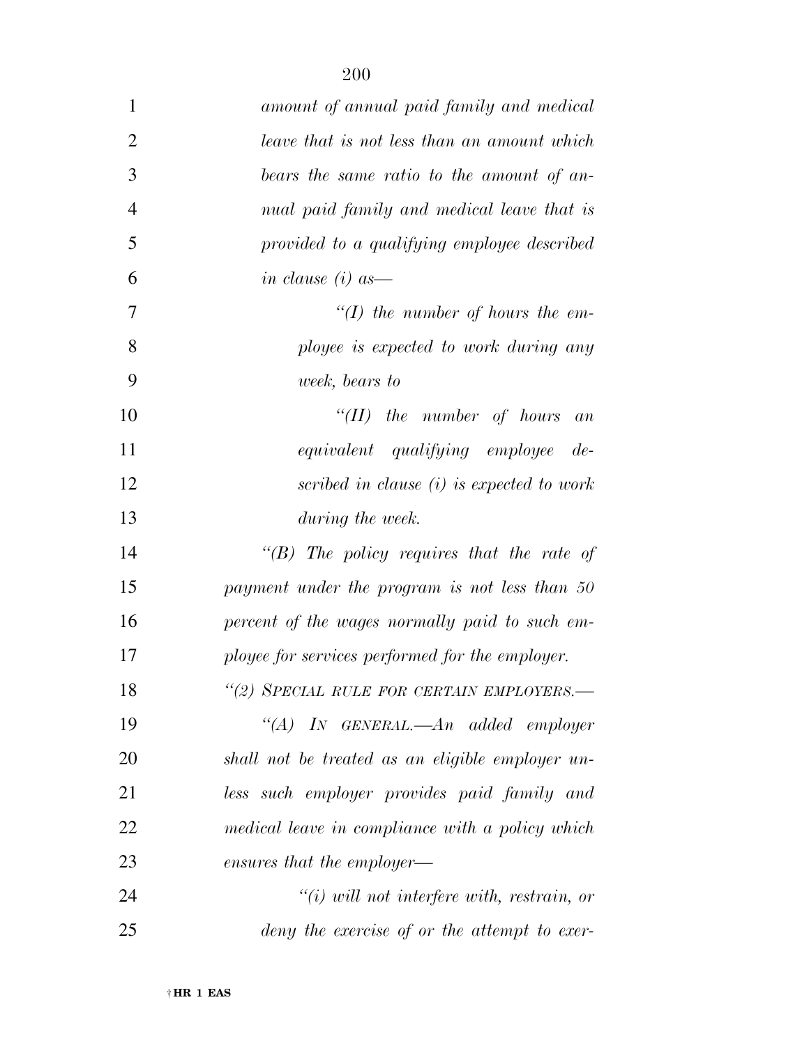*amount of annual paid family and medical leave that is not less than an amount which bears the same ratio to the amount of annual paid family and medical leave that is provided to a qualifying employee described in clause (i) as—*

*"(I) the number of hours the employee is expected to work during any week, bears to*

*"(II) the number of hours an equivalent qualifying employee described in clause (i) is expected to work during the week.*

*"(B) The policy requires that the rate of payment under the program is not less than 50 percent of the wages normally paid to such employee for services performed for the employer.*

*"(2) SPECIAL RULE FOR CERTAIN EMPLOYERS.—*

*"(A) IN GENERAL.—An added employer shall not be treated as an eligible employer unless such employer provides paid family and medical leave in compliance with a policy which ensures that the employer—*

*"(i) will not interfere with, restrain, or deny the exercise of or the attempt to exer-*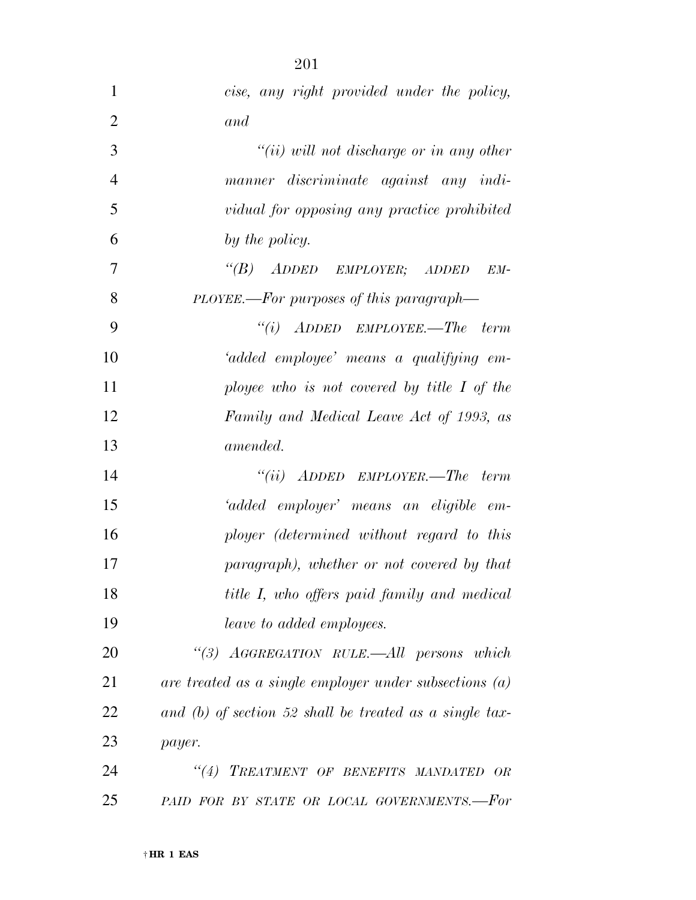*cise, any right provided under the policy, and*

*"(ii) will not discharge or in any other manner discriminate against any individual for opposing any practice prohibited by the policy.*

*"(B) ADDED EMPLOYER; ADDED EMPLOYEE.—For purposes of this paragraph—*

*"(i) ADDED EMPLOYEE.—The term 'added employee' means a qualifying employee who is not covered by title I of the Family and Medical Leave Act of 1993, as amended.*

*"(ii) ADDED EMPLOYER.—The term 'added employer' means an eligible employer (determined without regard to this paragraph), whether or not covered by that title I, who offers paid family and medical leave to added employees.*

*"(3) AGGREGATION RULE.—All persons which are treated as a single employer under subsections (a) and (b) of section 52 shall be treated as a single taxpayer.*

*"(4) TREATMENT OF BENEFITS MANDATED OR PAID FOR BY STATE OR LOCAL GOVERNMENTS.—For*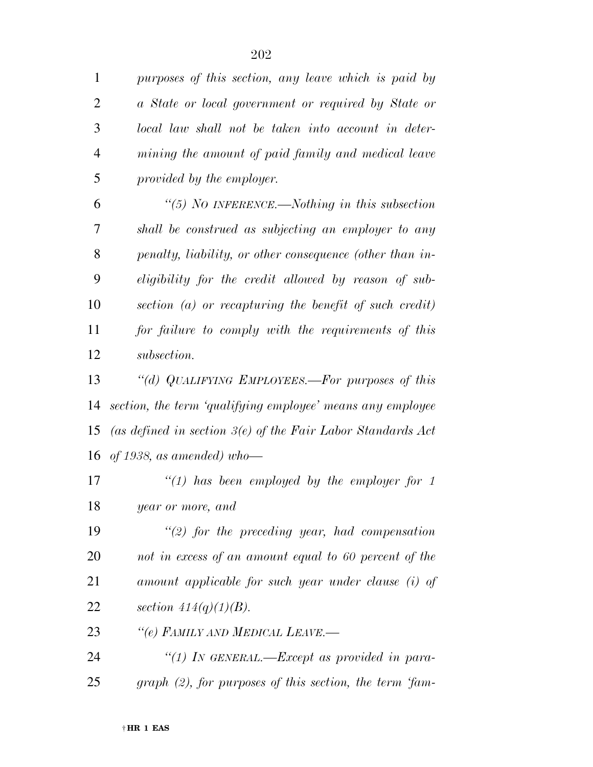*purposes of this section, any leave which is paid by a State or local government or required by State or local law shall not be taken into account in determining the amount of paid family and medical leave provided by the employer.*

*"(5) NO INFERENCE.—Nothing in this subsection shall be construed as subjecting an employer to any penalty, liability, or other consequence (other than ineligibility for the credit allowed by reason of subsection (a) or recapturing the benefit of such credit) for failure to comply with the requirements of this subsection.*

*"(d) QUALIFYING EMPLOYEES.—For purposes of this section, the term 'qualifying employee' means any employee (as defined in section 3(e) of the Fair Labor Standards Act of 1938, as amended) who—*

*"(1) has been employed by the employer for 1 year or more, and*

*"(2) for the preceding year, had compensation not in excess of an amount equal to 60 percent of the amount applicable for such year under clause (i) of section 414(q)(1)(B).*

*"(e) FAMILY AND MEDICAL LEAVE.—*

*"(1) IN GENERAL.—Except as provided in paragraph (2), for purposes of this section, the term 'fam-*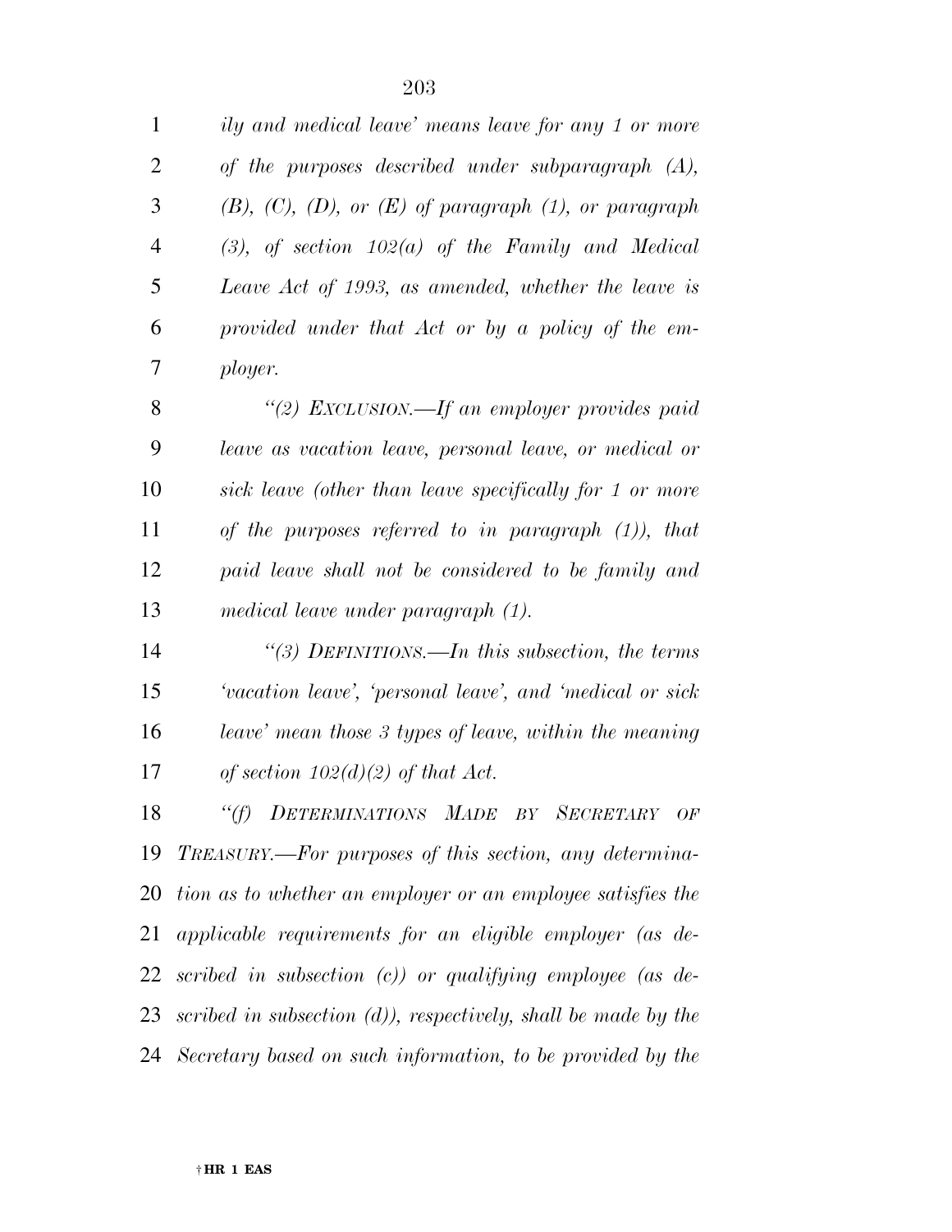*ily and medical leave' means leave for any 1 or more of the purposes described under subparagraph (A), (B), (C), (D), or (E) of paragraph (1), or paragraph (3), of section 102(a) of the Family and Medical Leave Act of 1993, as amended, whether the leave is provided under that Act or by a policy of the employer.*

*''(2) EXCLUSION.—If an employer provides paid leave as vacation leave, personal leave, or medical or sick leave (other than leave specifically for 1 or more of the purposes referred to in paragraph (1)), that paid leave shall not be considered to be family and medical leave under paragraph (1).*

*''(3) DEFINITIONS.—In this subsection, the terms 'vacation leave', 'personal leave', and 'medical or sick leave' mean those 3 types of leave, within the meaning of section 102(d)(2) of that Act.*

*''(f) DETERMINATIONS MADE BY SECRETARY OF TREASURY.—For purposes of this section, any determination as to whether an employer or an employee satisfies the applicable requirements for an eligible employer (as described in subsection (c)) or qualifying employee (as described in subsection (d)), respectively, shall be made by the Secretary based on such information, to be provided by the*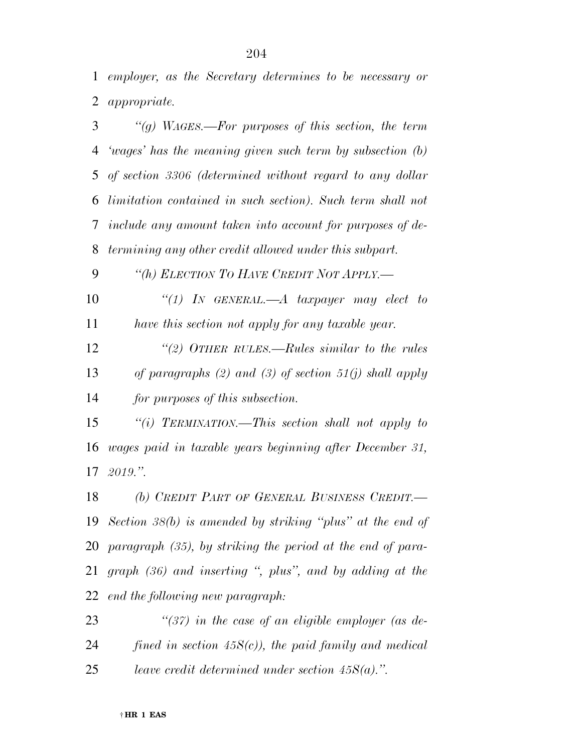*employer, as the Secretary determines to be necessary or appropriate.*

*"(g) WAGES.—For purposes of this section, the term 'wages' has the meaning given such term by subsection (b) of section 3306 (determined without regard to any dollar limitation contained in such section). Such term shall not include any amount taken into account for purposes of determining any other credit allowed under this subpart.*

*"(h) ELECTION TO HAVE CREDIT NOT APPLY.—*

*"(1) IN GENERAL.—A taxpayer may elect to have this section not apply for any taxable year.*

*"(2) OTHER RULES.—Rules similar to the rules of paragraphs (2) and (3) of section 51(j) shall apply for purposes of this subsection.*

*"(i) TERMINATION.—This section shall not apply to wages paid in taxable years beginning after December 31, 2019.".*

*(b) CREDIT PART OF GENERAL BUSINESS CREDIT.—Section 38(b) is amended by striking "plus" at the end of paragraph (35), by striking the period at the end of paragraph (36) and inserting ", plus", and by adding at the end the following new paragraph:*

*"(37) in the case of an eligible employer (as defined in section 45S(c)), the paid family and medical leave credit determined under section 45S(a).".*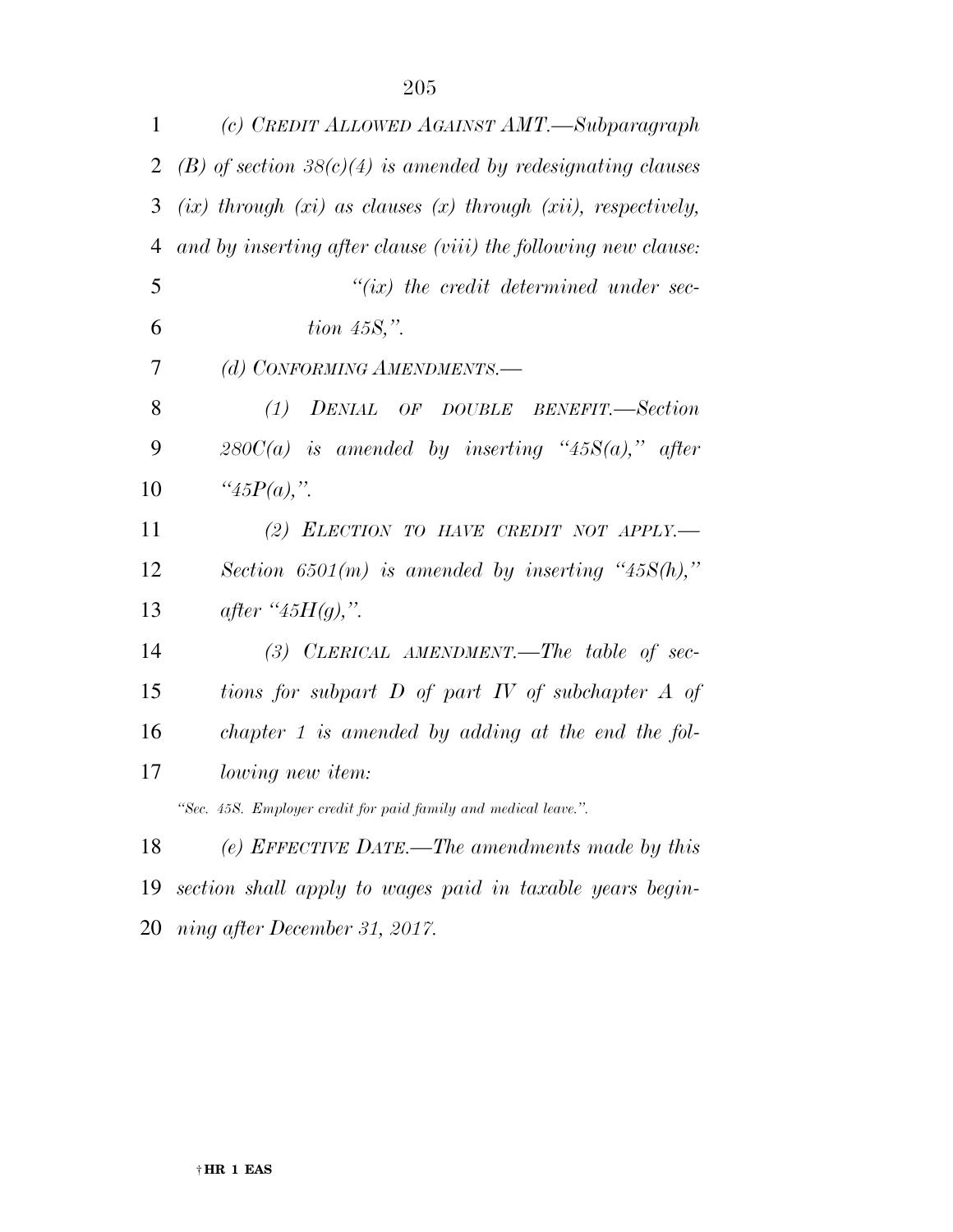*(c) CREDIT ALLOWED AGAINST AMT.—Subparagraph (B) of section 38(c)(4) is amended by redesignating clauses (ix) through (xi) as clauses (x) through (xii), respectively, and by inserting after clause (viii) the following new clause:*

*"(ix) the credit determined under section 45S,".*

*(d) CONFORMING AMENDMENTS.—*

*(1) DENIAL OF DOUBLE BENEFIT.—Section 280C(a) is amended by inserting "45S(a)," after "45P(a),".*

*(2) ELECTION TO HAVE CREDIT NOT APPLY.—Section 6501(m) is amended by inserting "45S(h)," after "45H(g),".*

*(3) CLERICAL AMENDMENT.—The table of sections for subpart D of part IV of subchapter A of chapter 1 is amended by adding at the end the following new item:*

*"Sec. 45S. Employer credit for paid family and medical leave.".*

*(e) EFFECTIVE DATE.—The amendments made by this section shall apply to wages paid in taxable years beginning after December 31, 2017.*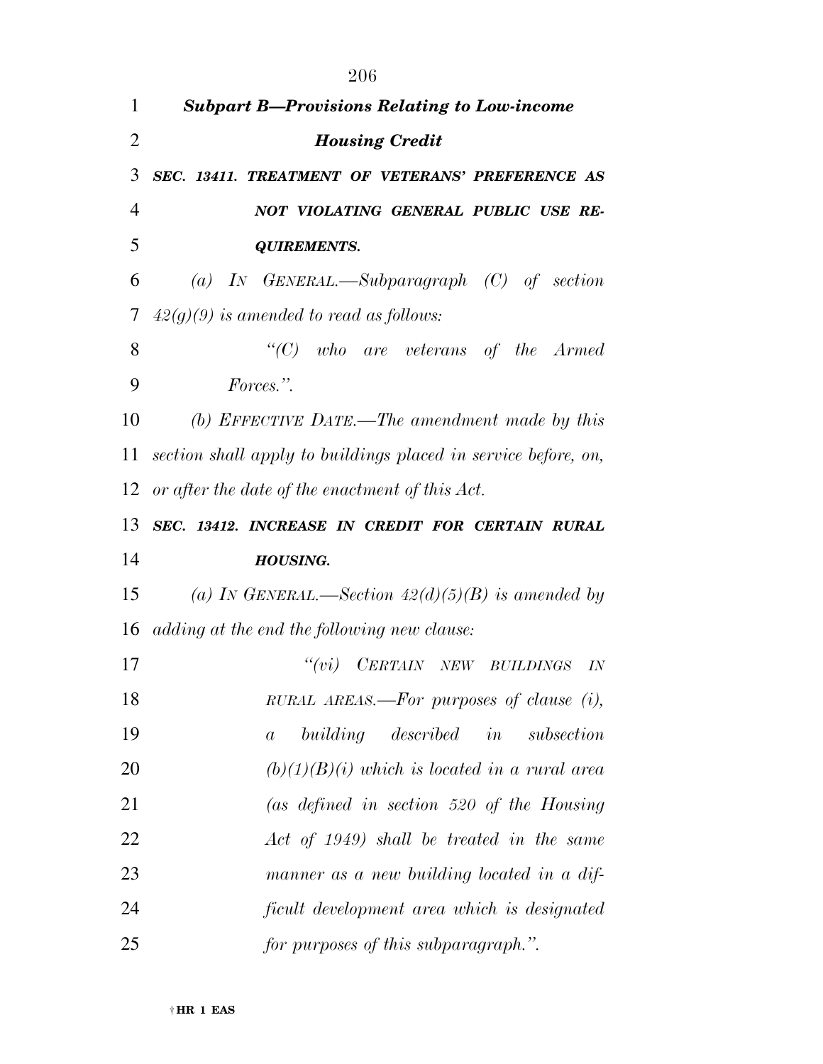### *Subpart B—Provisions Relating to Low-income Housing Credit*

***SEC. 13411. TREATMENT OF VETERANS' PREFERENCE AS NOT VIOLATING GENERAL PUBLIC USE REQUIREMENTS.***

*(a) IN GENERAL.—Subparagraph (C) of section 42(g)(9) is amended to read as follows:*

*"(C) who are veterans of the Armed Forces.".*

*(b) EFFECTIVE DATE.—The amendment made by this section shall apply to buildings placed in service before, on, or after the date of the enactment of this Act.*

***SEC. 13412. INCREASE IN CREDIT FOR CERTAIN RURAL HOUSING.***

*(a) IN GENERAL.—Section 42(d)(5)(B) is amended by adding at the end the following new clause:*

*"(vi) CERTAIN NEW BUILDINGS IN RURAL AREAS.—For purposes of clause (i), a building described in subsection (b)(1)(B)(i) which is located in a rural area (as defined in section 520 of the Housing Act of 1949) shall be treated in the same manner as a new building located in a difficult development area which is designated for purposes of this subparagraph.".*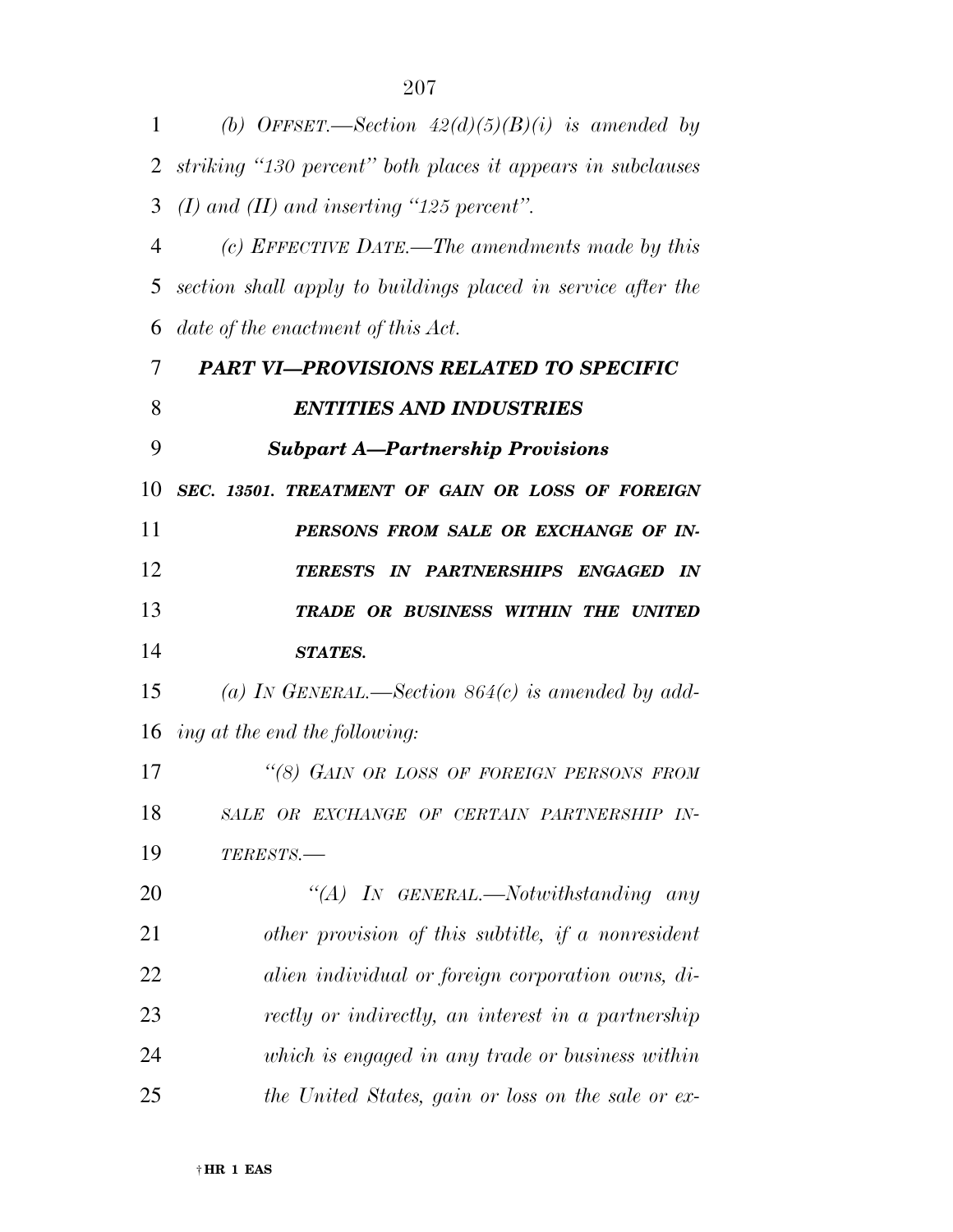*(b) OFFSET.—Section 42(d)(5)(B)(i) is amended by striking "130 percent" both places it appears in subclauses (I) and (II) and inserting "125 percent".*

*(c) EFFECTIVE DATE.—The amendments made by this section shall apply to buildings placed in service after the date of the enactment of this Act.*

## *PART VI—PROVISIONS RELATED TO SPECIFIC ENTITIES AND INDUSTRIES*

### *Subpart A—Partnership Provisions*

***SEC. 13501. TREATMENT OF GAIN OR LOSS OF FOREIGN PERSONS FROM SALE OR EXCHANGE OF INTERESTS IN PARTNERSHIPS ENGAGED IN TRADE OR BUSINESS WITHIN THE UNITED STATES.***

*(a) IN GENERAL.—Section 864(c) is amended by adding at the end the following:*

*"(8) GAIN OR LOSS OF FOREIGN PERSONS FROM SALE OR EXCHANGE OF CERTAIN PARTNERSHIP INTERESTS.—*

*"(A) IN GENERAL.—Notwithstanding any other provision of this subtitle, if a nonresident alien individual or foreign corporation owns, directly or indirectly, an interest in a partnership which is engaged in any trade or business within the United States, gain or loss on the sale or ex-*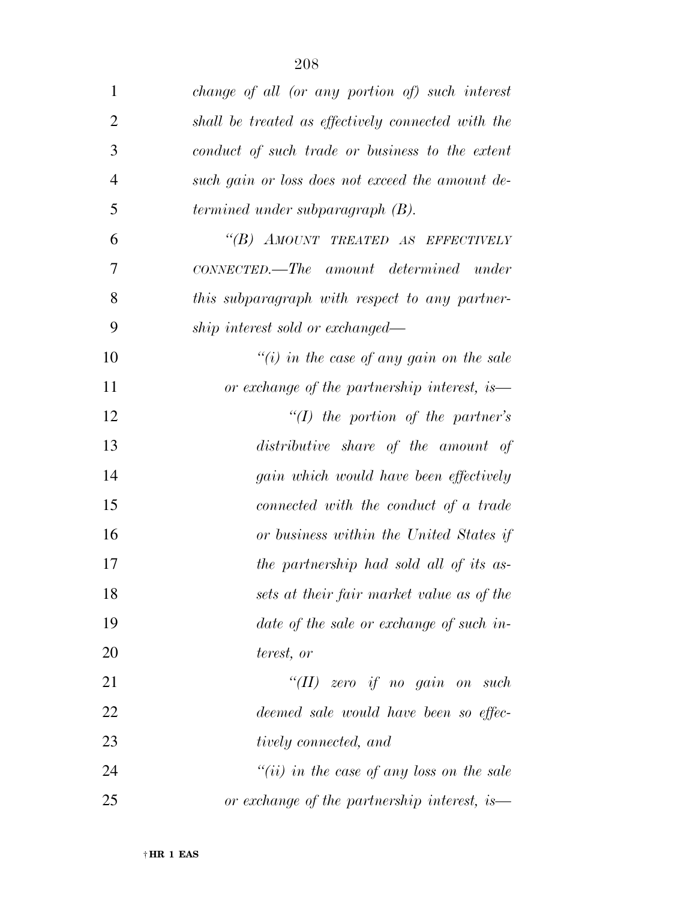*change of all (or any portion of) such interest shall be treated as effectively connected with the conduct of such trade or business to the extent such gain or loss does not exceed the amount determined under subparagraph (B).*

*"(B) AMOUNT TREATED AS EFFECTIVELY CONNECTED.—The amount determined under this subparagraph with respect to any partnership interest sold or exchanged—*

*"(i) in the case of any gain on the sale or exchange of the partnership interest, is—*

*"(I) the portion of the partner's distributive share of the amount of gain which would have been effectively connected with the conduct of a trade or business within the United States if the partnership had sold all of its assets at their fair market value as of the date of the sale or exchange of such interest, or*

*"(II) zero if no gain on such deemed sale would have been so effectively connected, and*

*"(ii) in the case of any loss on the sale or exchange of the partnership interest, is—*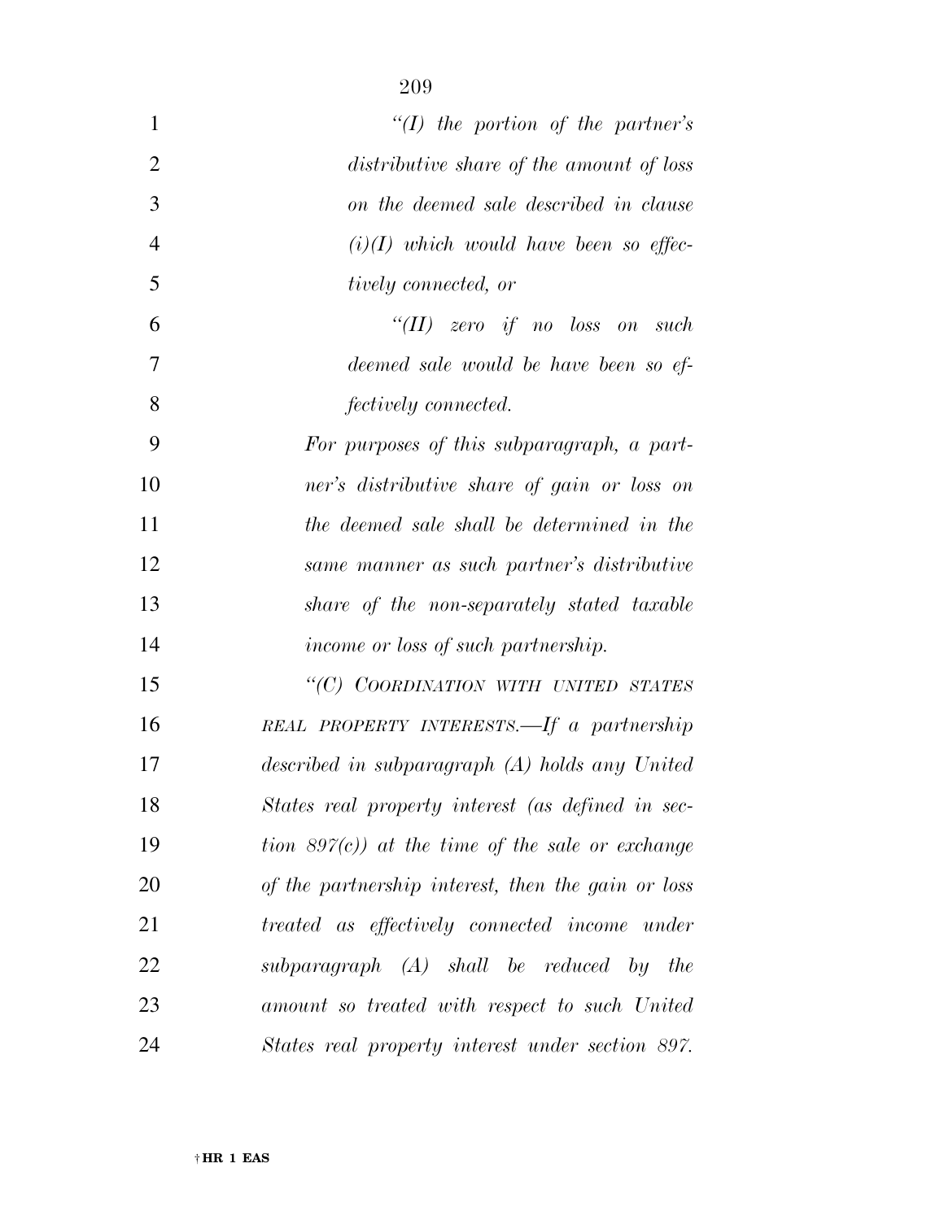*"(I) the portion of the partner's distributive share of the amount of loss on the deemed sale described in clause (i)(I) which would have been so effectively connected, or*

*"(II) zero if no loss on such deemed sale would be have been so effectively connected.*

*For purposes of this subparagraph, a partner's distributive share of gain or loss on the deemed sale shall be determined in the same manner as such partner's distributive share of the non-separately stated taxable income or loss of such partnership.*

*"(C) COORDINATION WITH UNITED STATES REAL PROPERTY INTERESTS.—If a partnership described in subparagraph (A) holds any United States real property interest (as defined in section 897(c)) at the time of the sale or exchange of the partnership interest, then the gain or loss treated as effectively connected income under subparagraph (A) shall be reduced by the amount so treated with respect to such United States real property interest under section 897.*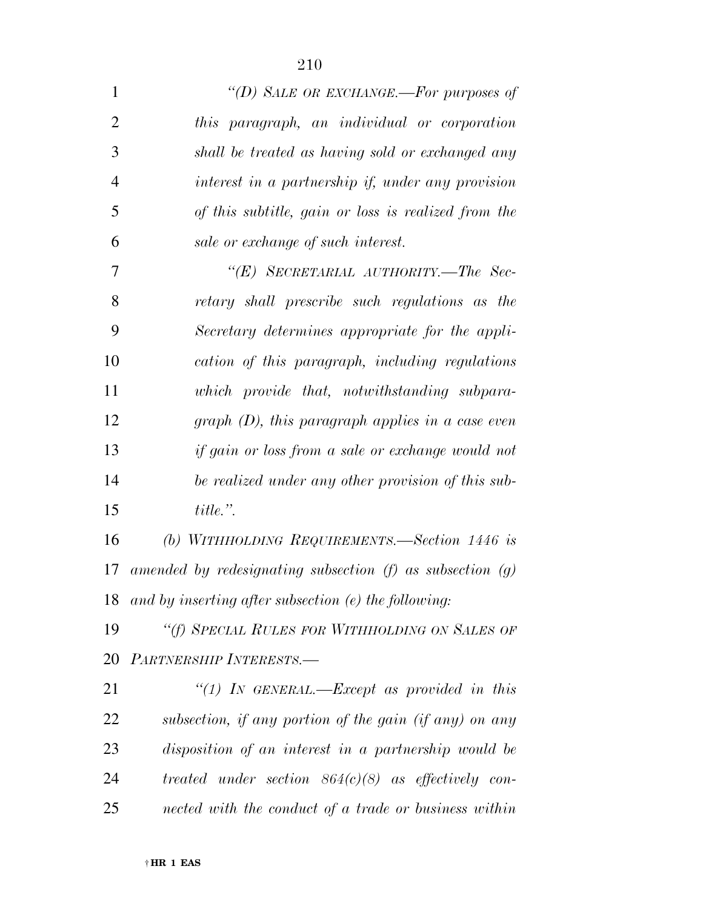*"(D) SALE OR EXCHANGE.—For purposes of this paragraph, an individual or corporation shall be treated as having sold or exchanged any interest in a partnership if, under any provision of this subtitle, gain or loss is realized from the sale or exchange of such interest.*

*"(E) SECRETARIAL AUTHORITY.—The Secretary shall prescribe such regulations as the Secretary determines appropriate for the application of this paragraph, including regulations which provide that, notwithstanding subparagraph (D), this paragraph applies in a case even if gain or loss from a sale or exchange would not be realized under any other provision of this subtitle.".*

*(b) WITHHOLDING REQUIREMENTS.—Section 1446 is amended by redesignating subsection (f) as subsection (g) and by inserting after subsection (e) the following:*

*"(f) SPECIAL RULES FOR WITHHOLDING ON SALES OF PARTNERSHIP INTERESTS.—*

*"(1) IN GENERAL.—Except as provided in this subsection, if any portion of the gain (if any) on any disposition of an interest in a partnership would be treated under section 864(c)(8) as effectively connected with the conduct of a trade or business within*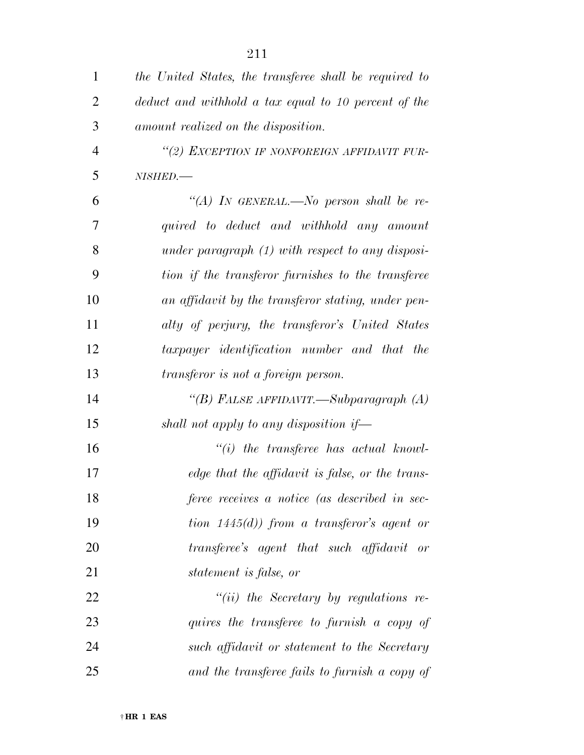*the United States, the transferee shall be required to deduct and withhold a tax equal to 10 percent of the amount realized on the disposition.*

*''(2) EXCEPTION IF NONFOREIGN AFFIDAVIT FURNISHED.—*

*''(A) IN GENERAL.—No person shall be required to deduct and withhold any amount under paragraph (1) with respect to any disposition if the transferor furnishes to the transferee an affidavit by the transferor stating, under penalty of perjury, the transferor's United States taxpayer identification number and that the transferor is not a foreign person.*

*''(B) FALSE AFFIDAVIT.—Subparagraph (A) shall not apply to any disposition if—*

*''(i) the transferee has actual knowledge that the affidavit is false, or the transferee receives a notice (as described in section 1445(d)) from a transferor's agent or transferee's agent that such affidavit or statement is false, or*

*''(ii) the Secretary by regulations requires the transferee to furnish a copy of such affidavit or statement to the Secretary and the transferee fails to furnish a copy of*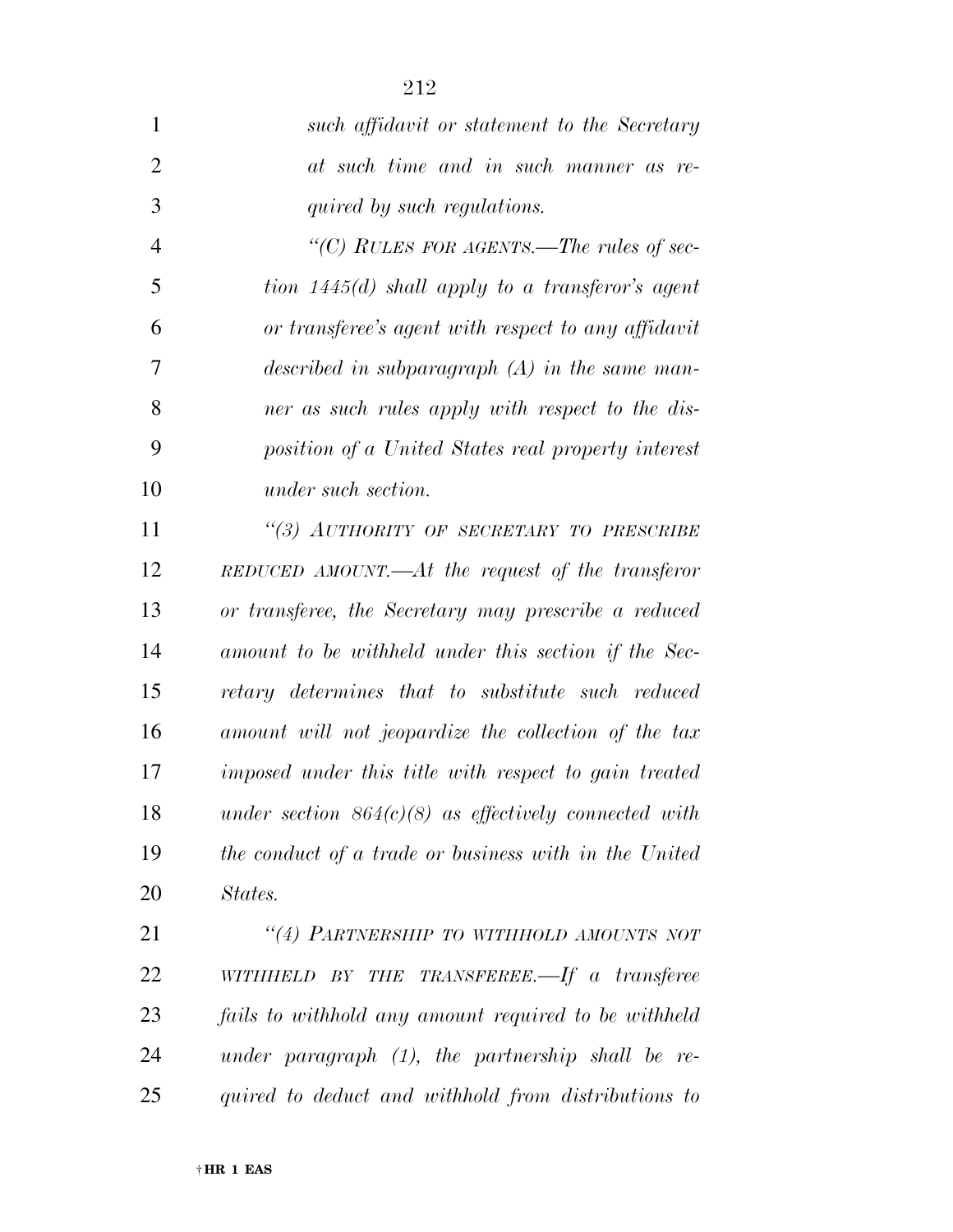*such affidavit or statement to the Secretary at such time and in such manner as required by such regulations.*

*"(C) RULES FOR AGENTS.—The rules of section 1445(d) shall apply to a transferor's agent or transferee's agent with respect to any affidavit described in subparagraph (A) in the same manner as such rules apply with respect to the disposition of a United States real property interest under such section.*

*"(3) AUTHORITY OF SECRETARY TO PRESCRIBE REDUCED AMOUNT.—At the request of the transferor or transferee, the Secretary may prescribe a reduced amount to be withheld under this section if the Secretary determines that to substitute such reduced amount will not jeopardize the collection of the tax imposed under this title with respect to gain treated under section 864(c)(8) as effectively connected with the conduct of a trade or business with in the United States.*

*"(4) PARTNERSHIP TO WITHHOLD AMOUNTS NOT WITHHELD BY THE TRANSFEREE.—If a transferee fails to withhold any amount required to be withheld under paragraph (1), the partnership shall be required to deduct and withhold from distributions to*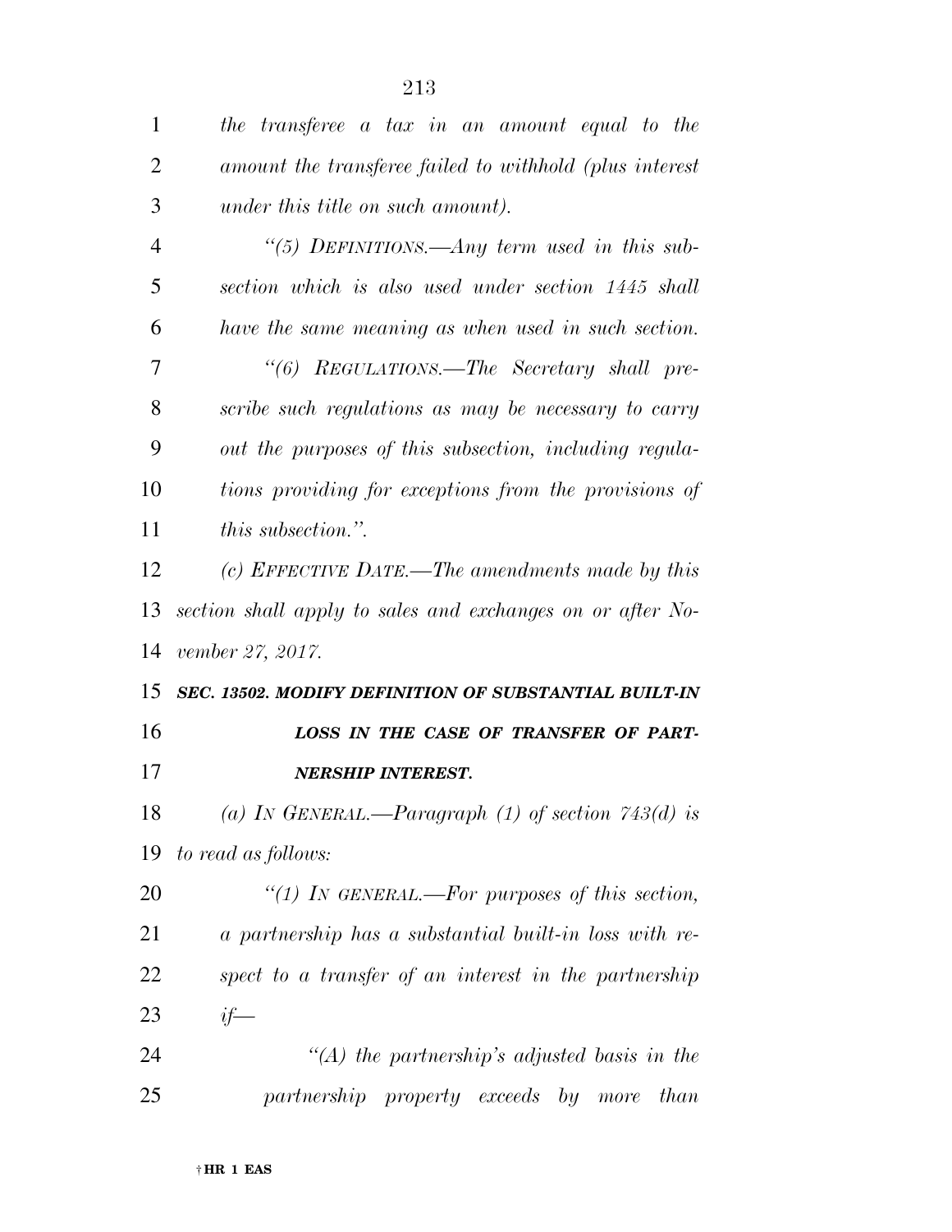*the transferee a tax in an amount equal to the amount the transferee failed to withhold (plus interest under this title on such amount).*

*''(5) DEFINITIONS.—Any term used in this subsection which is also used under section 1445 shall have the same meaning as when used in such section.*

*''(6) REGULATIONS.—The Secretary shall prescribe such regulations as may be necessary to carry out the purposes of this subsection, including regulations providing for exceptions from the provisions of this subsection.''.*

*(c) EFFECTIVE DATE.—The amendments made by this section shall apply to sales and exchanges on or after November 27, 2017.*

***SEC. 13502. MODIFY DEFINITION OF SUBSTANTIAL BUILT-IN LOSS IN THE CASE OF TRANSFER OF PARTNERSHIP INTEREST.***

*(a) IN GENERAL.—Paragraph (1) of section 743(d) is to read as follows:*

*''(1) IN GENERAL.—For purposes of this section, a partnership has a substantial built-in loss with respect to a transfer of an interest in the partnership if—*

*''(A) the partnership's adjusted basis in the partnership property exceeds by more than*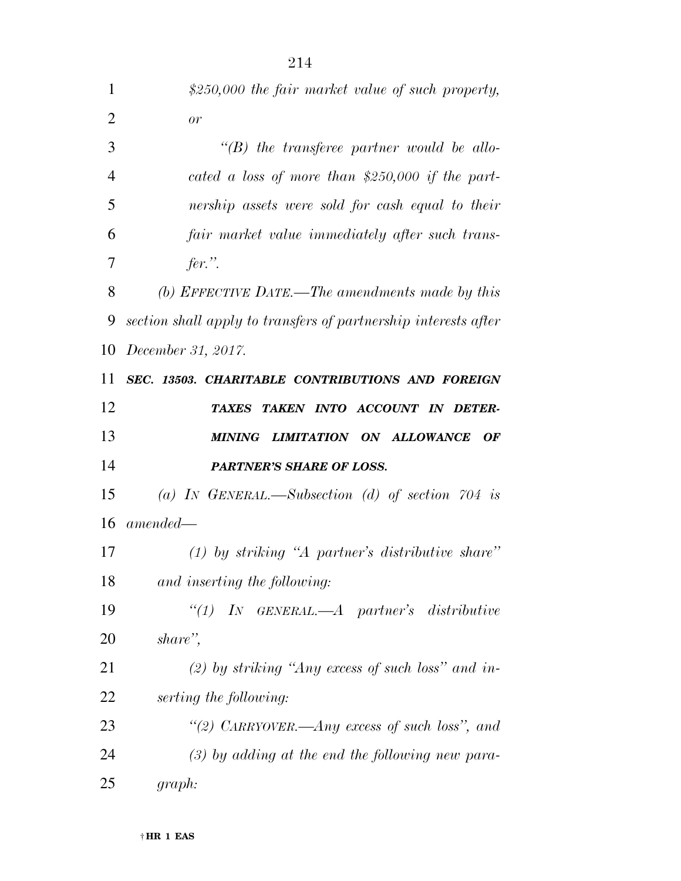*$250,000 the fair market value of such property, or*

*"(B) the transferee partner would be allocated a loss of more than $250,000 if the partnership assets were sold for cash equal to their fair market value immediately after such transfer.".*

*(b) EFFECTIVE DATE.—The amendments made by this section shall apply to transfers of partnership interests after December 31, 2017.*

***SEC. 13503. CHARITABLE CONTRIBUTIONS AND FOREIGN TAXES TAKEN INTO ACCOUNT IN DETERMINING LIMITATION ON ALLOWANCE OF PARTNER'S SHARE OF LOSS.***

*(a) IN GENERAL.—Subsection (d) of section 704 is amended—*

*(1) by striking "A partner's distributive share" and inserting the following:*

*"(1) IN GENERAL.—A partner's distributive share",*

*(2) by striking "Any excess of such loss" and inserting the following:*

*"(2) CARRYOVER.—Any excess of such loss", and*

*(3) by adding at the end the following new paragraph:*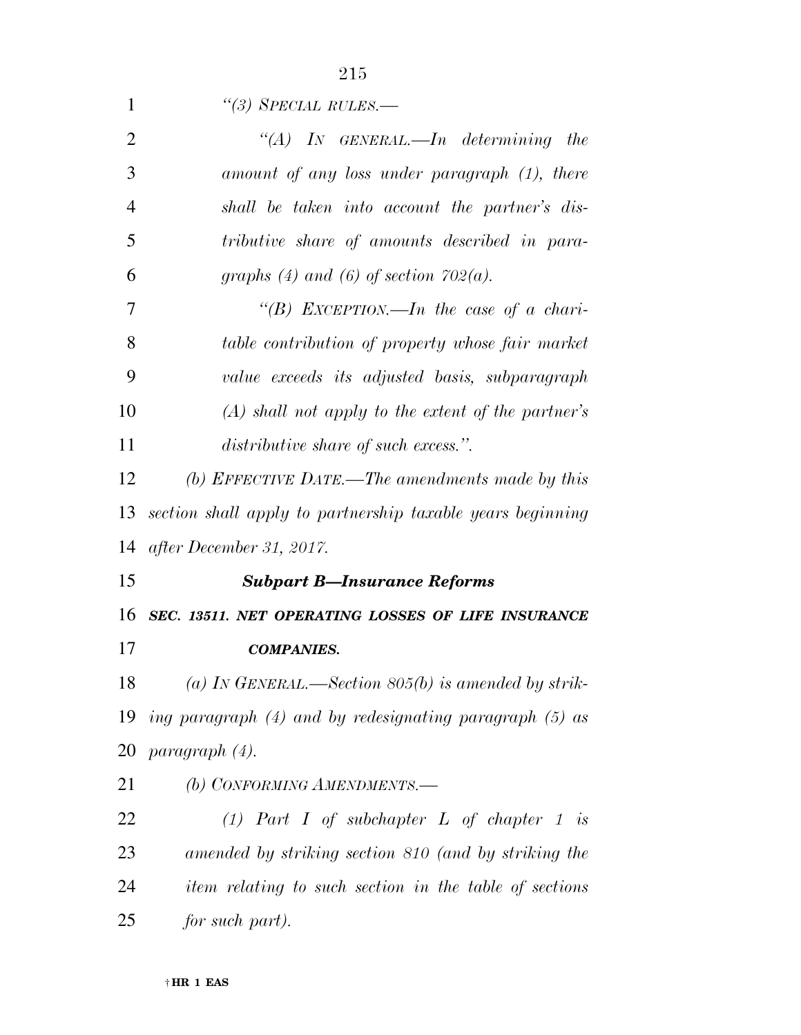*"(3) SPECIAL RULES.—*

*"(A) IN GENERAL.—In determining the amount of any loss under paragraph (1), there shall be taken into account the partner's distributive share of amounts described in paragraphs (4) and (6) of section 702(a).*

*"(B) EXCEPTION.—In the case of a charitable contribution of property whose fair market value exceeds its adjusted basis, subparagraph (A) shall not apply to the extent of the partner's distributive share of such excess.".*

*(b) EFFECTIVE DATE.—The amendments made by this section shall apply to partnership taxable years beginning after December 31, 2017.*

### *Subpart B—Insurance Reforms*

### *SEC. 13511. NET OPERATING LOSSES OF LIFE INSURANCE COMPANIES.*

*(a) IN GENERAL.—Section 805(b) is amended by striking paragraph (4) and by redesignating paragraph (5) as paragraph (4).*

*(b) CONFORMING AMENDMENTS.—*

*(1) Part I of subchapter L of chapter 1 is amended by striking section 810 (and by striking the item relating to such section in the table of sections for such part).*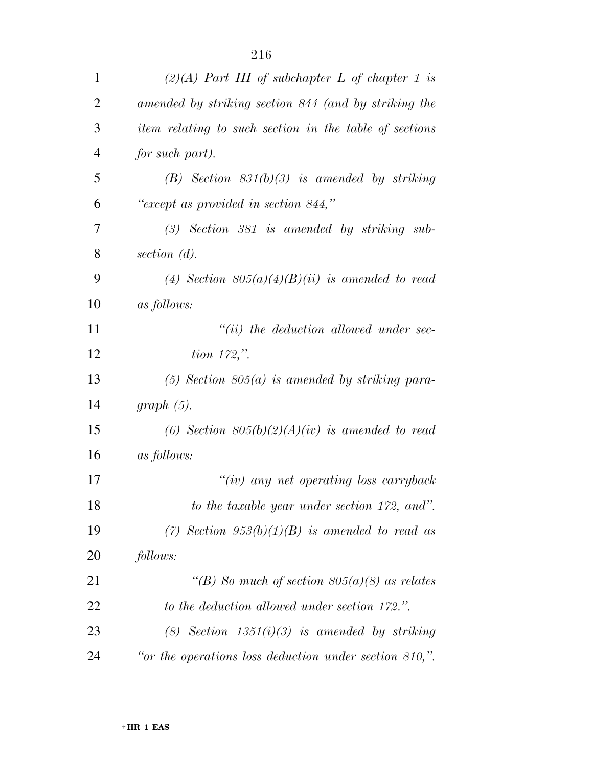*(2)(A) Part III of subchapter L of chapter 1 is amended by striking section 844 (and by striking the item relating to such section in the table of sections for such part).*

*(B) Section 831(b)(3) is amended by striking "except as provided in section 844,"*

*(3) Section 381 is amended by striking subsection (d).*

*(4) Section 805(a)(4)(B)(ii) is amended to read as follows:*

*"(ii) the deduction allowed under section 172,".*

*(5) Section 805(a) is amended by striking paragraph (5).*

*(6) Section 805(b)(2)(A)(iv) is amended to read as follows:*

*"(iv) any net operating loss carryback to the taxable year under section 172, and".*

*(7) Section 953(b)(1)(B) is amended to read as follows:*

*"(B) So much of section 805(a)(8) as relates to the deduction allowed under section 172.".*

*(8) Section 1351(i)(3) is amended by striking "or the operations loss deduction under section 810,".*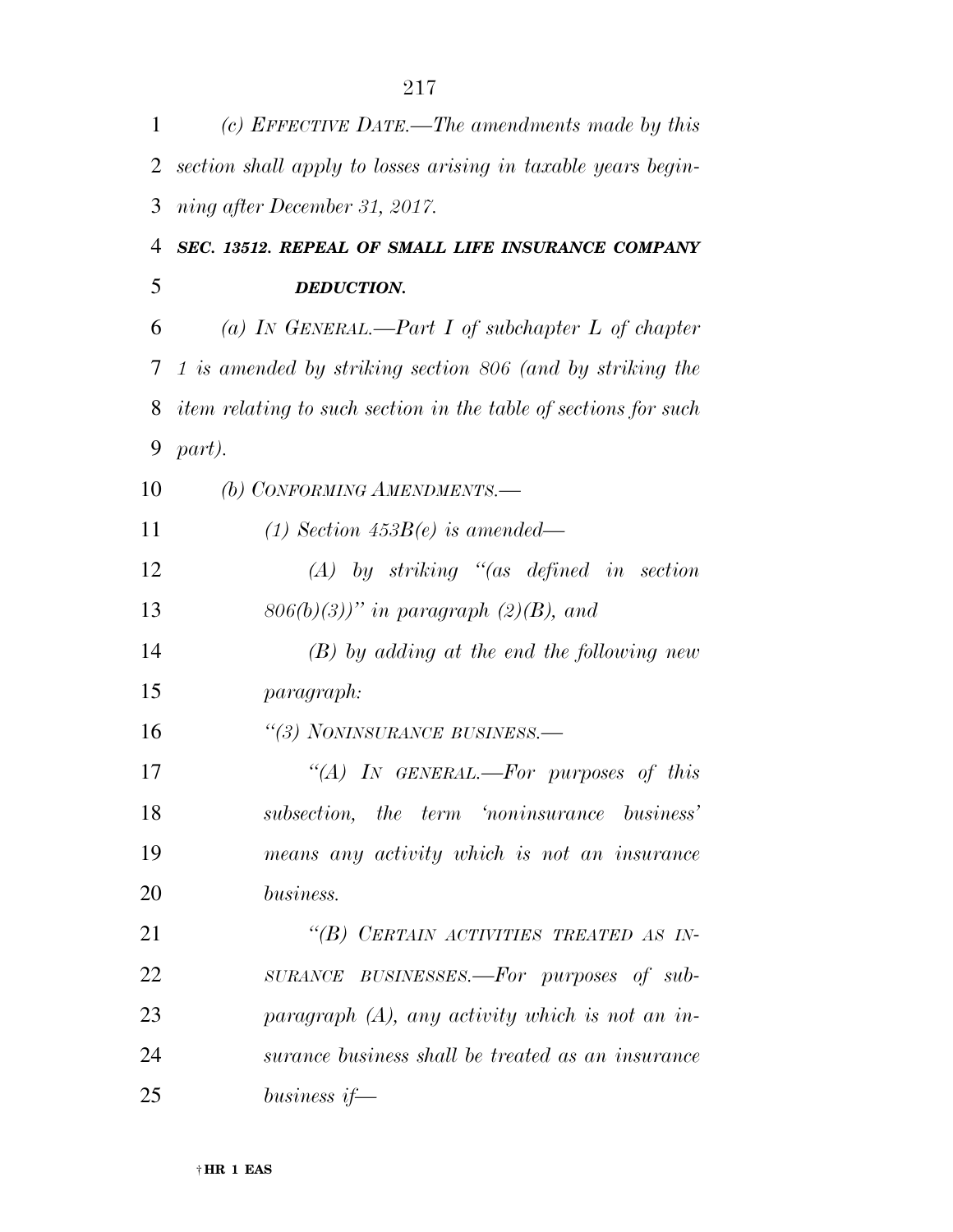*(c) EFFECTIVE DATE.—The amendments made by this section shall apply to losses arising in taxable years beginning after December 31, 2017.*

***SEC. 13512. REPEAL OF SMALL LIFE INSURANCE COMPANY DEDUCTION.***

*(a) IN GENERAL.—Part I of subchapter L of chapter 1 is amended by striking section 806 (and by striking the item relating to such section in the table of sections for such part).*

*(b) CONFORMING AMENDMENTS.—*

*(1) Section 453B(e) is amended—*

*(A) by striking "(as defined in section 806(b)(3))" in paragraph (2)(B), and*

*(B) by adding at the end the following new paragraph:*

*"(3) NONINSURANCE BUSINESS.—*

*"(A) IN GENERAL.—For purposes of this subsection, the term 'noninsurance business' means any activity which is not an insurance business.*

*"(B) CERTAIN ACTIVITIES TREATED AS INSURANCE BUSINESSES.—For purposes of subparagraph (A), any activity which is not an insurance business shall be treated as an insurance business if—*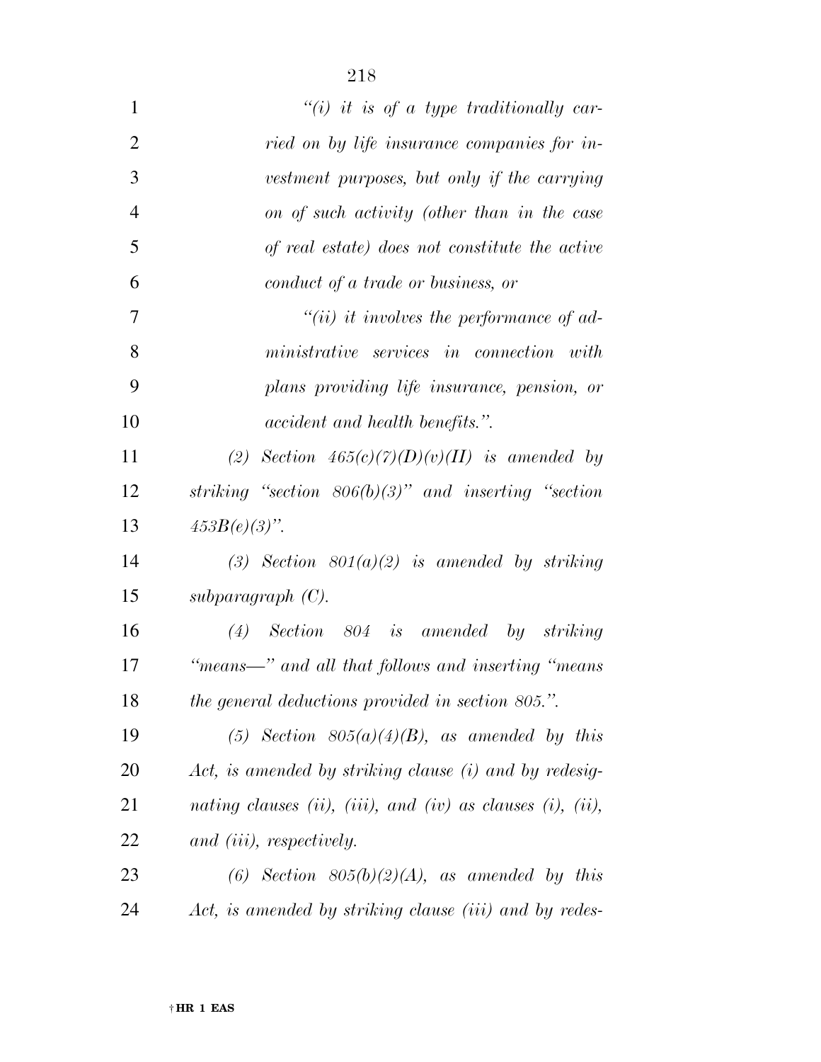*"(i) it is of a type traditionally carried on by life insurance companies for investment purposes, but only if the carrying on of such activity (other than in the case of real estate) does not constitute the active conduct of a trade or business, or*

*"(ii) it involves the performance of administrative services in connection with plans providing life insurance, pension, or accident and health benefits.".*

*(2) Section 465(c)(7)(D)(v)(II) is amended by striking "section 806(b)(3)" and inserting "section 453B(e)(3)".*

*(3) Section 801(a)(2) is amended by striking subparagraph (C).*

*(4) Section 804 is amended by striking "means—" and all that follows and inserting "means the general deductions provided in section 805.".*

*(5) Section 805(a)(4)(B), as amended by this Act, is amended by striking clause (i) and by redesignating clauses (ii), (iii), and (iv) as clauses (i), (ii), and (iii), respectively.*

*(6) Section 805(b)(2)(A), as amended by this Act, is amended by striking clause (iii) and by redes-*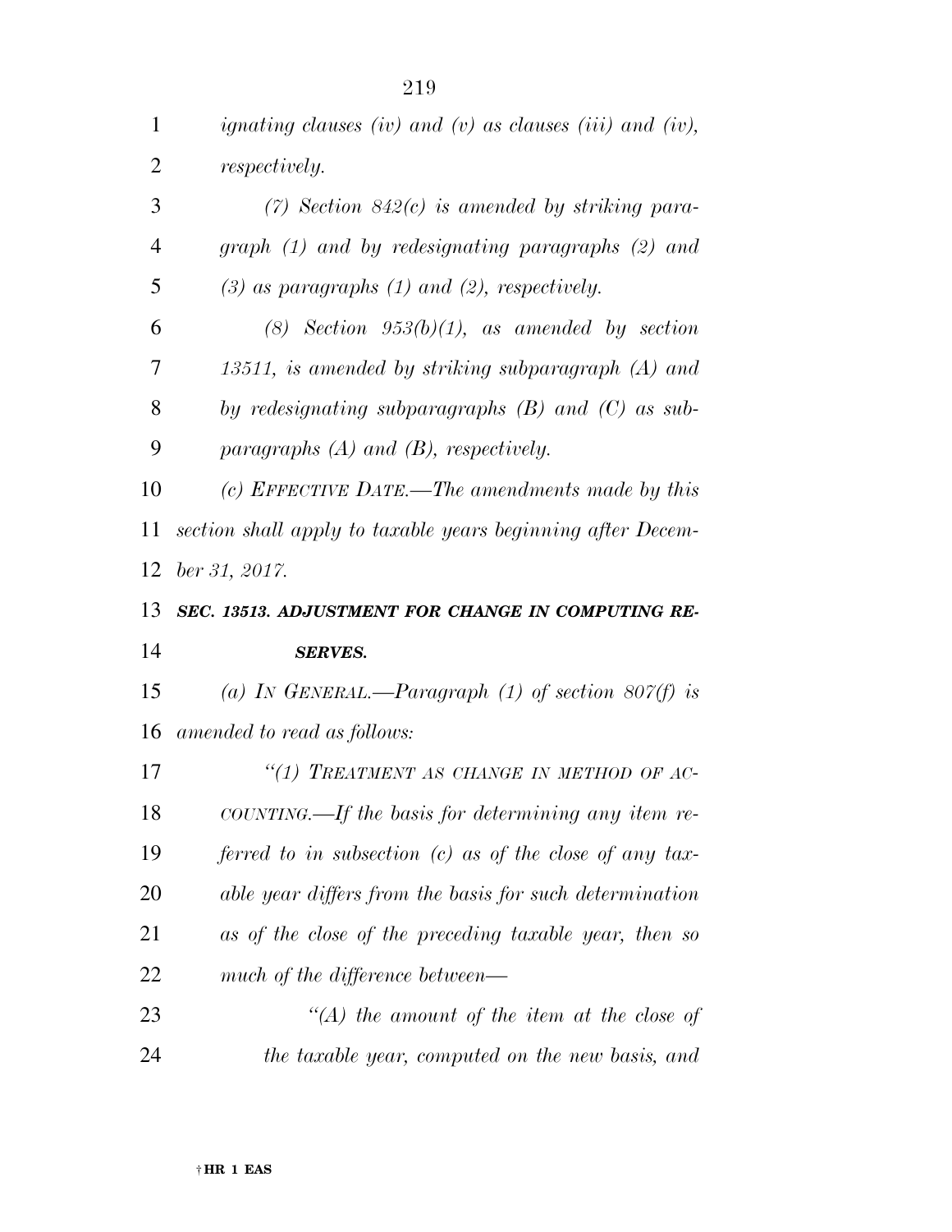*ignating clauses (iv) and (v) as clauses (iii) and (iv), respectively.*

*(7) Section 842(c) is amended by striking paragraph (1) and by redesignating paragraphs (2) and (3) as paragraphs (1) and (2), respectively.*

*(8) Section 953(b)(1), as amended by section 13511, is amended by striking subparagraph (A) and by redesignating subparagraphs (B) and (C) as subparagraphs (A) and (B), respectively.*

*(c) EFFECTIVE DATE.—The amendments made by this section shall apply to taxable years beginning after December 31, 2017.*

***SEC. 13513. ADJUSTMENT FOR CHANGE IN COMPUTING RESERVES.***

*(a) IN GENERAL.—Paragraph (1) of section 807(f) is amended to read as follows:*

*"(1) TREATMENT AS CHANGE IN METHOD OF ACCOUNTING.—If the basis for determining any item referred to in subsection (c) as of the close of any taxable year differs from the basis for such determination as of the close of the preceding taxable year, then so much of the difference between—*

*"(A) the amount of the item at the close of the taxable year, computed on the new basis, and*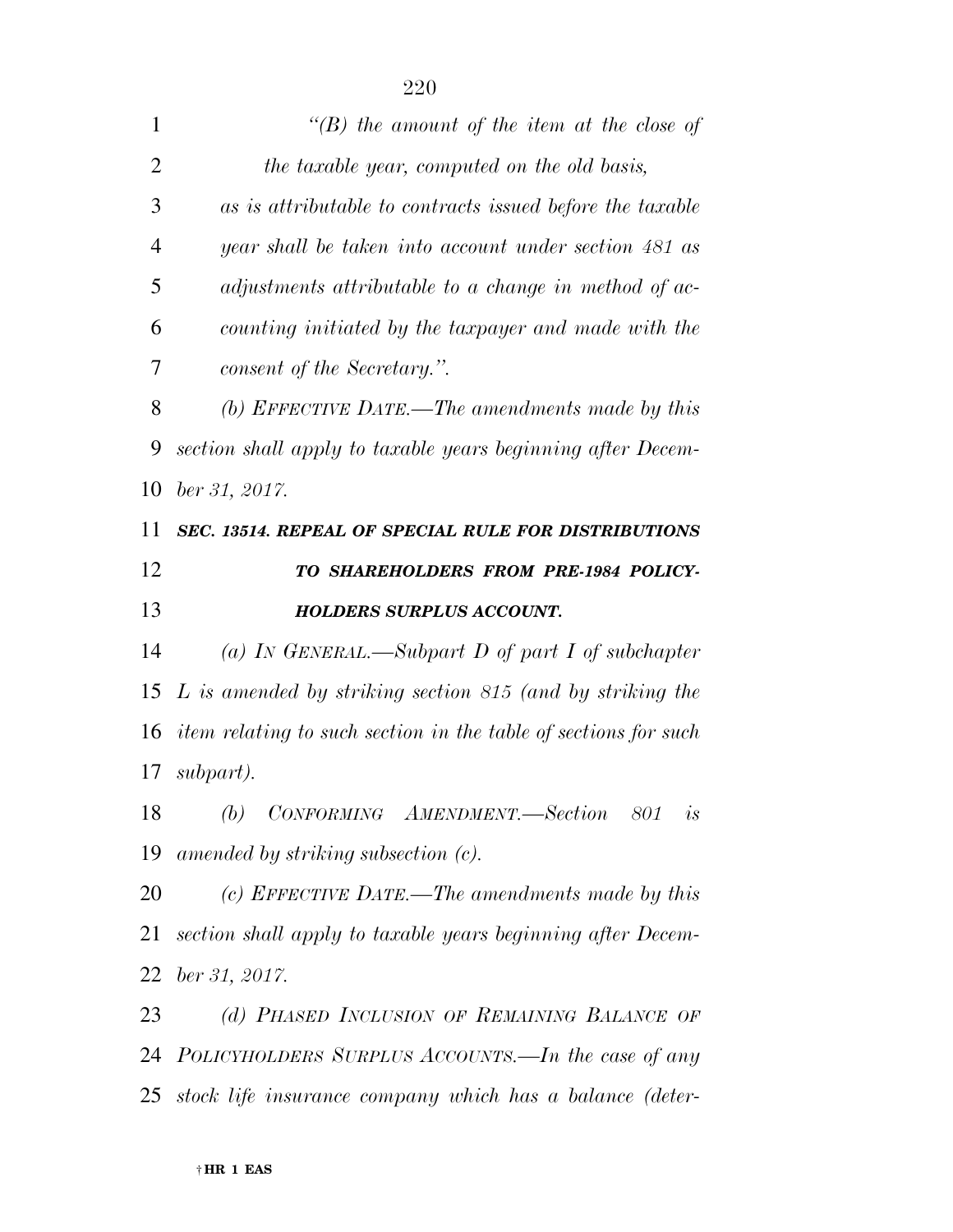*"(B) the amount of the item at the close of the taxable year, computed on the old basis,*

*as is attributable to contracts issued before the taxable year shall be taken into account under section 481 as adjustments attributable to a change in method of accounting initiated by the taxpayer and made with the consent of the Secretary.".*

*(b) EFFECTIVE DATE.—The amendments made by this section shall apply to taxable years beginning after December 31, 2017.*

***SEC. 13514. REPEAL OF SPECIAL RULE FOR DISTRIBUTIONS TO SHAREHOLDERS FROM PRE-1984 POLICYHOLDERS SURPLUS ACCOUNT.***

*(a) IN GENERAL.—Subpart D of part I of subchapter L is amended by striking section 815 (and by striking the item relating to such section in the table of sections for such subpart).*

*(b) CONFORMING AMENDMENT.—Section 801 is amended by striking subsection (c).*

*(c) EFFECTIVE DATE.—The amendments made by this section shall apply to taxable years beginning after December 31, 2017.*

*(d) PHASED INCLUSION OF REMAINING BALANCE OF POLICYHOLDERS SURPLUS ACCOUNTS.—In the case of any stock life insurance company which has a balance (deter-*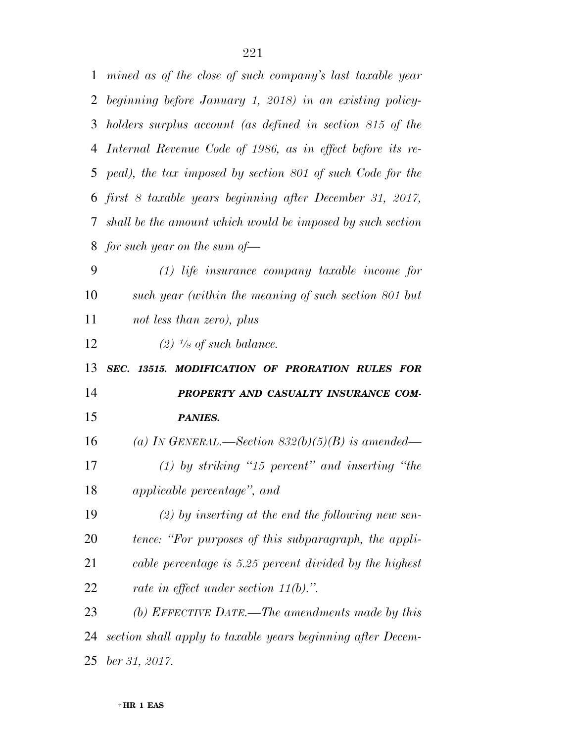*mined as of the close of such company's last taxable year beginning before January 1, 2018) in an existing policyholders surplus account (as defined in section 815 of the Internal Revenue Code of 1986, as in effect before its repeal), the tax imposed by section 801 of such Code for the first 8 taxable years beginning after December 31, 2017, shall be the amount which would be imposed by such section for such year on the sum of—*

*(1) life insurance company taxable income for such year (within the meaning of such section 801 but not less than zero), plus*

*(2) $\frac{1}{8}$ of such balance.*

***SEC. 13515. MODIFICATION OF PRORATION RULES FOR PROPERTY AND CASUALTY INSURANCE COMPANIES.***

*(a) IN GENERAL.—Section 832(b)(5)(B) is amended—*

*(1) by striking "15 percent" and inserting "the applicable percentage", and*

*(2) by inserting at the end the following new sentence: "For purposes of this subparagraph, the applicable percentage is 5.25 percent divided by the highest rate in effect under section 11(b).".*

*(b) EFFECTIVE DATE.—The amendments made by this section shall apply to taxable years beginning after December 31, 2017.*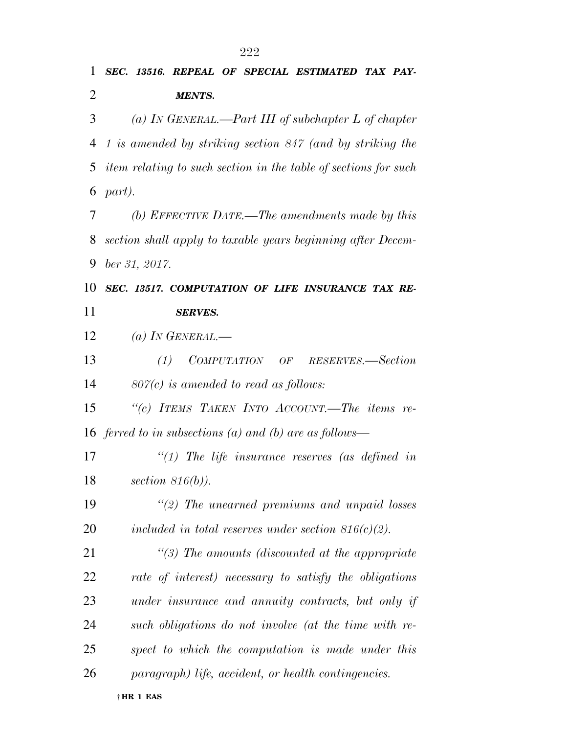***SEC. 13516. REPEAL OF SPECIAL ESTIMATED TAX PAYMENTS.***

*(a) IN GENERAL.—Part III of subchapter L of chapter 1 is amended by striking section 847 (and by striking the item relating to such section in the table of sections for such part).*

*(b) EFFECTIVE DATE.—The amendments made by this section shall apply to taxable years beginning after December 31, 2017.*

***SEC. 13517. COMPUTATION OF LIFE INSURANCE TAX RESERVES.***

*(a) IN GENERAL.—*

*(1) COMPUTATION OF RESERVES.—Section 807(c) is amended to read as follows:*

*"(c) ITEMS TAKEN INTO ACCOUNT.—The items referred to in subsections (a) and (b) are as follows—*

*"(1) The life insurance reserves (as defined in section 816(b)).*

*"(2) The unearned premiums and unpaid losses included in total reserves under section 816(c)(2).*

*"(3) The amounts (discounted at the appropriate rate of interest) necessary to satisfy the obligations under insurance and annuity contracts, but only if such obligations do not involve (at the time with respect to which the computation is made under this paragraph) life, accident, or health contingencies.*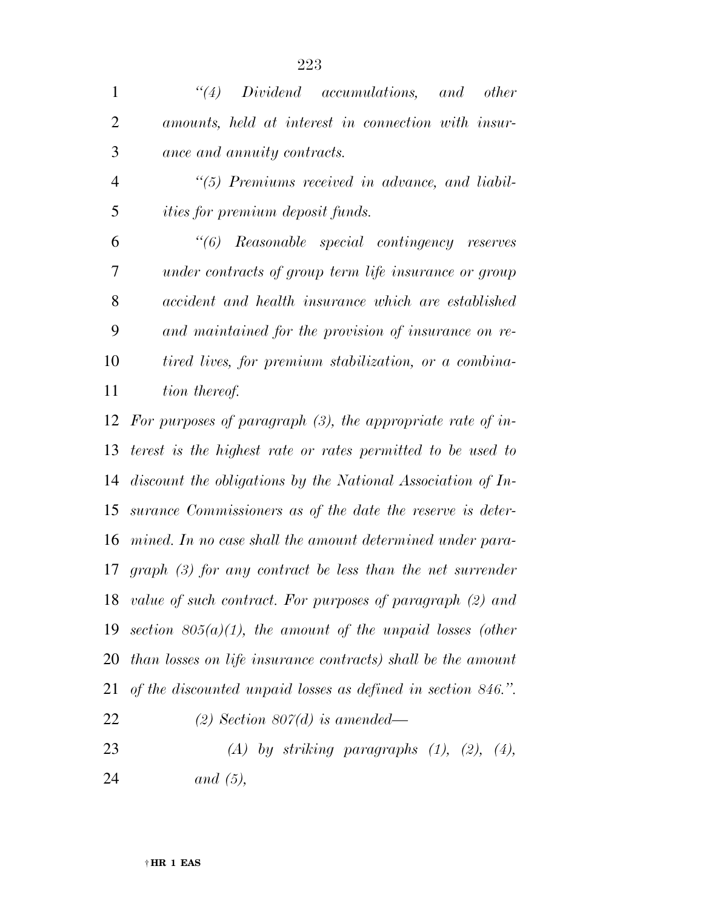*"(4) Dividend accumulations, and other amounts, held at interest in connection with insurance and annuity contracts.*

*"(5) Premiums received in advance, and liabilities for premium deposit funds.*

*"(6) Reasonable special contingency reserves under contracts of group term life insurance or group accident and health insurance which are established and maintained for the provision of insurance on retired lives, for premium stabilization, or a combination thereof.*

*For purposes of paragraph (3), the appropriate rate of interest is the highest rate or rates permitted to be used to discount the obligations by the National Association of Insurance Commissioners as of the date the reserve is determined. In no case shall the amount determined under paragraph (3) for any contract be less than the net surrender value of such contract. For purposes of paragraph (2) and section 805(a)(1), the amount of the unpaid losses (other than losses on life insurance contracts) shall be the amount of the discounted unpaid losses as defined in section 846.".*

*(2) Section 807(d) is amended—*

*(A) by striking paragraphs (1), (2), (4), and (5),*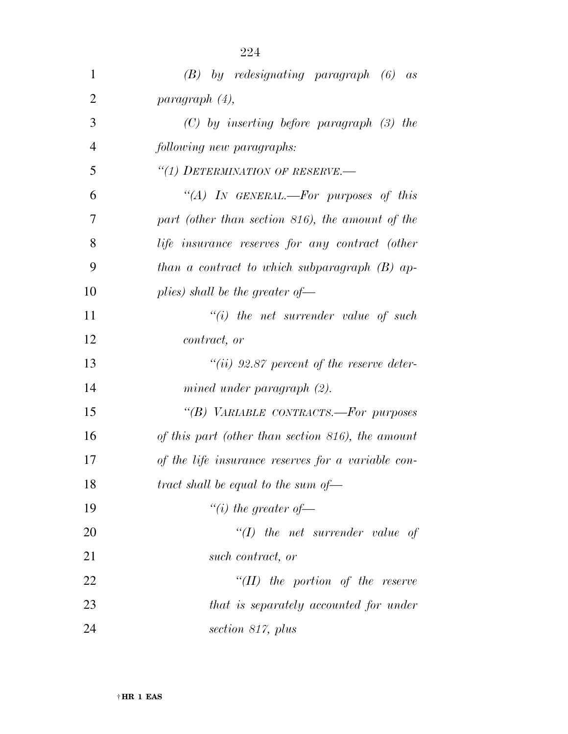*(B) by redesignating paragraph (6) as paragraph (4),*

*(C) by inserting before paragraph (3) the following new paragraphs:*

*"(1) DETERMINATION OF RESERVE.—*

*"(A) IN GENERAL.—For purposes of this part (other than section 816), the amount of the life insurance reserves for any contract (other than a contract to which subparagraph (B) applies) shall be the greater of—*

*"(i) the net surrender value of such contract, or*

*"(ii) 92.87 percent of the reserve determined under paragraph (2).*

*"(B) VARIABLE CONTRACTS.—For purposes of this part (other than section 816), the amount of the life insurance reserves for a variable contract shall be equal to the sum of—*

*"(i) the greater of—*

*"(I) the net surrender value of such contract, or*

*"(II) the portion of the reserve that is separately accounted for under section 817, plus*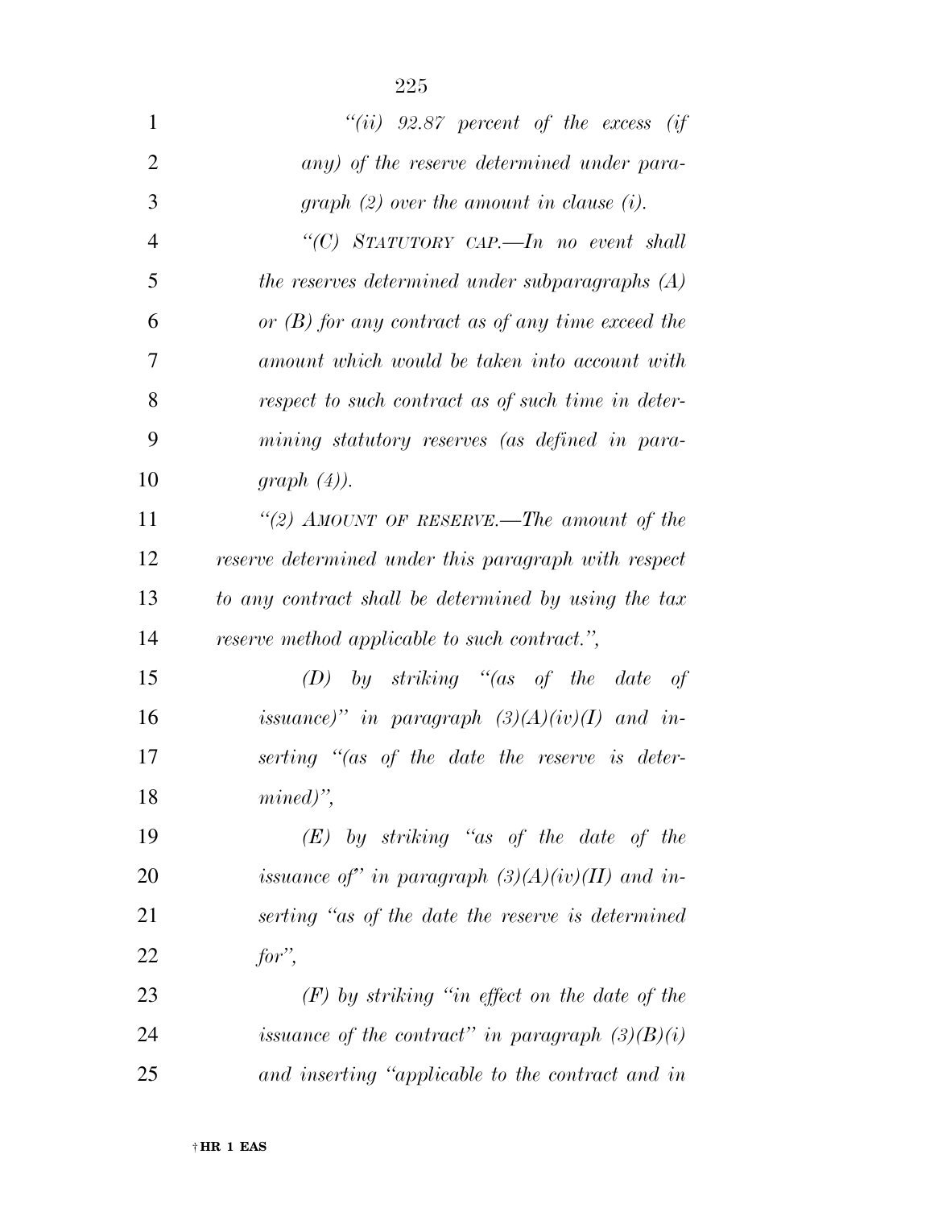*"(ii) 92.87 percent of the excess (if any) of the reserve determined under paragraph (2) over the amount in clause (i).*

*"(C) STATUTORY CAP.—In no event shall the reserves determined under subparagraphs (A) or (B) for any contract as of any time exceed the amount which would be taken into account with respect to such contract as of such time in determining statutory reserves (as defined in paragraph (4)).*

*"(2) AMOUNT OF RESERVE.—The amount of the reserve determined under this paragraph with respect to any contract shall be determined by using the tax reserve method applicable to such contract.",*

*(D) by striking "(as of the date of issuance)" in paragraph (3)(A)(iv)(I) and inserting "(as of the date the reserve is determined)",*

*(E) by striking "as of the date of the issuance of" in paragraph (3)(A)(iv)(II) and inserting "as of the date the reserve is determined for",*

*(F) by striking "in effect on the date of the issuance of the contract" in paragraph (3)(B)(i) and inserting "applicable to the contract and in*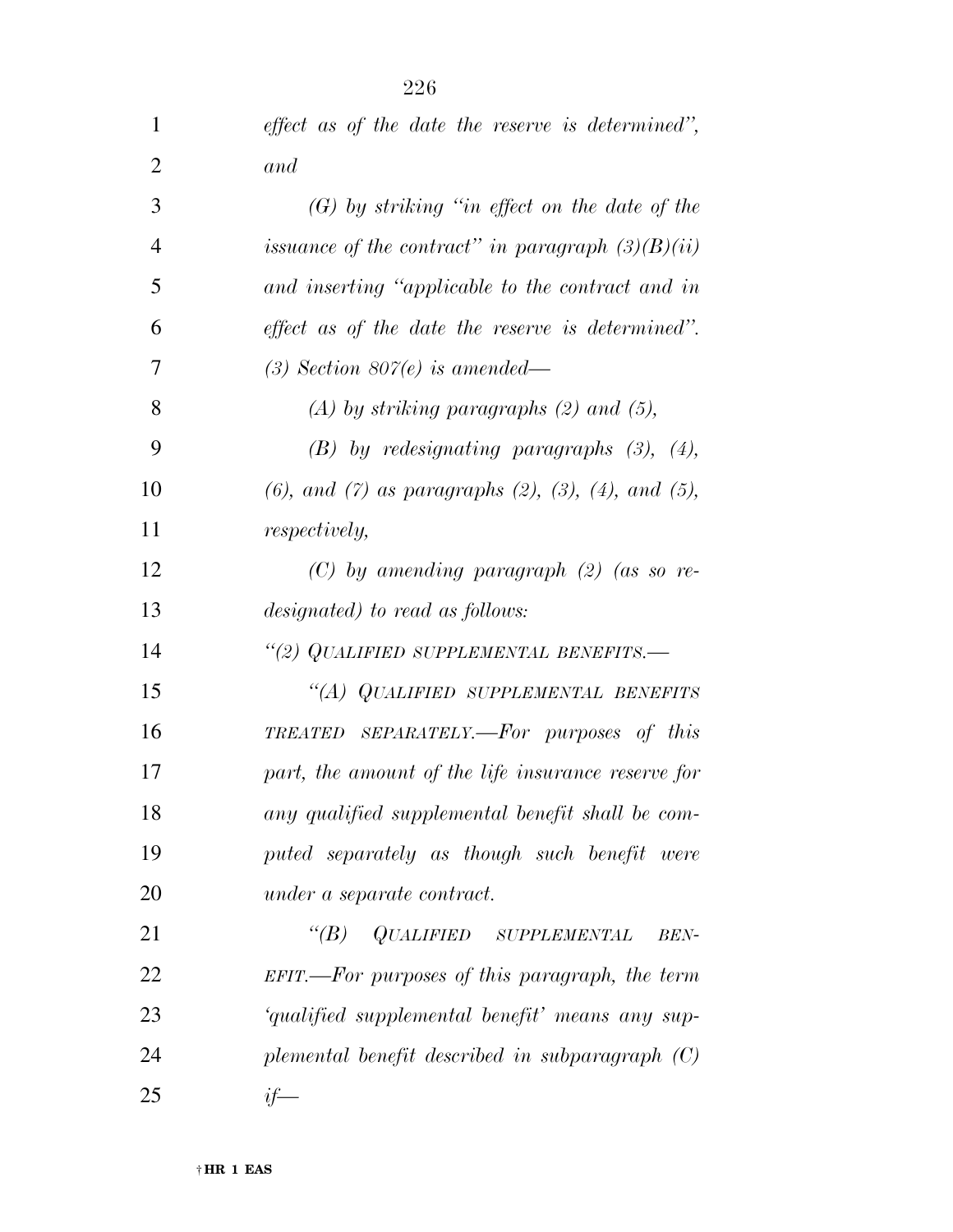*effect as of the date the reserve is determined",* *and*

*(G) by striking "in effect on the date of the issuance of the contract" in paragraph (3)(B)(ii) and inserting "applicable to the contract and in effect as of the date the reserve is determined".*

*(3) Section 807(e) is amended—*

*(A) by striking paragraphs (2) and (5),*

*(B) by redesignating paragraphs (3), (4), (6), and (7) as paragraphs (2), (3), (4), and (5), respectively,*

*(C) by amending paragraph (2) (as so redesignated) to read as follows:*

*"(2) QUALIFIED SUPPLEMENTAL BENEFITS.—*

*"(A) QUALIFIED SUPPLEMENTAL BENEFITS TREATED SEPARATELY.—For purposes of this part, the amount of the life insurance reserve for any qualified supplemental benefit shall be computed separately as though such benefit were under a separate contract.*

*"(B) QUALIFIED SUPPLEMENTAL BENEFIT.—For purposes of this paragraph, the term 'qualified supplemental benefit' means any supplemental benefit described in subparagraph (C) if—*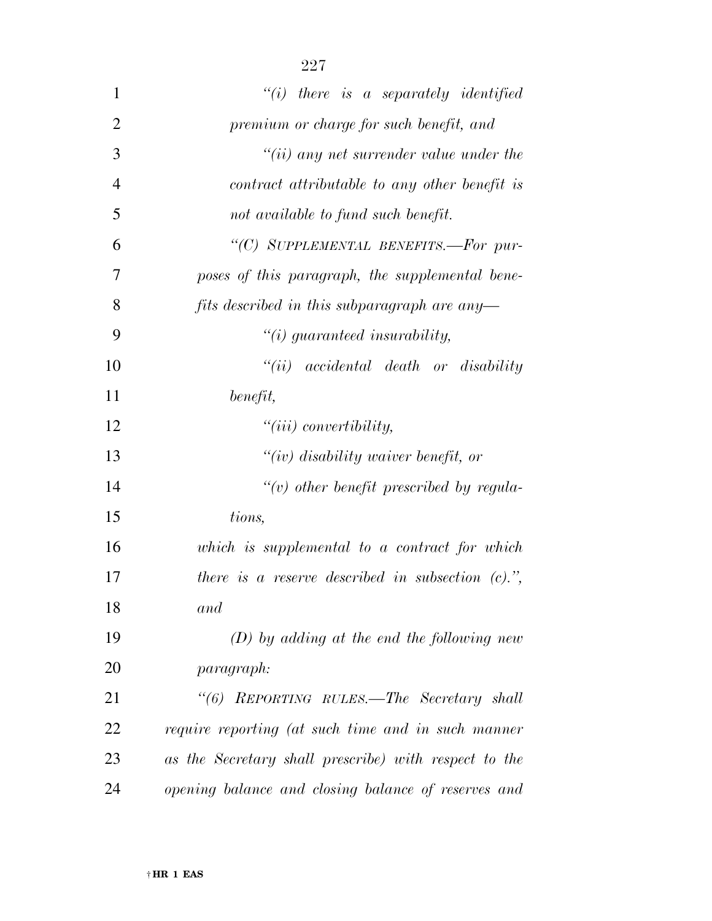*"(i) there is a separately identified premium or charge for such benefit, and*

*"(ii) any net surrender value under the contract attributable to any other benefit is not available to fund such benefit.*

*"(C) SUPPLEMENTAL BENEFITS.—For purposes of this paragraph, the supplemental benefits described in this subparagraph are any—*

*"(i) guaranteed insurability,*

*"(ii) accidental death or disability benefit,*

*"(iii) convertibility,*

*"(iv) disability waiver benefit, or*

*"(v) other benefit prescribed by regulations,*

*which is supplemental to a contract for which there is a reserve described in subsection (c).", and*

*(D) by adding at the end the following new paragraph:*

*"(6) REPORTING RULES.—The Secretary shall require reporting (at such time and in such manner as the Secretary shall prescribe) with respect to the opening balance and closing balance of reserves and*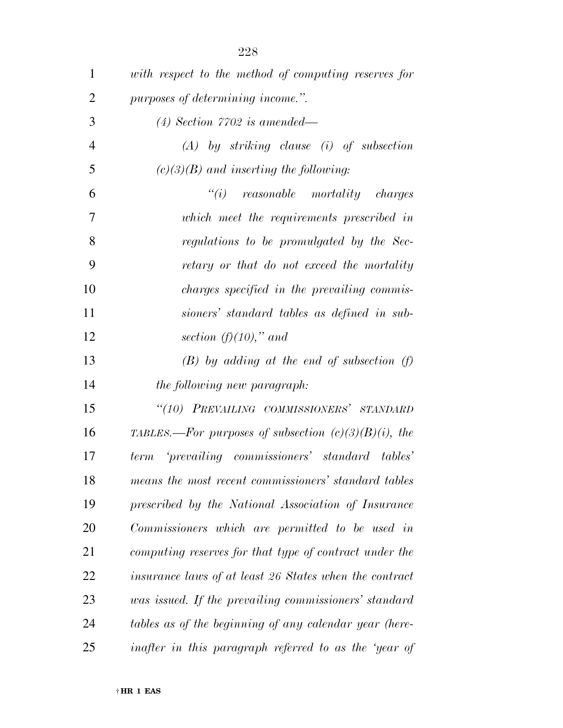*with respect to the method of computing reserves for purposes of determining income.".*

*(4) Section 7702 is amended—*

*(A) by striking clause (i) of subsection (c)(3)(B) and inserting the following:*

*"(i) reasonable mortality charges which meet the requirements prescribed in regulations to be promulgated by the Secretary or that do not exceed the mortality charges specified in the prevailing commissioners' standard tables as defined in subsection (f)(10)," and*

*(B) by adding at the end of subsection (f) the following new paragraph:*

*"(10) PREVAILING COMMISSIONERS' STANDARD TABLES.—For purposes of subsection (c)(3)(B)(i), the term 'prevailing commissioners' standard tables' means the most recent commissioners' standard tables prescribed by the National Association of Insurance Commissioners which are permitted to be used in computing reserves for that type of contract under the insurance laws of at least 26 States when the contract was issued. If the prevailing commissioners' standard tables as of the beginning of any calendar year (hereinafter in this paragraph referred to as the 'year of*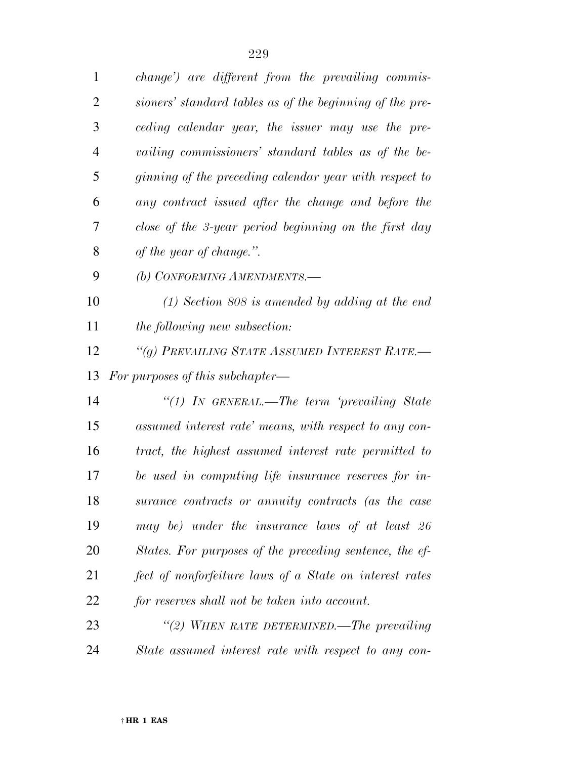*change') are different from the prevailing commissioners' standard tables as of the beginning of the preceding calendar year, the issuer may use the prevailing commissioners' standard tables as of the beginning of the preceding calendar year with respect to any contract issued after the change and before the close of the 3-year period beginning on the first day of the year of change.".*

*(b) CONFORMING AMENDMENTS.—*

*(1) Section 808 is amended by adding at the end the following new subsection:*

*"(g) PREVAILING STATE ASSUMED INTEREST RATE.— For purposes of this subchapter—*

*"(1) IN GENERAL.—The term 'prevailing State assumed interest rate' means, with respect to any contract, the highest assumed interest rate permitted to be used in computing life insurance reserves for insurance contracts or annuity contracts (as the case may be) under the insurance laws of at least 26 States. For purposes of the preceding sentence, the effect of nonforfeiture laws of a State on interest rates for reserves shall not be taken into account.*

*"(2) WHEN RATE DETERMINED.—The prevailing State assumed interest rate with respect to any con-*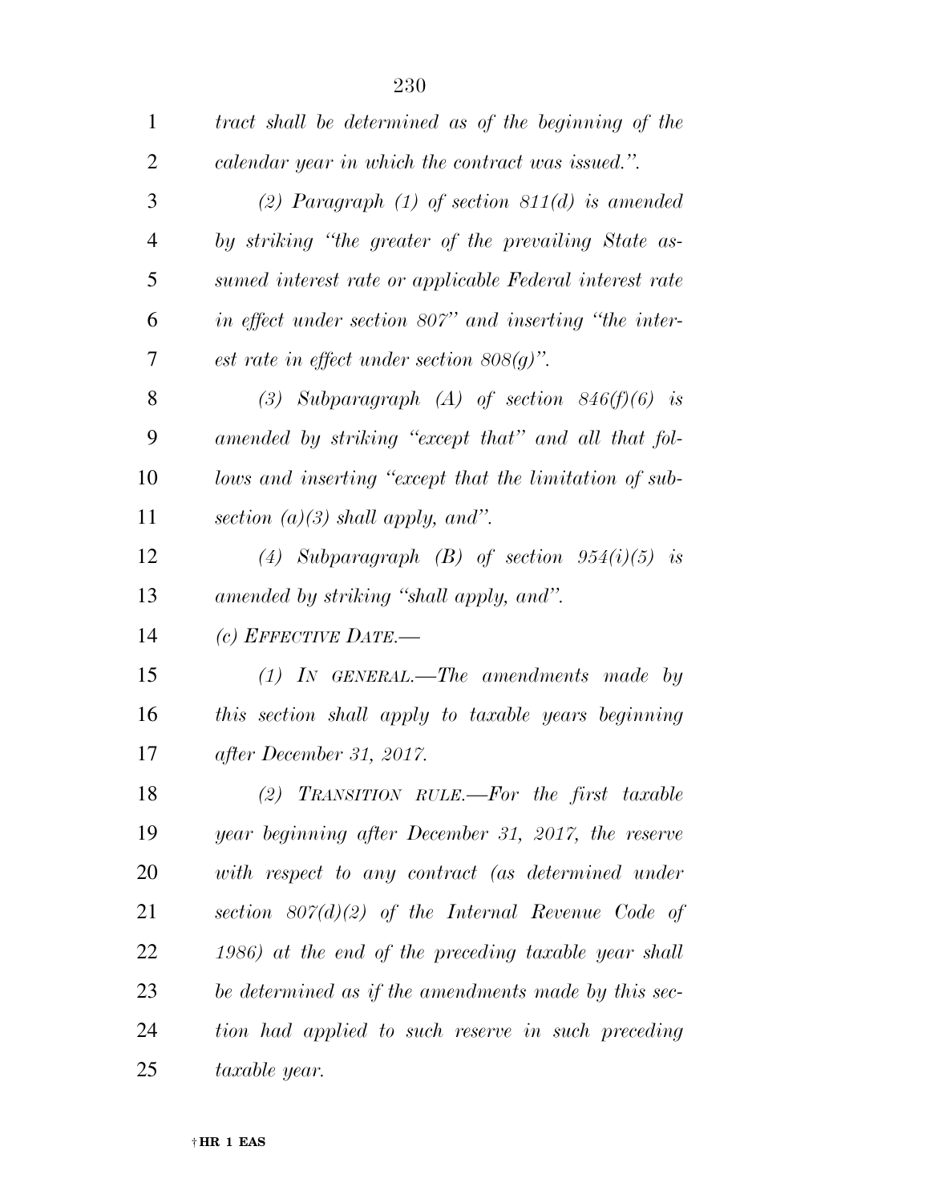*tract shall be determined as of the beginning of the calendar year in which the contract was issued.''.*

*(2) Paragraph (1) of section 811(d) is amended by striking ''the greater of the prevailing State assumed interest rate or applicable Federal interest rate in effect under section 807'' and inserting ''the interest rate in effect under section 808(g)''.*

*(3) Subparagraph (A) of section 846(f)(6) is amended by striking ''except that'' and all that follows and inserting ''except that the limitation of subsection (a)(3) shall apply, and''.*

*(4) Subparagraph (B) of section 954(i)(5) is amended by striking ''shall apply, and''.*

*(c) EFFECTIVE DATE.—*

*(1) IN GENERAL.—The amendments made by this section shall apply to taxable years beginning after December 31, 2017.*

*(2) TRANSITION RULE.—For the first taxable year beginning after December 31, 2017, the reserve with respect to any contract (as determined under section 807(d)(2) of the Internal Revenue Code of 1986) at the end of the preceding taxable year shall be determined as if the amendments made by this section had applied to such reserve in such preceding taxable year.*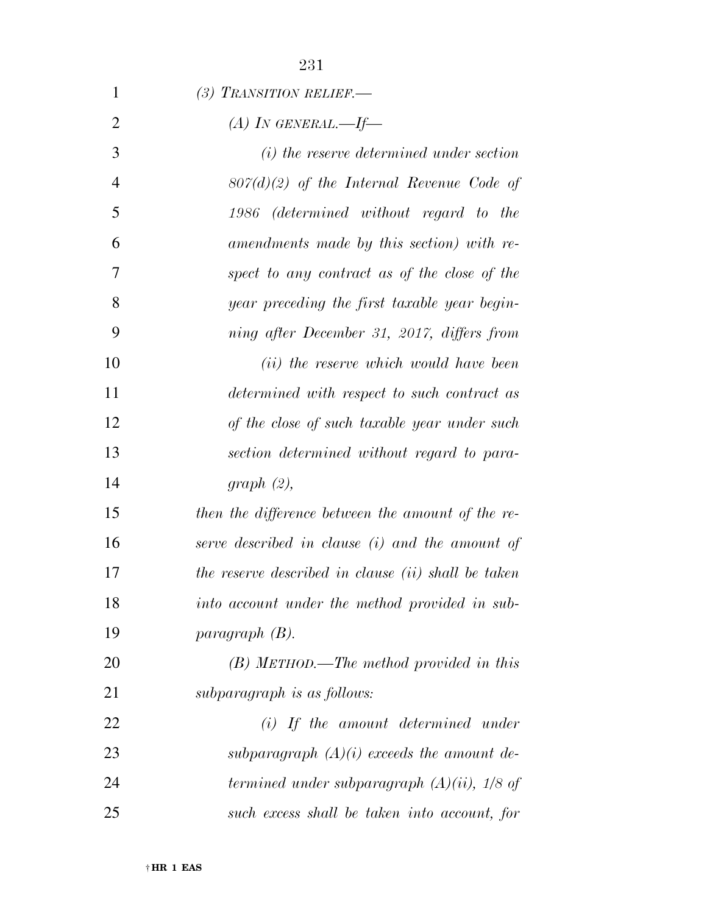*(3) TRANSITION RELIEF.—*

*(A) IN GENERAL.—If—*

*(i) the reserve determined under section 807(d)(2) of the Internal Revenue Code of 1986 (determined without regard to the amendments made by this section) with respect to any contract as of the close of the year preceding the first taxable year beginning after December 31, 2017, differs from*

*(ii) the reserve which would have been determined with respect to such contract as of the close of such taxable year under such section determined without regard to paragraph (2),*

*then the difference between the amount of the reserve described in clause (i) and the amount of the reserve described in clause (ii) shall be taken into account under the method provided in subparagraph (B).*

*(B) METHOD.—The method provided in this subparagraph is as follows:*

*(i) If the amount determined under subparagraph (A)(i) exceeds the amount determined under subparagraph (A)(ii), 1/8 of such excess shall be taken into account, for*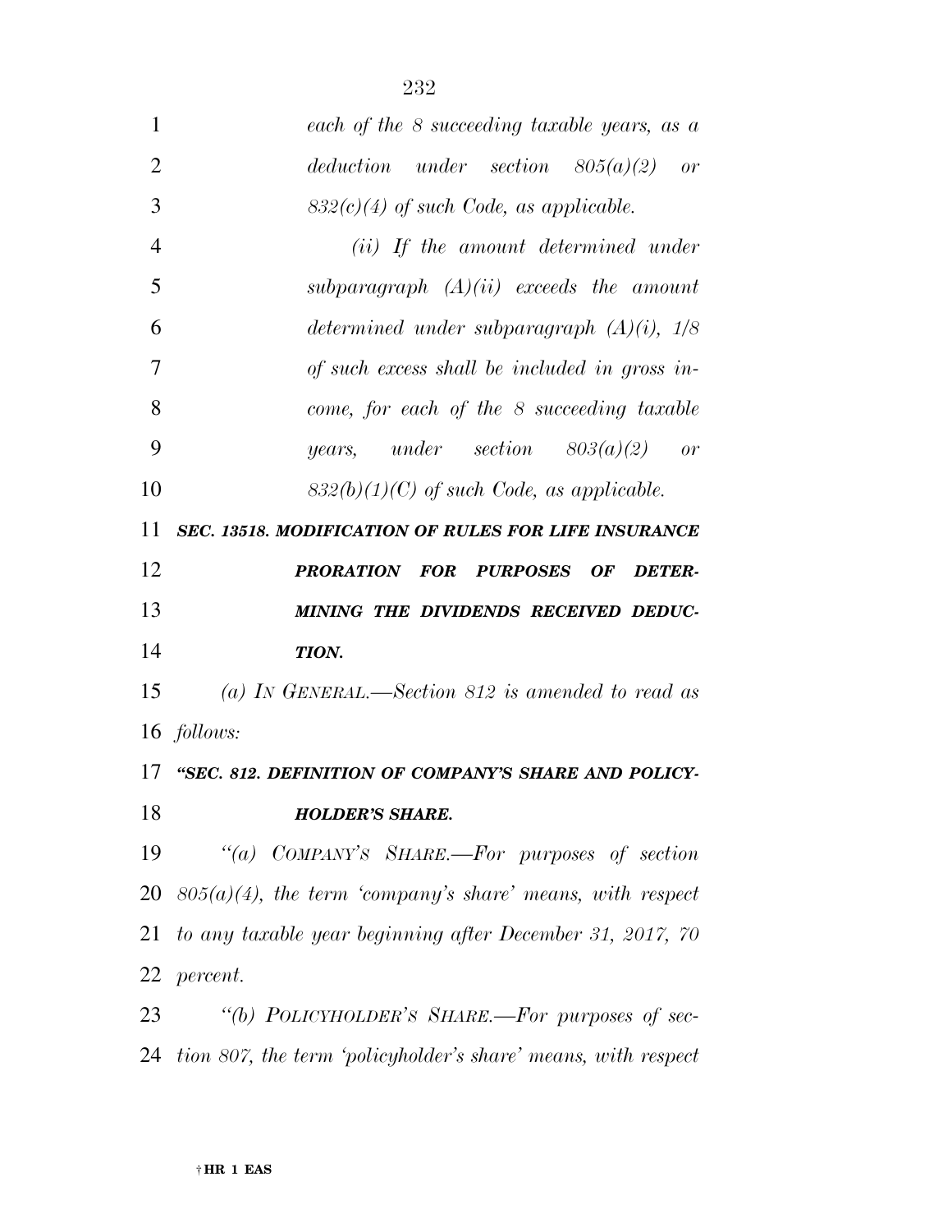*each of the 8 succeeding taxable years, as a deduction under section 805(a)(2) or 832(c)(4) of such Code, as applicable.*

*(ii) If the amount determined under subparagraph (A)(ii) exceeds the amount determined under subparagraph (A)(i), 1/8 of such excess shall be included in gross income, for each of the 8 succeeding taxable years, under section 803(a)(2) or 832(b)(1)(C) of such Code, as applicable.*

***SEC. 13518. MODIFICATION OF RULES FOR LIFE INSURANCE PRORATION FOR PURPOSES OF DETERMINING THE DIVIDENDS RECEIVED DEDUCTION.***

*(a) IN GENERAL.—Section 812 is amended to read as follows:*

***"SEC. 812. DEFINITION OF COMPANY'S SHARE AND POLICYHOLDER'S SHARE.***

*"(a) COMPANY'S SHARE.—For purposes of section 805(a)(4), the term 'company's share' means, with respect to any taxable year beginning after December 31, 2017, 70 percent.*

*"(b) POLICYHOLDER'S SHARE.—For purposes of section 807, the term 'policyholder's share' means, with respect*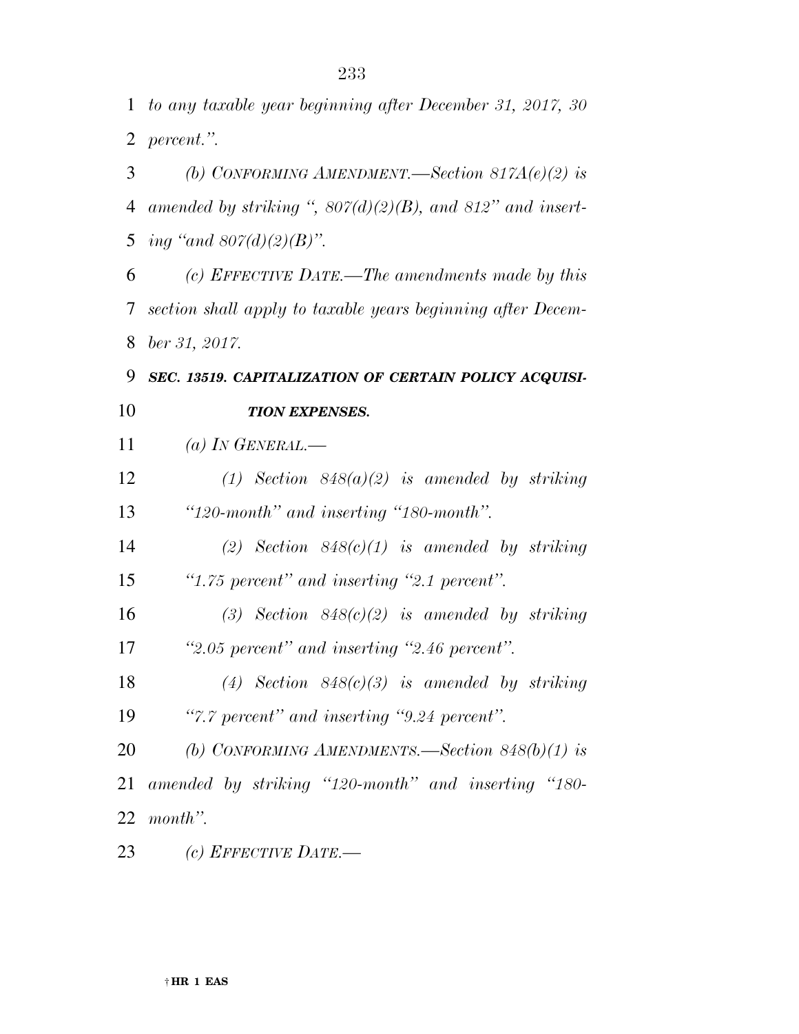*to any taxable year beginning after December 31, 2017, 30 percent.''.*

*(b) CONFORMING AMENDMENT.—Section 817A(e)(2) is amended by striking '', 807(d)(2)(B), and 812'' and inserting ''and 807(d)(2)(B)''.*

*(c) EFFECTIVE DATE.—The amendments made by this section shall apply to taxable years beginning after December 31, 2017.*

### *SEC. 13519. CAPITALIZATION OF CERTAIN POLICY ACQUISITION EXPENSES.*

*(a) IN GENERAL.—*

*(1) Section 848(a)(2) is amended by striking ''120-month'' and inserting ''180-month''.*

*(2) Section 848(c)(1) is amended by striking ''1.75 percent'' and inserting ''2.1 percent''.*

*(3) Section 848(c)(2) is amended by striking ''2.05 percent'' and inserting ''2.46 percent''.*

*(4) Section 848(c)(3) is amended by striking ''7.7 percent'' and inserting ''9.24 percent''.*

*(b) CONFORMING AMENDMENTS.—Section 848(b)(1) is amended by striking ''120-month'' and inserting ''180-month''.*

*(c) EFFECTIVE DATE.—*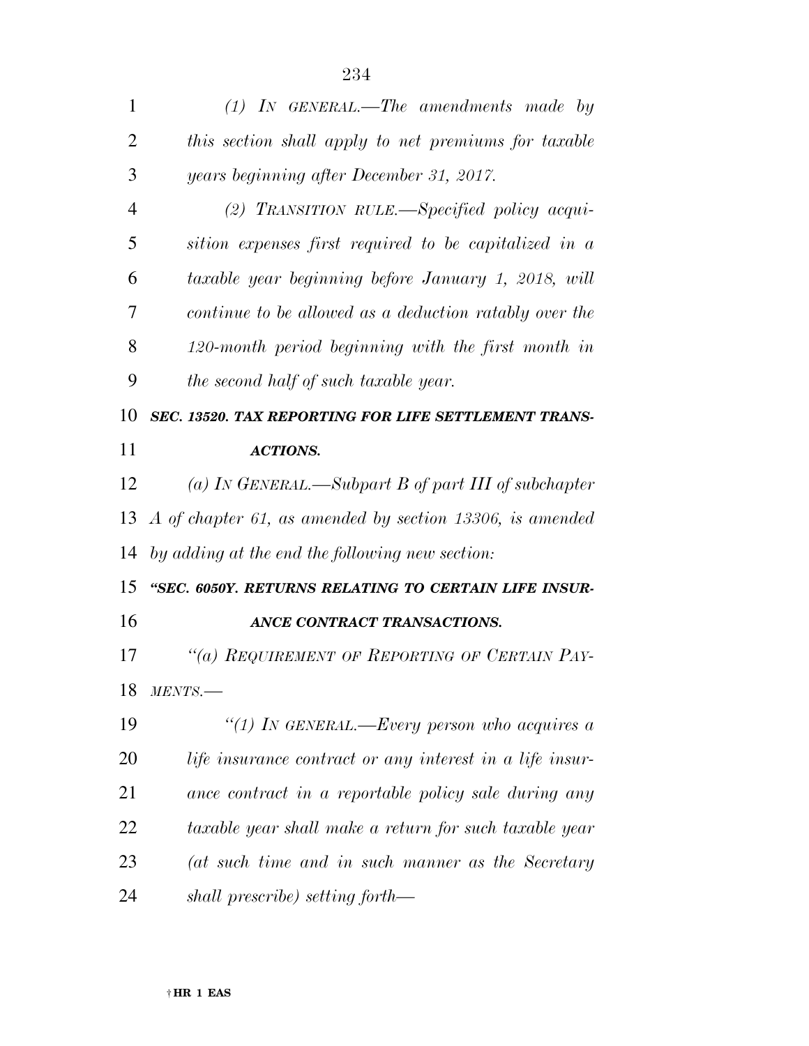*(1) IN GENERAL.—The amendments made by this section shall apply to net premiums for taxable years beginning after December 31, 2017.*

*(2) TRANSITION RULE.—Specified policy acquisition expenses first required to be capitalized in a taxable year beginning before January 1, 2018, will continue to be allowed as a deduction ratably over the 120-month period beginning with the first month in the second half of such taxable year.*

***SEC. 13520. TAX REPORTING FOR LIFE SETTLEMENT TRANSACTIONS.***

*(a) IN GENERAL.—Subpart B of part III of subchapter A of chapter 61, as amended by section 13306, is amended by adding at the end the following new section:*

***"SEC. 6050Y. RETURNS RELATING TO CERTAIN LIFE INSURANCE CONTRACT TRANSACTIONS.***

*"(a) REQUIREMENT OF REPORTING OF CERTAIN PAYMENTS.—*

*"(1) IN GENERAL.—Every person who acquires a life insurance contract or any interest in a life insurance contract in a reportable policy sale during any taxable year shall make a return for such taxable year (at such time and in such manner as the Secretary shall prescribe) setting forth—*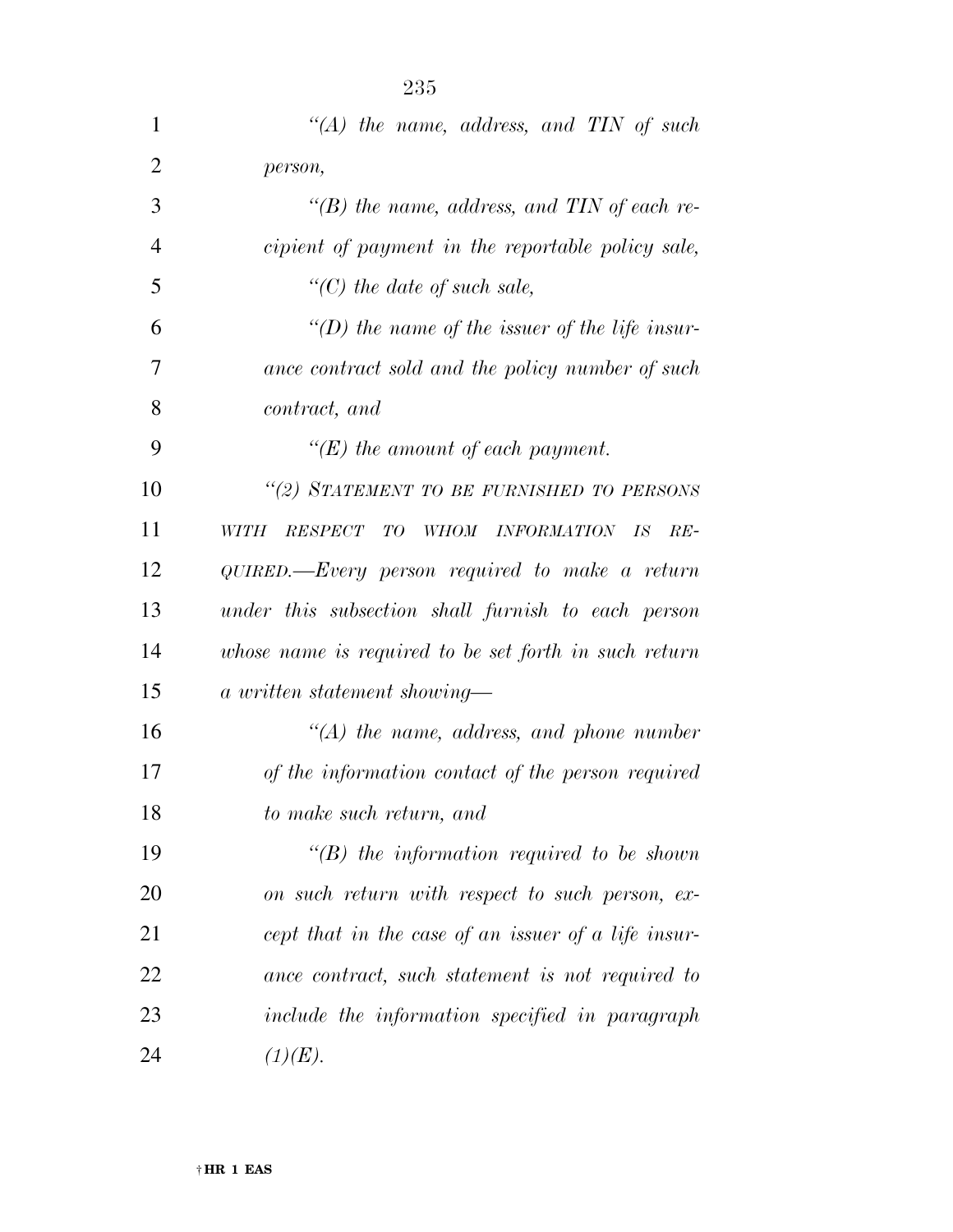*"(A) the name, address, and TIN of such person,*

*"(B) the name, address, and TIN of each recipient of payment in the reportable policy sale,*

*"(C) the date of such sale,*

*"(D) the name of the issuer of the life insurance contract sold and the policy number of such contract, and*

*"(E) the amount of each payment.*

*"(2) STATEMENT TO BE FURNISHED TO PERSONS WITH RESPECT TO WHOM INFORMATION IS REQUIRED.—Every person required to make a return under this subsection shall furnish to each person whose name is required to be set forth in such return a written statement showing—*

*"(A) the name, address, and phone number of the information contact of the person required to make such return, and*

*"(B) the information required to be shown on such return with respect to such person, except that in the case of an issuer of a life insurance contract, such statement is not required to include the information specified in paragraph (1)(E).*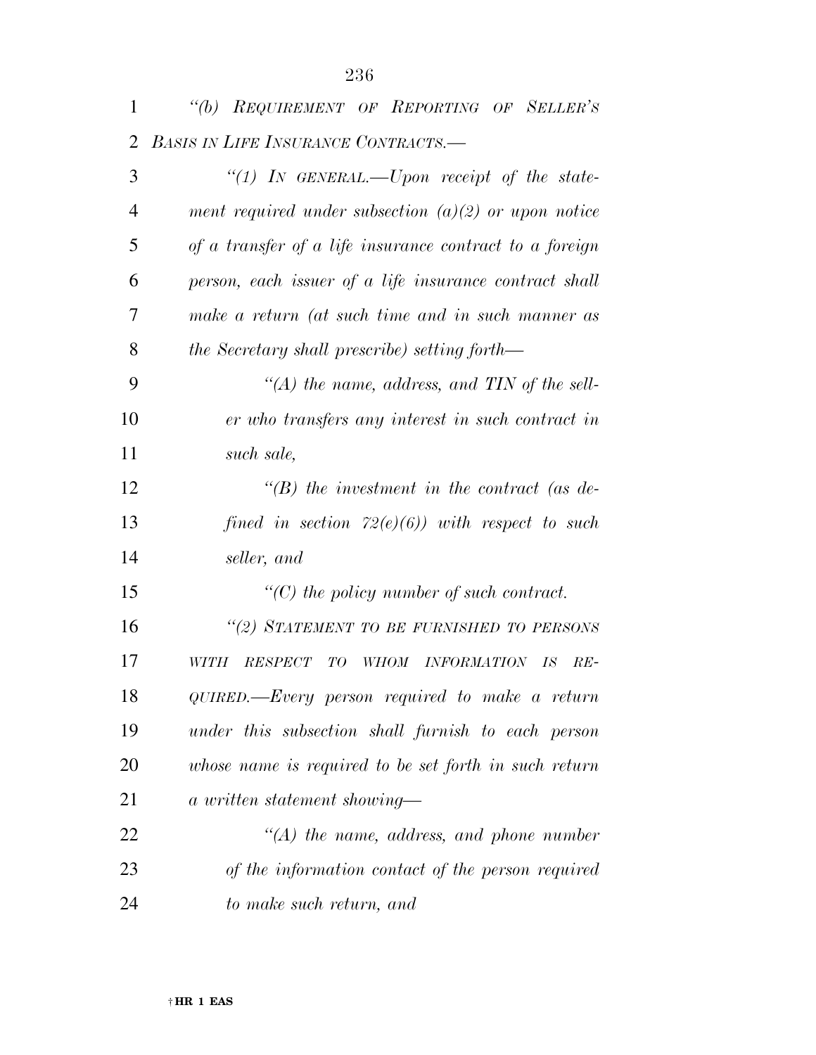*"(b) REQUIREMENT OF REPORTING OF SELLER'S BASIS IN LIFE INSURANCE CONTRACTS.—*

*"(1) IN GENERAL.—Upon receipt of the statement required under subsection (a)(2) or upon notice of a transfer of a life insurance contract to a foreign person, each issuer of a life insurance contract shall make a return (at such time and in such manner as the Secretary shall prescribe) setting forth—*

*"(A) the name, address, and TIN of the seller who transfers any interest in such contract in such sale,*

*"(B) the investment in the contract (as defined in section 72(e)(6)) with respect to such seller, and*

*"(C) the policy number of such contract.*

*"(2) STATEMENT TO BE FURNISHED TO PERSONS WITH RESPECT TO WHOM INFORMATION IS REQUIRED.—Every person required to make a return under this subsection shall furnish to each person whose name is required to be set forth in such return a written statement showing—*

*"(A) the name, address, and phone number of the information contact of the person required to make such return, and*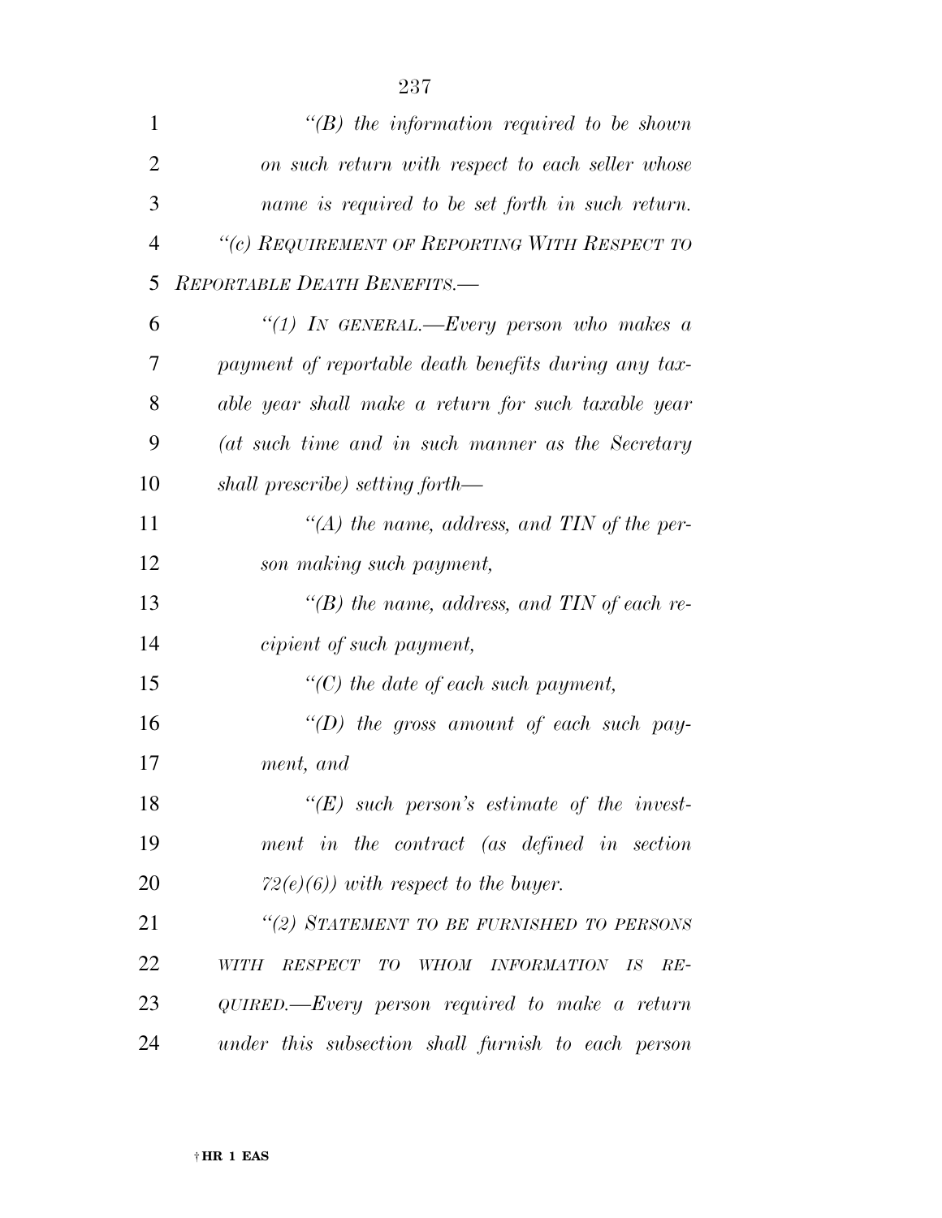*"(B) the information required to be shown on such return with respect to each seller whose name is required to be set forth in such return.*

*"(c) REQUIREMENT OF REPORTING WITH RESPECT TO REPORTABLE DEATH BENEFITS.—*

*"(1) IN GENERAL.—Every person who makes a payment of reportable death benefits during any taxable year shall make a return for such taxable year (at such time and in such manner as the Secretary shall prescribe) setting forth—*

*"(A) the name, address, and TIN of the person making such payment,*

*"(B) the name, address, and TIN of each recipient of such payment,*

*"(C) the date of each such payment,*

*"(D) the gross amount of each such payment, and*

*"(E) such person's estimate of the investment in the contract (as defined in section 72(e)(6)) with respect to the buyer.*

*"(2) STATEMENT TO BE FURNISHED TO PERSONS WITH RESPECT TO WHOM INFORMATION IS REQUIRED.—Every person required to make a return under this subsection shall furnish to each person*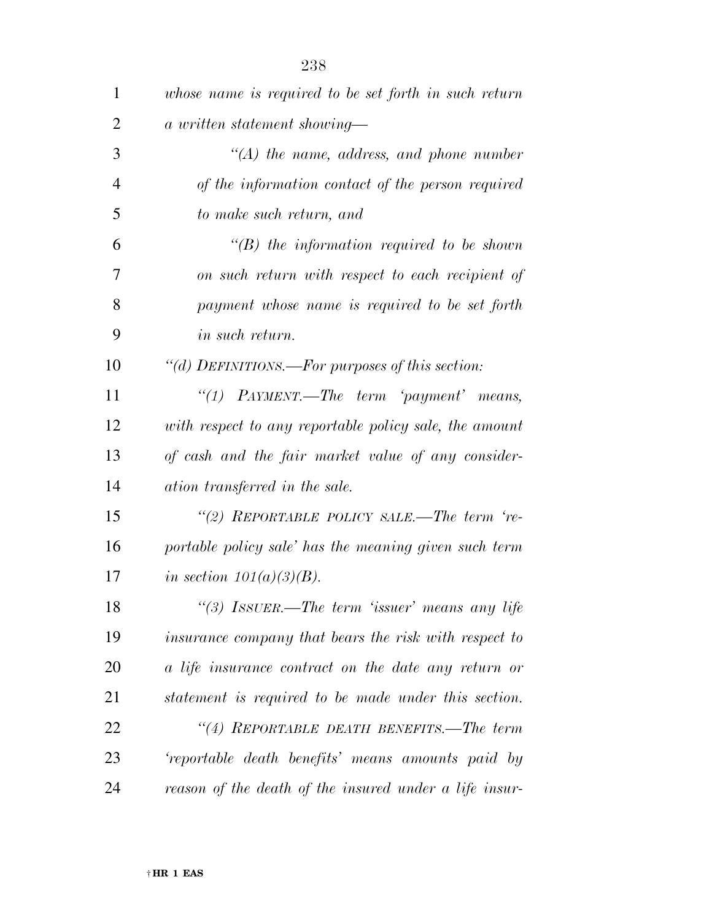*whose name is required to be set forth in such return a written statement showing—*

*"(A) the name, address, and phone number of the information contact of the person required to make such return, and*

*"(B) the information required to be shown on such return with respect to each recipient of payment whose name is required to be set forth in such return.*

*"(d) DEFINITIONS.—For purposes of this section:*

*"(1) PAYMENT.—The term 'payment' means, with respect to any reportable policy sale, the amount of cash and the fair market value of any consideration transferred in the sale.*

*"(2) REPORTABLE POLICY SALE.—The term 'reportable policy sale' has the meaning given such term in section 101(a)(3)(B).*

*"(3) ISSUER.—The term 'issuer' means any life insurance company that bears the risk with respect to a life insurance contract on the date any return or statement is required to be made under this section.*

*"(4) REPORTABLE DEATH BENEFITS.—The term 'reportable death benefits' means amounts paid by reason of the death of the insured under a life insur-*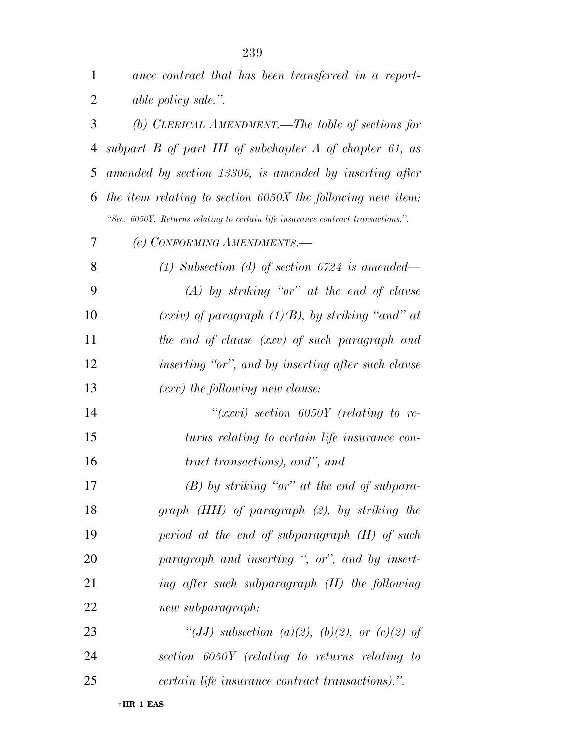*ance contract that has been transferred in a reportable policy sale.".*

*(b) CLERICAL AMENDMENT.—The table of sections for subpart B of part III of subchapter A of chapter 61, as amended by section 13306, is amended by inserting after the item relating to section 6050X the following new item:*

*"Sec. 6050Y. Returns relating to certain life insurance contract transactions.".*

*(c) CONFORMING AMENDMENTS.—*

*(1) Subsection (d) of section 6724 is amended—*

*(A) by striking "or" at the end of clause (xxiv) of paragraph (1)(B), by striking "and" at the end of clause (xxv) of such paragraph and inserting "or", and by inserting after such clause (xxv) the following new clause:*

*"(xxvi) section 6050Y (relating to returns relating to certain life insurance contract transactions), and", and*

*(B) by striking "or" at the end of subparagraph (HH) of paragraph (2), by striking the period at the end of subparagraph (II) of such paragraph and inserting ", or", and by inserting after such subparagraph (II) the following new subparagraph:*

*"(JJ) subsection (a)(2), (b)(2), or (c)(2) of section 6050Y (relating to returns relating to certain life insurance contract transactions).".*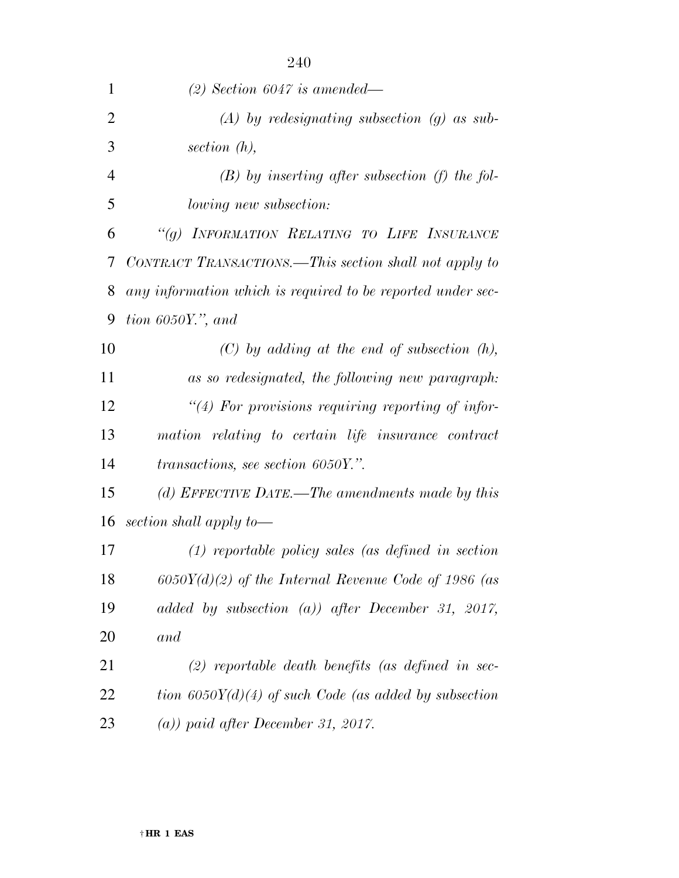*(2) Section 6047 is amended—*

*(A) by redesignating subsection (g) as subsection (h),*

*(B) by inserting after subsection (f) the following new subsection:*

*"(g) INFORMATION RELATING TO LIFE INSURANCE CONTRACT TRANSACTIONS.—This section shall not apply to any information which is required to be reported under section 6050Y.", and*

*(C) by adding at the end of subsection (h), as so redesignated, the following new paragraph:*

*"(4) For provisions requiring reporting of information relating to certain life insurance contract transactions, see section 6050Y.".*

*(d) EFFECTIVE DATE.—The amendments made by this section shall apply to—*

*(1) reportable policy sales (as defined in section 6050Y(d)(2) of the Internal Revenue Code of 1986 (as added by subsection (a)) after December 31, 2017, and*

*(2) reportable death benefits (as defined in section 6050Y(d)(4) of such Code (as added by subsection (a)) paid after December 31, 2017.*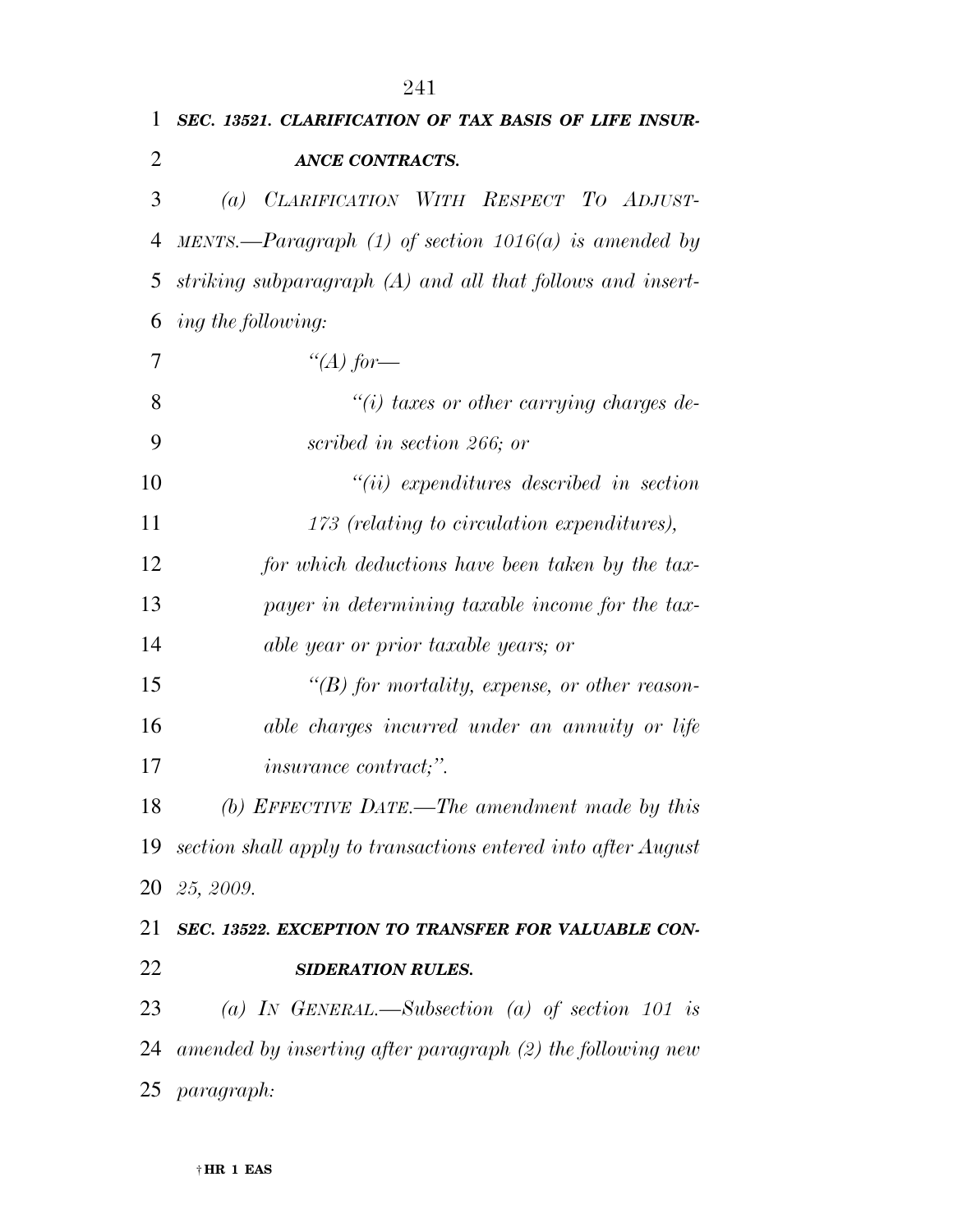***SEC. 13521. CLARIFICATION OF TAX BASIS OF LIFE INSURANCE CONTRACTS.***

*(a) CLARIFICATION WITH RESPECT TO ADJUSTMENTS.—Paragraph (1) of section 1016(a) is amended by striking subparagraph (A) and all that follows and inserting the following:*

*“(A) for—*

*“(i) taxes or other carrying charges described in section 266; or*

*“(ii) expenditures described in section 173 (relating to circulation expenditures),*

*for which deductions have been taken by the taxpayer in determining taxable income for the taxable year or prior taxable years; or*

*“(B) for mortality, expense, or other reasonable charges incurred under an annuity or life insurance contract;”.*

*(b) EFFECTIVE DATE.—The amendment made by this section shall apply to transactions entered into after August 25, 2009.*

***SEC. 13522. EXCEPTION TO TRANSFER FOR VALUABLE CONSIDERATION RULES.***

*(a) IN GENERAL.—Subsection (a) of section 101 is amended by inserting after paragraph (2) the following new paragraph:*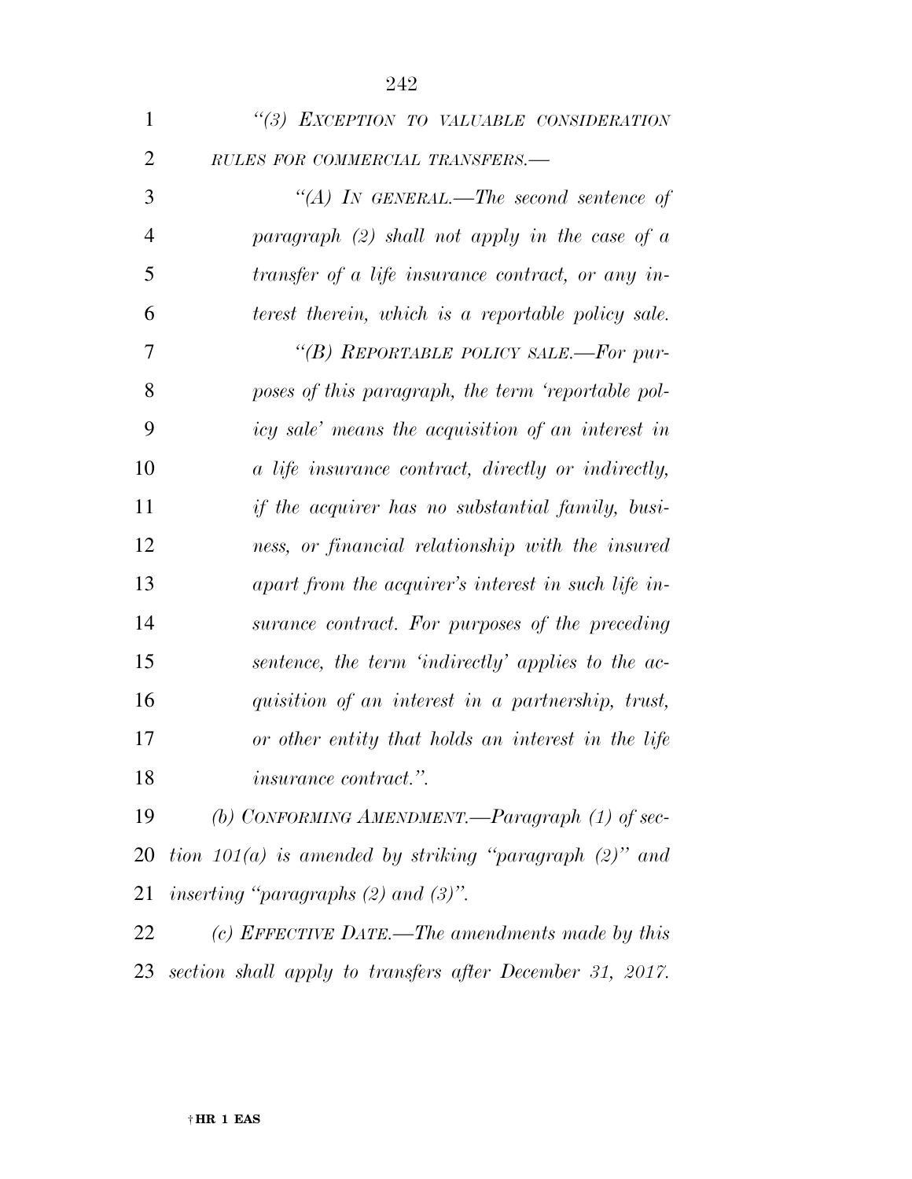*"(3) EXCEPTION TO VALUABLE CONSIDERATION RULES FOR COMMERCIAL TRANSFERS.—*

*"(A) IN GENERAL.—The second sentence of paragraph (2) shall not apply in the case of a transfer of a life insurance contract, or any interest therein, which is a reportable policy sale.*

*"(B) REPORTABLE POLICY SALE.—For purposes of this paragraph, the term 'reportable policy sale' means the acquisition of an interest in a life insurance contract, directly or indirectly, if the acquirer has no substantial family, business, or financial relationship with the insured apart from the acquirer's interest in such life insurance contract. For purposes of the preceding sentence, the term 'indirectly' applies to the acquisition of an interest in a partnership, trust, or other entity that holds an interest in the life insurance contract.".*

*(b) CONFORMING AMENDMENT.—Paragraph (1) of section 101(a) is amended by striking "paragraph (2)" and inserting "paragraphs (2) and (3)".*

*(c) EFFECTIVE DATE.—The amendments made by this section shall apply to transfers after December 31, 2017.*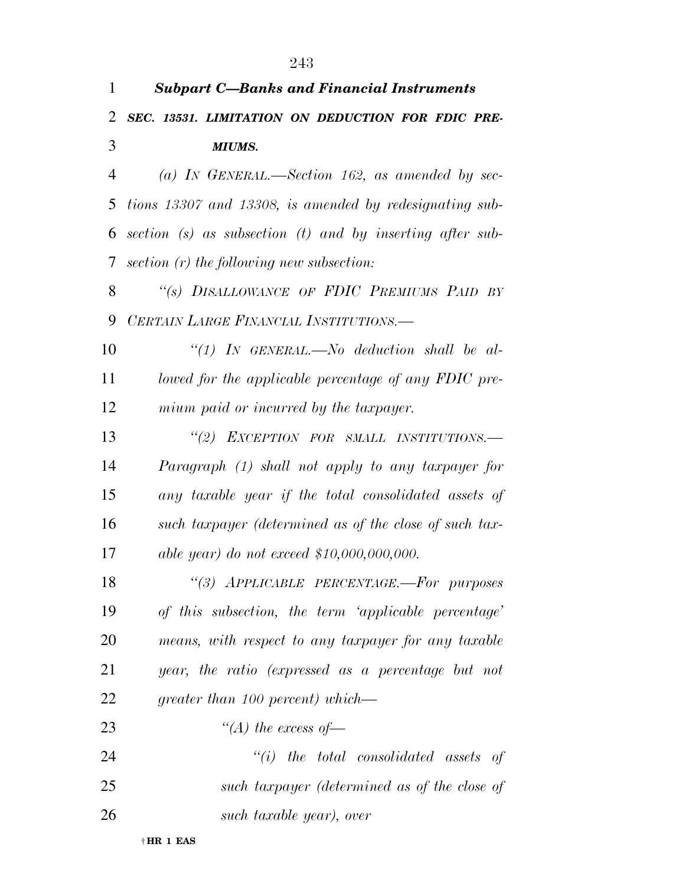***Subpart C—Banks and Financial Instruments***

***SEC. 13531. LIMITATION ON DEDUCTION FOR FDIC PREMIUMS.***

*(a) IN GENERAL.—Section 162, as amended by sections 13307 and 13308, is amended by redesignating subsection (s) as subsection (t) and by inserting after subsection (r) the following new subsection:*

*"(s) DISALLOWANCE OF FDIC PREMIUMS PAID BY CERTAIN LARGE FINANCIAL INSTITUTIONS.—*

*"(1) IN GENERAL.—No deduction shall be allowed for the applicable percentage of any FDIC premium paid or incurred by the taxpayer.*

*"(2) EXCEPTION FOR SMALL INSTITUTIONS.—Paragraph (1) shall not apply to any taxpayer for any taxable year if the total consolidated assets of such taxpayer (determined as of the close of such taxable year) do not exceed $10,000,000,000.*

*"(3) APPLICABLE PERCENTAGE.—For purposes of this subsection, the term 'applicable percentage' means, with respect to any taxpayer for any taxable year, the ratio (expressed as a percentage but not greater than 100 percent) which—*

*"(A) the excess of—*

*"(i) the total consolidated assets of such taxpayer (determined as of the close of such taxable year), over*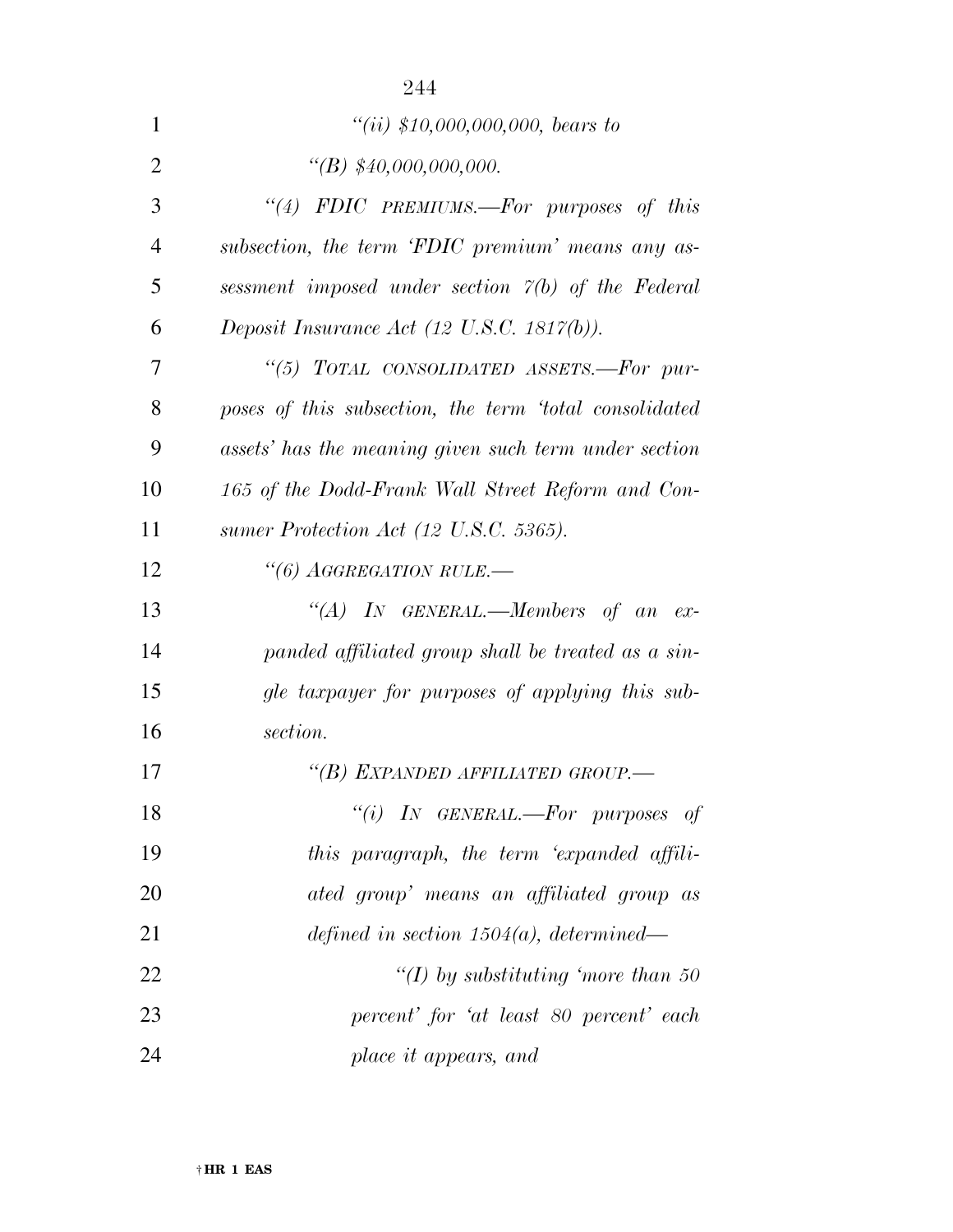*"(ii) $10,000,000,000, bears to*

*"(B) $40,000,000,000.*

*"(4) FDIC PREMIUMS.—For purposes of this subsection, the term 'FDIC premium' means any assessment imposed under section 7(b) of the Federal Deposit Insurance Act (12 U.S.C. 1817(b)).*

*"(5) TOTAL CONSOLIDATED ASSETS.—For purposes of this subsection, the term 'total consolidated assets' has the meaning given such term under section 165 of the Dodd-Frank Wall Street Reform and Consumer Protection Act (12 U.S.C. 5365).*

*"(6) AGGREGATION RULE.—*

*"(A) IN GENERAL.—Members of an expanded affiliated group shall be treated as a single taxpayer for purposes of applying this subsection.*

*"(B) EXPANDED AFFILIATED GROUP.—*

*"(i) IN GENERAL.—For purposes of this paragraph, the term 'expanded affiliated group' means an affiliated group as defined in section 1504(a), determined—*

*"(I) by substituting 'more than 50 percent' for 'at least 80 percent' each place it appears, and*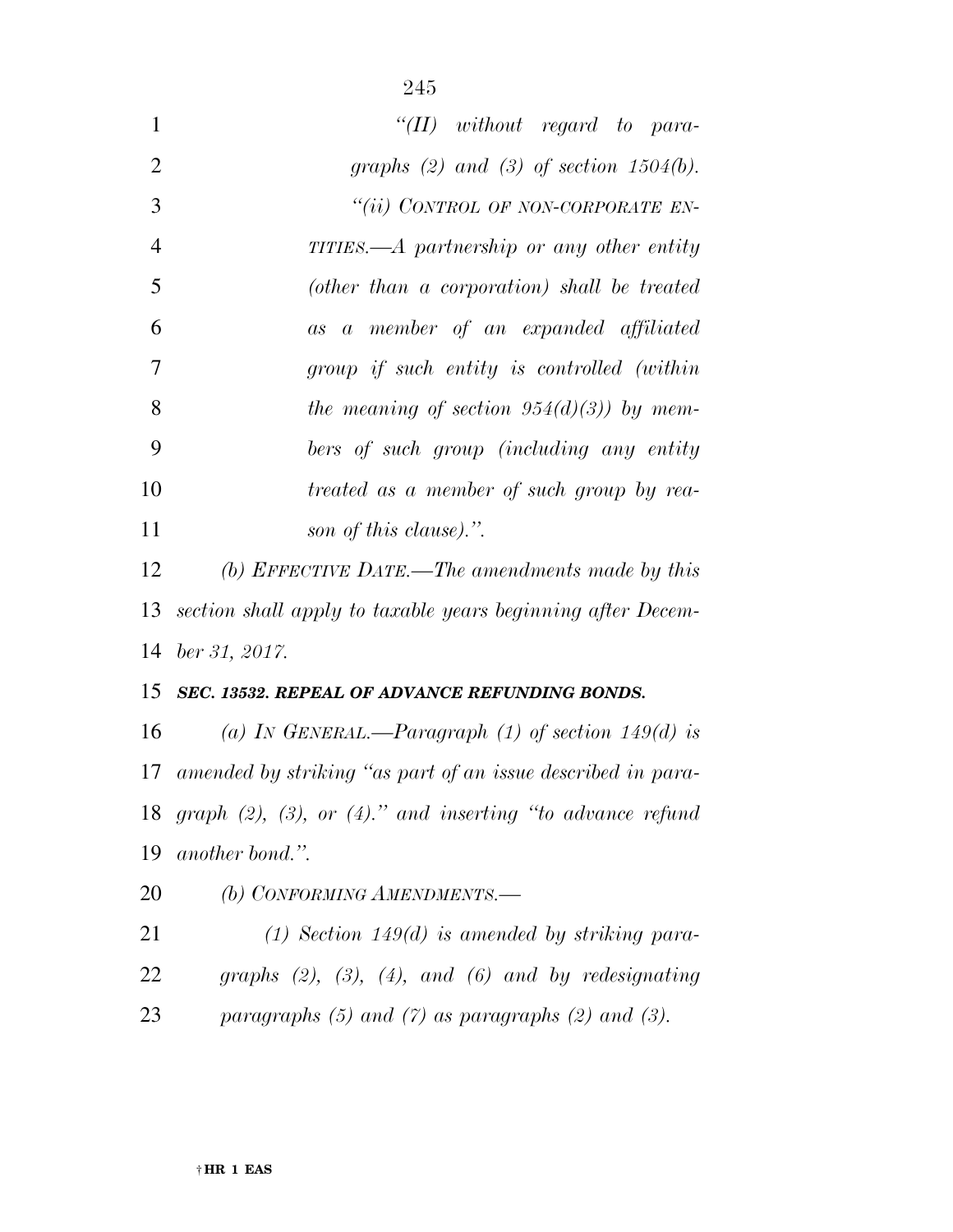*"(II) without regard to paragraphs (2) and (3) of section 1504(b).*

*"(ii) CONTROL OF NON-CORPORATE ENTITIES.—A partnership or any other entity (other than a corporation) shall be treated as a member of an expanded affiliated group if such entity is controlled (within the meaning of section 954(d)(3)) by members of such group (including any entity treated as a member of such group by reason of this clause).".*

*(b) EFFECTIVE DATE.—The amendments made by this section shall apply to taxable years beginning after December 31, 2017.*

***SEC. 13532. REPEAL OF ADVANCE REFUNDING BONDS.***

*(a) IN GENERAL.—Paragraph (1) of section 149(d) is amended by striking "as part of an issue described in paragraph (2), (3), or (4)." and inserting "to advance refund another bond.".*

*(b) CONFORMING AMENDMENTS.—*

*(1) Section 149(d) is amended by striking paragraphs (2), (3), (4), and (6) and by redesignating paragraphs (5) and (7) as paragraphs (2) and (3).*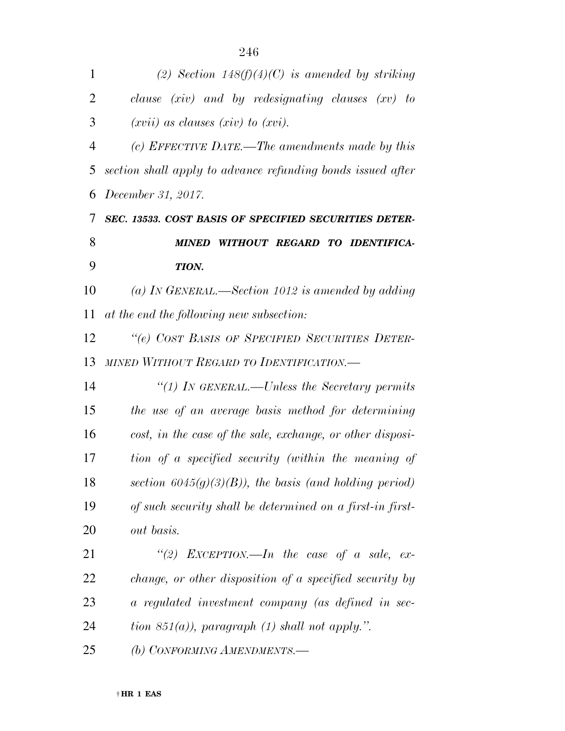*(2) Section 148(f)(4)(C) is amended by striking clause (xiv) and by redesignating clauses (xv) to (xvii) as clauses (xiv) to (xvi).*

*(c) EFFECTIVE DATE.—The amendments made by this section shall apply to advance refunding bonds issued after December 31, 2017.*

***SEC. 13533. COST BASIS OF SPECIFIED SECURITIES DETERMINED WITHOUT REGARD TO IDENTIFICATION.***

*(a) IN GENERAL.—Section 1012 is amended by adding at the end the following new subsection:*

*"(e) COST BASIS OF SPECIFIED SECURITIES DETERMINED WITHOUT REGARD TO IDENTIFICATION.—*

*"(1) IN GENERAL.—Unless the Secretary permits the use of an average basis method for determining cost, in the case of the sale, exchange, or other disposition of a specified security (within the meaning of section 6045(g)(3)(B)), the basis (and holding period) of such security shall be determined on a first-in first-out basis.*

*"(2) EXCEPTION.—In the case of a sale, exchange, or other disposition of a specified security by a regulated investment company (as defined in section 851(a)), paragraph (1) shall not apply.".*

*(b) CONFORMING AMENDMENTS.—*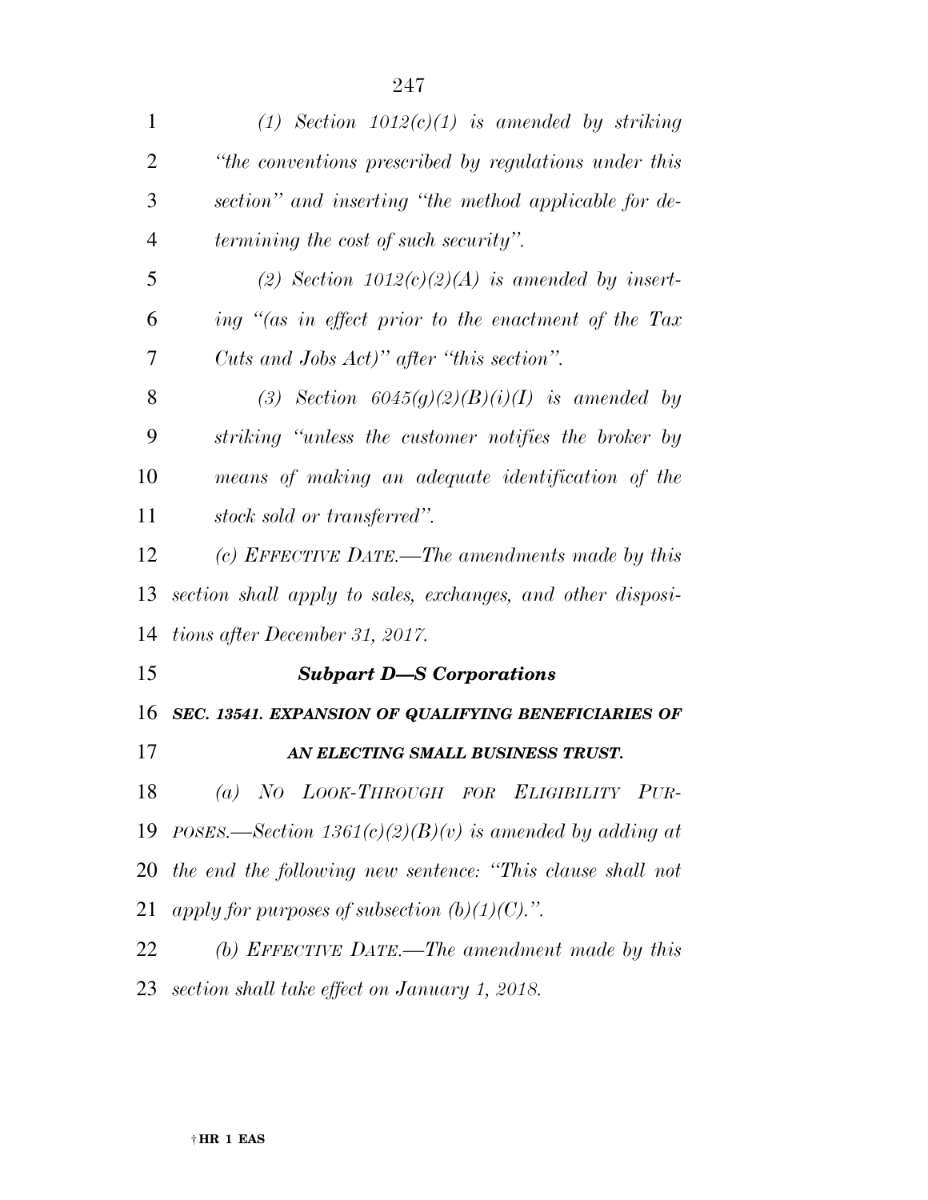*(1) Section 1012(c)(1) is amended by striking "the conventions prescribed by regulations under this section" and inserting "the method applicable for determining the cost of such security".*

*(2) Section 1012(c)(2)(A) is amended by inserting "(as in effect prior to the enactment of the Tax Cuts and Jobs Act)" after "this section".*

*(3) Section 6045(g)(2)(B)(i)(I) is amended by striking "unless the customer notifies the broker by means of making an adequate identification of the stock sold or transferred".*

*(c) EFFECTIVE DATE.—The amendments made by this section shall apply to sales, exchanges, and other dispositions after December 31, 2017.*

### ***Subpart D—S Corporations***

***SEC. 13541. EXPANSION OF QUALIFYING BENEFICIARIES OF AN ELECTING SMALL BUSINESS TRUST.***

*(a) NO LOOK-THROUGH FOR ELIGIBILITY PURPOSES.—Section 1361(c)(2)(B)(v) is amended by adding at the end the following new sentence: "This clause shall not apply for purposes of subsection (b)(1)(C).".*

*(b) EFFECTIVE DATE.—The amendment made by this section shall take effect on January 1, 2018.*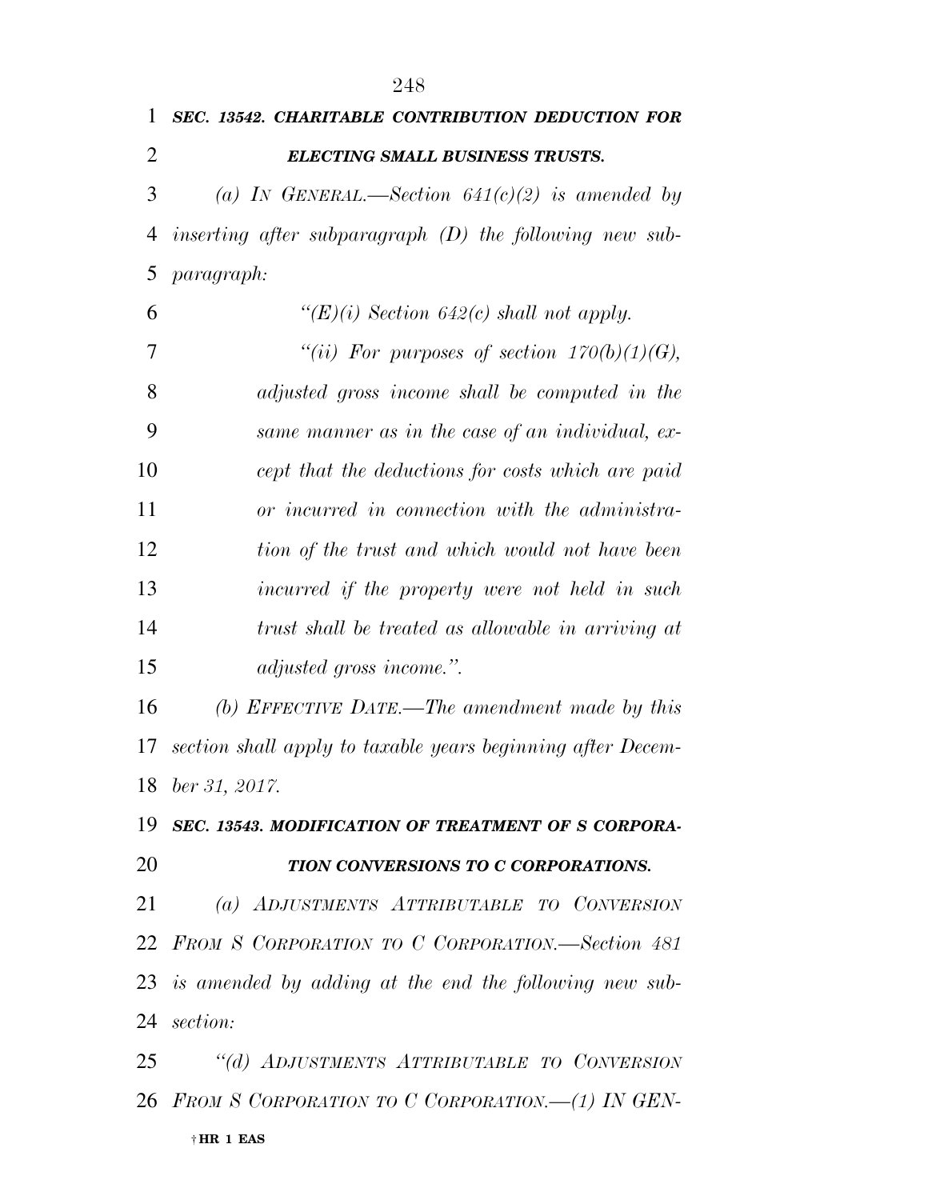***SEC. 13542. CHARITABLE CONTRIBUTION DEDUCTION FOR ELECTING SMALL BUSINESS TRUSTS.***

*(a) IN GENERAL.—Section 641(c)(2) is amended by inserting after subparagraph (D) the following new subparagraph:*

*"(E)(i) Section 642(c) shall not apply.*

*"(ii) For purposes of section 170(b)(1)(G), adjusted gross income shall be computed in the same manner as in the case of an individual, except that the deductions for costs which are paid or incurred in connection with the administration of the trust and which would not have been incurred if the property were not held in such trust shall be treated as allowable in arriving at adjusted gross income.".*

*(b) EFFECTIVE DATE.—The amendment made by this section shall apply to taxable years beginning after December 31, 2017.*

***SEC. 13543. MODIFICATION OF TREATMENT OF S CORPORATION CONVERSIONS TO C CORPORATIONS.***

*(a) ADJUSTMENTS ATTRIBUTABLE TO CONVERSION FROM S CORPORATION TO C CORPORATION.—Section 481 is amended by adding at the end the following new subsection:*

*"(d) ADJUSTMENTS ATTRIBUTABLE TO CONVERSION FROM S CORPORATION TO C CORPORATION.—(1) IN GEN-*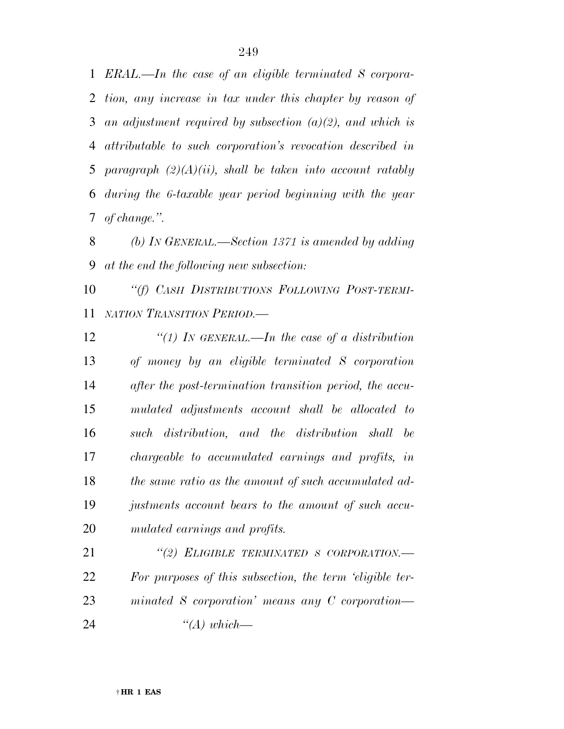*ERAL.—In the case of an eligible terminated S corporation, any increase in tax under this chapter by reason of an adjustment required by subsection (a)(2), and which is attributable to such corporation's revocation described in paragraph (2)(A)(ii), shall be taken into account ratably during the 6-taxable year period beginning with the year of change.".*

*(b) IN GENERAL.—Section 1371 is amended by adding at the end the following new subsection:*

*"(f) CASH DISTRIBUTIONS FOLLOWING POST-TERMINATION TRANSITION PERIOD.—*

*"(1) IN GENERAL.—In the case of a distribution of money by an eligible terminated S corporation after the post-termination transition period, the accumulated adjustments account shall be allocated to such distribution, and the distribution shall be chargeable to accumulated earnings and profits, in the same ratio as the amount of such accumulated adjustments account bears to the amount of such accumulated earnings and profits.*

*"(2) ELIGIBLE TERMINATED S CORPORATION.—For purposes of this subsection, the term 'eligible terminated S corporation' means any C corporation—*

*"(A) which—*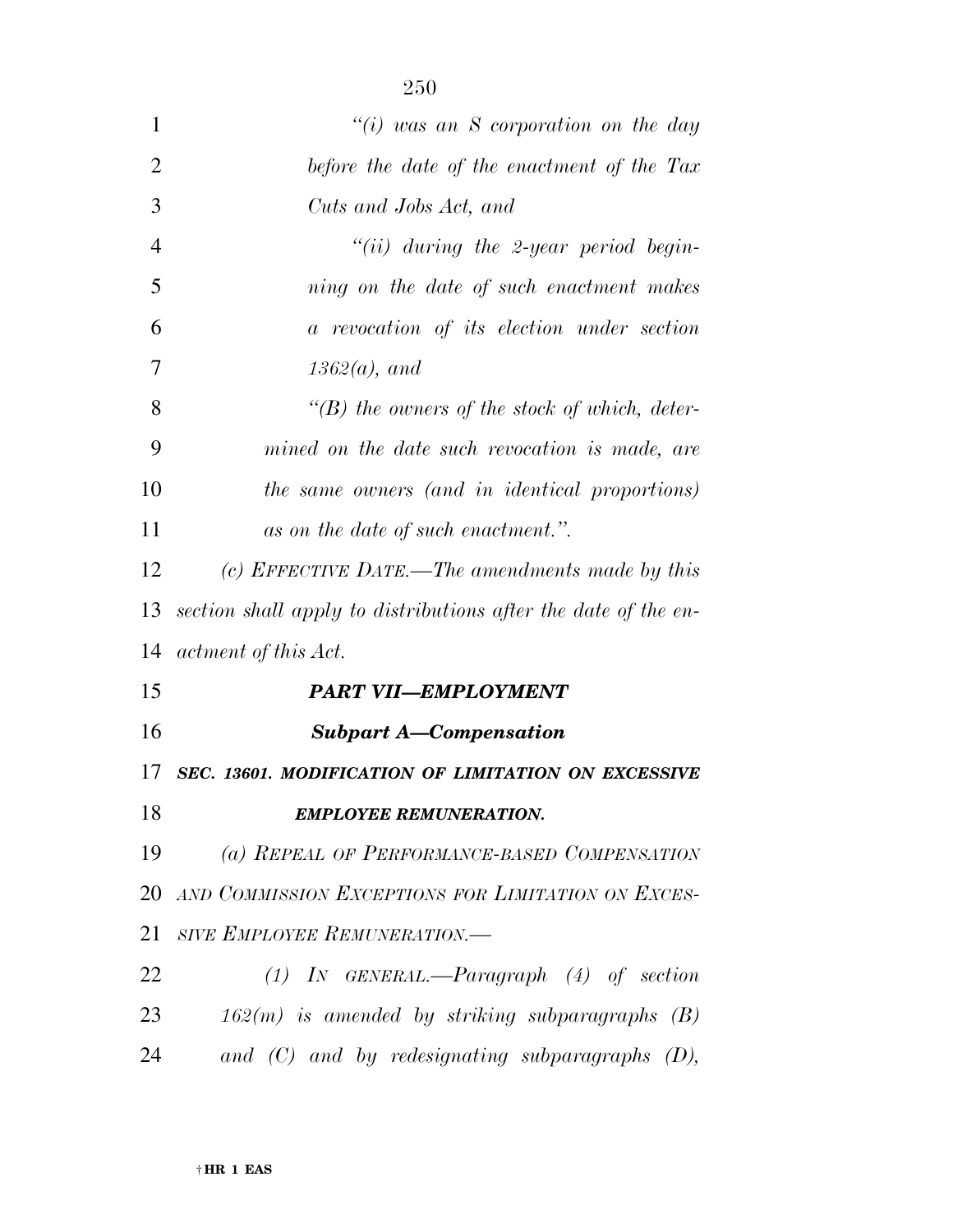*"(i) was an S corporation on the day before the date of the enactment of the Tax Cuts and Jobs Act, and*

*"(ii) during the 2-year period beginning on the date of such enactment makes a revocation of its election under section 1362(a), and*

*"(B) the owners of the stock of which, determined on the date such revocation is made, are the same owners (and in identical proportions) as on the date of such enactment.".*

*(c) EFFECTIVE DATE.—The amendments made by this section shall apply to distributions after the date of the enactment of this Act.*

## *PART VII—EMPLOYMENT*

### *Subpart A—Compensation*

### *SEC. 13601. MODIFICATION OF LIMITATION ON EXCESSIVE EMPLOYEE REMUNERATION.*

*(a) REPEAL OF PERFORMANCE-BASED COMPENSATION AND COMMISSION EXCEPTIONS FOR LIMITATION ON EXCESSIVE EMPLOYEE REMUNERATION.—*

*(1) IN GENERAL.—Paragraph (4) of section 162(m) is amended by striking subparagraphs (B) and (C) and by redesignating subparagraphs (D),*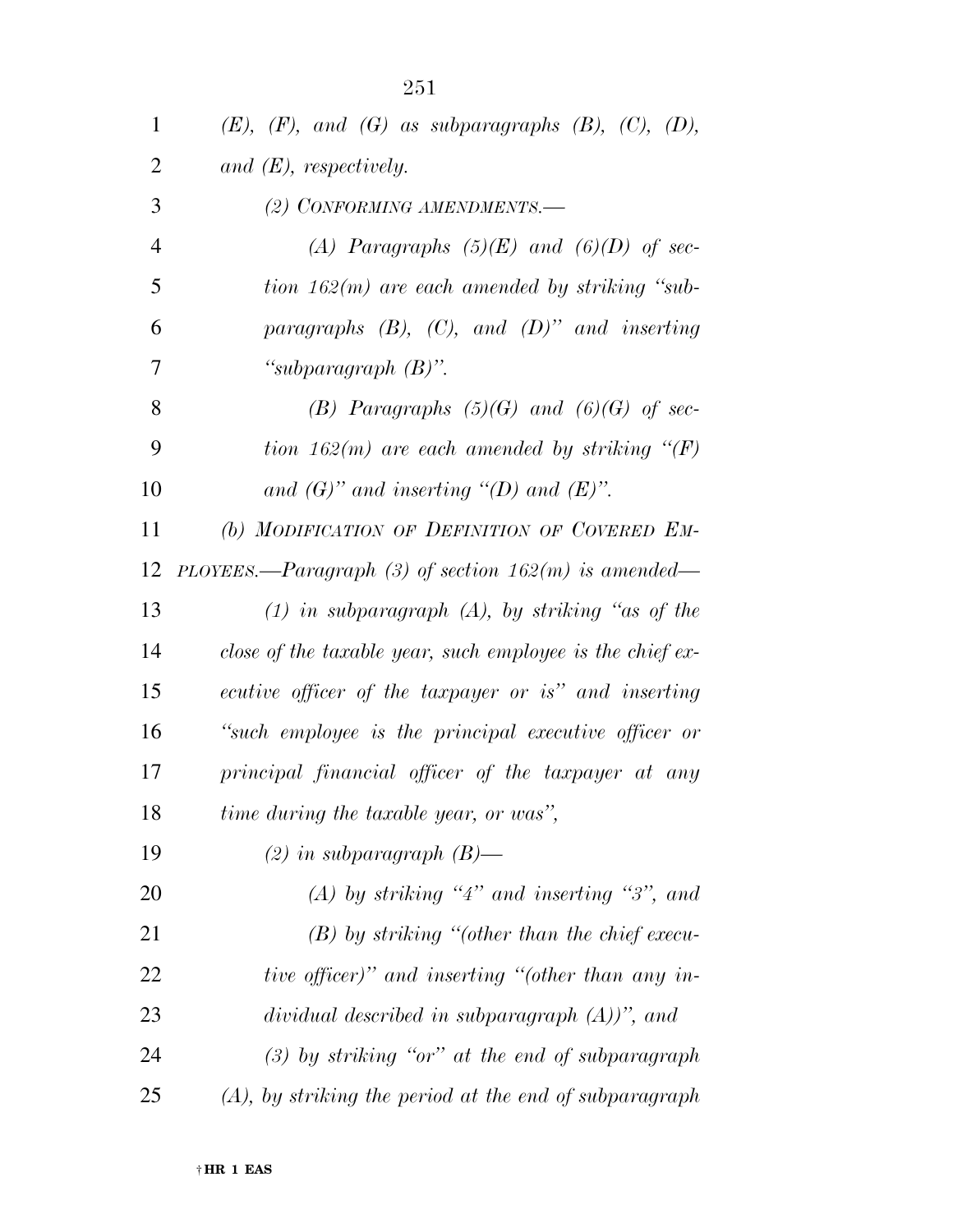*(E), (F), and (G) as subparagraphs (B), (C), (D), and (E), respectively.*

*(2) CONFORMING AMENDMENTS.—*

*(A) Paragraphs (5)(E) and (6)(D) of section 162(m) are each amended by striking "subparagraphs (B), (C), and (D)" and inserting "subparagraph (B)".*

*(B) Paragraphs (5)(G) and (6)(G) of section 162(m) are each amended by striking "(F) and (G)" and inserting "(D) and (E)".*

*(b) MODIFICATION OF DEFINITION OF COVERED EMPLOYEES.—Paragraph (3) of section 162(m) is amended—*

*(1) in subparagraph (A), by striking "as of the close of the taxable year, such employee is the chief executive officer of the taxpayer or is" and inserting "such employee is the principal executive officer or principal financial officer of the taxpayer at any time during the taxable year, or was",*

*(2) in subparagraph (B)—*

*(A) by striking "4" and inserting "3", and*

*(B) by striking "(other than the chief executive officer)" and inserting "(other than any individual described in subparagraph (A))", and*

*(3) by striking "or" at the end of subparagraph (A), by striking the period at the end of subparagraph*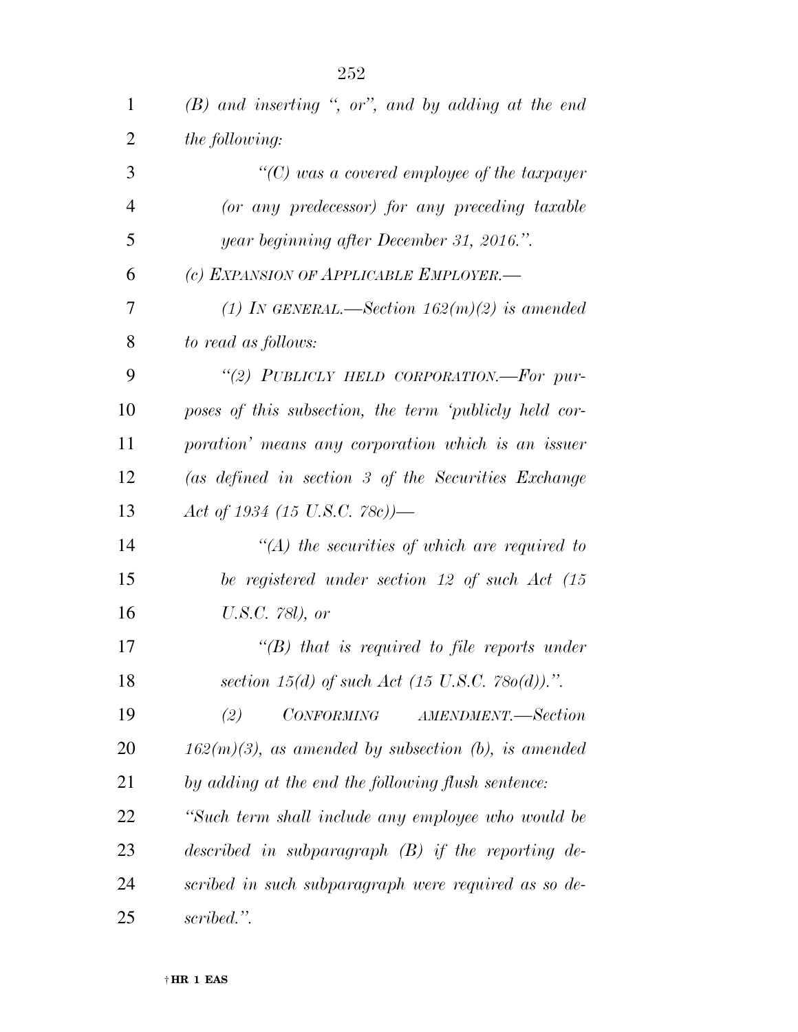*(B) and inserting ", or", and by adding at the end the following:*

*"(C) was a covered employee of the taxpayer (or any predecessor) for any preceding taxable year beginning after December 31, 2016.".*

*(c) EXPANSION OF APPLICABLE EMPLOYER.—*

*(1) IN GENERAL.—Section 162(m)(2) is amended to read as follows:*

*"(2) PUBLICLY HELD CORPORATION.—For purposes of this subsection, the term 'publicly held corporation' means any corporation which is an issuer (as defined in section 3 of the Securities Exchange Act of 1934 (15 U.S.C. 78c))—*

*"(A) the securities of which are required to be registered under section 12 of such Act (15 U.S.C. 78l), or*

*"(B) that is required to file reports under section 15(d) of such Act (15 U.S.C. 78o(d)).".*

*(2) CONFORMING AMENDMENT.—Section 162(m)(3), as amended by subsection (b), is amended by adding at the end the following flush sentence: "Such term shall include any employee who would be described in subparagraph (B) if the reporting described in such subparagraph were required as so described.".*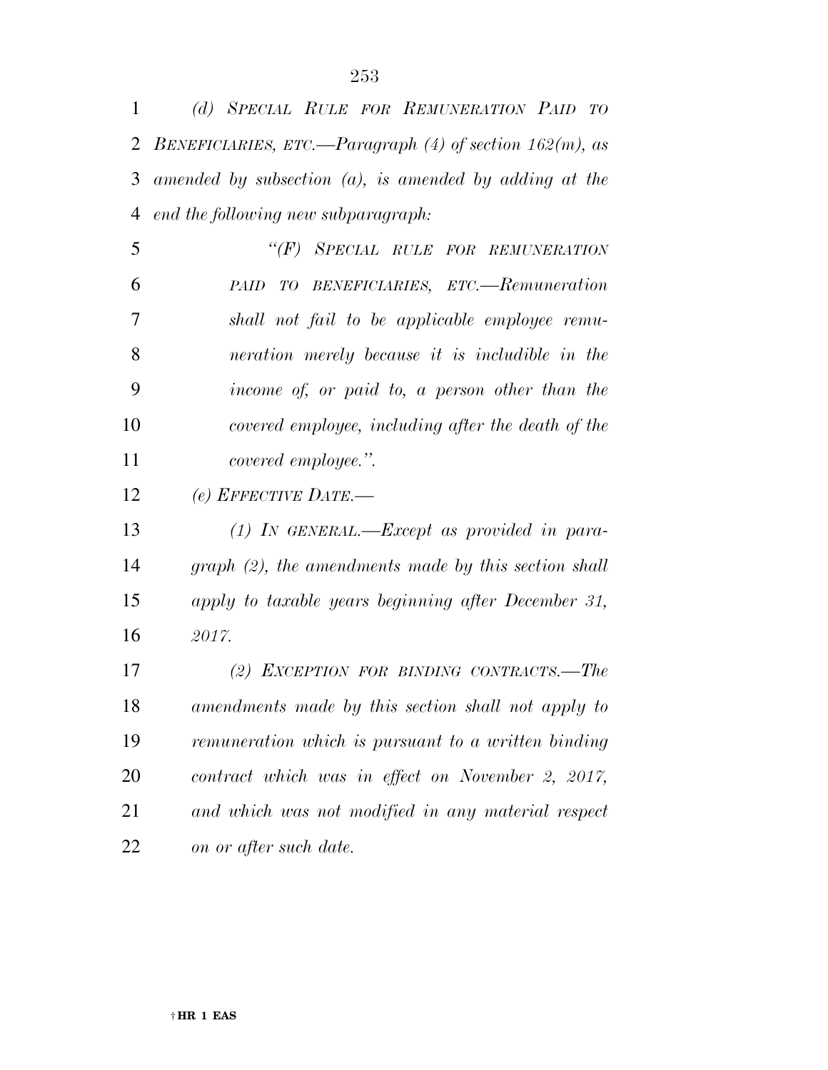*(d) SPECIAL RULE FOR REMUNERATION PAID TO BENEFICIARIES, ETC.—Paragraph (4) of section 162(m), as amended by subsection (a), is amended by adding at the end the following new subparagraph:*

*"(F) SPECIAL RULE FOR REMUNERATION PAID TO BENEFICIARIES, ETC.—Remuneration shall not fail to be applicable employee remuneration merely because it is includible in the income of, or paid to, a person other than the covered employee, including after the death of the covered employee.".*

*(e) EFFECTIVE DATE.—*

*(1) IN GENERAL.—Except as provided in paragraph (2), the amendments made by this section shall apply to taxable years beginning after December 31, 2017.*

*(2) EXCEPTION FOR BINDING CONTRACTS.—The amendments made by this section shall not apply to remuneration which is pursuant to a written binding contract which was in effect on November 2, 2017, and which was not modified in any material respect on or after such date.*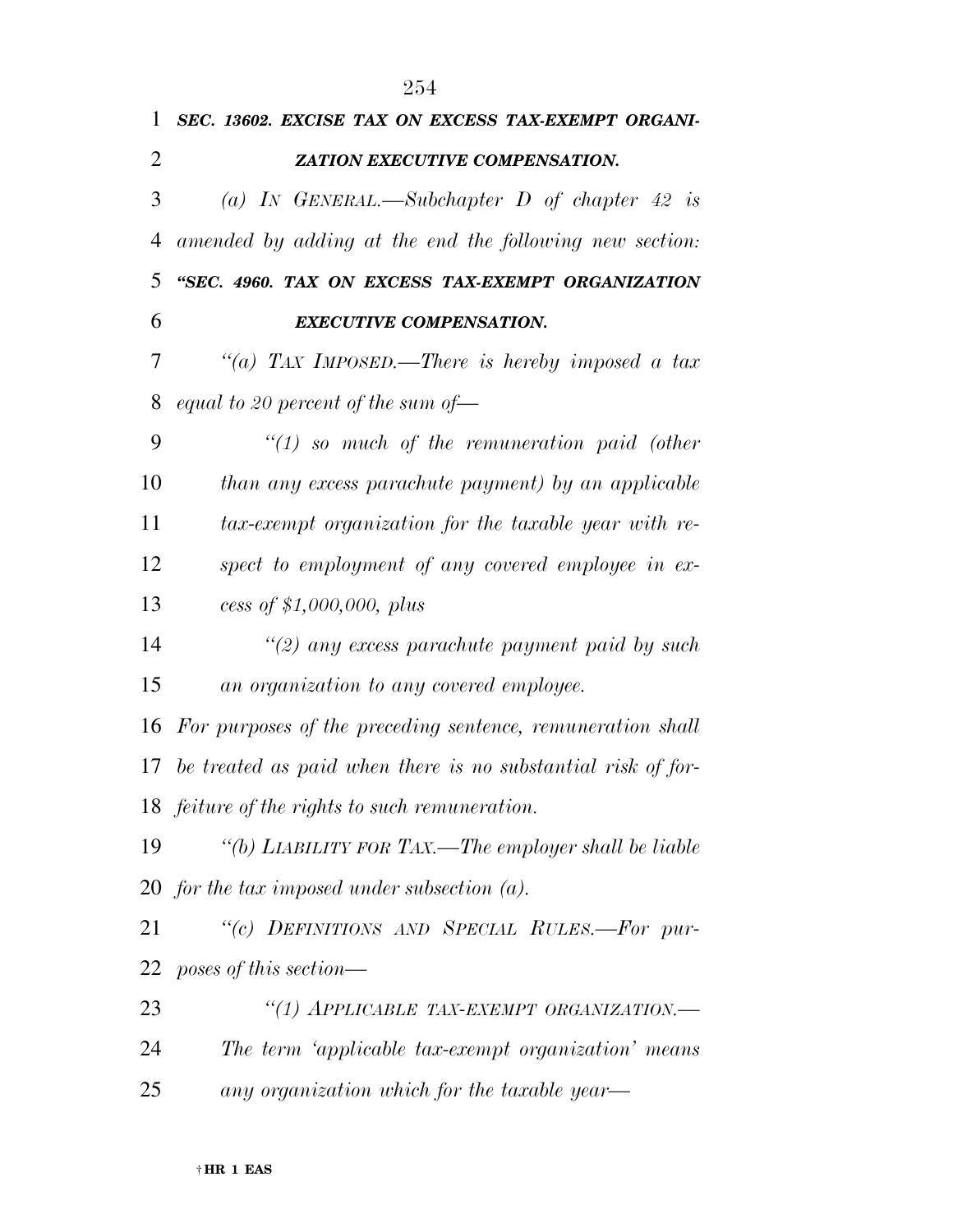***SEC. 13602. EXCISE TAX ON EXCESS TAX-EXEMPT ORGANIZATION EXECUTIVE COMPENSATION.***

*(a) IN GENERAL.—Subchapter D of chapter 42 is amended by adding at the end the following new section:*

***"SEC. 4960. TAX ON EXCESS TAX-EXEMPT ORGANIZATION EXECUTIVE COMPENSATION.***

*"(a) TAX IMPOSED.—There is hereby imposed a tax equal to 20 percent of the sum of—*

*"(1) so much of the remuneration paid (other than any excess parachute payment) by an applicable tax-exempt organization for the taxable year with respect to employment of any covered employee in excess of $1,000,000, plus*

*"(2) any excess parachute payment paid by such an organization to any covered employee.*

*For purposes of the preceding sentence, remuneration shall be treated as paid when there is no substantial risk of forfeiture of the rights to such remuneration.*

*"(b) LIABILITY FOR TAX.—The employer shall be liable for the tax imposed under subsection (a).*

*"(c) DEFINITIONS AND SPECIAL RULES.—For purposes of this section—*

*"(1) APPLICABLE TAX-EXEMPT ORGANIZATION.— The term 'applicable tax-exempt organization' means any organization which for the taxable year—*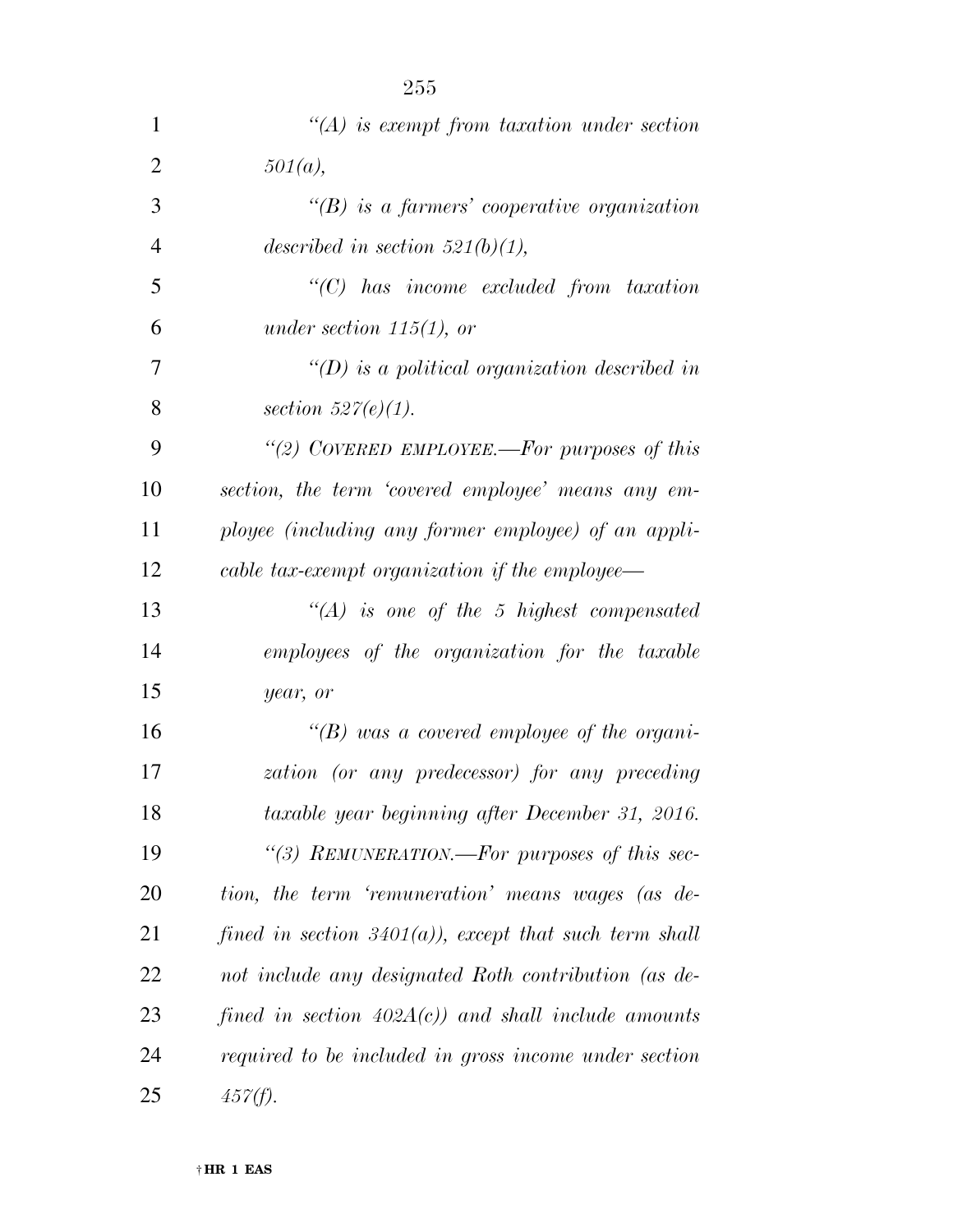*"(A) is exempt from taxation under section 501(a),*

*"(B) is a farmers' cooperative organization described in section 521(b)(1),*

*"(C) has income excluded from taxation under section 115(1), or*

*"(D) is a political organization described in section 527(e)(1).*

*"(2) COVERED EMPLOYEE.—For purposes of this section, the term 'covered employee' means any employee (including any former employee) of an applicable tax-exempt organization if the employee—*

*"(A) is one of the 5 highest compensated employees of the organization for the taxable year, or*

*"(B) was a covered employee of the organization (or any predecessor) for any preceding taxable year beginning after December 31, 2016.*

*"(3) REMUNERATION.—For purposes of this section, the term 'remuneration' means wages (as defined in section 3401(a)), except that such term shall not include any designated Roth contribution (as defined in section 402A(c)) and shall include amounts required to be included in gross income under section 457(f).*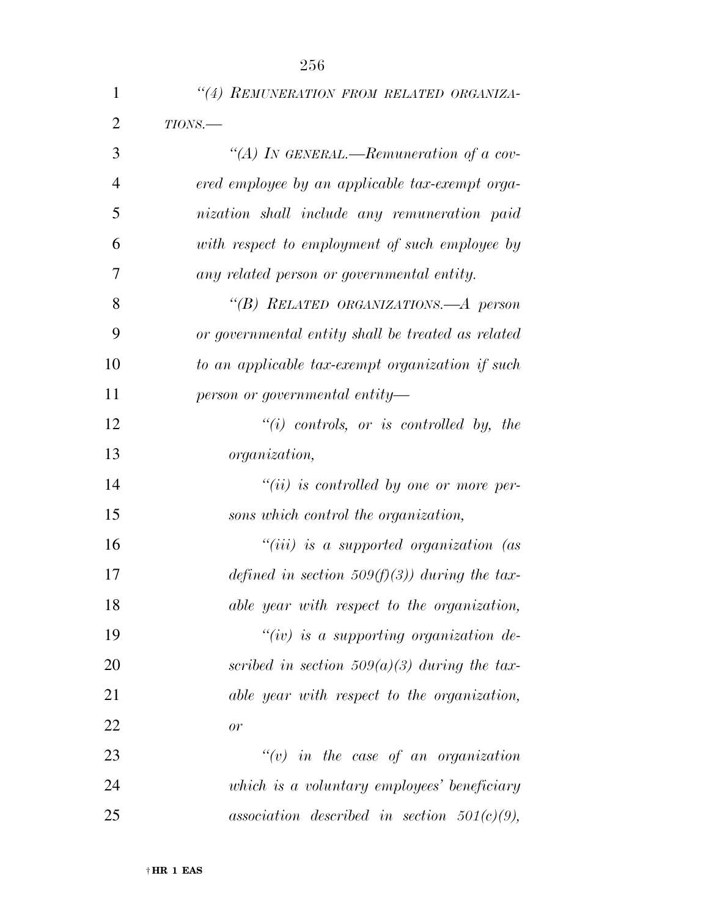*"(4) REMUNERATION FROM RELATED ORGANIZATIONS.—*

*"(A) IN GENERAL.—Remuneration of a covered employee by an applicable tax-exempt organization shall include any remuneration paid with respect to employment of such employee by any related person or governmental entity.*

*"(B) RELATED ORGANIZATIONS.—A person or governmental entity shall be treated as related to an applicable tax-exempt organization if such person or governmental entity—*

*"(i) controls, or is controlled by, the organization,*

*"(ii) is controlled by one or more persons which control the organization,*

*"(iii) is a supported organization (as defined in section 509(f)(3)) during the taxable year with respect to the organization,*

*"(iv) is a supporting organization described in section 509(a)(3) during the taxable year with respect to the organization, or*

*"(v) in the case of an organization which is a voluntary employees' beneficiary association described in section 501(c)(9),*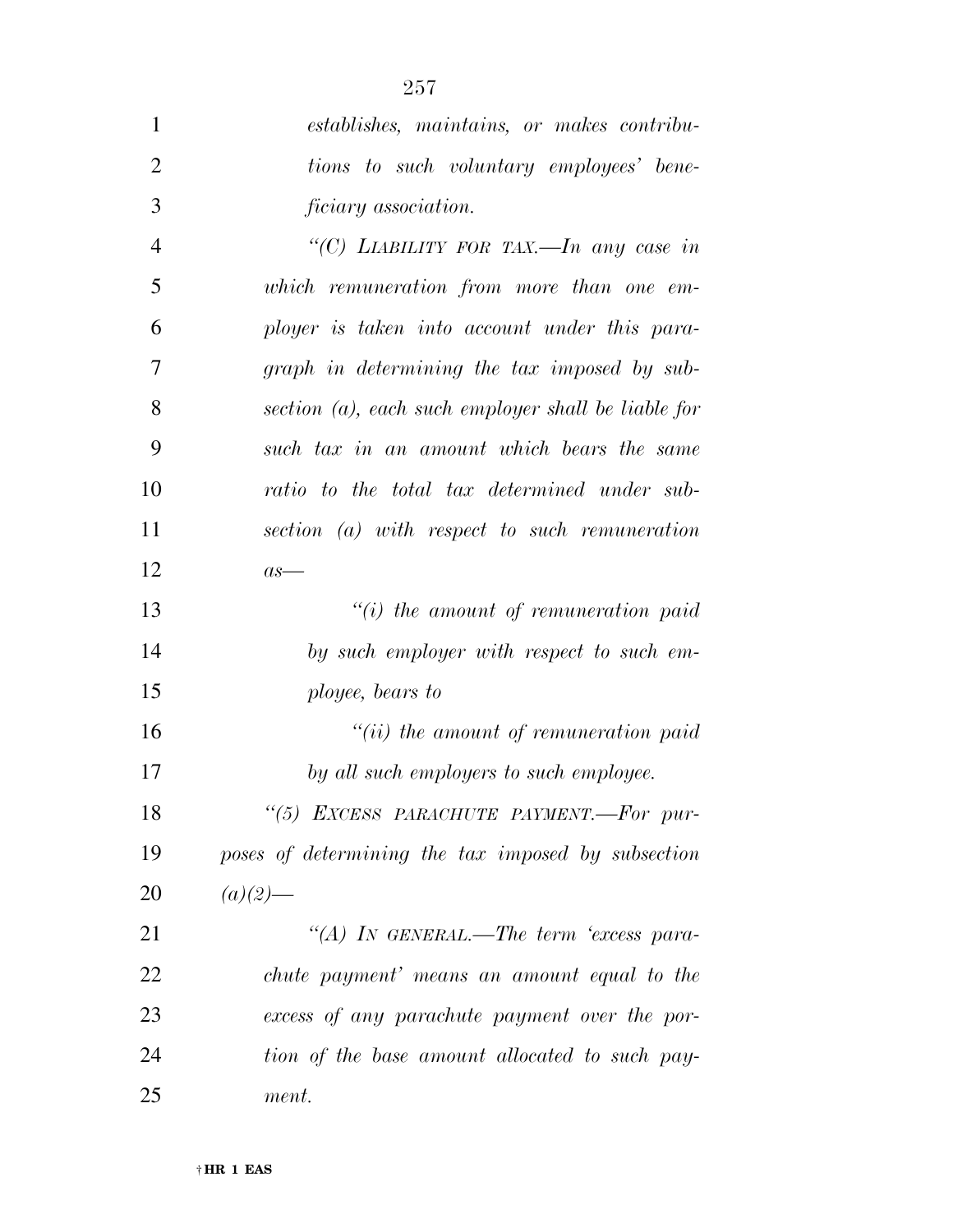*establishes, maintains, or makes contributions to such voluntary employees' beneficiary association.*

*"(C) LIABILITY FOR TAX.—In any case in which remuneration from more than one employer is taken into account under this paragraph in determining the tax imposed by subsection (a), each such employer shall be liable for such tax in an amount which bears the same ratio to the total tax determined under subsection (a) with respect to such remuneration as—*

*"(i) the amount of remuneration paid by such employer with respect to such employee, bears to*

*"(ii) the amount of remuneration paid by all such employers to such employee.*

*"(5) EXCESS PARACHUTE PAYMENT.—For purposes of determining the tax imposed by subsection (a)(2)—*

*"(A) IN GENERAL.—The term 'excess parachute payment' means an amount equal to the excess of any parachute payment over the portion of the base amount allocated to such payment.*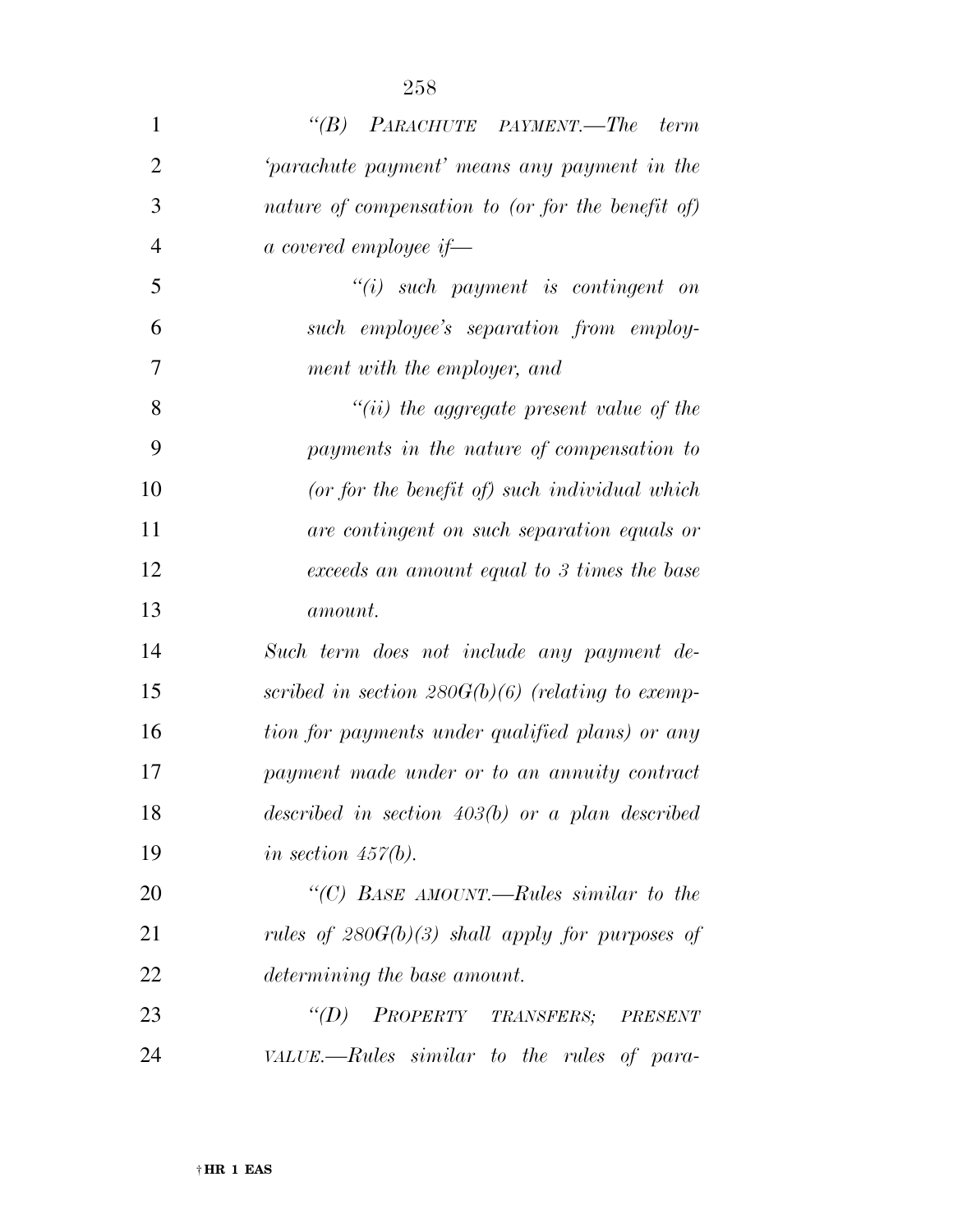"(B) PARACHUTE PAYMENT.—The term 'parachute payment' means any payment in the nature of compensation to (or for the benefit of) a covered employee if—

"(i) such payment is contingent on such employee's separation from employment with the employer, and

"(ii) the aggregate present value of the payments in the nature of compensation to (or for the benefit of) such individual which are contingent on such separation equals or exceeds an amount equal to 3 times the base amount.

Such term does not include any payment described in section 280G(b)(6) (relating to exemption for payments under qualified plans) or any payment made under or to an annuity contract described in section 403(b) or a plan described in section 457(b).

"(C) BASE AMOUNT.—Rules similar to the rules of 280G(b)(3) shall apply for purposes of determining the base amount.

"(D) PROPERTY TRANSFERS; PRESENT VALUE.—Rules similar to the rules of para-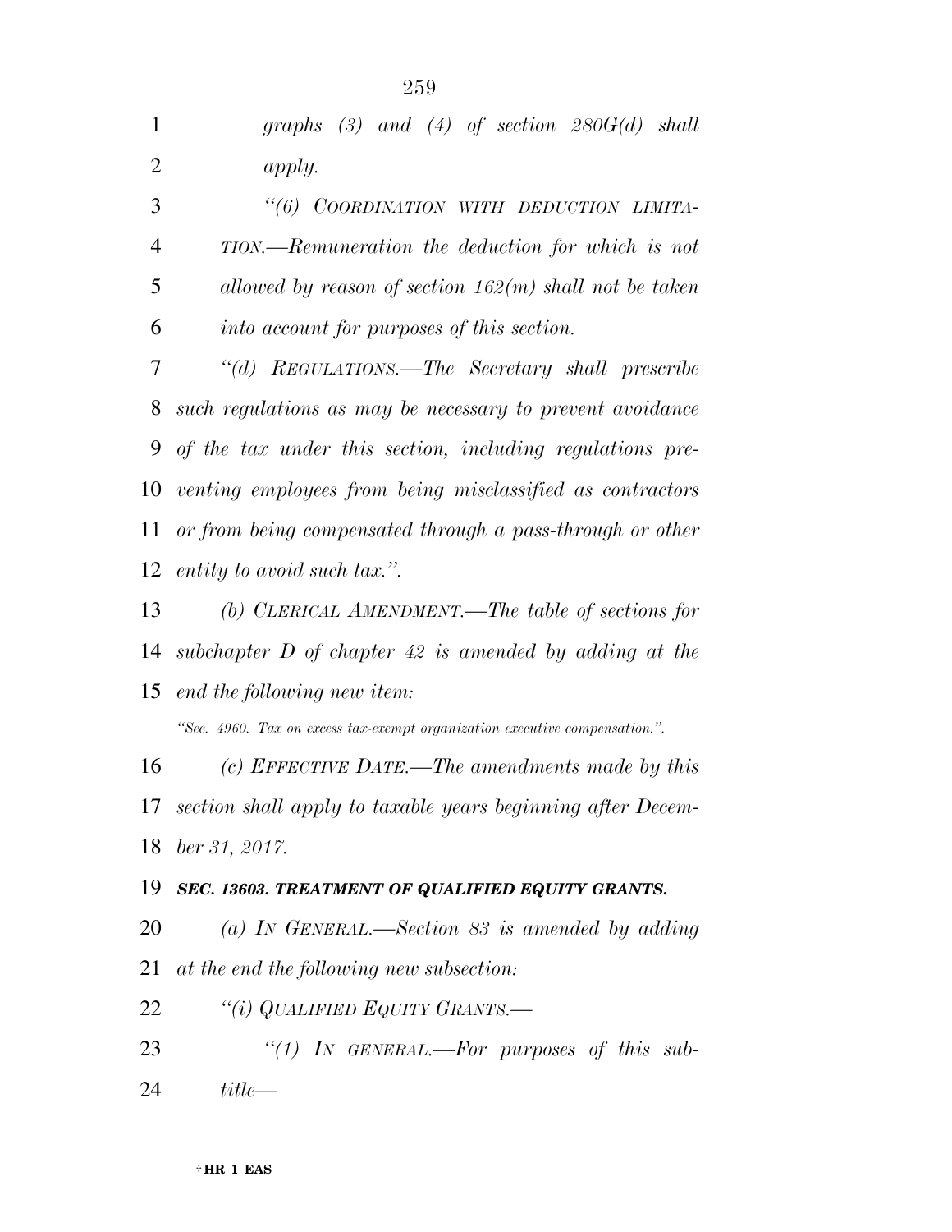*graphs (3) and (4) of section 280G(d) shall apply.*

*"(6) COORDINATION WITH DEDUCTION LIMITATION.—Remuneration the deduction for which is not allowed by reason of section 162(m) shall not be taken into account for purposes of this section.*

*"(d) REGULATIONS.—The Secretary shall prescribe such regulations as may be necessary to prevent avoidance of the tax under this section, including regulations preventing employees from being misclassified as contractors or from being compensated through a pass-through or other entity to avoid such tax.".*

*(b) CLERICAL AMENDMENT.—The table of sections for subchapter D of chapter 42 is amended by adding at the end the following new item:*

*"Sec. 4960. Tax on excess tax-exempt organization executive compensation.".*

*(c) EFFECTIVE DATE.—The amendments made by this section shall apply to taxable years beginning after December 31, 2017.*

***SEC. 13603. TREATMENT OF QUALIFIED EQUITY GRANTS.***

*(a) IN GENERAL.—Section 83 is amended by adding at the end the following new subsection:*

*"(i) QUALIFIED EQUITY GRANTS.—*

*"(1) IN GENERAL.—For purposes of this subtitle—*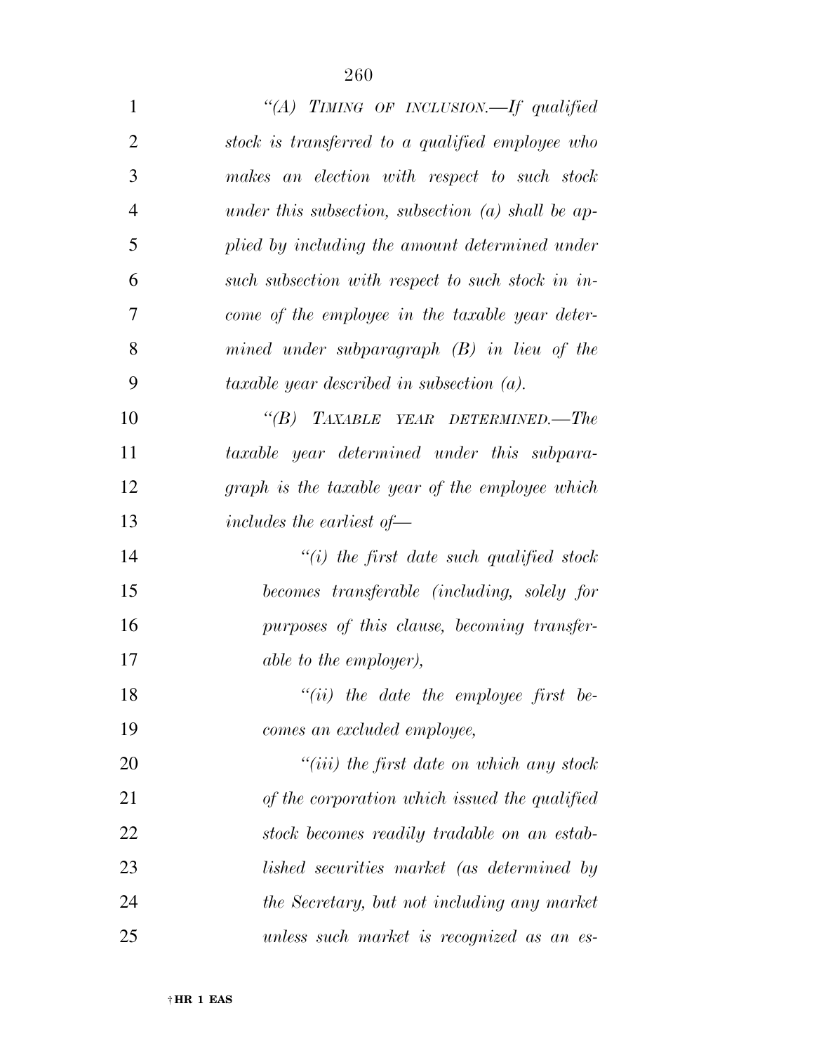*"(A) Timing of inclusion.—If qualified stock is transferred to a qualified employee who makes an election with respect to such stock under this subsection, subsection (a) shall be applied by including the amount determined under such subsection with respect to such stock in income of the employee in the taxable year determined under subparagraph (B) in lieu of the taxable year described in subsection (a).*

*"(B) Taxable year determined.—The taxable year determined under this subparagraph is the taxable year of the employee which includes the earliest of—*

*"(i) the first date such qualified stock becomes transferable (including, solely for purposes of this clause, becoming transferable to the employer),*

*"(ii) the date the employee first becomes an excluded employee,*

*"(iii) the first date on which any stock of the corporation which issued the qualified stock becomes readily tradable on an established securities market (as determined by the Secretary, but not including any market unless such market is recognized as an es-*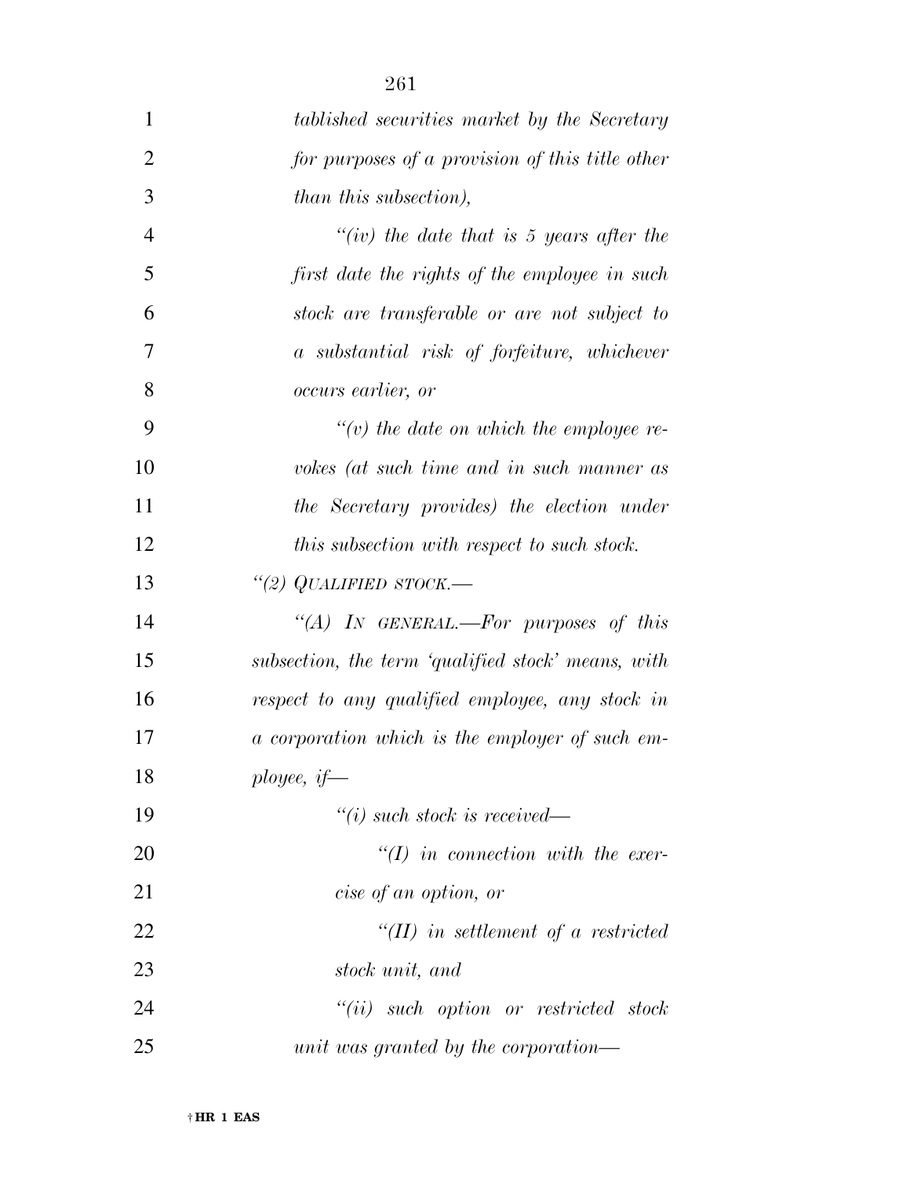*tablished securities market by the Secretary for purposes of a provision of this title other than this subsection),*

*"(iv) the date that is 5 years after the first date the rights of the employee in such stock are transferable or are not subject to a substantial risk of forfeiture, whichever occurs earlier, or*

*"(v) the date on which the employee revokes (at such time and in such manner as the Secretary provides) the election under this subsection with respect to such stock.*

*"(2) QUALIFIED STOCK.—*

*"(A) IN GENERAL.—For purposes of this subsection, the term 'qualified stock' means, with respect to any qualified employee, any stock in a corporation which is the employer of such employee, if—*

*"(i) such stock is received—*

*"(I) in connection with the exercise of an option, or*

*"(II) in settlement of a restricted stock unit, and*

*"(ii) such option or restricted stock unit was granted by the corporation—*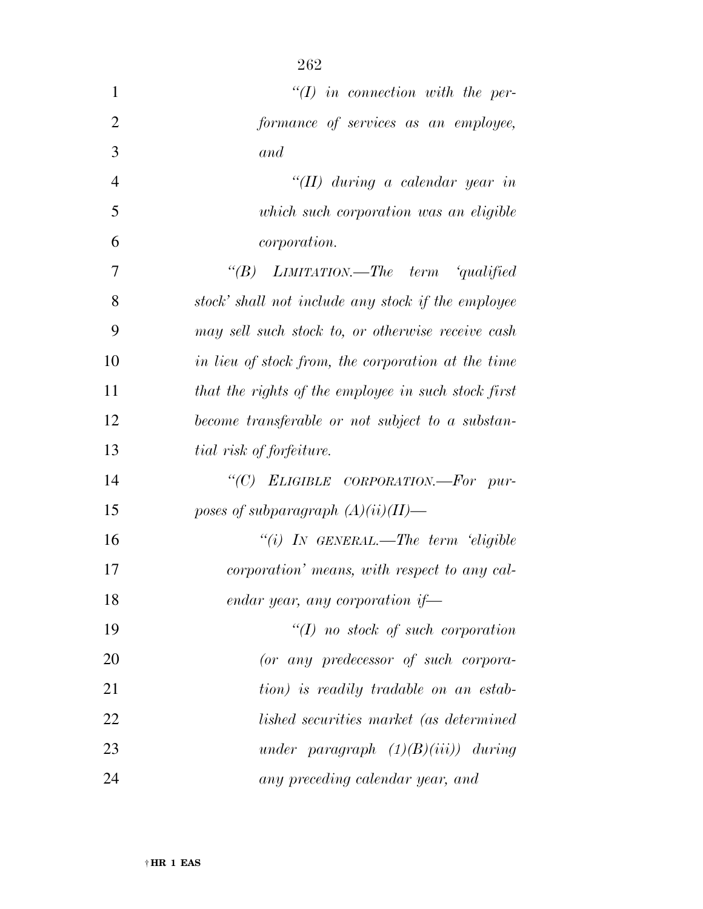*"(I) in connection with the performance of services as an employee, and*

*"(II) during a calendar year in which such corporation was an eligible corporation.*

*"(B) LIMITATION.—The term 'qualified stock' shall not include any stock if the employee may sell such stock to, or otherwise receive cash in lieu of stock from, the corporation at the time that the rights of the employee in such stock first become transferable or not subject to a substantial risk of forfeiture.*

*"(C) ELIGIBLE CORPORATION.—For purposes of subparagraph (A)(ii)(II)—*

*"(i) IN GENERAL.—The term 'eligible corporation' means, with respect to any calendar year, any corporation if—*

*"(I) no stock of such corporation (or any predecessor of such corporation) is readily tradable on an established securities market (as determined under paragraph (1)(B)(iii)) during any preceding calendar year, and*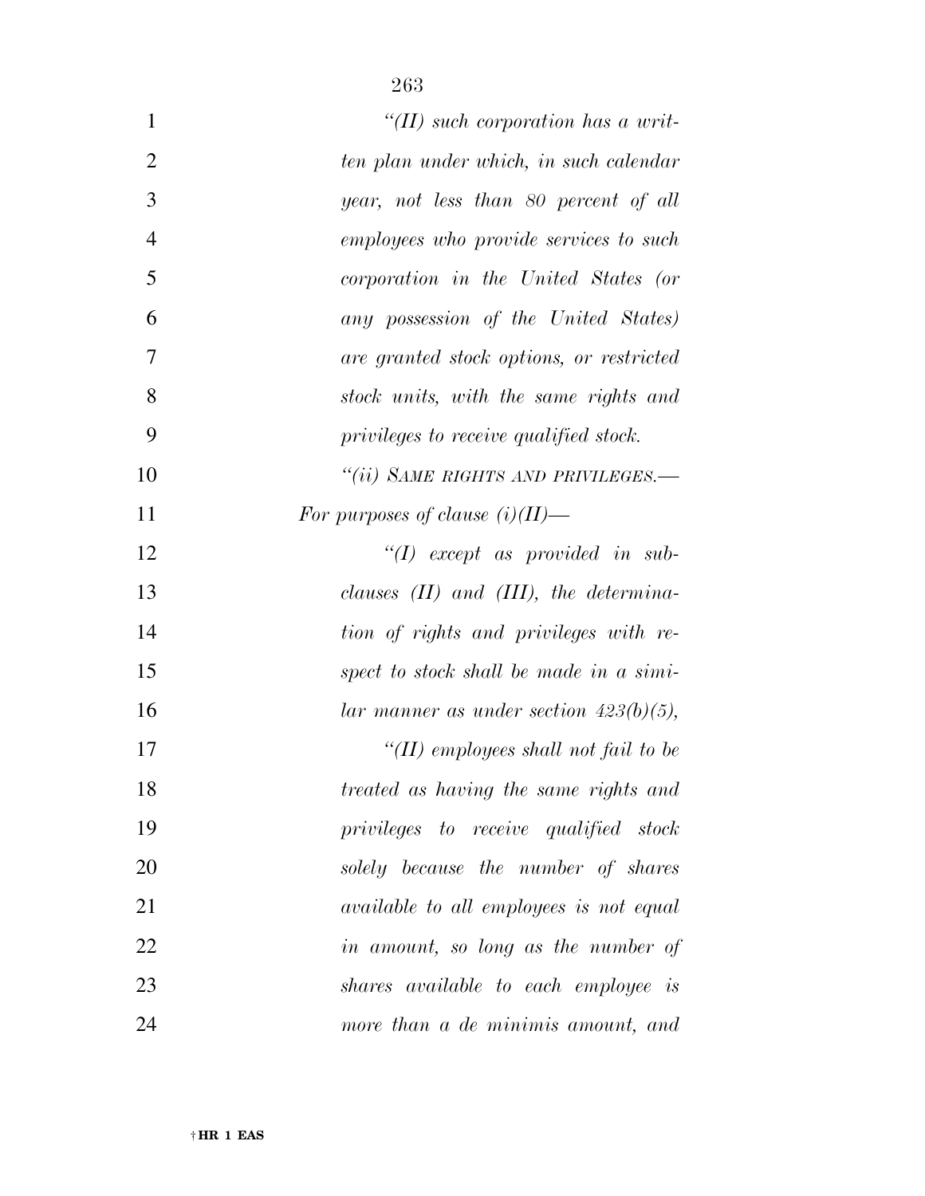*"(II) such corporation has a written plan under which, in such calendar year, not less than 80 percent of all employees who provide services to such corporation in the United States (or any possession of the United States) are granted stock options, or restricted stock units, with the same rights and privileges to receive qualified stock.*

*"(ii) SAME RIGHTS AND PRIVILEGES.— For purposes of clause (i)(II)—*

*"(I) except as provided in subclauses (II) and (III), the determination of rights and privileges with respect to stock shall be made in a similar manner as under section 423(b)(5),*

*"(II) employees shall not fail to be treated as having the same rights and privileges to receive qualified stock solely because the number of shares available to all employees is not equal in amount, so long as the number of shares available to each employee is more than a de minimis amount, and*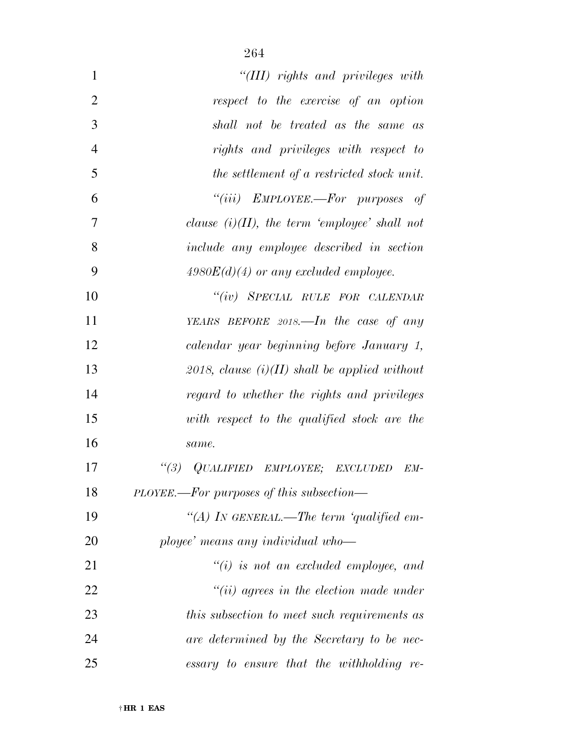*"(III) rights and privileges with respect to the exercise of an option shall not be treated as the same as rights and privileges with respect to the settlement of a restricted stock unit.*

*"(iii) EMPLOYEE.—For purposes of clause (i)(II), the term 'employee' shall not include any employee described in section 4980E(d)(4) or any excluded employee.*

*"(iv) SPECIAL RULE FOR CALENDAR YEARS BEFORE 2018.—In the case of any calendar year beginning before January 1, 2018, clause (i)(II) shall be applied without regard to whether the rights and privileges with respect to the qualified stock are the same.*

*"(3) QUALIFIED EMPLOYEE; EXCLUDED EMPLOYEE.—For purposes of this subsection—*

*"(A) IN GENERAL.—The term 'qualified employee' means any individual who—*

*"(i) is not an excluded employee, and*

*"(ii) agrees in the election made under this subsection to meet such requirements as are determined by the Secretary to be necessary to ensure that the withholding re-*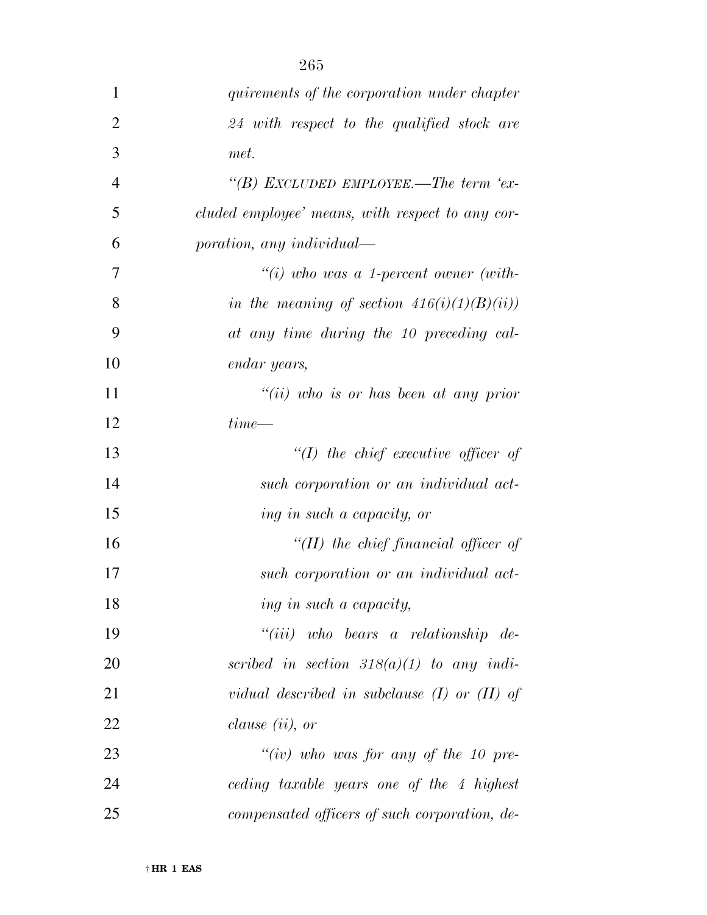*quirements of the corporation under chapter 24 with respect to the qualified stock are met.*

*"(B) EXCLUDED EMPLOYEE.—The term 'excluded employee' means, with respect to any corporation, any individual—*

*"(i) who was a 1-percent owner (within the meaning of section 416(i)(1)(B)(ii)) at any time during the 10 preceding calendar years,*

*"(ii) who is or has been at any prior time—*

*"(I) the chief executive officer of such corporation or an individual acting in such a capacity, or*

*"(II) the chief financial officer of such corporation or an individual acting in such a capacity,*

*"(iii) who bears a relationship described in section 318(a)(1) to any individual described in subclause (I) or (II) of clause (ii), or*

*"(iv) who was for any of the 10 preceding taxable years one of the 4 highest compensated officers of such corporation, de-*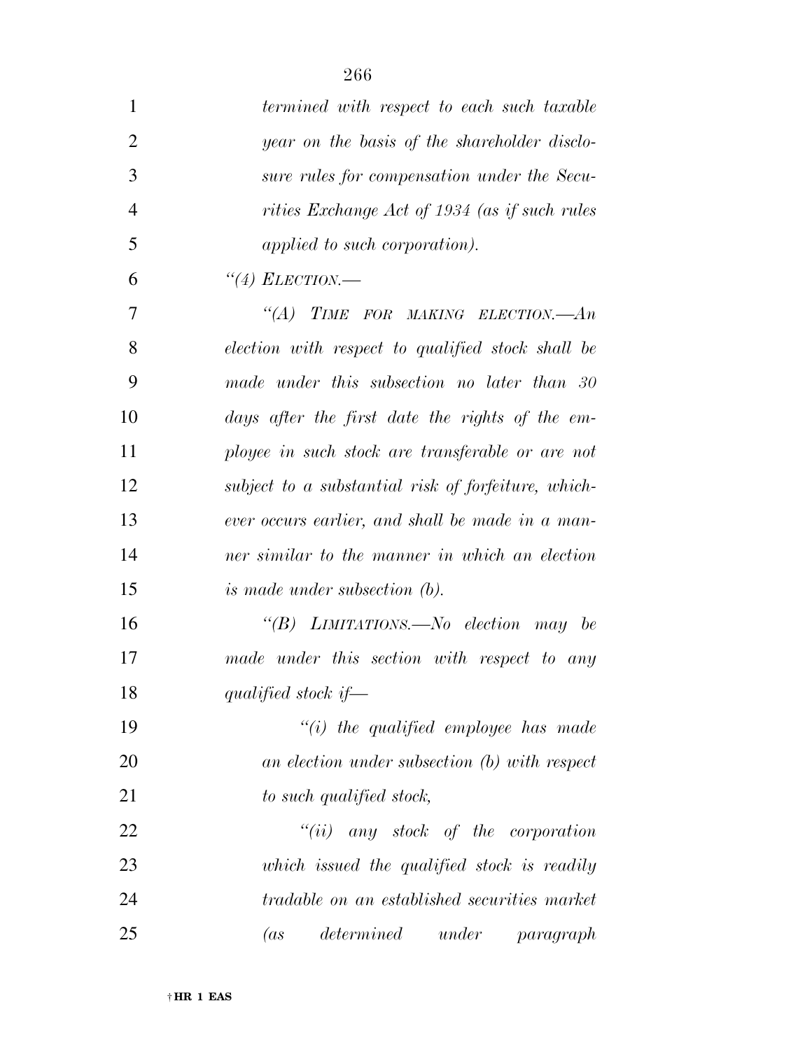*termined with respect to each such taxable year on the basis of the shareholder disclosure rules for compensation under the Securities Exchange Act of 1934 (as if such rules applied to such corporation).*

*"(4) ELECTION.—*

*"(A) TIME FOR MAKING ELECTION.—An election with respect to qualified stock shall be made under this subsection no later than 30 days after the first date the rights of the employee in such stock are transferable or are not subject to a substantial risk of forfeiture, whichever occurs earlier, and shall be made in a manner similar to the manner in which an election is made under subsection (b).*

*"(B) LIMITATIONS.—No election may be made under this section with respect to any qualified stock if—*

*"(i) the qualified employee has made an election under subsection (b) with respect to such qualified stock,*

*"(ii) any stock of the corporation which issued the qualified stock is readily tradable on an established securities market (as determined under paragraph*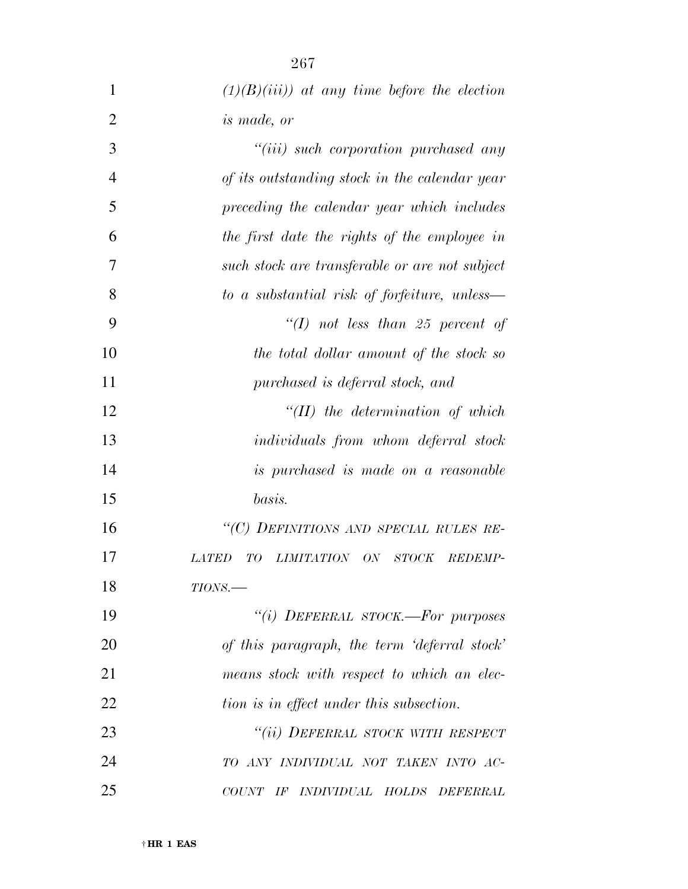*(1)(B)(iii)) at any time before the election is made, or*

*"(iii) such corporation purchased any of its outstanding stock in the calendar year preceding the calendar year which includes the first date the rights of the employee in such stock are transferable or are not subject to a substantial risk of forfeiture, unless—*

*"(I) not less than 25 percent of the total dollar amount of the stock so purchased is deferral stock, and*

*"(II) the determination of which individuals from whom deferral stock is purchased is made on a reasonable basis.*

*"(C) DEFINITIONS AND SPECIAL RULES RELATED TO LIMITATION ON STOCK REDEMPTIONS.—*

*"(i) DEFERRAL STOCK.—For purposes of this paragraph, the term 'deferral stock' means stock with respect to which an election is in effect under this subsection.*

*"(ii) DEFERRAL STOCK WITH RESPECT TO ANY INDIVIDUAL NOT TAKEN INTO ACCOUNT IF INDIVIDUAL HOLDS DEFERRAL*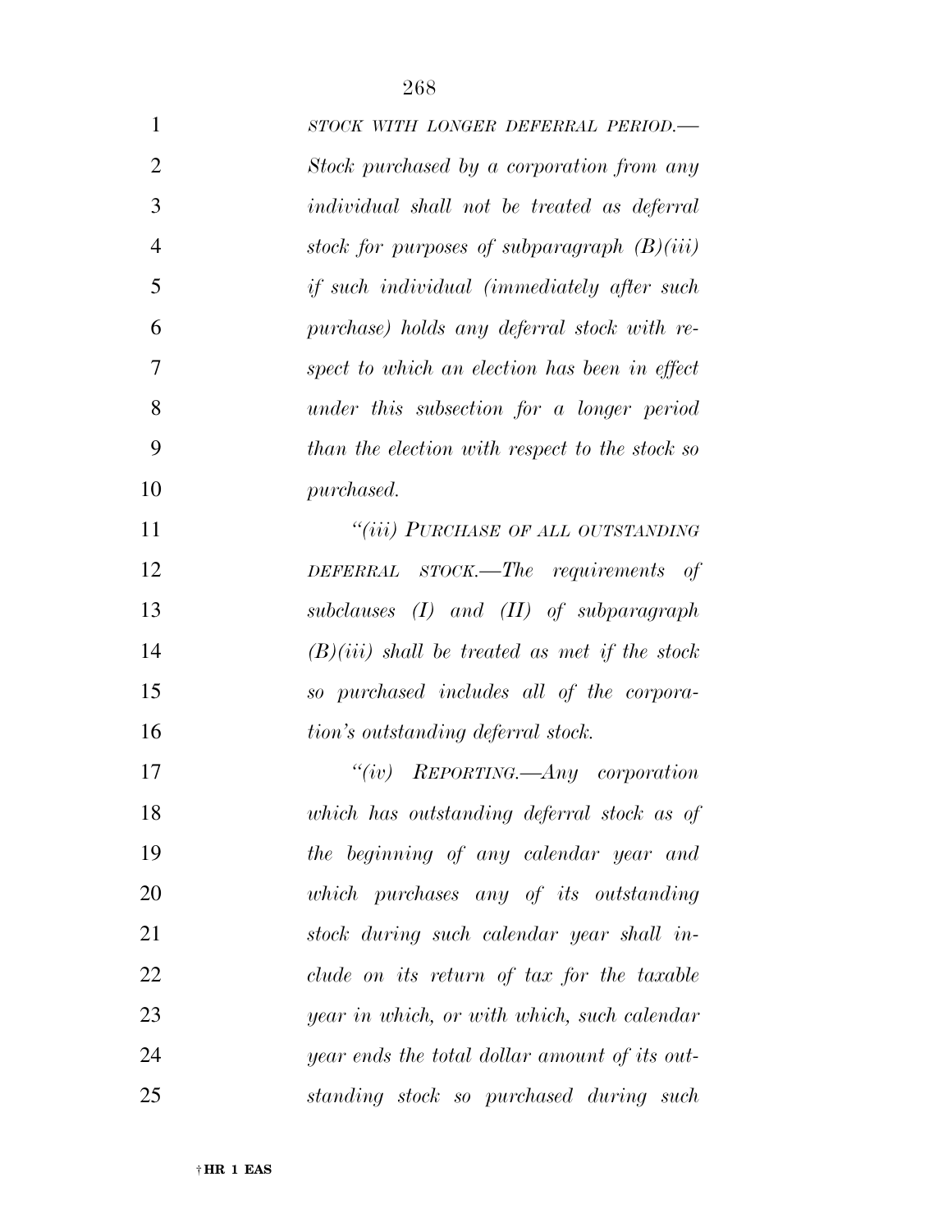*STOCK WITH LONGER DEFERRAL PERIOD.—Stock purchased by a corporation from any individual shall not be treated as deferral stock for purposes of subparagraph (B)(iii) if such individual (immediately after such purchase) holds any deferral stock with respect to which an election has been in effect under this subsection for a longer period than the election with respect to the stock so purchased.*

*"(iii) PURCHASE OF ALL OUTSTANDING DEFERRAL STOCK.—The requirements of subclauses (I) and (II) of subparagraph (B)(iii) shall be treated as met if the stock so purchased includes all of the corporation's outstanding deferral stock.*

*"(iv) REPORTING.—Any corporation which has outstanding deferral stock as of the beginning of any calendar year and which purchases any of its outstanding stock during such calendar year shall include on its return of tax for the taxable year in which, or with which, such calendar year ends the total dollar amount of its outstanding stock so purchased during such*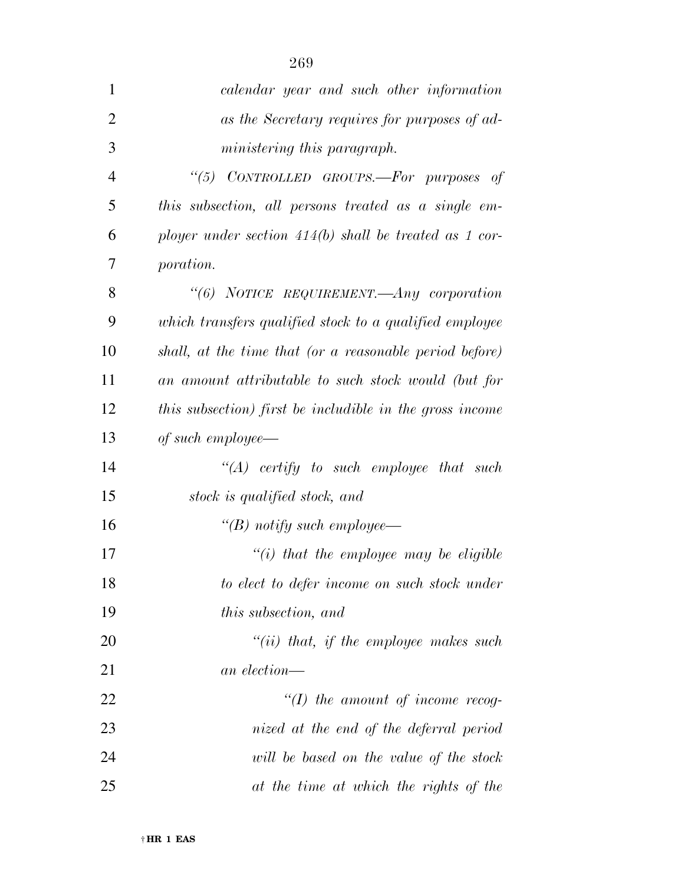*calendar year and such other information as the Secretary requires for purposes of administering this paragraph.*

*"(5) CONTROLLED GROUPS.—For purposes of this subsection, all persons treated as a single employer under section 414(b) shall be treated as 1 corporation.*

*"(6) NOTICE REQUIREMENT.—Any corporation which transfers qualified stock to a qualified employee shall, at the time that (or a reasonable period before) an amount attributable to such stock would (but for this subsection) first be includible in the gross income of such employee—*

*"(A) certify to such employee that such stock is qualified stock, and*

*"(B) notify such employee—*

*"(i) that the employee may be eligible to elect to defer income on such stock under this subsection, and*

*"(ii) that, if the employee makes such an election—*

*"(I) the amount of income recognized at the end of the deferral period will be based on the value of the stock at the time at which the rights of the*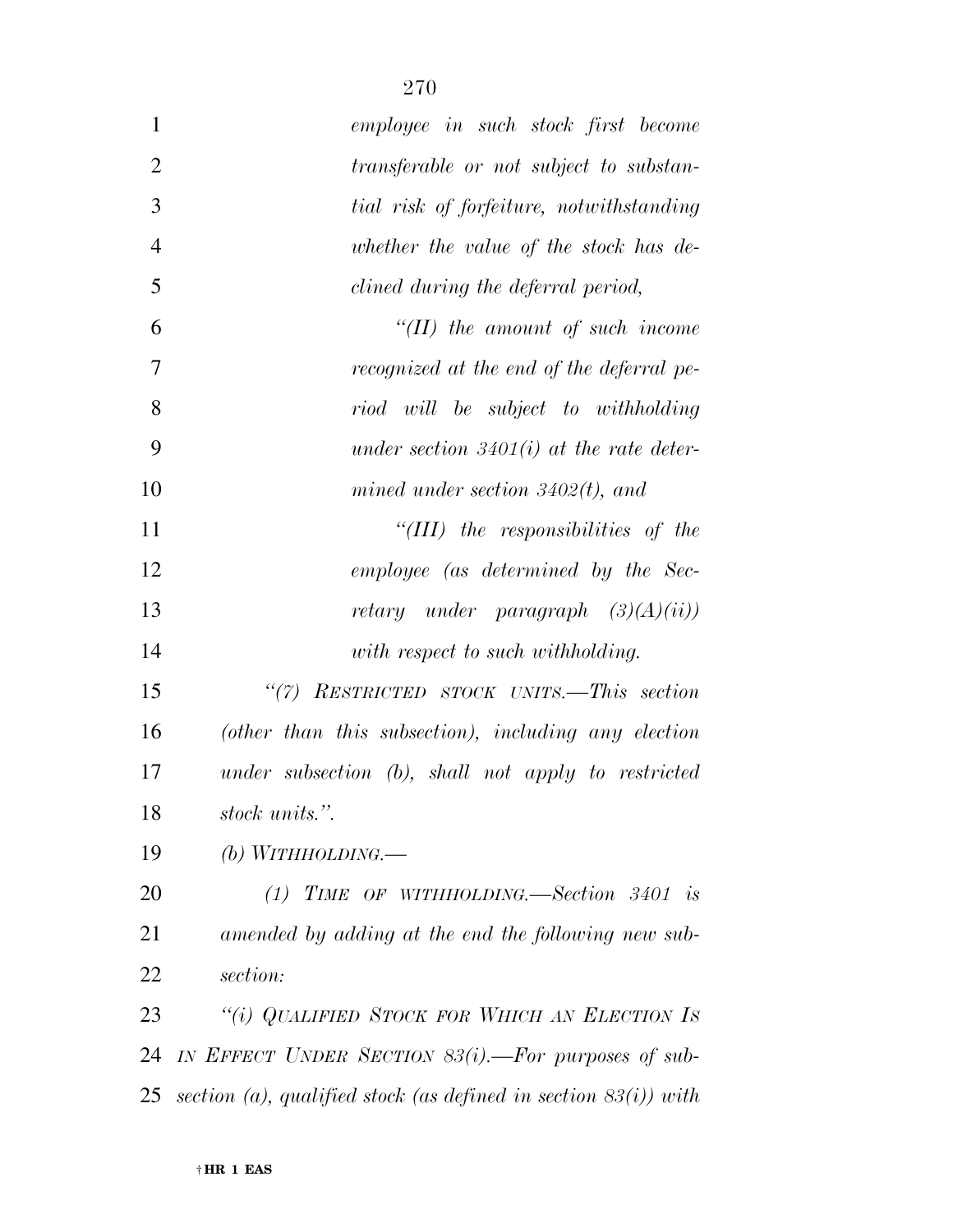*employee in such stock first become transferable or not subject to substantial risk of forfeiture, notwithstanding whether the value of the stock has declined during the deferral period,*

*"(II) the amount of such income recognized at the end of the deferral period will be subject to withholding under section 3401(i) at the rate determined under section 3402(t), and*

*"(III) the responsibilities of the employee (as determined by the Secretary under paragraph (3)(A)(ii)) with respect to such withholding.*

*"(7) RESTRICTED STOCK UNITS.—This section (other than this subsection), including any election under subsection (b), shall not apply to restricted stock units.".*

*(b) WITHHOLDING.—*

*(1) TIME OF WITHHOLDING.—Section 3401 is amended by adding at the end the following new subsection:*

*"(i) QUALIFIED STOCK FOR WHICH AN ELECTION IS IN EFFECT UNDER SECTION 83(i).—For purposes of subsection (a), qualified stock (as defined in section 83(i)) with*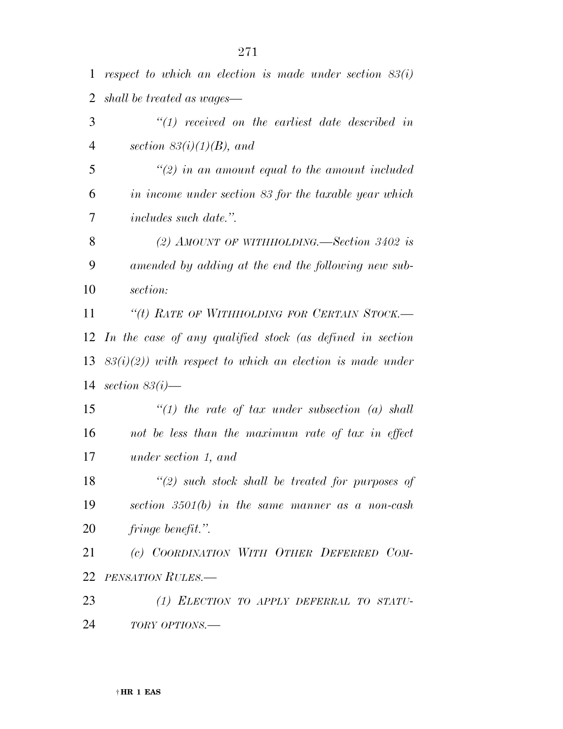*respect to which an election is made under section 83(i) shall be treated as wages—*

*"(1) received on the earliest date described in section 83(i)(1)(B), and*

*"(2) in an amount equal to the amount included in income under section 83 for the taxable year which includes such date.".*

*(2) AMOUNT OF WITHHOLDING.—Section 3402 is amended by adding at the end the following new subsection:*

*"(t) RATE OF WITHHOLDING FOR CERTAIN STOCK.—In the case of any qualified stock (as defined in section 83(i)(2)) with respect to which an election is made under section 83(i)—*

*"(1) the rate of tax under subsection (a) shall not be less than the maximum rate of tax in effect under section 1, and*

*"(2) such stock shall be treated for purposes of section 3501(b) in the same manner as a non-cash fringe benefit.".*

*(c) COORDINATION WITH OTHER DEFERRED COMPENSATION RULES.—*

*(1) ELECTION TO APPLY DEFERRAL TO STATUTORY OPTIONS.—*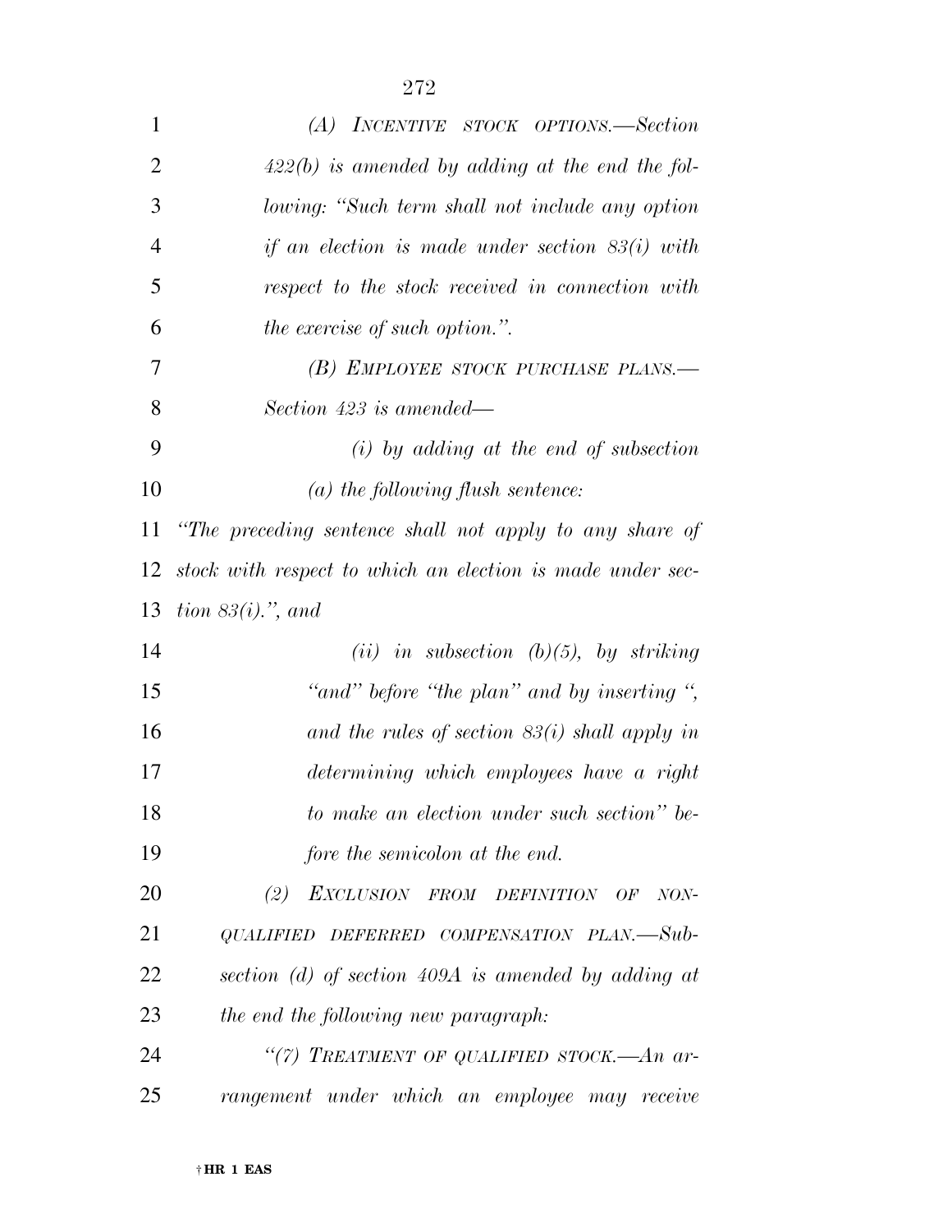*(A) INCENTIVE STOCK OPTIONS.—Section 422(b) is amended by adding at the end the following: "Such term shall not include any option if an election is made under section 83(i) with respect to the stock received in connection with the exercise of such option.".*

*(B) EMPLOYEE STOCK PURCHASE PLANS.—Section 423 is amended—*

*(i) by adding at the end of subsection (a) the following flush sentence:*

*"The preceding sentence shall not apply to any share of stock with respect to which an election is made under section 83(i).", and*

*(ii) in subsection (b)(5), by striking "and" before "the plan" and by inserting ", and the rules of section 83(i) shall apply in determining which employees have a right to make an election under such section" before the semicolon at the end.*

*(2) EXCLUSION FROM DEFINITION OF NONQUALIFIED DEFERRED COMPENSATION PLAN.—Subsection (d) of section 409A is amended by adding at the end the following new paragraph:*

*"(7) TREATMENT OF QUALIFIED STOCK.—An arrangement under which an employee may receive*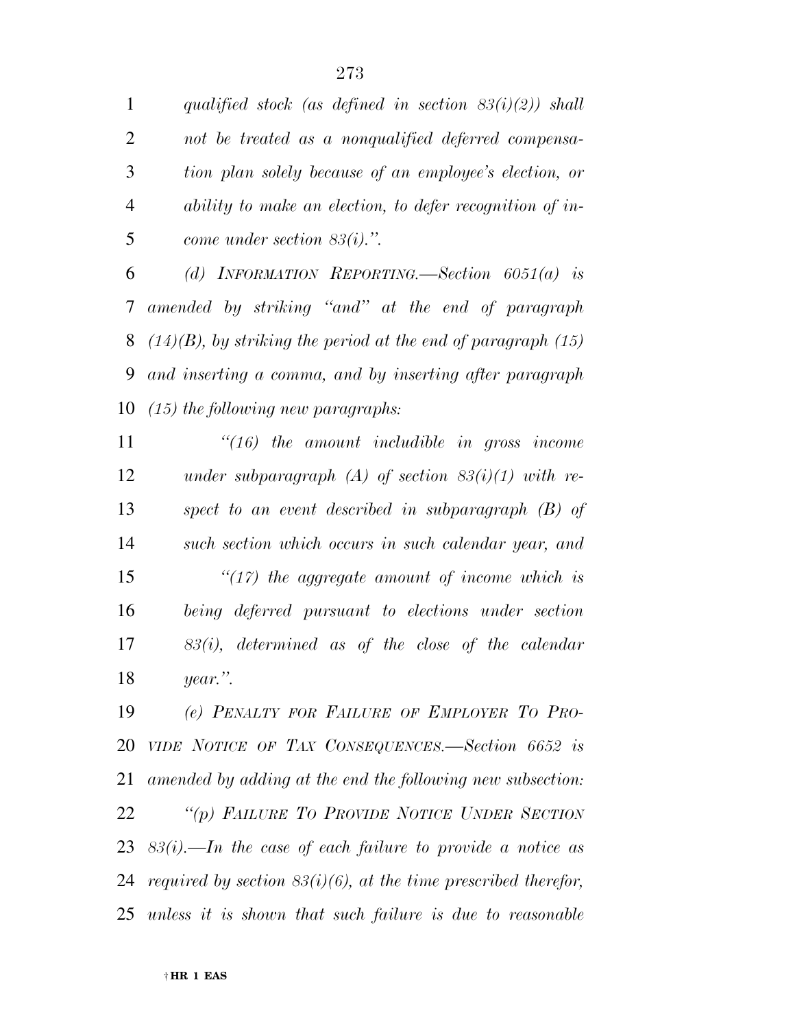*qualified stock (as defined in section 83(i)(2)) shall not be treated as a nonqualified deferred compensation plan solely because of an employee's election, or ability to make an election, to defer recognition of income under section 83(i).".*

*(d) INFORMATION REPORTING.—Section 6051(a) is amended by striking "and" at the end of paragraph (14)(B), by striking the period at the end of paragraph (15) and inserting a comma, and by inserting after paragraph (15) the following new paragraphs:*

*"(16) the amount includible in gross income under subparagraph (A) of section 83(i)(1) with respect to an event described in subparagraph (B) of such section which occurs in such calendar year, and*

*"(17) the aggregate amount of income which is being deferred pursuant to elections under section 83(i), determined as of the close of the calendar year.".*

*(e) PENALTY FOR FAILURE OF EMPLOYER TO PROVIDE NOTICE OF TAX CONSEQUENCES.—Section 6652 is amended by adding at the end the following new subsection:*

*"(p) FAILURE TO PROVIDE NOTICE UNDER SECTION 83(i).—In the case of each failure to provide a notice as required by section 83(i)(6), at the time prescribed therefor, unless it is shown that such failure is due to reasonable*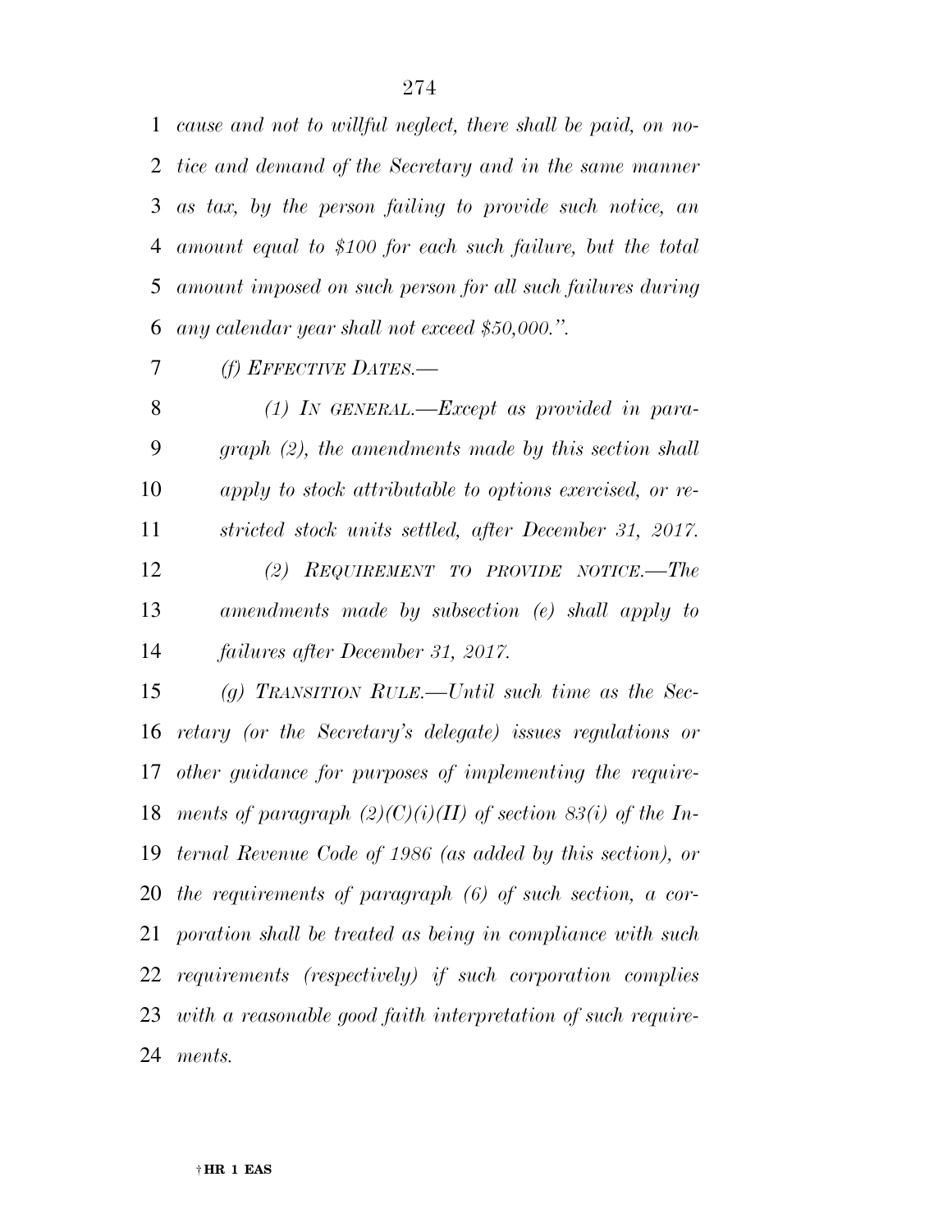*cause and not to willful neglect, there shall be paid, on notice and demand of the Secretary and in the same manner as tax, by the person failing to provide such notice, an amount equal to $100 for each such failure, but the total amount imposed on such person for all such failures during any calendar year shall not exceed $50,000.”.*

*(f) EFFECTIVE DATES.—*

*(1) IN GENERAL.—Except as provided in paragraph (2), the amendments made by this section shall apply to stock attributable to options exercised, or restricted stock units settled, after December 31, 2017.*

*(2) REQUIREMENT TO PROVIDE NOTICE.—The amendments made by subsection (e) shall apply to failures after December 31, 2017.*

*(g) TRANSITION RULE.—Until such time as the Secretary (or the Secretary's delegate) issues regulations or other guidance for purposes of implementing the requirements of paragraph (2)(C)(i)(II) of section 83(i) of the Internal Revenue Code of 1986 (as added by this section), or the requirements of paragraph (6) of such section, a corporation shall be treated as being in compliance with such requirements (respectively) if such corporation complies with a reasonable good faith interpretation of such requirements.*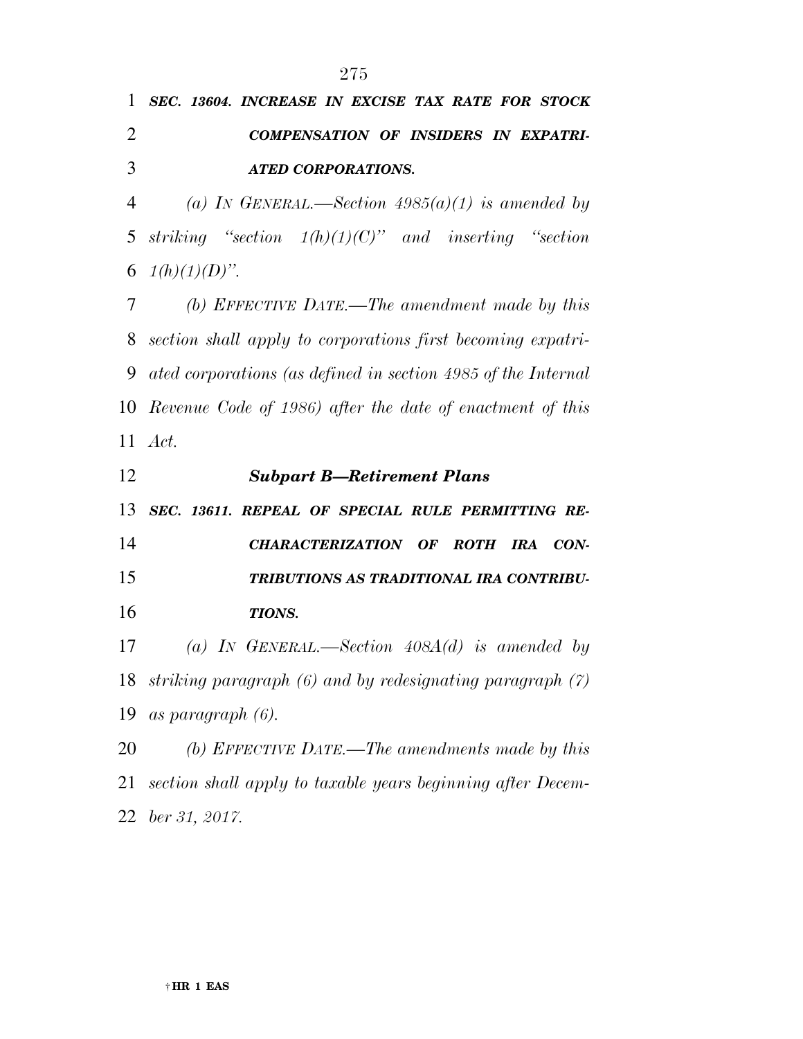***SEC. 13604. INCREASE IN EXCISE TAX RATE FOR STOCK COMPENSATION OF INSIDERS IN EXPATRIATED CORPORATIONS.***

*(a) IN GENERAL.—Section 4985(a)(1) is amended by striking "section 1(h)(1)(C)" and inserting "section 1(h)(1)(D)".*

*(b) EFFECTIVE DATE.—The amendment made by this section shall apply to corporations first becoming expatriated corporations (as defined in section 4985 of the Internal Revenue Code of 1986) after the date of enactment of this Act.*

### ***Subpart B—Retirement Plans***

***SEC. 13611. REPEAL OF SPECIAL RULE PERMITTING RECHARACTERIZATION OF ROTH IRA CONTRIBUTIONS AS TRADITIONAL IRA CONTRIBUTIONS.***

*(a) IN GENERAL.—Section 408A(d) is amended by striking paragraph (6) and by redesignating paragraph (7) as paragraph (6).*

*(b) EFFECTIVE DATE.—The amendments made by this section shall apply to taxable years beginning after December 31, 2017.*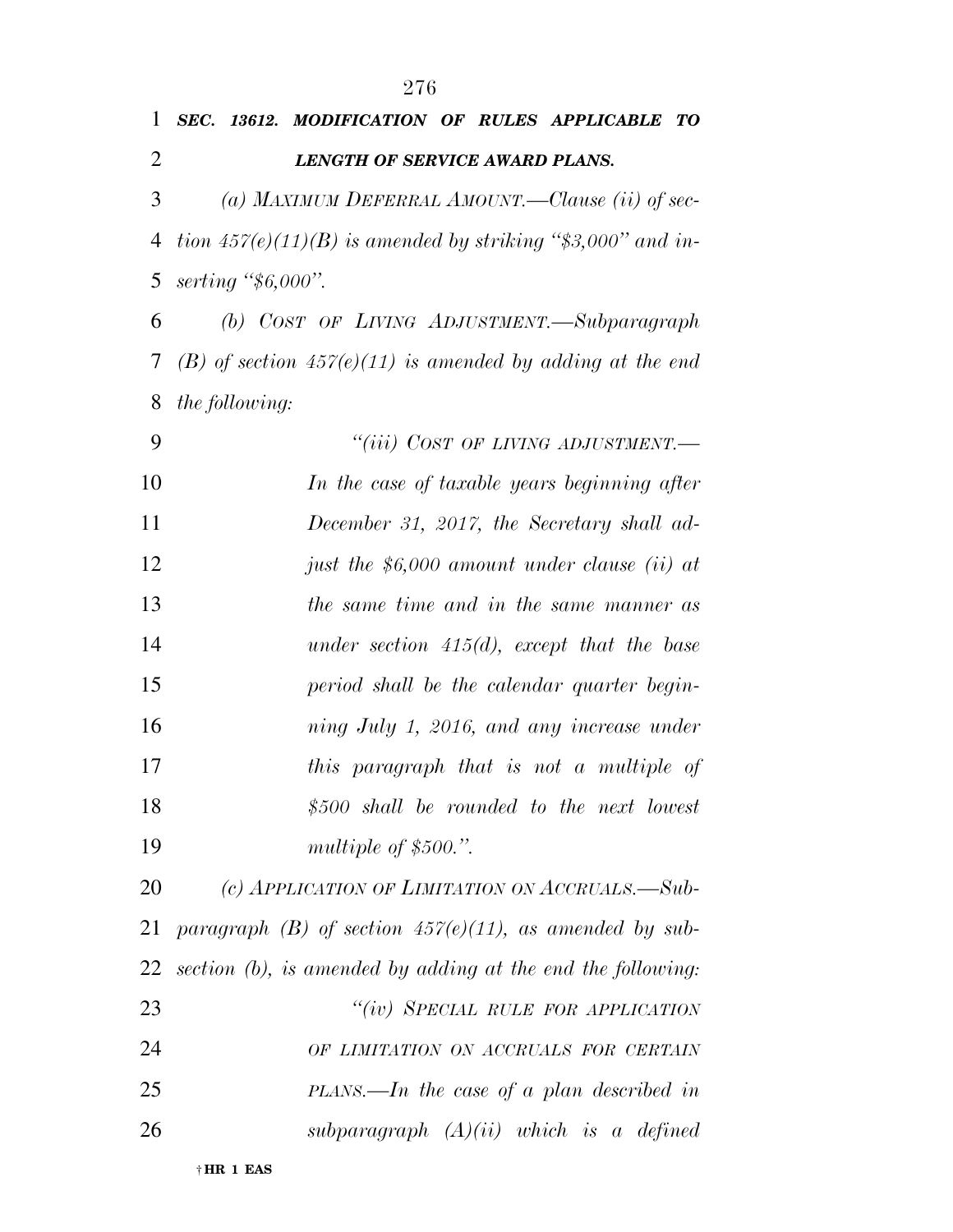***SEC. 13612. MODIFICATION OF RULES APPLICABLE TO LENGTH OF SERVICE AWARD PLANS.***

*(a) MAXIMUM DEFERRAL AMOUNT.—Clause (ii) of section 457(e)(11)(B) is amended by striking "$3,000" and inserting "$6,000".*

*(b) COST OF LIVING ADJUSTMENT.—Subparagraph (B) of section 457(e)(11) is amended by adding at the end the following:*

> *"(iii) COST OF LIVING ADJUSTMENT.—In the case of taxable years beginning after December 31, 2017, the Secretary shall adjust the $6,000 amount under clause (ii) at the same time and in the same manner as under section 415(d), except that the base period shall be the calendar quarter beginning July 1, 2016, and any increase under this paragraph that is not a multiple of $500 shall be rounded to the next lowest multiple of $500.".*

*(c) APPLICATION OF LIMITATION ON ACCRUALS.—Subparagraph (B) of section 457(e)(11), as amended by subsection (b), is amended by adding at the end the following:*

> *"(iv) SPECIAL RULE FOR APPLICATION OF LIMITATION ON ACCRUALS FOR CERTAIN PLANS.—In the case of a plan described in subparagraph (A)(ii) which is a defined*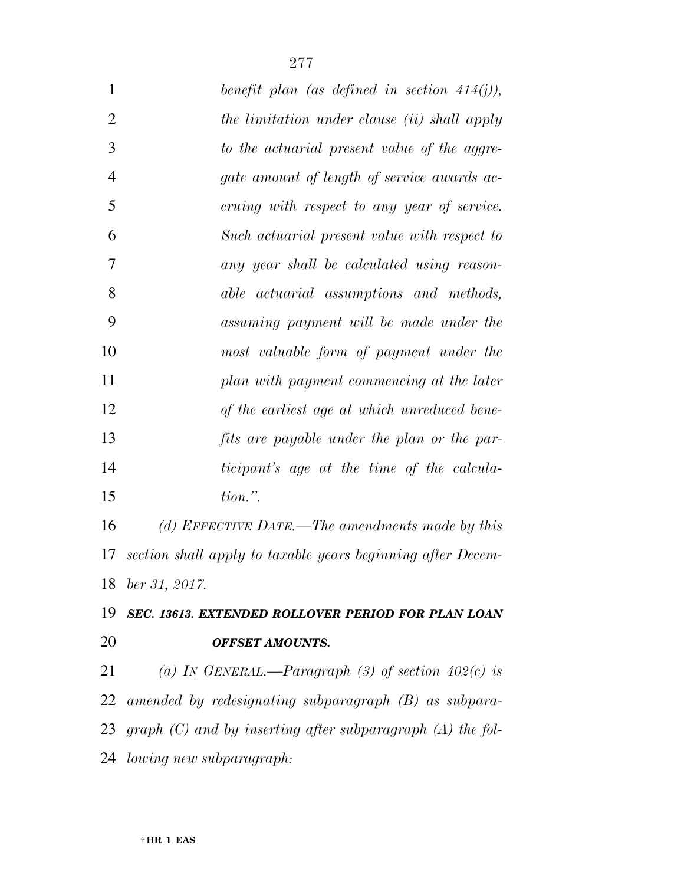*benefit plan (as defined in section 414(j)), the limitation under clause (ii) shall apply to the actuarial present value of the aggregate amount of length of service awards accruing with respect to any year of service. Such actuarial present value with respect to any year shall be calculated using reasonable actuarial assumptions and methods, assuming payment will be made under the most valuable form of payment under the plan with payment commencing at the later of the earliest age at which unreduced benefits are payable under the plan or the participant's age at the time of the calculation.".*

*(d) EFFECTIVE DATE.—The amendments made by this section shall apply to taxable years beginning after December 31, 2017.*

***SEC. 13613. EXTENDED ROLLOVER PERIOD FOR PLAN LOAN OFFSET AMOUNTS.***

*(a) IN GENERAL.—Paragraph (3) of section 402(c) is amended by redesignating subparagraph (B) as subparagraph (C) and by inserting after subparagraph (A) the following new subparagraph:*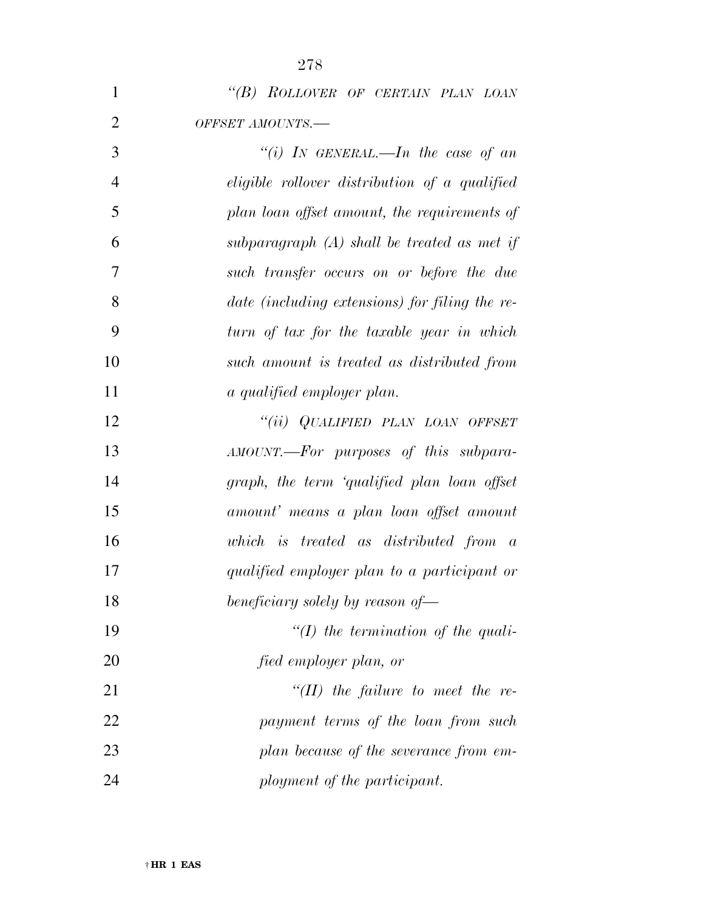*"(B) ROLLOVER OF CERTAIN PLAN LOAN OFFSET AMOUNTS.—*

*"(i) IN GENERAL.—In the case of an eligible rollover distribution of a qualified plan loan offset amount, the requirements of subparagraph (A) shall be treated as met if such transfer occurs on or before the due date (including extensions) for filing the return of tax for the taxable year in which such amount is treated as distributed from a qualified employer plan.*

*"(ii) QUALIFIED PLAN LOAN OFFSET AMOUNT.—For purposes of this subparagraph, the term 'qualified plan loan offset amount' means a plan loan offset amount which is treated as distributed from a qualified employer plan to a participant or beneficiary solely by reason of—*

*"(I) the termination of the qualified employer plan, or*

*"(II) the failure to meet the repayment terms of the loan from such plan because of the severance from employment of the participant.*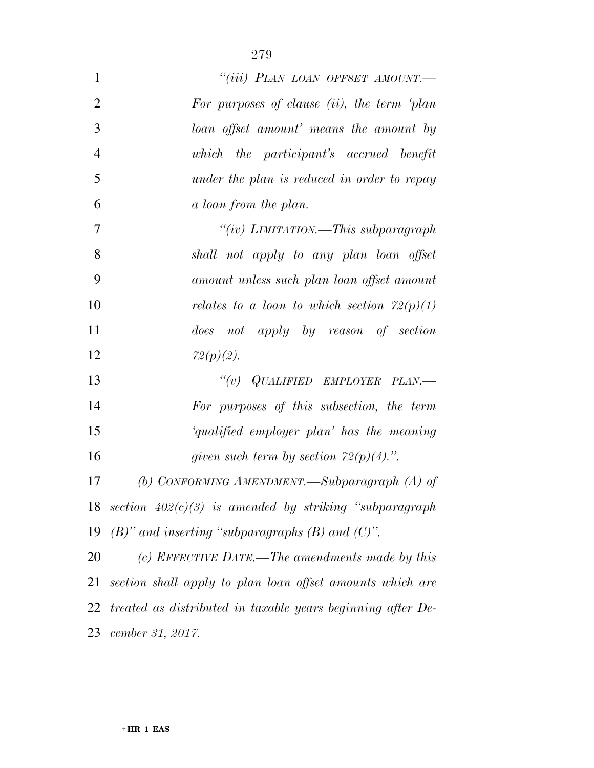*"(iii) PLAN LOAN OFFSET AMOUNT.—For purposes of clause (ii), the term 'plan loan offset amount' means the amount by which the participant's accrued benefit under the plan is reduced in order to repay a loan from the plan.*

*"(iv) LIMITATION.—This subparagraph shall not apply to any plan loan offset amount unless such plan loan offset amount relates to a loan to which section 72(p)(1) does not apply by reason of section 72(p)(2).*

*"(v) QUALIFIED EMPLOYER PLAN.—For purposes of this subsection, the term 'qualified employer plan' has the meaning given such term by section 72(p)(4).".*

*(b) CONFORMING AMENDMENT.—Subparagraph (A) of section 402(c)(3) is amended by striking "subparagraph (B)" and inserting "subparagraphs (B) and (C)".*

*(c) EFFECTIVE DATE.—The amendments made by this section shall apply to plan loan offset amounts which are treated as distributed in taxable years beginning after December 31, 2017.*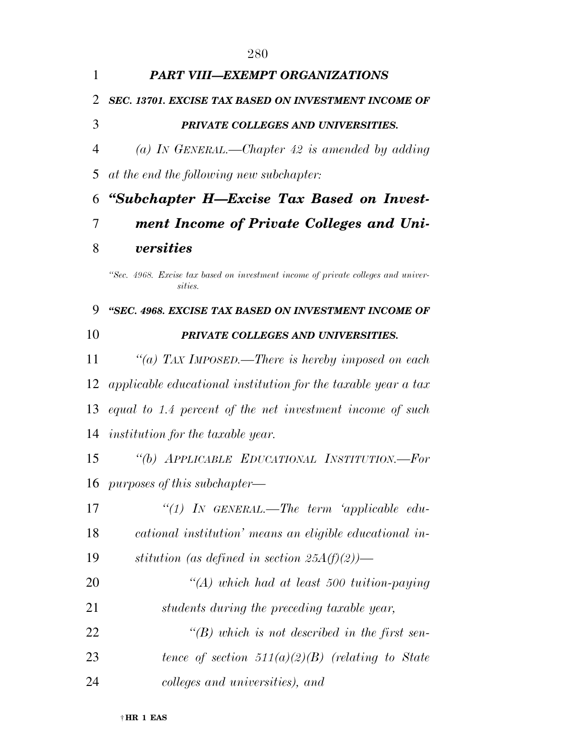***PART VIII—EXEMPT ORGANIZATIONS***

***SEC. 13701. EXCISE TAX BASED ON INVESTMENT INCOME OF PRIVATE COLLEGES AND UNIVERSITIES.***

*(a) IN GENERAL.—Chapter 42 is amended by adding at the end the following new subchapter:*

## ***"Subchapter H—Excise Tax Based on Investment Income of Private Colleges and Universities***

*"Sec. 4968. Excise tax based on investment income of private colleges and universities.*

***"SEC. 4968. EXCISE TAX BASED ON INVESTMENT INCOME OF PRIVATE COLLEGES AND UNIVERSITIES.***

*"(a) TAX IMPOSED.—There is hereby imposed on each applicable educational institution for the taxable year a tax equal to 1.4 percent of the net investment income of such institution for the taxable year.*

*"(b) APPLICABLE EDUCATIONAL INSTITUTION.—For purposes of this subchapter—*

*"(1) IN GENERAL.—The term 'applicable educational institution' means an eligible educational institution (as defined in section 25A(f)(2))—*

*"(A) which had at least 500 tuition-paying students during the preceding taxable year,*

*"(B) which is not described in the first sentence of section 511(a)(2)(B) (relating to State colleges and universities), and*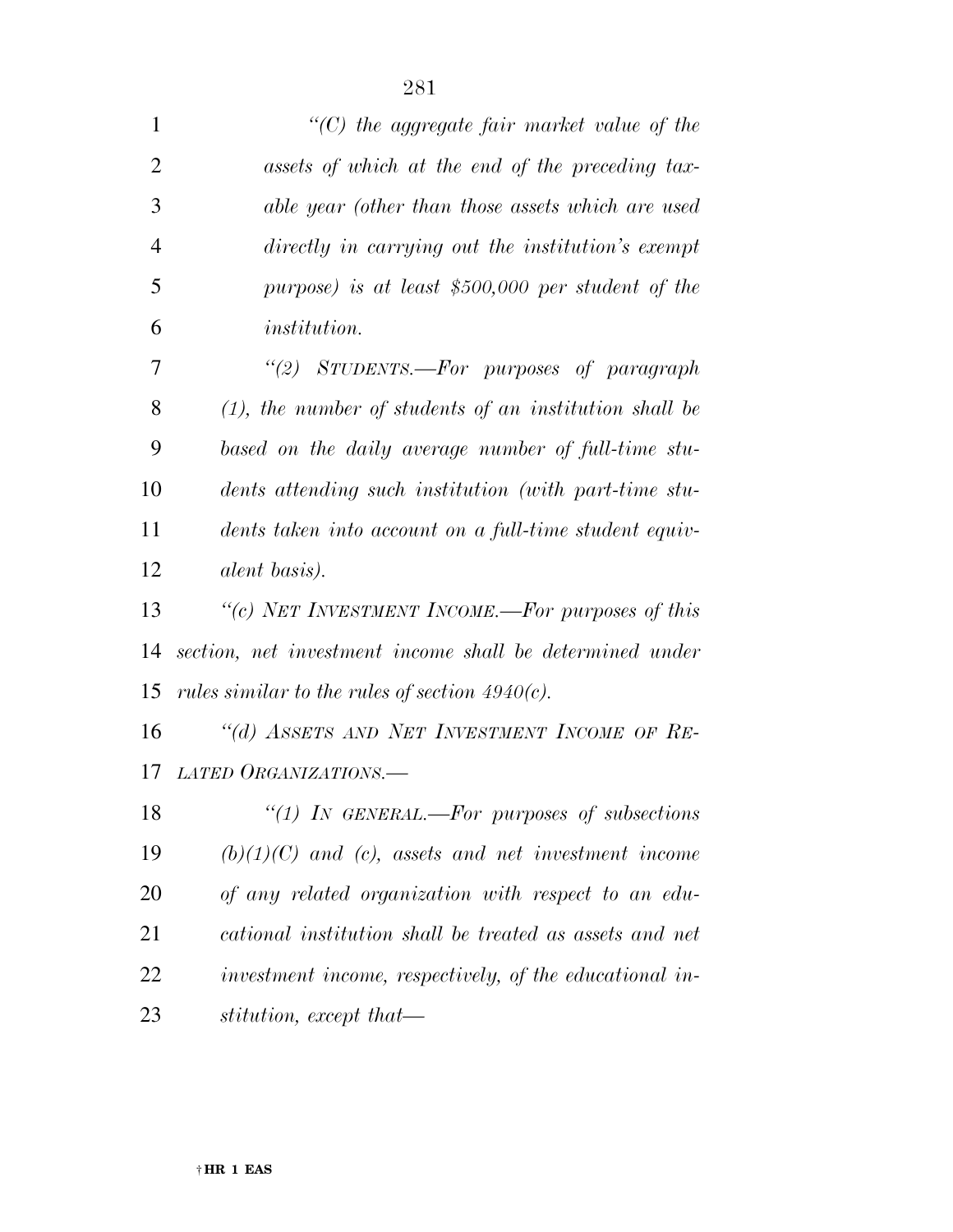*"(C) the aggregate fair market value of the assets of which at the end of the preceding taxable year (other than those assets which are used directly in carrying out the institution's exempt purpose) is at least $500,000 per student of the institution.*

*"(2) STUDENTS.—For purposes of paragraph (1), the number of students of an institution shall be based on the daily average number of full-time students attending such institution (with part-time students taken into account on a full-time student equivalent basis).*

*"(c) NET INVESTMENT INCOME.—For purposes of this section, net investment income shall be determined under rules similar to the rules of section 4940(c).*

*"(d) ASSETS AND NET INVESTMENT INCOME OF RELATED ORGANIZATIONS.—*

*"(1) IN GENERAL.—For purposes of subsections (b)(1)(C) and (c), assets and net investment income of any related organization with respect to an educational institution shall be treated as assets and net investment income, respectively, of the educational institution, except that—*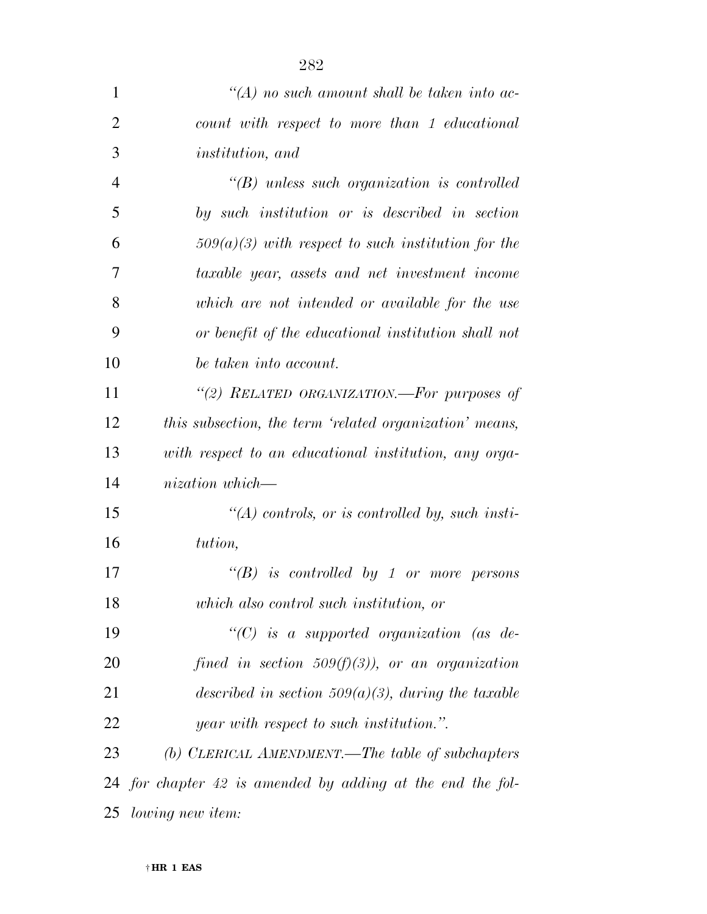*"(A) no such amount shall be taken into account with respect to more than 1 educational institution, and*

*"(B) unless such organization is controlled by such institution or is described in section 509(a)(3) with respect to such institution for the taxable year, assets and net investment income which are not intended or available for the use or benefit of the educational institution shall not be taken into account.*

*"(2) RELATED ORGANIZATION.—For purposes of this subsection, the term 'related organization' means, with respect to an educational institution, any organization which—*

*"(A) controls, or is controlled by, such institution,*

*"(B) is controlled by 1 or more persons which also control such institution, or*

*"(C) is a supported organization (as defined in section 509(f)(3)), or an organization described in section 509(a)(3), during the taxable year with respect to such institution.".*

*(b) CLERICAL AMENDMENT.—The table of subchapters for chapter 42 is amended by adding at the end the following new item:*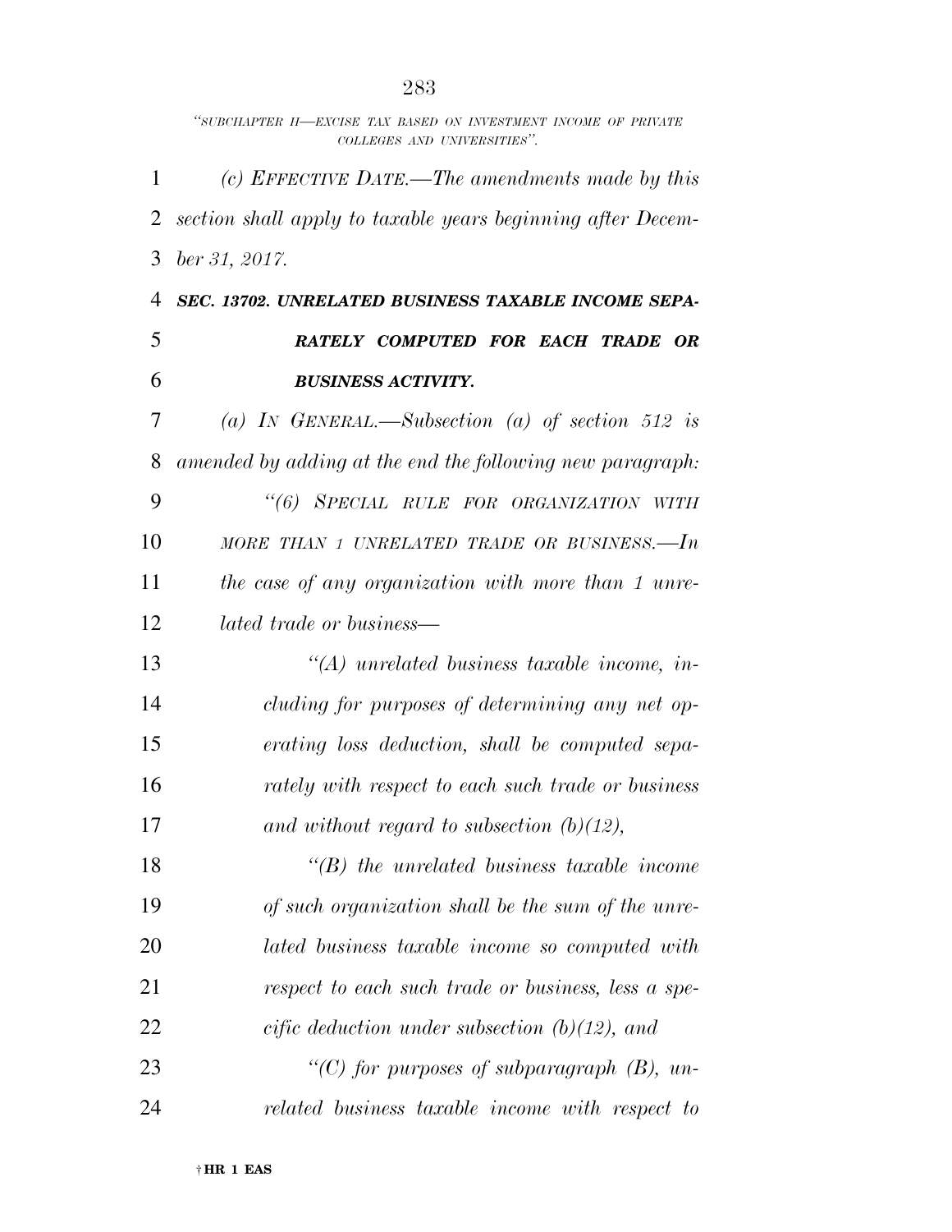*"SUBCHAPTER H—EXCISE TAX BASED ON INVESTMENT INCOME OF PRIVATE COLLEGES AND UNIVERSITIES".*

*(c) EFFECTIVE DATE.—The amendments made by this section shall apply to taxable years beginning after December 31, 2017.*

***SEC. 13702. UNRELATED BUSINESS TAXABLE INCOME SEPARATELY COMPUTED FOR EACH TRADE OR BUSINESS ACTIVITY.***

*(a) IN GENERAL.—Subsection (a) of section 512 is amended by adding at the end the following new paragraph:*

*"(6) SPECIAL RULE FOR ORGANIZATION WITH MORE THAN 1 UNRELATED TRADE OR BUSINESS.—In the case of any organization with more than 1 unrelated trade or business—*

*"(A) unrelated business taxable income, including for purposes of determining any net operating loss deduction, shall be computed separately with respect to each such trade or business and without regard to subsection (b)(12),*

*"(B) the unrelated business taxable income of such organization shall be the sum of the unrelated business taxable income so computed with respect to each such trade or business, less a specific deduction under subsection (b)(12), and*

*"(C) for purposes of subparagraph (B), unrelated business taxable income with respect to*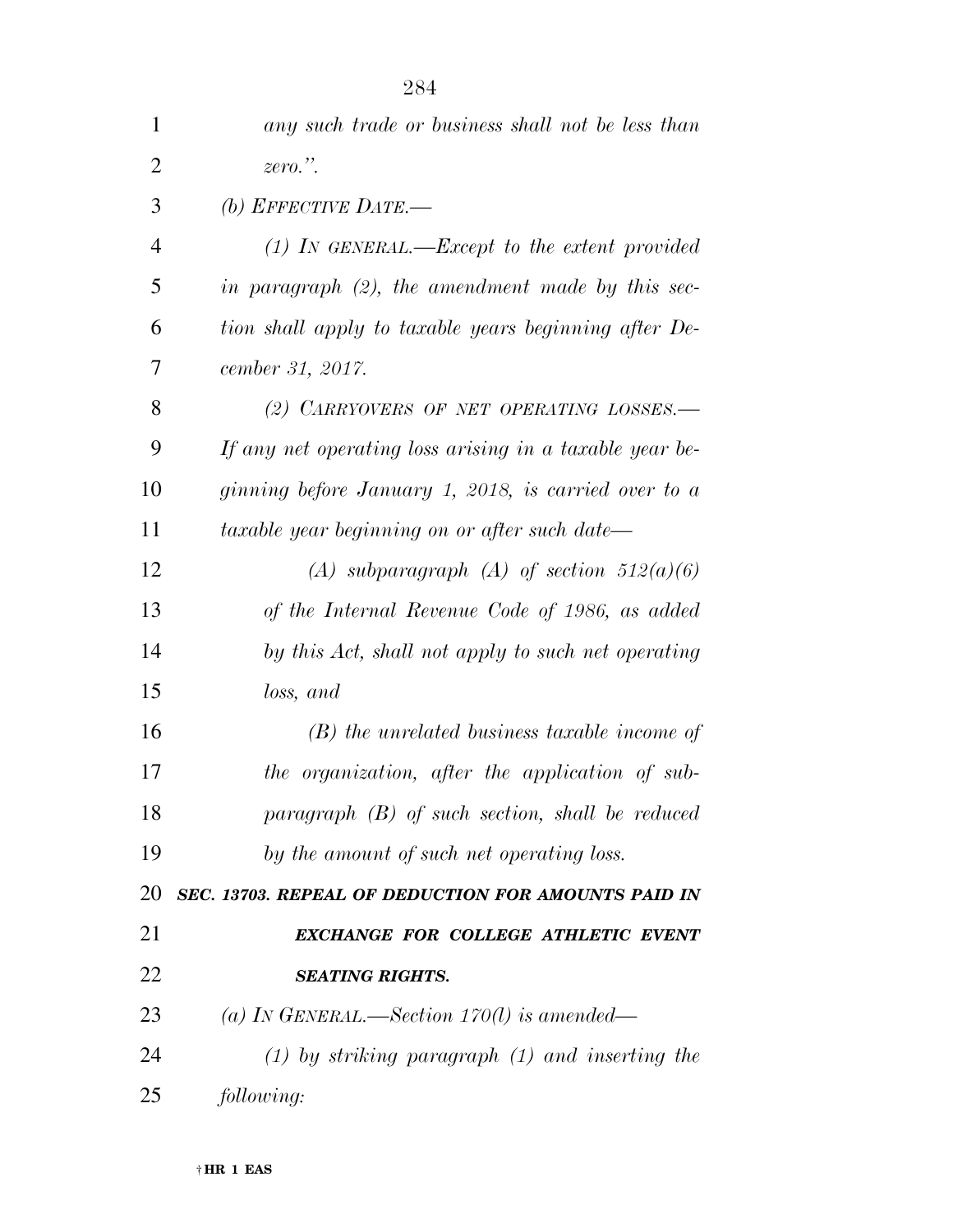*any such trade or business shall not be less than zero.".*

*(b) EFFECTIVE DATE.—*

*(1) IN GENERAL.—Except to the extent provided in paragraph (2), the amendment made by this section shall apply to taxable years beginning after December 31, 2017.*

*(2) CARRYOVERS OF NET OPERATING LOSSES.—If any net operating loss arising in a taxable year beginning before January 1, 2018, is carried over to a taxable year beginning on or after such date—*

*(A) subparagraph (A) of section 512(a)(6) of the Internal Revenue Code of 1986, as added by this Act, shall not apply to such net operating loss, and*

*(B) the unrelated business taxable income of the organization, after the application of subparagraph (B) of such section, shall be reduced by the amount of such net operating loss.*

***SEC. 13703. REPEAL OF DEDUCTION FOR AMOUNTS PAID IN EXCHANGE FOR COLLEGE ATHLETIC EVENT SEATING RIGHTS.***

*(a) IN GENERAL.—Section 170(l) is amended—*

*(1) by striking paragraph (1) and inserting the following:*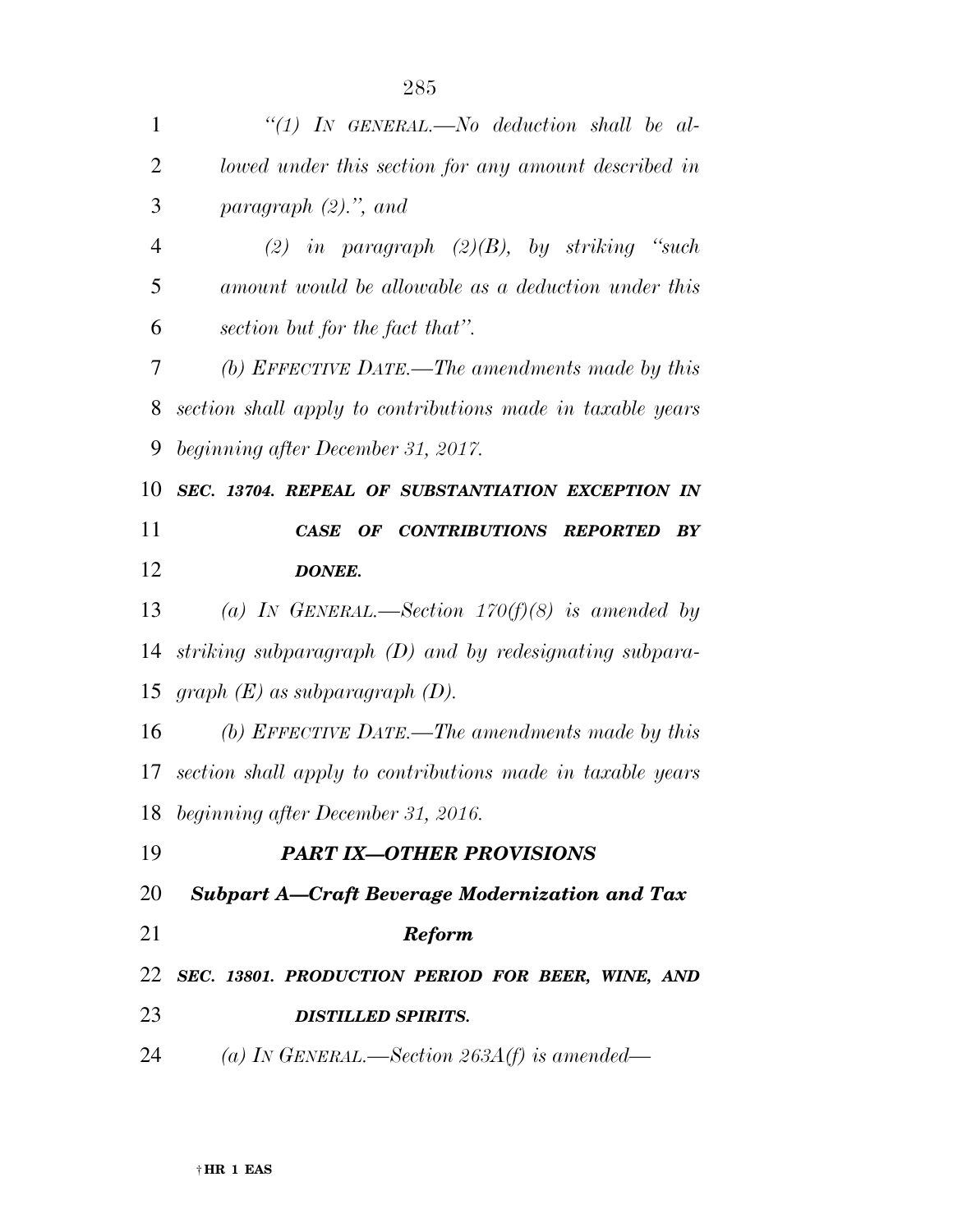*"(1) IN GENERAL.—No deduction shall be allowed under this section for any amount described in paragraph (2).", and*

*(2) in paragraph (2)(B), by striking "such amount would be allowable as a deduction under this section but for the fact that".*

*(b) EFFECTIVE DATE.—The amendments made by this section shall apply to contributions made in taxable years beginning after December 31, 2017.*

***SEC. 13704. REPEAL OF SUBSTANTIATION EXCEPTION IN CASE OF CONTRIBUTIONS REPORTED BY DONEE.***

*(a) IN GENERAL.—Section 170(f)(8) is amended by striking subparagraph (D) and by redesignating subparagraph (E) as subparagraph (D).*

*(b) EFFECTIVE DATE.—The amendments made by this section shall apply to contributions made in taxable years beginning after December 31, 2016.*

## ***PART IX—OTHER PROVISIONS***

### ***Subpart A—Craft Beverage Modernization and Tax Reform***

***SEC. 13801. PRODUCTION PERIOD FOR BEER, WINE, AND DISTILLED SPIRITS.***

*(a) IN GENERAL.—Section 263A(f) is amended—*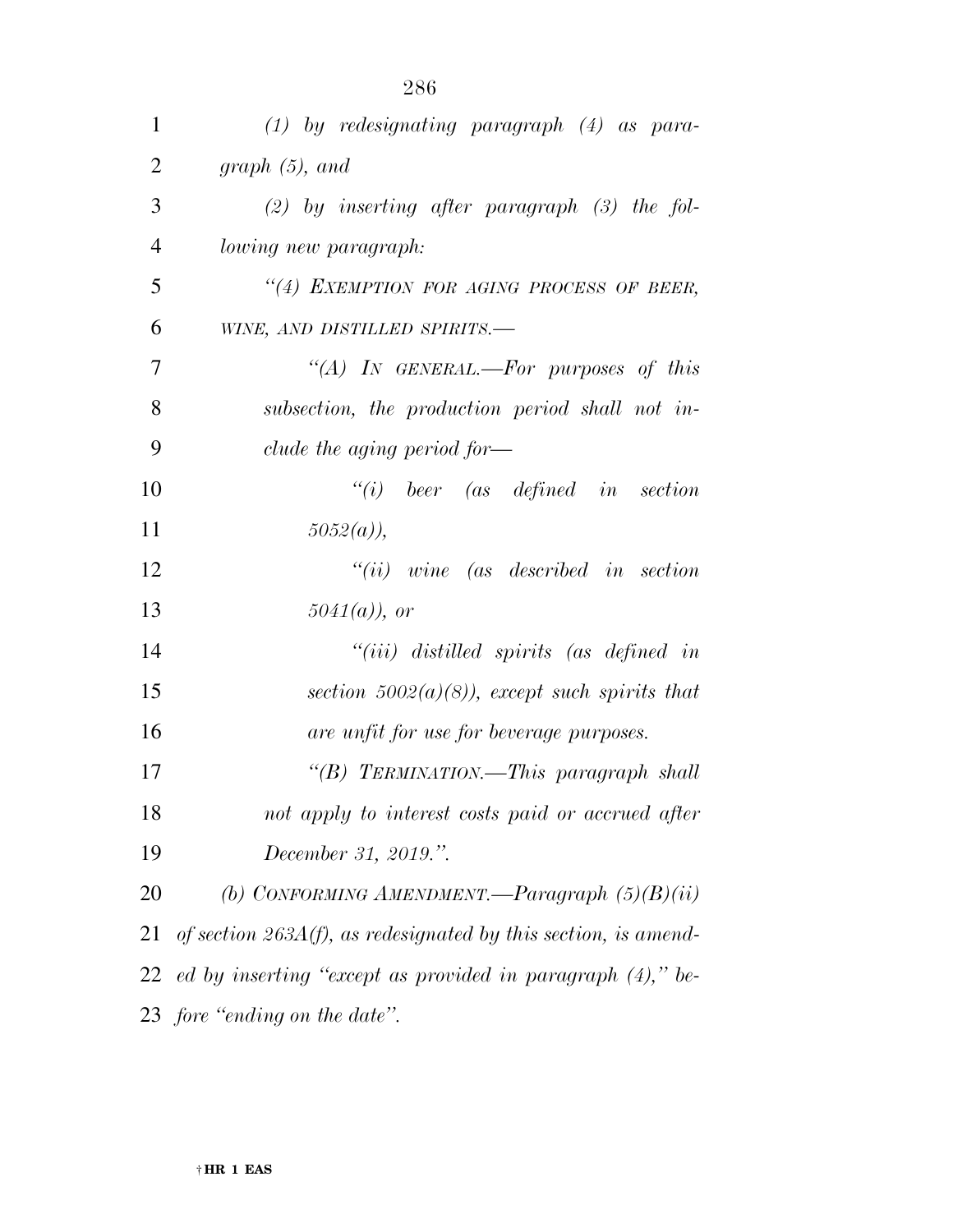*(1) by redesignating paragraph (4) as paragraph (5), and*

*(2) by inserting after paragraph (3) the following new paragraph:*

*"(4) EXEMPTION FOR AGING PROCESS OF BEER, WINE, AND DISTILLED SPIRITS.—*

*"(A) IN GENERAL.—For purposes of this subsection, the production period shall not include the aging period for—*

*"(i) beer (as defined in section 5052(a)),*

*"(ii) wine (as described in section 5041(a)), or*

*"(iii) distilled spirits (as defined in section 5002(a)(8)), except such spirits that are unfit for use for beverage purposes.*

*"(B) TERMINATION.—This paragraph shall not apply to interest costs paid or accrued after December 31, 2019.".*

*(b) CONFORMING AMENDMENT.—Paragraph (5)(B)(ii) of section 263A(f), as redesignated by this section, is amended by inserting "except as provided in paragraph (4)," before "ending on the date".*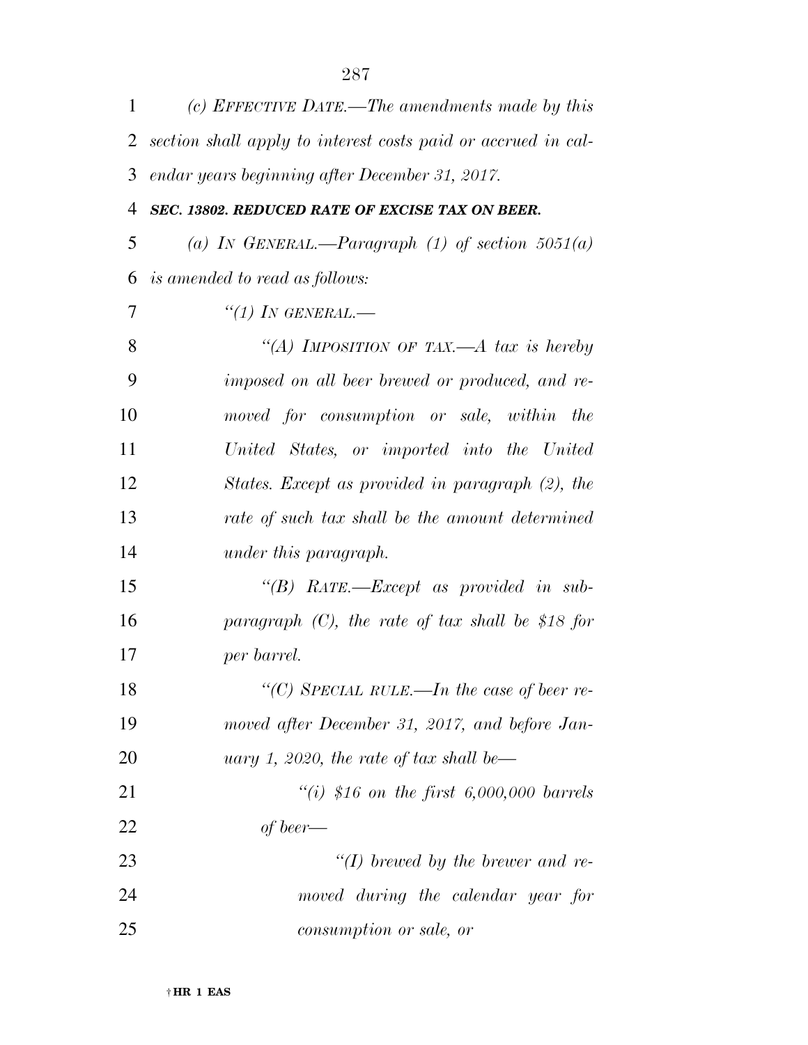*(c) EFFECTIVE DATE.—The amendments made by this section shall apply to interest costs paid or accrued in calendar years beginning after December 31, 2017.*

***SEC. 13802. REDUCED RATE OF EXCISE TAX ON BEER.***

*(a) IN GENERAL.—Paragraph (1) of section 5051(a) is amended to read as follows:*

*"(1) IN GENERAL.—*

*"(A) IMPOSITION OF TAX.—A tax is hereby imposed on all beer brewed or produced, and removed for consumption or sale, within the United States, or imported into the United States. Except as provided in paragraph (2), the rate of such tax shall be the amount determined under this paragraph.*

*"(B) RATE.—Except as provided in subparagraph (C), the rate of tax shall be $18 for per barrel.*

*"(C) SPECIAL RULE.—In the case of beer removed after December 31, 2017, and before January 1, 2020, the rate of tax shall be—*

*"(i) $16 on the first 6,000,000 barrels of beer—*

*"(I) brewed by the brewer and removed during the calendar year for consumption or sale, or*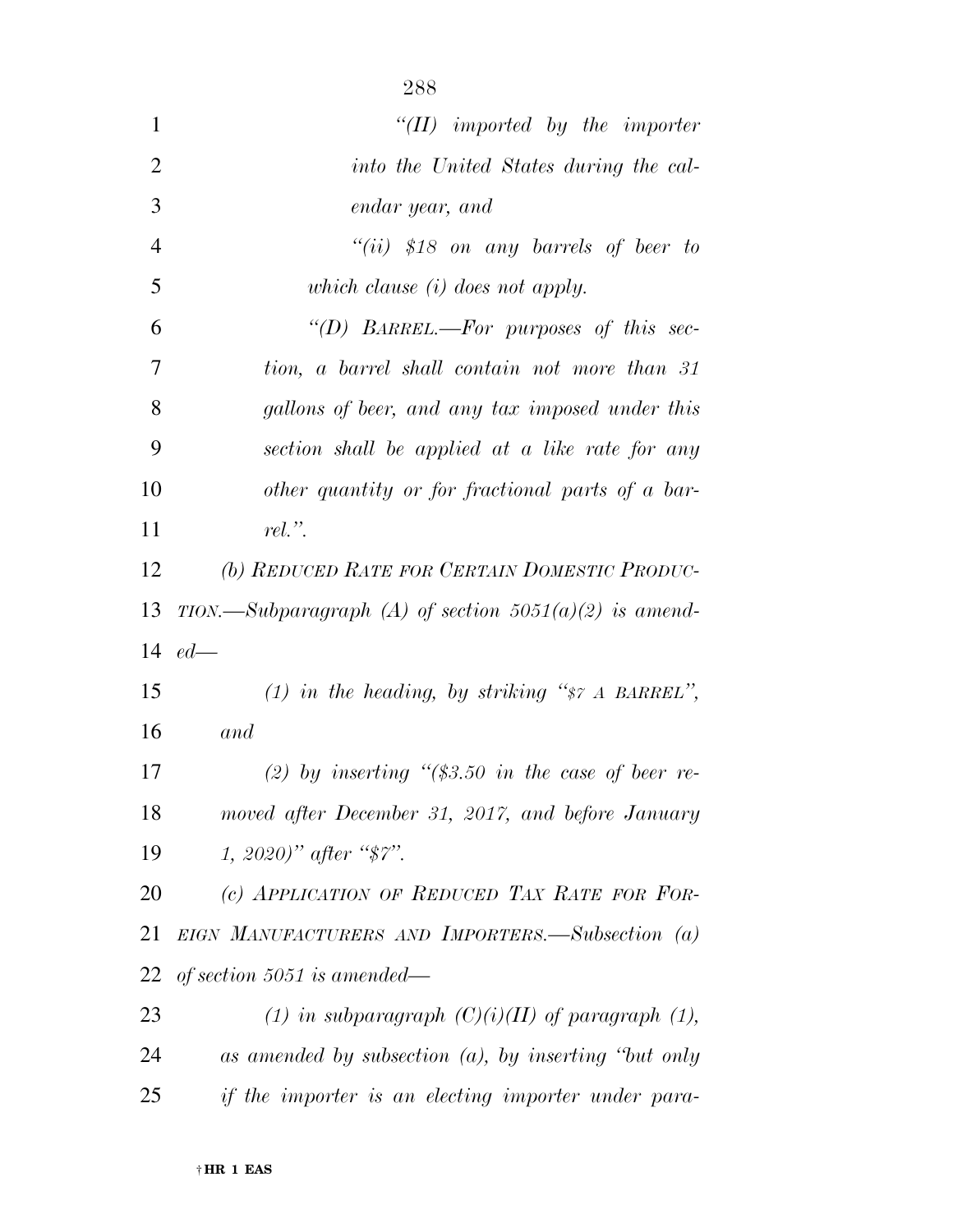*"(II) imported by the importer into the United States during the calendar year, and*

*"(ii) $18 on any barrels of beer to which clause (i) does not apply.*

*"(D) BARREL.—For purposes of this section, a barrel shall contain not more than 31 gallons of beer, and any tax imposed under this section shall be applied at a like rate for any other quantity or for fractional parts of a barrel.".*

*(b) REDUCED RATE FOR CERTAIN DOMESTIC PRODUCTION.—Subparagraph (A) of section 5051(a)(2) is amended—*

*(1) in the heading, by striking "$7 A BARREL", and*

*(2) by inserting "($3.50 in the case of beer removed after December 31, 2017, and before January 1, 2020)" after "$7".*

*(c) APPLICATION OF REDUCED TAX RATE FOR FOREIGN MANUFACTURERS AND IMPORTERS.—Subsection (a) of section 5051 is amended—*

*(1) in subparagraph (C)(i)(II) of paragraph (1), as amended by subsection (a), by inserting "but only if the importer is an electing importer under para-*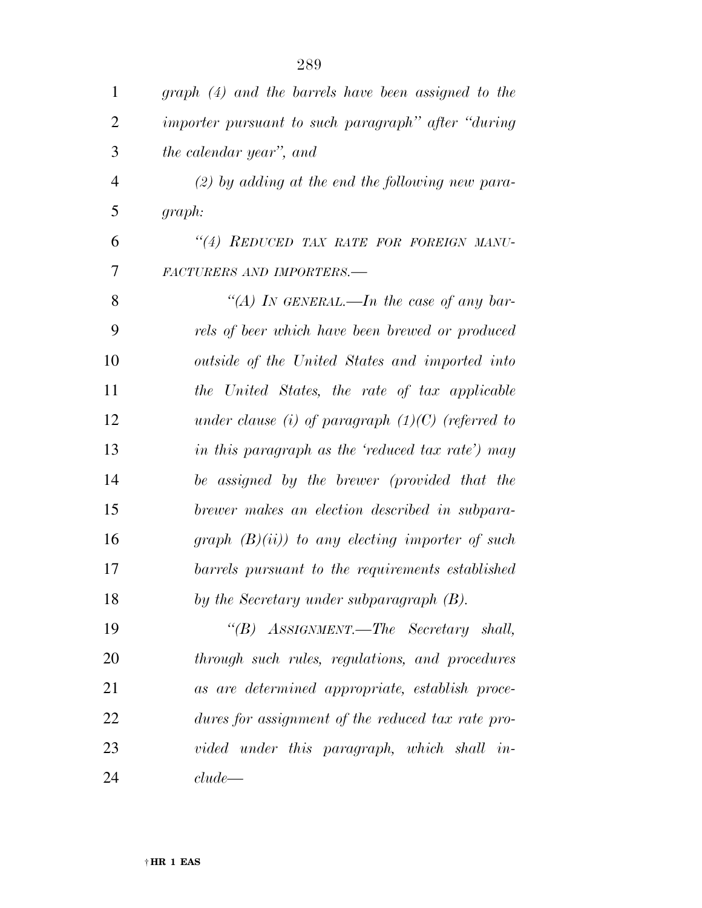*graph (4) and the barrels have been assigned to the importer pursuant to such paragraph" after "during the calendar year", and*

*(2) by adding at the end the following new paragraph:*

*"(4) REDUCED TAX RATE FOR FOREIGN MANUFACTURERS AND IMPORTERS.—*

*"(A) IN GENERAL.—In the case of any barrels of beer which have been brewed or produced outside of the United States and imported into the United States, the rate of tax applicable under clause (i) of paragraph (1)(C) (referred to in this paragraph as the 'reduced tax rate') may be assigned by the brewer (provided that the brewer makes an election described in subparagraph (B)(ii)) to any electing importer of such barrels pursuant to the requirements established by the Secretary under subparagraph (B).*

*"(B) ASSIGNMENT.—The Secretary shall, through such rules, regulations, and procedures as are determined appropriate, establish procedures for assignment of the reduced tax rate provided under this paragraph, which shall include—*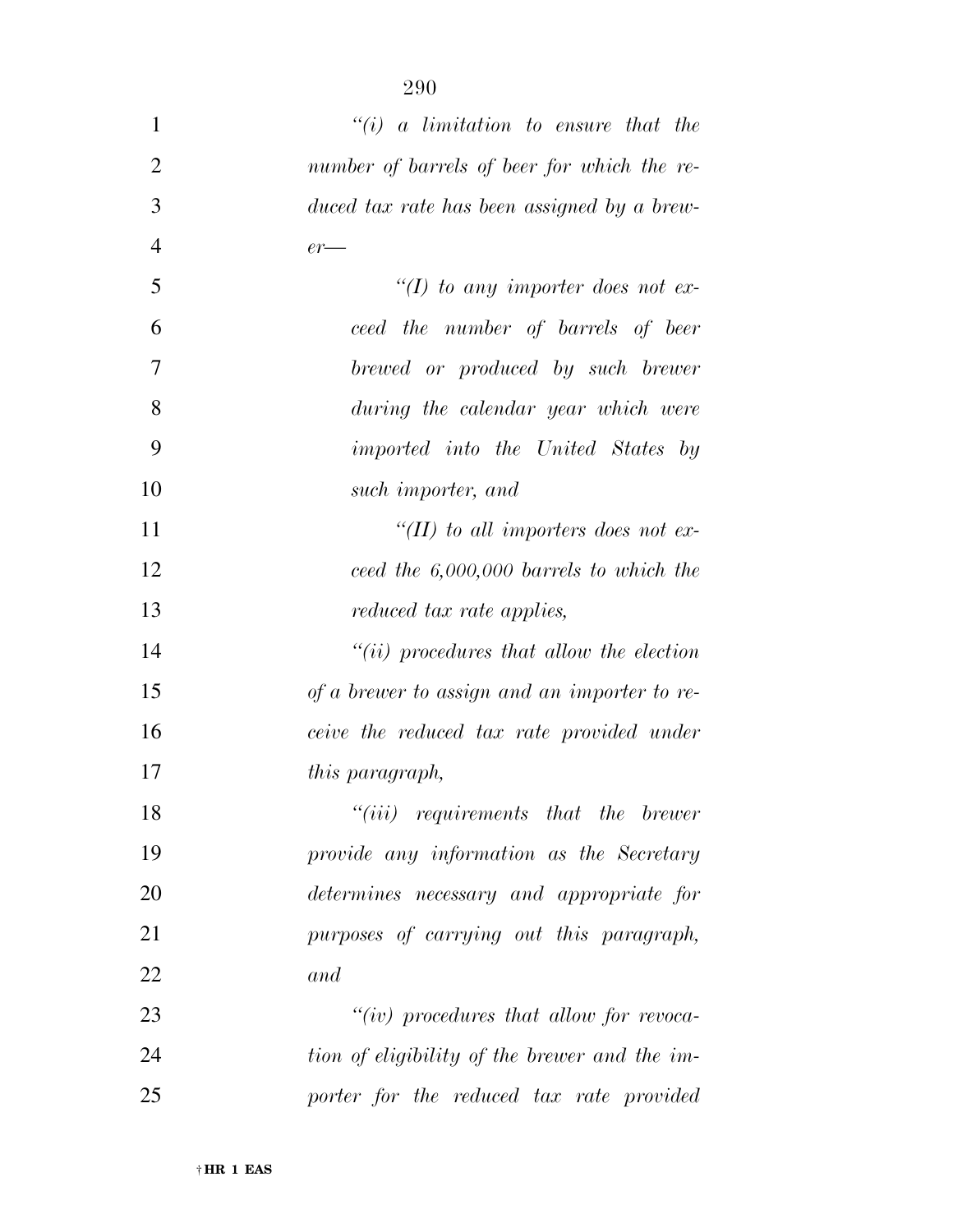*"(i) a limitation to ensure that the number of barrels of beer for which the reduced tax rate has been assigned by a brewer—*

*"(I) to any importer does not exceed the number of barrels of beer brewed or produced by such brewer during the calendar year which were imported into the United States by such importer, and*

*"(II) to all importers does not exceed the 6,000,000 barrels to which the reduced tax rate applies,*

*"(ii) procedures that allow the election of a brewer to assign and an importer to receive the reduced tax rate provided under this paragraph,*

*"(iii) requirements that the brewer provide any information as the Secretary determines necessary and appropriate for purposes of carrying out this paragraph, and*

*"(iv) procedures that allow for revocation of eligibility of the brewer and the importer for the reduced tax rate provided*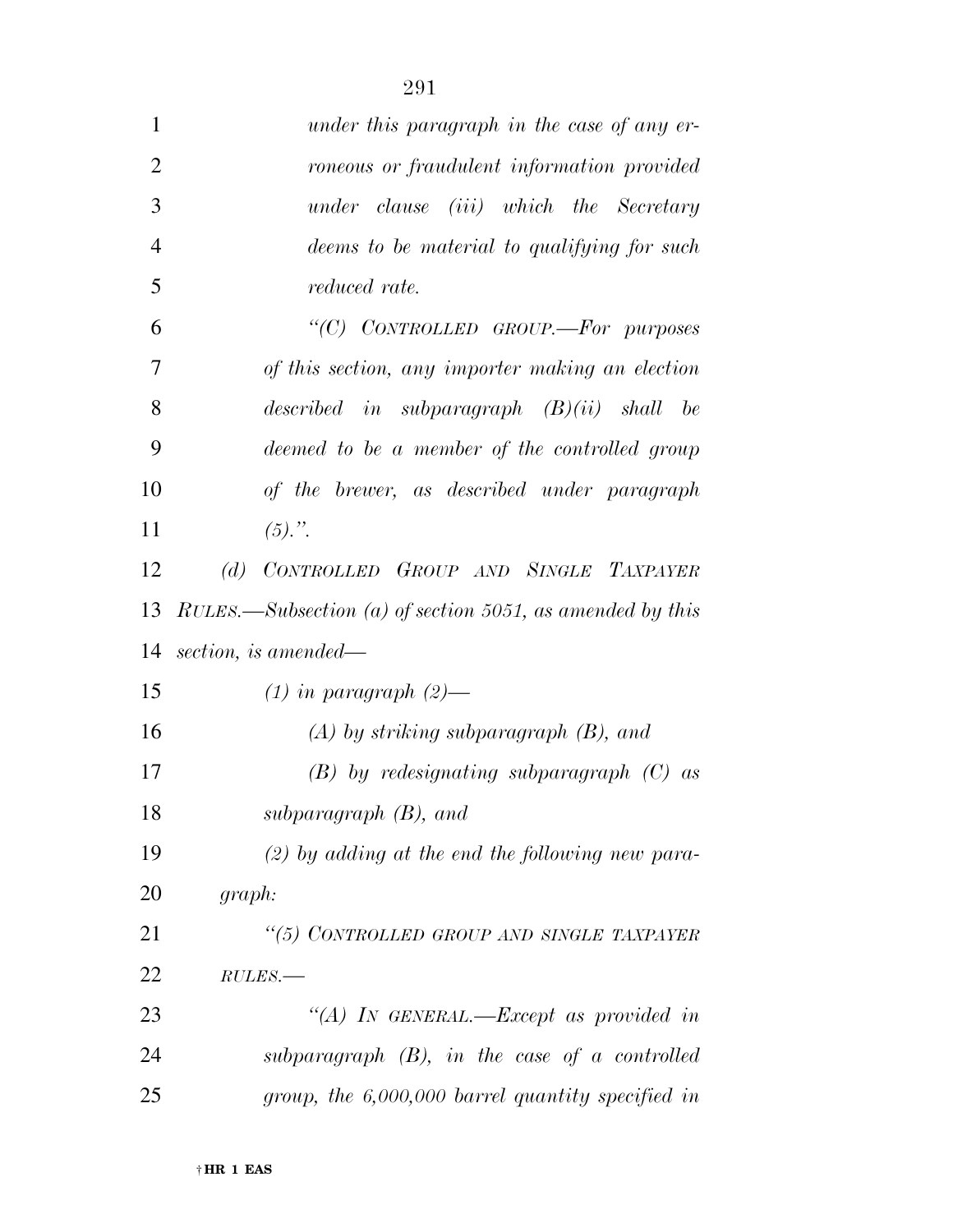*under this paragraph in the case of any erroneous or fraudulent information provided under clause (iii) which the Secretary deems to be material to qualifying for such reduced rate.*

*"(C) CONTROLLED GROUP.—For purposes of this section, any importer making an election described in subparagraph (B)(ii) shall be deemed to be a member of the controlled group of the brewer, as described under paragraph (5).".*

*(d) CONTROLLED GROUP AND SINGLE TAXPAYER RULES.—Subsection (a) of section 5051, as amended by this section, is amended—*

*(1) in paragraph (2)—*

*(A) by striking subparagraph (B), and*

*(B) by redesignating subparagraph (C) as subparagraph (B), and*

*(2) by adding at the end the following new paragraph:*

*"(5) CONTROLLED GROUP AND SINGLE TAXPAYER RULES.—*

*"(A) IN GENERAL.—Except as provided in subparagraph (B), in the case of a controlled group, the 6,000,000 barrel quantity specified in*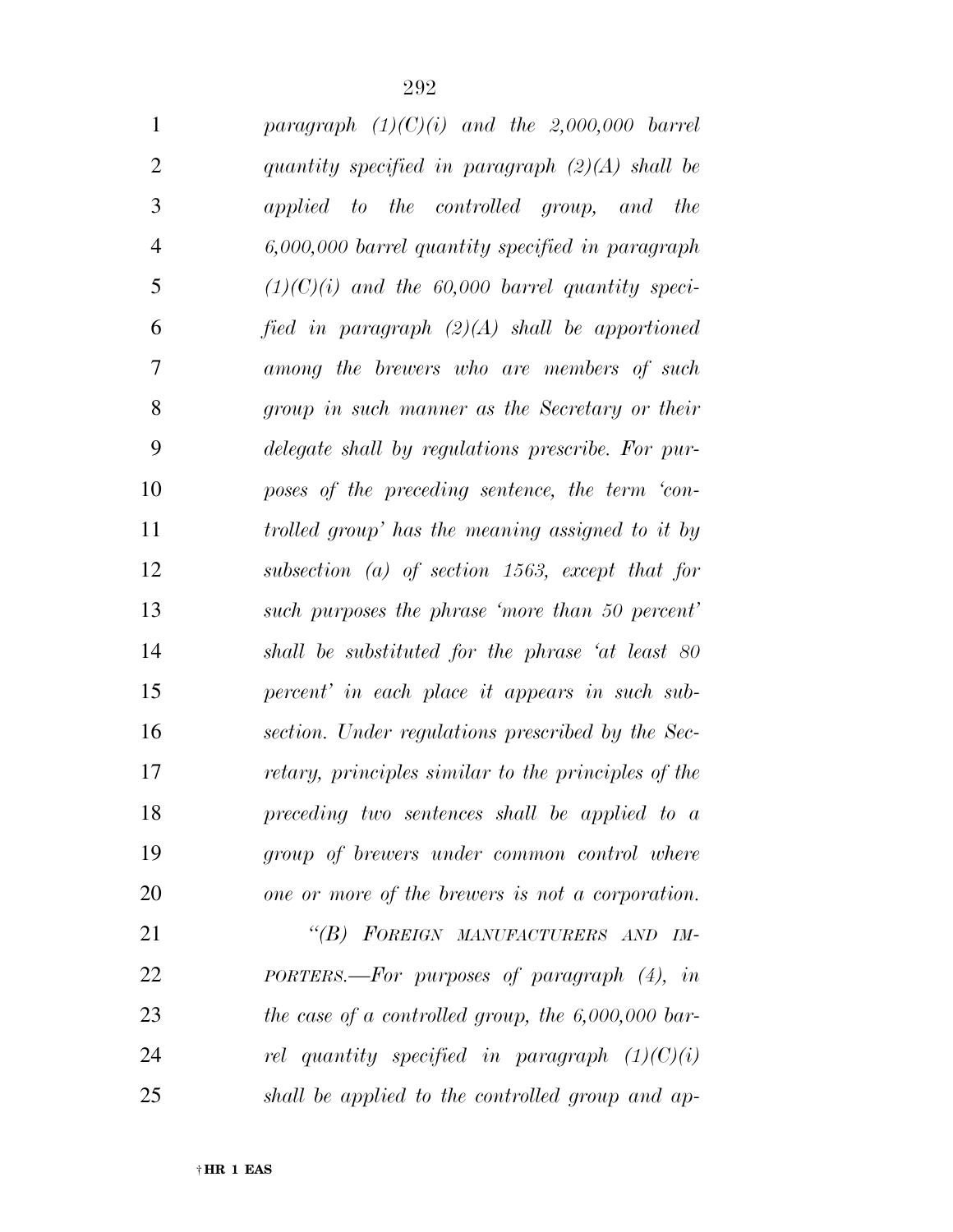*paragraph (1)(C)(i) and the 2,000,000 barrel quantity specified in paragraph (2)(A) shall be applied to the controlled group, and the 6,000,000 barrel quantity specified in paragraph (1)(C)(i) and the 60,000 barrel quantity specified in paragraph (2)(A) shall be apportioned among the brewers who are members of such group in such manner as the Secretary or their delegate shall by regulations prescribe. For purposes of the preceding sentence, the term 'controlled group' has the meaning assigned to it by subsection (a) of section 1563, except that for such purposes the phrase 'more than 50 percent' shall be substituted for the phrase 'at least 80 percent' in each place it appears in such subsection. Under regulations prescribed by the Secretary, principles similar to the principles of the preceding two sentences shall be applied to a group of brewers under common control where one or more of the brewers is not a corporation.*

*"(B) FOREIGN MANUFACTURERS AND IMPORTERS.—For purposes of paragraph (4), in the case of a controlled group, the 6,000,000 barrel quantity specified in paragraph (1)(C)(i) shall be applied to the controlled group and ap-*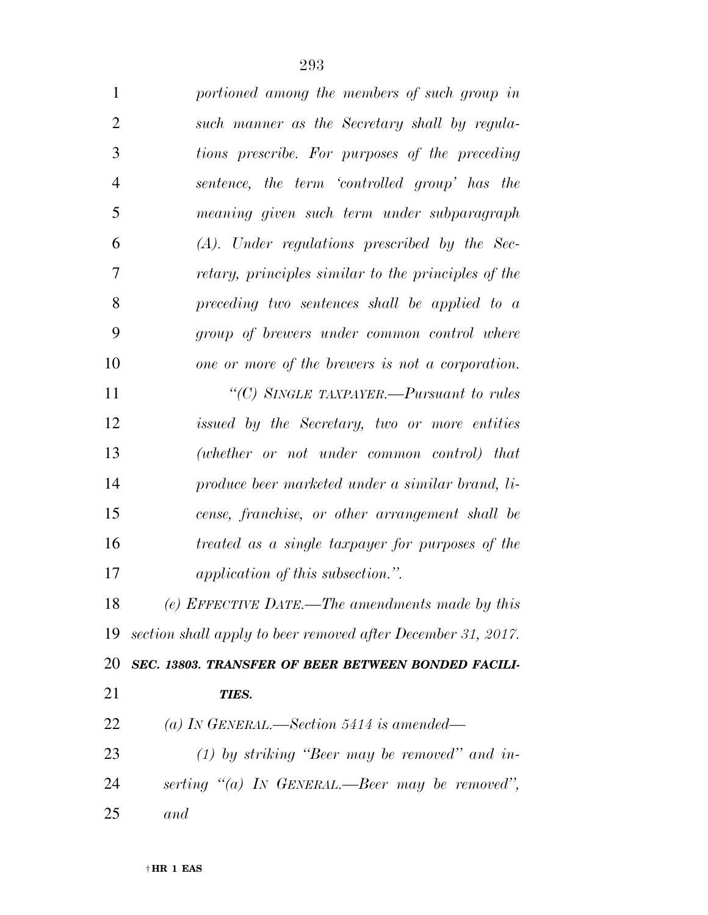*portioned among the members of such group in such manner as the Secretary shall by regulations prescribe. For purposes of the preceding sentence, the term 'controlled group' has the meaning given such term under subparagraph (A). Under regulations prescribed by the Secretary, principles similar to the principles of the preceding two sentences shall be applied to a group of brewers under common control where one or more of the brewers is not a corporation.*

*"(C) SINGLE TAXPAYER.—Pursuant to rules issued by the Secretary, two or more entities (whether or not under common control) that produce beer marketed under a similar brand, license, franchise, or other arrangement shall be treated as a single taxpayer for purposes of the application of this subsection.".*

*(e) EFFECTIVE DATE.—The amendments made by this section shall apply to beer removed after December 31, 2017.*

***SEC. 13803. TRANSFER OF BEER BETWEEN BONDED FACILITIES.***

*(a) IN GENERAL.—Section 5414 is amended—*

*(1) by striking "Beer may be removed" and inserting "(a) IN GENERAL.—Beer may be removed", and*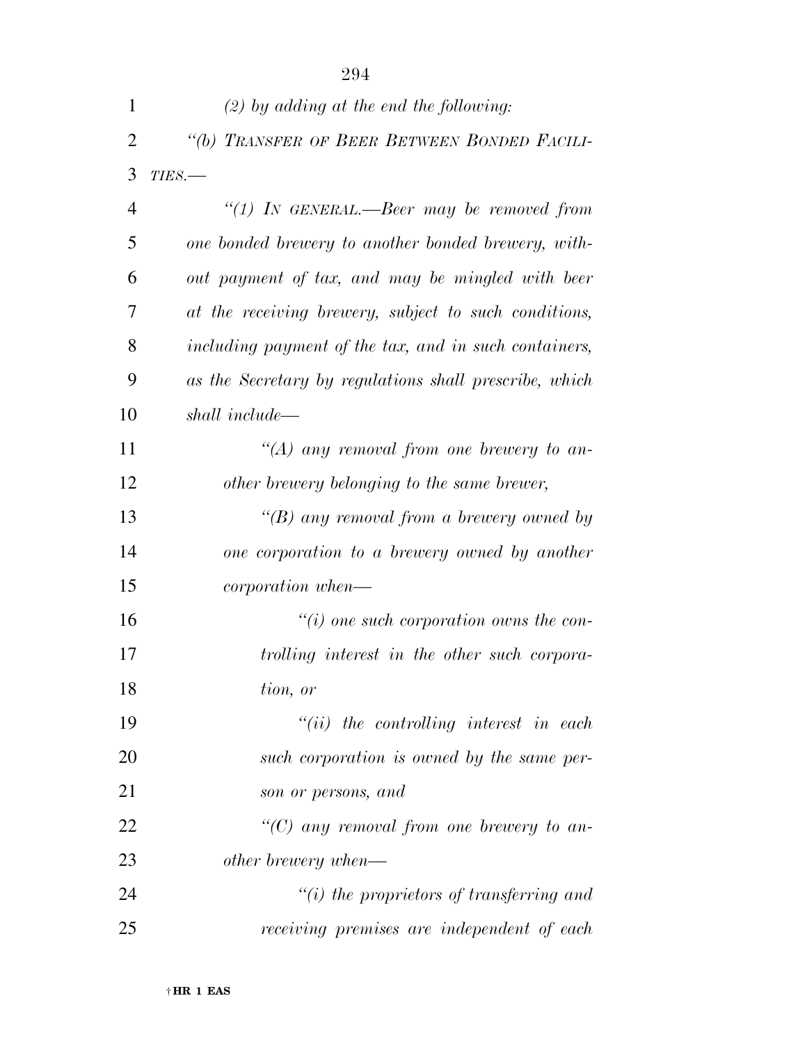*(2) by adding at the end the following:*

*"(b) TRANSFER OF BEER BETWEEN BONDED FACILITIES.—*

*"(1) IN GENERAL.—Beer may be removed from one bonded brewery to another bonded brewery, without payment of tax, and may be mingled with beer at the receiving brewery, subject to such conditions, including payment of the tax, and in such containers, as the Secretary by regulations shall prescribe, which shall include—*

*"(A) any removal from one brewery to another brewery belonging to the same brewer,*

*"(B) any removal from a brewery owned by one corporation to a brewery owned by another corporation when—*

*"(i) one such corporation owns the controlling interest in the other such corporation, or*

*"(ii) the controlling interest in each such corporation is owned by the same person or persons, and*

*"(C) any removal from one brewery to another brewery when—*

*"(i) the proprietors of transferring and receiving premises are independent of each*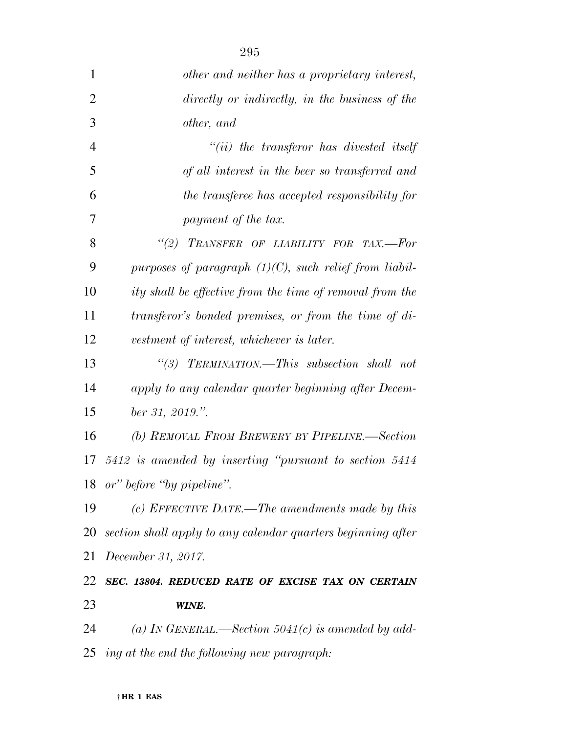*other and neither has a proprietary interest, directly or indirectly, in the business of the other, and*

*"(ii) the transferor has divested itself of all interest in the beer so transferred and the transferee has accepted responsibility for payment of the tax.*

*"(2) TRANSFER OF LIABILITY FOR TAX.—For purposes of paragraph (1)(C), such relief from liability shall be effective from the time of removal from the transferor's bonded premises, or from the time of divestment of interest, whichever is later.*

*"(3) TERMINATION.—This subsection shall not apply to any calendar quarter beginning after December 31, 2019.".*

*(b) REMOVAL FROM BREWERY BY PIPELINE.—Section 5412 is amended by inserting "pursuant to section 5414 or" before "by pipeline".*

*(c) EFFECTIVE DATE.—The amendments made by this section shall apply to any calendar quarters beginning after December 31, 2017.*

***SEC. 13804. REDUCED RATE OF EXCISE TAX ON CERTAIN WINE.***

*(a) IN GENERAL.—Section 5041(c) is amended by adding at the end the following new paragraph:*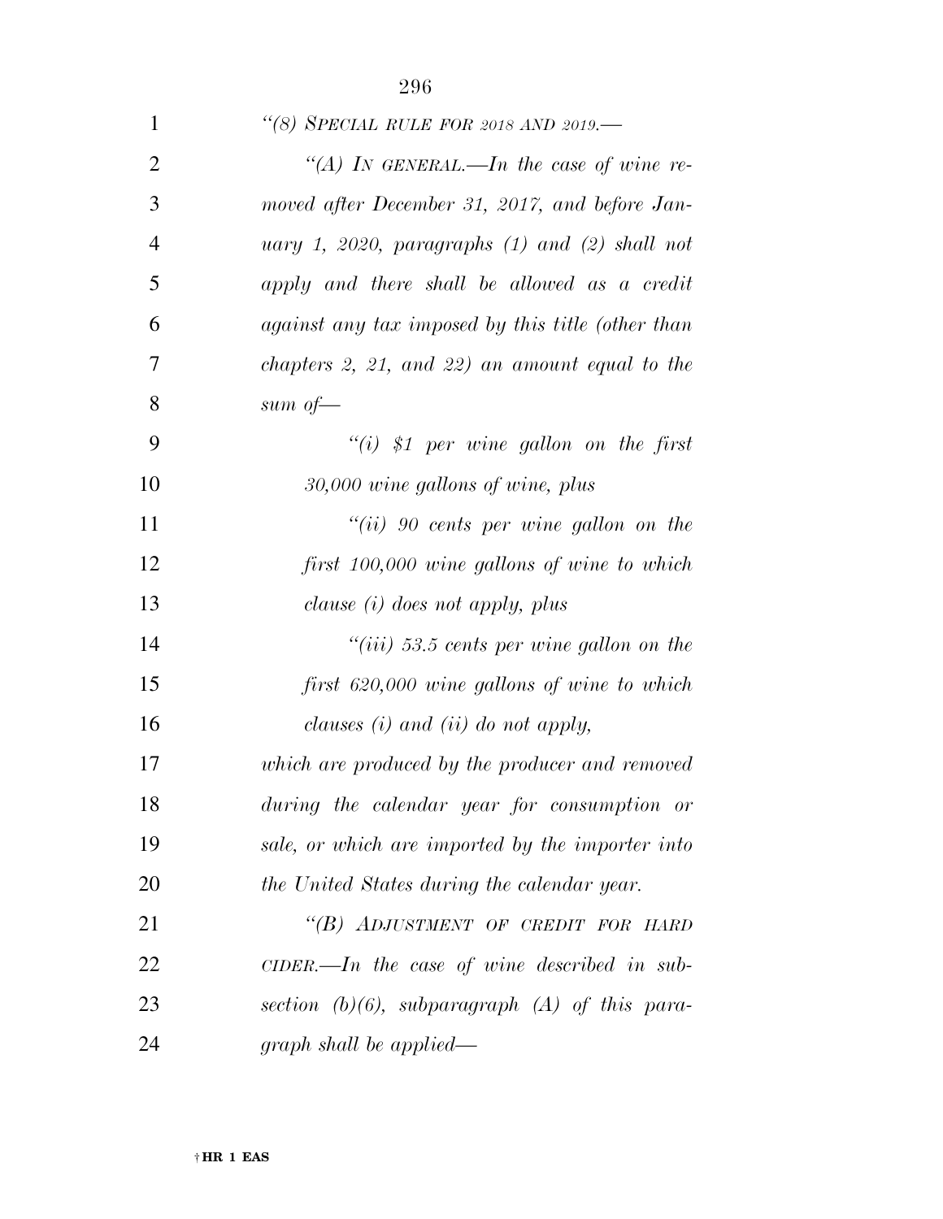*"(8) SPECIAL RULE FOR 2018 AND 2019.—*

*"(A) IN GENERAL.—In the case of wine removed after December 31, 2017, and before January 1, 2020, paragraphs (1) and (2) shall not apply and there shall be allowed as a credit against any tax imposed by this title (other than chapters 2, 21, and 22) an amount equal to the sum of—*

*"(i) $1 per wine gallon on the first 30,000 wine gallons of wine, plus*

*"(ii) 90 cents per wine gallon on the first 100,000 wine gallons of wine to which clause (i) does not apply, plus*

*"(iii) 53.5 cents per wine gallon on the first 620,000 wine gallons of wine to which clauses (i) and (ii) do not apply,*

*which are produced by the producer and removed during the calendar year for consumption or sale, or which are imported by the importer into the United States during the calendar year.*

*"(B) ADJUSTMENT OF CREDIT FOR HARD CIDER.—In the case of wine described in subsection (b)(6), subparagraph (A) of this paragraph shall be applied—*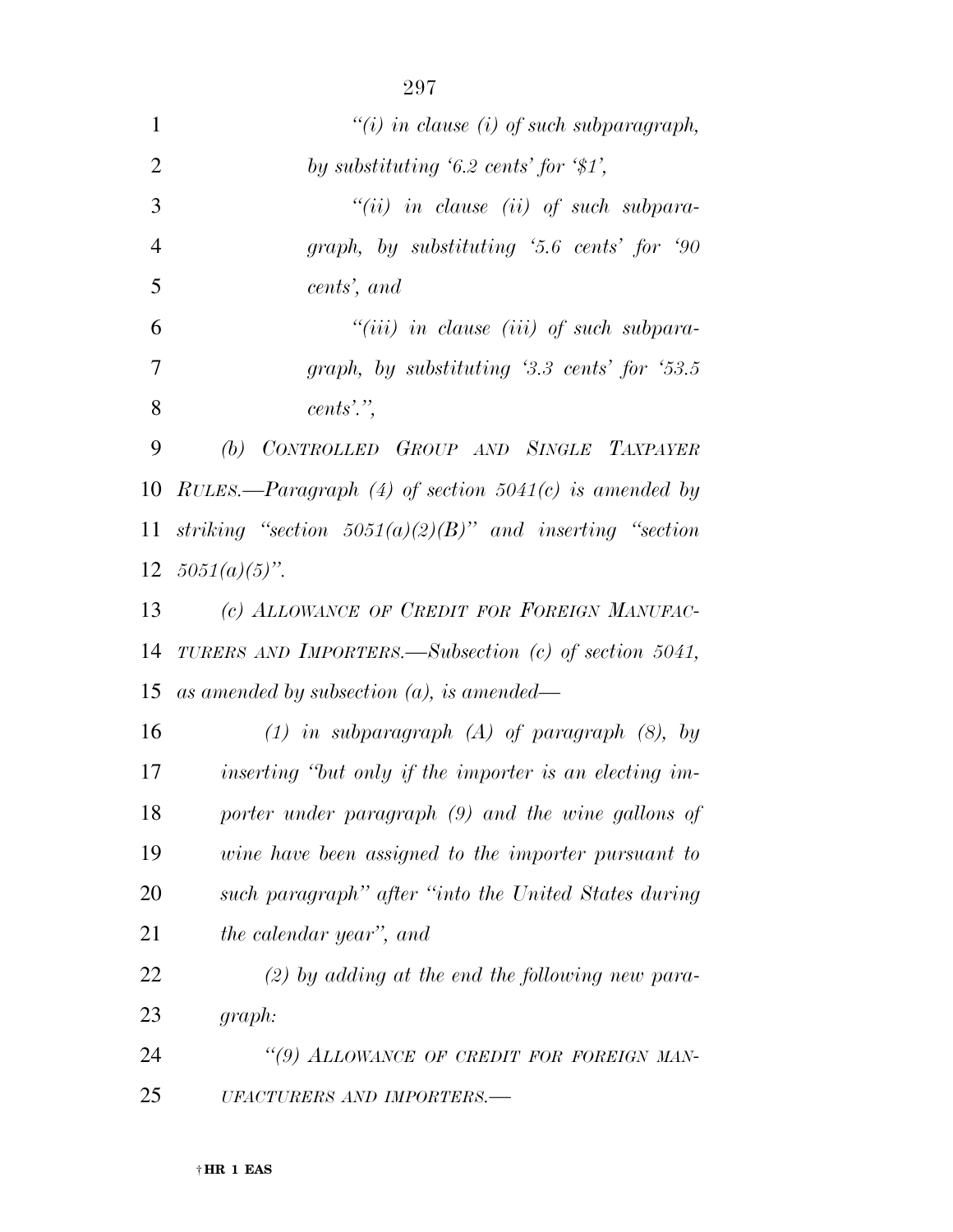*"(i) in clause (i) of such subparagraph, by substituting '6.2 cents' for '$1',*

*"(ii) in clause (ii) of such subparagraph, by substituting '5.6 cents' for '90 cents', and*

*"(iii) in clause (iii) of such subparagraph, by substituting '3.3 cents' for '53.5 cents'.",*

*(b) CONTROLLED GROUP AND SINGLE TAXPAYER RULES.—Paragraph (4) of section 5041(c) is amended by striking "section 5051(a)(2)(B)" and inserting "section 5051(a)(5)".*

*(c) ALLOWANCE OF CREDIT FOR FOREIGN MANUFACTURERS AND IMPORTERS.—Subsection (c) of section 5041, as amended by subsection (a), is amended—*

*(1) in subparagraph (A) of paragraph (8), by inserting "but only if the importer is an electing importer under paragraph (9) and the wine gallons of wine have been assigned to the importer pursuant to such paragraph" after "into the United States during the calendar year", and*

*(2) by adding at the end the following new paragraph:*

*"(9) ALLOWANCE OF CREDIT FOR FOREIGN MANUFACTURERS AND IMPORTERS.—*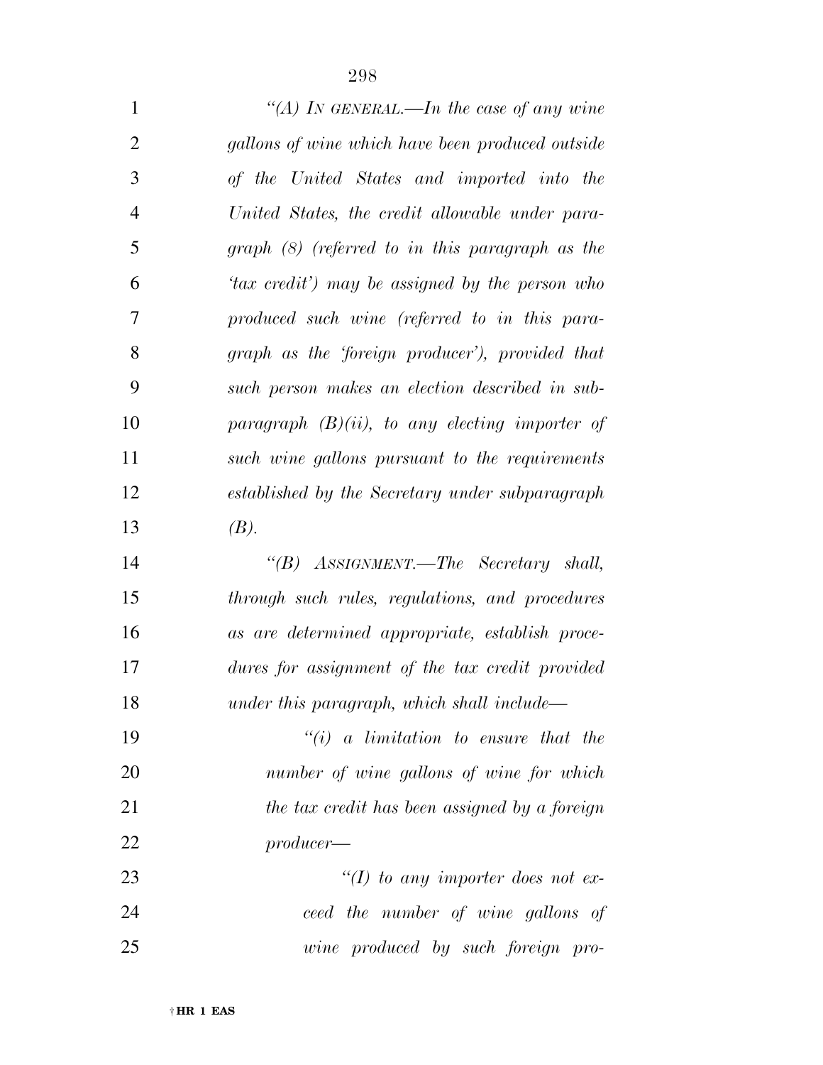*"(A) In general.—In the case of any wine gallons of wine which have been produced outside of the United States and imported into the United States, the credit allowable under paragraph (8) (referred to in this paragraph as the 'tax credit') may be assigned by the person who produced such wine (referred to in this paragraph as the 'foreign producer'), provided that such person makes an election described in subparagraph (B)(ii), to any electing importer of such wine gallons pursuant to the requirements established by the Secretary under subparagraph (B).*

*"(B) Assignment.—The Secretary shall, through such rules, regulations, and procedures as are determined appropriate, establish procedures for assignment of the tax credit provided under this paragraph, which shall include—*

*"(i) a limitation to ensure that the number of wine gallons of wine for which the tax credit has been assigned by a foreign producer—*

*"(I) to any importer does not exceed the number of wine gallons of wine produced by such foreign pro-*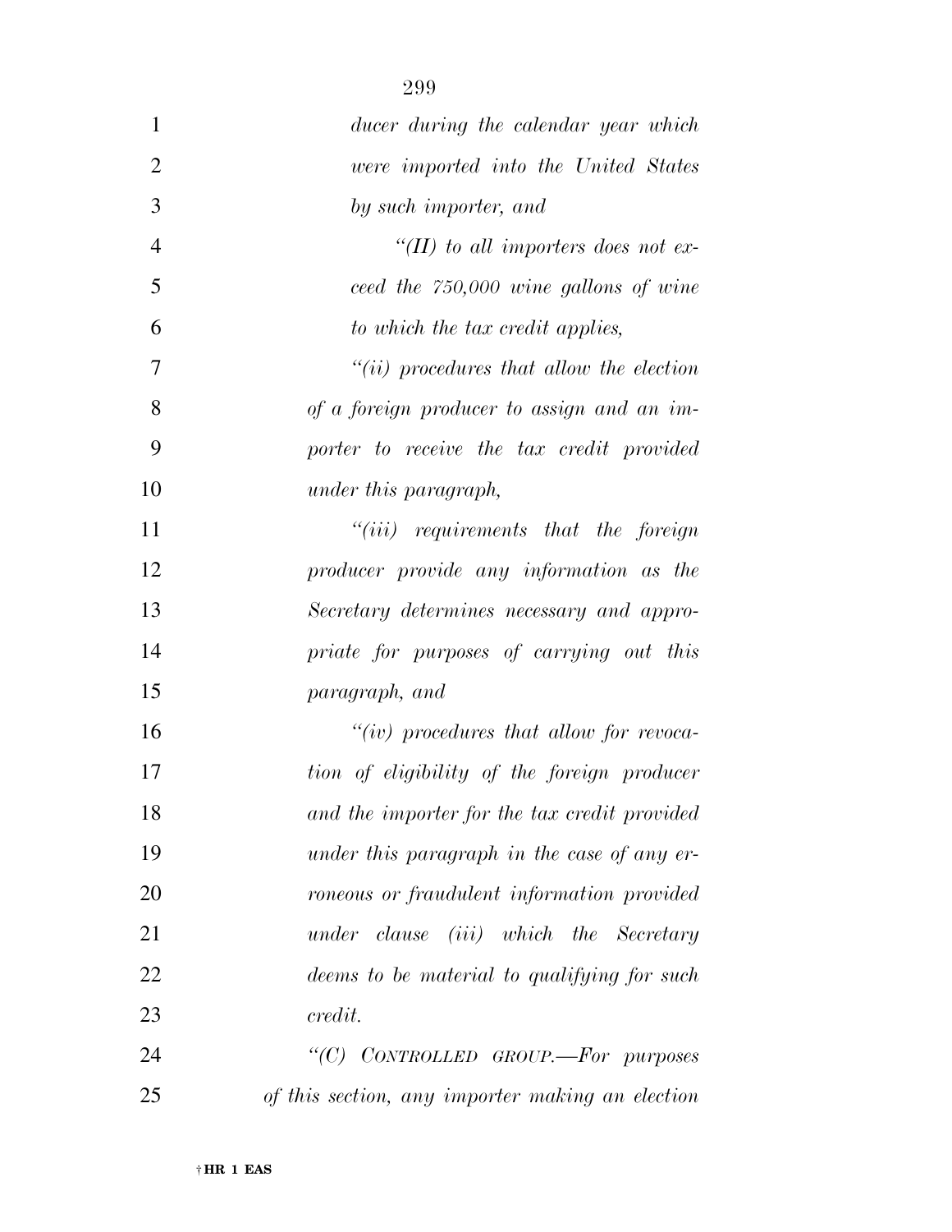*ducer during the calendar year which were imported into the United States by such importer, and*

*"(II) to all importers does not exceed the 750,000 wine gallons of wine to which the tax credit applies,*

*"(ii) procedures that allow the election of a foreign producer to assign and an importer to receive the tax credit provided under this paragraph,*

*"(iii) requirements that the foreign producer provide any information as the Secretary determines necessary and appropriate for purposes of carrying out this paragraph, and*

*"(iv) procedures that allow for revocation of eligibility of the foreign producer and the importer for the tax credit provided under this paragraph in the case of any erroneous or fraudulent information provided under clause (iii) which the Secretary deems to be material to qualifying for such credit.*

*"(C) CONTROLLED GROUP.—For purposes of this section, any importer making an election*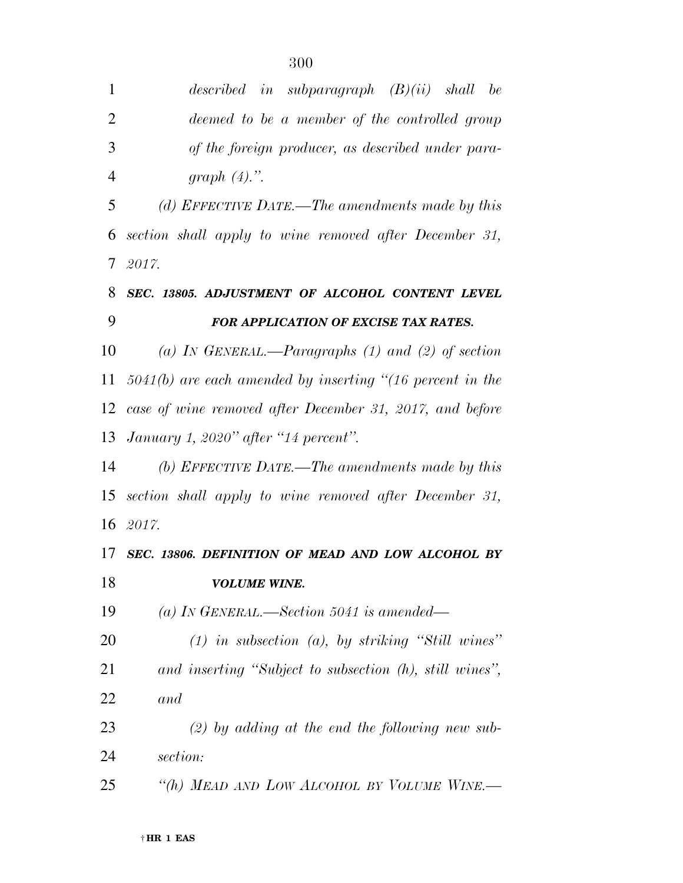*described in subparagraph (B)(ii) shall be deemed to be a member of the controlled group of the foreign producer, as described under paragraph (4).".*

*(d) EFFECTIVE DATE.—The amendments made by this section shall apply to wine removed after December 31, 2017.*

***SEC. 13805. ADJUSTMENT OF ALCOHOL CONTENT LEVEL FOR APPLICATION OF EXCISE TAX RATES.***

*(a) IN GENERAL.—Paragraphs (1) and (2) of section 5041(b) are each amended by inserting "(16 percent in the case of wine removed after December 31, 2017, and before January 1, 2020" after "14 percent".*

*(b) EFFECTIVE DATE.—The amendments made by this section shall apply to wine removed after December 31, 2017.*

***SEC. 13806. DEFINITION OF MEAD AND LOW ALCOHOL BY VOLUME WINE.***

*(a) IN GENERAL.—Section 5041 is amended—*

*(1) in subsection (a), by striking "Still wines" and inserting "Subject to subsection (h), still wines", and*

*(2) by adding at the end the following new subsection:*

*"(h) MEAD AND LOW ALCOHOL BY VOLUME WINE.—*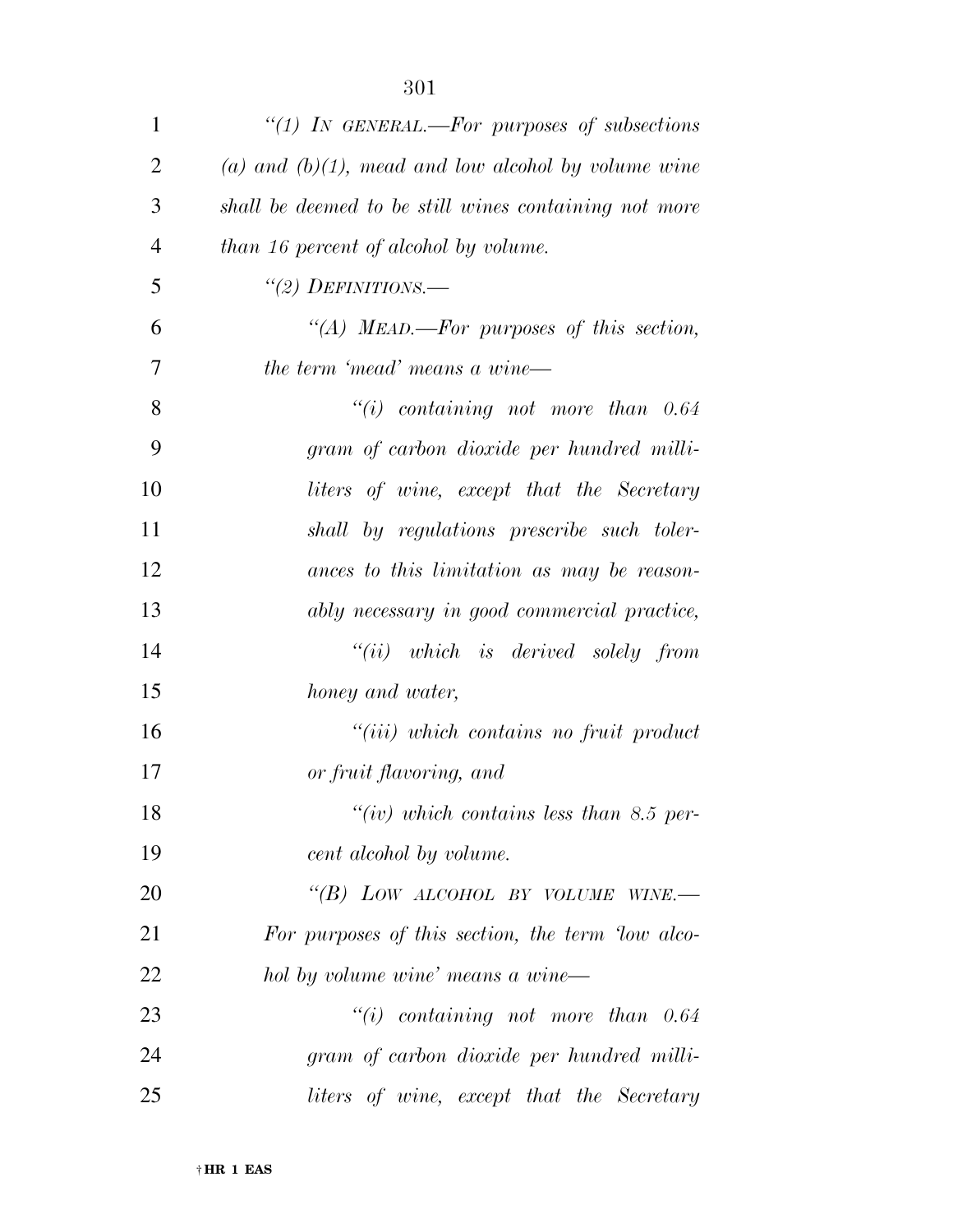*"(1) IN GENERAL.—For purposes of subsections (a) and (b)(1), mead and low alcohol by volume wine shall be deemed to be still wines containing not more than 16 percent of alcohol by volume.*

*"(2) DEFINITIONS.—*

*"(A) MEAD.—For purposes of this section, the term 'mead' means a wine—*

*"(i) containing not more than 0.64 gram of carbon dioxide per hundred milliliters of wine, except that the Secretary shall by regulations prescribe such tolerances to this limitation as may be reasonably necessary in good commercial practice,*

*"(ii) which is derived solely from honey and water,*

*"(iii) which contains no fruit product or fruit flavoring, and*

*"(iv) which contains less than 8.5 percent alcohol by volume.*

*"(B) LOW ALCOHOL BY VOLUME WINE.—For purposes of this section, the term 'low alcohol by volume wine' means a wine—*

*"(i) containing not more than 0.64 gram of carbon dioxide per hundred milliliters of wine, except that the Secretary*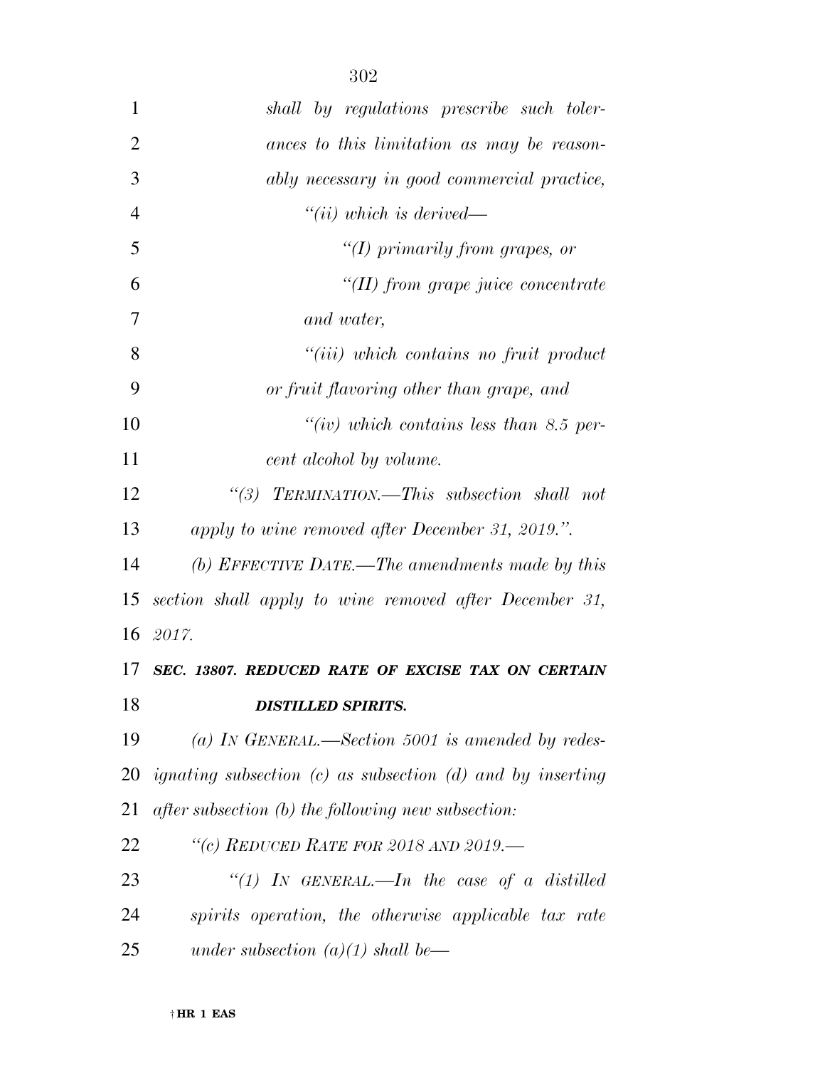*shall by regulations prescribe such tolerances to this limitation as may be reasonably necessary in good commercial practice,*

*"(ii) which is derived—*

*"(I) primarily from grapes, or*

*"(II) from grape juice concentrate and water,*

*"(iii) which contains no fruit product or fruit flavoring other than grape, and*

*"(iv) which contains less than 8.5 percent alcohol by volume.*

*"(3) TERMINATION.—This subsection shall not apply to wine removed after December 31, 2019.".*

*(b) EFFECTIVE DATE.—The amendments made by this section shall apply to wine removed after December 31, 2017.*

***SEC. 13807. REDUCED RATE OF EXCISE TAX ON CERTAIN DISTILLED SPIRITS.***

*(a) IN GENERAL.—Section 5001 is amended by redesignating subsection (c) as subsection (d) and by inserting after subsection (b) the following new subsection:*

*"(c) REDUCED RATE FOR 2018 AND 2019.—*

*"(1) IN GENERAL.—In the case of a distilled spirits operation, the otherwise applicable tax rate under subsection (a)(1) shall be—*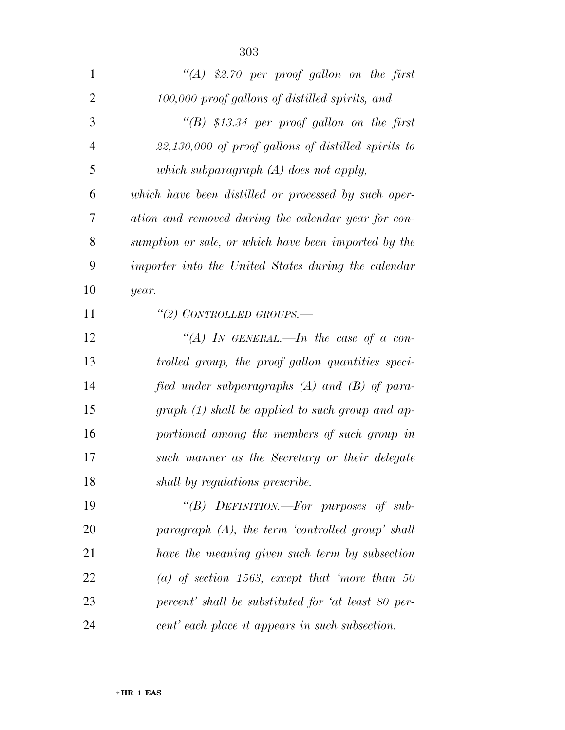*"(A) $2.70 per proof gallon on the first 100,000 proof gallons of distilled spirits, and*

*"(B) $13.34 per proof gallon on the first 22,130,000 of proof gallons of distilled spirits to which subparagraph (A) does not apply,*

*which have been distilled or processed by such operation and removed during the calendar year for consumption or sale, or which have been imported by the importer into the United States during the calendar year.*

*"(2) CONTROLLED GROUPS.—*

*"(A) IN GENERAL.—In the case of a controlled group, the proof gallon quantities specified under subparagraphs (A) and (B) of paragraph (1) shall be applied to such group and apportioned among the members of such group in such manner as the Secretary or their delegate shall by regulations prescribe.*

*"(B) DEFINITION.—For purposes of subparagraph (A), the term 'controlled group' shall have the meaning given such term by subsection (a) of section 1563, except that 'more than 50 percent' shall be substituted for 'at least 80 percent' each place it appears in such subsection.*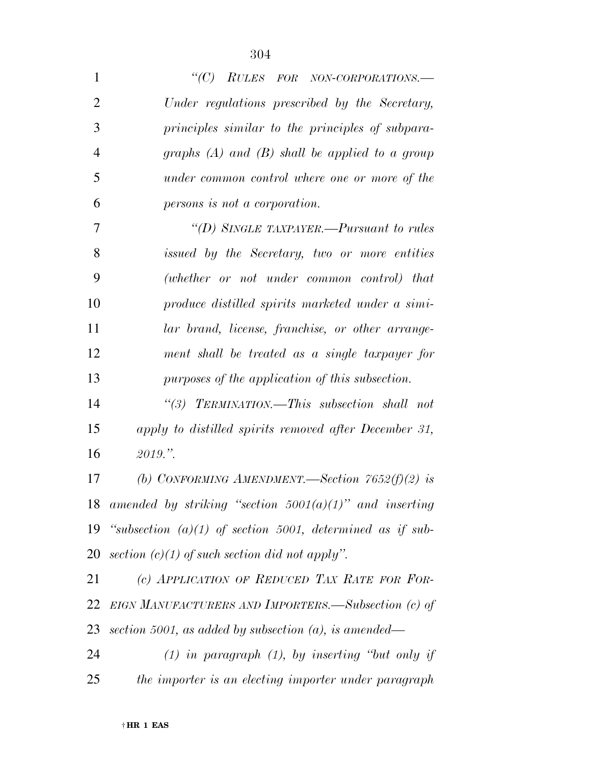*"(C) RULES FOR NON-CORPORATIONS.—Under regulations prescribed by the Secretary, principles similar to the principles of subparagraphs (A) and (B) shall be applied to a group under common control where one or more of the persons is not a corporation.*

*"(D) SINGLE TAXPAYER.—Pursuant to rules issued by the Secretary, two or more entities (whether or not under common control) that produce distilled spirits marketed under a similar brand, license, franchise, or other arrangement shall be treated as a single taxpayer for purposes of the application of this subsection.*

*"(3) TERMINATION.—This subsection shall not apply to distilled spirits removed after December 31, 2019.".*

*(b) CONFORMING AMENDMENT.—Section 7652(f)(2) is amended by striking "section 5001(a)(1)" and inserting "subsection (a)(1) of section 5001, determined as if subsection (c)(1) of such section did not apply".*

*(c) APPLICATION OF REDUCED TAX RATE FOR FOREIGN MANUFACTURERS AND IMPORTERS.—Subsection (c) of section 5001, as added by subsection (a), is amended—*

*(1) in paragraph (1), by inserting "but only if the importer is an electing importer under paragraph*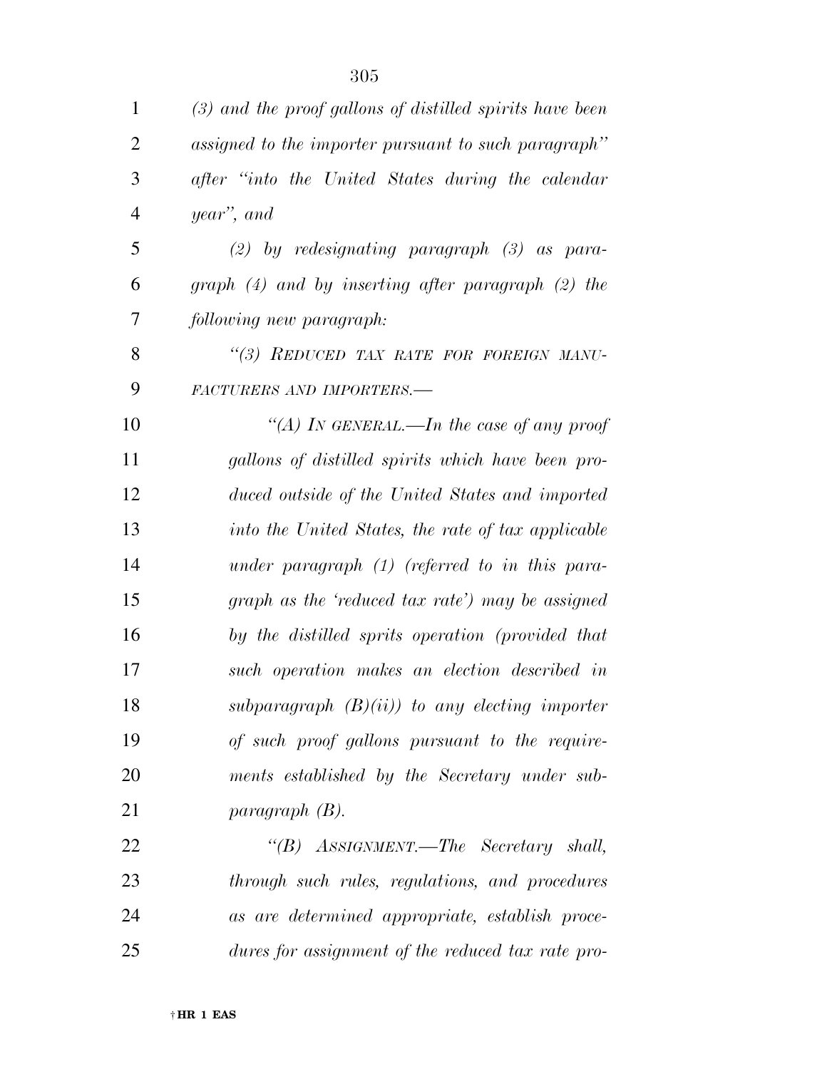*(3) and the proof gallons of distilled spirits have been assigned to the importer pursuant to such paragraph'' after ''into the United States during the calendar year'', and*

*(2) by redesignating paragraph (3) as paragraph (4) and by inserting after paragraph (2) the following new paragraph:*

*''(3) REDUCED TAX RATE FOR FOREIGN MANUFACTURERS AND IMPORTERS.—*

*''(A) IN GENERAL.—In the case of any proof gallons of distilled spirits which have been produced outside of the United States and imported into the United States, the rate of tax applicable under paragraph (1) (referred to in this paragraph as the 'reduced tax rate') may be assigned by the distilled sprits operation (provided that such operation makes an election described in subparagraph (B)(ii)) to any electing importer of such proof gallons pursuant to the requirements established by the Secretary under subparagraph (B).*

*''(B) ASSIGNMENT.—The Secretary shall, through such rules, regulations, and procedures as are determined appropriate, establish procedures for assignment of the reduced tax rate pro-*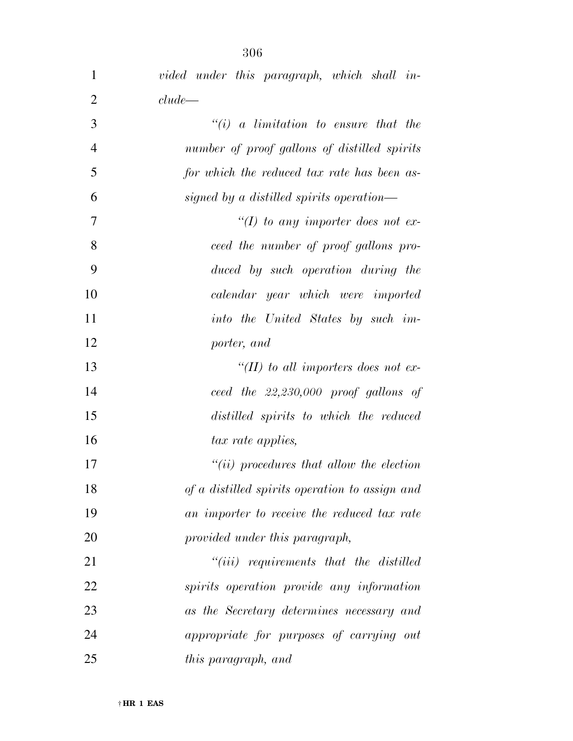*vided under this paragraph, which shall include—*

*"(i) a limitation to ensure that the number of proof gallons of distilled spirits for which the reduced tax rate has been assigned by a distilled spirits operation—*

*"(I) to any importer does not exceed the number of proof gallons produced by such operation during the calendar year which were imported into the United States by such importer, and*

*"(II) to all importers does not exceed the 22,230,000 proof gallons of distilled spirits to which the reduced tax rate applies,*

*"(ii) procedures that allow the election of a distilled spirits operation to assign and an importer to receive the reduced tax rate provided under this paragraph,*

*"(iii) requirements that the distilled spirits operation provide any information as the Secretary determines necessary and appropriate for purposes of carrying out this paragraph, and*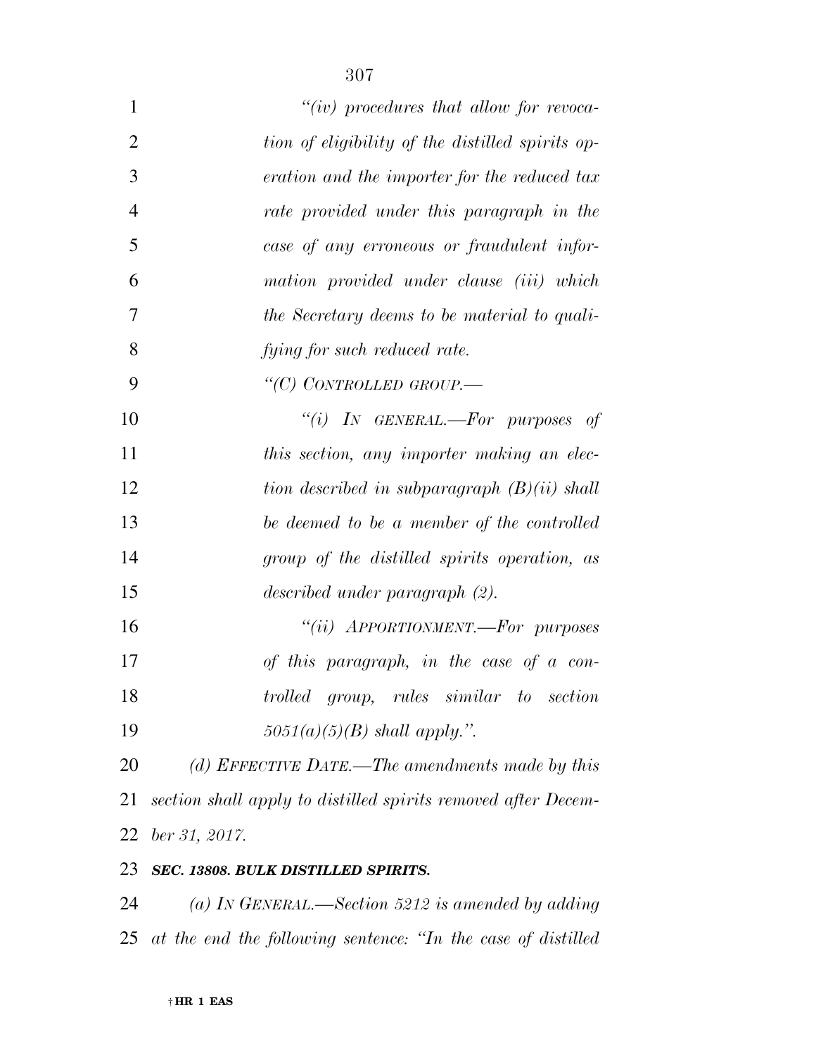*"(iv) procedures that allow for revocation of eligibility of the distilled spirits operation and the importer for the reduced tax rate provided under this paragraph in the case of any erroneous or fraudulent information provided under clause (iii) which the Secretary deems to be material to qualifying for such reduced rate.*

*"(C) CONTROLLED GROUP.—*

*"(i) IN GENERAL.—For purposes of this section, any importer making an election described in subparagraph (B)(ii) shall be deemed to be a member of the controlled group of the distilled spirits operation, as described under paragraph (2).*

*"(ii) APPORTIONMENT.—For purposes of this paragraph, in the case of a controlled group, rules similar to section 5051(a)(5)(B) shall apply.".*

*(d) EFFECTIVE DATE.—The amendments made by this section shall apply to distilled spirits removed after December 31, 2017.*

***SEC. 13808. BULK DISTILLED SPIRITS.***

*(a) IN GENERAL.—Section 5212 is amended by adding at the end the following sentence: "In the case of distilled*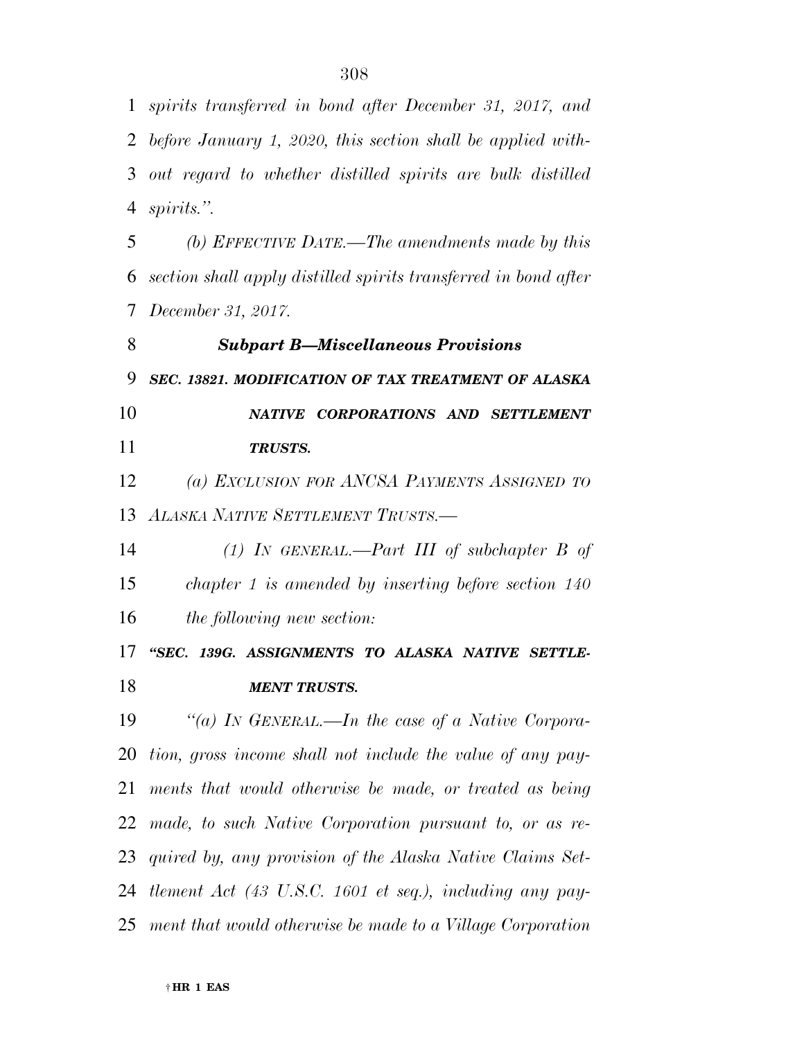*spirits transferred in bond after December 31, 2017, and before January 1, 2020, this section shall be applied without regard to whether distilled spirits are bulk distilled spirits.".*

*(b) EFFECTIVE DATE.—The amendments made by this section shall apply distilled spirits transferred in bond after December 31, 2017.*

### *Subpart B—Miscellaneous Provisions*

#### *SEC. 13821. MODIFICATION OF TAX TREATMENT OF ALASKA NATIVE CORPORATIONS AND SETTLEMENT TRUSTS.*

*(a) EXCLUSION FOR ANCSA PAYMENTS ASSIGNED TO ALASKA NATIVE SETTLEMENT TRUSTS.—*

*(1) IN GENERAL.—Part III of subchapter B of chapter 1 is amended by inserting before section 140 the following new section:*

#### *"SEC. 139G. ASSIGNMENTS TO ALASKA NATIVE SETTLEMENT TRUSTS.*

*"(a) IN GENERAL.—In the case of a Native Corporation, gross income shall not include the value of any payments that would otherwise be made, or treated as being made, to such Native Corporation pursuant to, or as required by, any provision of the Alaska Native Claims Settlement Act (43 U.S.C. 1601 et seq.), including any payment that would otherwise be made to a Village Corporation*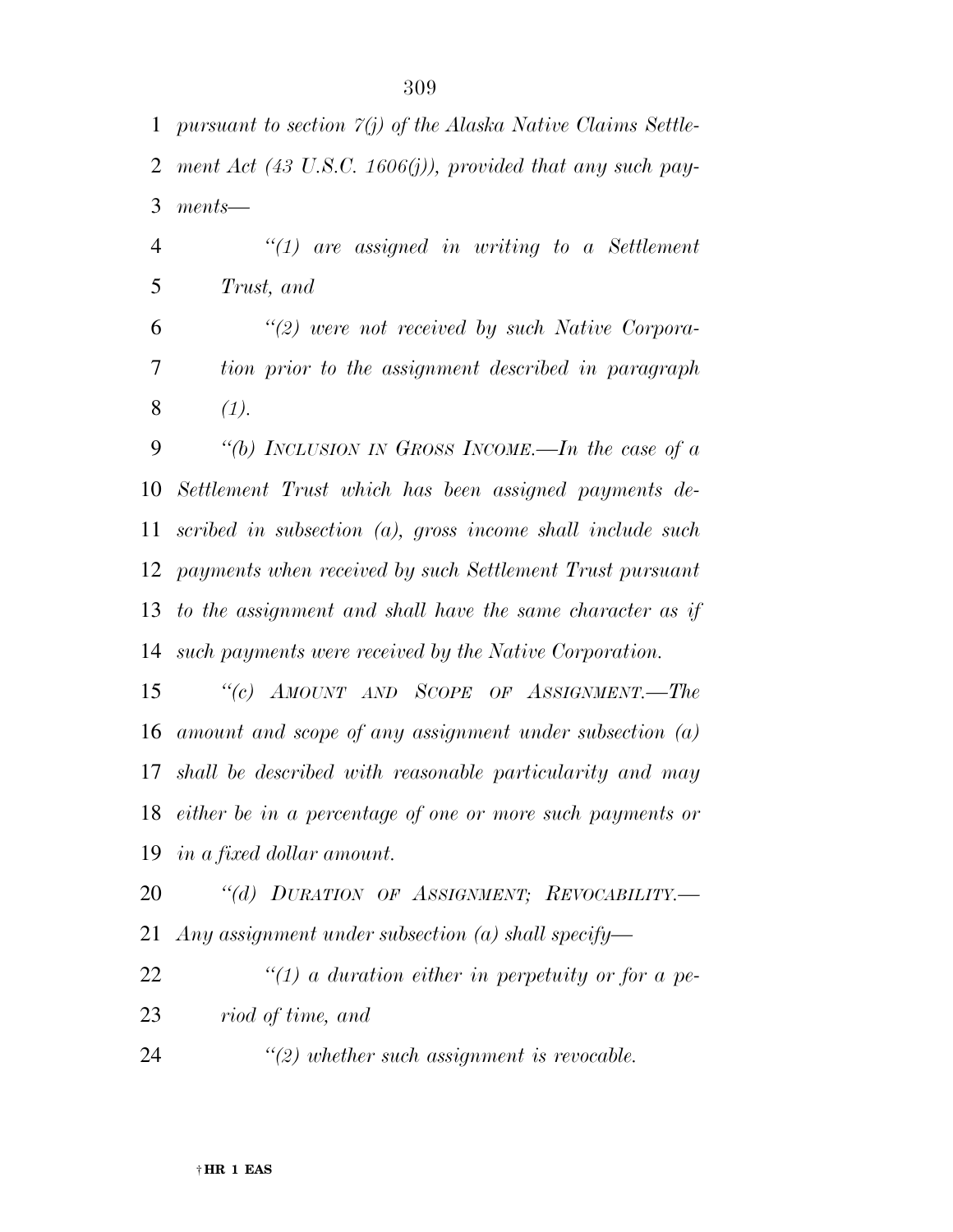*pursuant to section 7(j) of the Alaska Native Claims Settlement Act (43 U.S.C. 1606(j)), provided that any such payments—*

*"(1) are assigned in writing to a Settlement Trust, and*

*"(2) were not received by such Native Corporation prior to the assignment described in paragraph (1).*

*"(b) INCLUSION IN GROSS INCOME.—In the case of a Settlement Trust which has been assigned payments described in subsection (a), gross income shall include such payments when received by such Settlement Trust pursuant to the assignment and shall have the same character as if such payments were received by the Native Corporation.*

*"(c) AMOUNT AND SCOPE OF ASSIGNMENT.—The amount and scope of any assignment under subsection (a) shall be described with reasonable particularity and may either be in a percentage of one or more such payments or in a fixed dollar amount.*

*"(d) DURATION OF ASSIGNMENT; REVOCABILITY.—Any assignment under subsection (a) shall specify—*

*"(1) a duration either in perpetuity or for a period of time, and*

*"(2) whether such assignment is revocable.*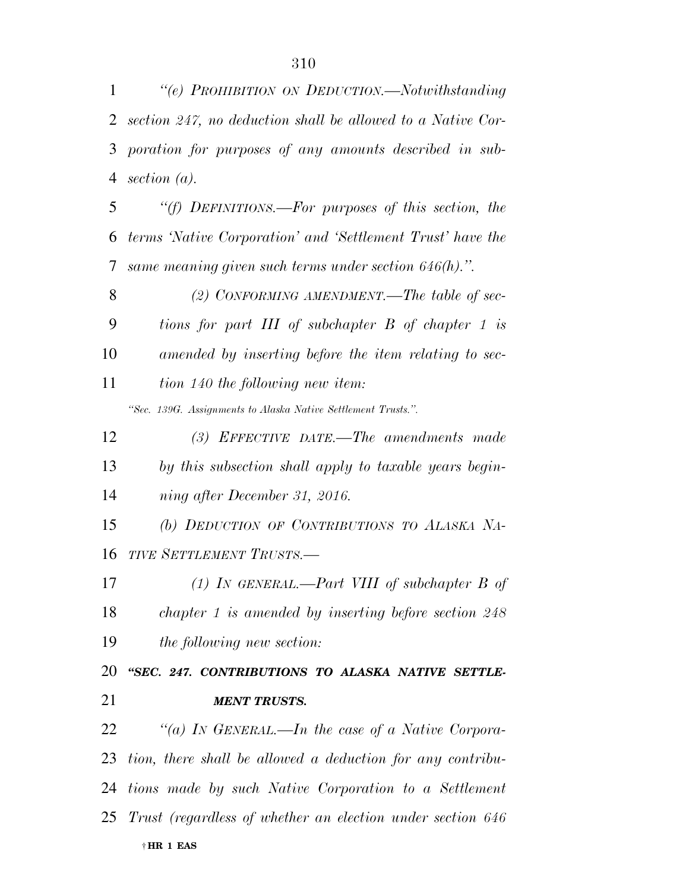*"(e) PROHIBITION ON DEDUCTION.—Notwithstanding section 247, no deduction shall be allowed to a Native Corporation for purposes of any amounts described in subsection (a).*

*"(f) DEFINITIONS.—For purposes of this section, the terms 'Native Corporation' and 'Settlement Trust' have the same meaning given such terms under section 646(h).".*

*(2) CONFORMING AMENDMENT.—The table of sections for part III of subchapter B of chapter 1 is amended by inserting before the item relating to section 140 the following new item:*

*"Sec. 139G. Assignments to Alaska Native Settlement Trusts.".*

*(3) EFFECTIVE DATE.—The amendments made by this subsection shall apply to taxable years beginning after December 31, 2016.*

*(b) DEDUCTION OF CONTRIBUTIONS TO ALASKA NATIVE SETTLEMENT TRUSTS.—*

*(1) IN GENERAL.—Part VIII of subchapter B of chapter 1 is amended by inserting before section 248 the following new section:*

***"SEC. 247. CONTRIBUTIONS TO ALASKA NATIVE SETTLEMENT TRUSTS.***

*"(a) IN GENERAL.—In the case of a Native Corporation, there shall be allowed a deduction for any contributions made by such Native Corporation to a Settlement Trust (regardless of whether an election under section 646*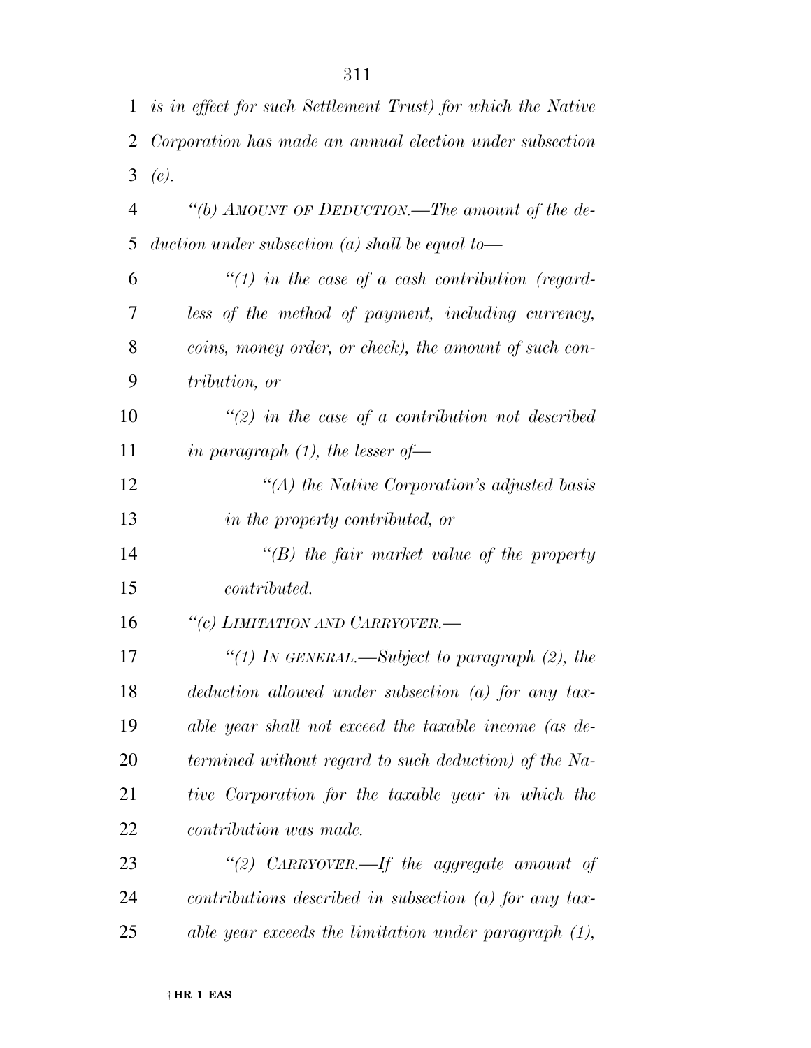*is in effect for such Settlement Trust) for which the Native Corporation has made an annual election under subsection (e).*

*"(b) AMOUNT OF DEDUCTION.—The amount of the deduction under subsection (a) shall be equal to—*

*"(1) in the case of a cash contribution (regardless of the method of payment, including currency, coins, money order, or check), the amount of such contribution, or*

*"(2) in the case of a contribution not described in paragraph (1), the lesser of—*

*"(A) the Native Corporation's adjusted basis in the property contributed, or*

*"(B) the fair market value of the property contributed.*

*"(c) LIMITATION AND CARRYOVER.—*

*"(1) IN GENERAL.—Subject to paragraph (2), the deduction allowed under subsection (a) for any taxable year shall not exceed the taxable income (as determined without regard to such deduction) of the Native Corporation for the taxable year in which the contribution was made.*

*"(2) CARRYOVER.—If the aggregate amount of contributions described in subsection (a) for any taxable year exceeds the limitation under paragraph (1),*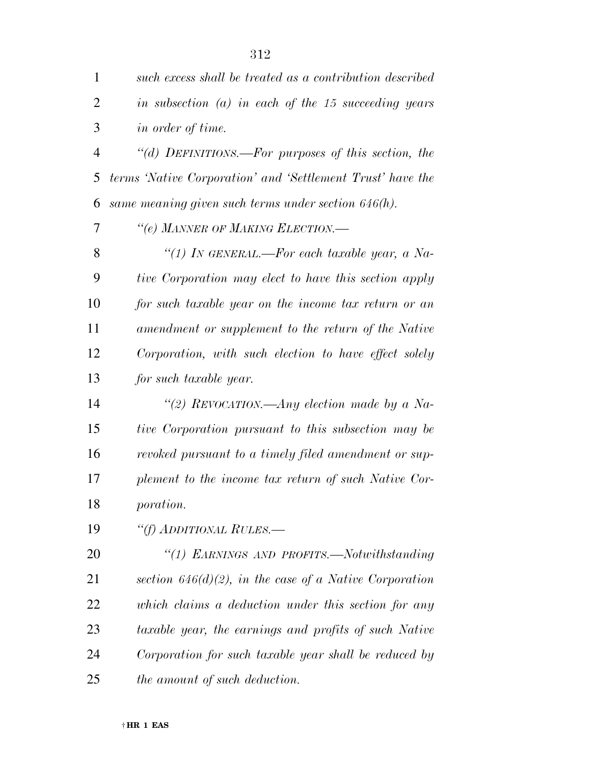*such excess shall be treated as a contribution described in subsection (a) in each of the 15 succeeding years in order of time.*

*"(d) DEFINITIONS.—For purposes of this section, the terms 'Native Corporation' and 'Settlement Trust' have the same meaning given such terms under section 646(h).*

*"(e) MANNER OF MAKING ELECTION.—*

*"(1) IN GENERAL.—For each taxable year, a Native Corporation may elect to have this section apply for such taxable year on the income tax return or an amendment or supplement to the return of the Native Corporation, with such election to have effect solely for such taxable year.*

*"(2) REVOCATION.—Any election made by a Native Corporation pursuant to this subsection may be revoked pursuant to a timely filed amendment or supplement to the income tax return of such Native Corporation.*

*"(f) ADDITIONAL RULES.—*

*"(1) EARNINGS AND PROFITS.—Notwithstanding section 646(d)(2), in the case of a Native Corporation which claims a deduction under this section for any taxable year, the earnings and profits of such Native Corporation for such taxable year shall be reduced by the amount of such deduction.*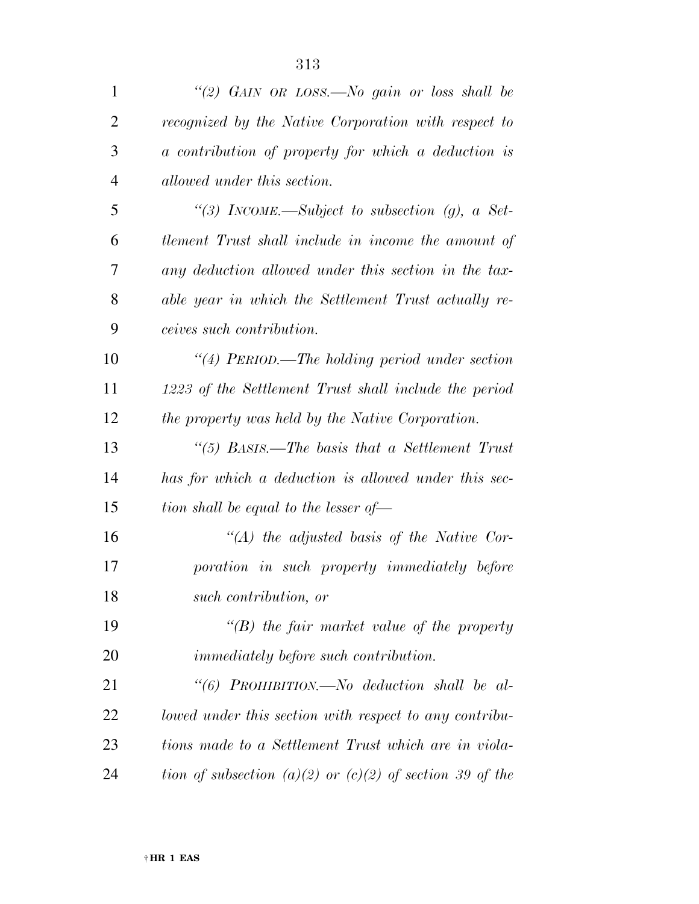*"(2) GAIN OR LOSS.—No gain or loss shall be recognized by the Native Corporation with respect to a contribution of property for which a deduction is allowed under this section.*

*"(3) INCOME.—Subject to subsection (g), a Settlement Trust shall include in income the amount of any deduction allowed under this section in the taxable year in which the Settlement Trust actually receives such contribution.*

*"(4) PERIOD.—The holding period under section 1223 of the Settlement Trust shall include the period the property was held by the Native Corporation.*

*"(5) BASIS.—The basis that a Settlement Trust has for which a deduction is allowed under this section shall be equal to the lesser of—*

*"(A) the adjusted basis of the Native Corporation in such property immediately before such contribution, or*

*"(B) the fair market value of the property immediately before such contribution.*

*"(6) PROHIBITION.—No deduction shall be allowed under this section with respect to any contributions made to a Settlement Trust which are in violation of subsection (a)(2) or (c)(2) of section 39 of the*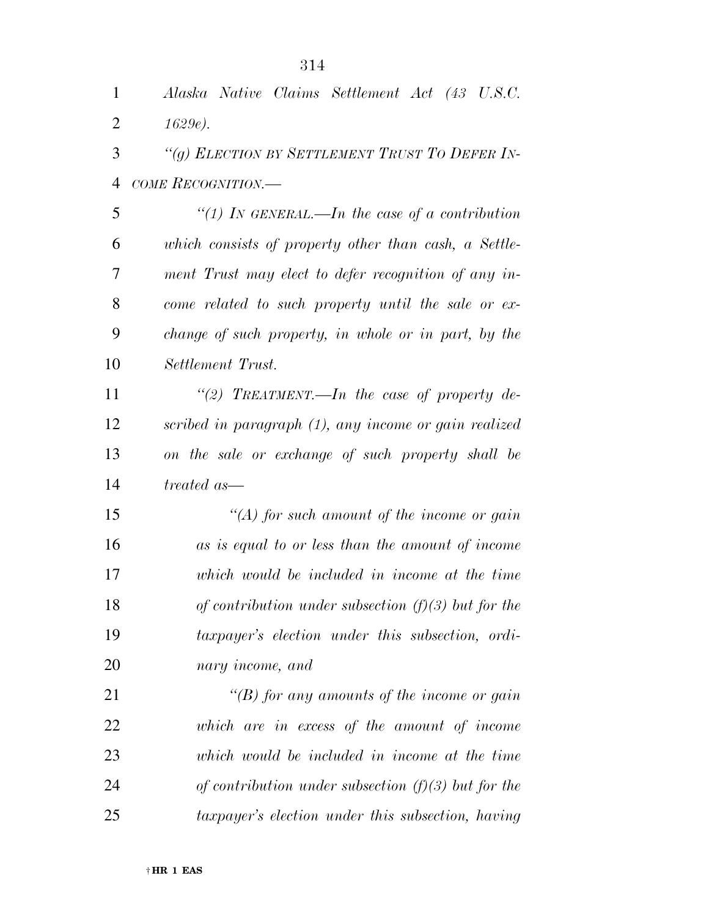*Alaska Native Claims Settlement Act (43 U.S.C. 1629e).*

*"(g) ELECTION BY SETTLEMENT TRUST TO DEFER INCOME RECOGNITION.—*

*"(1) IN GENERAL.—In the case of a contribution which consists of property other than cash, a Settlement Trust may elect to defer recognition of any income related to such property until the sale or exchange of such property, in whole or in part, by the Settlement Trust.*

*"(2) TREATMENT.—In the case of property described in paragraph (1), any income or gain realized on the sale or exchange of such property shall be treated as—*

*"(A) for such amount of the income or gain as is equal to or less than the amount of income which would be included in income at the time of contribution under subsection (f)(3) but for the taxpayer's election under this subsection, ordinary income, and*

*"(B) for any amounts of the income or gain which are in excess of the amount of income which would be included in income at the time of contribution under subsection (f)(3) but for the taxpayer's election under this subsection, having*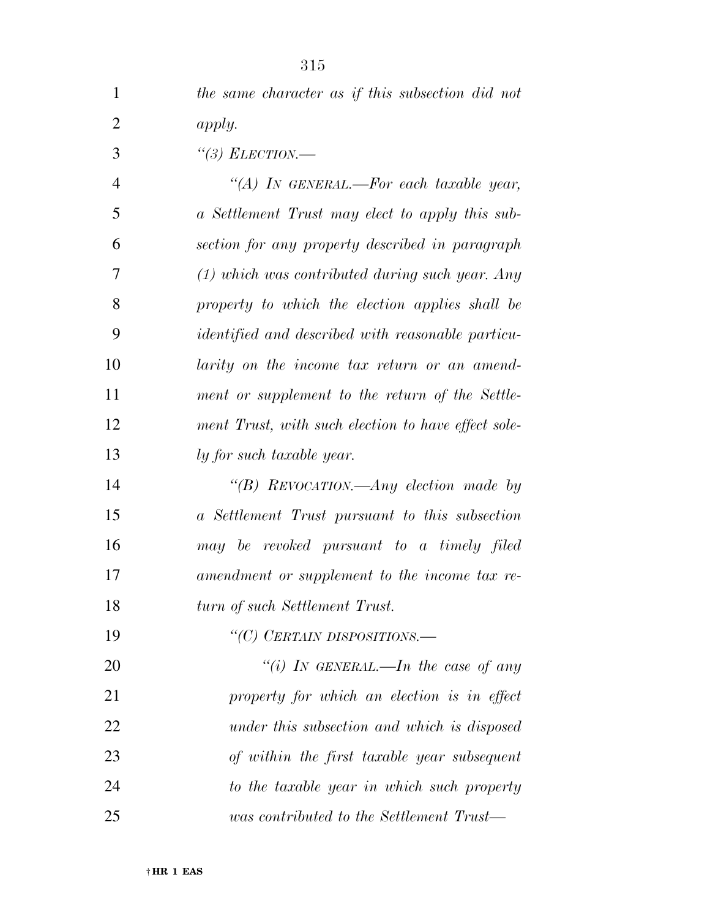*the same character as if this subsection did not apply.*

*"(3) ELECTION.—*

*"(A) IN GENERAL.—For each taxable year, a Settlement Trust may elect to apply this subsection for any property described in paragraph (1) which was contributed during such year. Any property to which the election applies shall be identified and described with reasonable particularity on the income tax return or an amendment or supplement to the return of the Settlement Trust, with such election to have effect solely for such taxable year.*

*"(B) REVOCATION.—Any election made by a Settlement Trust pursuant to this subsection may be revoked pursuant to a timely filed amendment or supplement to the income tax return of such Settlement Trust.*

*"(C) CERTAIN DISPOSITIONS.—*

*"(i) IN GENERAL.—In the case of any property for which an election is in effect under this subsection and which is disposed of within the first taxable year subsequent to the taxable year in which such property was contributed to the Settlement Trust—*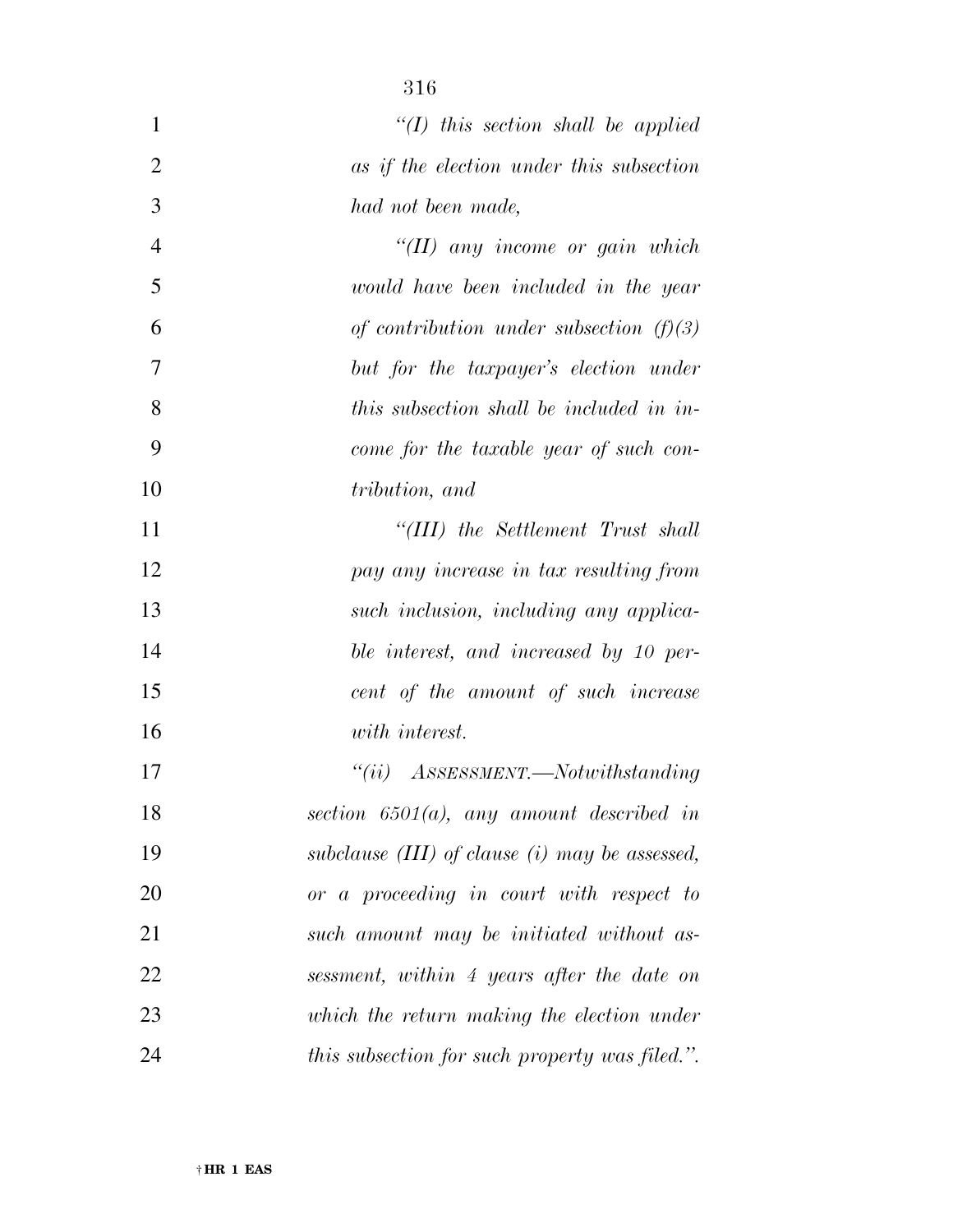*"(I) this section shall be applied as if the election under this subsection had not been made,*

*"(II) any income or gain which would have been included in the year of contribution under subsection (f)(3) but for the taxpayer's election under this subsection shall be included in income for the taxable year of such contribution, and*

*"(III) the Settlement Trust shall pay any increase in tax resulting from such inclusion, including any applicable interest, and increased by 10 percent of the amount of such increase with interest.*

*"(ii) ASSESSMENT.—Notwithstanding section 6501(a), any amount described in subclause (III) of clause (i) may be assessed, or a proceeding in court with respect to such amount may be initiated without assessment, within 4 years after the date on which the return making the election under this subsection for such property was filed.".*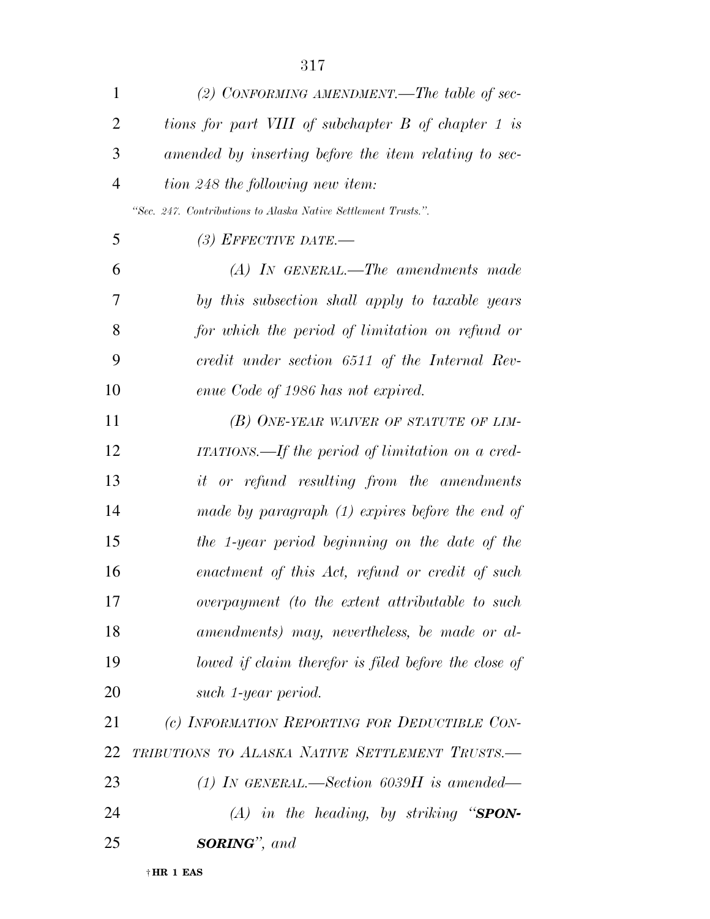*(2) CONFORMING AMENDMENT.—The table of sections for part VIII of subchapter B of chapter 1 is amended by inserting before the item relating to section 248 the following new item:*

*"Sec. 247. Contributions to Alaska Native Settlement Trusts.".*

*(3) EFFECTIVE DATE.—*

*(A) IN GENERAL.—The amendments made by this subsection shall apply to taxable years for which the period of limitation on refund or credit under section 6511 of the Internal Revenue Code of 1986 has not expired.*

*(B) ONE-YEAR WAIVER OF STATUTE OF LIMITATIONS.—If the period of limitation on a credit or refund resulting from the amendments made by paragraph (1) expires before the end of the 1-year period beginning on the date of the enactment of this Act, refund or credit of such overpayment (to the extent attributable to such amendments) may, nevertheless, be made or allowed if claim therefor is filed before the close of such 1-year period.*

*(c) INFORMATION REPORTING FOR DEDUCTIBLE CONTRIBUTIONS TO ALASKA NATIVE SETTLEMENT TRUSTS.—*

*(1) IN GENERAL.—Section 6039H is amended—*

*(A) in the heading, by striking "**SPONSORING**", and*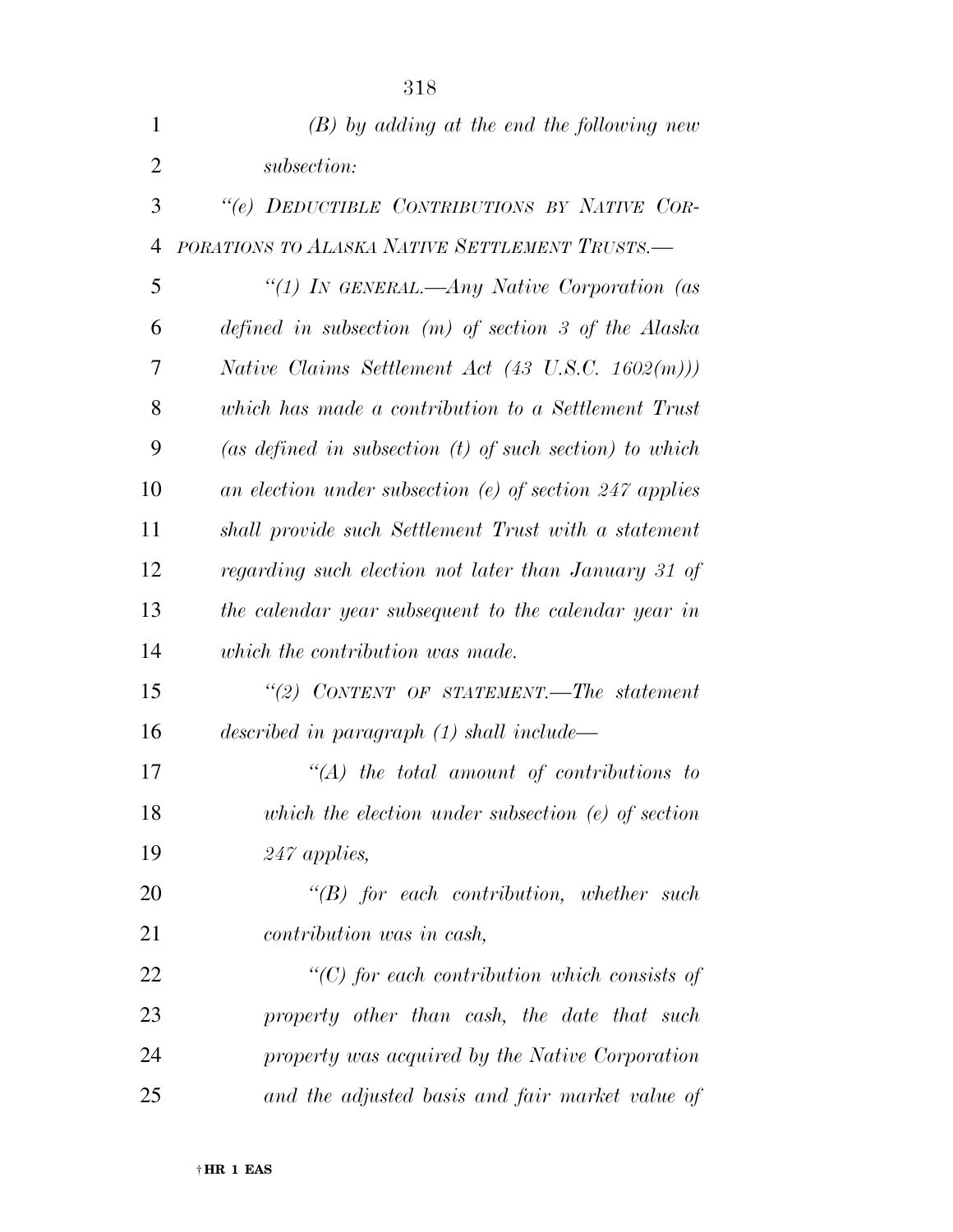*(B) by adding at the end the following new subsection:*

*"(e) DEDUCTIBLE CONTRIBUTIONS BY NATIVE CORPORATIONS TO ALASKA NATIVE SETTLEMENT TRUSTS.—*

*"(1) IN GENERAL.—Any Native Corporation (as defined in subsection (m) of section 3 of the Alaska Native Claims Settlement Act (43 U.S.C. 1602(m))) which has made a contribution to a Settlement Trust (as defined in subsection (t) of such section) to which an election under subsection (e) of section 247 applies shall provide such Settlement Trust with a statement regarding such election not later than January 31 of the calendar year subsequent to the calendar year in which the contribution was made.*

*"(2) CONTENT OF STATEMENT.—The statement described in paragraph (1) shall include—*

*"(A) the total amount of contributions to which the election under subsection (e) of section 247 applies,*

*"(B) for each contribution, whether such contribution was in cash,*

*"(C) for each contribution which consists of property other than cash, the date that such property was acquired by the Native Corporation and the adjusted basis and fair market value of*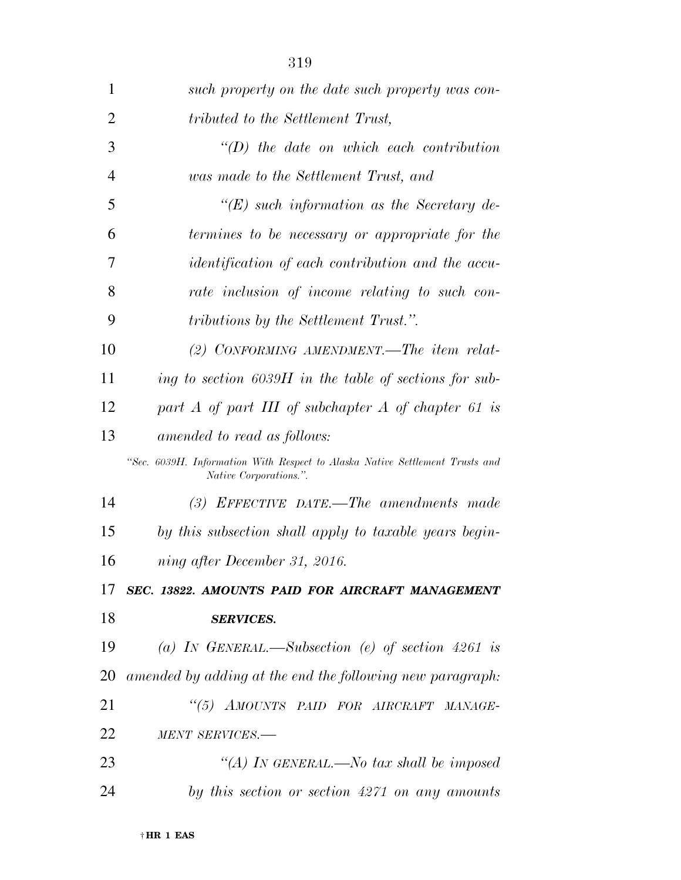*such property on the date such property was contributed to the Settlement Trust,*

*"(D) the date on which each contribution was made to the Settlement Trust, and*

*"(E) such information as the Secretary determines to be necessary or appropriate for the identification of each contribution and the accurate inclusion of income relating to such contributions by the Settlement Trust.".*

*(2) CONFORMING AMENDMENT.—The item relating to section 6039H in the table of sections for subpart A of part III of subchapter A of chapter 61 is amended to read as follows:*

*"Sec. 6039H. Information With Respect to Alaska Native Settlement Trusts and Native Corporations.".*

*(3) EFFECTIVE DATE.—The amendments made by this subsection shall apply to taxable years beginning after December 31, 2016.*

***SEC. 13822. AMOUNTS PAID FOR AIRCRAFT MANAGEMENT SERVICES.***

*(a) IN GENERAL.—Subsection (e) of section 4261 is amended by adding at the end the following new paragraph:*

*"(5) AMOUNTS PAID FOR AIRCRAFT MANAGEMENT SERVICES.—*

*"(A) IN GENERAL.—No tax shall be imposed by this section or section 4271 on any amounts*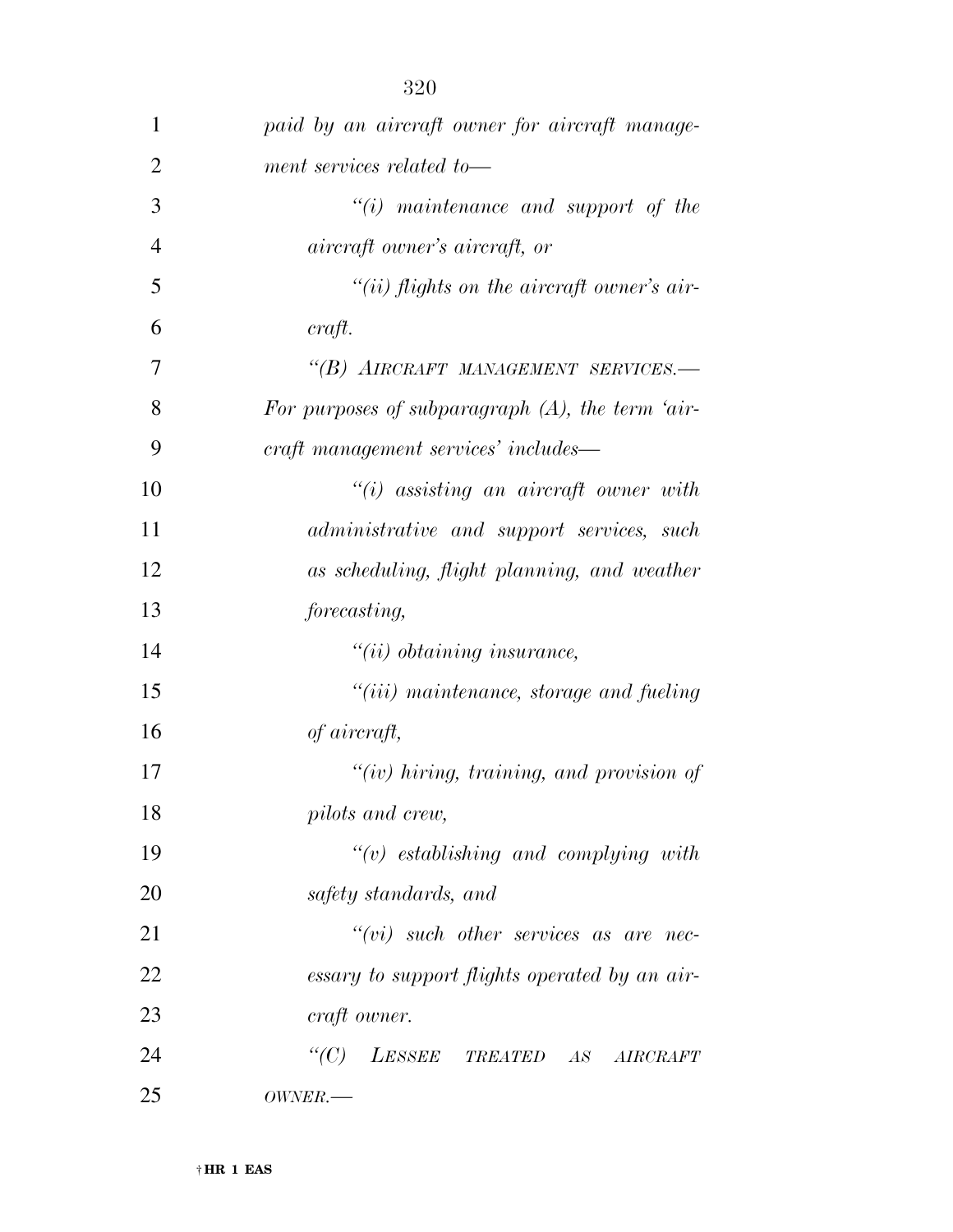*paid by an aircraft owner for aircraft management services related to—*

*"(i) maintenance and support of the aircraft owner's aircraft, or*

*"(ii) flights on the aircraft owner's aircraft.*

*"(B) AIRCRAFT MANAGEMENT SERVICES.— For purposes of subparagraph (A), the term 'aircraft management services' includes—*

*"(i) assisting an aircraft owner with administrative and support services, such as scheduling, flight planning, and weather forecasting,*

*"(ii) obtaining insurance,*

*"(iii) maintenance, storage and fueling of aircraft,*

*"(iv) hiring, training, and provision of pilots and crew,*

*"(v) establishing and complying with safety standards, and*

*"(vi) such other services as are necessary to support flights operated by an aircraft owner.*

*"(C) LESSEE TREATED AS AIRCRAFT OWNER.—*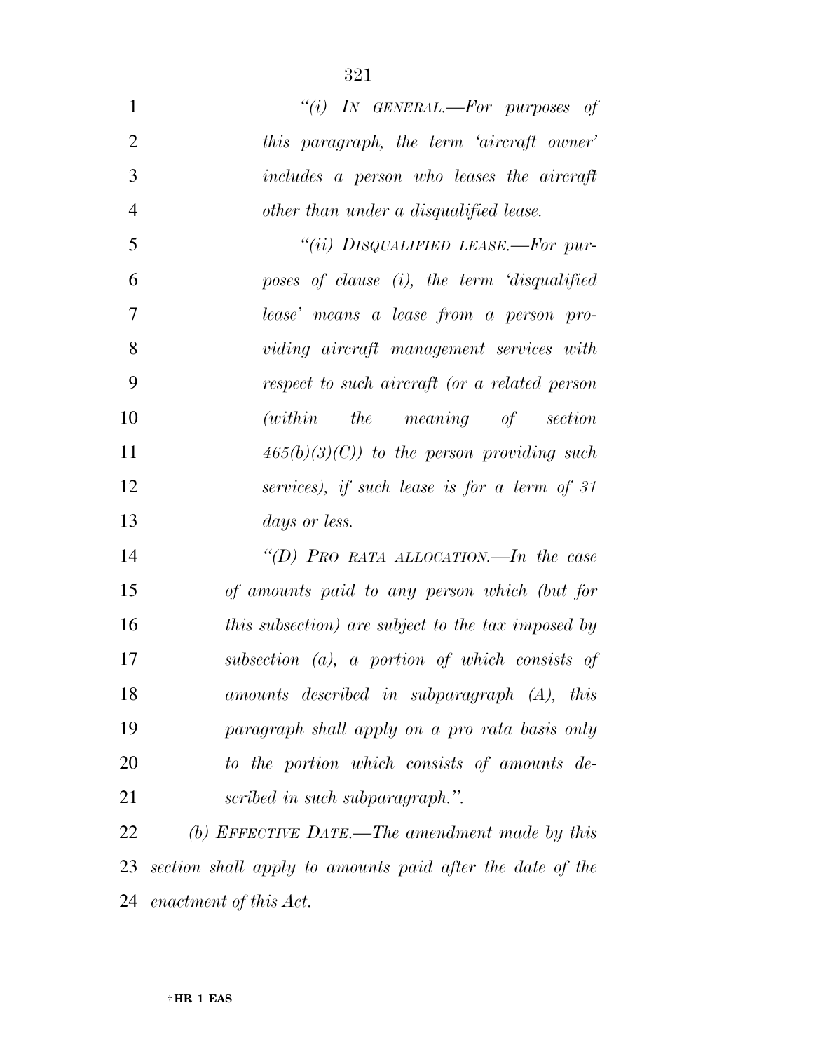*"(i) IN GENERAL.—For purposes of this paragraph, the term 'aircraft owner' includes a person who leases the aircraft other than under a disqualified lease.*

*"(ii) DISQUALIFIED LEASE.—For purposes of clause (i), the term 'disqualified lease' means a lease from a person providing aircraft management services with respect to such aircraft (or a related person (within the meaning of section 465(b)(3)(C)) to the person providing such services), if such lease is for a term of 31 days or less.*

*"(D) PRO RATA ALLOCATION.—In the case of amounts paid to any person which (but for this subsection) are subject to the tax imposed by subsection (a), a portion of which consists of amounts described in subparagraph (A), this paragraph shall apply on a pro rata basis only to the portion which consists of amounts described in such subparagraph.".*

*(b) EFFECTIVE DATE.—The amendment made by this section shall apply to amounts paid after the date of the enactment of this Act.*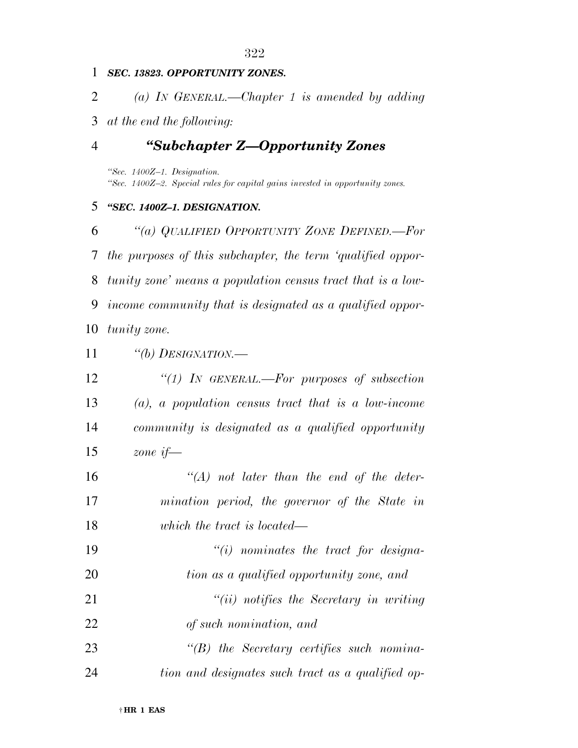***SEC. 13823. OPPORTUNITY ZONES.***

*(a) IN GENERAL.—Chapter 1 is amended by adding at the end the following:*

## *"Subchapter Z—Opportunity Zones*

*"Sec. 1400Z–1. Designation.*
*"Sec. 1400Z–2. Special rules for capital gains invested in opportunity zones.*

***"SEC. 1400Z–1. DESIGNATION.***

*"(a) QUALIFIED OPPORTUNITY ZONE DEFINED.—For the purposes of this subchapter, the term 'qualified opportunity zone' means a population census tract that is a low-income community that is designated as a qualified opportunity zone.*

*"(b) DESIGNATION.—*

*"(1) IN GENERAL.—For purposes of subsection (a), a population census tract that is a low-income community is designated as a qualified opportunity zone if—*

*"(A) not later than the end of the determination period, the governor of the State in which the tract is located—*

*"(i) nominates the tract for designation as a qualified opportunity zone, and*

*"(ii) notifies the Secretary in writing of such nomination, and*

*"(B) the Secretary certifies such nomination and designates such tract as a qualified op-*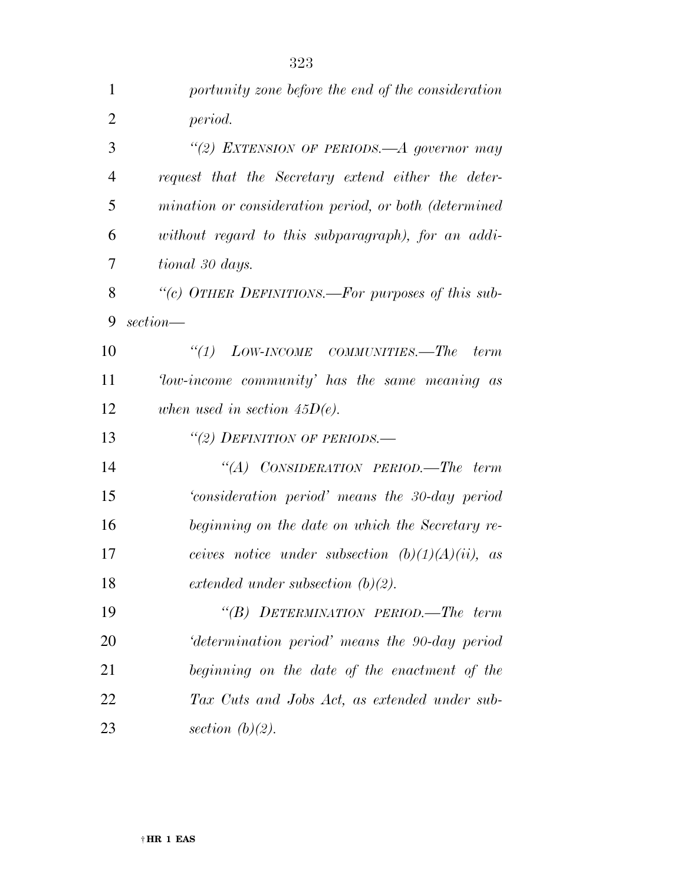*portunity zone before the end of the consideration period.*

*"(2) EXTENSION OF PERIODS.—A governor may request that the Secretary extend either the determination or consideration period, or both (determined without regard to this subparagraph), for an additional 30 days.*

*"(c) OTHER DEFINITIONS.—For purposes of this subsection—*

*"(1) LOW-INCOME COMMUNITIES.—The term 'low-income community' has the same meaning as when used in section 45D(e).*

*"(2) DEFINITION OF PERIODS.—*

*"(A) CONSIDERATION PERIOD.—The term 'consideration period' means the 30-day period beginning on the date on which the Secretary receives notice under subsection (b)(1)(A)(ii), as extended under subsection (b)(2).*

*"(B) DETERMINATION PERIOD.—The term 'determination period' means the 90-day period beginning on the date of the enactment of the Tax Cuts and Jobs Act, as extended under subsection (b)(2).*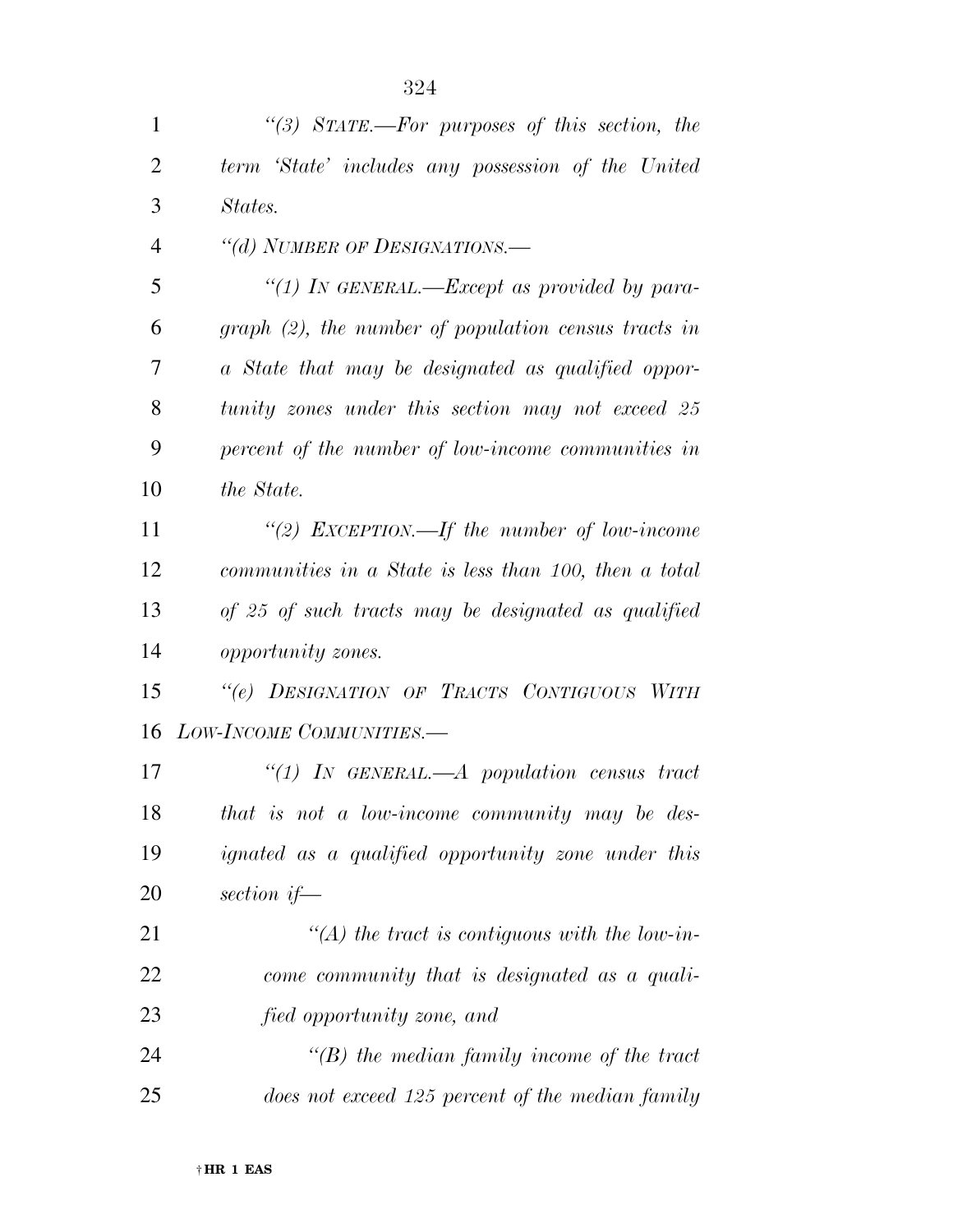*"(3) STATE.—For purposes of this section, the term 'State' includes any possession of the United States.*

*"(d) NUMBER OF DESIGNATIONS.—*

*"(1) IN GENERAL.—Except as provided by paragraph (2), the number of population census tracts in a State that may be designated as qualified opportunity zones under this section may not exceed 25 percent of the number of low-income communities in the State.*

*"(2) EXCEPTION.—If the number of low-income communities in a State is less than 100, then a total of 25 of such tracts may be designated as qualified opportunity zones.*

*"(e) DESIGNATION OF TRACTS CONTIGUOUS WITH LOW-INCOME COMMUNITIES.—*

*"(1) IN GENERAL.—A population census tract that is not a low-income community may be designated as a qualified opportunity zone under this section if—*

*"(A) the tract is contiguous with the low-income community that is designated as a qualified opportunity zone, and*

*"(B) the median family income of the tract does not exceed 125 percent of the median family*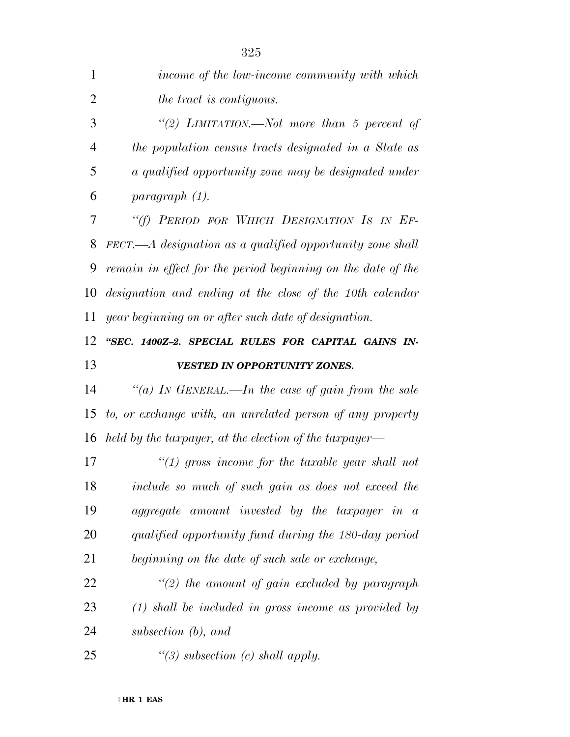*income of the low-income community with which the tract is contiguous.*

*"(2) LIMITATION.—Not more than 5 percent of the population census tracts designated in a State as a qualified opportunity zone may be designated under paragraph (1).*

*"(f) PERIOD FOR WHICH DESIGNATION IS IN EFFECT.—A designation as a qualified opportunity zone shall remain in effect for the period beginning on the date of the designation and ending at the close of the 10th calendar year beginning on or after such date of designation.*

***"SEC. 1400Z–2. SPECIAL RULES FOR CAPITAL GAINS INVESTED IN OPPORTUNITY ZONES.***

*"(a) IN GENERAL.—In the case of gain from the sale to, or exchange with, an unrelated person of any property held by the taxpayer, at the election of the taxpayer—*

*"(1) gross income for the taxable year shall not include so much of such gain as does not exceed the aggregate amount invested by the taxpayer in a qualified opportunity fund during the 180-day period beginning on the date of such sale or exchange,*

*"(2) the amount of gain excluded by paragraph (1) shall be included in gross income as provided by subsection (b), and*

*"(3) subsection (c) shall apply.*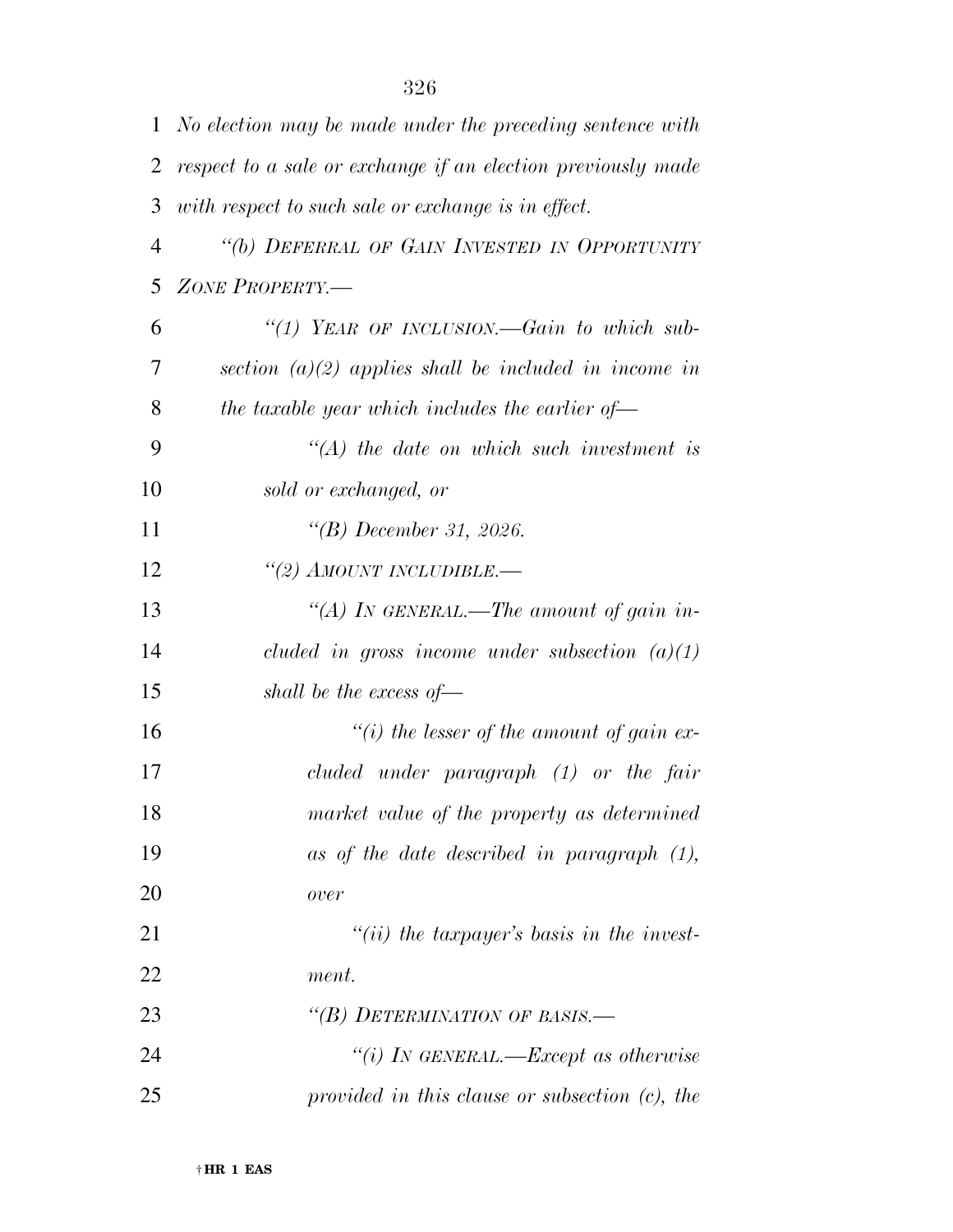*No election may be made under the preceding sentence with respect to a sale or exchange if an election previously made with respect to such sale or exchange is in effect.*

*"(b) DEFERRAL OF GAIN INVESTED IN OPPORTUNITY ZONE PROPERTY.—*

*"(1) YEAR OF INCLUSION.—Gain to which subsection (a)(2) applies shall be included in income in the taxable year which includes the earlier of—*

*"(A) the date on which such investment is sold or exchanged, or*

*"(B) December 31, 2026.*

*"(2) AMOUNT INCLUDIBLE.—*

*"(A) IN GENERAL.—The amount of gain included in gross income under subsection (a)(1) shall be the excess of—*

*"(i) the lesser of the amount of gain excluded under paragraph (1) or the fair market value of the property as determined as of the date described in paragraph (1), over*

*"(ii) the taxpayer's basis in the investment.*

*"(B) DETERMINATION OF BASIS.—*

*"(i) IN GENERAL.—Except as otherwise provided in this clause or subsection (c), the*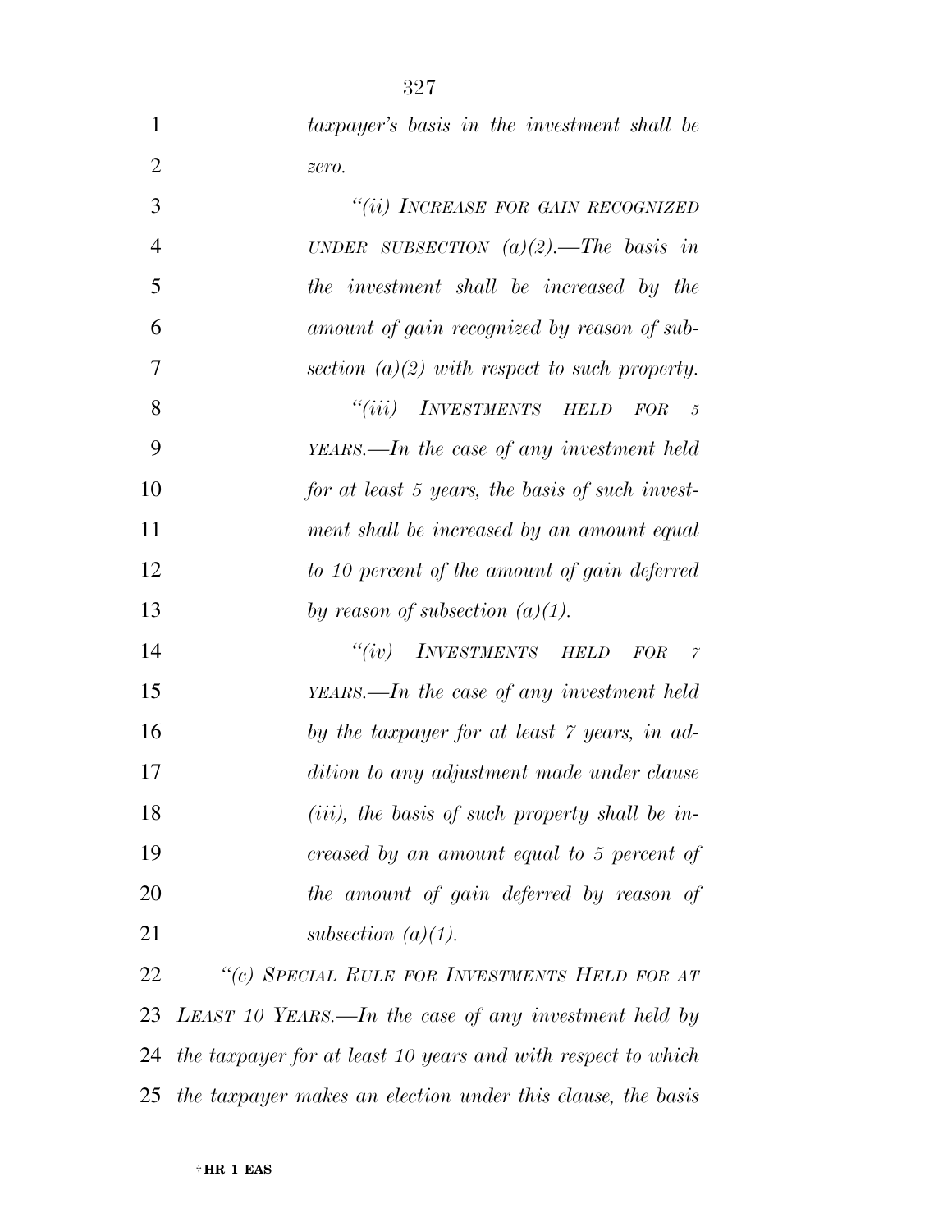*taxpayer's basis in the investment shall be zero.*

*"(ii) INCREASE FOR GAIN RECOGNIZED UNDER SUBSECTION (a)(2).—The basis in the investment shall be increased by the amount of gain recognized by reason of subsection (a)(2) with respect to such property.*

*"(iii) INVESTMENTS HELD FOR 5 YEARS.—In the case of any investment held for at least 5 years, the basis of such investment shall be increased by an amount equal to 10 percent of the amount of gain deferred by reason of subsection (a)(1).*

*"(iv) INVESTMENTS HELD FOR 7 YEARS.—In the case of any investment held by the taxpayer for at least 7 years, in addition to any adjustment made under clause (iii), the basis of such property shall be increased by an amount equal to 5 percent of the amount of gain deferred by reason of subsection (a)(1).*

*"(c) SPECIAL RULE FOR INVESTMENTS HELD FOR AT LEAST 10 YEARS.—In the case of any investment held by the taxpayer for at least 10 years and with respect to which the taxpayer makes an election under this clause, the basis*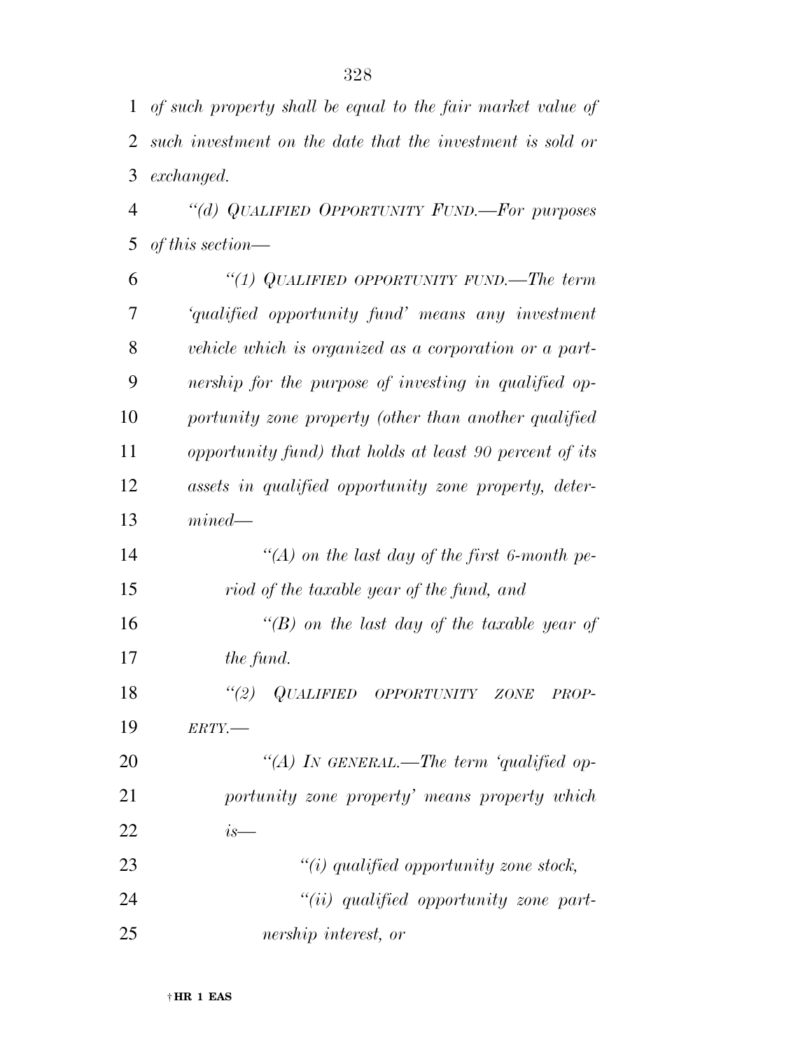*of such property shall be equal to the fair market value of such investment on the date that the investment is sold or exchanged.*

*"(d) QUALIFIED OPPORTUNITY FUND.—For purposes of this section—*

*"(1) QUALIFIED OPPORTUNITY FUND.—The term 'qualified opportunity fund' means any investment vehicle which is organized as a corporation or a partnership for the purpose of investing in qualified opportunity zone property (other than another qualified opportunity fund) that holds at least 90 percent of its assets in qualified opportunity zone property, determined—*

*"(A) on the last day of the first 6-month period of the taxable year of the fund, and*

*"(B) on the last day of the taxable year of the fund.*

*"(2) QUALIFIED OPPORTUNITY ZONE PROPERTY.—*

*"(A) IN GENERAL.—The term 'qualified opportunity zone property' means property which is—*

*"(i) qualified opportunity zone stock,*

*"(ii) qualified opportunity zone partnership interest, or*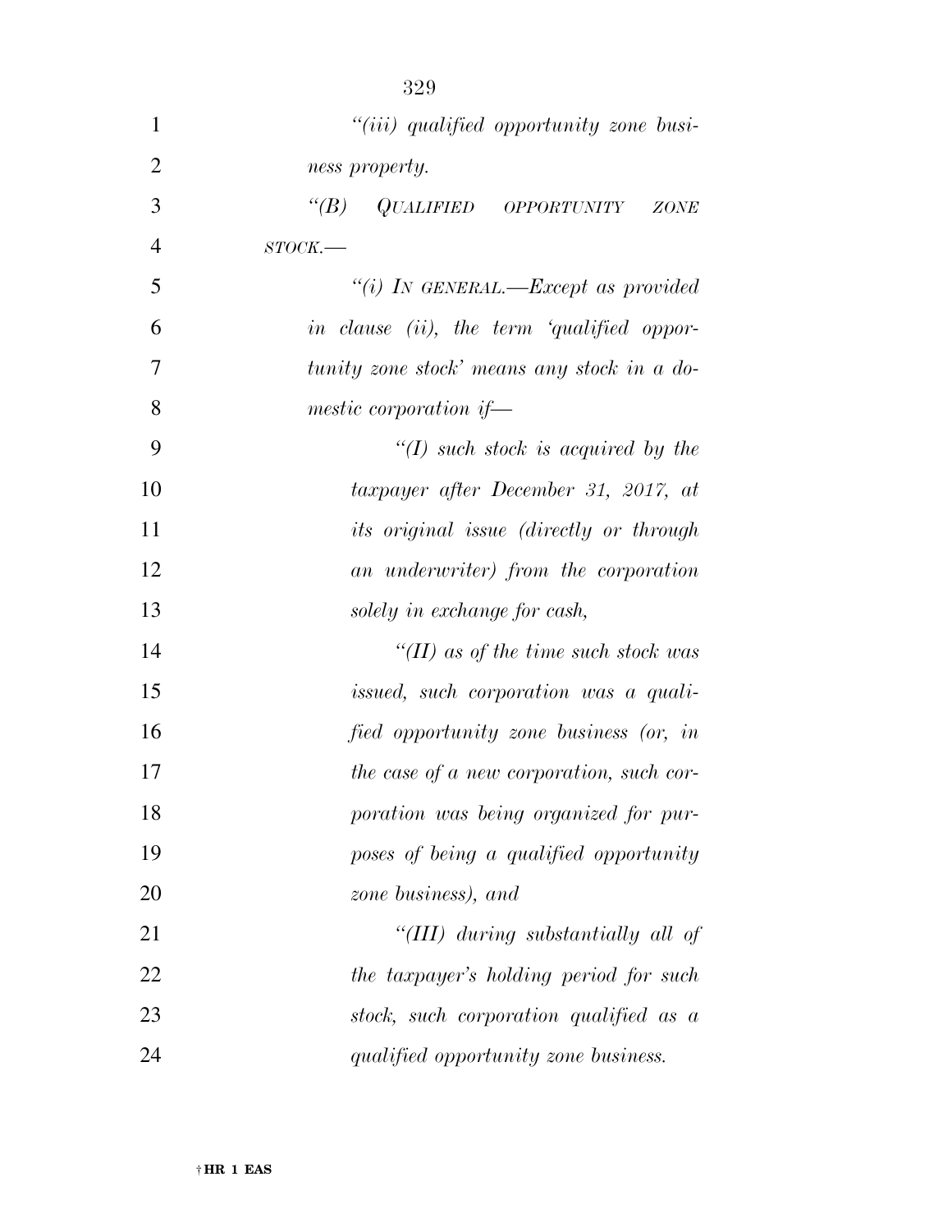*"(iii) qualified opportunity zone business property.*

*"(B) QUALIFIED OPPORTUNITY ZONE STOCK.—*

*"(i) IN GENERAL.—Except as provided in clause (ii), the term 'qualified opportunity zone stock' means any stock in a domestic corporation if—*

*"(I) such stock is acquired by the taxpayer after December 31, 2017, at its original issue (directly or through an underwriter) from the corporation solely in exchange for cash,*

*"(II) as of the time such stock was issued, such corporation was a qualified opportunity zone business (or, in the case of a new corporation, such corporation was being organized for purposes of being a qualified opportunity zone business), and*

*"(III) during substantially all of the taxpayer's holding period for such stock, such corporation qualified as a qualified opportunity zone business.*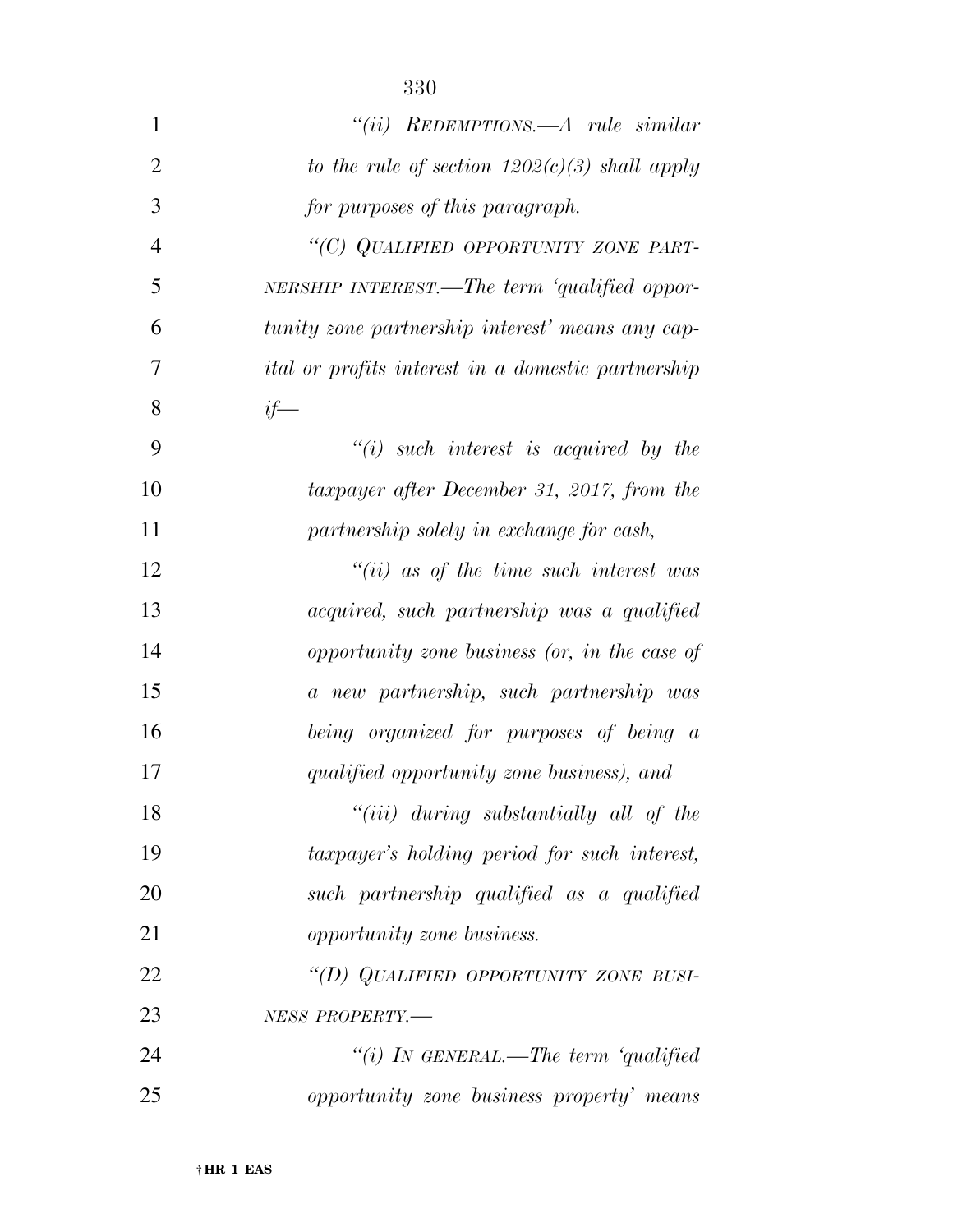*"(ii) REDEMPTIONS.—A rule similar to the rule of section 1202(c)(3) shall apply for purposes of this paragraph.*

*"(C) QUALIFIED OPPORTUNITY ZONE PARTNERSHIP INTEREST.—The term 'qualified opportunity zone partnership interest' means any capital or profits interest in a domestic partnership if—*

*"(i) such interest is acquired by the taxpayer after December 31, 2017, from the partnership solely in exchange for cash,*

*"(ii) as of the time such interest was acquired, such partnership was a qualified opportunity zone business (or, in the case of a new partnership, such partnership was being organized for purposes of being a qualified opportunity zone business), and*

*"(iii) during substantially all of the taxpayer's holding period for such interest, such partnership qualified as a qualified opportunity zone business.*

*"(D) QUALIFIED OPPORTUNITY ZONE BUSINESS PROPERTY.—*

*"(i) IN GENERAL.—The term 'qualified opportunity zone business property' means*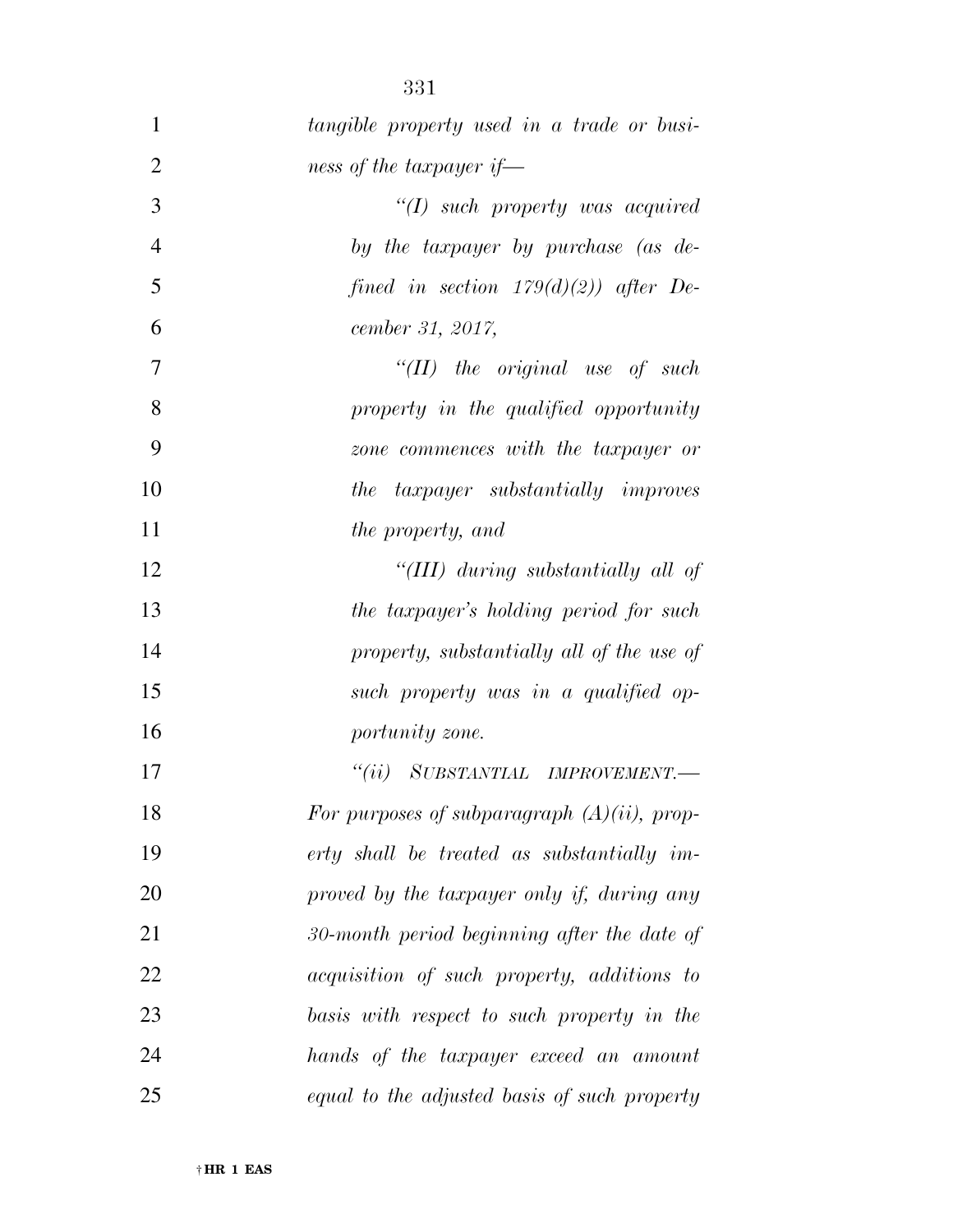*tangible property used in a trade or business of the taxpayer if—*

*"(I) such property was acquired by the taxpayer by purchase (as defined in section 179(d)(2)) after December 31, 2017,*

*"(II) the original use of such property in the qualified opportunity zone commences with the taxpayer or the taxpayer substantially improves the property, and*

*"(III) during substantially all of the taxpayer's holding period for such property, substantially all of the use of such property was in a qualified opportunity zone.*

*"(ii) SUBSTANTIAL IMPROVEMENT.—For purposes of subparagraph (A)(ii), property shall be treated as substantially improved by the taxpayer only if, during any 30-month period beginning after the date of acquisition of such property, additions to basis with respect to such property in the hands of the taxpayer exceed an amount equal to the adjusted basis of such property*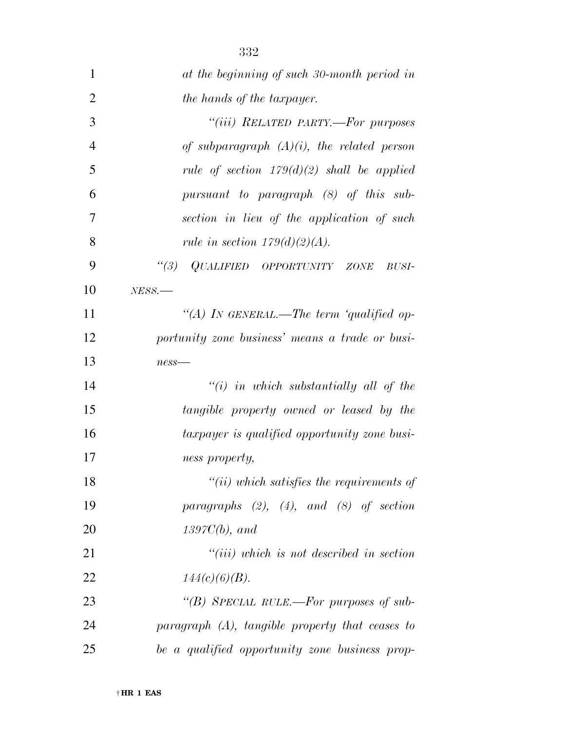*at the beginning of such 30-month period in the hands of the taxpayer.*

*"(iii) RELATED PARTY.—For purposes of subparagraph (A)(i), the related person rule of section 179(d)(2) shall be applied pursuant to paragraph (8) of this subsection in lieu of the application of such rule in section 179(d)(2)(A).*

*"(3) QUALIFIED OPPORTUNITY ZONE BUSINESS.—*

*"(A) IN GENERAL.—The term 'qualified opportunity zone business' means a trade or business—*

*"(i) in which substantially all of the tangible property owned or leased by the taxpayer is qualified opportunity zone business property,*

*"(ii) which satisfies the requirements of paragraphs (2), (4), and (8) of section 1397C(b), and*

*"(iii) which is not described in section 144(c)(6)(B).*

*"(B) SPECIAL RULE.—For purposes of subparagraph (A), tangible property that ceases to be a qualified opportunity zone business prop-*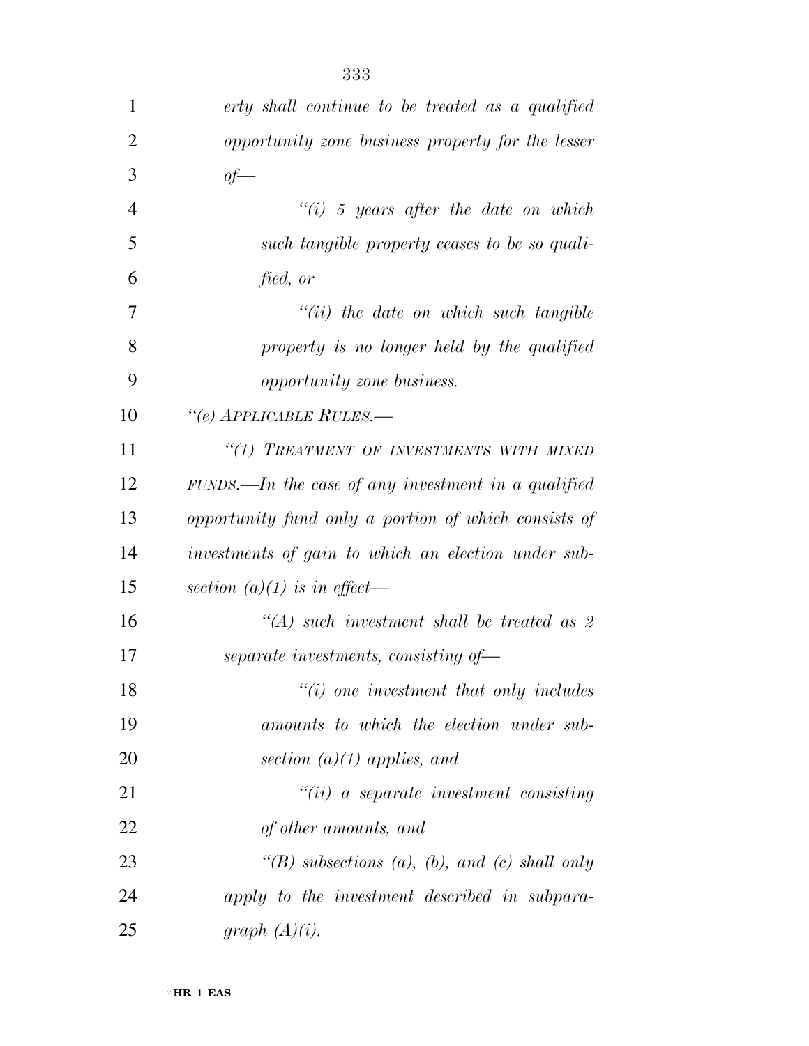*erty shall continue to be treated as a qualified opportunity zone business property for the lesser of—*

*“(i) 5 years after the date on which such tangible property ceases to be so qualified, or*

*“(ii) the date on which such tangible property is no longer held by the qualified opportunity zone business.*

*“(e) APPLICABLE RULES.—*

*“(1) TREATMENT OF INVESTMENTS WITH MIXED FUNDS.—In the case of any investment in a qualified opportunity fund only a portion of which consists of investments of gain to which an election under subsection (a)(1) is in effect—*

*“(A) such investment shall be treated as 2 separate investments, consisting of—*

*“(i) one investment that only includes amounts to which the election under subsection (a)(1) applies, and*

*“(ii) a separate investment consisting of other amounts, and*

*“(B) subsections (a), (b), and (c) shall only apply to the investment described in subparagraph (A)(i).*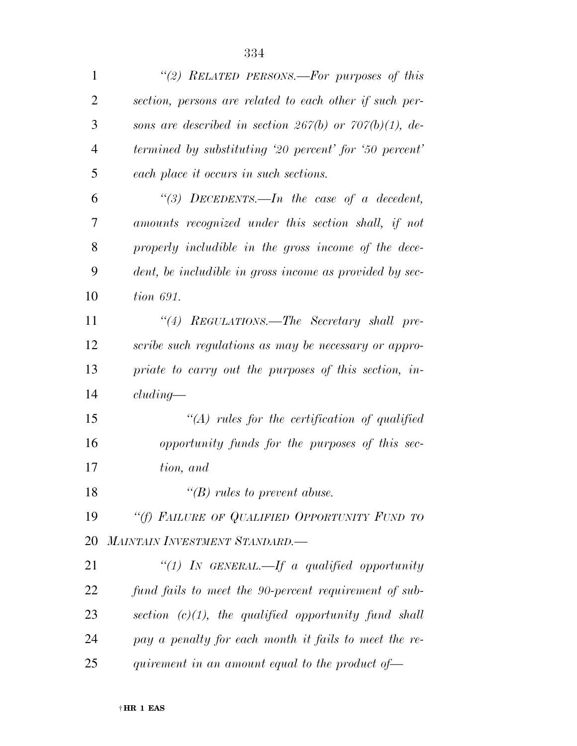*"(2) RELATED PERSONS.—For purposes of this section, persons are related to each other if such persons are described in section 267(b) or 707(b)(1), determined by substituting '20 percent' for '50 percent' each place it occurs in such sections.*

*"(3) DECEDENTS.—In the case of a decedent, amounts recognized under this section shall, if not properly includible in the gross income of the decedent, be includible in gross income as provided by section 691.*

*"(4) REGULATIONS.—The Secretary shall prescribe such regulations as may be necessary or appropriate to carry out the purposes of this section, including—*

*"(A) rules for the certification of qualified opportunity funds for the purposes of this section, and*

*"(B) rules to prevent abuse.*

*"(f) FAILURE OF QUALIFIED OPPORTUNITY FUND TO MAINTAIN INVESTMENT STANDARD.—*

*"(1) IN GENERAL.—If a qualified opportunity fund fails to meet the 90-percent requirement of subsection (c)(1), the qualified opportunity fund shall pay a penalty for each month it fails to meet the requirement in an amount equal to the product of—*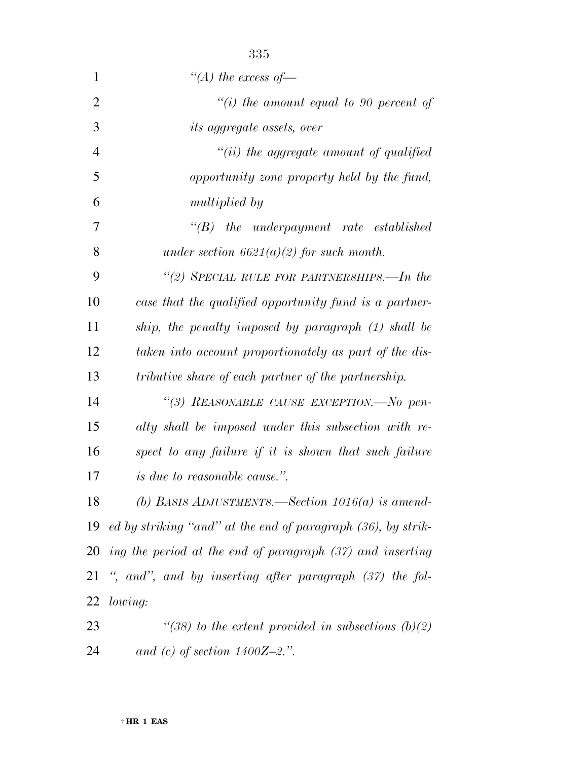*"(A) the excess of—*

*"(i) the amount equal to 90 percent of its aggregate assets, over*

*"(ii) the aggregate amount of qualified opportunity zone property held by the fund, multiplied by*

*"(B) the underpayment rate established under section 6621(a)(2) for such month.*

*"(2) SPECIAL RULE FOR PARTNERSHIPS.—In the case that the qualified opportunity fund is a partnership, the penalty imposed by paragraph (1) shall be taken into account proportionately as part of the distributive share of each partner of the partnership.*

*"(3) REASONABLE CAUSE EXCEPTION.—No penalty shall be imposed under this subsection with respect to any failure if it is shown that such failure is due to reasonable cause.".*

*(b) BASIS ADJUSTMENTS.—Section 1016(a) is amended by striking "and" at the end of paragraph (36), by striking the period at the end of paragraph (37) and inserting ", and", and by inserting after paragraph (37) the following:*

*"(38) to the extent provided in subsections (b)(2) and (c) of section 1400Z–2.".*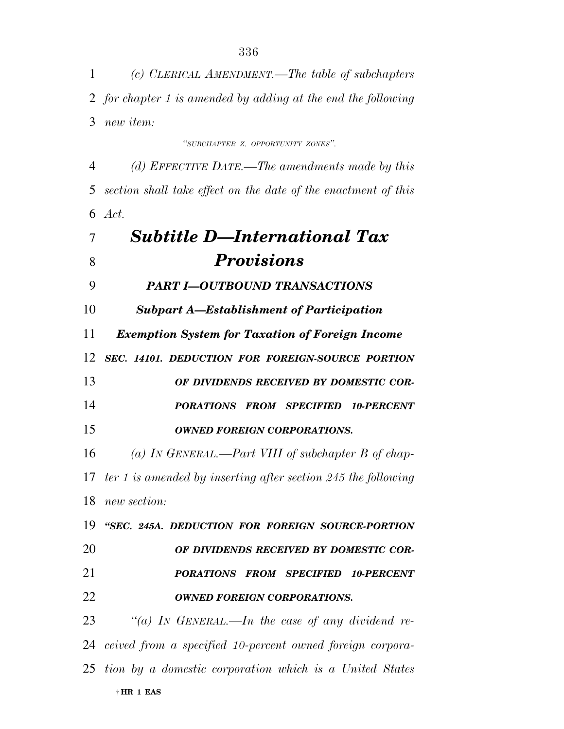*(c) CLERICAL AMENDMENT.—The table of subchapters for chapter 1 is amended by adding at the end the following new item:*

*"SUBCHAPTER Z. OPPORTUNITY ZONES".*

*(d) EFFECTIVE DATE.—The amendments made by this section shall take effect on the date of the enactment of this Act.*

# ***Subtitle D—International Tax Provisions***

## ***PART I—OUTBOUND TRANSACTIONS***

### ***Subpart A—Establishment of Participation Exemption System for Taxation of Foreign Income***

***SEC. 14101. DEDUCTION FOR FOREIGN-SOURCE PORTION OF DIVIDENDS RECEIVED BY DOMESTIC CORPORATIONS FROM SPECIFIED 10-PERCENT OWNED FOREIGN CORPORATIONS.***

*(a) IN GENERAL.—Part VIII of subchapter B of chapter 1 is amended by inserting after section 245 the following new section:*

***"SEC. 245A. DEDUCTION FOR FOREIGN SOURCE-PORTION OF DIVIDENDS RECEIVED BY DOMESTIC CORPORATIONS FROM SPECIFIED 10-PERCENT OWNED FOREIGN CORPORATIONS.***

*"(a) IN GENERAL.—In the case of any dividend received from a specified 10-percent owned foreign corporation by a domestic corporation which is a United States*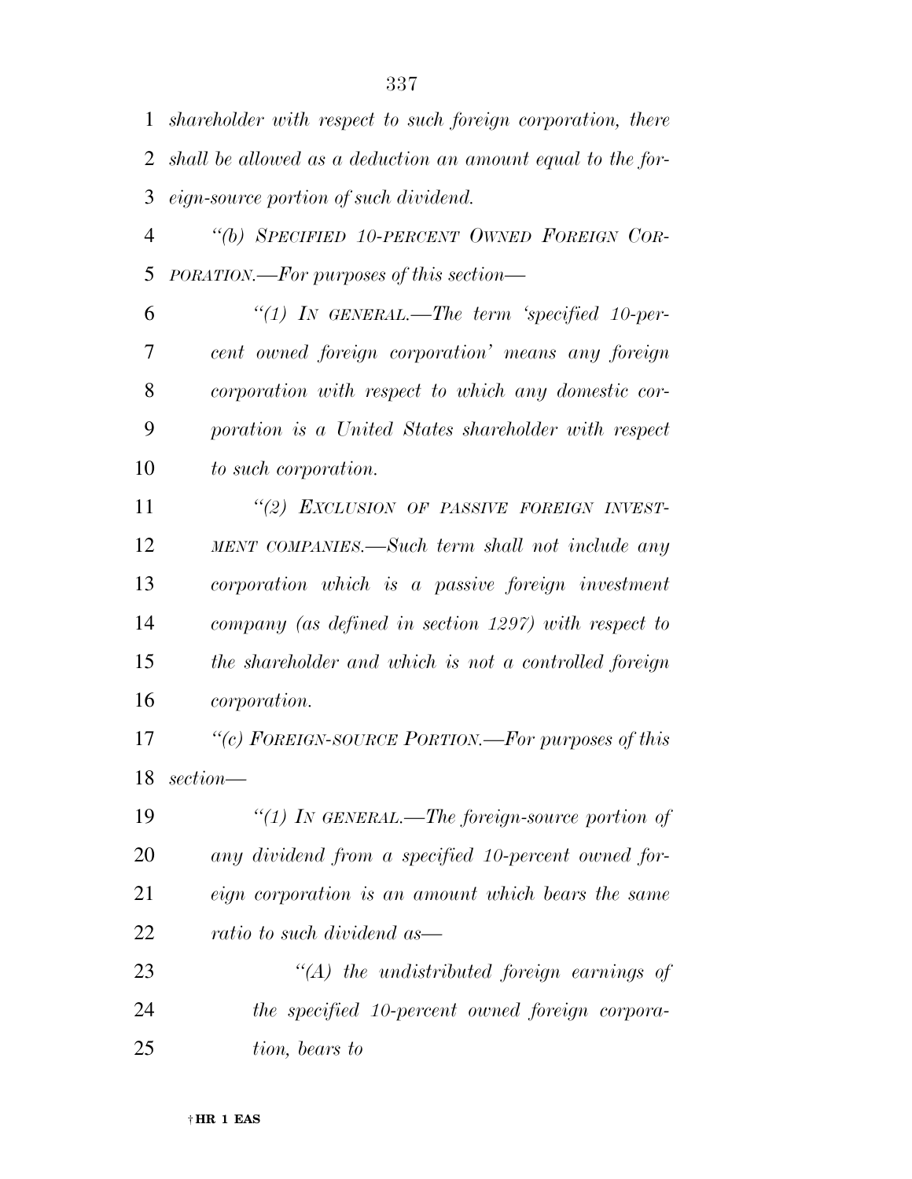*shareholder with respect to such foreign corporation, there shall be allowed as a deduction an amount equal to the foreign-source portion of such dividend.*

*"(b) SPECIFIED 10-PERCENT OWNED FOREIGN CORPORATION.—For purposes of this section—*

*"(1) IN GENERAL.—The term 'specified 10-percent owned foreign corporation' means any foreign corporation with respect to which any domestic corporation is a United States shareholder with respect to such corporation.*

*"(2) EXCLUSION OF PASSIVE FOREIGN INVESTMENT COMPANIES.—Such term shall not include any corporation which is a passive foreign investment company (as defined in section 1297) with respect to the shareholder and which is not a controlled foreign corporation.*

*"(c) FOREIGN-SOURCE PORTION.—For purposes of this section—*

*"(1) IN GENERAL.—The foreign-source portion of any dividend from a specified 10-percent owned foreign corporation is an amount which bears the same ratio to such dividend as—*

*"(A) the undistributed foreign earnings of the specified 10-percent owned foreign corporation, bears to*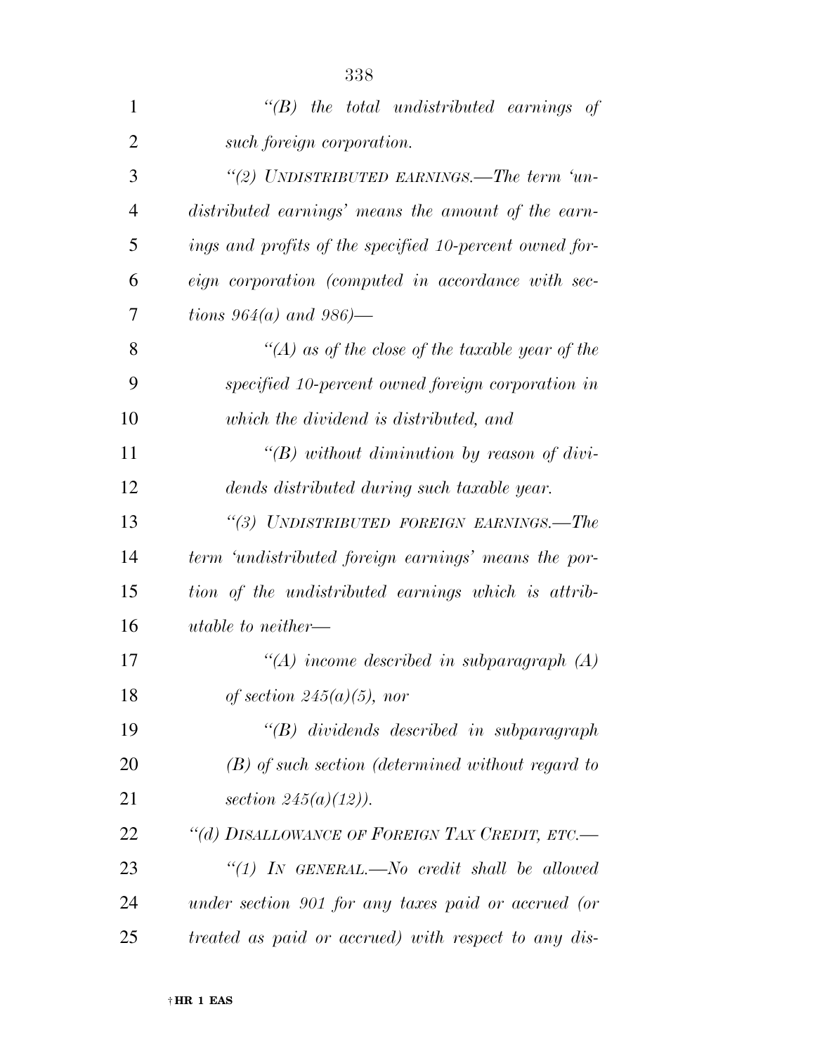*"(B) the total undistributed earnings of such foreign corporation.*

*"(2) UNDISTRIBUTED EARNINGS.—The term 'undistributed earnings' means the amount of the earnings and profits of the specified 10-percent owned foreign corporation (computed in accordance with sections 964(a) and 986)—*

*"(A) as of the close of the taxable year of the specified 10-percent owned foreign corporation in which the dividend is distributed, and*

*"(B) without diminution by reason of dividends distributed during such taxable year.*

*"(3) UNDISTRIBUTED FOREIGN EARNINGS.—The term 'undistributed foreign earnings' means the portion of the undistributed earnings which is attributable to neither—*

*"(A) income described in subparagraph (A) of section 245(a)(5), nor*

*"(B) dividends described in subparagraph (B) of such section (determined without regard to section 245(a)(12)).*

*"(d) DISALLOWANCE OF FOREIGN TAX CREDIT, ETC.—*

*"(1) IN GENERAL.—No credit shall be allowed under section 901 for any taxes paid or accrued (or treated as paid or accrued) with respect to any dis-*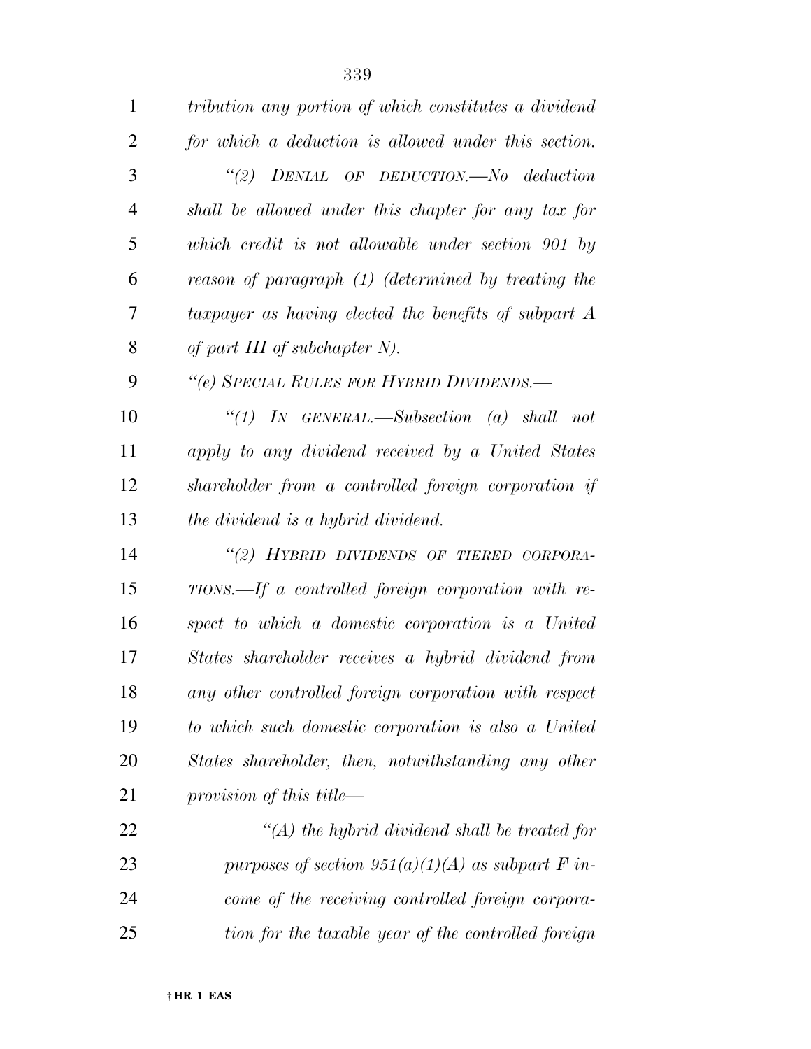*tribution any portion of which constitutes a dividend for which a deduction is allowed under this section.*

*"(2) DENIAL OF DEDUCTION.—No deduction shall be allowed under this chapter for any tax for which credit is not allowable under section 901 by reason of paragraph (1) (determined by treating the taxpayer as having elected the benefits of subpart A of part III of subchapter N).*

*"(e) SPECIAL RULES FOR HYBRID DIVIDENDS.—*

*"(1) IN GENERAL.—Subsection (a) shall not apply to any dividend received by a United States shareholder from a controlled foreign corporation if the dividend is a hybrid dividend.*

*"(2) HYBRID DIVIDENDS OF TIERED CORPORATIONS.—If a controlled foreign corporation with respect to which a domestic corporation is a United States shareholder receives a hybrid dividend from any other controlled foreign corporation with respect to which such domestic corporation is also a United States shareholder, then, notwithstanding any other provision of this title—*

*"(A) the hybrid dividend shall be treated for purposes of section 951(a)(1)(A) as subpart F income of the receiving controlled foreign corporation for the taxable year of the controlled foreign*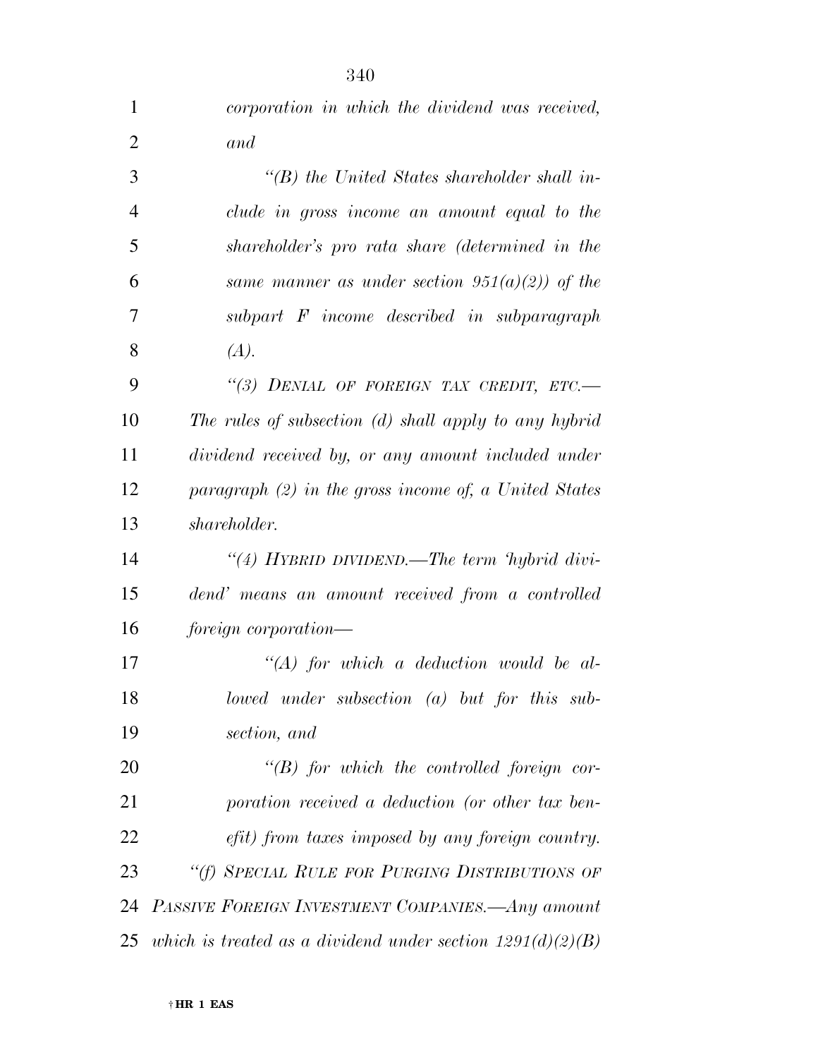*corporation in which the dividend was received, and*

*"(B) the United States shareholder shall include in gross income an amount equal to the shareholder's pro rata share (determined in the same manner as under section 951(a)(2)) of the subpart F income described in subparagraph (A).*

*"(3) DENIAL OF FOREIGN TAX CREDIT, ETC.—The rules of subsection (d) shall apply to any hybrid dividend received by, or any amount included under paragraph (2) in the gross income of, a United States shareholder.*

*"(4) HYBRID DIVIDEND.—The term 'hybrid dividend' means an amount received from a controlled foreign corporation—*

*"(A) for which a deduction would be allowed under subsection (a) but for this subsection, and*

*"(B) for which the controlled foreign corporation received a deduction (or other tax benefit) from taxes imposed by any foreign country.*

*"(f) SPECIAL RULE FOR PURGING DISTRIBUTIONS OF PASSIVE FOREIGN INVESTMENT COMPANIES.—Any amount which is treated as a dividend under section 1291(d)(2)(B)*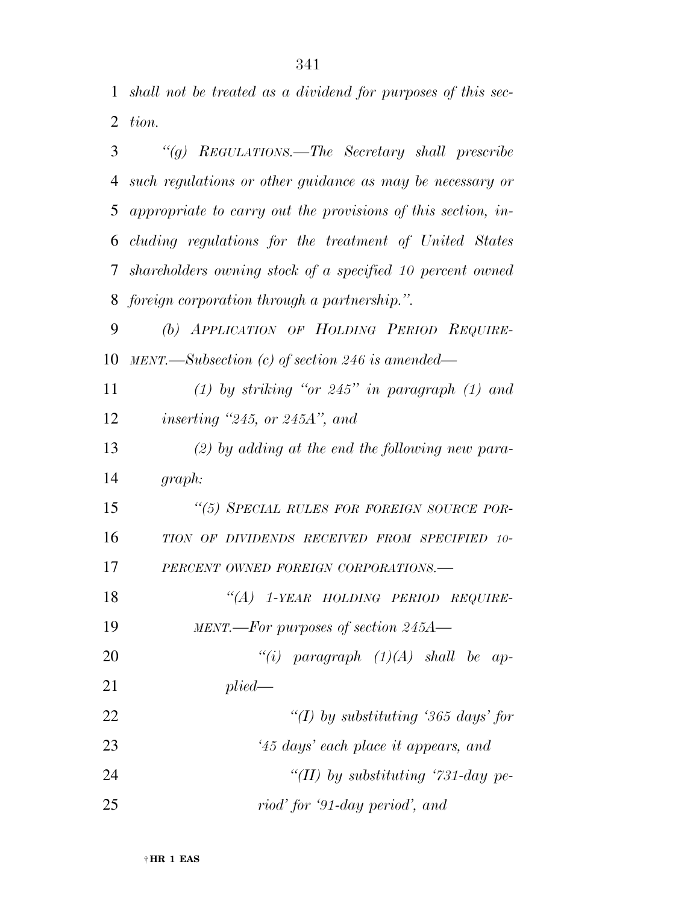*shall not be treated as a dividend for purposes of this section.*

*"(g) REGULATIONS.—The Secretary shall prescribe such regulations or other guidance as may be necessary or appropriate to carry out the provisions of this section, including regulations for the treatment of United States shareholders owning stock of a specified 10 percent owned foreign corporation through a partnership.".*

*(b) APPLICATION OF HOLDING PERIOD REQUIREMENT.—Subsection (c) of section 246 is amended—*

*(1) by striking "or 245" in paragraph (1) and inserting "245, or 245A", and*

*(2) by adding at the end the following new paragraph:*

*"(5) SPECIAL RULES FOR FOREIGN SOURCE PORTION OF DIVIDENDS RECEIVED FROM SPECIFIED 10-PERCENT OWNED FOREIGN CORPORATIONS.—*

*"(A) 1-YEAR HOLDING PERIOD REQUIREMENT.—For purposes of section 245A—*

*"(i) paragraph (1)(A) shall be applied—*

*"(I) by substituting '365 days' for '45 days' each place it appears, and*

*"(II) by substituting '731-day period' for '91-day period', and*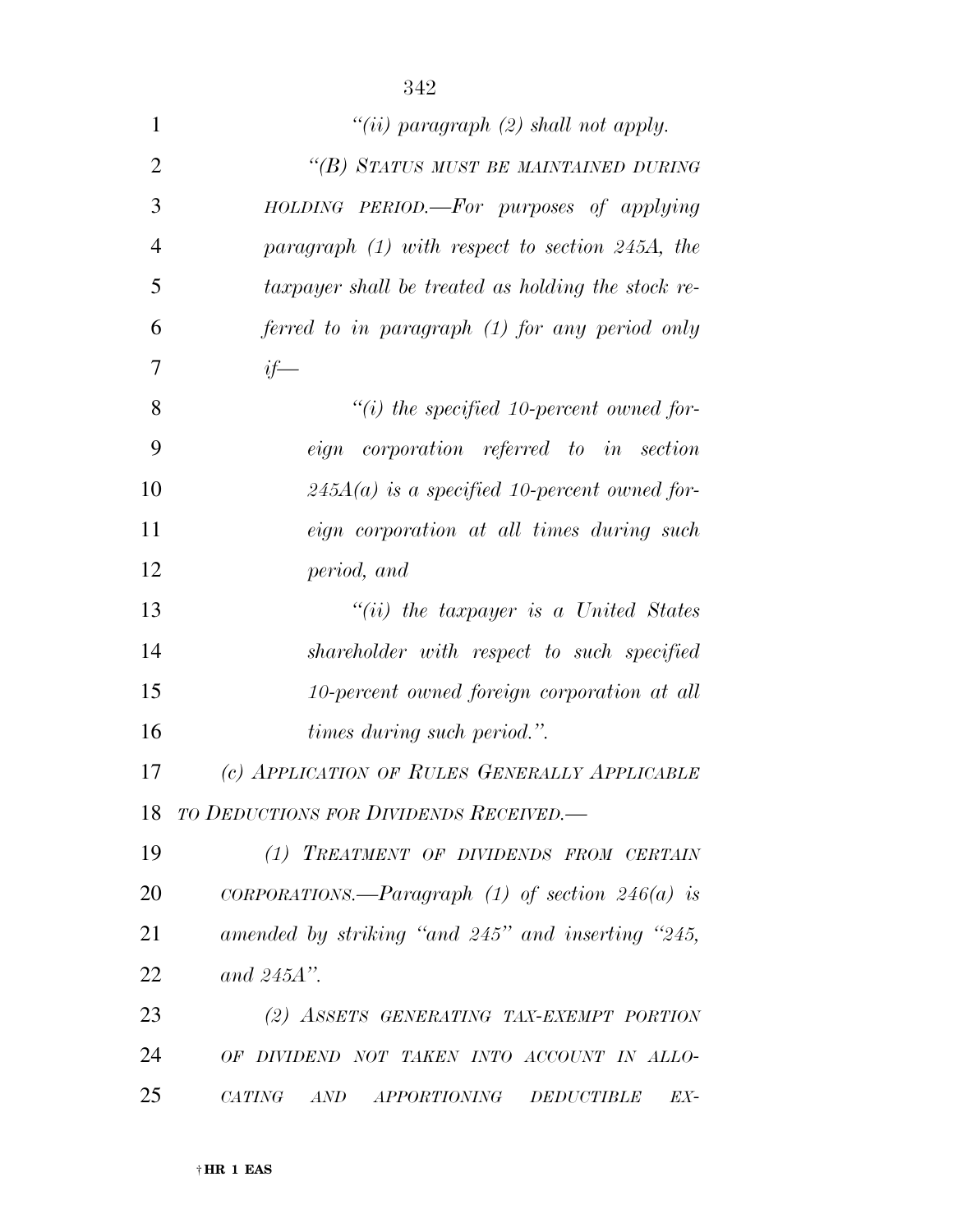*"(ii) paragraph (2) shall not apply.*

*"(B) STATUS MUST BE MAINTAINED DURING HOLDING PERIOD.—For purposes of applying paragraph (1) with respect to section 245A, the taxpayer shall be treated as holding the stock referred to in paragraph (1) for any period only if—*

*"(i) the specified 10-percent owned foreign corporation referred to in section 245A(a) is a specified 10-percent owned foreign corporation at all times during such period, and*

*"(ii) the taxpayer is a United States shareholder with respect to such specified 10-percent owned foreign corporation at all times during such period.".*

*(c) APPLICATION OF RULES GENERALLY APPLICABLE TO DEDUCTIONS FOR DIVIDENDS RECEIVED.—*

*(1) TREATMENT OF DIVIDENDS FROM CERTAIN CORPORATIONS.—Paragraph (1) of section 246(a) is amended by striking "and 245" and inserting "245, and 245A".*

*(2) ASSETS GENERATING TAX-EXEMPT PORTION OF DIVIDEND NOT TAKEN INTO ACCOUNT IN ALLOCATING AND APPORTIONING DEDUCTIBLE EX-*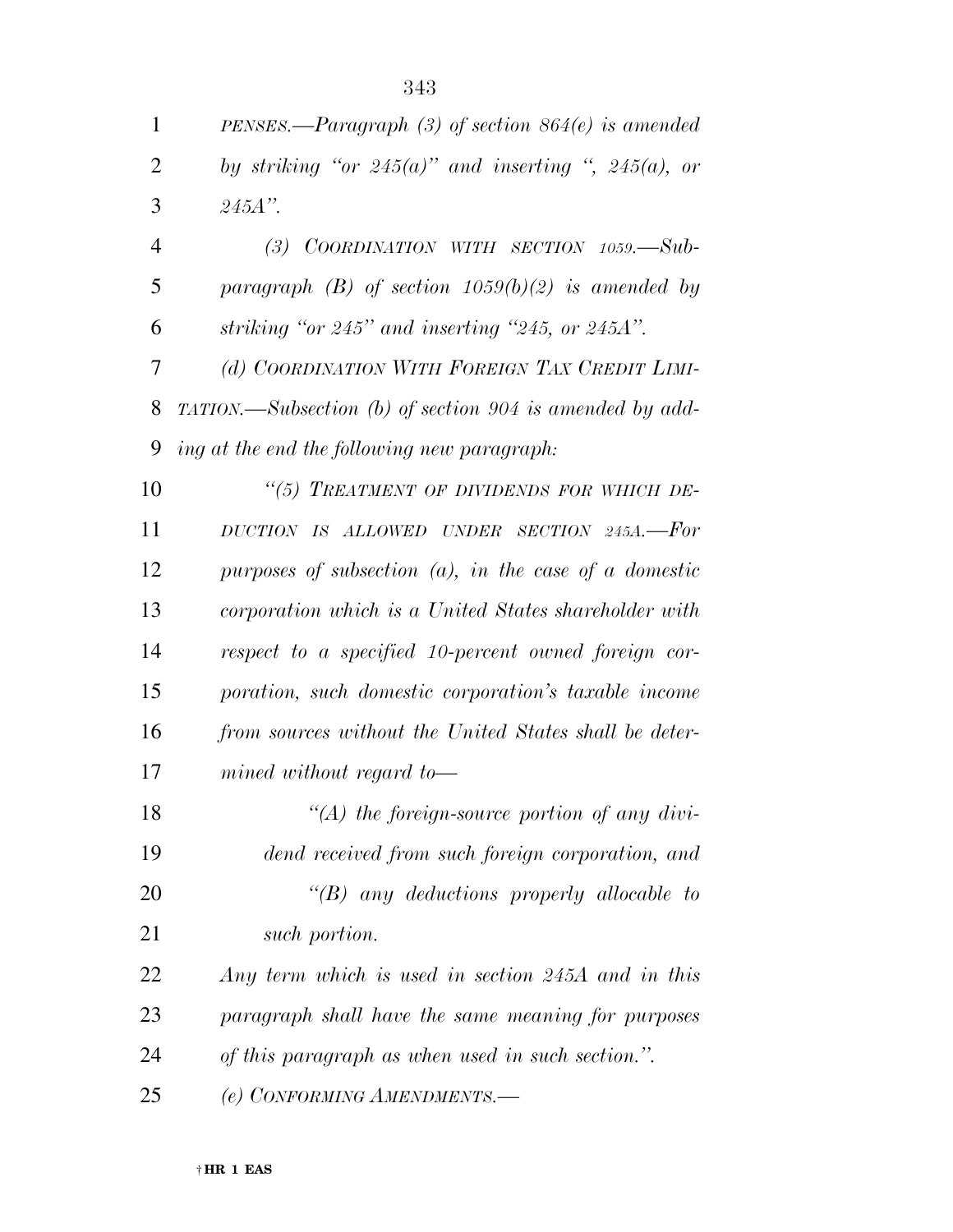*PENSES.—Paragraph (3) of section 864(e) is amended by striking "or 245(a)" and inserting ", 245(a), or 245A".*

*(3) COORDINATION WITH SECTION 1059.—Subparagraph (B) of section 1059(b)(2) is amended by striking "or 245" and inserting "245, or 245A".*

*(d) COORDINATION WITH FOREIGN TAX CREDIT LIMITATION.—Subsection (b) of section 904 is amended by adding at the end the following new paragraph:*

*"(5) TREATMENT OF DIVIDENDS FOR WHICH DEDUCTION IS ALLOWED UNDER SECTION 245A.—For purposes of subsection (a), in the case of a domestic corporation which is a United States shareholder with respect to a specified 10-percent owned foreign corporation, such domestic corporation's taxable income from sources without the United States shall be determined without regard to—*

*"(A) the foreign-source portion of any dividend received from such foreign corporation, and*

*"(B) any deductions properly allocable to such portion.*

*Any term which is used in section 245A and in this paragraph shall have the same meaning for purposes of this paragraph as when used in such section.".*

*(e) CONFORMING AMENDMENTS.—*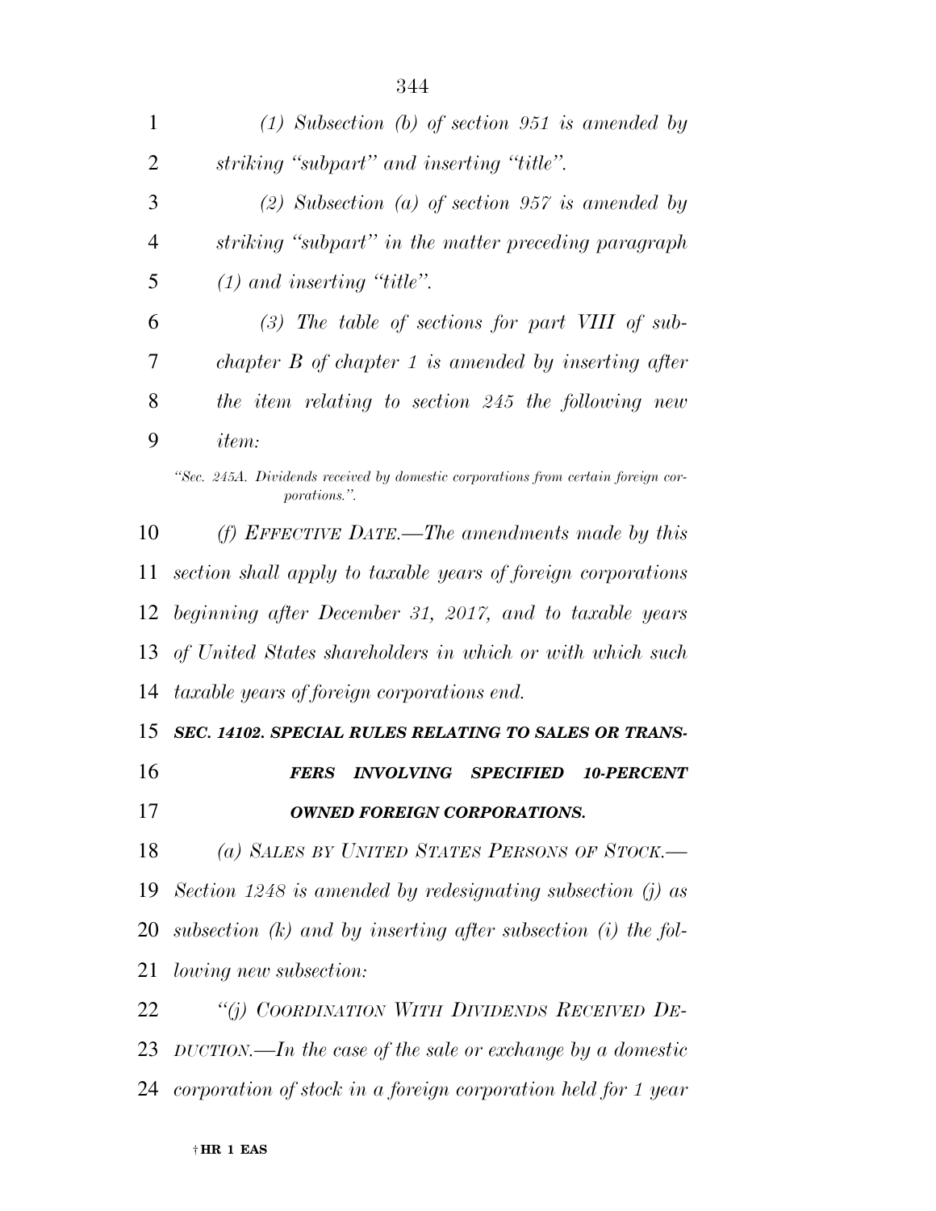*(1) Subsection (b) of section 951 is amended by striking "subpart" and inserting "title".*

*(2) Subsection (a) of section 957 is amended by striking "subpart" in the matter preceding paragraph (1) and inserting "title".*

*(3) The table of sections for part VIII of subchapter B of chapter 1 is amended by inserting after the item relating to section 245 the following new item:*

*"Sec. 245A. Dividends received by domestic corporations from certain foreign corporations.".*

*(f) EFFECTIVE DATE.—The amendments made by this section shall apply to taxable years of foreign corporations beginning after December 31, 2017, and to taxable years of United States shareholders in which or with which such taxable years of foreign corporations end.*

***SEC. 14102. SPECIAL RULES RELATING TO SALES OR TRANSFERS INVOLVING SPECIFIED 10-PERCENT OWNED FOREIGN CORPORATIONS.***

*(a) SALES BY UNITED STATES PERSONS OF STOCK.—Section 1248 is amended by redesignating subsection (j) as subsection (k) and by inserting after subsection (i) the following new subsection:*

*"(j) COORDINATION WITH DIVIDENDS RECEIVED DEDUCTION.—In the case of the sale or exchange by a domestic corporation of stock in a foreign corporation held for 1 year*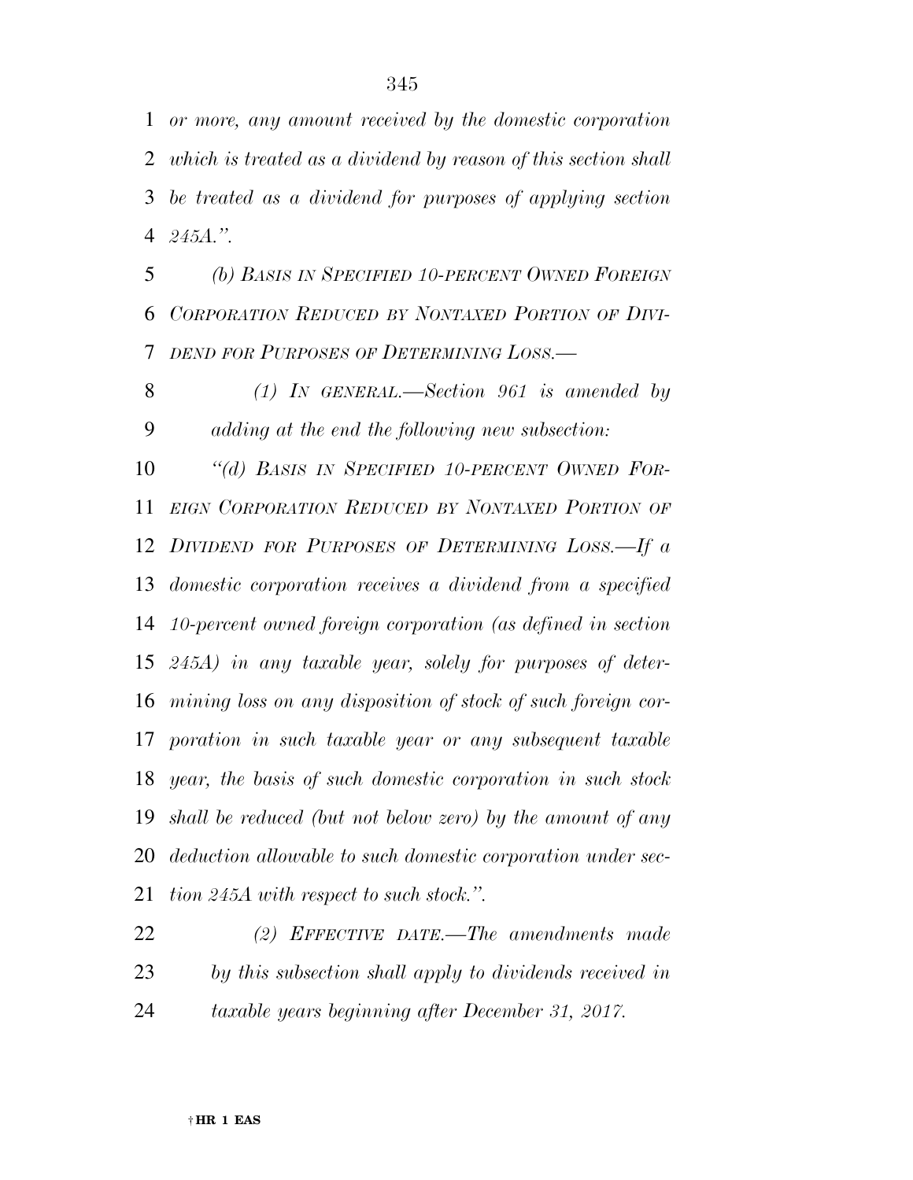*or more, any amount received by the domestic corporation which is treated as a dividend by reason of this section shall be treated as a dividend for purposes of applying section 245A.".*

*(b) BASIS IN SPECIFIED 10-PERCENT OWNED FOREIGN CORPORATION REDUCED BY NONTAXED PORTION OF DIVIDEND FOR PURPOSES OF DETERMINING LOSS.—*

*(1) IN GENERAL.—Section 961 is amended by adding at the end the following new subsection:*

*"(d) BASIS IN SPECIFIED 10-PERCENT OWNED FOREIGN CORPORATION REDUCED BY NONTAXED PORTION OF DIVIDEND FOR PURPOSES OF DETERMINING LOSS.—If a domestic corporation receives a dividend from a specified 10-percent owned foreign corporation (as defined in section 245A) in any taxable year, solely for purposes of determining loss on any disposition of stock of such foreign corporation in such taxable year or any subsequent taxable year, the basis of such domestic corporation in such stock shall be reduced (but not below zero) by the amount of any deduction allowable to such domestic corporation under section 245A with respect to such stock.".*

*(2) EFFECTIVE DATE.—The amendments made by this subsection shall apply to dividends received in taxable years beginning after December 31, 2017.*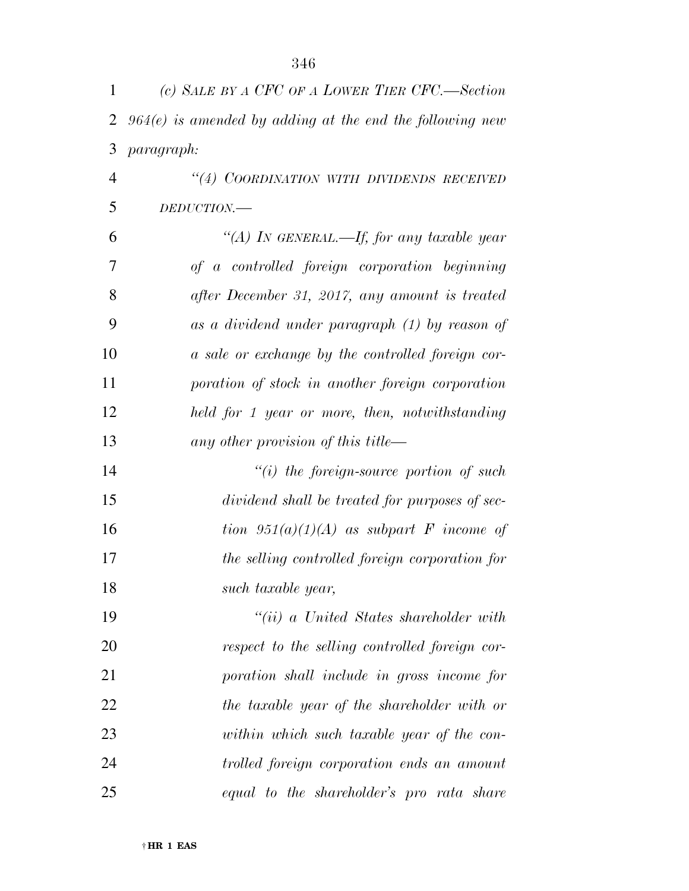*(c) SALE BY A CFC OF A LOWER TIER CFC.—Section 964(e) is amended by adding at the end the following new paragraph:*

*"(4) COORDINATION WITH DIVIDENDS RECEIVED DEDUCTION.—*

*"(A) IN GENERAL.—If, for any taxable year of a controlled foreign corporation beginning after December 31, 2017, any amount is treated as a dividend under paragraph (1) by reason of a sale or exchange by the controlled foreign corporation of stock in another foreign corporation held for 1 year or more, then, notwithstanding any other provision of this title—*

*"(i) the foreign-source portion of such dividend shall be treated for purposes of section 951(a)(1)(A) as subpart F income of the selling controlled foreign corporation for such taxable year,*

*"(ii) a United States shareholder with respect to the selling controlled foreign corporation shall include in gross income for the taxable year of the shareholder with or within which such taxable year of the controlled foreign corporation ends an amount equal to the shareholder's pro rata share*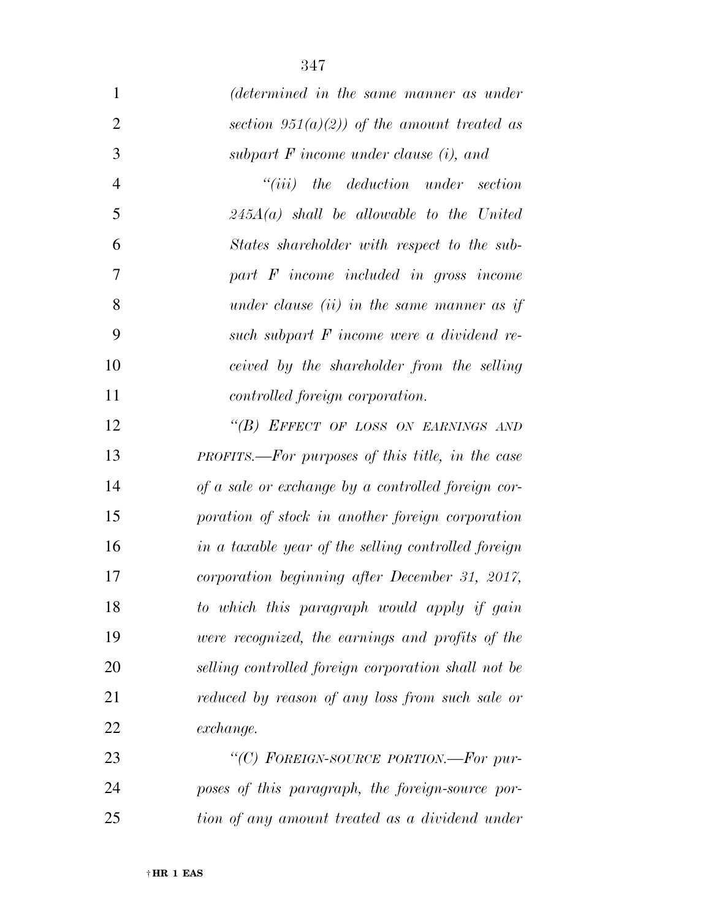*(determined in the same manner as under section 951(a)(2)) of the amount treated as subpart F income under clause (i), and*

*"(iii) the deduction under section 245A(a) shall be allowable to the United States shareholder with respect to the subpart F income included in gross income under clause (ii) in the same manner as if such subpart F income were a dividend received by the shareholder from the selling controlled foreign corporation.*

*"(B) EFFECT OF LOSS ON EARNINGS AND PROFITS.—For purposes of this title, in the case of a sale or exchange by a controlled foreign corporation of stock in another foreign corporation in a taxable year of the selling controlled foreign corporation beginning after December 31, 2017, to which this paragraph would apply if gain were recognized, the earnings and profits of the selling controlled foreign corporation shall not be reduced by reason of any loss from such sale or exchange.*

*"(C) FOREIGN-SOURCE PORTION.—For purposes of this paragraph, the foreign-source portion of any amount treated as a dividend under*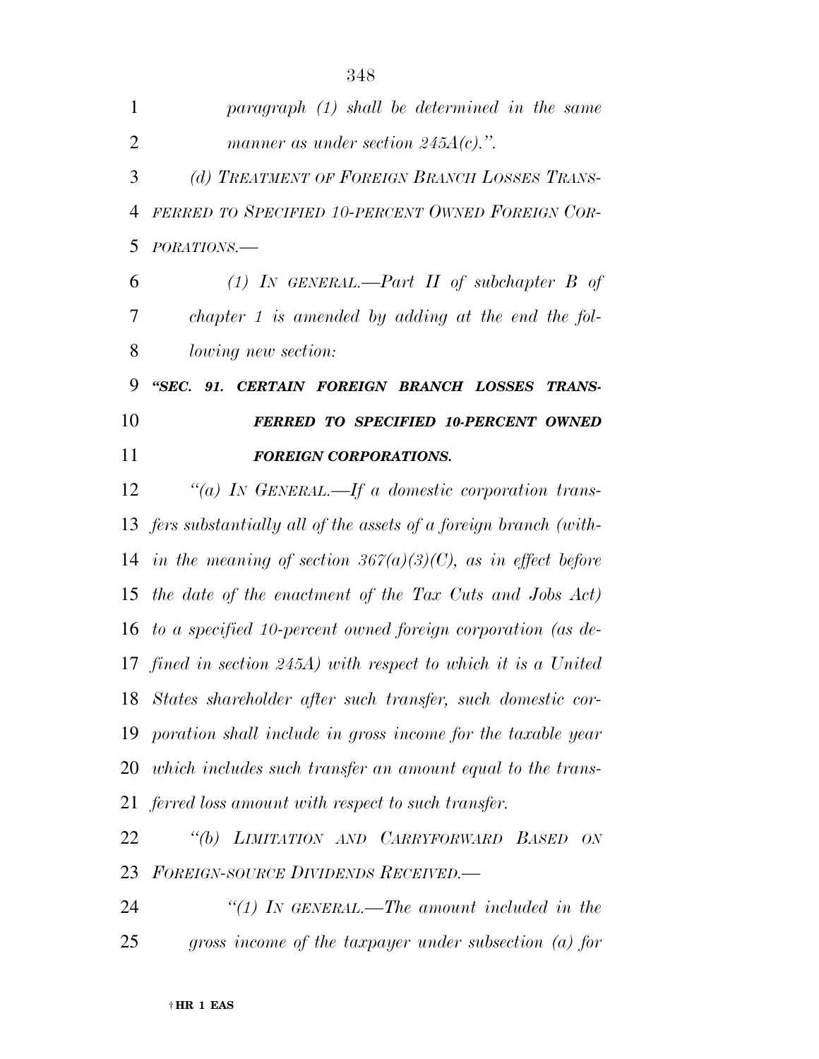*paragraph (1) shall be determined in the same manner as under section 245A(c).".*

*(d) TREATMENT OF FOREIGN BRANCH LOSSES TRANSFERRED TO SPECIFIED 10-PERCENT OWNED FOREIGN CORPORATIONS.—*

*(1) IN GENERAL.—Part II of subchapter B of chapter 1 is amended by adding at the end the following new section:*

***"SEC. 91. CERTAIN FOREIGN BRANCH LOSSES TRANSFERRED TO SPECIFIED 10-PERCENT OWNED FOREIGN CORPORATIONS.***

*"(a) IN GENERAL.—If a domestic corporation transfers substantially all of the assets of a foreign branch (within the meaning of section 367(a)(3)(C), as in effect before the date of the enactment of the Tax Cuts and Jobs Act) to a specified 10-percent owned foreign corporation (as defined in section 245A) with respect to which it is a United States shareholder after such transfer, such domestic corporation shall include in gross income for the taxable year which includes such transfer an amount equal to the transferred loss amount with respect to such transfer.*

*"(b) LIMITATION AND CARRYFORWARD BASED ON FOREIGN-SOURCE DIVIDENDS RECEIVED.—*

*"(1) IN GENERAL.—The amount included in the gross income of the taxpayer under subsection (a) for*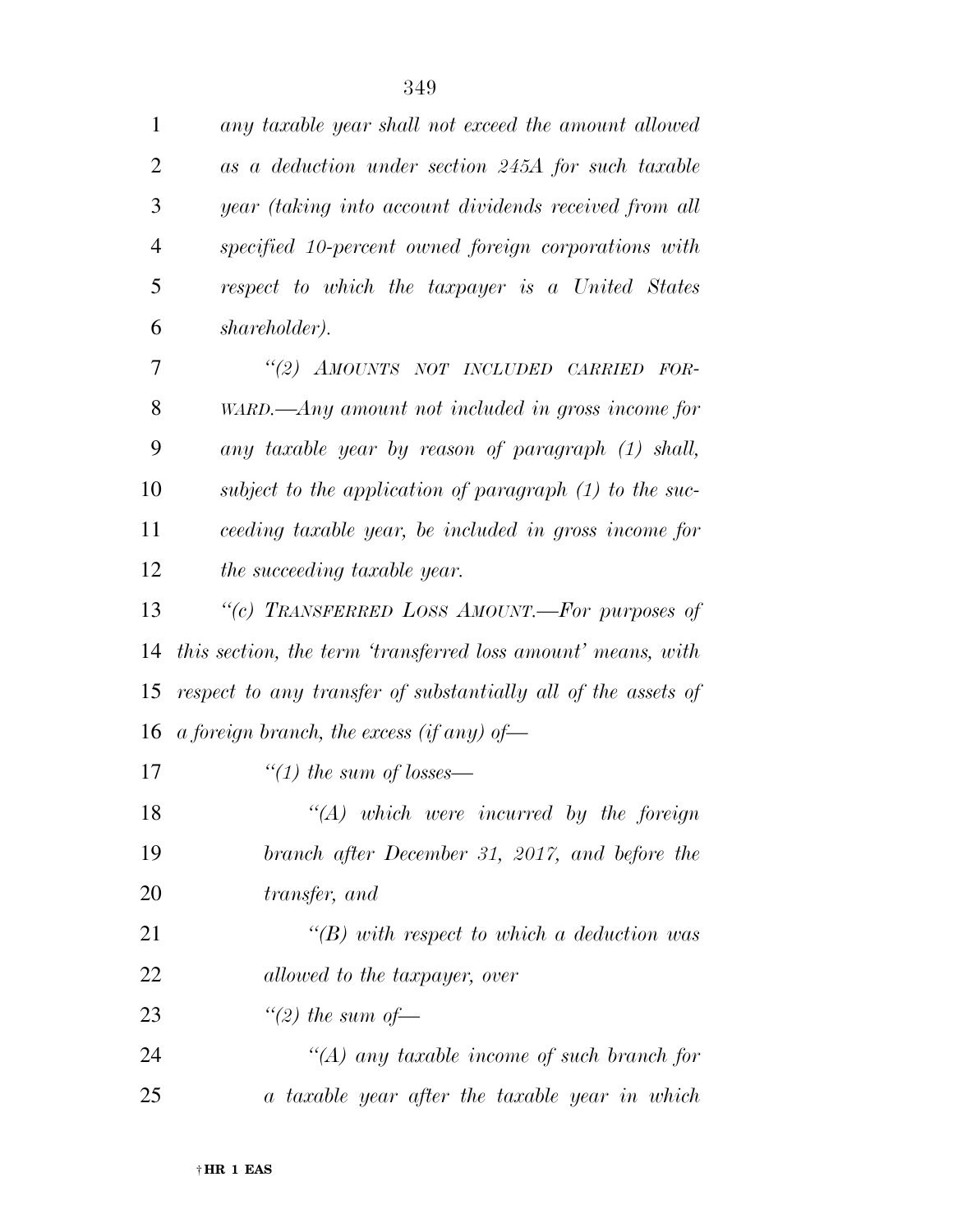*any taxable year shall not exceed the amount allowed as a deduction under section 245A for such taxable year (taking into account dividends received from all specified 10-percent owned foreign corporations with respect to which the taxpayer is a United States shareholder).*

*"(2) AMOUNTS NOT INCLUDED CARRIED FORWARD.—Any amount not included in gross income for any taxable year by reason of paragraph (1) shall, subject to the application of paragraph (1) to the succeeding taxable year, be included in gross income for the succeeding taxable year.*

*"(c) TRANSFERRED LOSS AMOUNT.—For purposes of this section, the term 'transferred loss amount' means, with respect to any transfer of substantially all of the assets of a foreign branch, the excess (if any) of—*

*"(1) the sum of losses—*

*"(A) which were incurred by the foreign branch after December 31, 2017, and before the transfer, and*

*"(B) with respect to which a deduction was allowed to the taxpayer, over*

*"(2) the sum of—*

*"(A) any taxable income of such branch for a taxable year after the taxable year in which*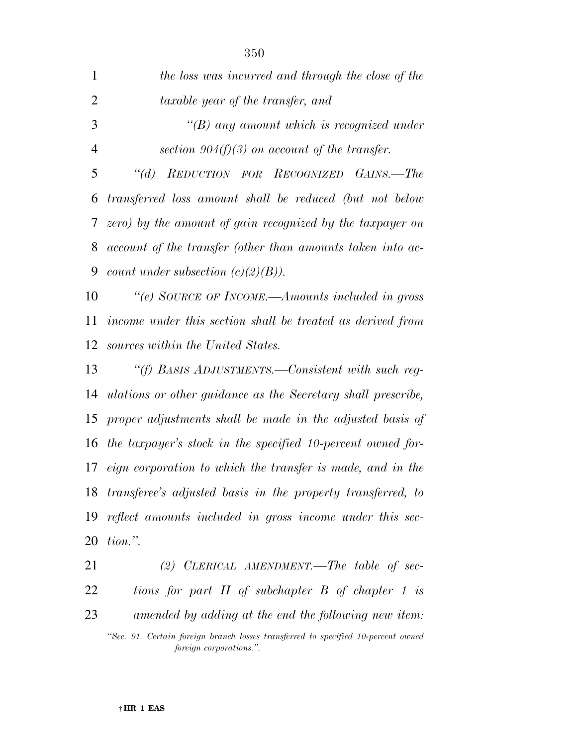*the loss was incurred and through the close of the taxable year of the transfer, and*

*"(B) any amount which is recognized under section 904(f)(3) on account of the transfer.*

*"(d) REDUCTION FOR RECOGNIZED GAINS.—The transferred loss amount shall be reduced (but not below zero) by the amount of gain recognized by the taxpayer on account of the transfer (other than amounts taken into account under subsection (c)(2)(B)).*

*"(e) SOURCE OF INCOME.—Amounts included in gross income under this section shall be treated as derived from sources within the United States.*

*"(f) BASIS ADJUSTMENTS.—Consistent with such regulations or other guidance as the Secretary shall prescribe, proper adjustments shall be made in the adjusted basis of the taxpayer's stock in the specified 10-percent owned foreign corporation to which the transfer is made, and in the transferee's adjusted basis in the property transferred, to reflect amounts included in gross income under this section.".*

*(2) CLERICAL AMENDMENT.—The table of sections for part II of subchapter B of chapter 1 is amended by adding at the end the following new item:*

*"Sec. 91. Certain foreign branch losses transferred to specified 10-percent owned foreign corporations.".*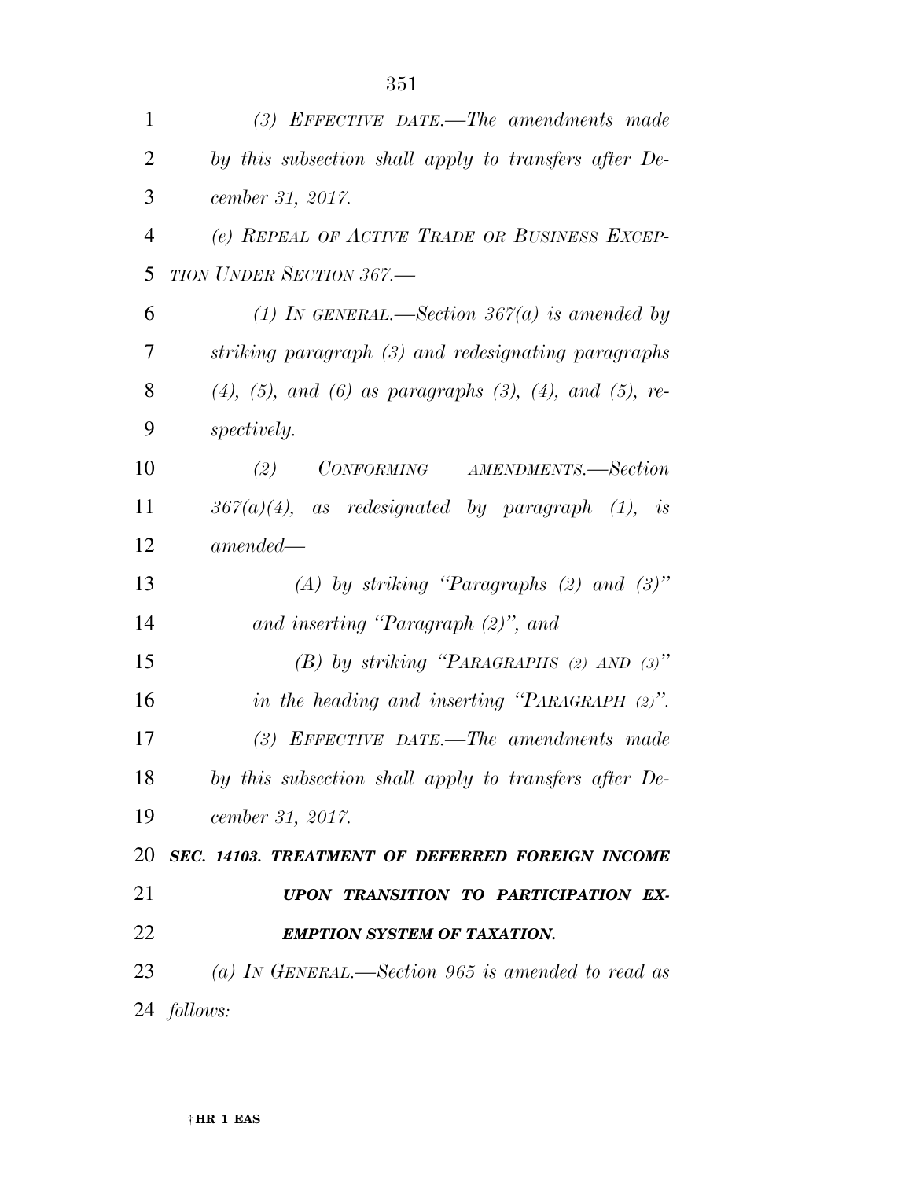*(3) EFFECTIVE DATE.—The amendments made by this subsection shall apply to transfers after December 31, 2017.*

*(e) REPEAL OF ACTIVE TRADE OR BUSINESS EXCEPTION UNDER SECTION 367.—*

*(1) IN GENERAL.—Section 367(a) is amended by striking paragraph (3) and redesignating paragraphs (4), (5), and (6) as paragraphs (3), (4), and (5), respectively.*

*(2) CONFORMING AMENDMENTS.—Section 367(a)(4), as redesignated by paragraph (1), is amended—*

*(A) by striking "Paragraphs (2) and (3)" and inserting "Paragraph (2)", and*

*(B) by striking "PARAGRAPHS (2) AND (3)" in the heading and inserting "PARAGRAPH (2)".*

*(3) EFFECTIVE DATE.—The amendments made by this subsection shall apply to transfers after December 31, 2017.*

***SEC. 14103. TREATMENT OF DEFERRED FOREIGN INCOME UPON TRANSITION TO PARTICIPATION EXEMPTION SYSTEM OF TAXATION.***

*(a) IN GENERAL.—Section 965 is amended to read as follows:*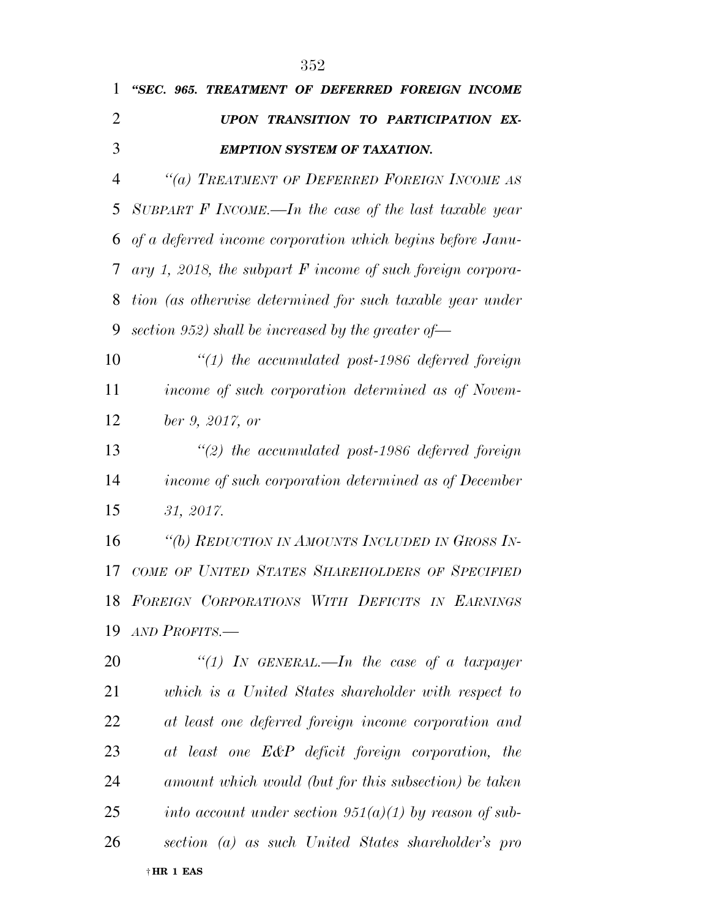***"SEC. 965. TREATMENT OF DEFERRED FOREIGN INCOME UPON TRANSITION TO PARTICIPATION EXEMPTION SYSTEM OF TAXATION.***

*"(a) TREATMENT OF DEFERRED FOREIGN INCOME AS SUBPART F INCOME.—In the case of the last taxable year of a deferred income corporation which begins before January 1, 2018, the subpart F income of such foreign corporation (as otherwise determined for such taxable year under section 952) shall be increased by the greater of—*

*"(1) the accumulated post-1986 deferred foreign income of such corporation determined as of November 9, 2017, or*

*"(2) the accumulated post-1986 deferred foreign income of such corporation determined as of December 31, 2017.*

*"(b) REDUCTION IN AMOUNTS INCLUDED IN GROSS INCOME OF UNITED STATES SHAREHOLDERS OF SPECIFIED FOREIGN CORPORATIONS WITH DEFICITS IN EARNINGS AND PROFITS.—*

*"(1) IN GENERAL.—In the case of a taxpayer which is a United States shareholder with respect to at least one deferred foreign income corporation and at least one E&P deficit foreign corporation, the amount which would (but for this subsection) be taken into account under section 951(a)(1) by reason of subsection (a) as such United States shareholder's pro*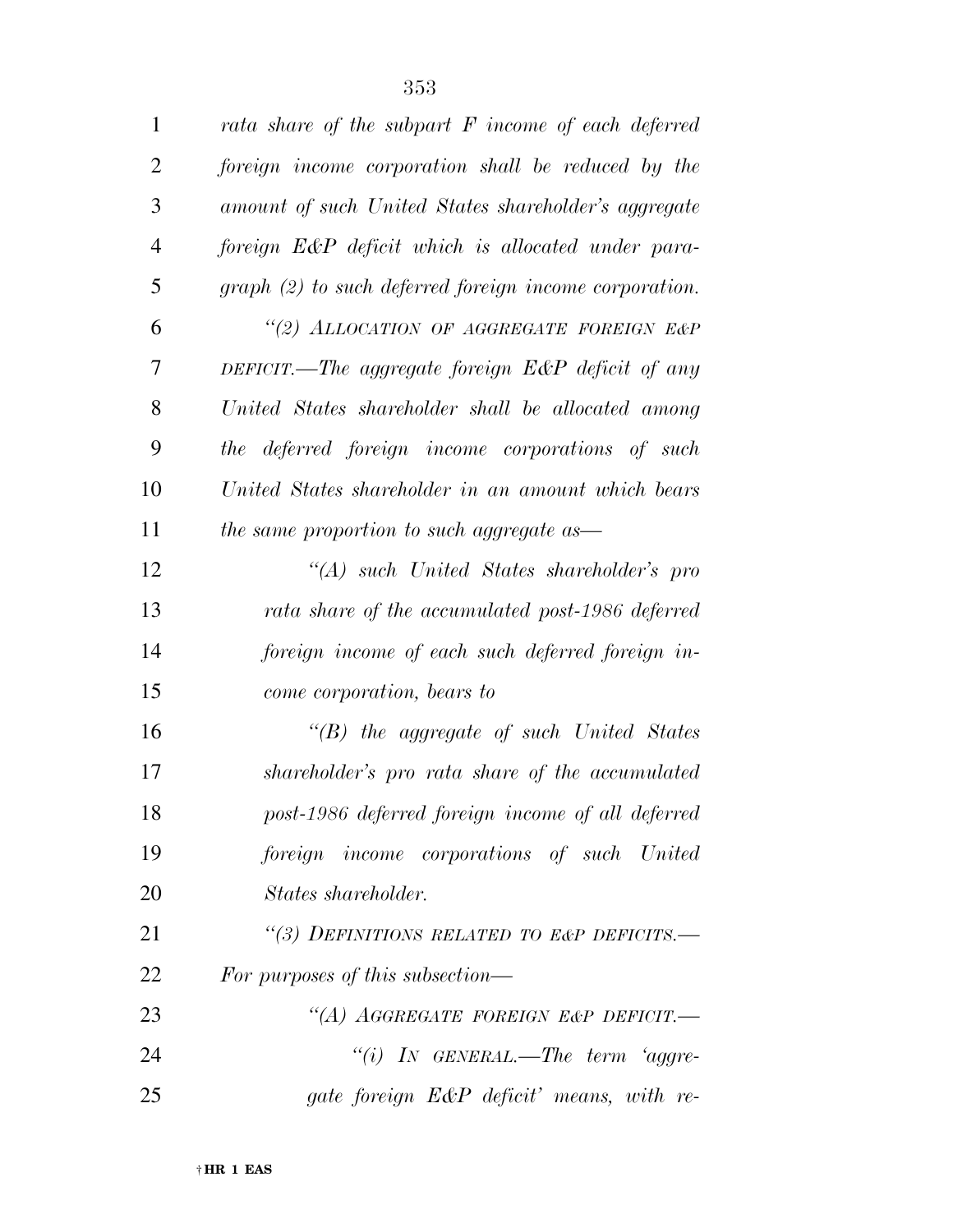*rata share of the subpart F income of each deferred foreign income corporation shall be reduced by the amount of such United States shareholder's aggregate foreign E&P deficit which is allocated under paragraph (2) to such deferred foreign income corporation.*

*"(2) ALLOCATION OF AGGREGATE FOREIGN E&P DEFICIT.—The aggregate foreign E&P deficit of any United States shareholder shall be allocated among the deferred foreign income corporations of such United States shareholder in an amount which bears the same proportion to such aggregate as—*

*"(A) such United States shareholder's pro rata share of the accumulated post-1986 deferred foreign income of each such deferred foreign income corporation, bears to*

*"(B) the aggregate of such United States shareholder's pro rata share of the accumulated post-1986 deferred foreign income of all deferred foreign income corporations of such United States shareholder.*

*"(3) DEFINITIONS RELATED TO E&P DEFICITS.—For purposes of this subsection—*

*"(A) AGGREGATE FOREIGN E&P DEFICIT.—*

*"(i) IN GENERAL.—The term 'aggregate foreign E&P deficit' means, with re-*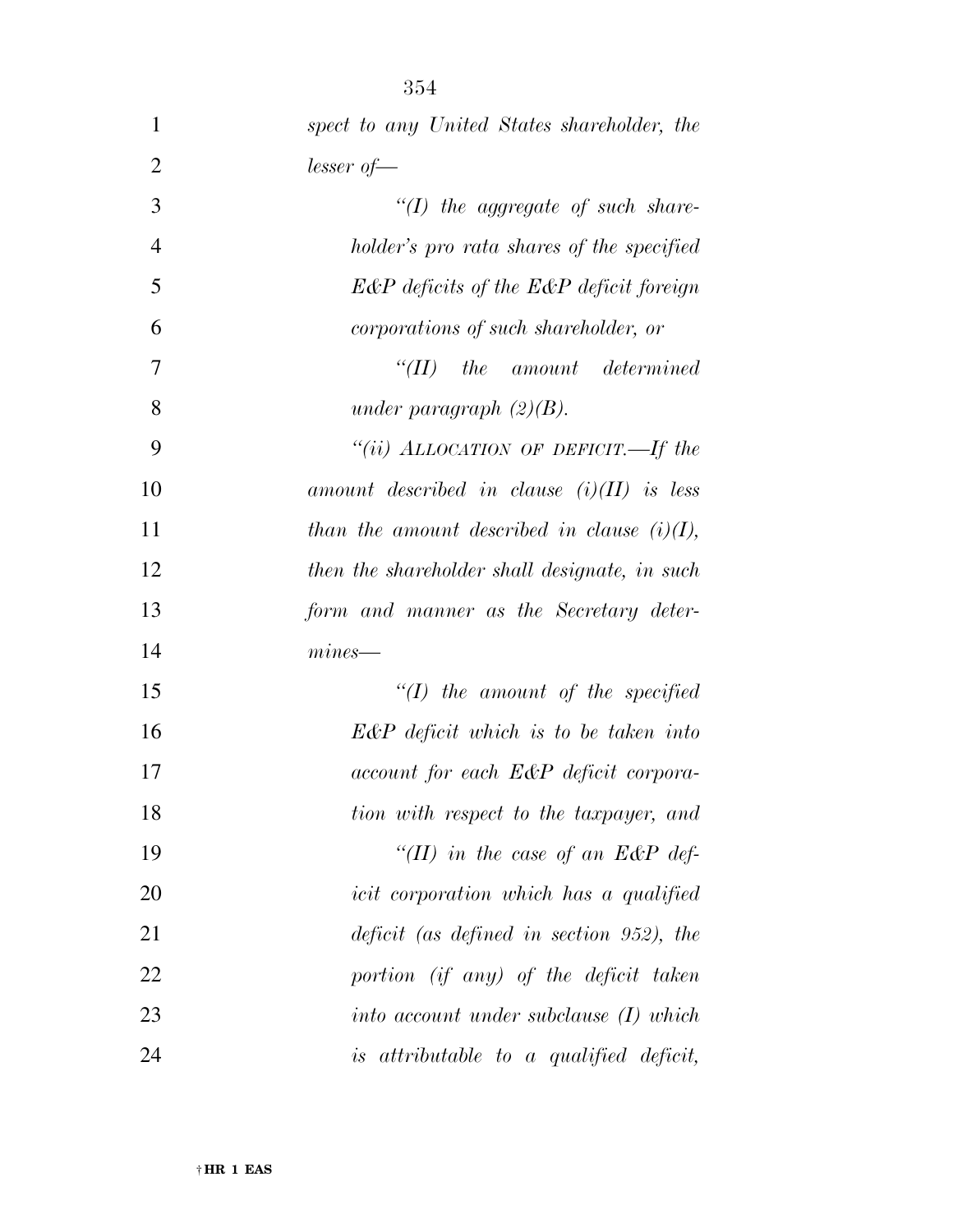*spect to any United States shareholder, the lesser of—*

*"(I) the aggregate of such shareholder's pro rata shares of the specified E&P deficits of the E&P deficit foreign corporations of such shareholder, or*

*"(II) the amount determined under paragraph (2)(B).*

*"(ii) ALLOCATION OF DEFICIT.—If the amount described in clause (i)(II) is less than the amount described in clause (i)(I), then the shareholder shall designate, in such form and manner as the Secretary determines—*

*"(I) the amount of the specified E&P deficit which is to be taken into account for each E&P deficit corporation with respect to the taxpayer, and*

*"(II) in the case of an E&P deficit corporation which has a qualified deficit (as defined in section 952), the portion (if any) of the deficit taken into account under subclause (I) which is attributable to a qualified deficit,*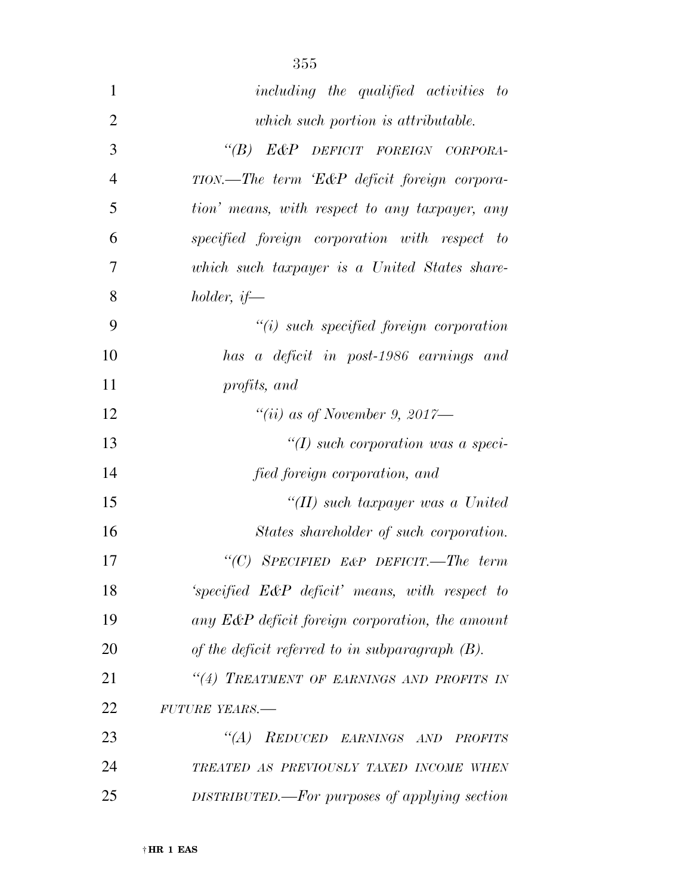*including the qualified activities to which such portion is attributable.*

*"(B) E&P DEFICIT FOREIGN CORPORATION.—The term 'E&P deficit foreign corporation' means, with respect to any taxpayer, any specified foreign corporation with respect to which such taxpayer is a United States shareholder, if—*

*"(i) such specified foreign corporation has a deficit in post-1986 earnings and profits, and*

*"(ii) as of November 9, 2017—*

*"(I) such corporation was a specified foreign corporation, and*

*"(II) such taxpayer was a United States shareholder of such corporation.*

*"(C) SPECIFIED E&P DEFICIT.—The term 'specified E&P deficit' means, with respect to any E&P deficit foreign corporation, the amount of the deficit referred to in subparagraph (B).*

*"(4) TREATMENT OF EARNINGS AND PROFITS IN FUTURE YEARS.—*

*"(A) REDUCED EARNINGS AND PROFITS TREATED AS PREVIOUSLY TAXED INCOME WHEN DISTRIBUTED.—For purposes of applying section*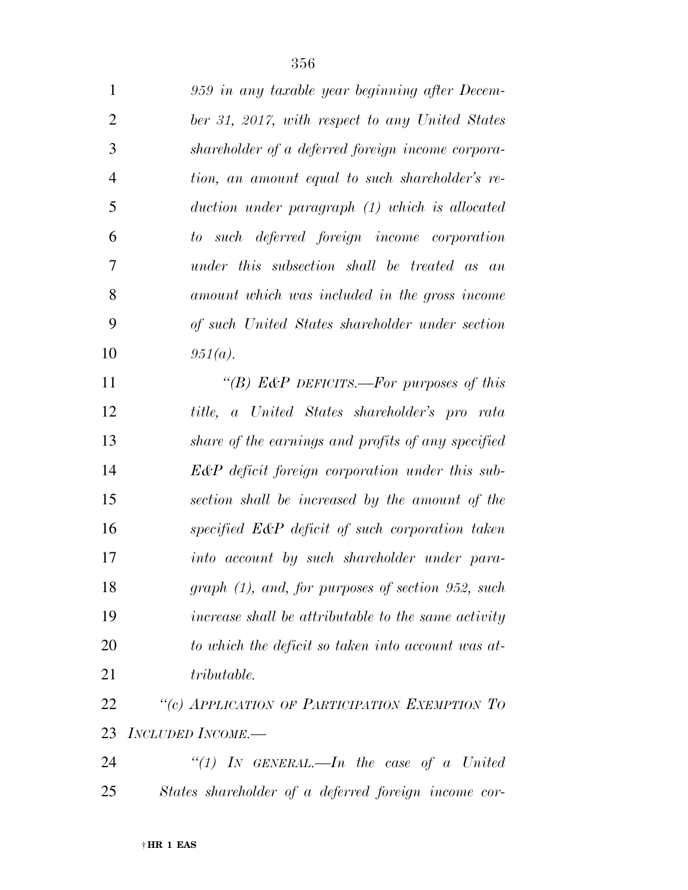*959 in any taxable year beginning after December 31, 2017, with respect to any United States shareholder of a deferred foreign income corporation, an amount equal to such shareholder's reduction under paragraph (1) which is allocated to such deferred foreign income corporation under this subsection shall be treated as an amount which was included in the gross income of such United States shareholder under section 951(a).*

*"(B) E&P DEFICITS.—For purposes of this title, a United States shareholder's pro rata share of the earnings and profits of any specified E&P deficit foreign corporation under this subsection shall be increased by the amount of the specified E&P deficit of such corporation taken into account by such shareholder under paragraph (1), and, for purposes of section 952, such increase shall be attributable to the same activity to which the deficit so taken into account was attributable.*

*"(c) APPLICATION OF PARTICIPATION EXEMPTION TO INCLUDED INCOME.—*

*"(1) IN GENERAL.—In the case of a United States shareholder of a deferred foreign income cor-*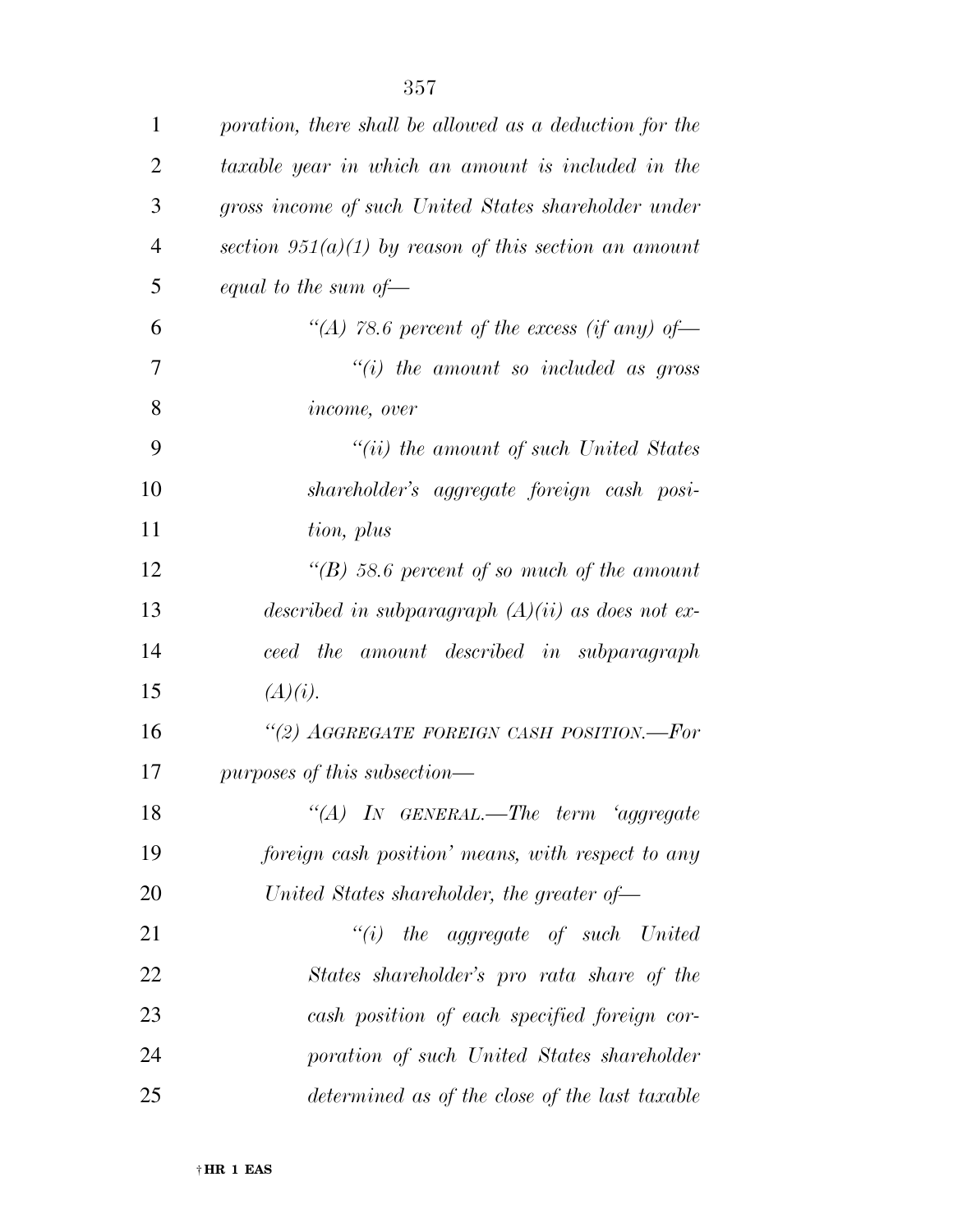*poration, there shall be allowed as a deduction for the taxable year in which an amount is included in the gross income of such United States shareholder under section 951(a)(1) by reason of this section an amount equal to the sum of—*

*"(A) 78.6 percent of the excess (if any) of—*

*"(i) the amount so included as gross income, over*

*"(ii) the amount of such United States shareholder's aggregate foreign cash position, plus*

*"(B) 58.6 percent of so much of the amount described in subparagraph (A)(ii) as does not exceed the amount described in subparagraph (A)(i).*

*"(2) AGGREGATE FOREIGN CASH POSITION.—For purposes of this subsection—*

*"(A) IN GENERAL.—The term 'aggregate foreign cash position' means, with respect to any United States shareholder, the greater of—*

*"(i) the aggregate of such United States shareholder's pro rata share of the cash position of each specified foreign corporation of such United States shareholder determined as of the close of the last taxable*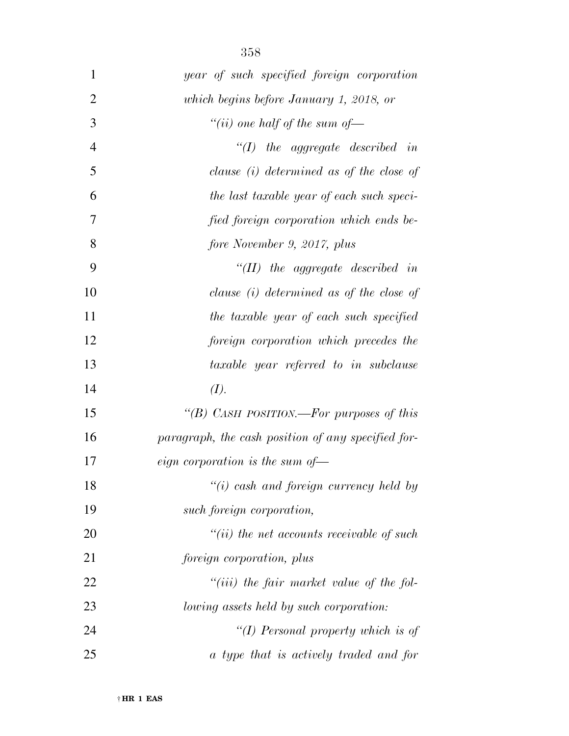*year of such specified foreign corporation which begins before January 1, 2018, or*

*"(ii) one half of the sum of—*

*"(I) the aggregate described in clause (i) determined as of the close of the last taxable year of each such specified foreign corporation which ends before November 9, 2017, plus*

*"(II) the aggregate described in clause (i) determined as of the close of the taxable year of each such specified foreign corporation which precedes the taxable year referred to in subclause (I).*

*"(B) CASH POSITION.—For purposes of this paragraph, the cash position of any specified foreign corporation is the sum of—*

*"(i) cash and foreign currency held by such foreign corporation,*

*"(ii) the net accounts receivable of such foreign corporation, plus*

*"(iii) the fair market value of the following assets held by such corporation:*

*"(I) Personal property which is of a type that is actively traded and for*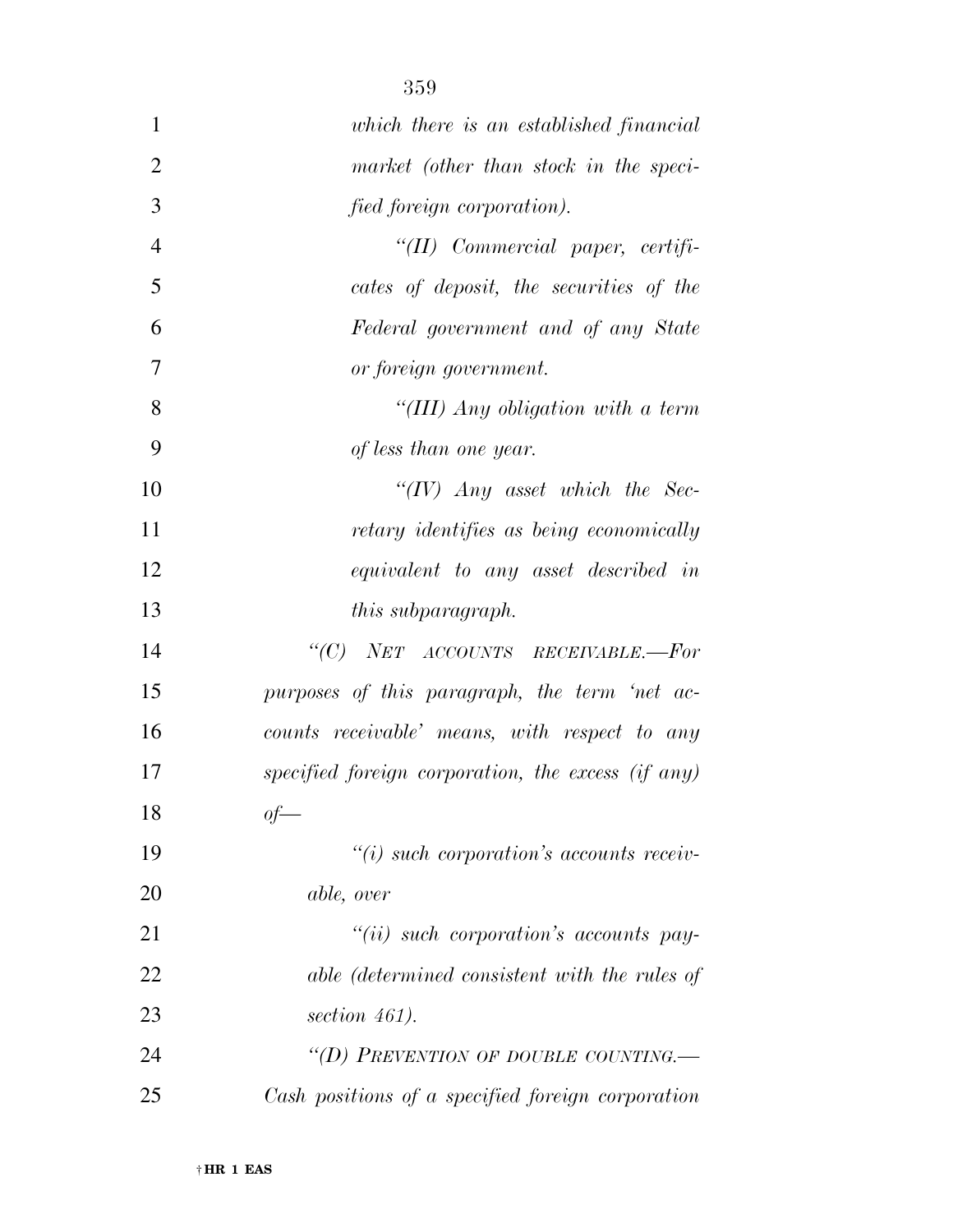*which there is an established financial market (other than stock in the specified foreign corporation).*

*"(II) Commercial paper, certificates of deposit, the securities of the Federal government and of any State or foreign government.*

*"(III) Any obligation with a term of less than one year.*

*"(IV) Any asset which the Secretary identifies as being economically equivalent to any asset described in this subparagraph.*

*"(C) NET ACCOUNTS RECEIVABLE.—For purposes of this paragraph, the term 'net accounts receivable' means, with respect to any specified foreign corporation, the excess (if any) of—*

*"(i) such corporation's accounts receivable, over*

*"(ii) such corporation's accounts payable (determined consistent with the rules of section 461).*

*"(D) PREVENTION OF DOUBLE COUNTING.—Cash positions of a specified foreign corporation*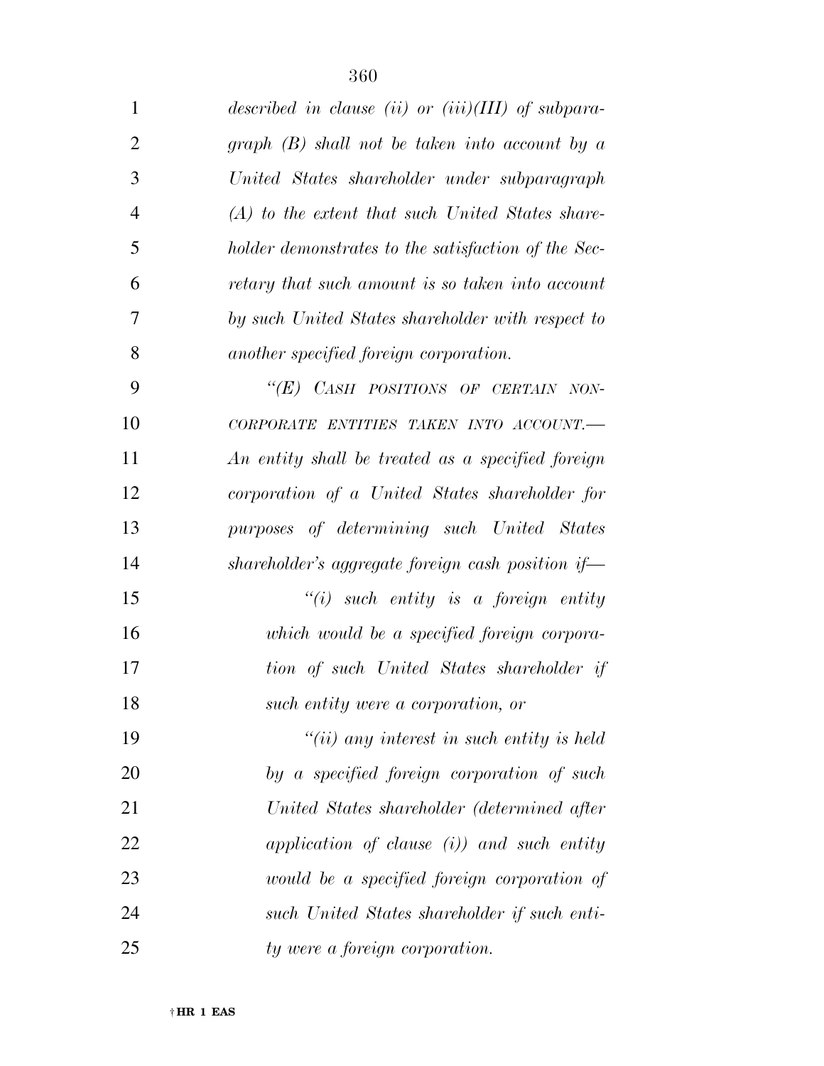*described in clause (ii) or (iii)(III) of subparagraph (B) shall not be taken into account by a United States shareholder under subparagraph (A) to the extent that such United States shareholder demonstrates to the satisfaction of the Secretary that such amount is so taken into account by such United States shareholder with respect to another specified foreign corporation.*

*"(E) CASH POSITIONS OF CERTAIN NON-CORPORATE ENTITIES TAKEN INTO ACCOUNT.—An entity shall be treated as a specified foreign corporation of a United States shareholder for purposes of determining such United States shareholder's aggregate foreign cash position if—*

*"(i) such entity is a foreign entity which would be a specified foreign corporation of such United States shareholder if such entity were a corporation, or*

*"(ii) any interest in such entity is held by a specified foreign corporation of such United States shareholder (determined after application of clause (i)) and such entity would be a specified foreign corporation of such United States shareholder if such entity were a foreign corporation.*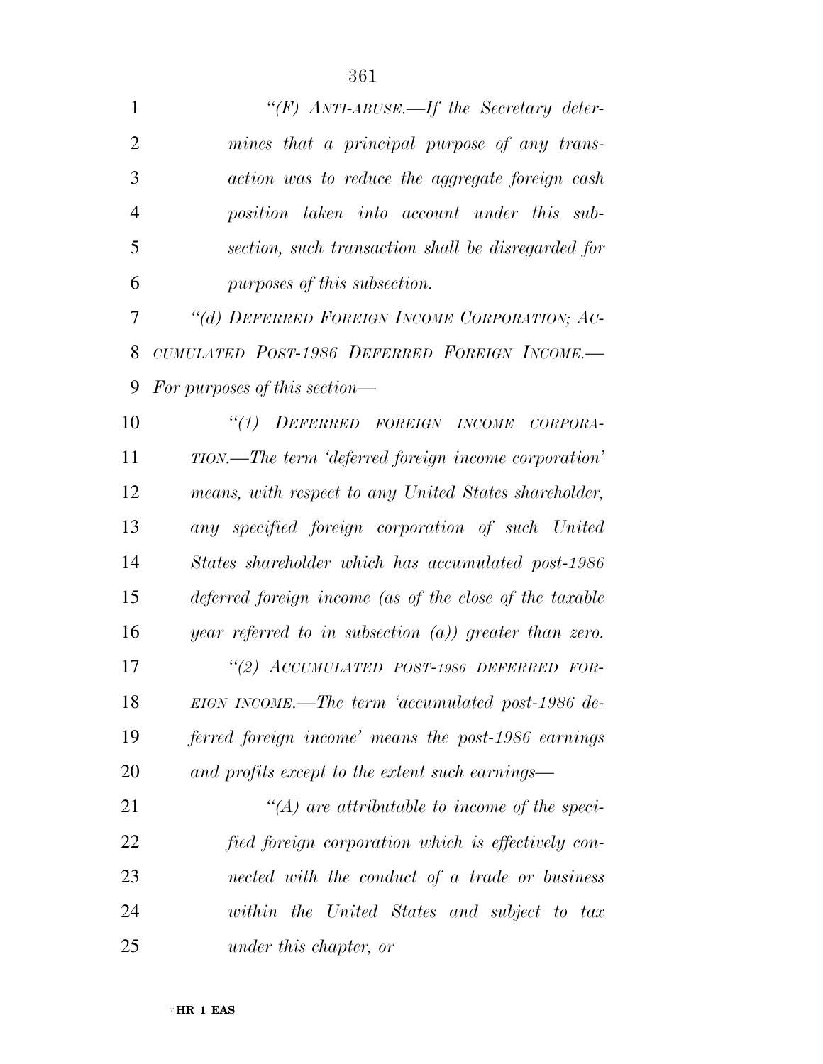*"(F) ANTI-ABUSE.—If the Secretary determines that a principal purpose of any transaction was to reduce the aggregate foreign cash position taken into account under this subsection, such transaction shall be disregarded for purposes of this subsection.*

*"(d) DEFERRED FOREIGN INCOME CORPORATION; ACCUMULATED POST-1986 DEFERRED FOREIGN INCOME.—For purposes of this section—*

*"(1) DEFERRED FOREIGN INCOME CORPORATION.—The term 'deferred foreign income corporation' means, with respect to any United States shareholder, any specified foreign corporation of such United States shareholder which has accumulated post-1986 deferred foreign income (as of the close of the taxable year referred to in subsection (a)) greater than zero.*

*"(2) ACCUMULATED POST-1986 DEFERRED FOREIGN INCOME.—The term 'accumulated post-1986 deferred foreign income' means the post-1986 earnings and profits except to the extent such earnings—*

*"(A) are attributable to income of the specified foreign corporation which is effectively connected with the conduct of a trade or business within the United States and subject to tax under this chapter, or*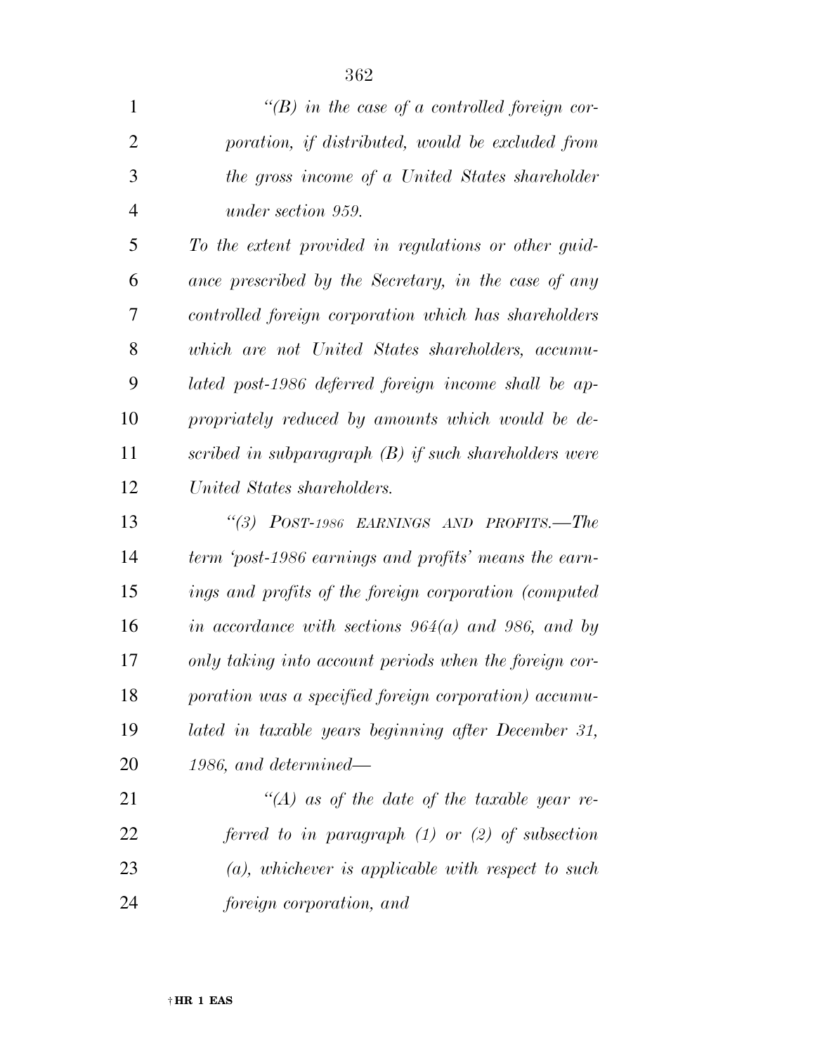*"(B) in the case of a controlled foreign corporation, if distributed, would be excluded from the gross income of a United States shareholder under section 959.*

*To the extent provided in regulations or other guidance prescribed by the Secretary, in the case of any controlled foreign corporation which has shareholders which are not United States shareholders, accumulated post-1986 deferred foreign income shall be appropriately reduced by amounts which would be described in subparagraph (B) if such shareholders were United States shareholders.*

*"(3) POST-1986 EARNINGS AND PROFITS.—The term 'post-1986 earnings and profits' means the earnings and profits of the foreign corporation (computed in accordance with sections 964(a) and 986, and by only taking into account periods when the foreign corporation was a specified foreign corporation) accumulated in taxable years beginning after December 31, 1986, and determined—*

*"(A) as of the date of the taxable year referred to in paragraph (1) or (2) of subsection (a), whichever is applicable with respect to such foreign corporation, and*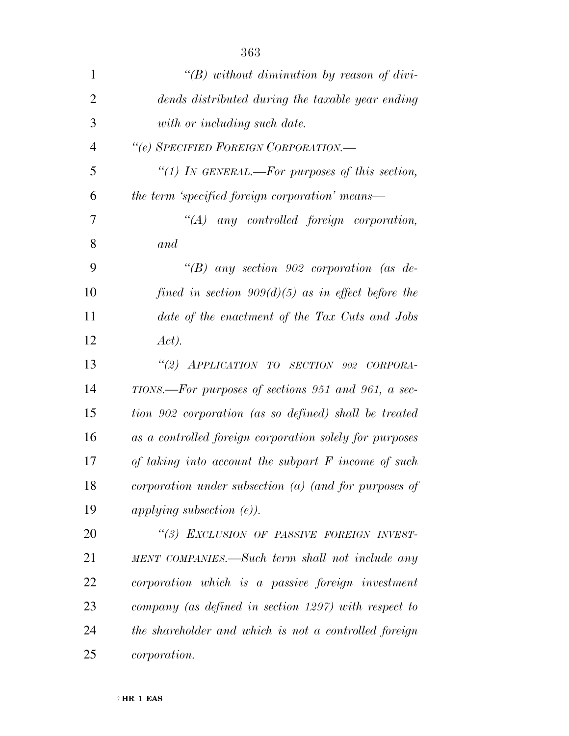*"(B) without diminution by reason of dividends distributed during the taxable year ending with or including such date.*

*"(e) SPECIFIED FOREIGN CORPORATION.—*

*"(1) IN GENERAL.—For purposes of this section, the term 'specified foreign corporation' means—*

*"(A) any controlled foreign corporation, and*

*"(B) any section 902 corporation (as defined in section 909(d)(5) as in effect before the date of the enactment of the Tax Cuts and Jobs Act).*

*"(2) APPLICATION TO SECTION 902 CORPORATIONS.—For purposes of sections 951 and 961, a section 902 corporation (as so defined) shall be treated as a controlled foreign corporation solely for purposes of taking into account the subpart F income of such corporation under subsection (a) (and for purposes of applying subsection (e)).*

*"(3) EXCLUSION OF PASSIVE FOREIGN INVESTMENT COMPANIES.—Such term shall not include any corporation which is a passive foreign investment company (as defined in section 1297) with respect to the shareholder and which is not a controlled foreign corporation.*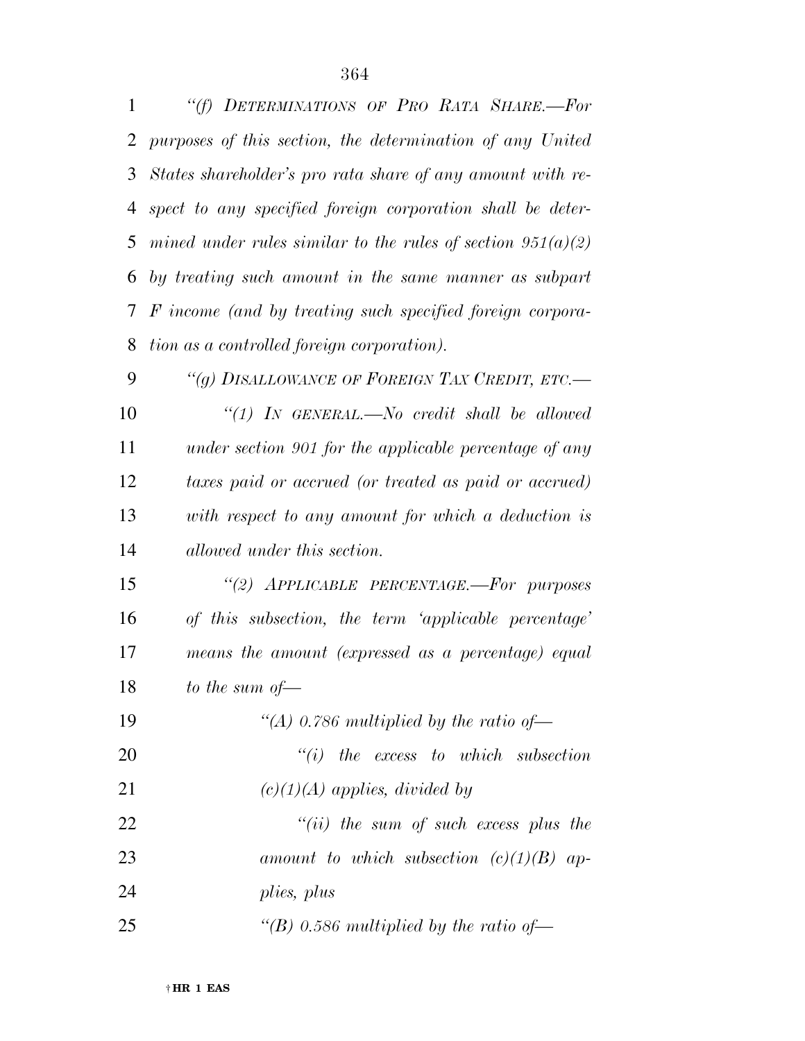*"(f) DETERMINATIONS OF PRO RATA SHARE.—For purposes of this section, the determination of any United States shareholder's pro rata share of any amount with respect to any specified foreign corporation shall be determined under rules similar to the rules of section 951(a)(2) by treating such amount in the same manner as subpart F income (and by treating such specified foreign corporation as a controlled foreign corporation).*

*"(g) DISALLOWANCE OF FOREIGN TAX CREDIT, ETC.—*

*"(1) IN GENERAL.—No credit shall be allowed under section 901 for the applicable percentage of any taxes paid or accrued (or treated as paid or accrued) with respect to any amount for which a deduction is allowed under this section.*

*"(2) APPLICABLE PERCENTAGE.—For purposes of this subsection, the term 'applicable percentage' means the amount (expressed as a percentage) equal to the sum of—*

*"(A) 0.786 multiplied by the ratio of—*

*"(i) the excess to which subsection (c)(1)(A) applies, divided by*

*"(ii) the sum of such excess plus the amount to which subsection (c)(1)(B) applies, plus*

*"(B) 0.586 multiplied by the ratio of—*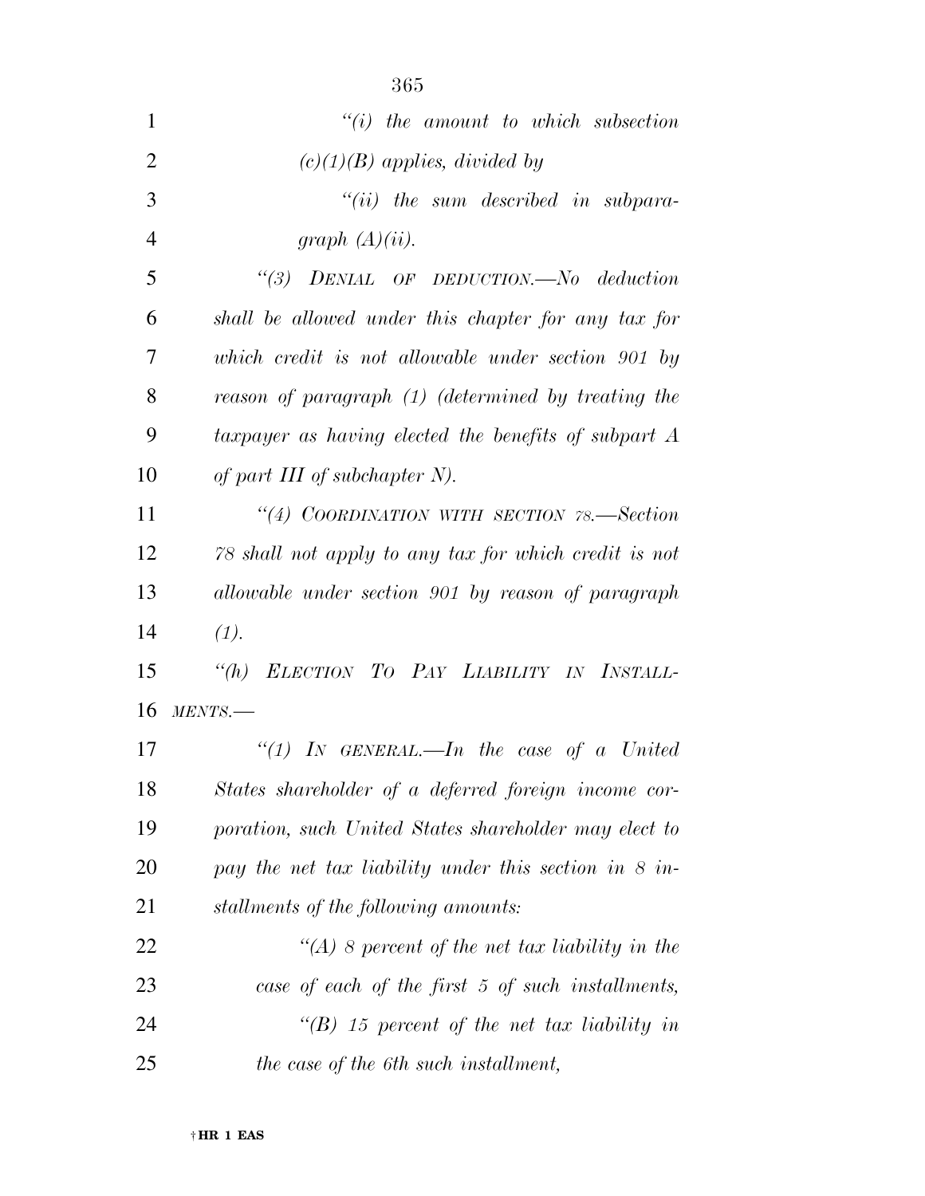*"(i) the amount to which subsection (c)(1)(B) applies, divided by*

*"(ii) the sum described in subparagraph (A)(ii).*

*"(3) DENIAL OF DEDUCTION.—No deduction shall be allowed under this chapter for any tax for which credit is not allowable under section 901 by reason of paragraph (1) (determined by treating the taxpayer as having elected the benefits of subpart A of part III of subchapter N).*

*"(4) COORDINATION WITH SECTION 78.—Section 78 shall not apply to any tax for which credit is not allowable under section 901 by reason of paragraph (1).*

*"(h) ELECTION TO PAY LIABILITY IN INSTALLMENTS.—*

*"(1) IN GENERAL.—In the case of a United States shareholder of a deferred foreign income corporation, such United States shareholder may elect to pay the net tax liability under this section in 8 installments of the following amounts:*

*"(A) 8 percent of the net tax liability in the case of each of the first 5 of such installments,*

*"(B) 15 percent of the net tax liability in the case of the 6th such installment,*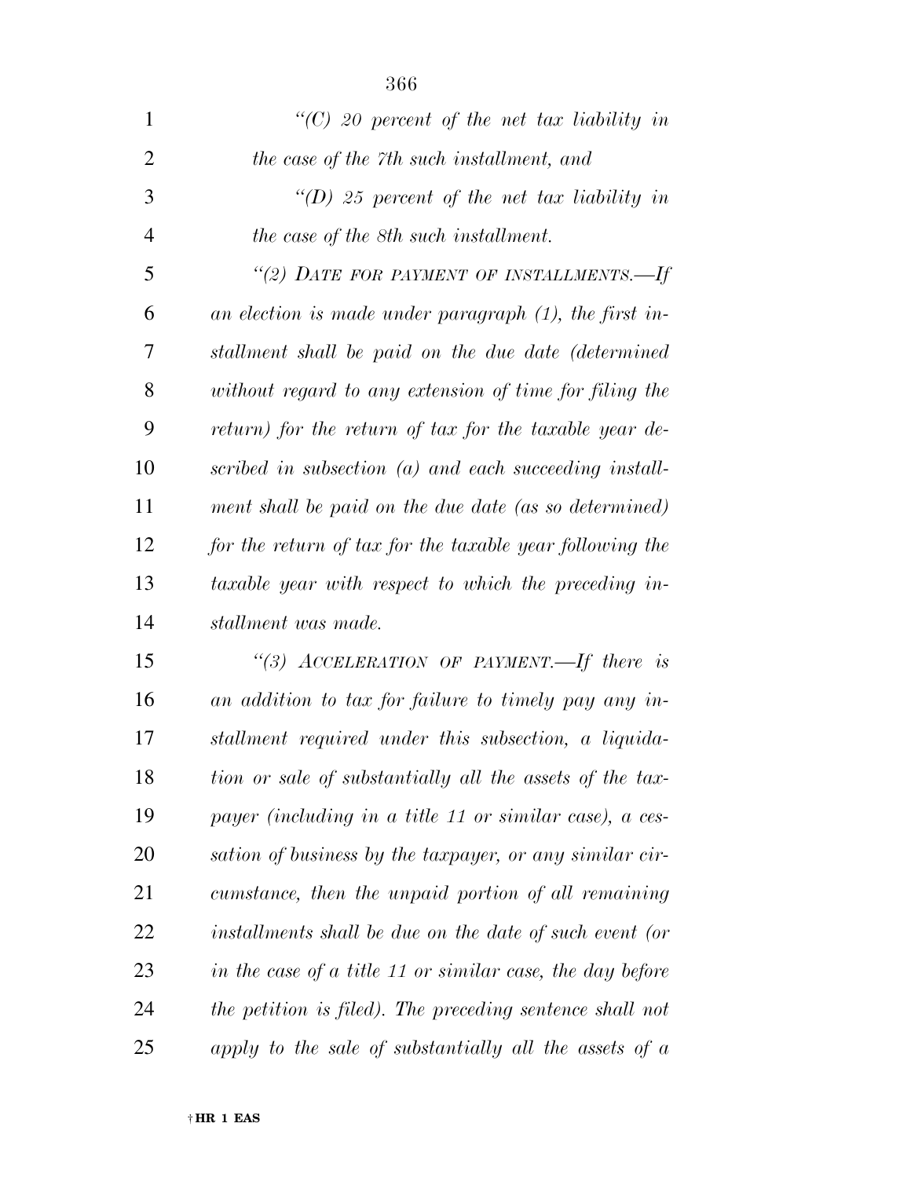*"(C) 20 percent of the net tax liability in the case of the 7th such installment, and*

*"(D) 25 percent of the net tax liability in the case of the 8th such installment.*

*"(2) DATE FOR PAYMENT OF INSTALLMENTS.—If an election is made under paragraph (1), the first installment shall be paid on the due date (determined without regard to any extension of time for filing the return) for the return of tax for the taxable year described in subsection (a) and each succeeding installment shall be paid on the due date (as so determined) for the return of tax for the taxable year following the taxable year with respect to which the preceding installment was made.*

*"(3) ACCELERATION OF PAYMENT.—If there is an addition to tax for failure to timely pay any installment required under this subsection, a liquidation or sale of substantially all the assets of the taxpayer (including in a title 11 or similar case), a cessation of business by the taxpayer, or any similar circumstance, then the unpaid portion of all remaining installments shall be due on the date of such event (or in the case of a title 11 or similar case, the day before the petition is filed). The preceding sentence shall not apply to the sale of substantially all the assets of a*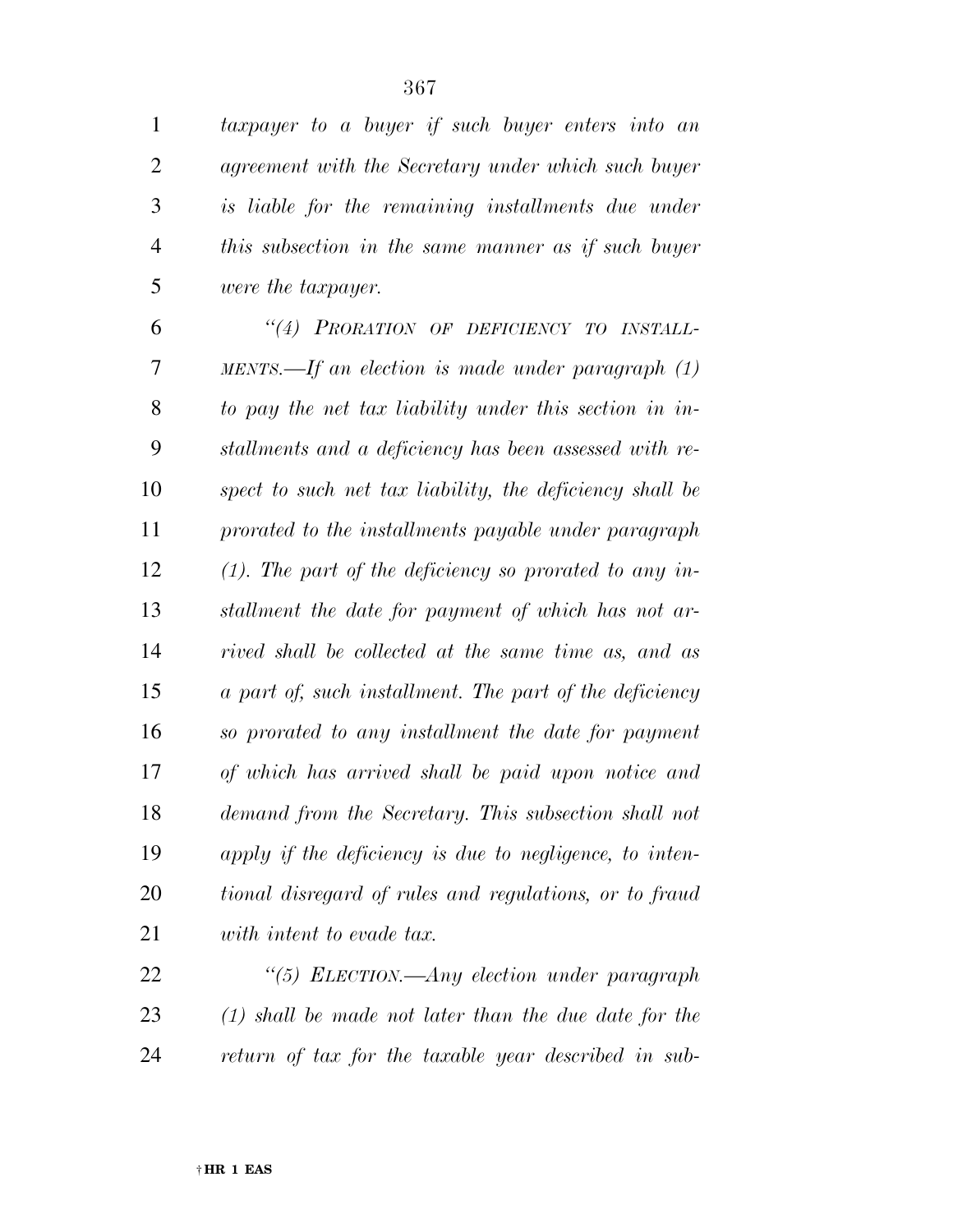*taxpayer to a buyer if such buyer enters into an agreement with the Secretary under which such buyer is liable for the remaining installments due under this subsection in the same manner as if such buyer were the taxpayer.*

*"(4) PRORATION OF DEFICIENCY TO INSTALLMENTS.—If an election is made under paragraph (1) to pay the net tax liability under this section in installments and a deficiency has been assessed with respect to such net tax liability, the deficiency shall be prorated to the installments payable under paragraph (1). The part of the deficiency so prorated to any installment the date for payment of which has not arrived shall be collected at the same time as, and as a part of, such installment. The part of the deficiency so prorated to any installment the date for payment of which has arrived shall be paid upon notice and demand from the Secretary. This subsection shall not apply if the deficiency is due to negligence, to intentional disregard of rules and regulations, or to fraud with intent to evade tax.*

*"(5) ELECTION.—Any election under paragraph (1) shall be made not later than the due date for the return of tax for the taxable year described in sub-*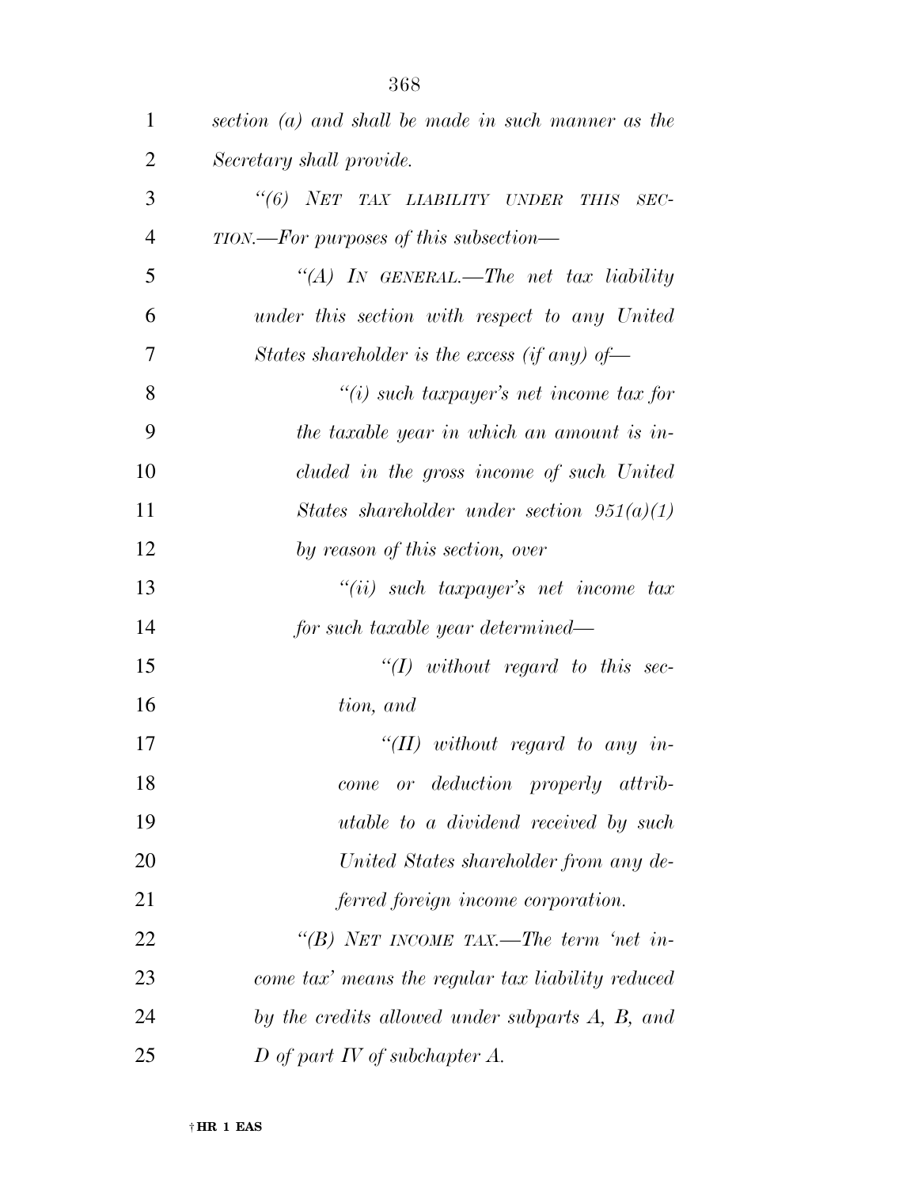*section (a) and shall be made in such manner as the Secretary shall provide.*

*"(6) NET TAX LIABILITY UNDER THIS SECTION.—For purposes of this subsection—*

*"(A) IN GENERAL.—The net tax liability under this section with respect to any United States shareholder is the excess (if any) of—*

*"(i) such taxpayer's net income tax for the taxable year in which an amount is included in the gross income of such United States shareholder under section 951(a)(1) by reason of this section, over*

*"(ii) such taxpayer's net income tax for such taxable year determined—*

*"(I) without regard to this section, and*

*"(II) without regard to any income or deduction properly attributable to a dividend received by such United States shareholder from any deferred foreign income corporation.*

*"(B) NET INCOME TAX.—The term 'net income tax' means the regular tax liability reduced by the credits allowed under subparts A, B, and D of part IV of subchapter A.*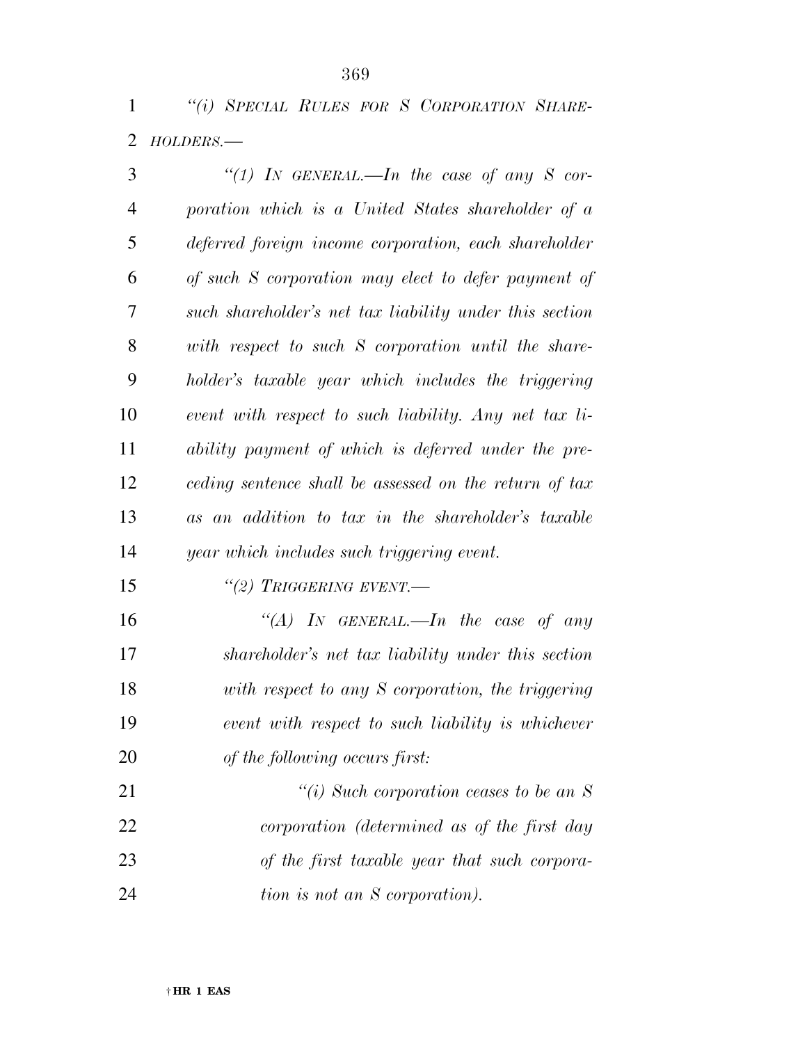*"(i) SPECIAL RULES FOR S CORPORATION SHAREHOLDERS.—*

*"(1) IN GENERAL.—In the case of any S corporation which is a United States shareholder of a deferred foreign income corporation, each shareholder of such S corporation may elect to defer payment of such shareholder's net tax liability under this section with respect to such S corporation until the shareholder's taxable year which includes the triggering event with respect to such liability. Any net tax liability payment of which is deferred under the preceding sentence shall be assessed on the return of tax as an addition to tax in the shareholder's taxable year which includes such triggering event.*

*"(2) TRIGGERING EVENT.—*

*"(A) IN GENERAL.—In the case of any shareholder's net tax liability under this section with respect to any S corporation, the triggering event with respect to such liability is whichever of the following occurs first:*

*"(i) Such corporation ceases to be an S corporation (determined as of the first day of the first taxable year that such corporation is not an S corporation).*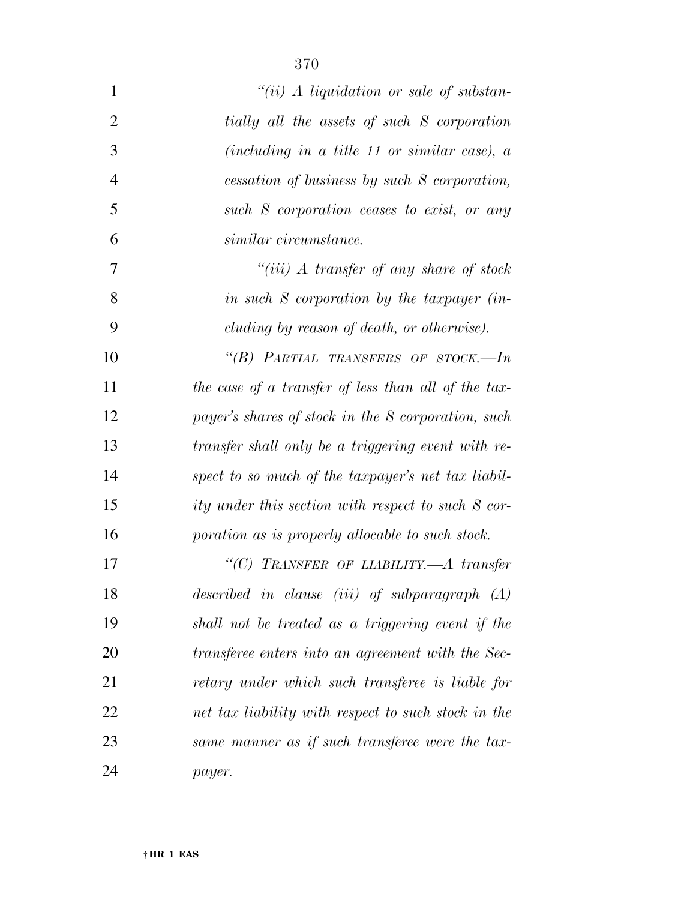*"(ii) A liquidation or sale of substantially all the assets of such S corporation (including in a title 11 or similar case), a cessation of business by such S corporation, such S corporation ceases to exist, or any similar circumstance.*

*"(iii) A transfer of any share of stock in such S corporation by the taxpayer (including by reason of death, or otherwise).*

*"(B) PARTIAL TRANSFERS OF STOCK.—In the case of a transfer of less than all of the taxpayer's shares of stock in the S corporation, such transfer shall only be a triggering event with respect to so much of the taxpayer's net tax liability under this section with respect to such S corporation as is properly allocable to such stock.*

*"(C) TRANSFER OF LIABILITY.—A transfer described in clause (iii) of subparagraph (A) shall not be treated as a triggering event if the transferee enters into an agreement with the Secretary under which such transferee is liable for net tax liability with respect to such stock in the same manner as if such transferee were the taxpayer.*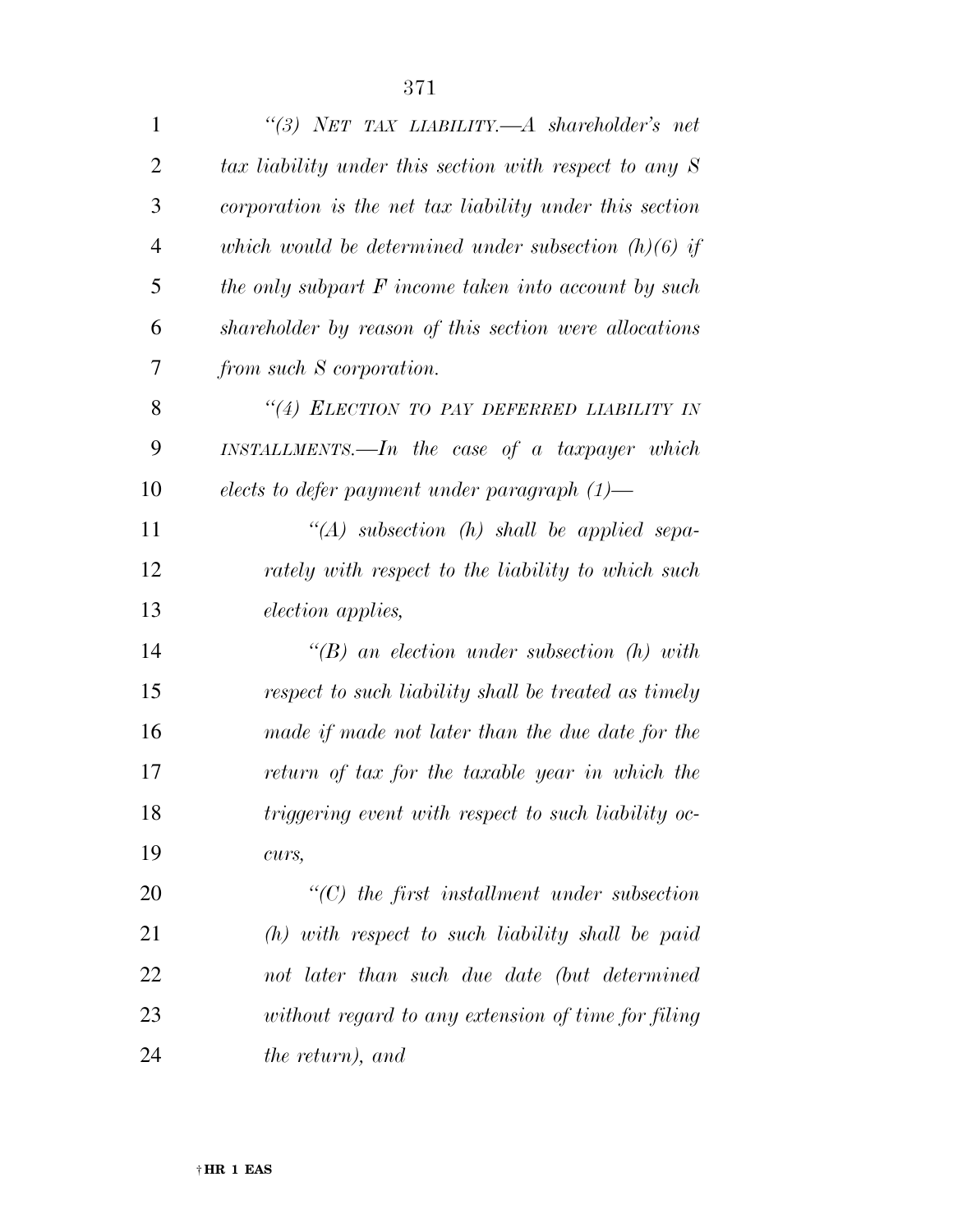*"(3) NET TAX LIABILITY.—A shareholder's net tax liability under this section with respect to any S corporation is the net tax liability under this section which would be determined under subsection (h)(6) if the only subpart F income taken into account by such shareholder by reason of this section were allocations from such S corporation.*

*"(4) ELECTION TO PAY DEFERRED LIABILITY IN INSTALLMENTS.—In the case of a taxpayer which elects to defer payment under paragraph (1)—*

*"(A) subsection (h) shall be applied separately with respect to the liability to which such election applies,*

*"(B) an election under subsection (h) with respect to such liability shall be treated as timely made if made not later than the due date for the return of tax for the taxable year in which the triggering event with respect to such liability occurs,*

*"(C) the first installment under subsection (h) with respect to such liability shall be paid not later than such due date (but determined without regard to any extension of time for filing the return), and*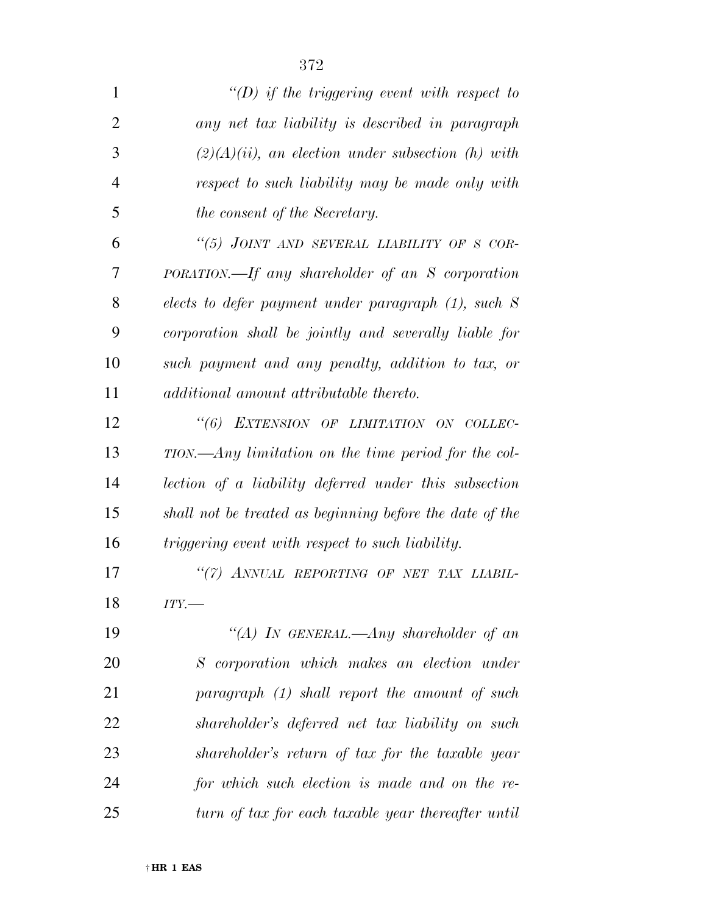*"(D) if the triggering event with respect to any net tax liability is described in paragraph (2)(A)(ii), an election under subsection (h) with respect to such liability may be made only with the consent of the Secretary.*

*"(5) JOINT AND SEVERAL LIABILITY OF S CORPORATION.—If any shareholder of an S corporation elects to defer payment under paragraph (1), such S corporation shall be jointly and severally liable for such payment and any penalty, addition to tax, or additional amount attributable thereto.*

*"(6) EXTENSION OF LIMITATION ON COLLECTION.—Any limitation on the time period for the collection of a liability deferred under this subsection shall not be treated as beginning before the date of the triggering event with respect to such liability.*

*"(7) ANNUAL REPORTING OF NET TAX LIABILITY.—*

*"(A) IN GENERAL.—Any shareholder of an S corporation which makes an election under paragraph (1) shall report the amount of such shareholder's deferred net tax liability on such shareholder's return of tax for the taxable year for which such election is made and on the return of tax for each taxable year thereafter until*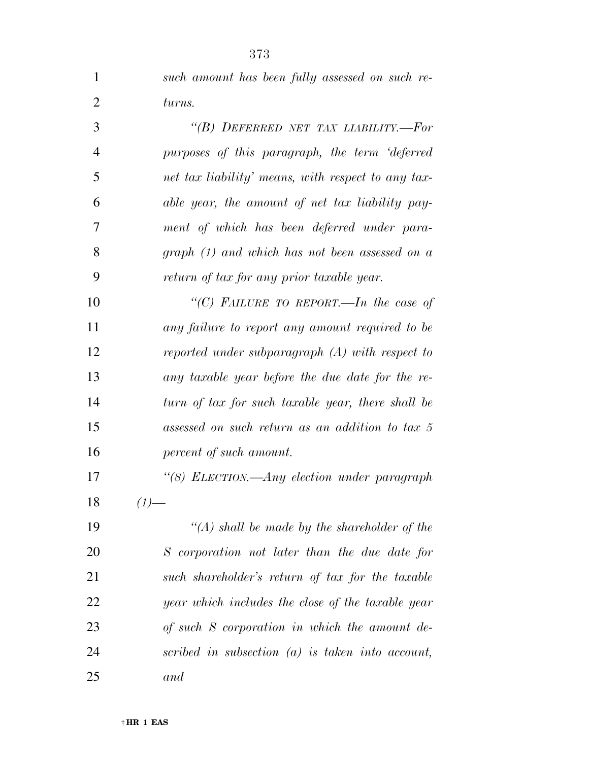*such amount has been fully assessed on such returns.*

*"(B) DEFERRED NET TAX LIABILITY.—For purposes of this paragraph, the term 'deferred net tax liability' means, with respect to any taxable year, the amount of net tax liability payment of which has been deferred under paragraph (1) and which has not been assessed on a return of tax for any prior taxable year.*

*"(C) FAILURE TO REPORT.—In the case of any failure to report any amount required to be reported under subparagraph (A) with respect to any taxable year before the due date for the return of tax for such taxable year, there shall be assessed on such return as an addition to tax 5 percent of such amount.*

*"(8) ELECTION.—Any election under paragraph (1)—*

*"(A) shall be made by the shareholder of the S corporation not later than the due date for such shareholder's return of tax for the taxable year which includes the close of the taxable year of such S corporation in which the amount described in subsection (a) is taken into account, and*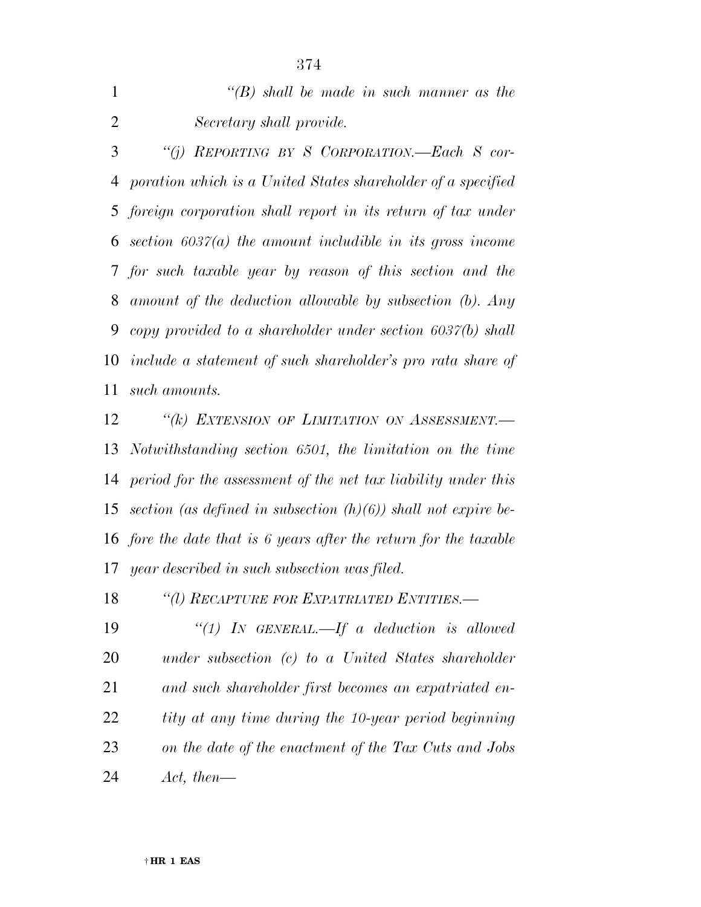*"(B) shall be made in such manner as the Secretary shall provide.*

*"(j) REPORTING BY S CORPORATION.—Each S corporation which is a United States shareholder of a specified foreign corporation shall report in its return of tax under section 6037(a) the amount includible in its gross income for such taxable year by reason of this section and the amount of the deduction allowable by subsection (b). Any copy provided to a shareholder under section 6037(b) shall include a statement of such shareholder's pro rata share of such amounts.*

*"(k) EXTENSION OF LIMITATION ON ASSESSMENT.—Notwithstanding section 6501, the limitation on the time period for the assessment of the net tax liability under this section (as defined in subsection (h)(6)) shall not expire before the date that is 6 years after the return for the taxable year described in such subsection was filed.*

*"(l) RECAPTURE FOR EXPATRIATED ENTITIES.—*

*"(1) IN GENERAL.—If a deduction is allowed under subsection (c) to a United States shareholder and such shareholder first becomes an expatriated entity at any time during the 10-year period beginning on the date of the enactment of the Tax Cuts and Jobs Act, then—*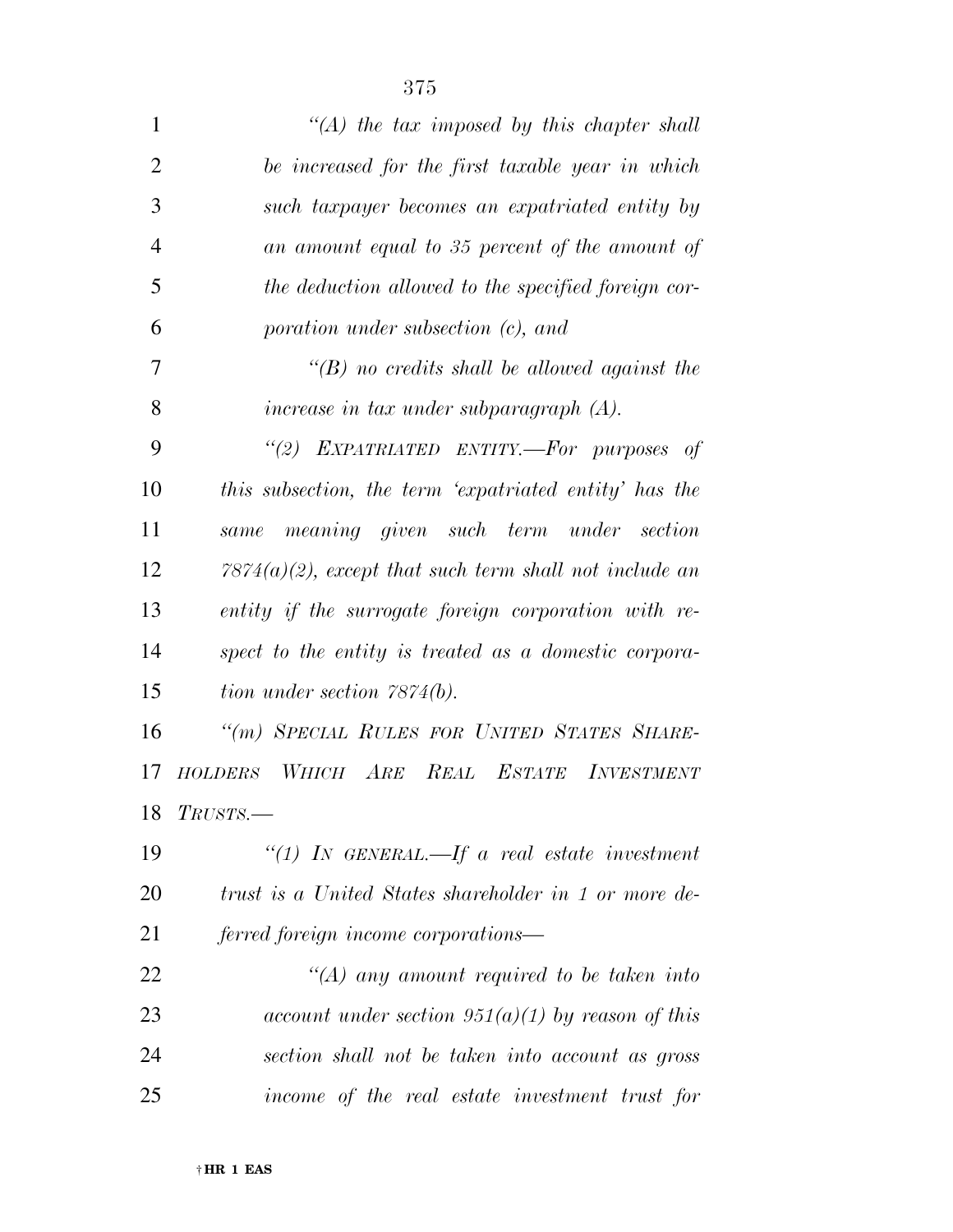*"(A) the tax imposed by this chapter shall be increased for the first taxable year in which such taxpayer becomes an expatriated entity by an amount equal to 35 percent of the amount of the deduction allowed to the specified foreign corporation under subsection (c), and*

*"(B) no credits shall be allowed against the increase in tax under subparagraph (A).*

*"(2) EXPATRIATED ENTITY.—For purposes of this subsection, the term 'expatriated entity' has the same meaning given such term under section 7874(a)(2), except that such term shall not include an entity if the surrogate foreign corporation with respect to the entity is treated as a domestic corporation under section 7874(b).*

*"(m) SPECIAL RULES FOR UNITED STATES SHAREHOLDERS WHICH ARE REAL ESTATE INVESTMENT TRUSTS.—*

*"(1) IN GENERAL.—If a real estate investment trust is a United States shareholder in 1 or more deferred foreign income corporations—*

*"(A) any amount required to be taken into account under section 951(a)(1) by reason of this section shall not be taken into account as gross income of the real estate investment trust for*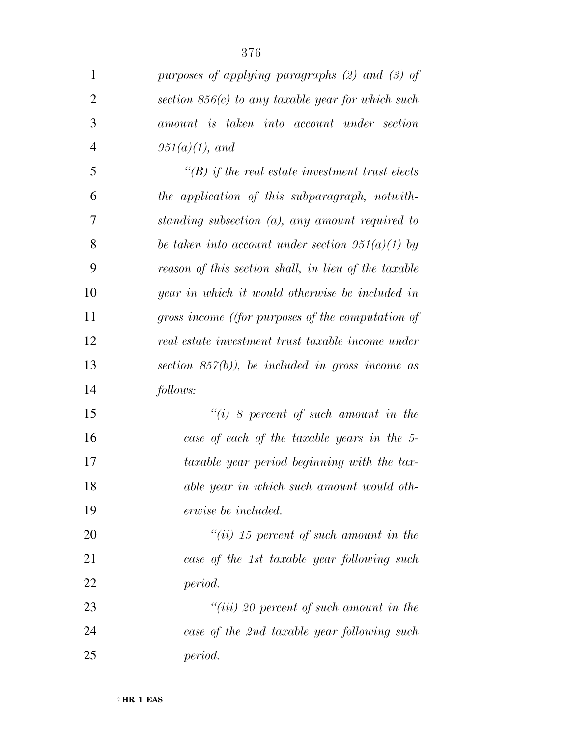*purposes of applying paragraphs (2) and (3) of section 856(c) to any taxable year for which such amount is taken into account under section 951(a)(1), and*

*"(B) if the real estate investment trust elects the application of this subparagraph, notwithstanding subsection (a), any amount required to be taken into account under section 951(a)(1) by reason of this section shall, in lieu of the taxable year in which it would otherwise be included in gross income ((for purposes of the computation of real estate investment trust taxable income under section 857(b)), be included in gross income as follows:*

*"(i) 8 percent of such amount in the case of each of the taxable years in the 5-taxable year period beginning with the taxable year in which such amount would otherwise be included.*

*"(ii) 15 percent of such amount in the case of the 1st taxable year following such period.*

*"(iii) 20 percent of such amount in the case of the 2nd taxable year following such period.*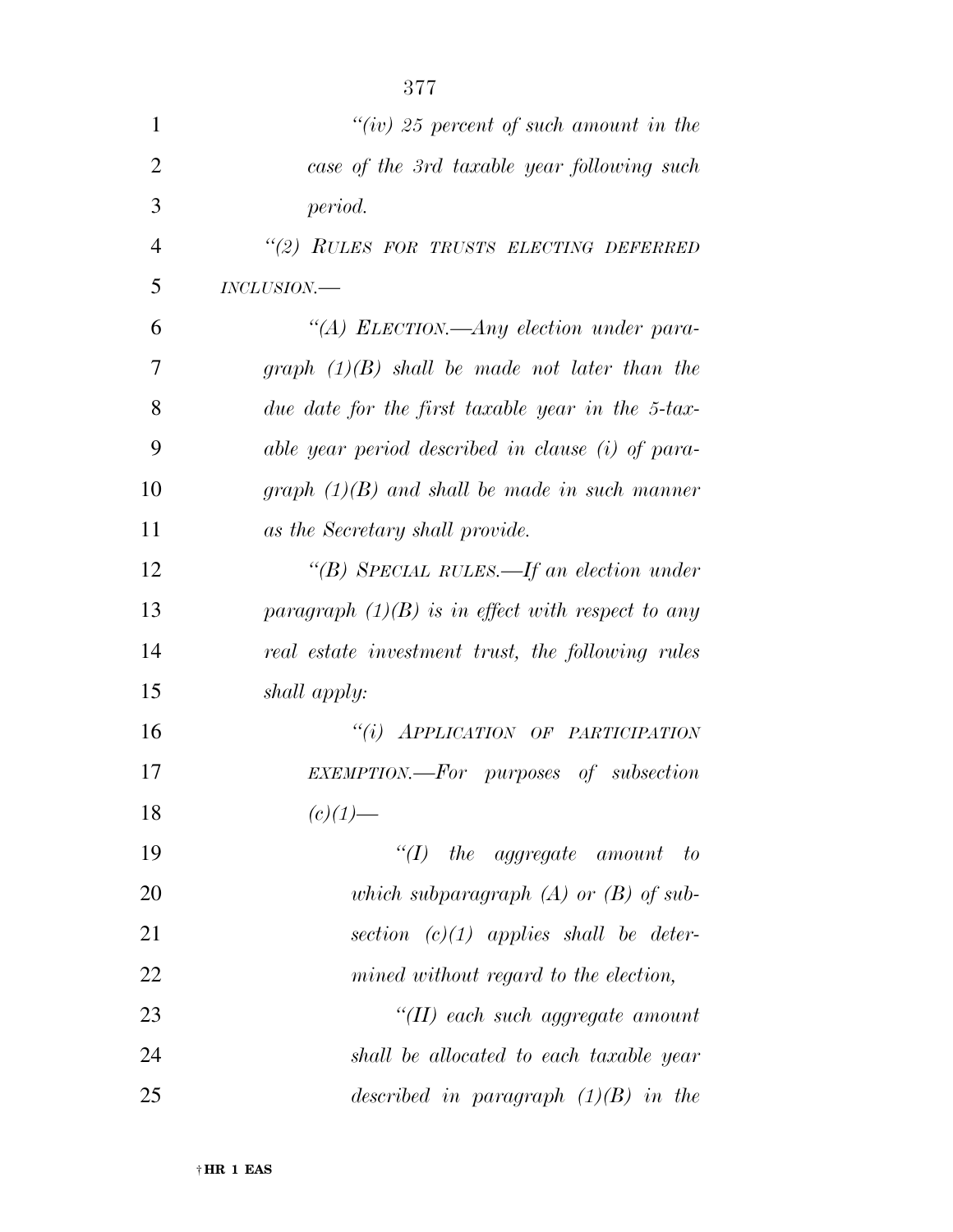*"(iv) 25 percent of such amount in the case of the 3rd taxable year following such period.*

*"(2) RULES FOR TRUSTS ELECTING DEFERRED INCLUSION.—*

*"(A) ELECTION.—Any election under paragraph (1)(B) shall be made not later than the due date for the first taxable year in the 5-taxable year period described in clause (i) of paragraph (1)(B) and shall be made in such manner as the Secretary shall provide.*

*"(B) SPECIAL RULES.—If an election under paragraph (1)(B) is in effect with respect to any real estate investment trust, the following rules shall apply:*

*"(i) APPLICATION OF PARTICIPATION EXEMPTION.—For purposes of subsection (c)(1)—*

*"(I) the aggregate amount to which subparagraph (A) or (B) of subsection (c)(1) applies shall be determined without regard to the election,*

*"(II) each such aggregate amount shall be allocated to each taxable year described in paragraph (1)(B) in the*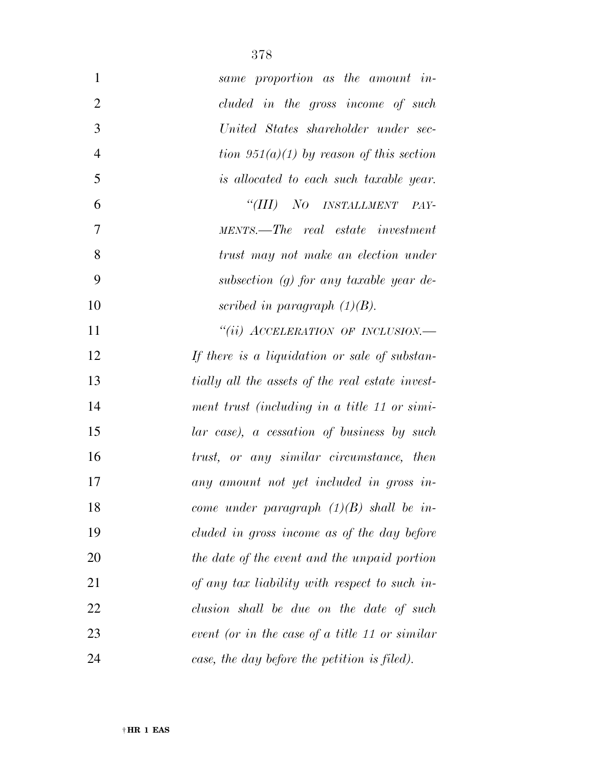*same proportion as the amount included in the gross income of such United States shareholder under section 951(a)(1) by reason of this section is allocated to each such taxable year.*

*"(III) NO INSTALLMENT PAYMENTS.—The real estate investment trust may not make an election under subsection (g) for any taxable year described in paragraph (1)(B).*

*"(ii) ACCELERATION OF INCLUSION.—If there is a liquidation or sale of substantially all the assets of the real estate investment trust (including in a title 11 or similar case), a cessation of business by such trust, or any similar circumstance, then any amount not yet included in gross income under paragraph (1)(B) shall be included in gross income as of the day before the date of the event and the unpaid portion of any tax liability with respect to such inclusion shall be due on the date of such event (or in the case of a title 11 or similar case, the day before the petition is filed).*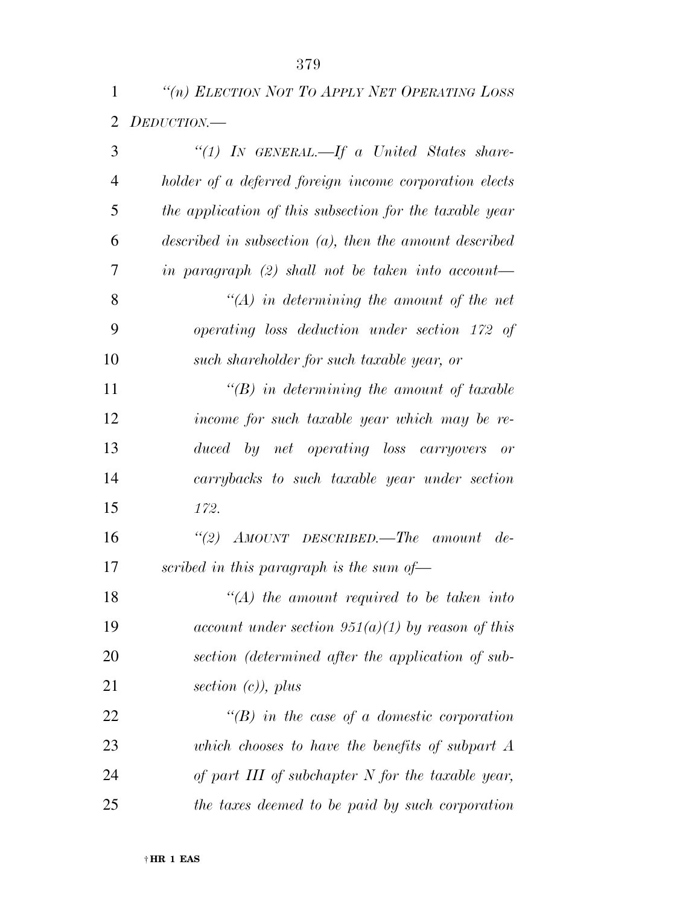*"(n) ELECTION NOT TO APPLY NET OPERATING LOSS DEDUCTION.—*

*"(1) IN GENERAL.—If a United States shareholder of a deferred foreign income corporation elects the application of this subsection for the taxable year described in subsection (a), then the amount described in paragraph (2) shall not be taken into account—*

*"(A) in determining the amount of the net operating loss deduction under section 172 of such shareholder for such taxable year, or*

*"(B) in determining the amount of taxable income for such taxable year which may be reduced by net operating loss carryovers or carrybacks to such taxable year under section 172.*

*"(2) AMOUNT DESCRIBED.—The amount described in this paragraph is the sum of—*

*"(A) the amount required to be taken into account under section 951(a)(1) by reason of this section (determined after the application of subsection (c)), plus*

*"(B) in the case of a domestic corporation which chooses to have the benefits of subpart A of part III of subchapter N for the taxable year, the taxes deemed to be paid by such corporation*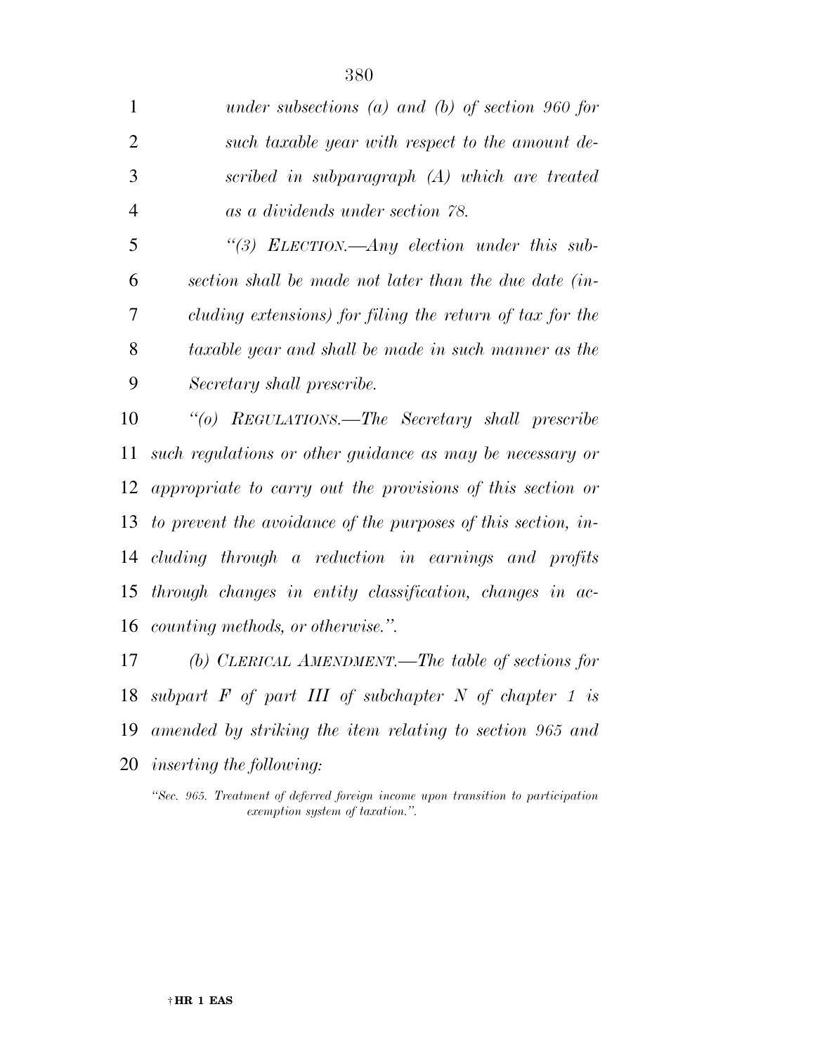*under subsections (a) and (b) of section 960 for such taxable year with respect to the amount described in subparagraph (A) which are treated as a dividends under section 78.*

*''(3) ELECTION.—Any election under this subsection shall be made not later than the due date (including extensions) for filing the return of tax for the taxable year and shall be made in such manner as the Secretary shall prescribe.*

*''(o) REGULATIONS.—The Secretary shall prescribe such regulations or other guidance as may be necessary or appropriate to carry out the provisions of this section or to prevent the avoidance of the purposes of this section, including through a reduction in earnings and profits through changes in entity classification, changes in accounting methods, or otherwise.''.*

*(b) CLERICAL AMENDMENT.—The table of sections for subpart F of part III of subchapter N of chapter 1 is amended by striking the item relating to section 965 and inserting the following:*

*''Sec. 965. Treatment of deferred foreign income upon transition to participation exemption system of taxation.''.*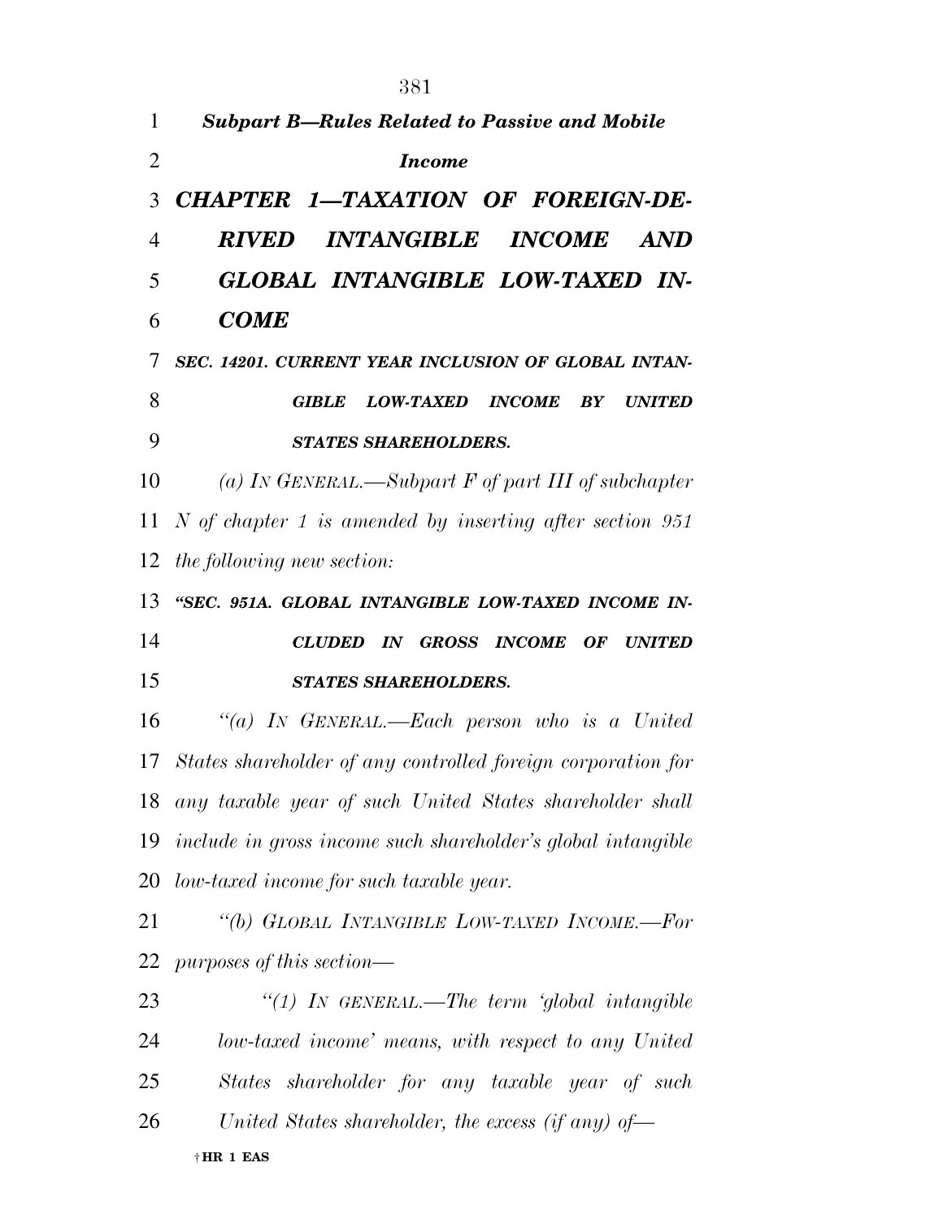***Subpart B—Rules Related to Passive and Mobile Income***

## *CHAPTER 1—TAXATION OF FOREIGN-DERIVED INTANGIBLE INCOME AND GLOBAL INTANGIBLE LOW-TAXED INCOME*

### *SEC. 14201. CURRENT YEAR INCLUSION OF GLOBAL INTANGIBLE LOW-TAXED INCOME BY UNITED STATES SHAREHOLDERS.*

*(a) IN GENERAL.—Subpart F of part III of subchapter N of chapter 1 is amended by inserting after section 951 the following new section:*

### *"SEC. 951A. GLOBAL INTANGIBLE LOW-TAXED INCOME INCLUDED IN GROSS INCOME OF UNITED STATES SHAREHOLDERS.*

*"(a) IN GENERAL.—Each person who is a United States shareholder of any controlled foreign corporation for any taxable year of such United States shareholder shall include in gross income such shareholder's global intangible low-taxed income for such taxable year.*

*"(b) GLOBAL INTANGIBLE LOW-TAXED INCOME.—For purposes of this section—*

*"(1) IN GENERAL.—The term 'global intangible low-taxed income' means, with respect to any United States shareholder for any taxable year of such United States shareholder, the excess (if any) of—*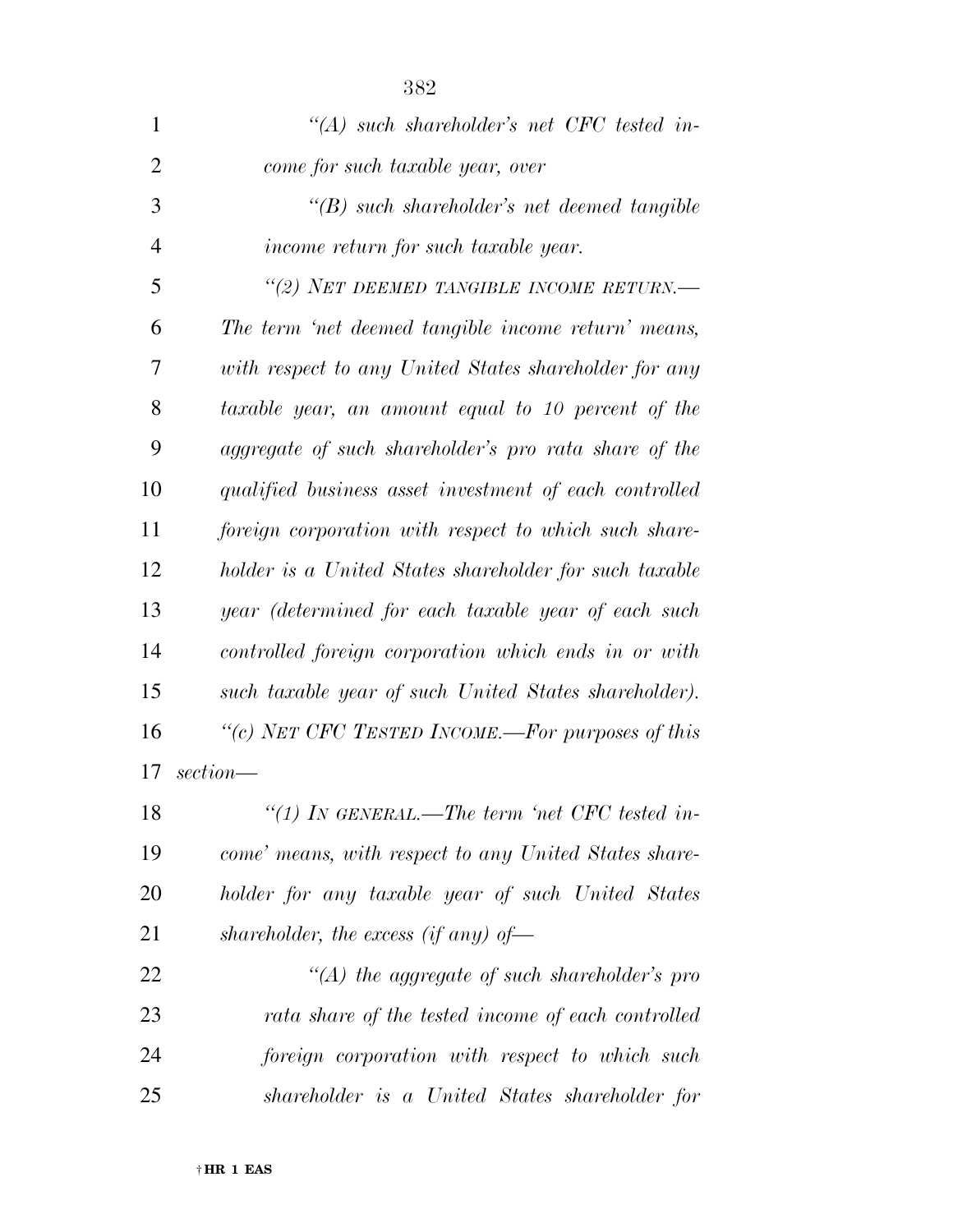*"(A) such shareholder's net CFC tested income for such taxable year, over*

*"(B) such shareholder's net deemed tangible income return for such taxable year.*

*"(2) NET DEEMED TANGIBLE INCOME RETURN.—The term 'net deemed tangible income return' means, with respect to any United States shareholder for any taxable year, an amount equal to 10 percent of the aggregate of such shareholder's pro rata share of the qualified business asset investment of each controlled foreign corporation with respect to which such shareholder is a United States shareholder for such taxable year (determined for each taxable year of each such controlled foreign corporation which ends in or with such taxable year of such United States shareholder).*

*"(c) NET CFC TESTED INCOME.—For purposes of this section—*

*"(1) IN GENERAL.—The term 'net CFC tested income' means, with respect to any United States shareholder for any taxable year of such United States shareholder, the excess (if any) of—*

*"(A) the aggregate of such shareholder's pro rata share of the tested income of each controlled foreign corporation with respect to which such shareholder is a United States shareholder for*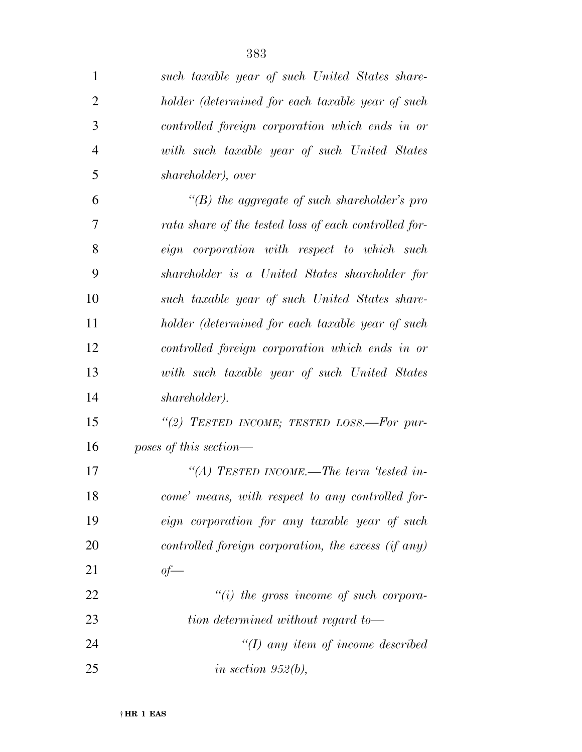*such taxable year of such United States shareholder (determined for each taxable year of such controlled foreign corporation which ends in or with such taxable year of such United States shareholder), over*

*"(B) the aggregate of such shareholder's pro rata share of the tested loss of each controlled foreign corporation with respect to which such shareholder is a United States shareholder for such taxable year of such United States shareholder (determined for each taxable year of such controlled foreign corporation which ends in or with such taxable year of such United States shareholder).*

*"(2) TESTED INCOME; TESTED LOSS.—For purposes of this section—*

*"(A) TESTED INCOME.—The term 'tested income' means, with respect to any controlled foreign corporation for any taxable year of such controlled foreign corporation, the excess (if any) of—*

*"(i) the gross income of such corporation determined without regard to—*

*"(I) any item of income described in section 952(b),*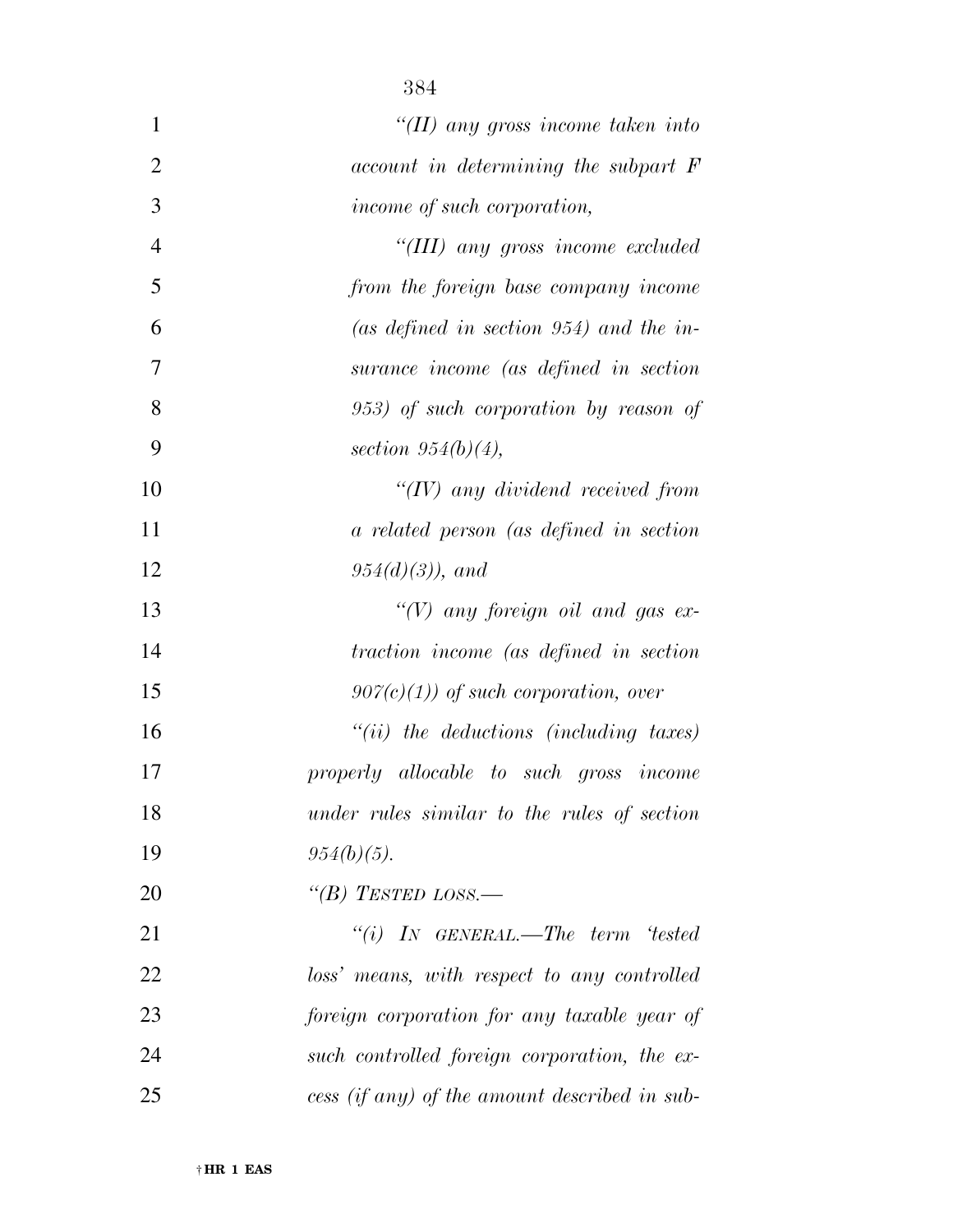*"(II) any gross income taken into account in determining the subpart F income of such corporation,*

*"(III) any gross income excluded from the foreign base company income (as defined in section 954) and the insurance income (as defined in section 953) of such corporation by reason of section 954(b)(4),*

*"(IV) any dividend received from a related person (as defined in section 954(d)(3)), and*

*"(V) any foreign oil and gas extraction income (as defined in section 907(c)(1)) of such corporation, over*

*"(ii) the deductions (including taxes) properly allocable to such gross income under rules similar to the rules of section 954(b)(5).*

*"(B) TESTED LOSS.—*

*"(i) IN GENERAL.—The term 'tested loss' means, with respect to any controlled foreign corporation for any taxable year of such controlled foreign corporation, the excess (if any) of the amount described in sub-*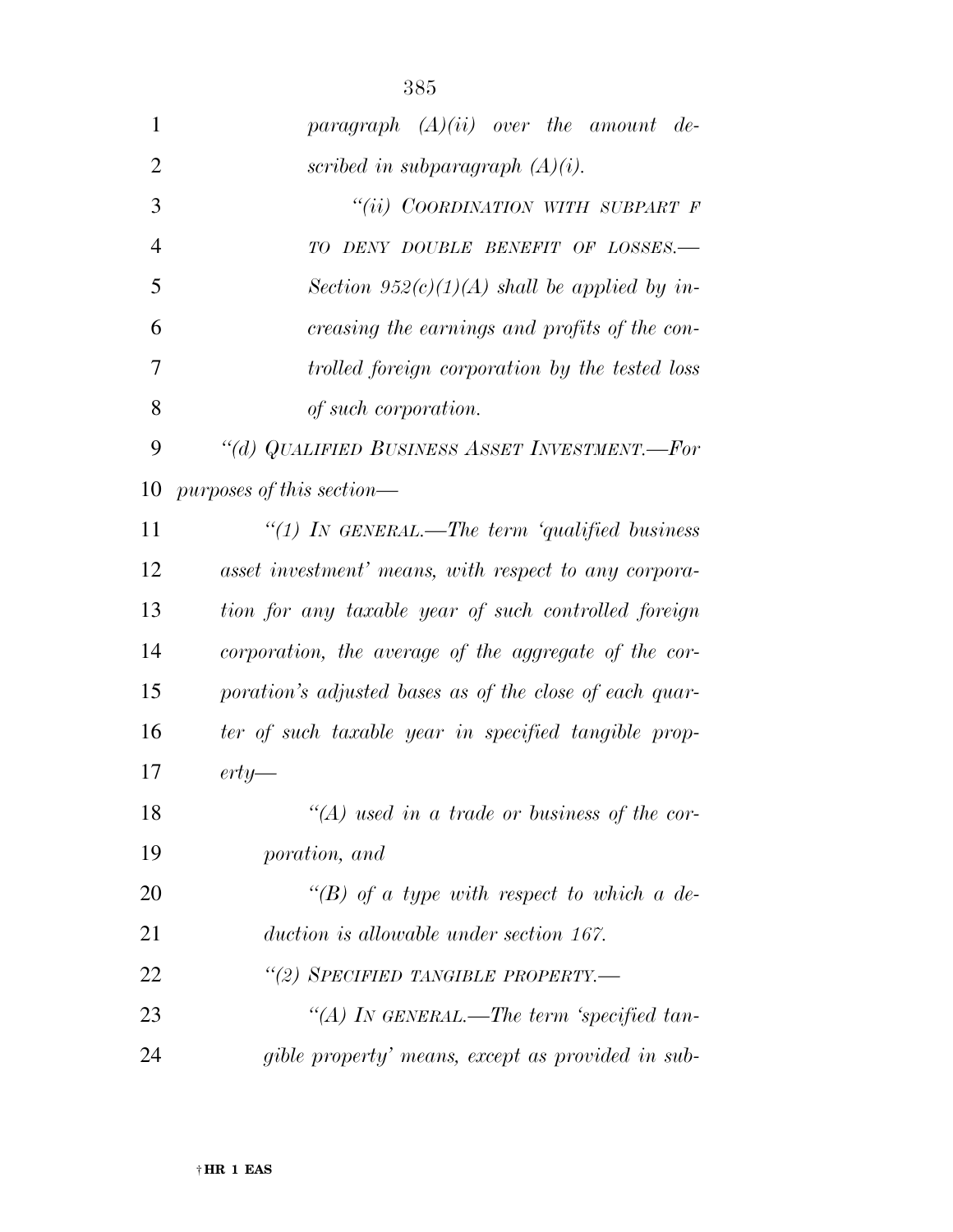*paragraph (A)(ii) over the amount described in subparagraph (A)(i).*

*"(ii) COORDINATION WITH SUBPART F TO DENY DOUBLE BENEFIT OF LOSSES.—Section 952(c)(1)(A) shall be applied by increasing the earnings and profits of the controlled foreign corporation by the tested loss of such corporation.*

*"(d) QUALIFIED BUSINESS ASSET INVESTMENT.—For purposes of this section—*

*"(1) IN GENERAL.—The term 'qualified business asset investment' means, with respect to any corporation for any taxable year of such controlled foreign corporation, the average of the aggregate of the corporation's adjusted bases as of the close of each quarter of such taxable year in specified tangible property—*

*"(A) used in a trade or business of the corporation, and*

*"(B) of a type with respect to which a deduction is allowable under section 167.*

*"(2) SPECIFIED TANGIBLE PROPERTY.—*

*"(A) IN GENERAL.—The term 'specified tangible property' means, except as provided in sub-*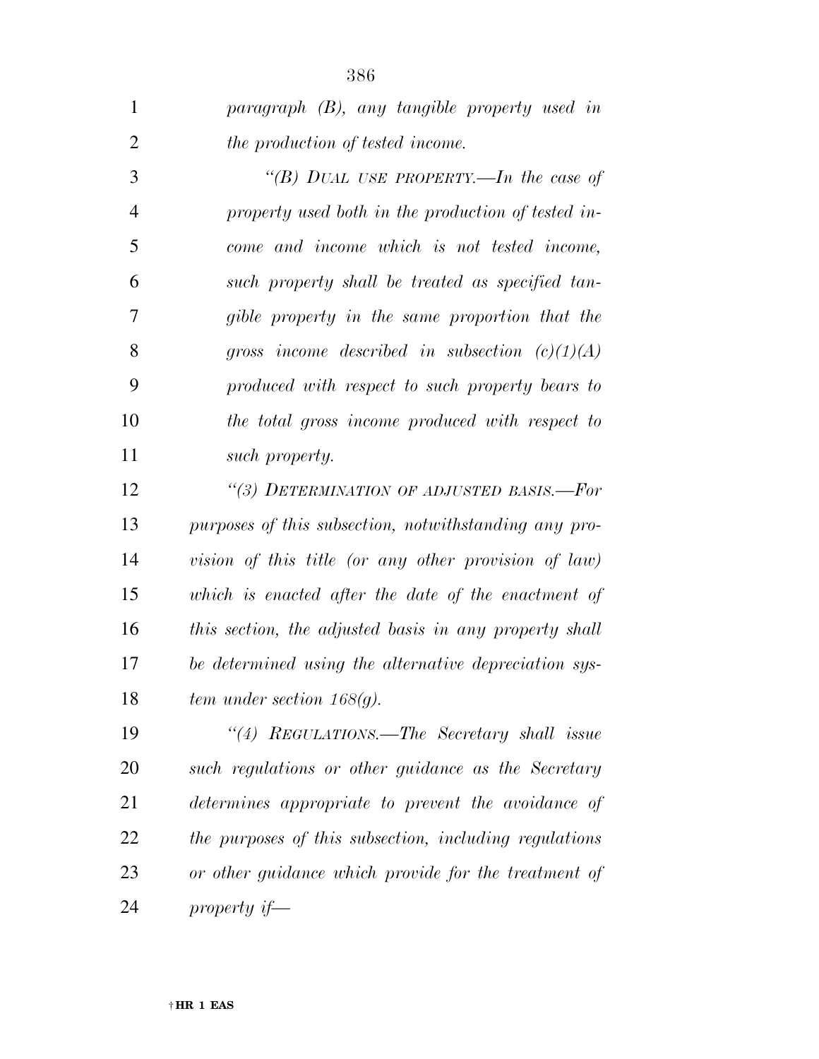*paragraph (B), any tangible property used in the production of tested income.*

*"(B) DUAL USE PROPERTY.—In the case of property used both in the production of tested income and income which is not tested income, such property shall be treated as specified tangible property in the same proportion that the gross income described in subsection (c)(1)(A) produced with respect to such property bears to the total gross income produced with respect to such property.*

*"(3) DETERMINATION OF ADJUSTED BASIS.—For purposes of this subsection, notwithstanding any provision of this title (or any other provision of law) which is enacted after the date of the enactment of this section, the adjusted basis in any property shall be determined using the alternative depreciation system under section 168(g).*

*"(4) REGULATIONS.—The Secretary shall issue such regulations or other guidance as the Secretary determines appropriate to prevent the avoidance of the purposes of this subsection, including regulations or other guidance which provide for the treatment of property if—*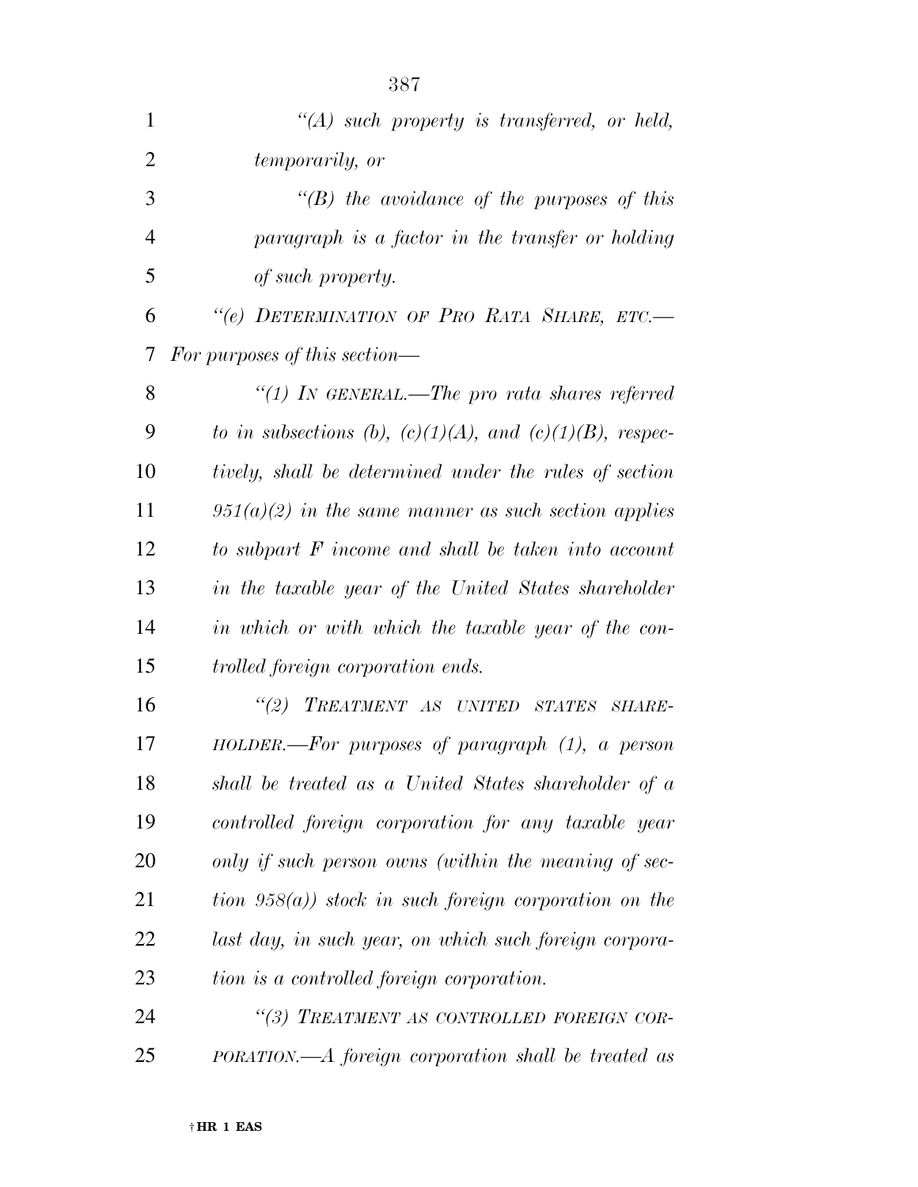*"(A) such property is transferred, or held, temporarily, or*

*"(B) the avoidance of the purposes of this paragraph is a factor in the transfer or holding of such property.*

*"(e) DETERMINATION OF PRO RATA SHARE, ETC.— For purposes of this section—*

*"(1) IN GENERAL.—The pro rata shares referred to in subsections (b), (c)(1)(A), and (c)(1)(B), respectively, shall be determined under the rules of section 951(a)(2) in the same manner as such section applies to subpart F income and shall be taken into account in the taxable year of the United States shareholder in which or with which the taxable year of the controlled foreign corporation ends.*

*"(2) TREATMENT AS UNITED STATES SHAREHOLDER.—For purposes of paragraph (1), a person shall be treated as a United States shareholder of a controlled foreign corporation for any taxable year only if such person owns (within the meaning of section 958(a)) stock in such foreign corporation on the last day, in such year, on which such foreign corporation is a controlled foreign corporation.*

*"(3) TREATMENT AS CONTROLLED FOREIGN CORPORATION.—A foreign corporation shall be treated as*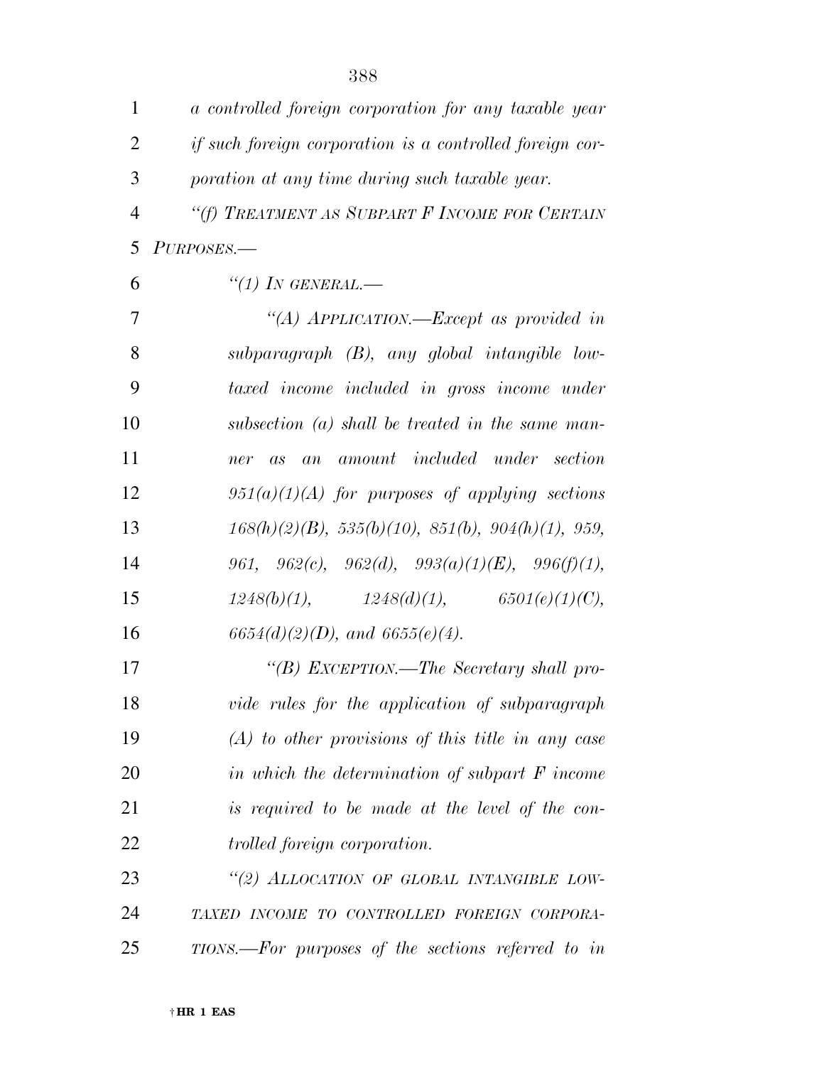*a controlled foreign corporation for any taxable year if such foreign corporation is a controlled foreign corporation at any time during such taxable year.*

*"(f) TREATMENT AS SUBPART F INCOME FOR CERTAIN PURPOSES.—*

*"(1) IN GENERAL.—*

*"(A) APPLICATION.—Except as provided in subparagraph (B), any global intangible low-taxed income included in gross income under subsection (a) shall be treated in the same manner as an amount included under section 951(a)(1)(A) for purposes of applying sections 168(h)(2)(B), 535(b)(10), 851(b), 904(h)(1), 959, 961, 962(c), 962(d), 993(a)(1)(E), 996(f)(1), 1248(b)(1), 1248(d)(1), 6501(e)(1)(C), 6654(d)(2)(D), and 6655(e)(4).*

*"(B) EXCEPTION.—The Secretary shall provide rules for the application of subparagraph (A) to other provisions of this title in any case in which the determination of subpart F income is required to be made at the level of the controlled foreign corporation.*

*"(2) ALLOCATION OF GLOBAL INTANGIBLE LOW-TAXED INCOME TO CONTROLLED FOREIGN CORPORATIONS.—For purposes of the sections referred to in*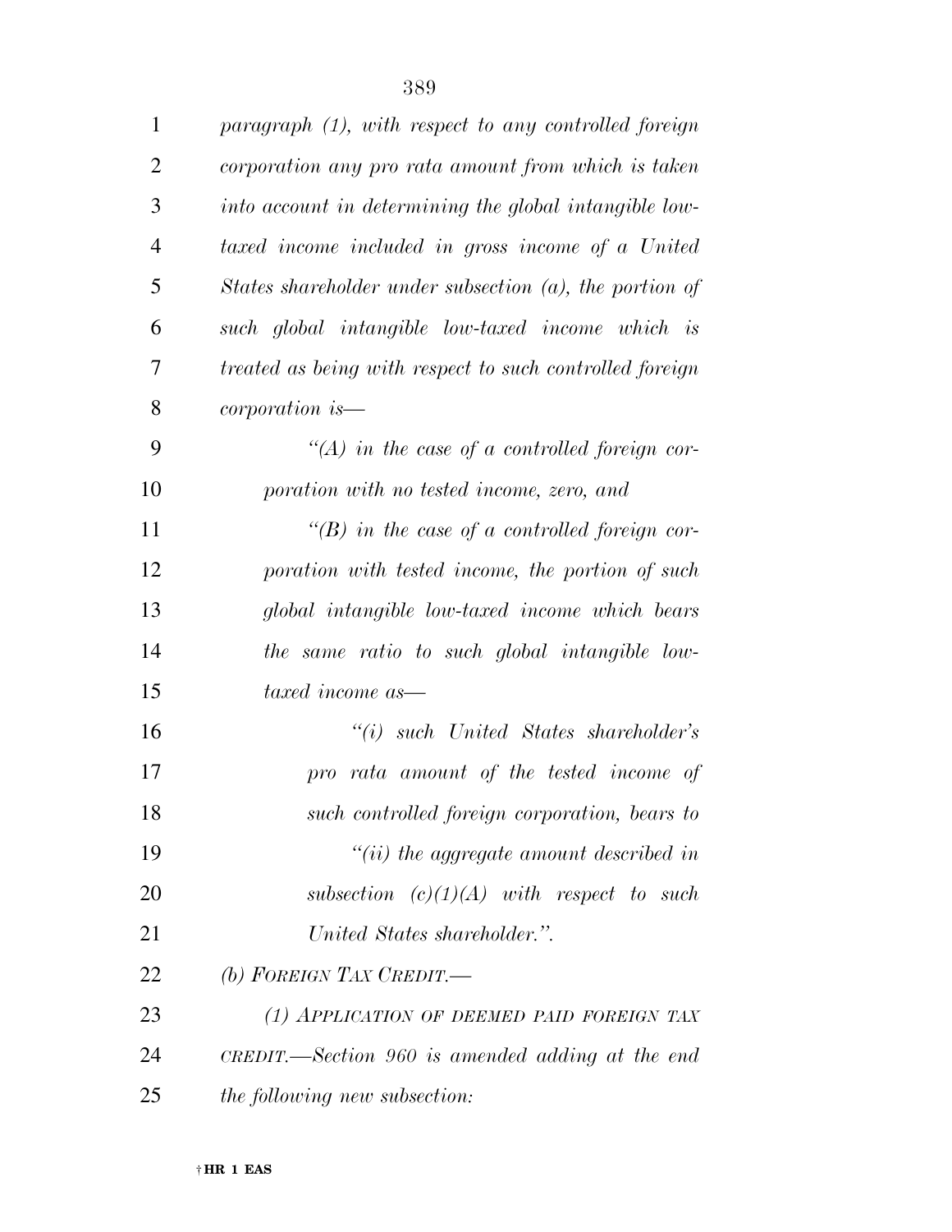*paragraph (1), with respect to any controlled foreign corporation any pro rata amount from which is taken into account in determining the global intangible low-taxed income included in gross income of a United States shareholder under subsection (a), the portion of such global intangible low-taxed income which is treated as being with respect to such controlled foreign corporation is—*

*"(A) in the case of a controlled foreign corporation with no tested income, zero, and*

*"(B) in the case of a controlled foreign corporation with tested income, the portion of such global intangible low-taxed income which bears the same ratio to such global intangible low-taxed income as—*

*"(i) such United States shareholder's pro rata amount of the tested income of such controlled foreign corporation, bears to*

*"(ii) the aggregate amount described in subsection (c)(1)(A) with respect to such United States shareholder.".*

*(b) FOREIGN TAX CREDIT.—*

*(1) APPLICATION OF DEEMED PAID FOREIGN TAX CREDIT.—Section 960 is amended adding at the end the following new subsection:*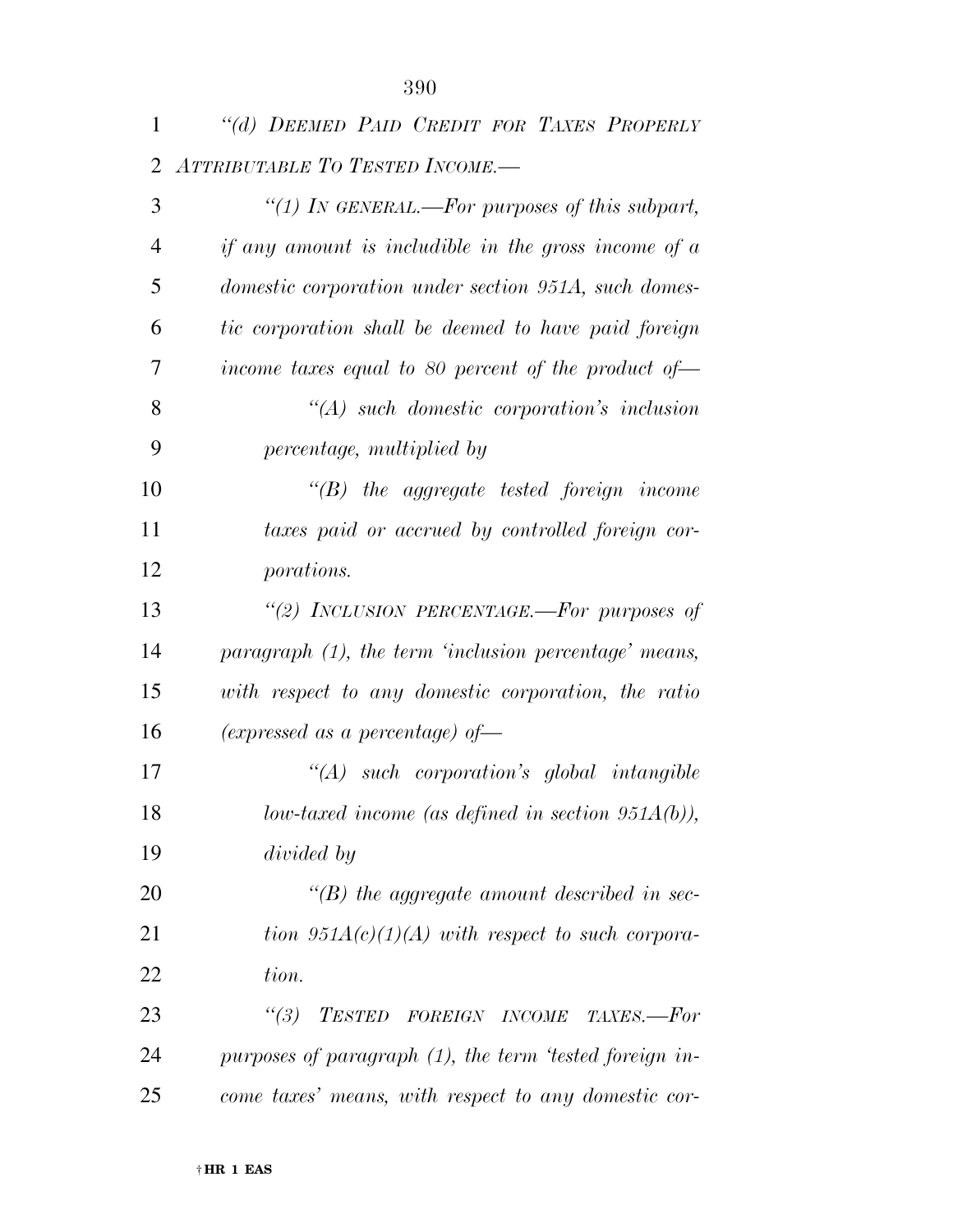*"(d) DEEMED PAID CREDIT FOR TAXES PROPERLY ATTRIBUTABLE TO TESTED INCOME.—*

*"(1) IN GENERAL.—For purposes of this subpart, if any amount is includible in the gross income of a domestic corporation under section 951A, such domestic corporation shall be deemed to have paid foreign income taxes equal to 80 percent of the product of—*

*"(A) such domestic corporation's inclusion percentage, multiplied by*

*"(B) the aggregate tested foreign income taxes paid or accrued by controlled foreign corporations.*

*"(2) INCLUSION PERCENTAGE.—For purposes of paragraph (1), the term 'inclusion percentage' means, with respect to any domestic corporation, the ratio (expressed as a percentage) of—*

*"(A) such corporation's global intangible low-taxed income (as defined in section 951A(b)), divided by*

*"(B) the aggregate amount described in section 951A(c)(1)(A) with respect to such corporation.*

*"(3) TESTED FOREIGN INCOME TAXES.—For purposes of paragraph (1), the term 'tested foreign income taxes' means, with respect to any domestic cor-*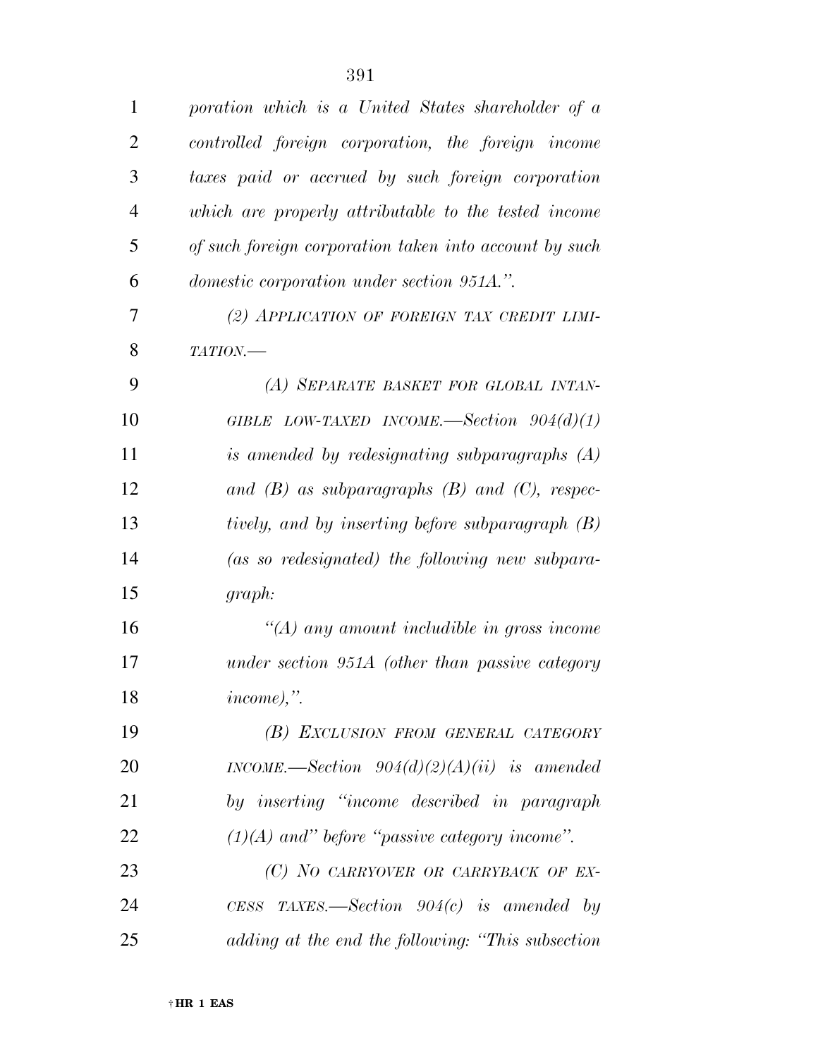*poration which is a United States shareholder of a controlled foreign corporation, the foreign income taxes paid or accrued by such foreign corporation which are properly attributable to the tested income of such foreign corporation taken into account by such domestic corporation under section 951A.".*

*(2) APPLICATION OF FOREIGN TAX CREDIT LIMITATION.—*

*(A) SEPARATE BASKET FOR GLOBAL INTANGIBLE LOW-TAXED INCOME.—Section 904(d)(1) is amended by redesignating subparagraphs (A) and (B) as subparagraphs (B) and (C), respectively, and by inserting before subparagraph (B) (as so redesignated) the following new subparagraph:*

*"(A) any amount includible in gross income under section 951A (other than passive category income),".*

*(B) EXCLUSION FROM GENERAL CATEGORY INCOME.—Section 904(d)(2)(A)(ii) is amended by inserting "income described in paragraph (1)(A) and" before "passive category income".*

*(C) NO CARRYOVER OR CARRYBACK OF EXCESS TAXES.—Section 904(c) is amended by adding at the end the following: "This subsection*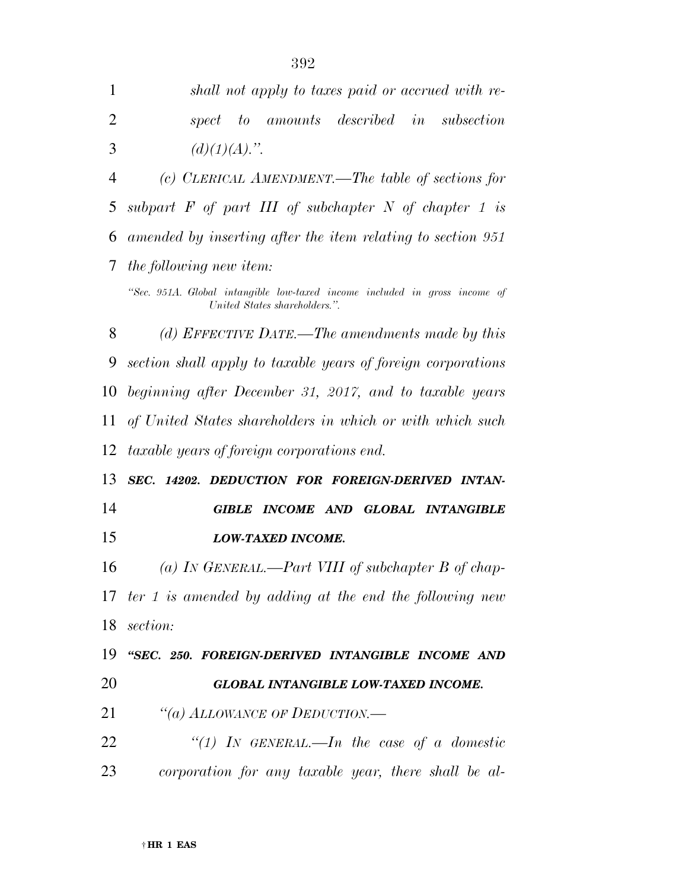*shall not apply to taxes paid or accrued with respect to amounts described in subsection (d)(1)(A).".*

*(c) CLERICAL AMENDMENT.—The table of sections for subpart F of part III of subchapter N of chapter 1 is amended by inserting after the item relating to section 951 the following new item:*

*"Sec. 951A. Global intangible low-taxed income included in gross income of United States shareholders.".*

*(d) EFFECTIVE DATE.—The amendments made by this section shall apply to taxable years of foreign corporations beginning after December 31, 2017, and to taxable years of United States shareholders in which or with which such taxable years of foreign corporations end.*

***SEC. 14202. DEDUCTION FOR FOREIGN-DERIVED INTANGIBLE INCOME AND GLOBAL INTANGIBLE LOW-TAXED INCOME.***

*(a) IN GENERAL.—Part VIII of subchapter B of chapter 1 is amended by adding at the end the following new section:*

***"SEC. 250. FOREIGN-DERIVED INTANGIBLE INCOME AND GLOBAL INTANGIBLE LOW-TAXED INCOME.***

*"(a) ALLOWANCE OF DEDUCTION.—*

*"(1) IN GENERAL.—In the case of a domestic corporation for any taxable year, there shall be al-*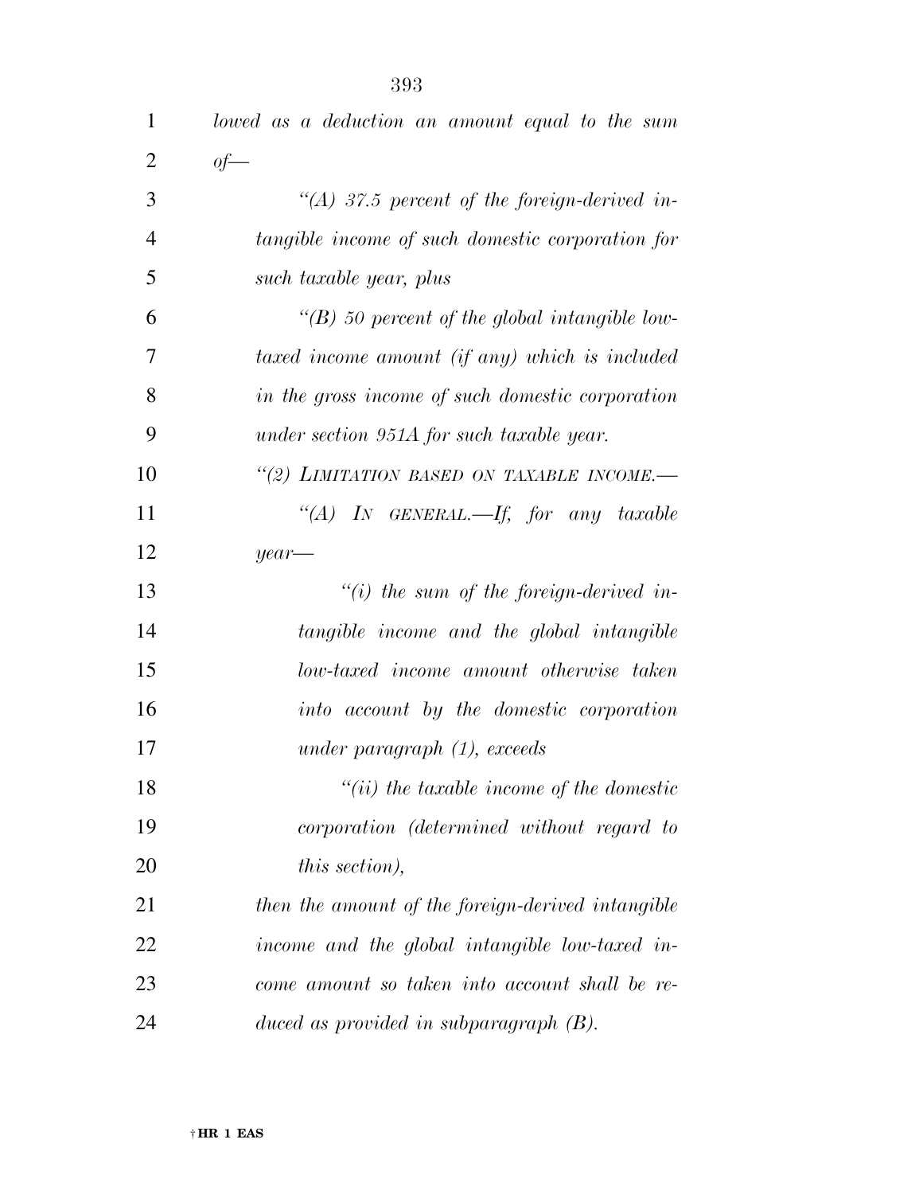*lowed as a deduction an amount equal to the sum of—*

*"(A) 37.5 percent of the foreign-derived intangible income of such domestic corporation for such taxable year, plus*

*"(B) 50 percent of the global intangible low-taxed income amount (if any) which is included in the gross income of such domestic corporation under section 951A for such taxable year.*

*"(2) LIMITATION BASED ON TAXABLE INCOME.—*

*"(A) IN GENERAL.—If, for any taxable year—*

*"(i) the sum of the foreign-derived intangible income and the global intangible low-taxed income amount otherwise taken into account by the domestic corporation under paragraph (1), exceeds*

*"(ii) the taxable income of the domestic corporation (determined without regard to this section),*

*then the amount of the foreign-derived intangible income and the global intangible low-taxed income amount so taken into account shall be reduced as provided in subparagraph (B).*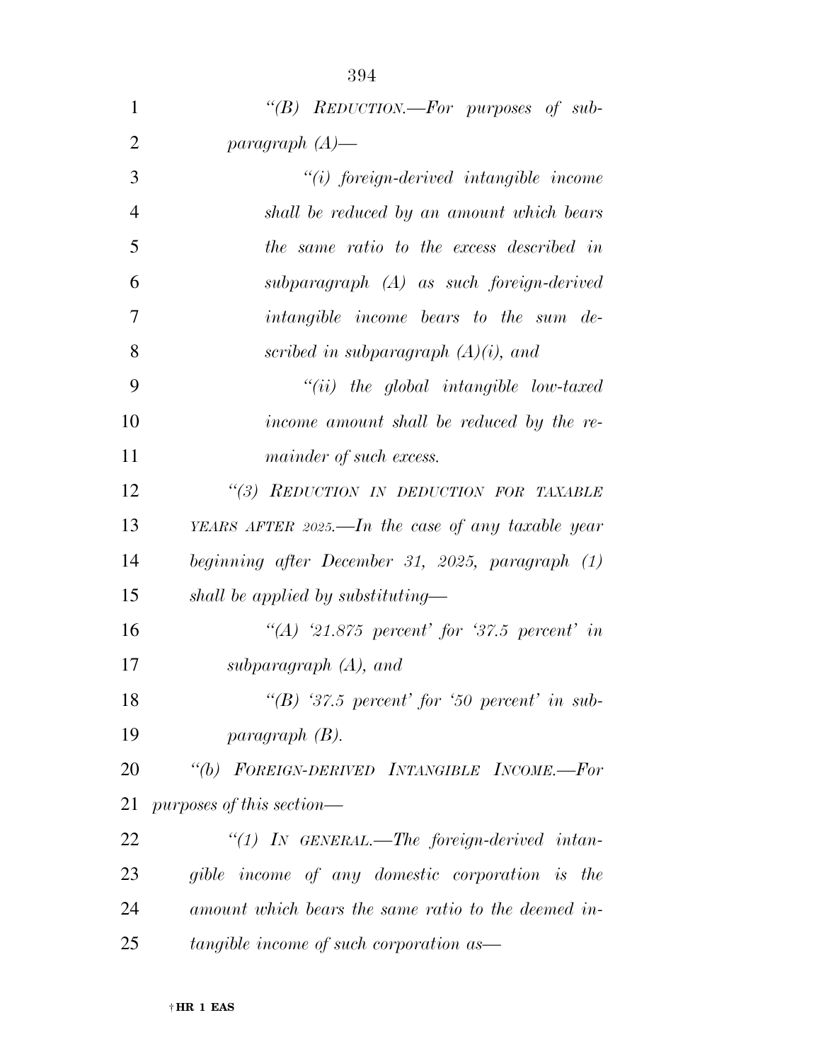*"(B) REDUCTION.—For purposes of subparagraph (A)—*

*"(i) foreign-derived intangible income shall be reduced by an amount which bears the same ratio to the excess described in subparagraph (A) as such foreign-derived intangible income bears to the sum described in subparagraph (A)(i), and*

*"(ii) the global intangible low-taxed income amount shall be reduced by the remainder of such excess.*

*"(3) REDUCTION IN DEDUCTION FOR TAXABLE YEARS AFTER 2025.—In the case of any taxable year beginning after December 31, 2025, paragraph (1) shall be applied by substituting—*

*"(A) '21.875 percent' for '37.5 percent' in subparagraph (A), and*

*"(B) '37.5 percent' for '50 percent' in subparagraph (B).*

*"(b) FOREIGN-DERIVED INTANGIBLE INCOME.—For purposes of this section—*

*"(1) IN GENERAL.—The foreign-derived intangible income of any domestic corporation is the amount which bears the same ratio to the deemed intangible income of such corporation as—*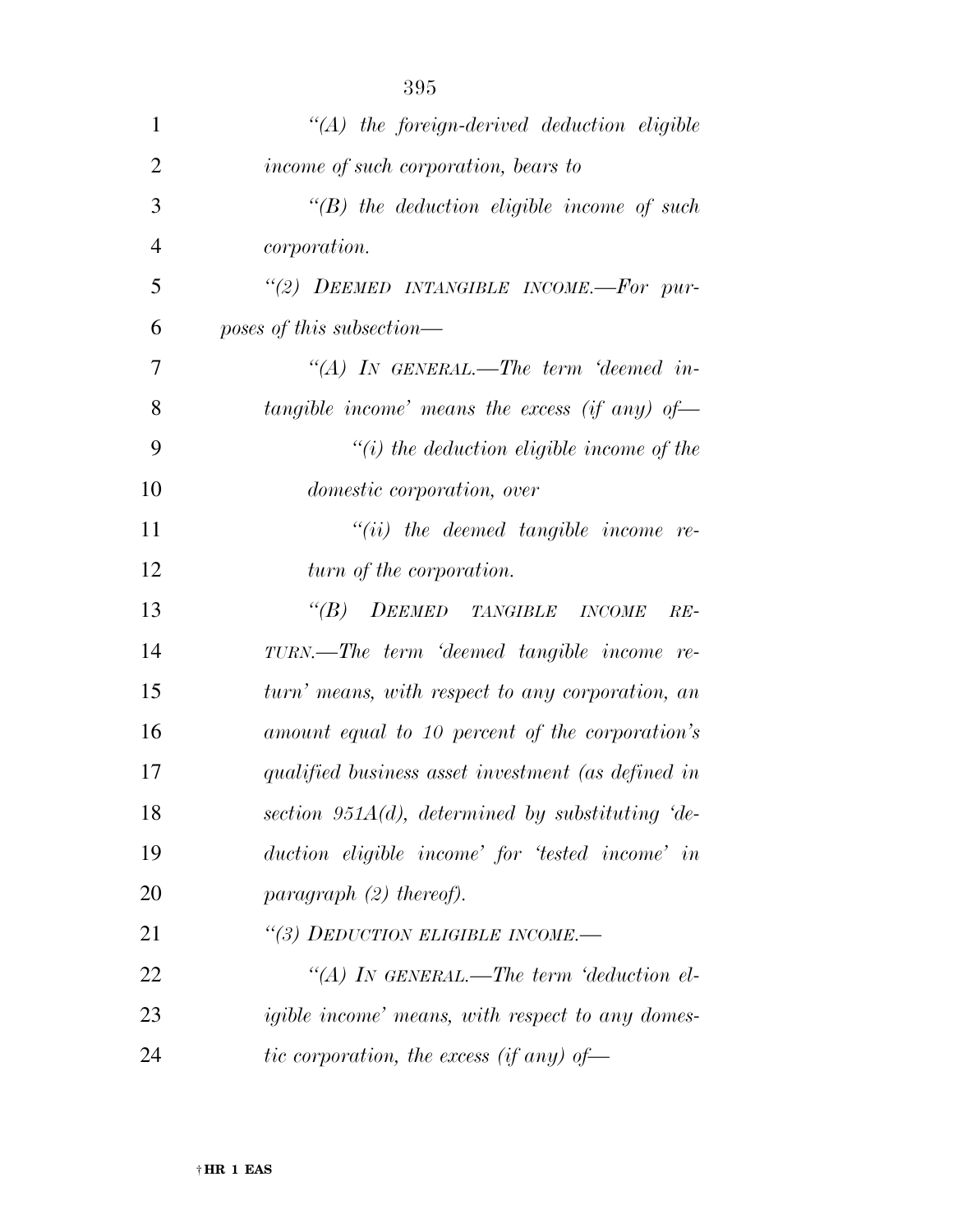*"(A) the foreign-derived deduction eligible income of such corporation, bears to*

*"(B) the deduction eligible income of such corporation.*

*"(2) DEEMED INTANGIBLE INCOME.—For purposes of this subsection—*

*"(A) IN GENERAL.—The term 'deemed intangible income' means the excess (if any) of—*

*"(i) the deduction eligible income of the domestic corporation, over*

*"(ii) the deemed tangible income return of the corporation.*

*"(B) DEEMED TANGIBLE INCOME RETURN.—The term 'deemed tangible income return' means, with respect to any corporation, an amount equal to 10 percent of the corporation's qualified business asset investment (as defined in section 951A(d), determined by substituting 'deduction eligible income' for 'tested income' in paragraph (2) thereof).*

*"(3) DEDUCTION ELIGIBLE INCOME.—*

*"(A) IN GENERAL.—The term 'deduction eligible income' means, with respect to any domestic corporation, the excess (if any) of—*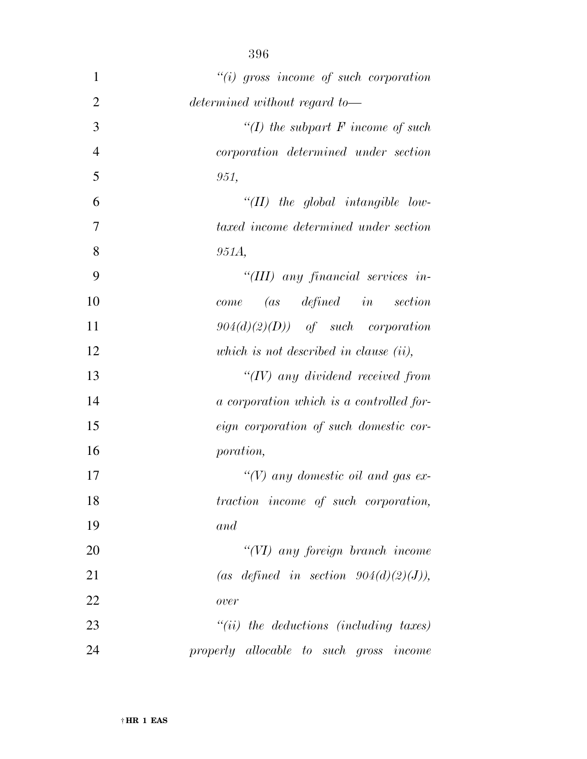*"(i) gross income of such corporation determined without regard to—*

*"(I) the subpart F income of such corporation determined under section 951,*

*"(II) the global intangible low-taxed income determined under section 951A,*

*"(III) any financial services income (as defined in section 904(d)(2)(D)) of such corporation which is not described in clause (ii),*

*"(IV) any dividend received from a corporation which is a controlled foreign corporation of such domestic corporation,*

*"(V) any domestic oil and gas extraction income of such corporation, and*

*"(VI) any foreign branch income (as defined in section 904(d)(2)(J)), over*

*"(ii) the deductions (including taxes) properly allocable to such gross income*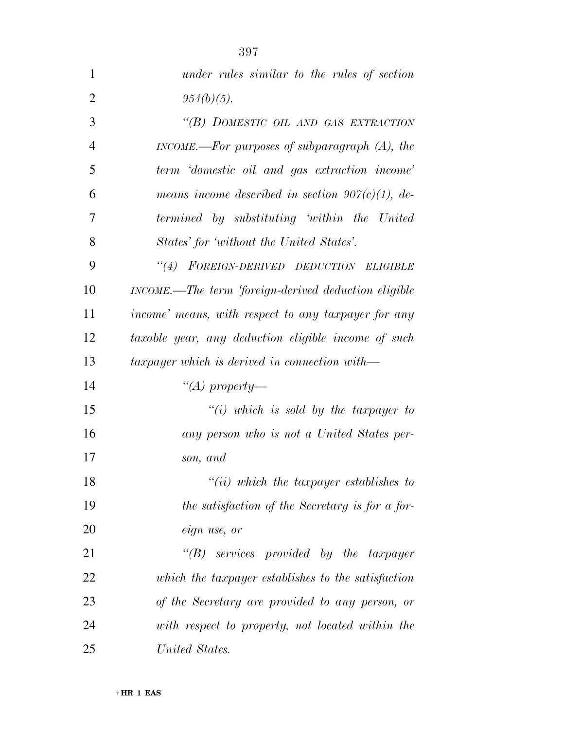*under rules similar to the rules of section 954(b)(5).*

*"(B) DOMESTIC OIL AND GAS EXTRACTION INCOME.—For purposes of subparagraph (A), the term 'domestic oil and gas extraction income' means income described in section 907(c)(1), determined by substituting 'within the United States' for 'without the United States'.*

*"(4) FOREIGN-DERIVED DEDUCTION ELIGIBLE INCOME.—The term 'foreign-derived deduction eligible income' means, with respect to any taxpayer for any taxable year, any deduction eligible income of such taxpayer which is derived in connection with—*

*"(A) property—*

*"(i) which is sold by the taxpayer to any person who is not a United States person, and*

*"(ii) which the taxpayer establishes to the satisfaction of the Secretary is for a foreign use, or*

*"(B) services provided by the taxpayer which the taxpayer establishes to the satisfaction of the Secretary are provided to any person, or with respect to property, not located within the United States.*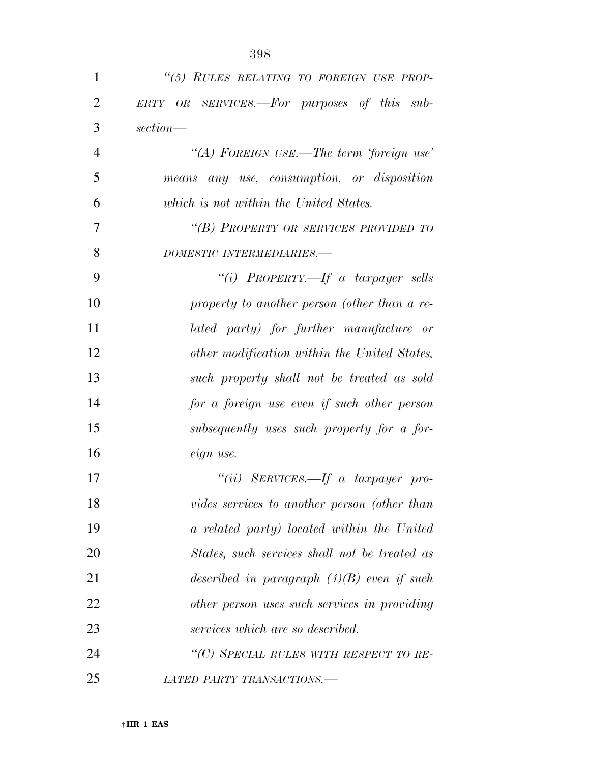*"(5) RULES RELATING TO FOREIGN USE PROPERTY OR SERVICES.—For purposes of this subsection—*

*"(A) FOREIGN USE.—The term 'foreign use' means any use, consumption, or disposition which is not within the United States.*

*"(B) PROPERTY OR SERVICES PROVIDED TO DOMESTIC INTERMEDIARIES.—*

*"(i) PROPERTY.—If a taxpayer sells property to another person (other than a related party) for further manufacture or other modification within the United States, such property shall not be treated as sold for a foreign use even if such other person subsequently uses such property for a foreign use.*

*"(ii) SERVICES.—If a taxpayer provides services to another person (other than a related party) located within the United States, such services shall not be treated as described in paragraph (4)(B) even if such other person uses such services in providing services which are so described.*

*"(C) SPECIAL RULES WITH RESPECT TO RELATED PARTY TRANSACTIONS.—*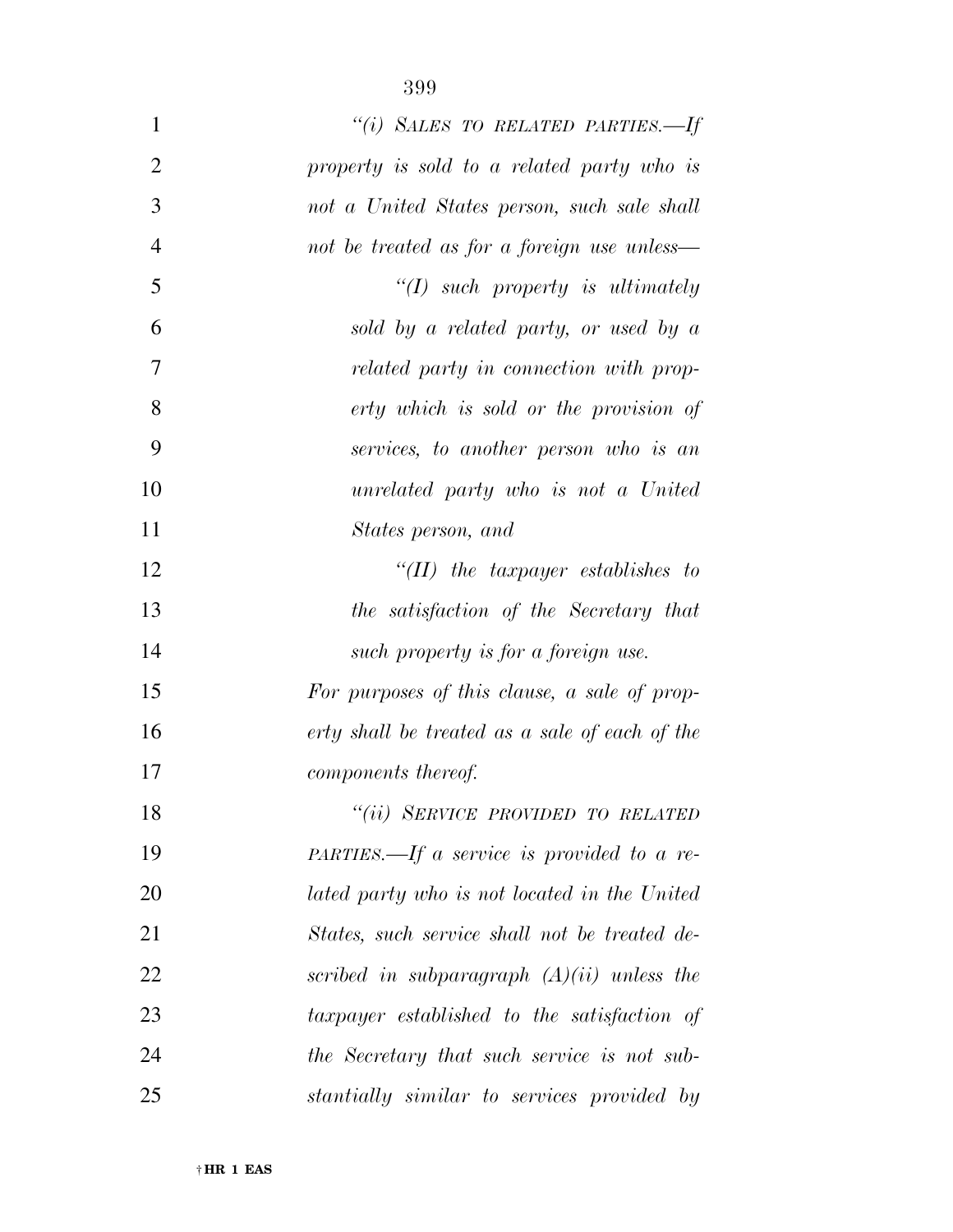*"(i) SALES TO RELATED PARTIES.—If property is sold to a related party who is not a United States person, such sale shall not be treated as for a foreign use unless—*

*"(I) such property is ultimately sold by a related party, or used by a related party in connection with property which is sold or the provision of services, to another person who is an unrelated party who is not a United States person, and*

*"(II) the taxpayer establishes to the satisfaction of the Secretary that such property is for a foreign use.*

*For purposes of this clause, a sale of property shall be treated as a sale of each of the components thereof.*

*"(ii) SERVICE PROVIDED TO RELATED PARTIES.—If a service is provided to a related party who is not located in the United States, such service shall not be treated described in subparagraph (A)(ii) unless the taxpayer established to the satisfaction of the Secretary that such service is not substantially similar to services provided by*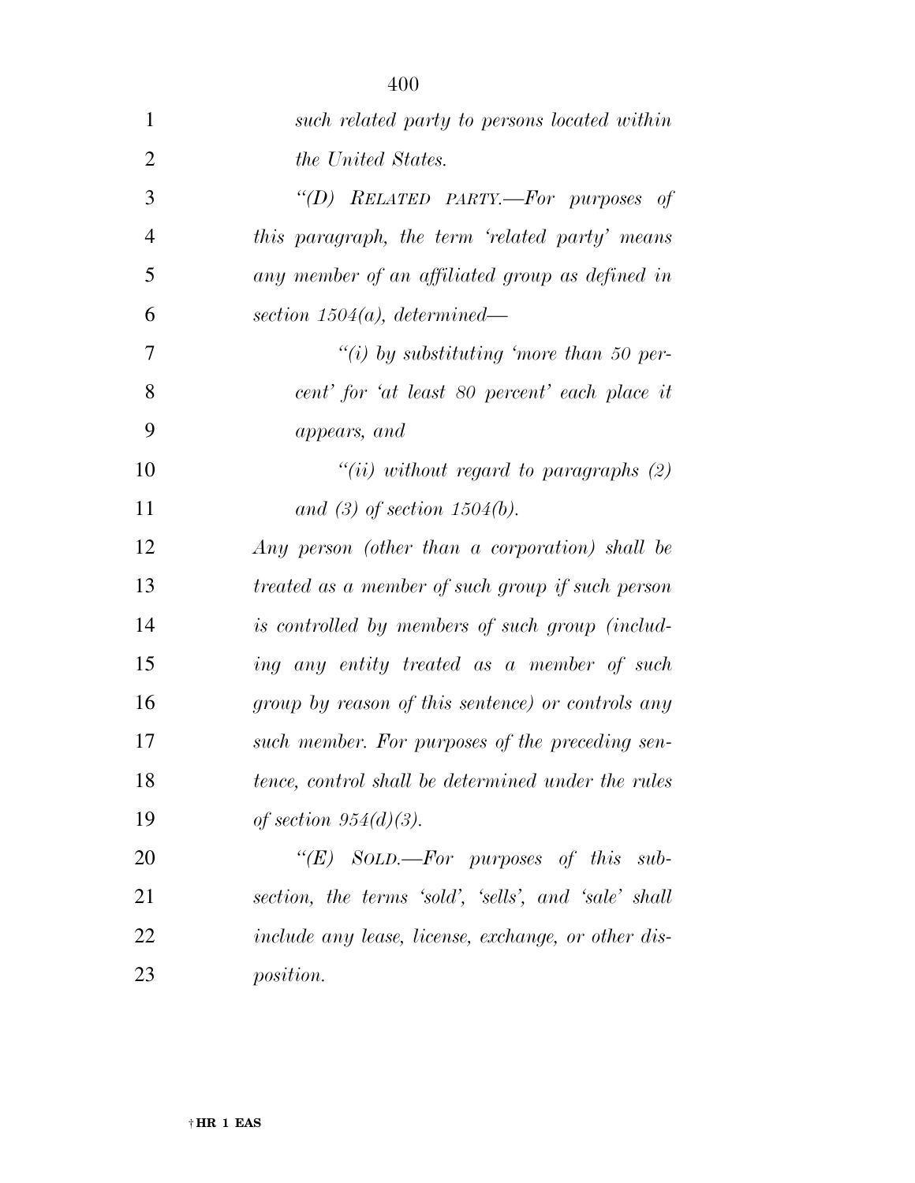*such related party to persons located within the United States.*

*"(D) RELATED PARTY.—For purposes of this paragraph, the term 'related party' means any member of an affiliated group as defined in section 1504(a), determined—*

*"(i) by substituting 'more than 50 percent' for 'at least 80 percent' each place it appears, and*

*"(ii) without regard to paragraphs (2) and (3) of section 1504(b).*

*Any person (other than a corporation) shall be treated as a member of such group if such person is controlled by members of such group (including any entity treated as a member of such group by reason of this sentence) or controls any such member. For purposes of the preceding sentence, control shall be determined under the rules of section 954(d)(3).*

*"(E) SOLD.—For purposes of this subsection, the terms 'sold', 'sells', and 'sale' shall include any lease, license, exchange, or other disposition.*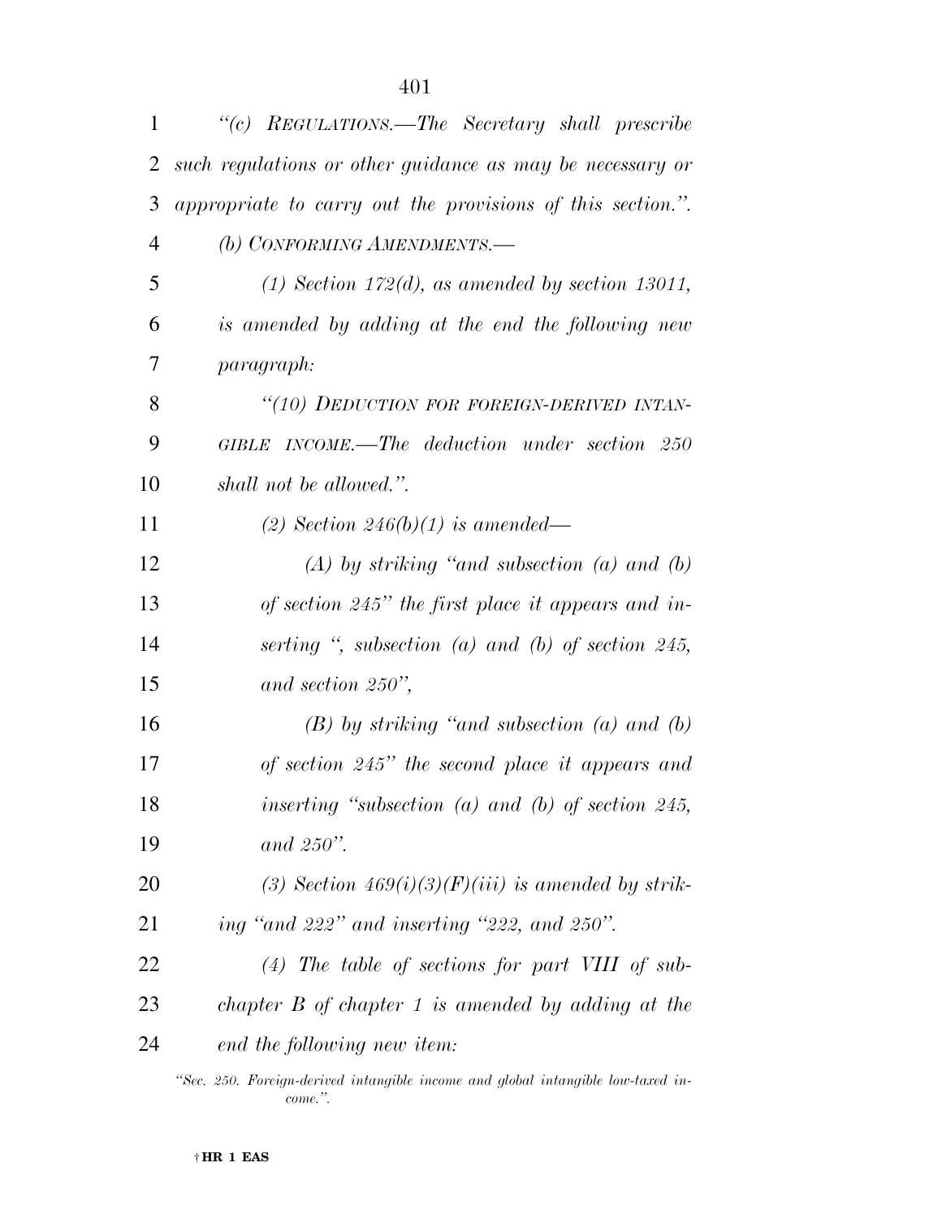*"(c) REGULATIONS.—The Secretary shall prescribe such regulations or other guidance as may be necessary or appropriate to carry out the provisions of this section.".*

*(b) CONFORMING AMENDMENTS.—*

*(1) Section 172(d), as amended by section 13011, is amended by adding at the end the following new paragraph:*

*"(10) DEDUCTION FOR FOREIGN-DERIVED INTANGIBLE INCOME.—The deduction under section 250 shall not be allowed.".*

*(2) Section 246(b)(1) is amended—*

*(A) by striking "and subsection (a) and (b) of section 245" the first place it appears and inserting ", subsection (a) and (b) of section 245, and section 250",*

*(B) by striking "and subsection (a) and (b) of section 245" the second place it appears and inserting "subsection (a) and (b) of section 245, and 250".*

*(3) Section 469(i)(3)(F)(iii) is amended by striking "and 222" and inserting "222, and 250".*

*(4) The table of sections for part VIII of subchapter B of chapter 1 is amended by adding at the end the following new item:*

*"Sec. 250. Foreign-derived intangible income and global intangible low-taxed income.".*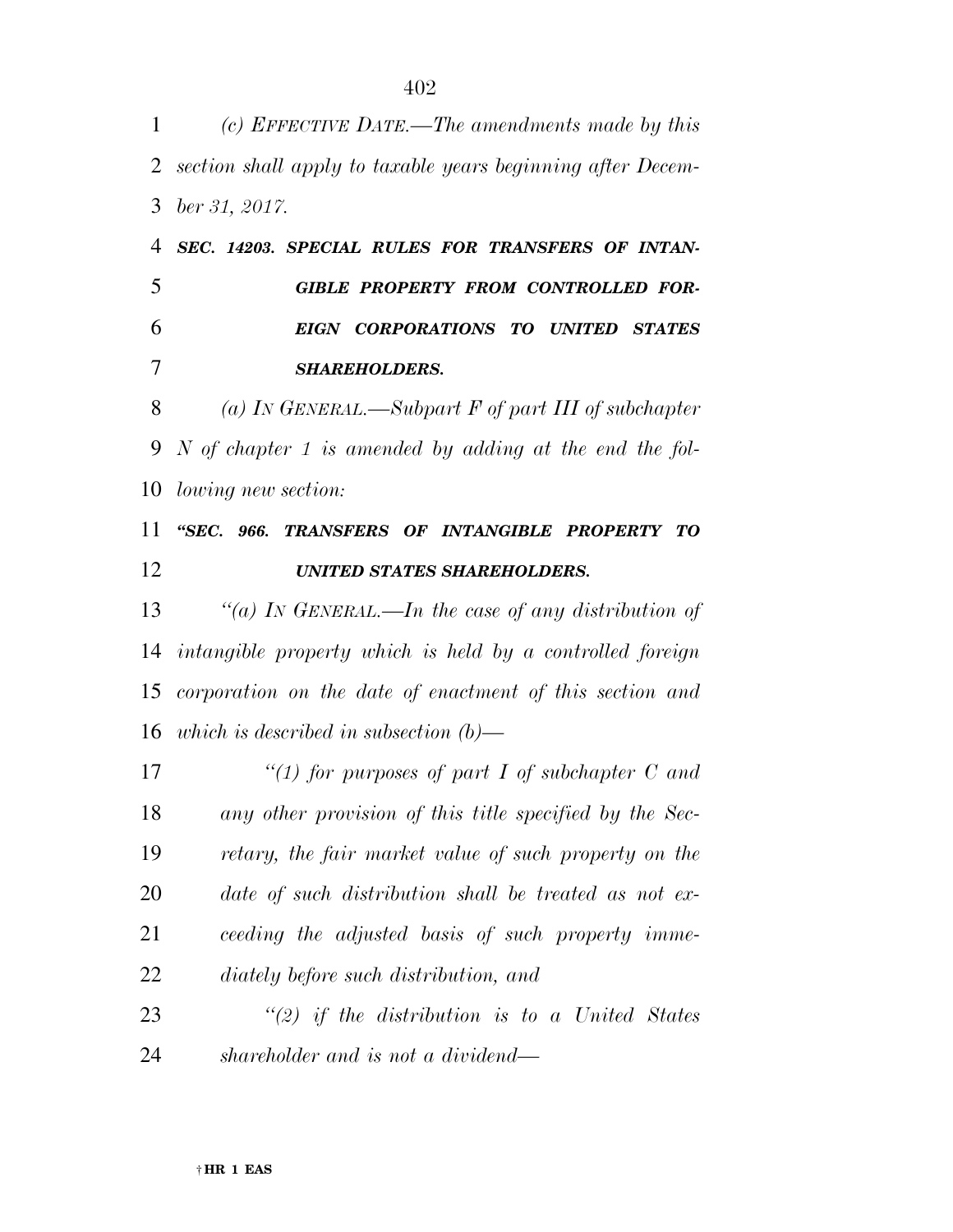*(c) EFFECTIVE DATE.—The amendments made by this section shall apply to taxable years beginning after December 31, 2017.*

***SEC. 14203. SPECIAL RULES FOR TRANSFERS OF INTANGIBLE PROPERTY FROM CONTROLLED FOREIGN CORPORATIONS TO UNITED STATES SHAREHOLDERS.***

*(a) IN GENERAL.—Subpart F of part III of subchapter N of chapter 1 is amended by adding at the end the following new section:*

***"SEC. 966. TRANSFERS OF INTANGIBLE PROPERTY TO UNITED STATES SHAREHOLDERS.***

*"(a) IN GENERAL.—In the case of any distribution of intangible property which is held by a controlled foreign corporation on the date of enactment of this section and which is described in subsection (b)—*

*"(1) for purposes of part I of subchapter C and any other provision of this title specified by the Secretary, the fair market value of such property on the date of such distribution shall be treated as not exceeding the adjusted basis of such property immediately before such distribution, and*

*"(2) if the distribution is to a United States shareholder and is not a dividend—*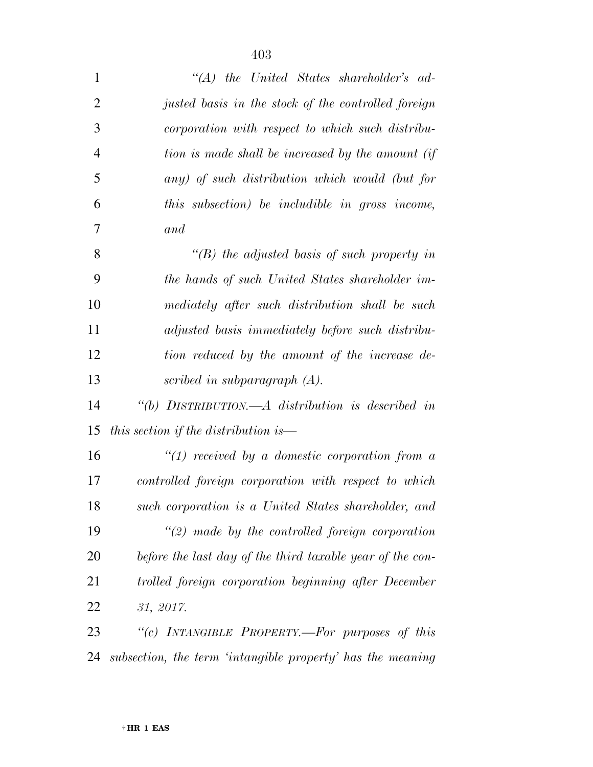*"(A) the United States shareholder's adjusted basis in the stock of the controlled foreign corporation with respect to which such distribution is made shall be increased by the amount (if any) of such distribution which would (but for this subsection) be includible in gross income, and*

*"(B) the adjusted basis of such property in the hands of such United States shareholder immediately after such distribution shall be such adjusted basis immediately before such distribution reduced by the amount of the increase described in subparagraph (A).*

*"(b) DISTRIBUTION.—A distribution is described in this section if the distribution is—*

*"(1) received by a domestic corporation from a controlled foreign corporation with respect to which such corporation is a United States shareholder, and*

*"(2) made by the controlled foreign corporation before the last day of the third taxable year of the controlled foreign corporation beginning after December 31, 2017.*

*"(c) INTANGIBLE PROPERTY.—For purposes of this subsection, the term 'intangible property' has the meaning*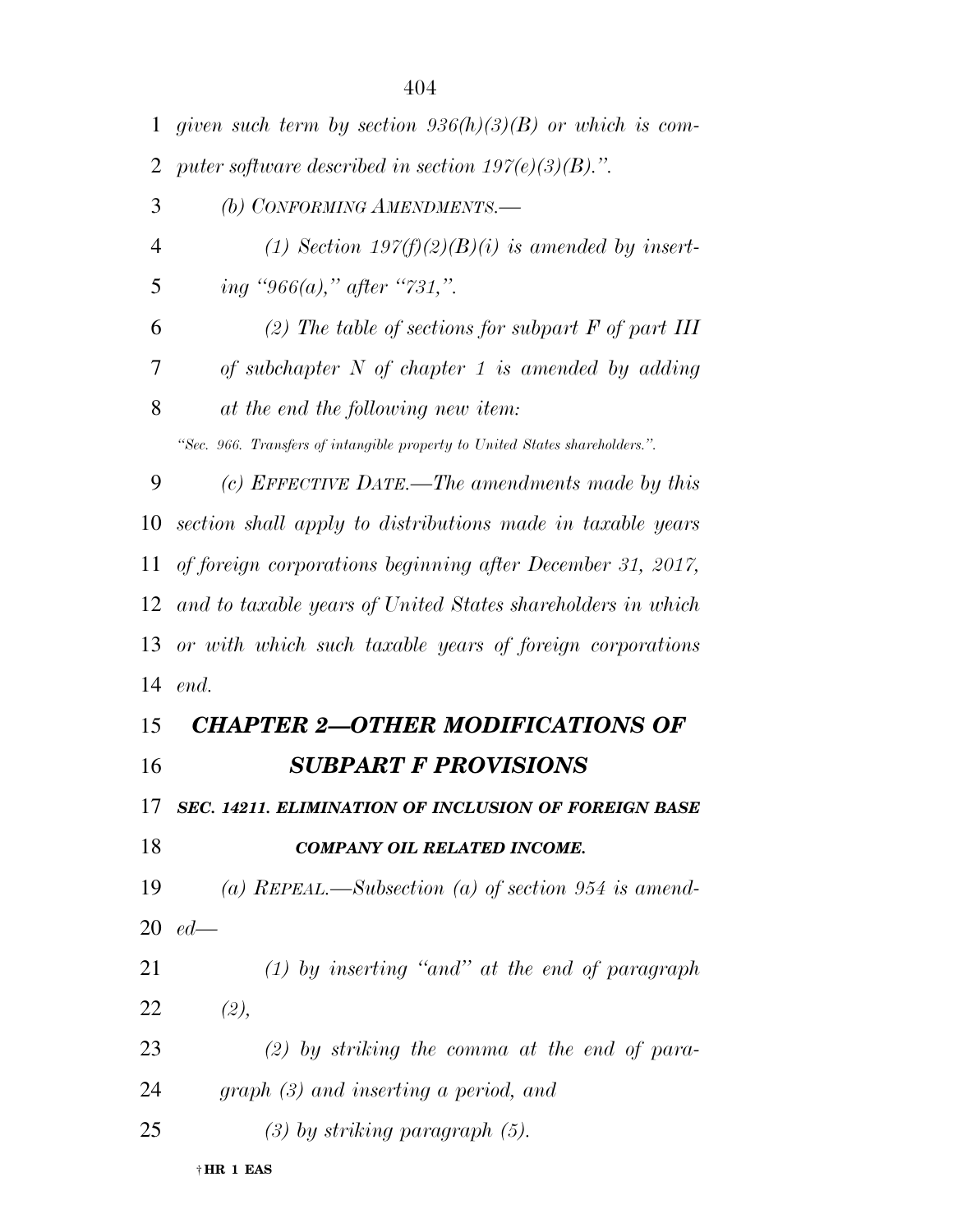*given such term by section 936(h)(3)(B) or which is computer software described in section 197(e)(3)(B).".*

*(b) CONFORMING AMENDMENTS.—*

*(1) Section 197(f)(2)(B)(i) is amended by inserting "966(a)," after "731,".*

*(2) The table of sections for subpart F of part III of subchapter N of chapter 1 is amended by adding at the end the following new item:*

*"Sec. 966. Transfers of intangible property to United States shareholders.".*

*(c) EFFECTIVE DATE.—The amendments made by this section shall apply to distributions made in taxable years of foreign corporations beginning after December 31, 2017, and to taxable years of United States shareholders in which or with which such taxable years of foreign corporations end.*

## *CHAPTER 2—OTHER MODIFICATIONS OF SUBPART F PROVISIONS*

### *SEC. 14211. ELIMINATION OF INCLUSION OF FOREIGN BASE COMPANY OIL RELATED INCOME.*

*(a) REPEAL.—Subsection (a) of section 954 is amended—*

*(1) by inserting "and" at the end of paragraph (2),*

*(2) by striking the comma at the end of paragraph (3) and inserting a period, and*

*(3) by striking paragraph (5).*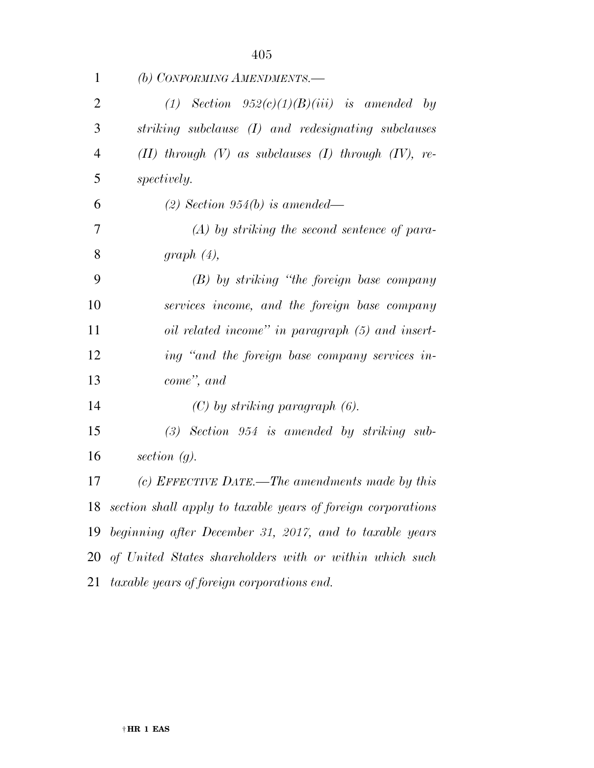*(b) CONFORMING AMENDMENTS.—*

*(1) Section 952(c)(1)(B)(iii) is amended by striking subclause (I) and redesignating subclauses (II) through (V) as subclauses (I) through (IV), respectively.*

*(2) Section 954(b) is amended—*

*(A) by striking the second sentence of paragraph (4),*

*(B) by striking "the foreign base company services income, and the foreign base company oil related income" in paragraph (5) and inserting "and the foreign base company services income", and*

*(C) by striking paragraph (6).*

*(3) Section 954 is amended by striking subsection (g).*

*(c) EFFECTIVE DATE.—The amendments made by this section shall apply to taxable years of foreign corporations beginning after December 31, 2017, and to taxable years of United States shareholders with or within which such taxable years of foreign corporations end.*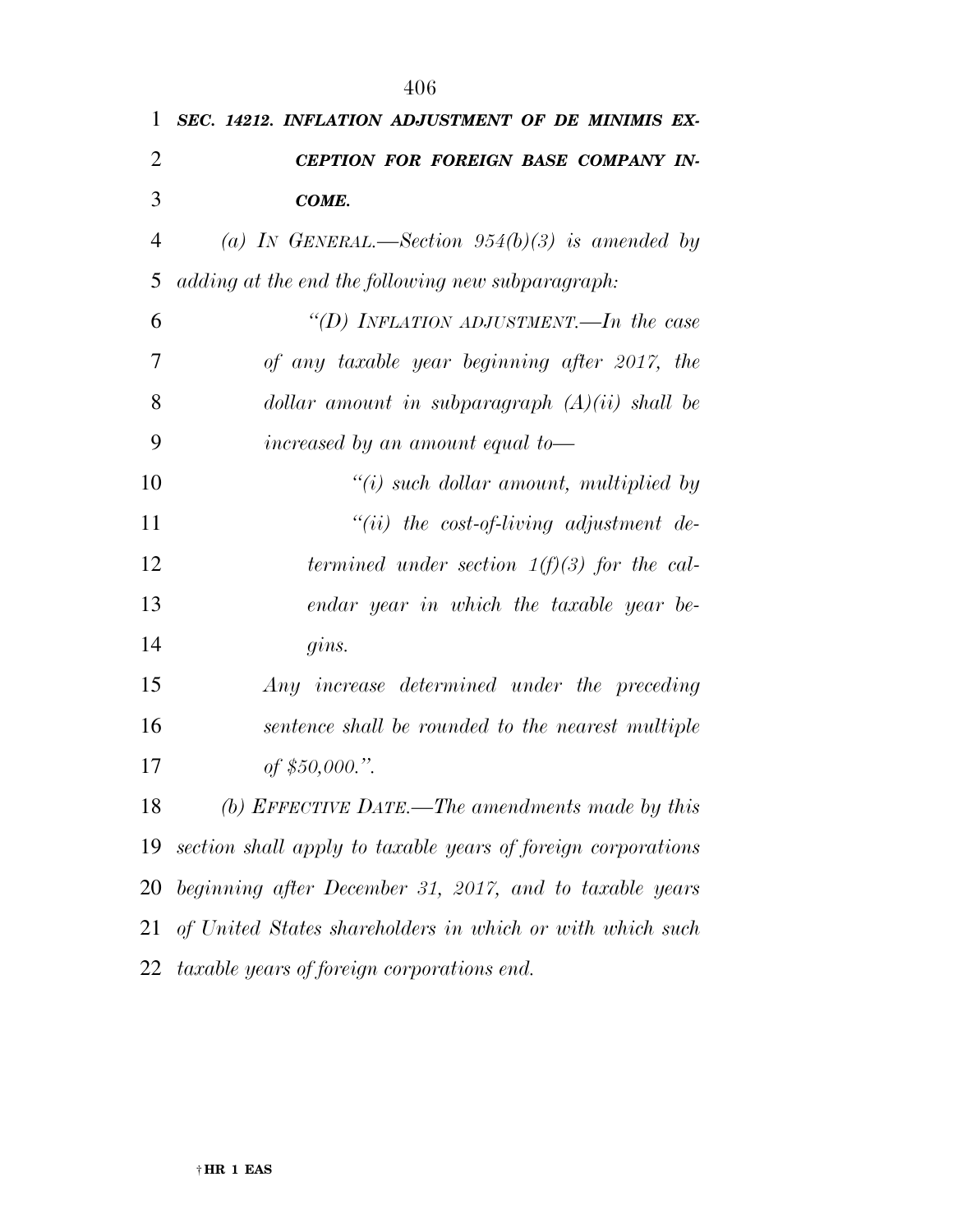***SEC. 14212. INFLATION ADJUSTMENT OF DE MINIMIS EXCEPTION FOR FOREIGN BASE COMPANY INCOME.***

*(a) IN GENERAL.—Section 954(b)(3) is amended by adding at the end the following new subparagraph:*

*"(D) INFLATION ADJUSTMENT.—In the case of any taxable year beginning after 2017, the dollar amount in subparagraph (A)(ii) shall be increased by an amount equal to—*

*"(i) such dollar amount, multiplied by*

*"(ii) the cost-of-living adjustment determined under section 1(f)(3) for the calendar year in which the taxable year begins.*

*Any increase determined under the preceding sentence shall be rounded to the nearest multiple of $50,000.".*

*(b) EFFECTIVE DATE.—The amendments made by this section shall apply to taxable years of foreign corporations beginning after December 31, 2017, and to taxable years of United States shareholders in which or with which such taxable years of foreign corporations end.*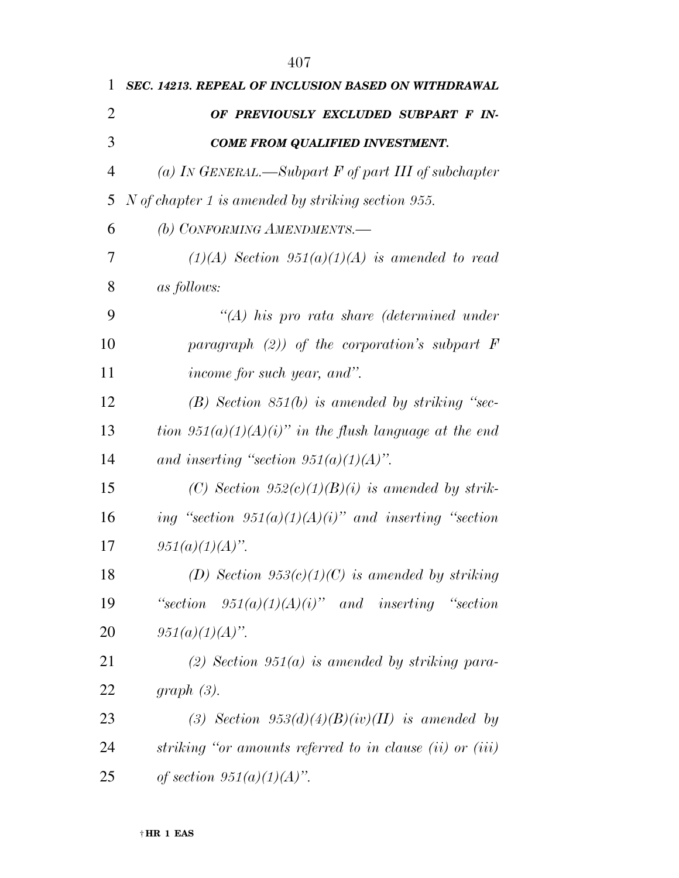***SEC. 14213. REPEAL OF INCLUSION BASED ON WITHDRAWAL OF PREVIOUSLY EXCLUDED SUBPART F INCOME FROM QUALIFIED INVESTMENT.***

*(a) IN GENERAL.—Subpart F of part III of subchapter N of chapter 1 is amended by striking section 955.*

*(b) CONFORMING AMENDMENTS.—*

*(1)(A) Section 951(a)(1)(A) is amended to read as follows:*

*"(A) his pro rata share (determined under paragraph (2)) of the corporation's subpart F income for such year, and".*

*(B) Section 851(b) is amended by striking "section 951(a)(1)(A)(i)" in the flush language at the end and inserting "section 951(a)(1)(A)".*

*(C) Section 952(c)(1)(B)(i) is amended by striking "section 951(a)(1)(A)(i)" and inserting "section 951(a)(1)(A)".*

*(D) Section 953(c)(1)(C) is amended by striking "section 951(a)(1)(A)(i)" and inserting "section 951(a)(1)(A)".*

*(2) Section 951(a) is amended by striking paragraph (3).*

*(3) Section 953(d)(4)(B)(iv)(II) is amended by striking "or amounts referred to in clause (ii) or (iii) of section 951(a)(1)(A)".*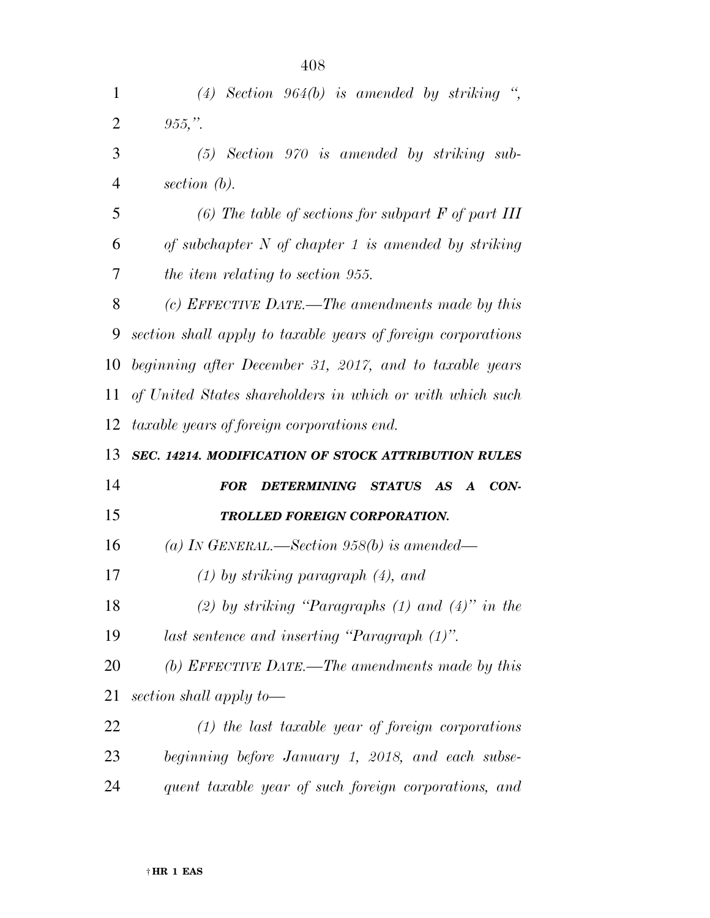*(4) Section 964(b) is amended by striking ", 955,".*

*(5) Section 970 is amended by striking subsection (b).*

*(6) The table of sections for subpart F of part III of subchapter N of chapter 1 is amended by striking the item relating to section 955.*

*(c) EFFECTIVE DATE.—The amendments made by this section shall apply to taxable years of foreign corporations beginning after December 31, 2017, and to taxable years of United States shareholders in which or with which such taxable years of foreign corporations end.*

***SEC. 14214. MODIFICATION OF STOCK ATTRIBUTION RULES FOR DETERMINING STATUS AS A CONTROLLED FOREIGN CORPORATION.***

*(a) IN GENERAL.—Section 958(b) is amended—*

*(1) by striking paragraph (4), and*

*(2) by striking "Paragraphs (1) and (4)" in the last sentence and inserting "Paragraph (1)".*

*(b) EFFECTIVE DATE.—The amendments made by this section shall apply to—*

*(1) the last taxable year of foreign corporations beginning before January 1, 2018, and each subsequent taxable year of such foreign corporations, and*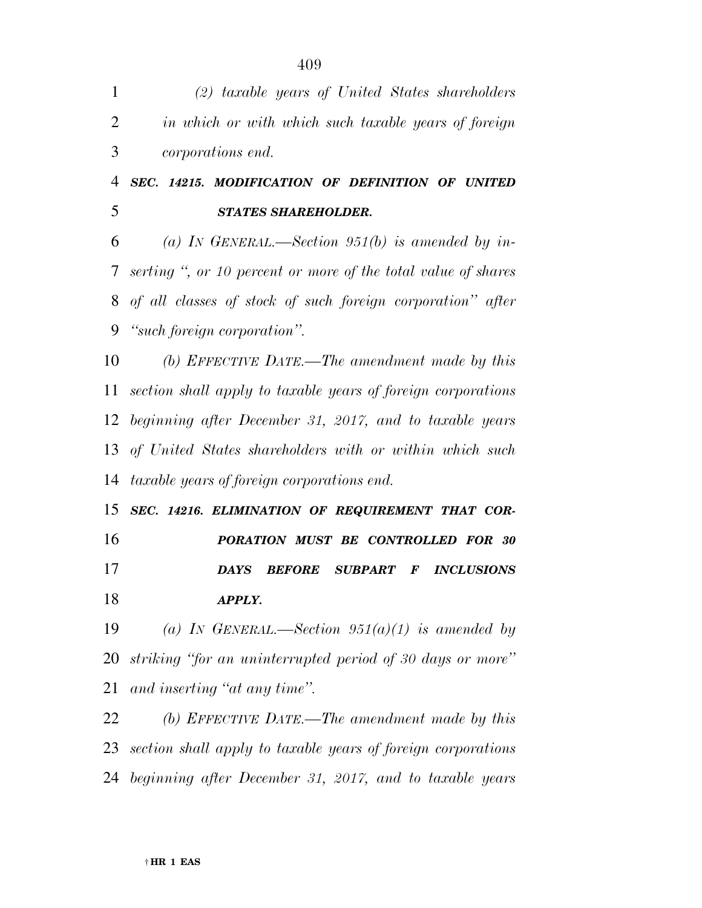*(2) taxable years of United States shareholders in which or with which such taxable years of foreign corporations end.*

### *SEC. 14215. MODIFICATION OF DEFINITION OF UNITED STATES SHAREHOLDER.*

*(a) IN GENERAL.—Section 951(b) is amended by inserting ", or 10 percent or more of the total value of shares of all classes of stock of such foreign corporation" after "such foreign corporation".*

*(b) EFFECTIVE DATE.—The amendment made by this section shall apply to taxable years of foreign corporations beginning after December 31, 2017, and to taxable years of United States shareholders with or within which such taxable years of foreign corporations end.*

### *SEC. 14216. ELIMINATION OF REQUIREMENT THAT CORPORATION MUST BE CONTROLLED FOR 30 DAYS BEFORE SUBPART F INCLUSIONS APPLY.*

*(a) IN GENERAL.—Section 951(a)(1) is amended by striking "for an uninterrupted period of 30 days or more" and inserting "at any time".*

*(b) EFFECTIVE DATE.—The amendment made by this section shall apply to taxable years of foreign corporations beginning after December 31, 2017, and to taxable years*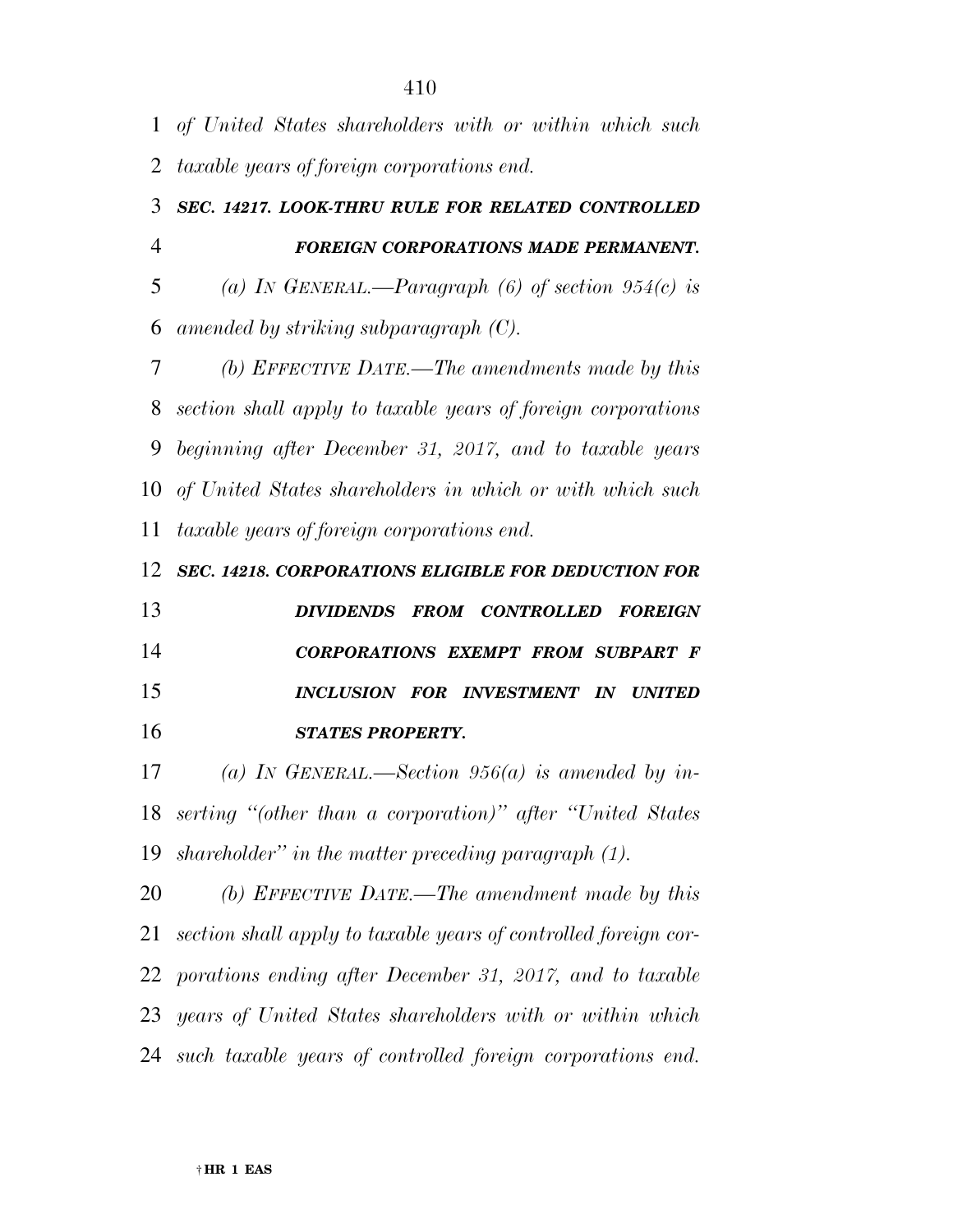*of United States shareholders with or within which such taxable years of foreign corporations end.*

### *SEC. 14217. LOOK-THRU RULE FOR RELATED CONTROLLED FOREIGN CORPORATIONS MADE PERMANENT.*

*(a) IN GENERAL.—Paragraph (6) of section 954(c) is amended by striking subparagraph (C).*

*(b) EFFECTIVE DATE.—The amendments made by this section shall apply to taxable years of foreign corporations beginning after December 31, 2017, and to taxable years of United States shareholders in which or with which such taxable years of foreign corporations end.*

### *SEC. 14218. CORPORATIONS ELIGIBLE FOR DEDUCTION FOR DIVIDENDS FROM CONTROLLED FOREIGN CORPORATIONS EXEMPT FROM SUBPART F INCLUSION FOR INVESTMENT IN UNITED STATES PROPERTY.*

*(a) IN GENERAL.—Section 956(a) is amended by inserting "(other than a corporation)" after "United States shareholder" in the matter preceding paragraph (1).*

*(b) EFFECTIVE DATE.—The amendment made by this section shall apply to taxable years of controlled foreign corporations ending after December 31, 2017, and to taxable years of United States shareholders with or within which such taxable years of controlled foreign corporations end.*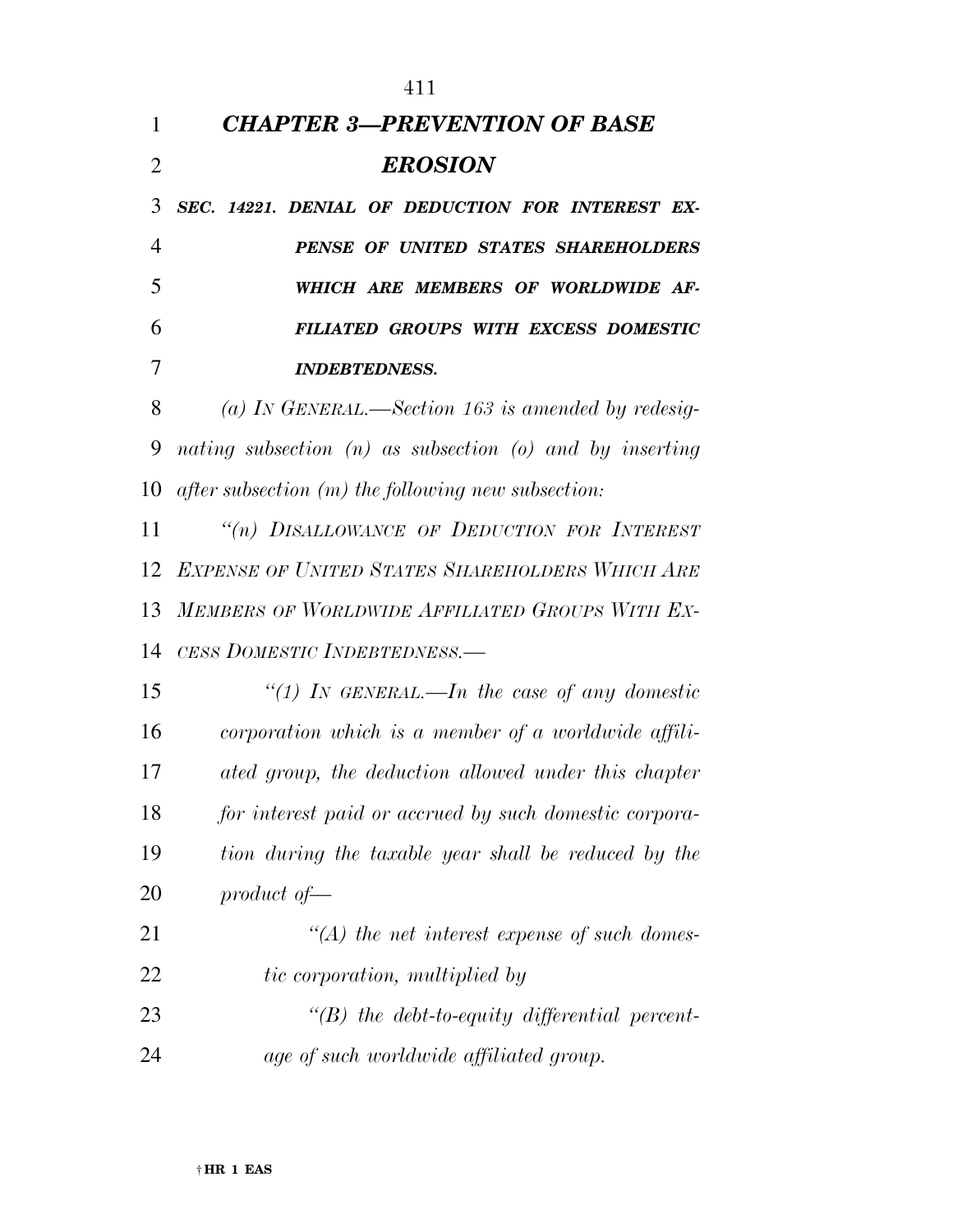## *CHAPTER 3—PREVENTION OF BASE EROSION*

***SEC. 14221. DENIAL OF DEDUCTION FOR INTEREST EXPENSE OF UNITED STATES SHAREHOLDERS WHICH ARE MEMBERS OF WORLDWIDE AFFILIATED GROUPS WITH EXCESS DOMESTIC INDEBTEDNESS.***

*(a) IN GENERAL.—Section 163 is amended by redesignating subsection (n) as subsection (o) and by inserting after subsection (m) the following new subsection:*

*"(n) DISALLOWANCE OF DEDUCTION FOR INTEREST EXPENSE OF UNITED STATES SHAREHOLDERS WHICH ARE MEMBERS OF WORLDWIDE AFFILIATED GROUPS WITH EXCESS DOMESTIC INDEBTEDNESS.—*

*"(1) IN GENERAL.—In the case of any domestic corporation which is a member of a worldwide affiliated group, the deduction allowed under this chapter for interest paid or accrued by such domestic corporation during the taxable year shall be reduced by the product of—*

*"(A) the net interest expense of such domestic corporation, multiplied by*

*"(B) the debt-to-equity differential percentage of such worldwide affiliated group.*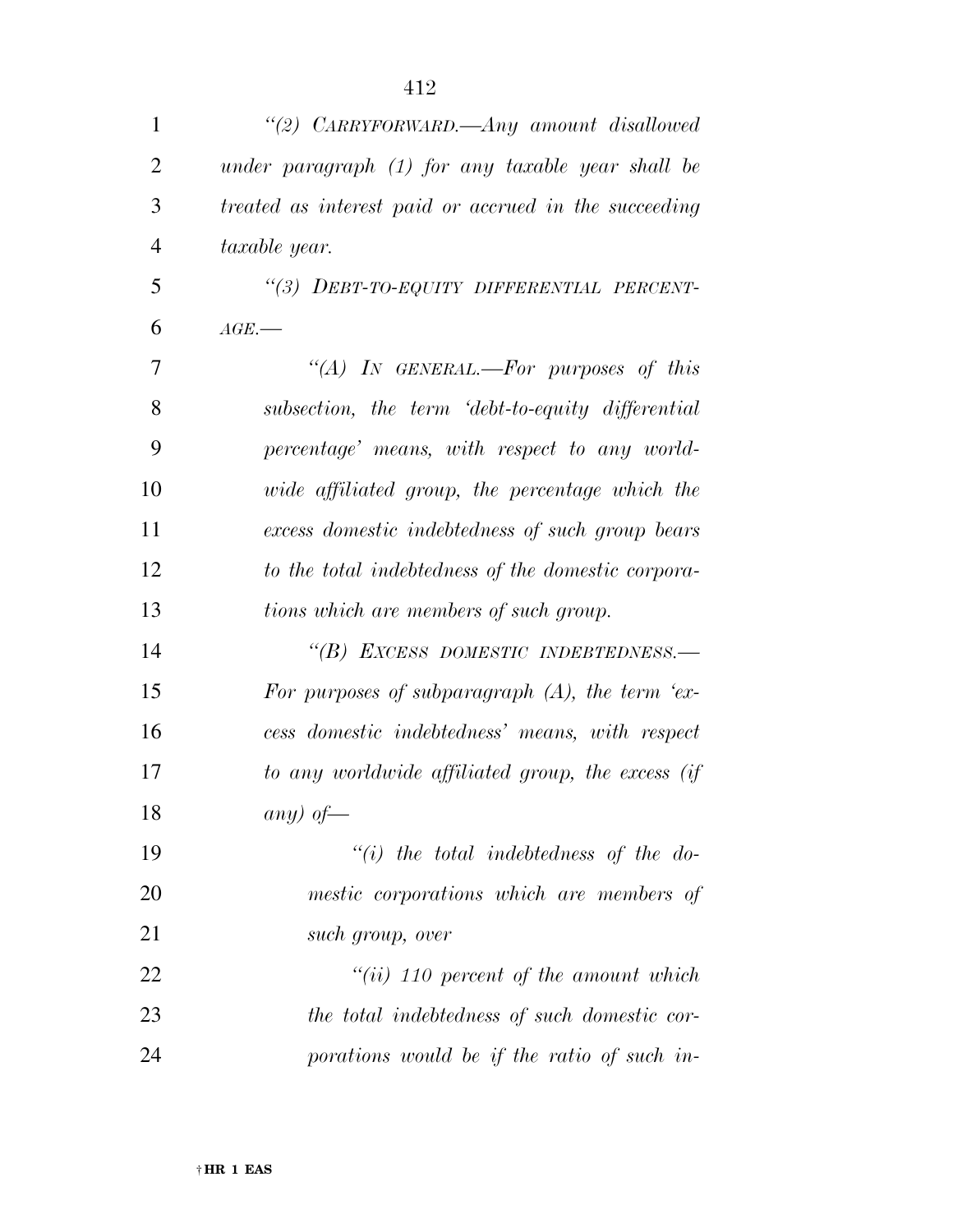*"(2) CARRYFORWARD.—Any amount disallowed under paragraph (1) for any taxable year shall be treated as interest paid or accrued in the succeeding taxable year.*

*"(3) DEBT-TO-EQUITY DIFFERENTIAL PERCENTAGE.—*

*"(A) IN GENERAL.—For purposes of this subsection, the term 'debt-to-equity differential percentage' means, with respect to any worldwide affiliated group, the percentage which the excess domestic indebtedness of such group bears to the total indebtedness of the domestic corporations which are members of such group.*

*"(B) EXCESS DOMESTIC INDEBTEDNESS.—For purposes of subparagraph (A), the term 'excess domestic indebtedness' means, with respect to any worldwide affiliated group, the excess (if any) of—*

*"(i) the total indebtedness of the domestic corporations which are members of such group, over*

*"(ii) 110 percent of the amount which the total indebtedness of such domestic corporations would be if the ratio of such in-*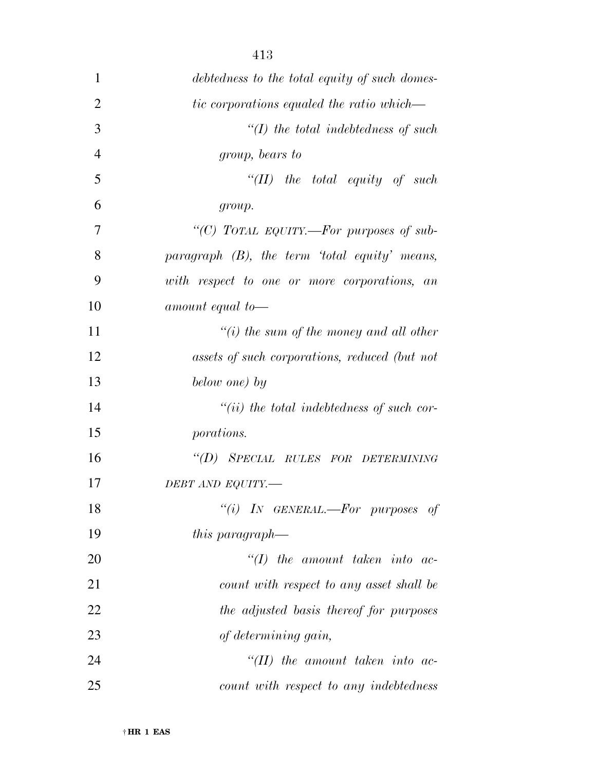*debtedness to the total equity of such domestic corporations equaled the ratio which—*

*“(I) the total indebtedness of such group, bears to*

*“(II) the total equity of such group.*

*“(C) TOTAL EQUITY.—For purposes of subparagraph (B), the term ‘total equity’ means, with respect to one or more corporations, an amount equal to—*

*“(i) the sum of the money and all other assets of such corporations, reduced (but not below one) by*

*“(ii) the total indebtedness of such corporations.*

*“(D) SPECIAL RULES FOR DETERMINING DEBT AND EQUITY.—*

*“(i) IN GENERAL.—For purposes of this paragraph—*

*“(I) the amount taken into account with respect to any asset shall be the adjusted basis thereof for purposes of determining gain,*

*“(II) the amount taken into account with respect to any indebtedness*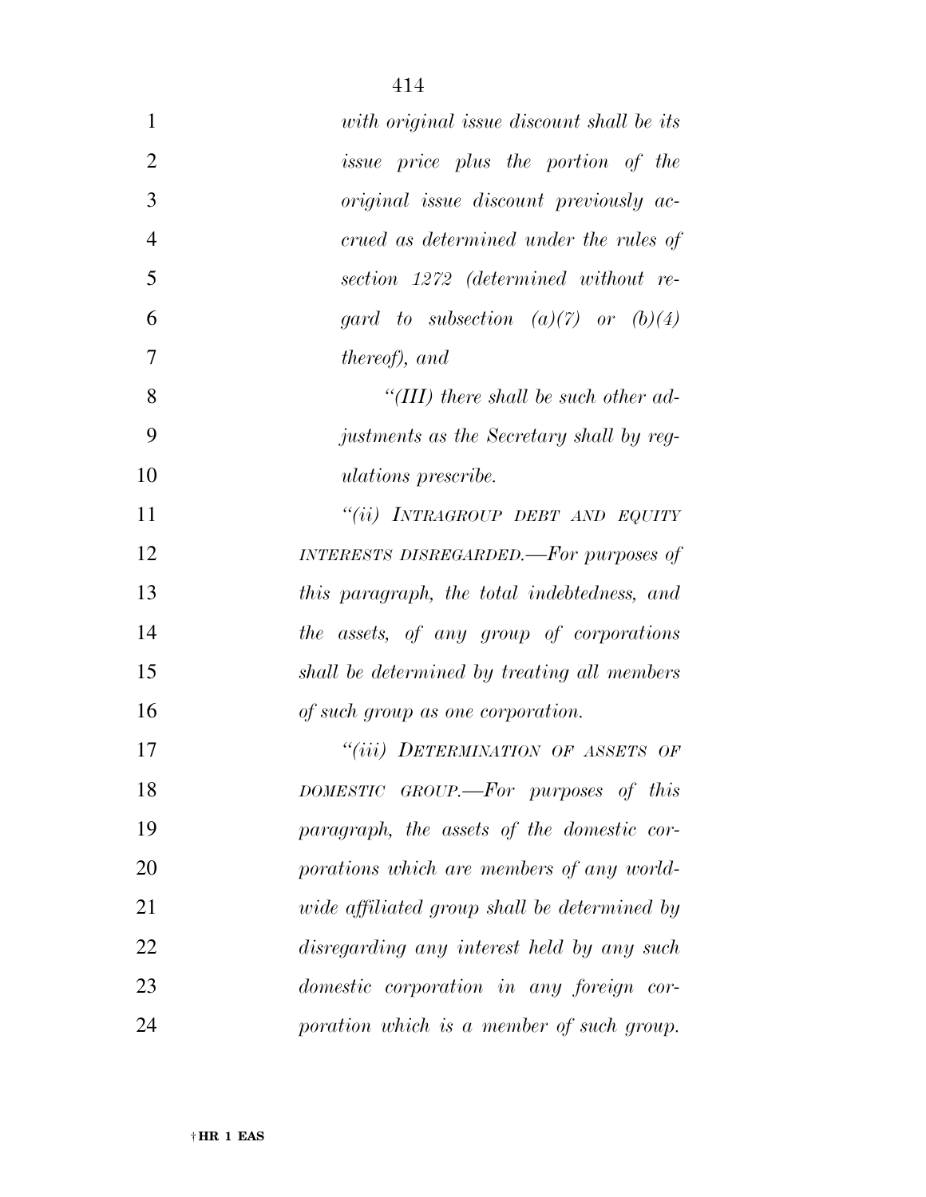*with original issue discount shall be its issue price plus the portion of the original issue discount previously accrued as determined under the rules of section 1272 (determined without regard to subsection (a)(7) or (b)(4) thereof), and*

*"(III) there shall be such other adjustments as the Secretary shall by regulations prescribe.*

*"(ii) INTRAGROUP DEBT AND EQUITY INTERESTS DISREGARDED.—For purposes of this paragraph, the total indebtedness, and the assets, of any group of corporations shall be determined by treating all members of such group as one corporation.*

*"(iii) DETERMINATION OF ASSETS OF DOMESTIC GROUP.—For purposes of this paragraph, the assets of the domestic corporations which are members of any worldwide affiliated group shall be determined by disregarding any interest held by any such domestic corporation in any foreign corporation which is a member of such group.*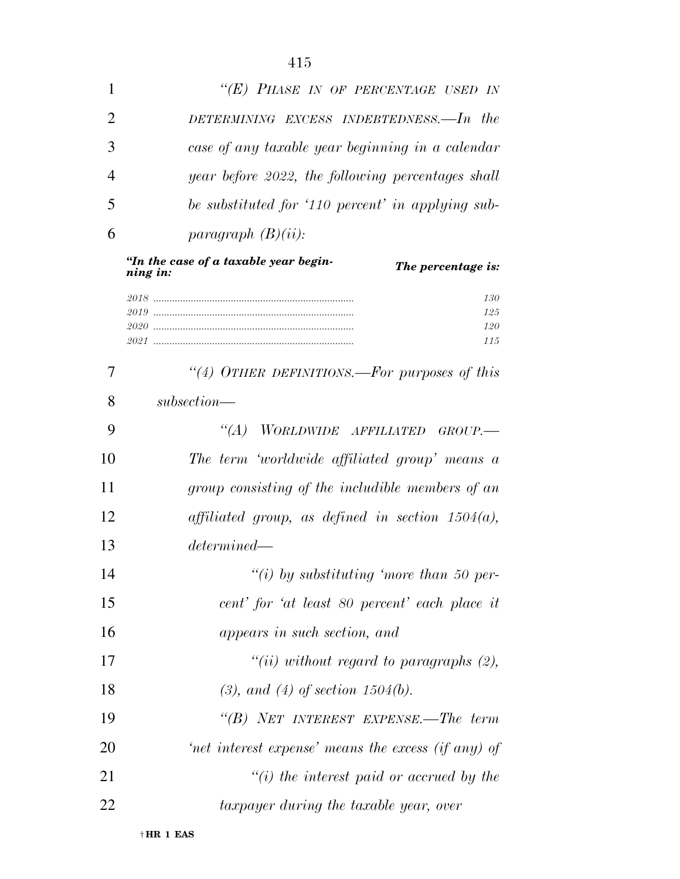*"(E) PHASE IN OF PERCENTAGE USED IN DETERMINING EXCESS INDEBTEDNESS.—In the case of any taxable year beginning in a calendar year before 2022, the following percentages shall be substituted for '110 percent' in applying subparagraph (B)(ii):*

| *"In the case of a taxable year beginning in:* | *The percentage is:* |
|---|---|
| *2018* | *130* |
| *2019* | *125* |
| *2020* | *120* |
| *2021* | *115* |

*"(4) OTHER DEFINITIONS.—For purposes of this subsection—*

*"(A) WORLDWIDE AFFILIATED GROUP.—The term 'worldwide affiliated group' means a group consisting of the includible members of an affiliated group, as defined in section 1504(a), determined—*

*"(i) by substituting 'more than 50 percent' for 'at least 80 percent' each place it appears in such section, and*

*"(ii) without regard to paragraphs (2), (3), and (4) of section 1504(b).*

*"(B) NET INTEREST EXPENSE.—The term 'net interest expense' means the excess (if any) of*

*"(i) the interest paid or accrued by the taxpayer during the taxable year, over*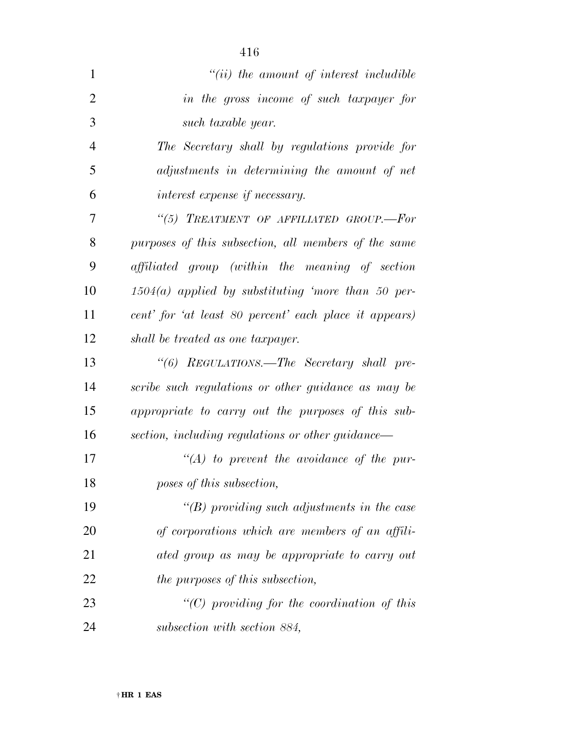*"(ii) the amount of interest includible in the gross income of such taxpayer for such taxable year.*

*The Secretary shall by regulations provide for adjustments in determining the amount of net interest expense if necessary.*

*"(5) TREATMENT OF AFFILIATED GROUP.—For purposes of this subsection, all members of the same affiliated group (within the meaning of section 1504(a) applied by substituting 'more than 50 percent' for 'at least 80 percent' each place it appears) shall be treated as one taxpayer.*

*"(6) REGULATIONS.—The Secretary shall prescribe such regulations or other guidance as may be appropriate to carry out the purposes of this subsection, including regulations or other guidance—*

*"(A) to prevent the avoidance of the purposes of this subsection,*

*"(B) providing such adjustments in the case of corporations which are members of an affiliated group as may be appropriate to carry out the purposes of this subsection,*

*"(C) providing for the coordination of this subsection with section 884,*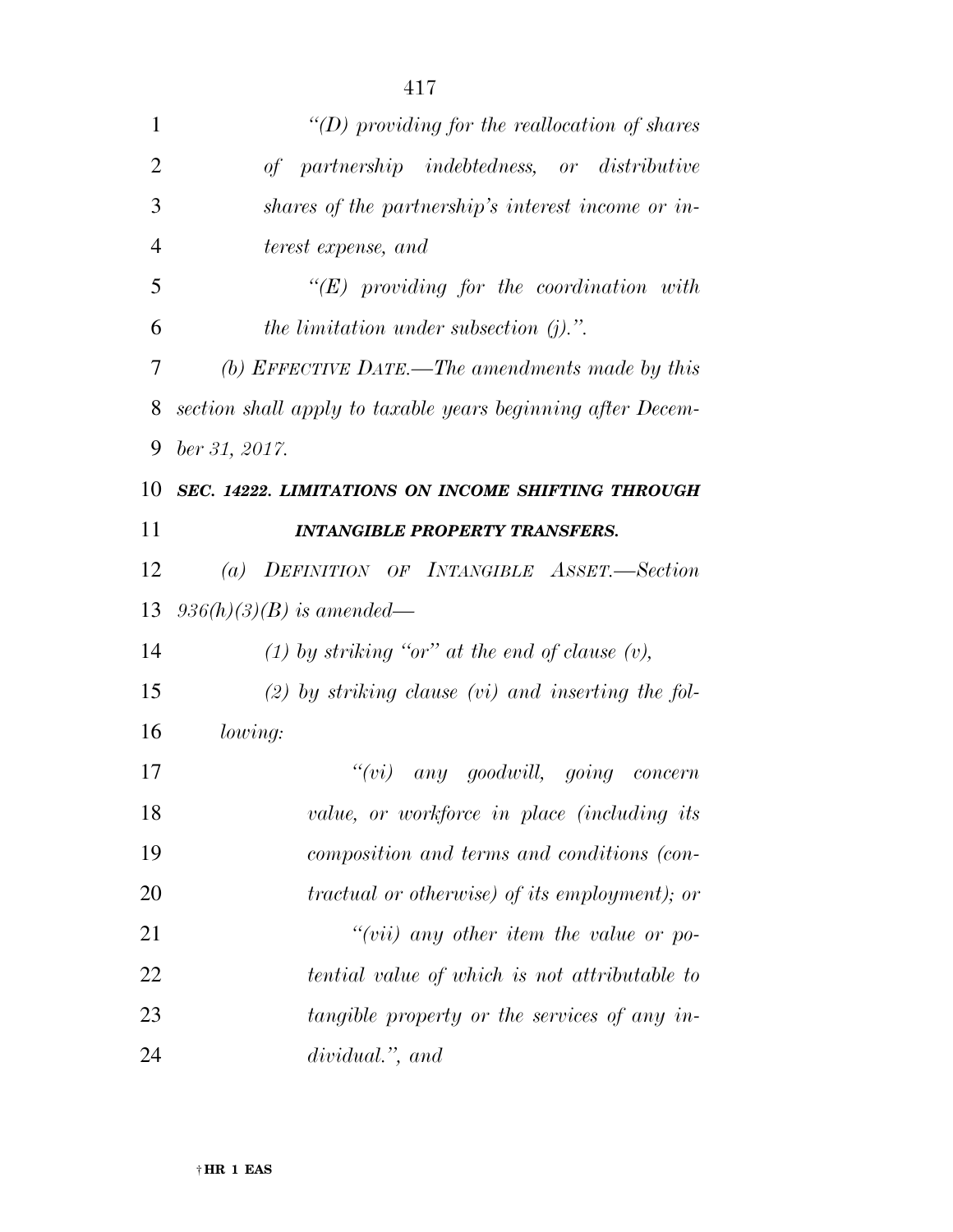*"(D) providing for the reallocation of shares of partnership indebtedness, or distributive shares of the partnership's interest income or interest expense, and*

*"(E) providing for the coordination with the limitation under subsection (j).".*

*(b) EFFECTIVE DATE.—The amendments made by this section shall apply to taxable years beginning after December 31, 2017.*

***SEC. 14222. LIMITATIONS ON INCOME SHIFTING THROUGH INTANGIBLE PROPERTY TRANSFERS.***

*(a) DEFINITION OF INTANGIBLE ASSET.—Section 936(h)(3)(B) is amended—*

*(1) by striking "or" at the end of clause (v),*

*(2) by striking clause (vi) and inserting the following:*

*"(vi) any goodwill, going concern value, or workforce in place (including its composition and terms and conditions (contractual or otherwise) of its employment); or*

*"(vii) any other item the value or potential value of which is not attributable to tangible property or the services of any individual.", and*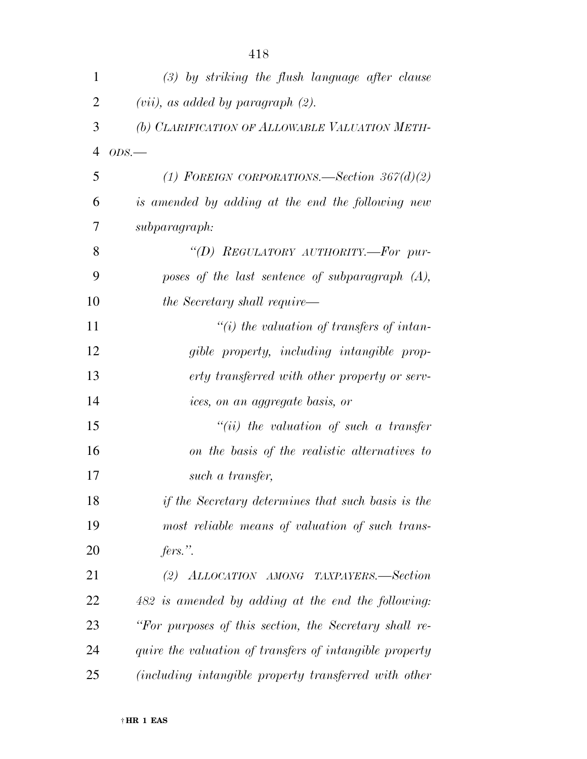*(3) by striking the flush language after clause (vii), as added by paragraph (2).*

*(b) CLARIFICATION OF ALLOWABLE VALUATION METHODS.—*

*(1) FOREIGN CORPORATIONS.—Section 367(d)(2) is amended by adding at the end the following new subparagraph:*

*"(D) REGULATORY AUTHORITY.—For purposes of the last sentence of subparagraph (A), the Secretary shall require—*

*"(i) the valuation of transfers of intangible property, including intangible property transferred with other property or services, on an aggregate basis, or*

*"(ii) the valuation of such a transfer on the basis of the realistic alternatives to such a transfer,*

*if the Secretary determines that such basis is the most reliable means of valuation of such transfers.".*

*(2) ALLOCATION AMONG TAXPAYERS.—Section 482 is amended by adding at the end the following: "For purposes of this section, the Secretary shall require the valuation of transfers of intangible property (including intangible property transferred with other*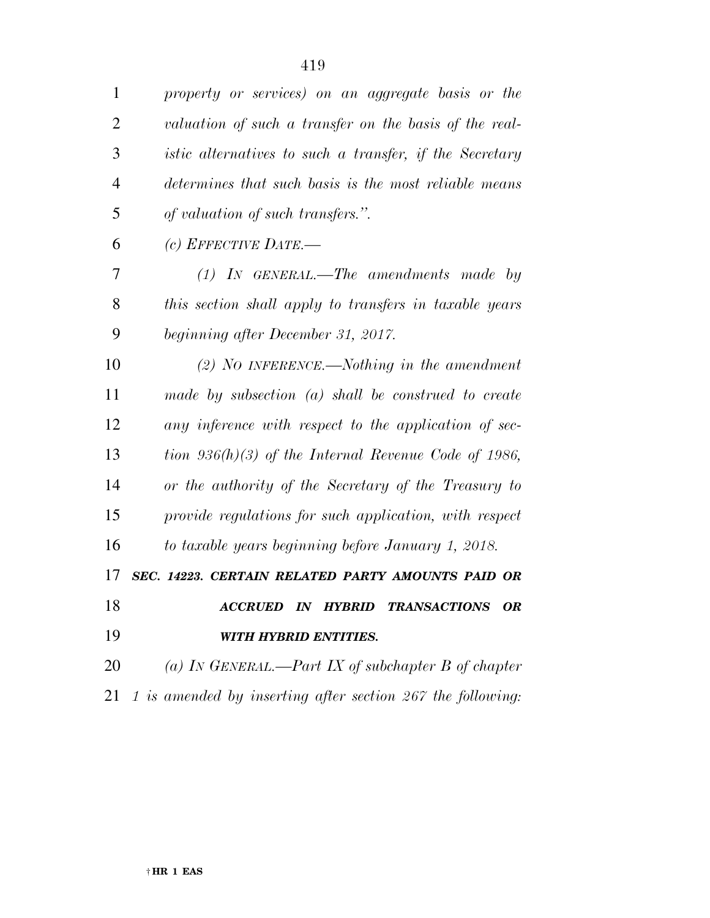*property or services) on an aggregate basis or the valuation of such a transfer on the basis of the realistic alternatives to such a transfer, if the Secretary determines that such basis is the most reliable means of valuation of such transfers.''.*

*(c) EFFECTIVE DATE.—*

*(1) IN GENERAL.—The amendments made by this section shall apply to transfers in taxable years beginning after December 31, 2017.*

*(2) NO INFERENCE.—Nothing in the amendment made by subsection (a) shall be construed to create any inference with respect to the application of section 936(h)(3) of the Internal Revenue Code of 1986, or the authority of the Secretary of the Treasury to provide regulations for such application, with respect to taxable years beginning before January 1, 2018.*

***SEC. 14223. CERTAIN RELATED PARTY AMOUNTS PAID OR ACCRUED IN HYBRID TRANSACTIONS OR WITH HYBRID ENTITIES.***

*(a) IN GENERAL.—Part IX of subchapter B of chapter 1 is amended by inserting after section 267 the following:*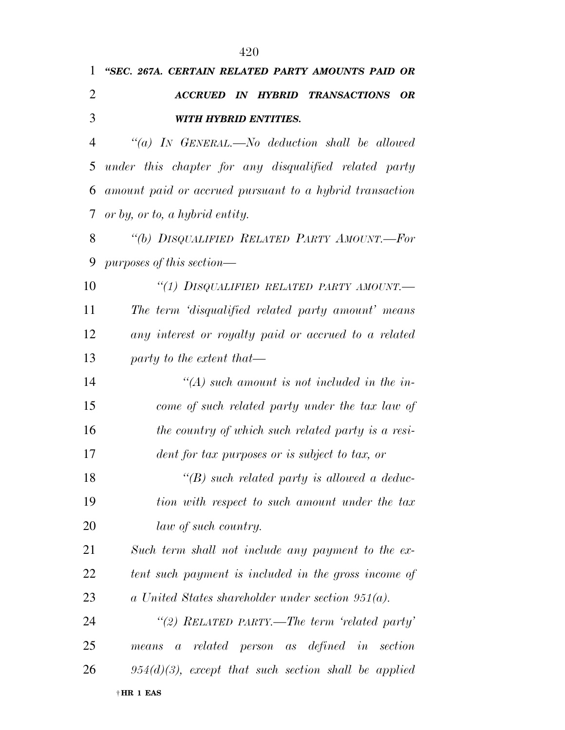***"SEC. 267A. CERTAIN RELATED PARTY AMOUNTS PAID OR ACCRUED IN HYBRID TRANSACTIONS OR WITH HYBRID ENTITIES.***

*"(a) IN GENERAL.—No deduction shall be allowed under this chapter for any disqualified related party amount paid or accrued pursuant to a hybrid transaction or by, or to, a hybrid entity.*

*"(b) DISQUALIFIED RELATED PARTY AMOUNT.—For purposes of this section—*

*"(1) DISQUALIFIED RELATED PARTY AMOUNT.— The term 'disqualified related party amount' means any interest or royalty paid or accrued to a related party to the extent that—*

*"(A) such amount is not included in the income of such related party under the tax law of the country of which such related party is a resident for tax purposes or is subject to tax, or*

*"(B) such related party is allowed a deduction with respect to such amount under the tax law of such country.*

*Such term shall not include any payment to the extent such payment is included in the gross income of a United States shareholder under section 951(a).*

*"(2) RELATED PARTY.—The term 'related party' means a related person as defined in section 954(d)(3), except that such section shall be applied*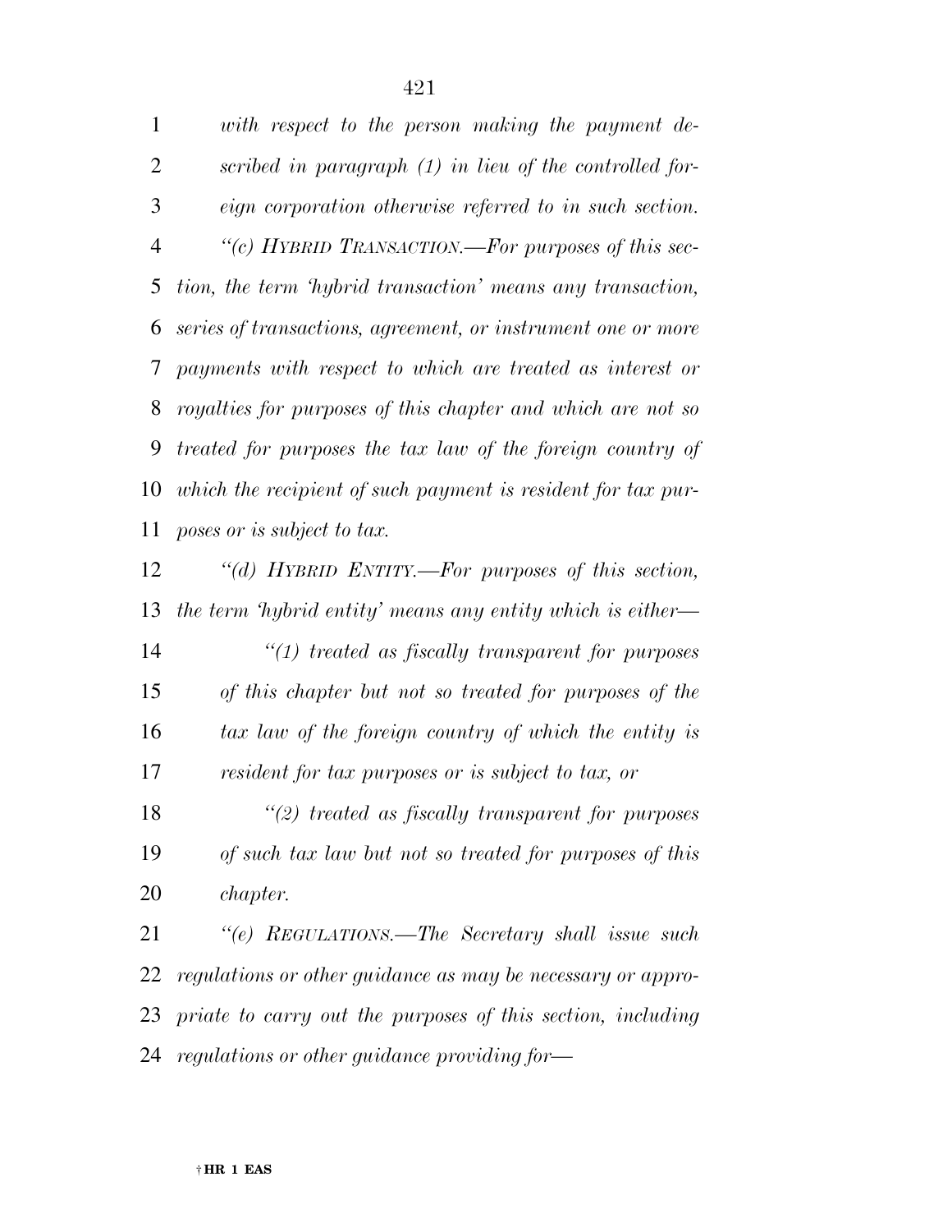*with respect to the person making the payment described in paragraph (1) in lieu of the controlled foreign corporation otherwise referred to in such section.*

*"(c) HYBRID TRANSACTION.—For purposes of this section, the term 'hybrid transaction' means any transaction, series of transactions, agreement, or instrument one or more payments with respect to which are treated as interest or royalties for purposes of this chapter and which are not so treated for purposes the tax law of the foreign country of which the recipient of such payment is resident for tax purposes or is subject to tax.*

*"(d) HYBRID ENTITY.—For purposes of this section, the term 'hybrid entity' means any entity which is either—*

*"(1) treated as fiscally transparent for purposes of this chapter but not so treated for purposes of the tax law of the foreign country of which the entity is resident for tax purposes or is subject to tax, or*

*"(2) treated as fiscally transparent for purposes of such tax law but not so treated for purposes of this chapter.*

*"(e) REGULATIONS.—The Secretary shall issue such regulations or other guidance as may be necessary or appropriate to carry out the purposes of this section, including regulations or other guidance providing for—*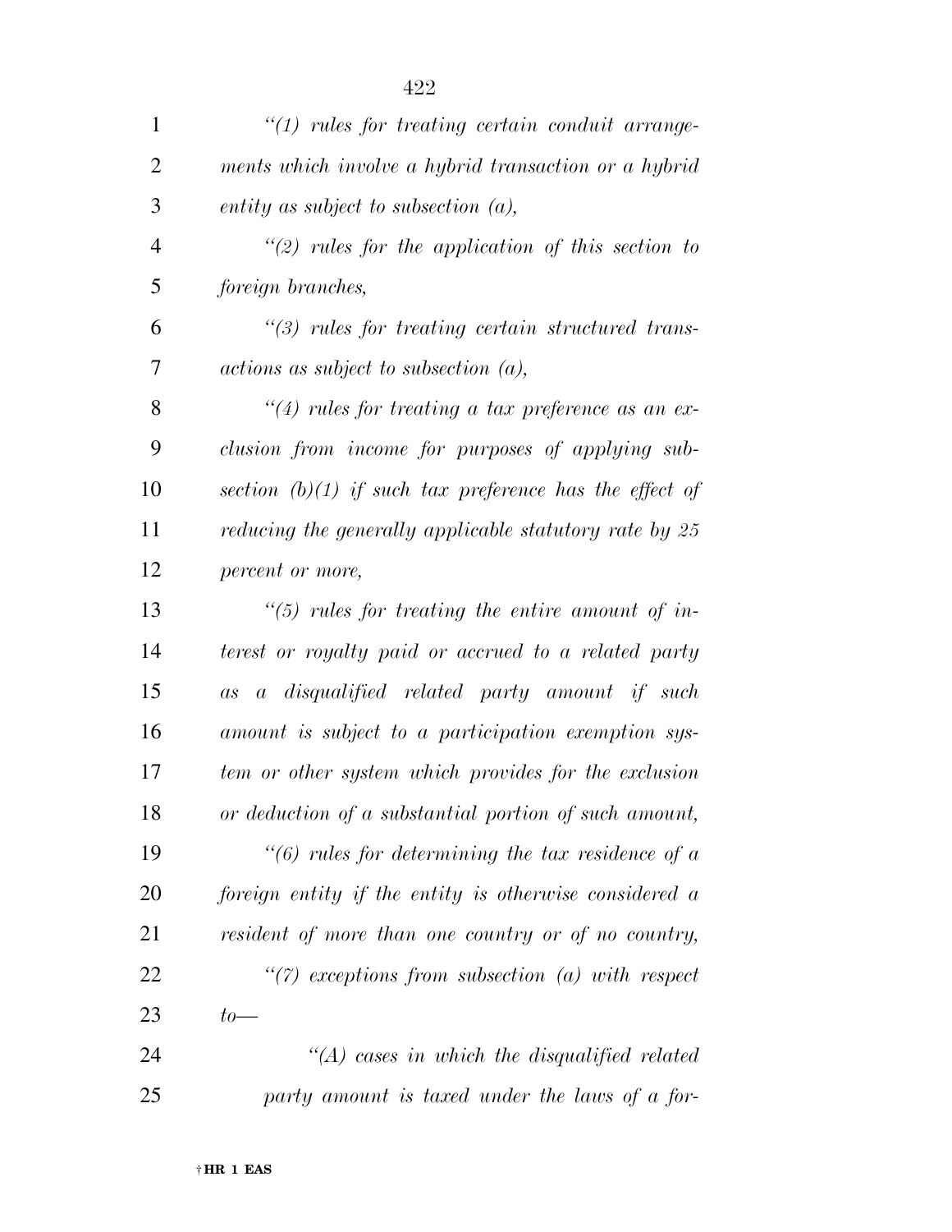*"(1) rules for treating certain conduit arrangements which involve a hybrid transaction or a hybrid entity as subject to subsection (a),*

*"(2) rules for the application of this section to foreign branches,*

*"(3) rules for treating certain structured transactions as subject to subsection (a),*

*"(4) rules for treating a tax preference as an exclusion from income for purposes of applying subsection (b)(1) if such tax preference has the effect of reducing the generally applicable statutory rate by 25 percent or more,*

*"(5) rules for treating the entire amount of interest or royalty paid or accrued to a related party as a disqualified related party amount if such amount is subject to a participation exemption system or other system which provides for the exclusion or deduction of a substantial portion of such amount,*

*"(6) rules for determining the tax residence of a foreign entity if the entity is otherwise considered a resident of more than one country or of no country,*

*"(7) exceptions from subsection (a) with respect to—*

*"(A) cases in which the disqualified related party amount is taxed under the laws of a for-*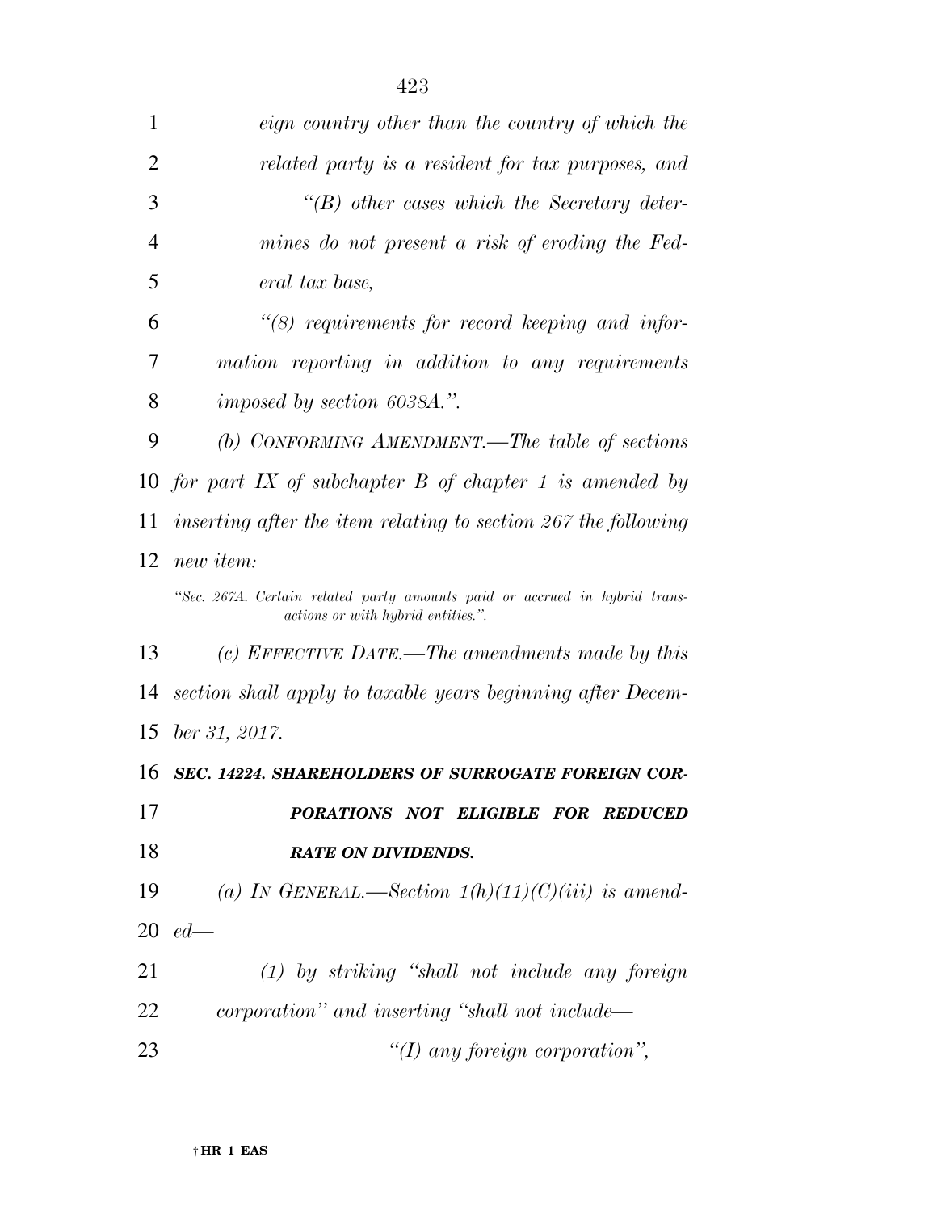*eign country other than the country of which the related party is a resident for tax purposes, and*

*"(B) other cases which the Secretary determines do not present a risk of eroding the Federal tax base,*

*"(8) requirements for record keeping and information reporting in addition to any requirements imposed by section 6038A.".*

*(b) CONFORMING AMENDMENT.—The table of sections for part IX of subchapter B of chapter 1 is amended by inserting after the item relating to section 267 the following new item:*

*"Sec. 267A. Certain related party amounts paid or accrued in hybrid transactions or with hybrid entities.".*

*(c) EFFECTIVE DATE.—The amendments made by this section shall apply to taxable years beginning after December 31, 2017.*

***SEC. 14224. SHAREHOLDERS OF SURROGATE FOREIGN CORPORATIONS NOT ELIGIBLE FOR REDUCED RATE ON DIVIDENDS.***

*(a) IN GENERAL.—Section 1(h)(11)(C)(iii) is amended—*

*(1) by striking "shall not include any foreign corporation" and inserting "shall not include—*

*"(I) any foreign corporation",*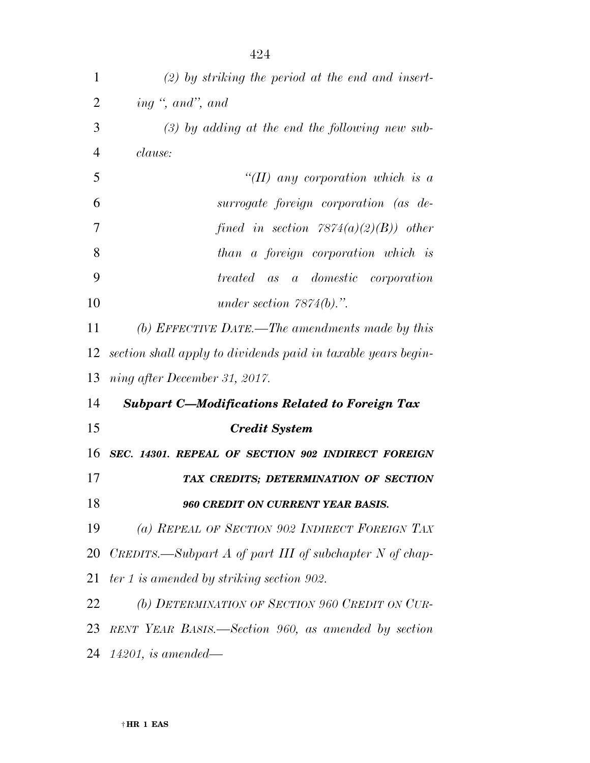*(2) by striking the period at the end and inserting ", and", and*

*(3) by adding at the end the following new subclause:*

*"(II) any corporation which is a surrogate foreign corporation (as defined in section 7874(a)(2)(B)) other than a foreign corporation which is treated as a domestic corporation under section 7874(b).".*

*(b) EFFECTIVE DATE.—The amendments made by this section shall apply to dividends paid in taxable years beginning after December 31, 2017.*

### ***Subpart C—Modifications Related to Foreign Tax Credit System***

#### ***SEC. 14301. REPEAL OF SECTION 902 INDIRECT FOREIGN TAX CREDITS; DETERMINATION OF SECTION 960 CREDIT ON CURRENT YEAR BASIS.***

*(a) REPEAL OF SECTION 902 INDIRECT FOREIGN TAX CREDITS.—Subpart A of part III of subchapter N of chapter 1 is amended by striking section 902.*

*(b) DETERMINATION OF SECTION 960 CREDIT ON CURRENT YEAR BASIS.—Section 960, as amended by section 14201, is amended—*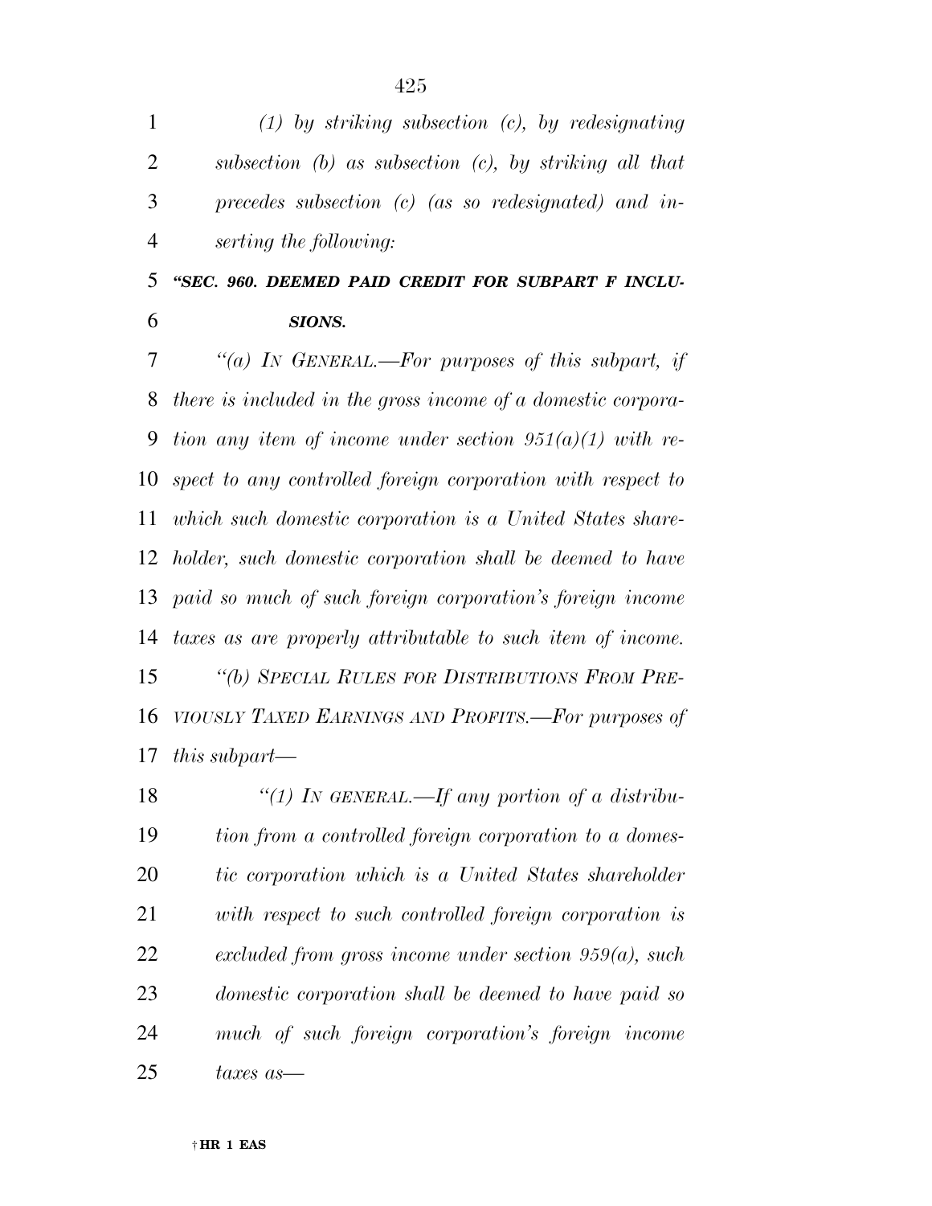*(1) by striking subsection (c), by redesignating subsection (b) as subsection (c), by striking all that precedes subsection (c) (as so redesignated) and inserting the following:*

***"SEC. 960. DEEMED PAID CREDIT FOR SUBPART F INCLUSIONS.***

*"(a) IN GENERAL.—For purposes of this subpart, if there is included in the gross income of a domestic corporation any item of income under section 951(a)(1) with respect to any controlled foreign corporation with respect to which such domestic corporation is a United States shareholder, such domestic corporation shall be deemed to have paid so much of such foreign corporation's foreign income taxes as are properly attributable to such item of income.*

*"(b) SPECIAL RULES FOR DISTRIBUTIONS FROM PREVIOUSLY TAXED EARNINGS AND PROFITS.—For purposes of this subpart—*

*"(1) IN GENERAL.—If any portion of a distribution from a controlled foreign corporation to a domestic corporation which is a United States shareholder with respect to such controlled foreign corporation is excluded from gross income under section 959(a), such domestic corporation shall be deemed to have paid so much of such foreign corporation's foreign income taxes as—*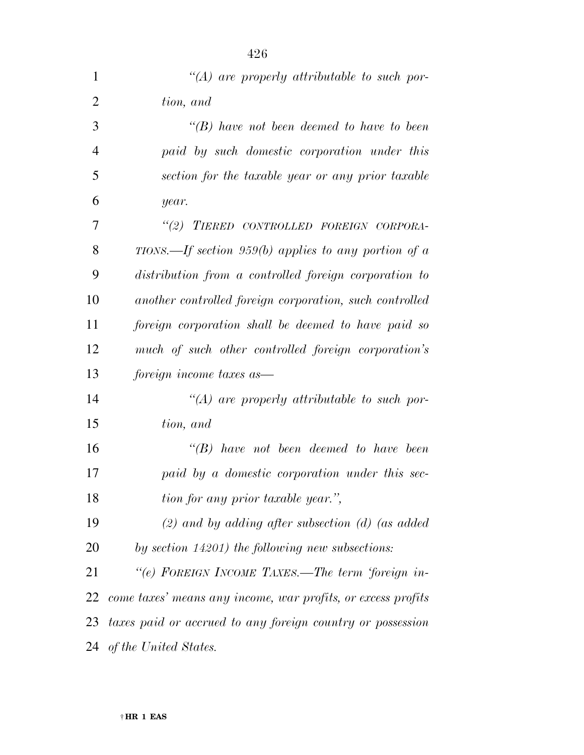*"(A) are properly attributable to such portion, and*

*"(B) have not been deemed to have to been paid by such domestic corporation under this section for the taxable year or any prior taxable year.*

*"(2) TIERED CONTROLLED FOREIGN CORPORATIONS.—If section 959(b) applies to any portion of a distribution from a controlled foreign corporation to another controlled foreign corporation, such controlled foreign corporation shall be deemed to have paid so much of such other controlled foreign corporation's foreign income taxes as—*

*"(A) are properly attributable to such portion, and*

*"(B) have not been deemed to have been paid by a domestic corporation under this section for any prior taxable year.",*

*(2) and by adding after subsection (d) (as added by section 14201) the following new subsections:*

*"(e) FOREIGN INCOME TAXES.—The term 'foreign income taxes' means any income, war profits, or excess profits taxes paid or accrued to any foreign country or possession of the United States.*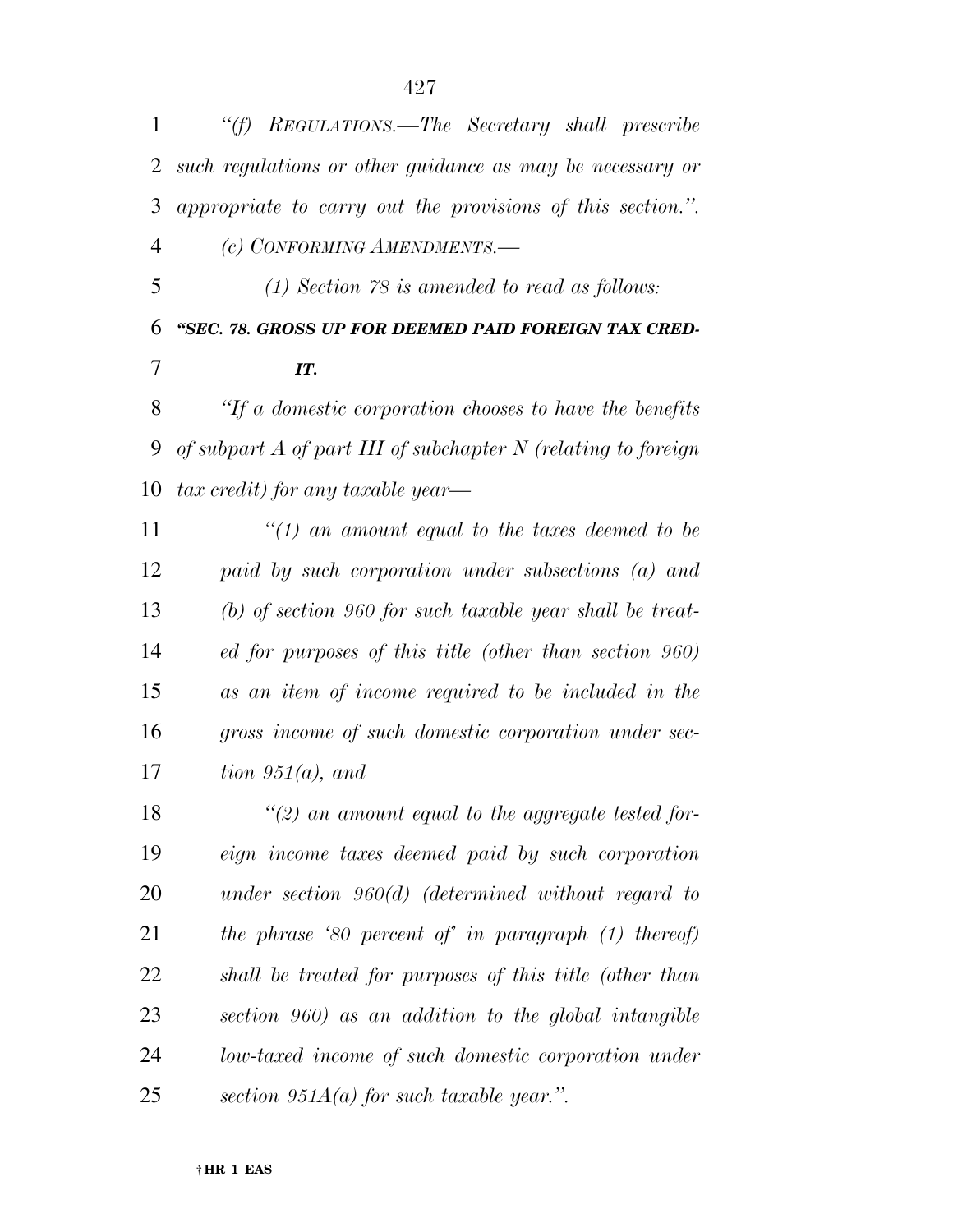*"(f) REGULATIONS.—The Secretary shall prescribe such regulations or other guidance as may be necessary or appropriate to carry out the provisions of this section.".*

*(c) CONFORMING AMENDMENTS.—*

*(1) Section 78 is amended to read as follows:*

***"SEC. 78. GROSS UP FOR DEEMED PAID FOREIGN TAX CREDIT.***

*"If a domestic corporation chooses to have the benefits of subpart A of part III of subchapter N (relating to foreign tax credit) for any taxable year—*

*"(1) an amount equal to the taxes deemed to be paid by such corporation under subsections (a) and (b) of section 960 for such taxable year shall be treated for purposes of this title (other than section 960) as an item of income required to be included in the gross income of such domestic corporation under section 951(a), and*

*"(2) an amount equal to the aggregate tested foreign income taxes deemed paid by such corporation under section 960(d) (determined without regard to the phrase '80 percent of' in paragraph (1) thereof) shall be treated for purposes of this title (other than section 960) as an addition to the global intangible low-taxed income of such domestic corporation under section 951A(a) for such taxable year.".*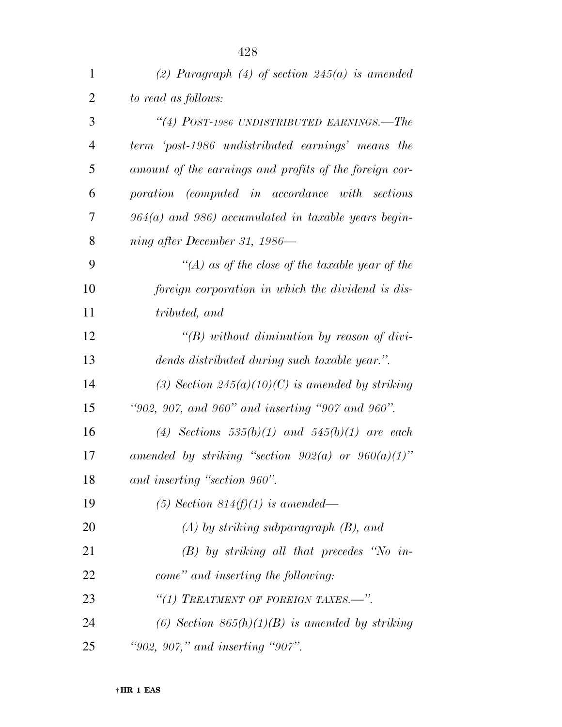*(2) Paragraph (4) of section 245(a) is amended to read as follows:*

*"(4) POST-1986 UNDISTRIBUTED EARNINGS.—The term 'post-1986 undistributed earnings' means the amount of the earnings and profits of the foreign corporation (computed in accordance with sections 964(a) and 986) accumulated in taxable years beginning after December 31, 1986—*

*"(A) as of the close of the taxable year of the foreign corporation in which the dividend is distributed, and*

*"(B) without diminution by reason of dividends distributed during such taxable year.".*

*(3) Section 245(a)(10)(C) is amended by striking "902, 907, and 960" and inserting "907 and 960".*

*(4) Sections 535(b)(1) and 545(b)(1) are each amended by striking "section 902(a) or 960(a)(1)" and inserting "section 960".*

*(5) Section 814(f)(1) is amended—*

*(A) by striking subparagraph (B), and*

*(B) by striking all that precedes "No income" and inserting the following:*

*"(1) TREATMENT OF FOREIGN TAXES.—".*

*(6) Section 865(h)(1)(B) is amended by striking "902, 907," and inserting "907".*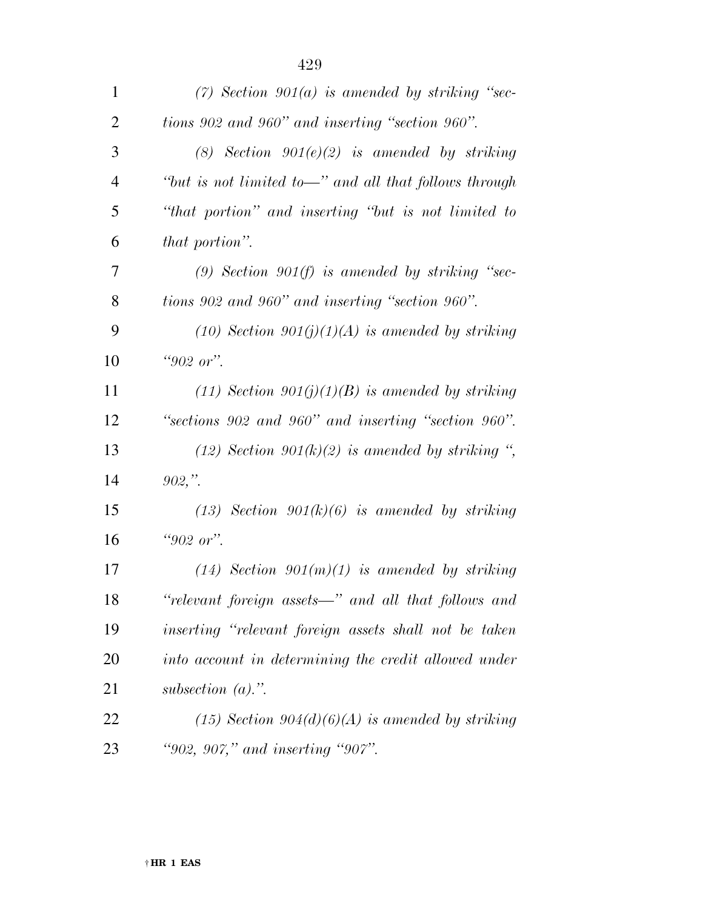*(7) Section 901(a) is amended by striking "sections 902 and 960" and inserting "section 960".*

*(8) Section 901(e)(2) is amended by striking "but is not limited to—" and all that follows through "that portion" and inserting "but is not limited to that portion".*

*(9) Section 901(f) is amended by striking "sections 902 and 960" and inserting "section 960".*

*(10) Section 901(j)(1)(A) is amended by striking "902 or".*

*(11) Section 901(j)(1)(B) is amended by striking "sections 902 and 960" and inserting "section 960".*

*(12) Section 901(k)(2) is amended by striking ", 902,".*

*(13) Section 901(k)(6) is amended by striking "902 or".*

*(14) Section 901(m)(1) is amended by striking "relevant foreign assets—" and all that follows and inserting "relevant foreign assets shall not be taken into account in determining the credit allowed under subsection (a).".*

*(15) Section 904(d)(6)(A) is amended by striking "902, 907," and inserting "907".*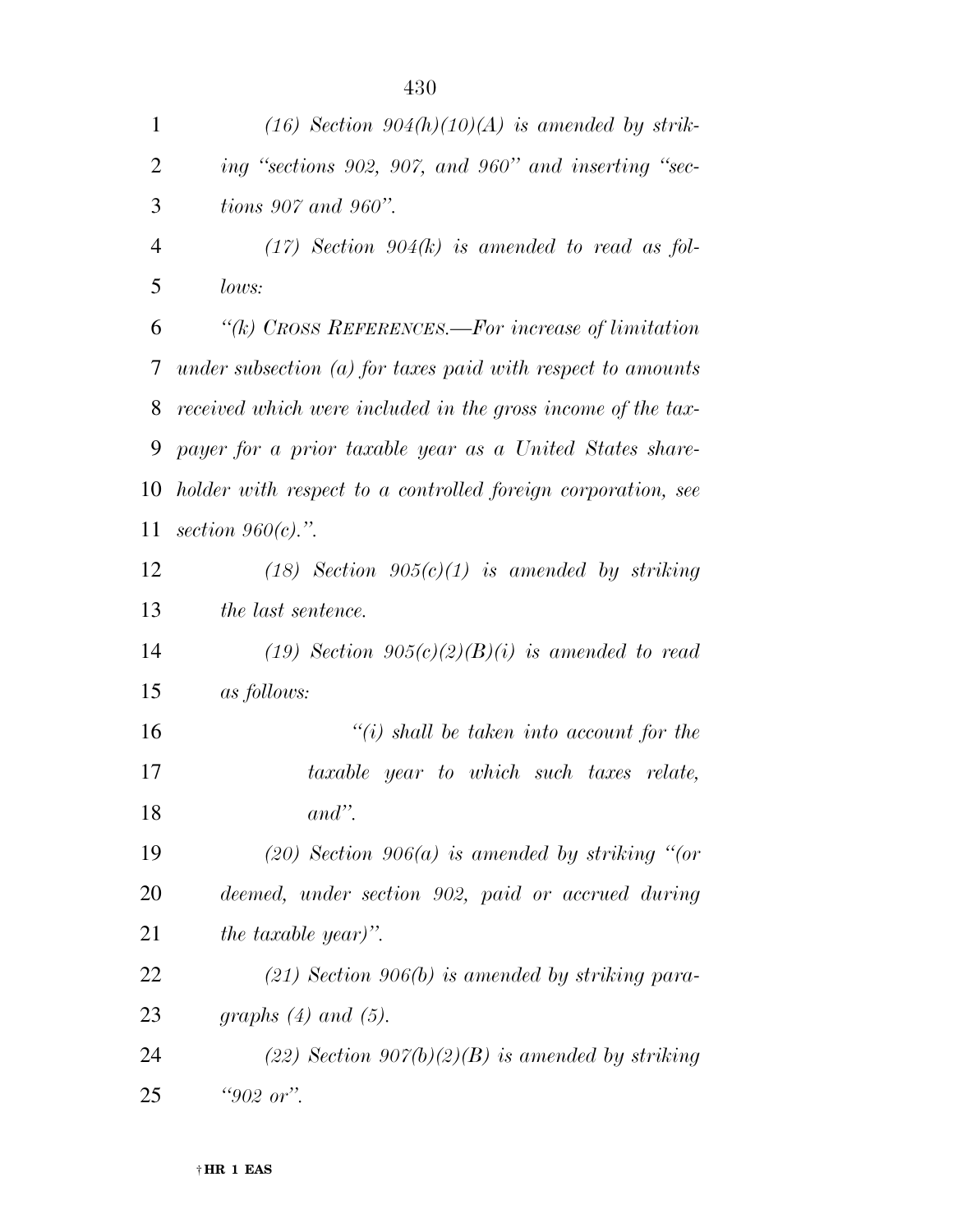*(16) Section 904(h)(10)(A) is amended by striking "sections 902, 907, and 960" and inserting "sections 907 and 960".*

*(17) Section 904(k) is amended to read as follows:*

*"(k) CROSS REFERENCES.—For increase of limitation under subsection (a) for taxes paid with respect to amounts received which were included in the gross income of the taxpayer for a prior taxable year as a United States shareholder with respect to a controlled foreign corporation, see section 960(c).".*

*(18) Section 905(c)(1) is amended by striking the last sentence.*

*(19) Section 905(c)(2)(B)(i) is amended to read as follows:*

*"(i) shall be taken into account for the taxable year to which such taxes relate, and".*

*(20) Section 906(a) is amended by striking "(or deemed, under section 902, paid or accrued during the taxable year)".*

*(21) Section 906(b) is amended by striking paragraphs (4) and (5).*

*(22) Section 907(b)(2)(B) is amended by striking "902 or".*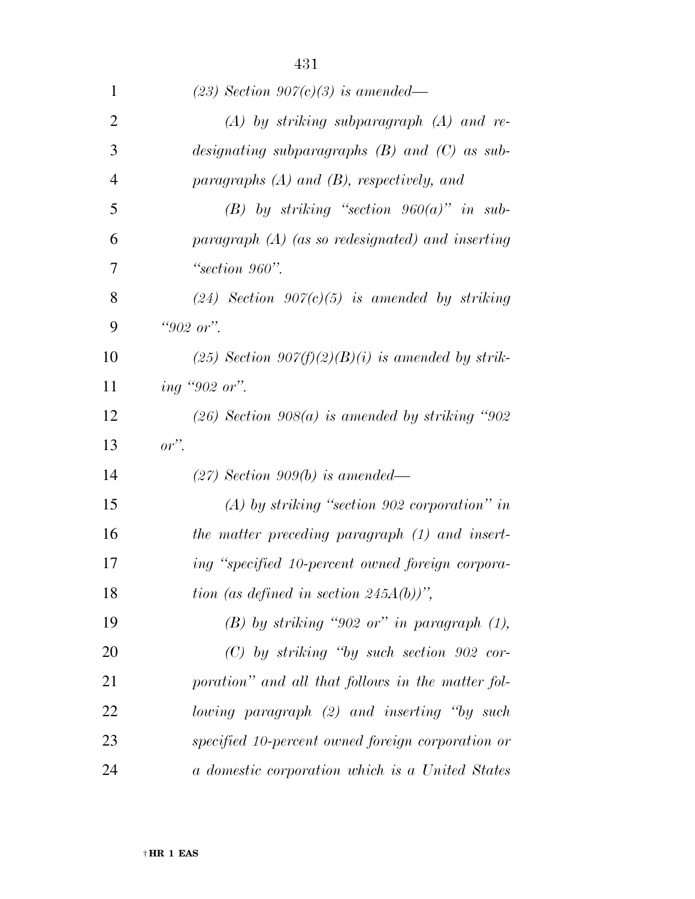*(23) Section 907(c)(3) is amended—*

*(A) by striking subparagraph (A) and redesignating subparagraphs (B) and (C) as subparagraphs (A) and (B), respectively, and*

*(B) by striking "section 960(a)" in subparagraph (A) (as so redesignated) and inserting "section 960".*

*(24) Section 907(c)(5) is amended by striking "902 or".*

*(25) Section 907(f)(2)(B)(i) is amended by striking "902 or".*

*(26) Section 908(a) is amended by striking "902 or".*

*(27) Section 909(b) is amended—*

*(A) by striking "section 902 corporation" in the matter preceding paragraph (1) and inserting "specified 10-percent owned foreign corporation (as defined in section 245A(b))",*

*(B) by striking "902 or" in paragraph (1),*

*(C) by striking "by such section 902 corporation" and all that follows in the matter following paragraph (2) and inserting "by such specified 10-percent owned foreign corporation or a domestic corporation which is a United States*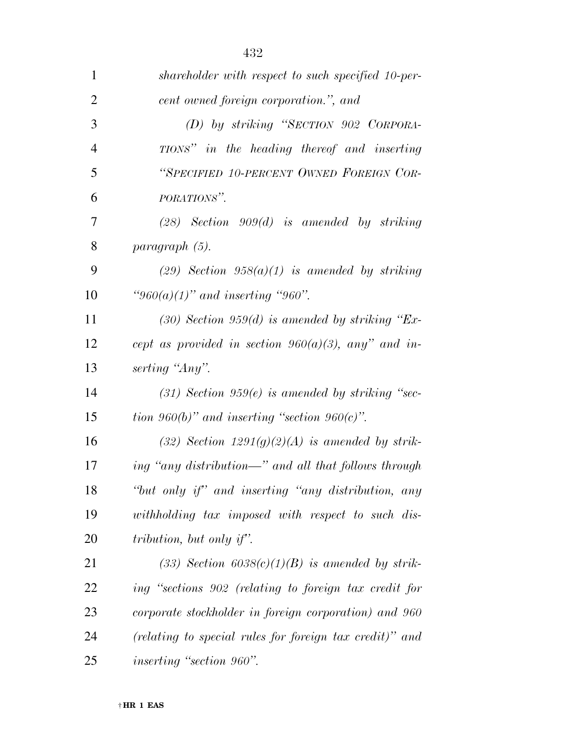*shareholder with respect to such specified 10-percent owned foreign corporation.", and*

*(D) by striking "SECTION 902 CORPORATIONS" in the heading thereof and inserting "SPECIFIED 10-PERCENT OWNED FOREIGN CORPORATIONS".*

*(28) Section 909(d) is amended by striking paragraph (5).*

*(29) Section 958(a)(1) is amended by striking "960(a)(1)" and inserting "960".*

*(30) Section 959(d) is amended by striking "Except as provided in section 960(a)(3), any" and inserting "Any".*

*(31) Section 959(e) is amended by striking "section 960(b)" and inserting "section 960(c)".*

*(32) Section 1291(g)(2)(A) is amended by striking "any distribution—" and all that follows through "but only if" and inserting "any distribution, any withholding tax imposed with respect to such distribution, but only if".*

*(33) Section 6038(c)(1)(B) is amended by striking "sections 902 (relating to foreign tax credit for corporate stockholder in foreign corporation) and 960 (relating to special rules for foreign tax credit)" and inserting "section 960".*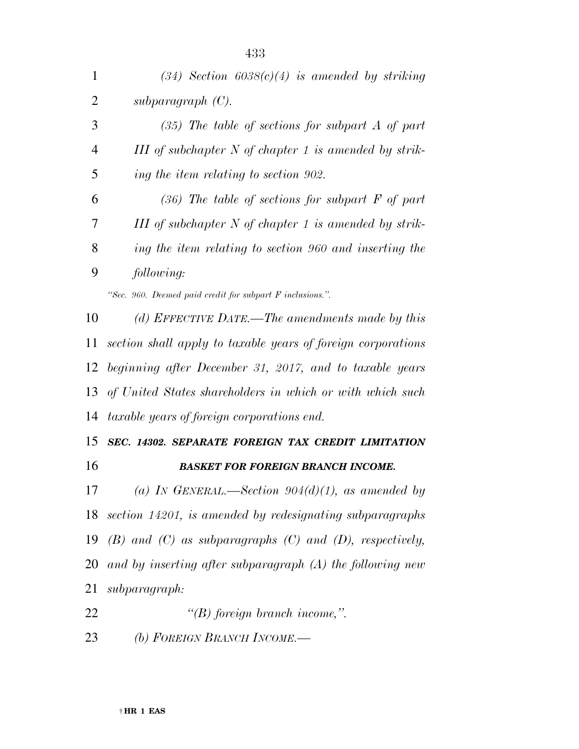*(34) Section 6038(c)(4) is amended by striking subparagraph (C).*

*(35) The table of sections for subpart A of part III of subchapter N of chapter 1 is amended by striking the item relating to section 902.*

*(36) The table of sections for subpart F of part III of subchapter N of chapter 1 is amended by striking the item relating to section 960 and inserting the following:*

*"Sec. 960. Deemed paid credit for subpart F inclusions.".*

*(d) EFFECTIVE DATE.—The amendments made by this section shall apply to taxable years of foreign corporations beginning after December 31, 2017, and to taxable years of United States shareholders in which or with which such taxable years of foreign corporations end.*

***SEC. 14302. SEPARATE FOREIGN TAX CREDIT LIMITATION BASKET FOR FOREIGN BRANCH INCOME.***

*(a) IN GENERAL.—Section 904(d)(1), as amended by section 14201, is amended by redesignating subparagraphs (B) and (C) as subparagraphs (C) and (D), respectively, and by inserting after subparagraph (A) the following new subparagraph:*

*"(B) foreign branch income,".*

*(b) FOREIGN BRANCH INCOME.—*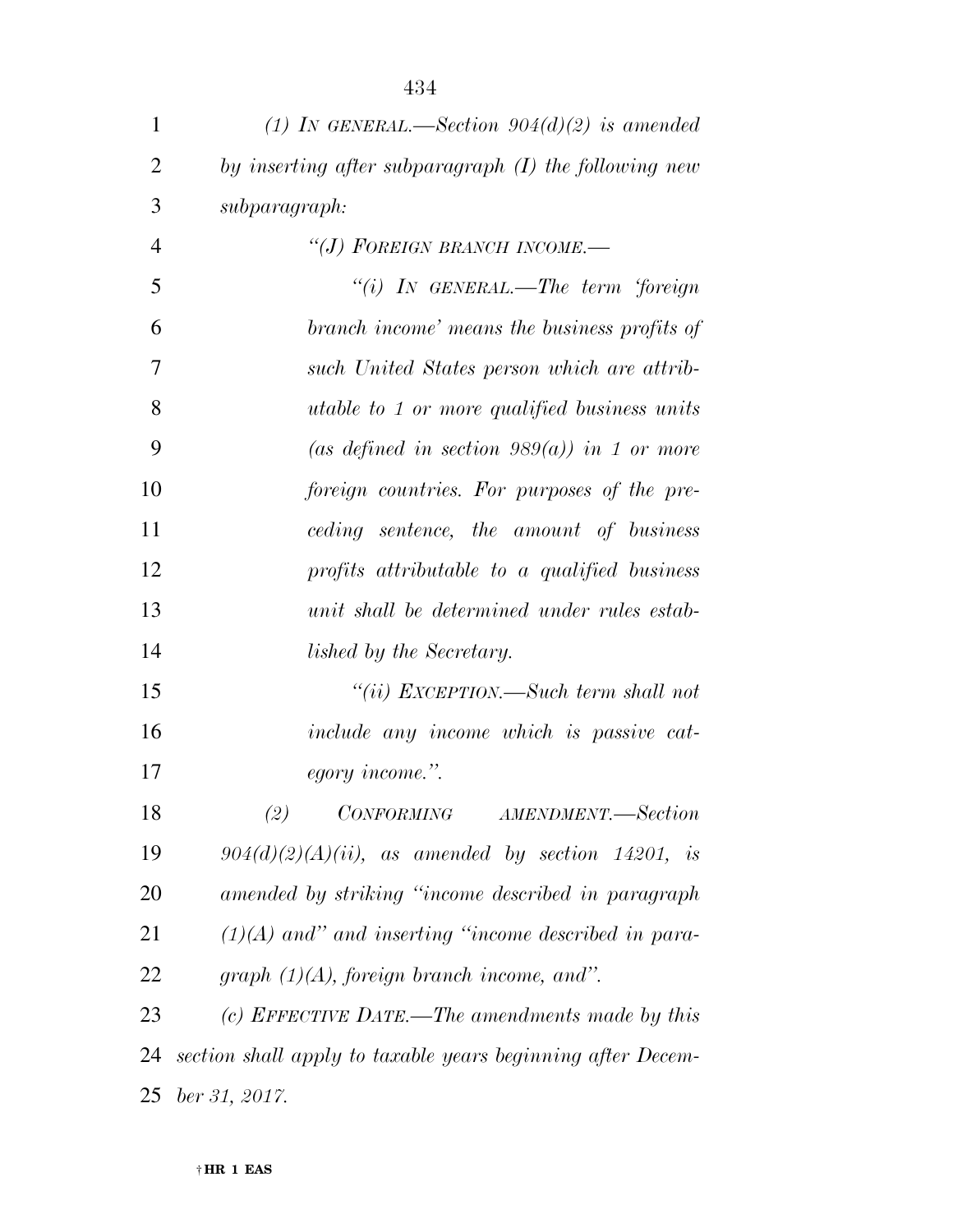*(1) IN GENERAL.—Section 904(d)(2) is amended by inserting after subparagraph (I) the following new subparagraph:*

*"(J) FOREIGN BRANCH INCOME.—*

*"(i) IN GENERAL.—The term 'foreign branch income' means the business profits of such United States person which are attributable to 1 or more qualified business units (as defined in section 989(a)) in 1 or more foreign countries. For purposes of the preceding sentence, the amount of business profits attributable to a qualified business unit shall be determined under rules established by the Secretary.*

*"(ii) EXCEPTION.—Such term shall not include any income which is passive category income.".*

*(2) CONFORMING AMENDMENT.—Section 904(d)(2)(A)(ii), as amended by section 14201, is amended by striking "income described in paragraph (1)(A) and" and inserting "income described in paragraph (1)(A), foreign branch income, and".*

*(c) EFFECTIVE DATE.—The amendments made by this section shall apply to taxable years beginning after December 31, 2017.*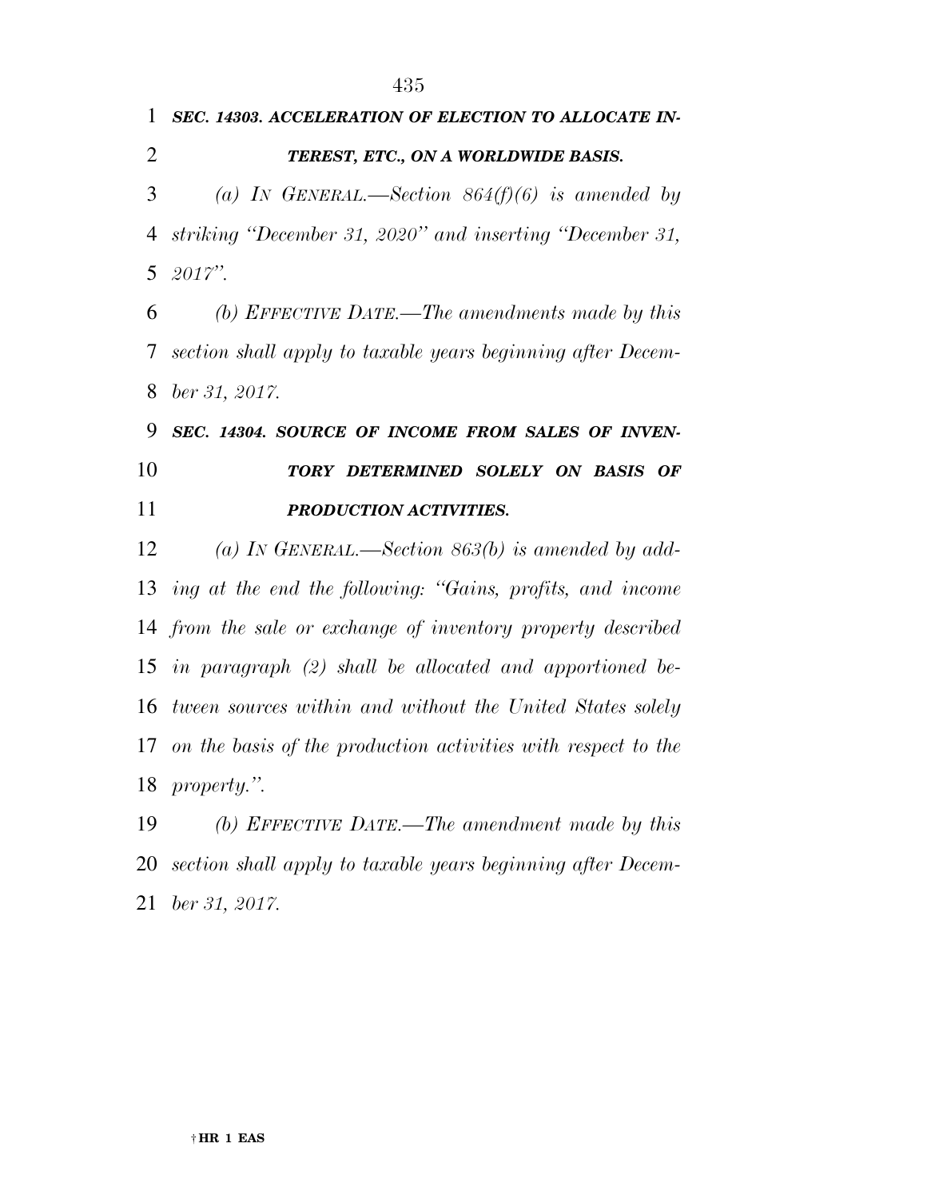***SEC. 14303. ACCELERATION OF ELECTION TO ALLOCATE INTEREST, ETC., ON A WORLDWIDE BASIS.***

*(a) IN GENERAL.—Section 864(f)(6) is amended by striking "December 31, 2020" and inserting "December 31, 2017".*

*(b) EFFECTIVE DATE.—The amendments made by this section shall apply to taxable years beginning after December 31, 2017.*

***SEC. 14304. SOURCE OF INCOME FROM SALES OF INVENTORY DETERMINED SOLELY ON BASIS OF PRODUCTION ACTIVITIES.***

*(a) IN GENERAL.—Section 863(b) is amended by adding at the end the following: "Gains, profits, and income from the sale or exchange of inventory property described in paragraph (2) shall be allocated and apportioned between sources within and without the United States solely on the basis of the production activities with respect to the property.".*

*(b) EFFECTIVE DATE.—The amendment made by this section shall apply to taxable years beginning after December 31, 2017.*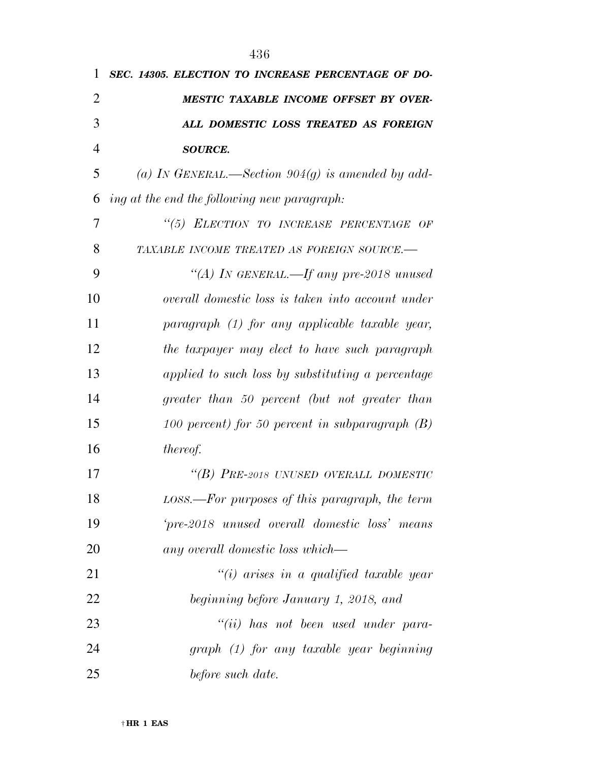***SEC. 14305. ELECTION TO INCREASE PERCENTAGE OF DOMESTIC TAXABLE INCOME OFFSET BY OVERALL DOMESTIC LOSS TREATED AS FOREIGN SOURCE.***

*(a) IN GENERAL.—Section 904(g) is amended by adding at the end the following new paragraph:*

*"(5) ELECTION TO INCREASE PERCENTAGE OF TAXABLE INCOME TREATED AS FOREIGN SOURCE.—*

*"(A) IN GENERAL.—If any pre-2018 unused overall domestic loss is taken into account under paragraph (1) for any applicable taxable year, the taxpayer may elect to have such paragraph applied to such loss by substituting a percentage greater than 50 percent (but not greater than 100 percent) for 50 percent in subparagraph (B) thereof.*

*"(B) PRE-2018 UNUSED OVERALL DOMESTIC LOSS.—For purposes of this paragraph, the term 'pre-2018 unused overall domestic loss' means any overall domestic loss which—*

*"(i) arises in a qualified taxable year beginning before January 1, 2018, and*

*"(ii) has not been used under paragraph (1) for any taxable year beginning before such date.*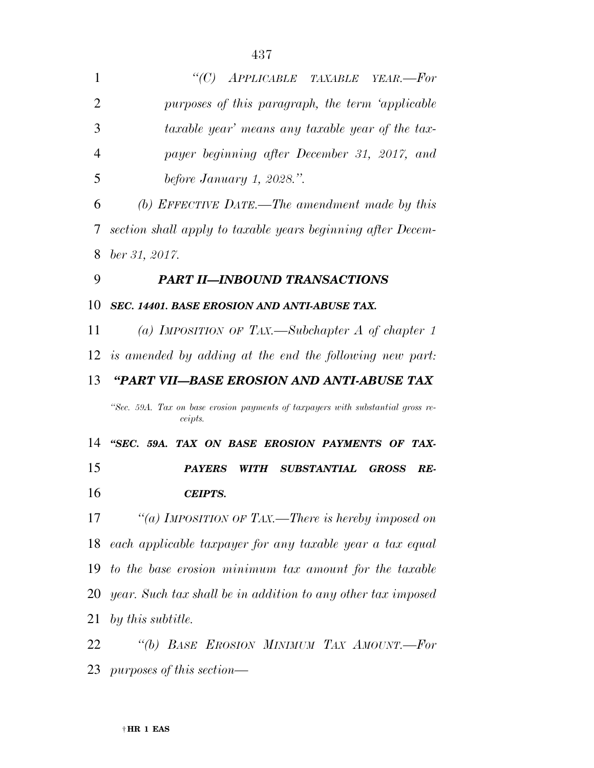*"(C) APPLICABLE TAXABLE YEAR.—For purposes of this paragraph, the term 'applicable taxable year' means any taxable year of the taxpayer beginning after December 31, 2017, and before January 1, 2028.".*

*(b) EFFECTIVE DATE.—The amendment made by this section shall apply to taxable years beginning after December 31, 2017.*

## *PART II—INBOUND TRANSACTIONS*

### *SEC. 14401. BASE EROSION AND ANTI-ABUSE TAX.*

*(a) IMPOSITION OF TAX.—Subchapter A of chapter 1 is amended by adding at the end the following new part:*

## *"PART VII—BASE EROSION AND ANTI-ABUSE TAX*

*"Sec. 59A. Tax on base erosion payments of taxpayers with substantial gross receipts.*

### *"SEC. 59A. TAX ON BASE EROSION PAYMENTS OF TAXPAYERS WITH SUBSTANTIAL GROSS RECEIPTS.*

*"(a) IMPOSITION OF TAX.—There is hereby imposed on each applicable taxpayer for any taxable year a tax equal to the base erosion minimum tax amount for the taxable year. Such tax shall be in addition to any other tax imposed by this subtitle.*

*"(b) BASE EROSION MINIMUM TAX AMOUNT.—For purposes of this section—*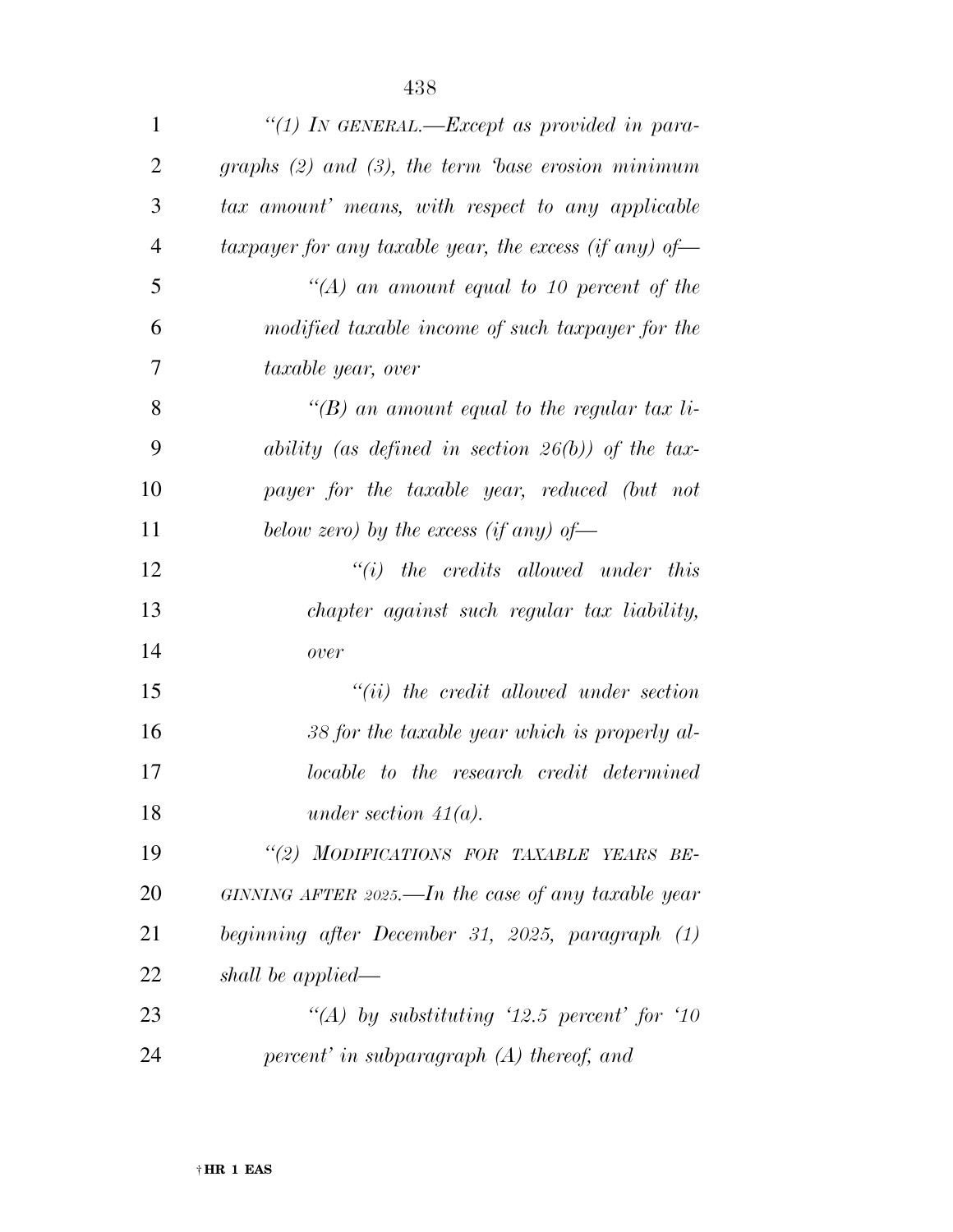*"(1) IN GENERAL.—Except as provided in paragraphs (2) and (3), the term 'base erosion minimum tax amount' means, with respect to any applicable taxpayer for any taxable year, the excess (if any) of—*

*"(A) an amount equal to 10 percent of the modified taxable income of such taxpayer for the taxable year, over*

*"(B) an amount equal to the regular tax liability (as defined in section 26(b)) of the taxpayer for the taxable year, reduced (but not below zero) by the excess (if any) of—*

*"(i) the credits allowed under this chapter against such regular tax liability, over*

*"(ii) the credit allowed under section 38 for the taxable year which is properly allocable to the research credit determined under section 41(a).*

*"(2) MODIFICATIONS FOR TAXABLE YEARS BEGINNING AFTER 2025.—In the case of any taxable year beginning after December 31, 2025, paragraph (1) shall be applied—*

*"(A) by substituting '12.5 percent' for '10 percent' in subparagraph (A) thereof, and*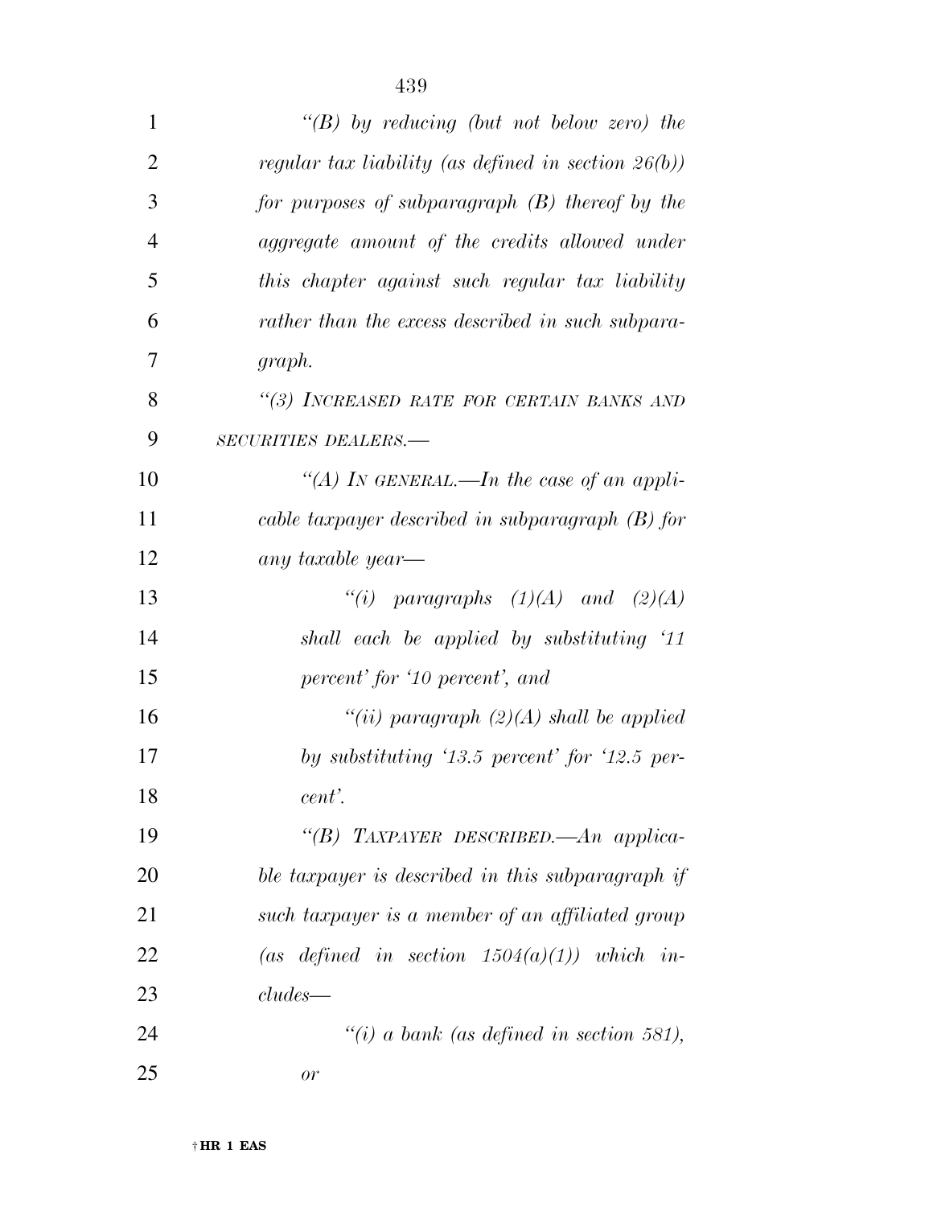*"(B) by reducing (but not below zero) the regular tax liability (as defined in section 26(b)) for purposes of subparagraph (B) thereof by the aggregate amount of the credits allowed under this chapter against such regular tax liability rather than the excess described in such subparagraph.*

*"(3) INCREASED RATE FOR CERTAIN BANKS AND SECURITIES DEALERS.—*

*"(A) IN GENERAL.—In the case of an applicable taxpayer described in subparagraph (B) for any taxable year—*

*"(i) paragraphs (1)(A) and (2)(A) shall each be applied by substituting '11 percent' for '10 percent', and*

*"(ii) paragraph (2)(A) shall be applied by substituting '13.5 percent' for '12.5 percent'.*

*"(B) TAXPAYER DESCRIBED.—An applicable taxpayer is described in this subparagraph if such taxpayer is a member of an affiliated group (as defined in section 1504(a)(1)) which includes—*

*"(i) a bank (as defined in section 581), or*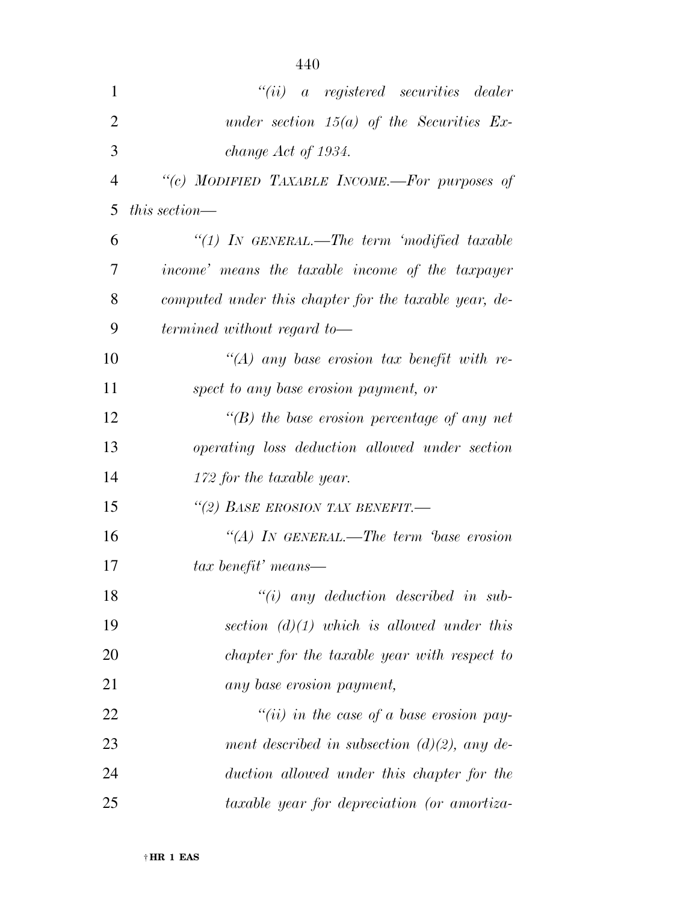*"(ii) a registered securities dealer under section 15(a) of the Securities Exchange Act of 1934.*

*"(c) MODIFIED TAXABLE INCOME.—For purposes of this section—*

*"(1) IN GENERAL.—The term 'modified taxable income' means the taxable income of the taxpayer computed under this chapter for the taxable year, determined without regard to—*

*"(A) any base erosion tax benefit with respect to any base erosion payment, or*

*"(B) the base erosion percentage of any net operating loss deduction allowed under section 172 for the taxable year.*

*"(2) BASE EROSION TAX BENEFIT.—*

*"(A) IN GENERAL.—The term 'base erosion tax benefit' means—*

*"(i) any deduction described in subsection (d)(1) which is allowed under this chapter for the taxable year with respect to any base erosion payment,*

*"(ii) in the case of a base erosion payment described in subsection (d)(2), any deduction allowed under this chapter for the taxable year for depreciation (or amortiza-*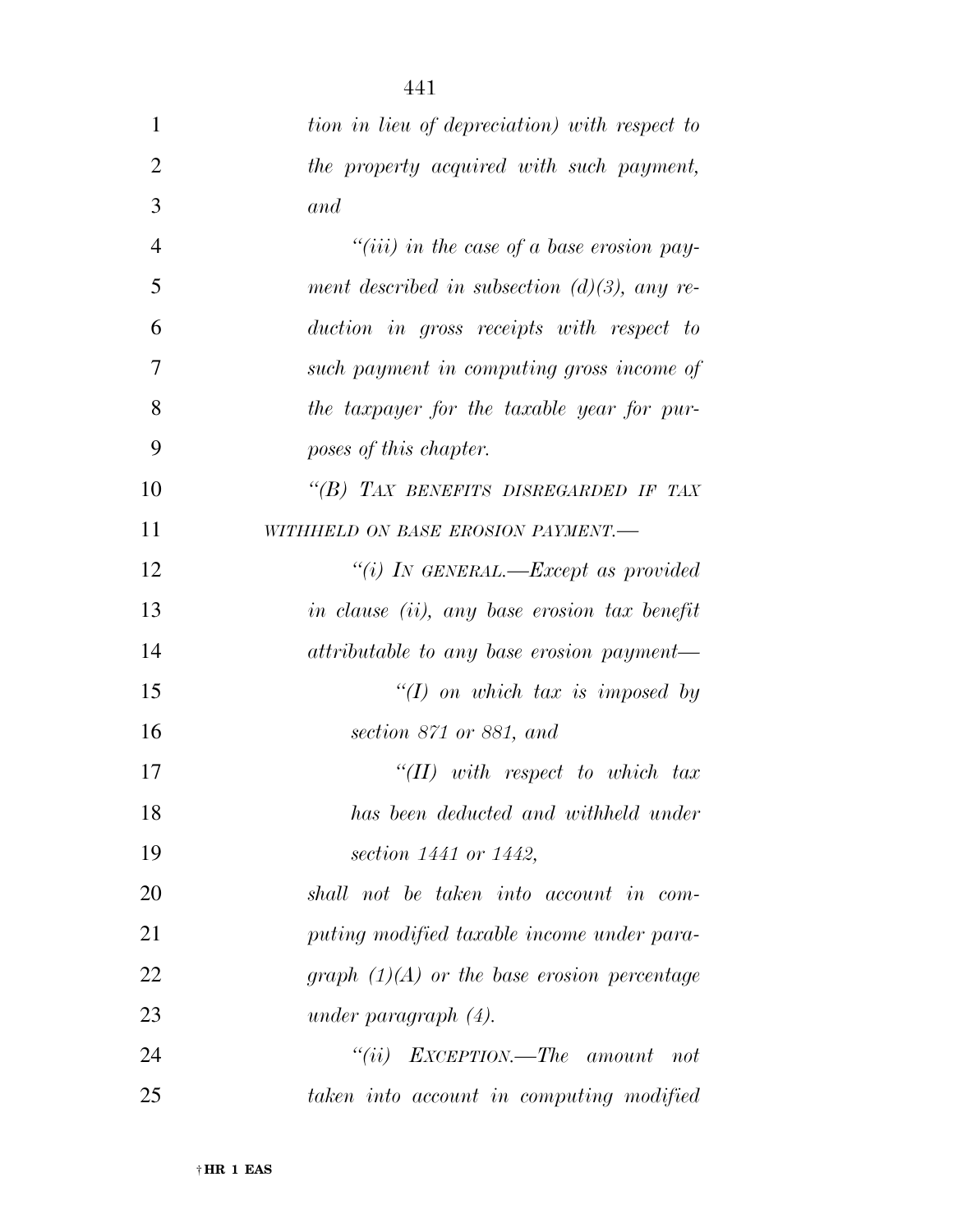*tion in lieu of depreciation) with respect to the property acquired with such payment, and*

*"(iii) in the case of a base erosion payment described in subsection (d)(3), any reduction in gross receipts with respect to such payment in computing gross income of the taxpayer for the taxable year for purposes of this chapter.*

*"(B) TAX BENEFITS DISREGARDED IF TAX WITHHELD ON BASE EROSION PAYMENT.—*

*"(i) IN GENERAL.—Except as provided in clause (ii), any base erosion tax benefit attributable to any base erosion payment—*

*"(I) on which tax is imposed by section 871 or 881, and*

*"(II) with respect to which tax has been deducted and withheld under section 1441 or 1442,*

*shall not be taken into account in computing modified taxable income under paragraph (1)(A) or the base erosion percentage under paragraph (4).*

*"(ii) EXCEPTION.—The amount not taken into account in computing modified*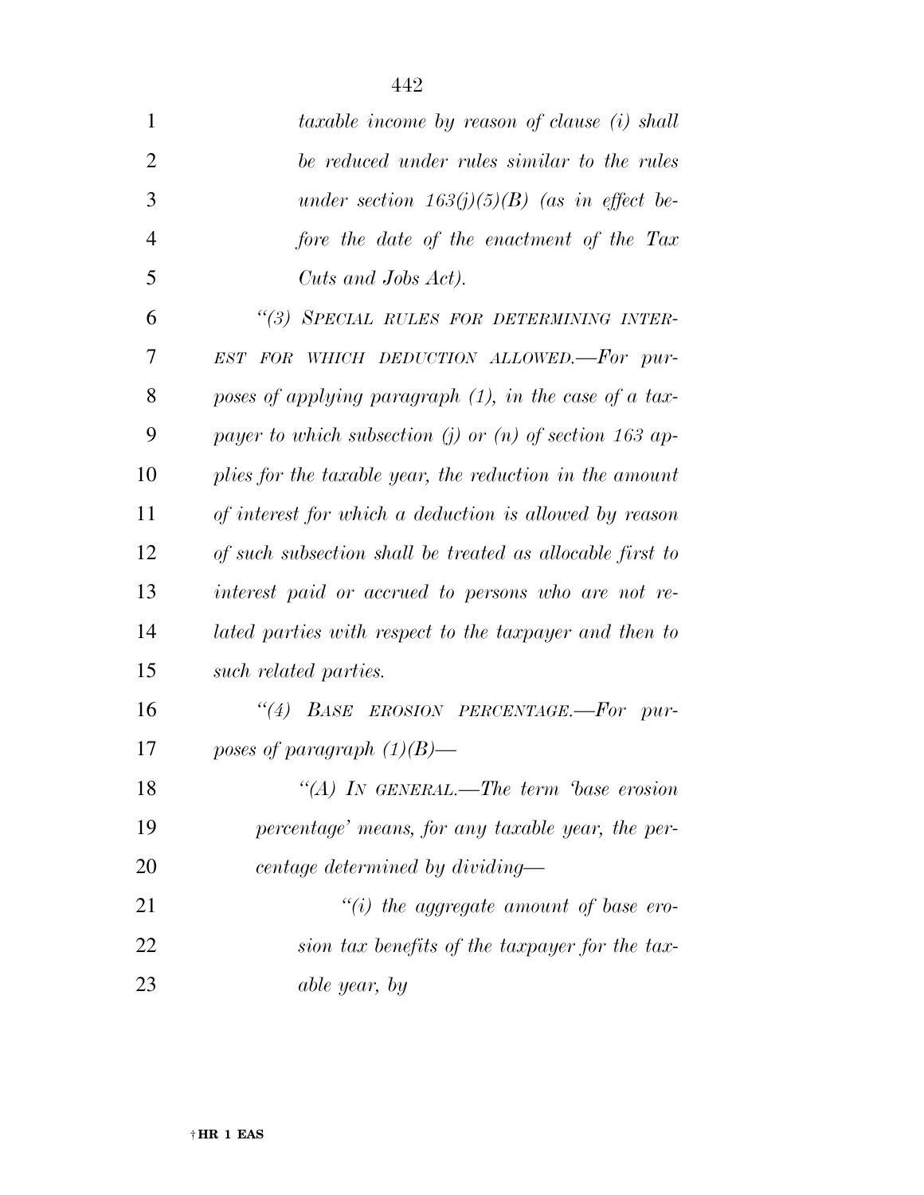*taxable income by reason of clause (i) shall be reduced under rules similar to the rules under section 163(j)(5)(B) (as in effect before the date of the enactment of the Tax Cuts and Jobs Act).*

*"(3) SPECIAL RULES FOR DETERMINING INTEREST FOR WHICH DEDUCTION ALLOWED.—For purposes of applying paragraph (1), in the case of a taxpayer to which subsection (j) or (n) of section 163 applies for the taxable year, the reduction in the amount of interest for which a deduction is allowed by reason of such subsection shall be treated as allocable first to interest paid or accrued to persons who are not related parties with respect to the taxpayer and then to such related parties.*

*"(4) BASE EROSION PERCENTAGE.—For purposes of paragraph (1)(B)—*

*"(A) IN GENERAL.—The term 'base erosion percentage' means, for any taxable year, the percentage determined by dividing—*

*"(i) the aggregate amount of base erosion tax benefits of the taxpayer for the taxable year, by*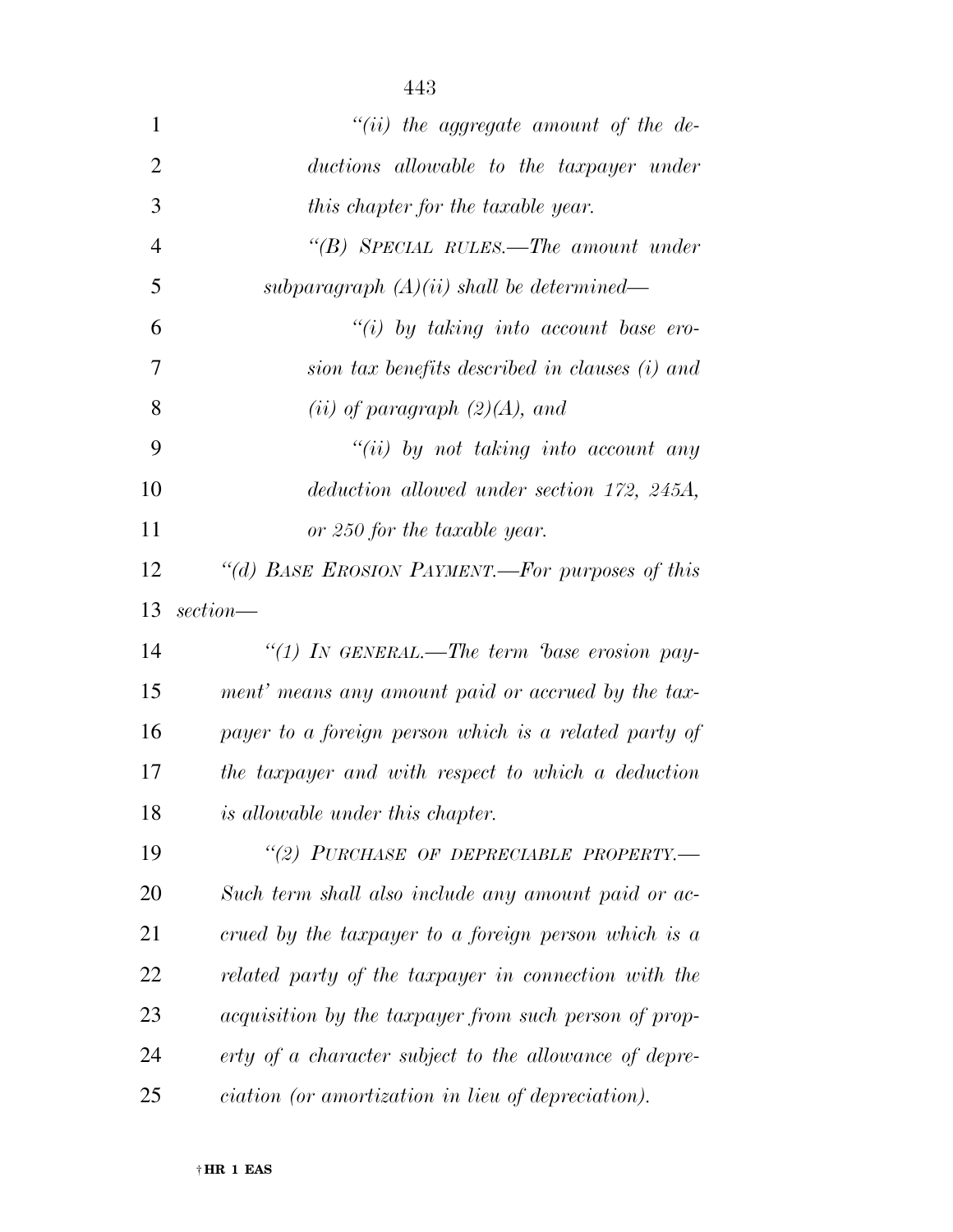*"(ii) the aggregate amount of the deductions allowable to the taxpayer under this chapter for the taxable year.*

*"(B) SPECIAL RULES.—The amount under subparagraph (A)(ii) shall be determined—*

*"(i) by taking into account base erosion tax benefits described in clauses (i) and (ii) of paragraph (2)(A), and*

*"(ii) by not taking into account any deduction allowed under section 172, 245A, or 250 for the taxable year.*

*"(d) BASE EROSION PAYMENT.—For purposes of this section—*

*"(1) IN GENERAL.—The term 'base erosion payment' means any amount paid or accrued by the taxpayer to a foreign person which is a related party of the taxpayer and with respect to which a deduction is allowable under this chapter.*

*"(2) PURCHASE OF DEPRECIABLE PROPERTY.—Such term shall also include any amount paid or accrued by the taxpayer to a foreign person which is a related party of the taxpayer in connection with the acquisition by the taxpayer from such person of property of a character subject to the allowance of depreciation (or amortization in lieu of depreciation).*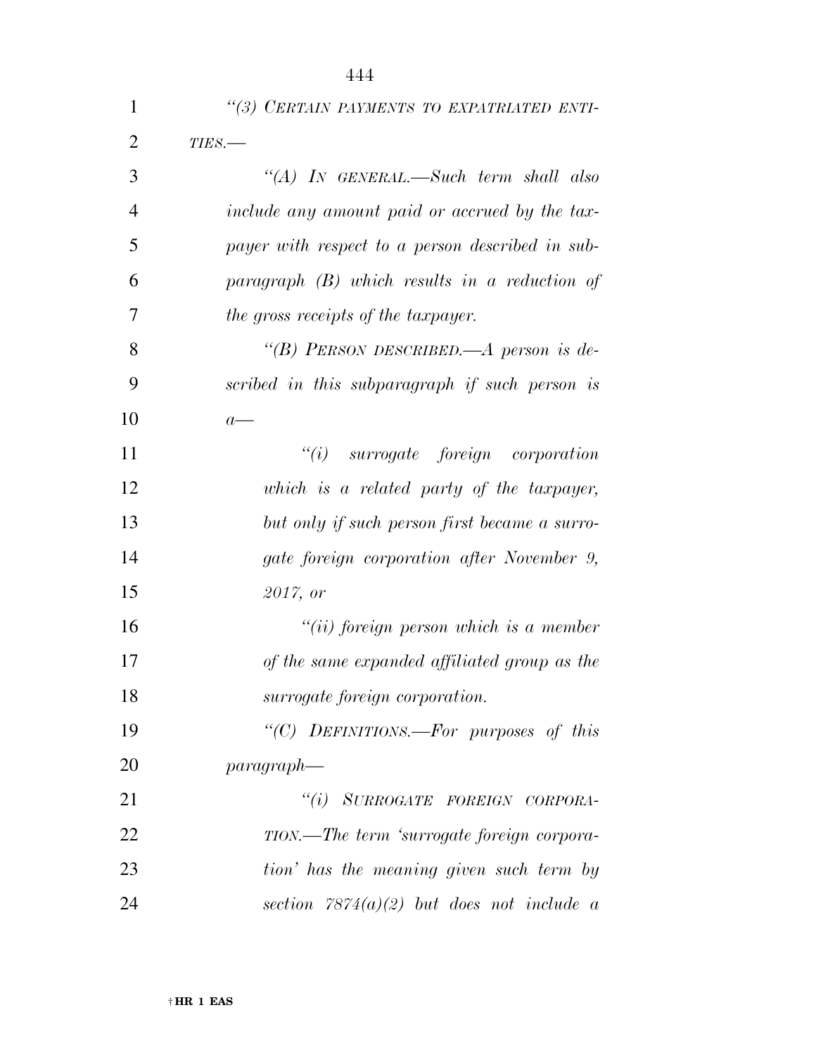"(3) *CERTAIN PAYMENTS TO EXPATRIATED ENTITIES.*—

"(A) *IN GENERAL.*—*Such term shall also include any amount paid or accrued by the taxpayer with respect to a person described in subparagraph (B) which results in a reduction of the gross receipts of the taxpayer.*

"(B) *PERSON DESCRIBED.*—*A person is described in this subparagraph if such person is a*—

"(i) *surrogate foreign corporation which is a related party of the taxpayer, but only if such person first became a surrogate foreign corporation after November 9, 2017, or*

"(ii) *foreign person which is a member of the same expanded affiliated group as the surrogate foreign corporation.*

"(C) *DEFINITIONS.*—*For purposes of this paragraph*—

"(i) *SURROGATE FOREIGN CORPORATION.*—*The term 'surrogate foreign corporation' has the meaning given such term by section 7874(a)(2) but does not include a*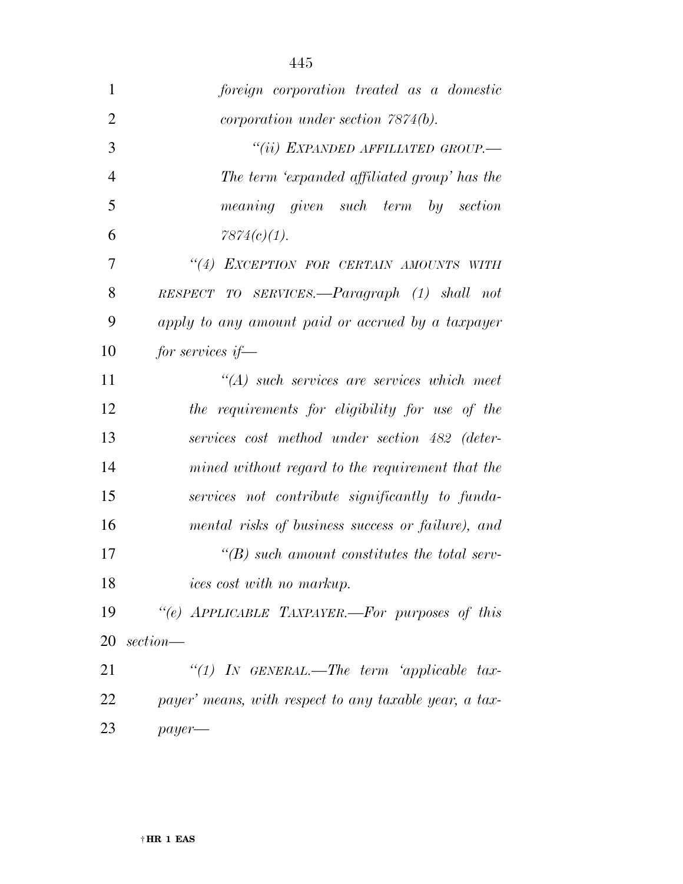*foreign corporation treated as a domestic corporation under section 7874(b).*

*"(ii) EXPANDED AFFILIATED GROUP.—The term 'expanded affiliated group' has the meaning given such term by section 7874(c)(1).*

*"(4) EXCEPTION FOR CERTAIN AMOUNTS WITH RESPECT TO SERVICES.—Paragraph (1) shall not apply to any amount paid or accrued by a taxpayer for services if—*

*"(A) such services are services which meet the requirements for eligibility for use of the services cost method under section 482 (determined without regard to the requirement that the services not contribute significantly to fundamental risks of business success or failure), and*

*"(B) such amount constitutes the total services cost with no markup.*

*"(e) APPLICABLE TAXPAYER.—For purposes of this section—*

*"(1) IN GENERAL.—The term 'applicable taxpayer' means, with respect to any taxable year, a taxpayer—*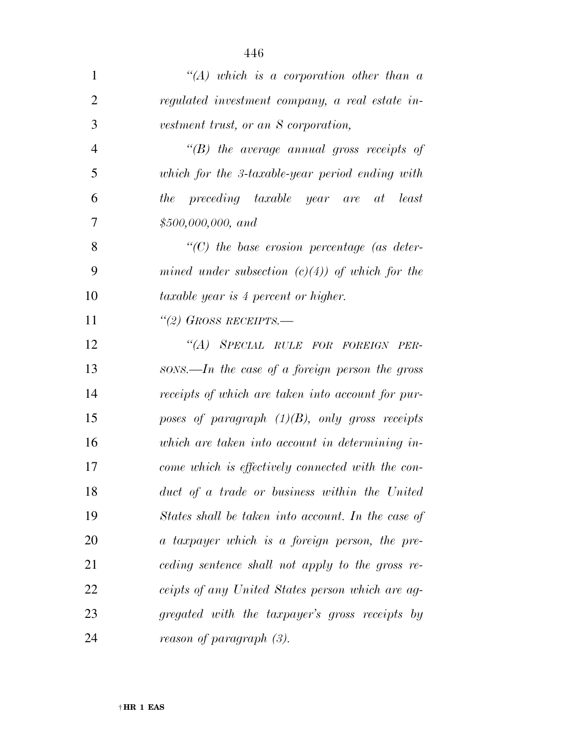*"(A) which is a corporation other than a regulated investment company, a real estate investment trust, or an S corporation,*

*"(B) the average annual gross receipts of which for the 3-taxable-year period ending with the preceding taxable year are at least $500,000,000, and*

*"(C) the base erosion percentage (as determined under subsection (c)(4)) of which for the taxable year is 4 percent or higher.*

*"(2) GROSS RECEIPTS.—*

*"(A) SPECIAL RULE FOR FOREIGN PERSONS.—In the case of a foreign person the gross receipts of which are taken into account for purposes of paragraph (1)(B), only gross receipts which are taken into account in determining income which is effectively connected with the conduct of a trade or business within the United States shall be taken into account. In the case of a taxpayer which is a foreign person, the preceding sentence shall not apply to the gross receipts of any United States person which are aggregated with the taxpayer's gross receipts by reason of paragraph (3).*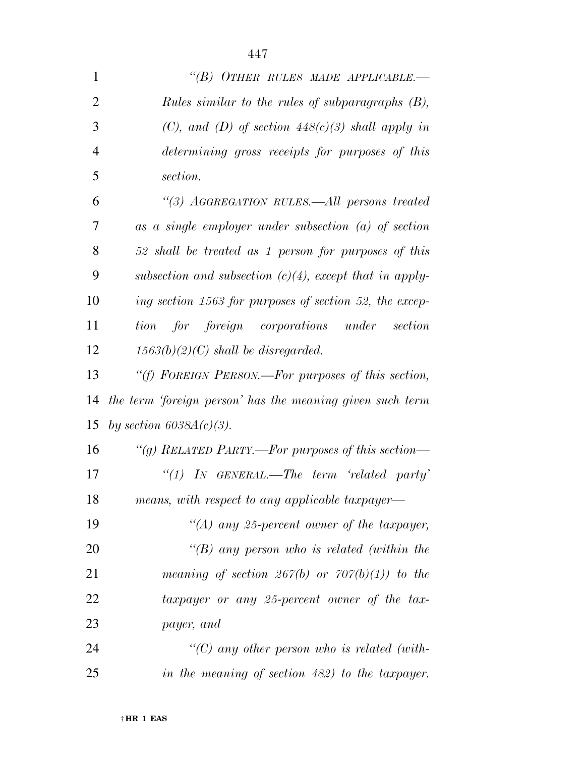*"(B) OTHER RULES MADE APPLICABLE.—Rules similar to the rules of subparagraphs (B), (C), and (D) of section 448(c)(3) shall apply in determining gross receipts for purposes of this section.*

*"(3) AGGREGATION RULES.—All persons treated as a single employer under subsection (a) of section 52 shall be treated as 1 person for purposes of this subsection and subsection (c)(4), except that in applying section 1563 for purposes of section 52, the exception for foreign corporations under section 1563(b)(2)(C) shall be disregarded.*

*"(f) FOREIGN PERSON.—For purposes of this section, the term 'foreign person' has the meaning given such term by section 6038A(c)(3).*

*"(g) RELATED PARTY.—For purposes of this section—*

*"(1) IN GENERAL.—The term 'related party' means, with respect to any applicable taxpayer—*

*"(A) any 25-percent owner of the taxpayer,*

*"(B) any person who is related (within the meaning of section 267(b) or 707(b)(1)) to the taxpayer or any 25-percent owner of the taxpayer, and*

*"(C) any other person who is related (within the meaning of section 482) to the taxpayer.*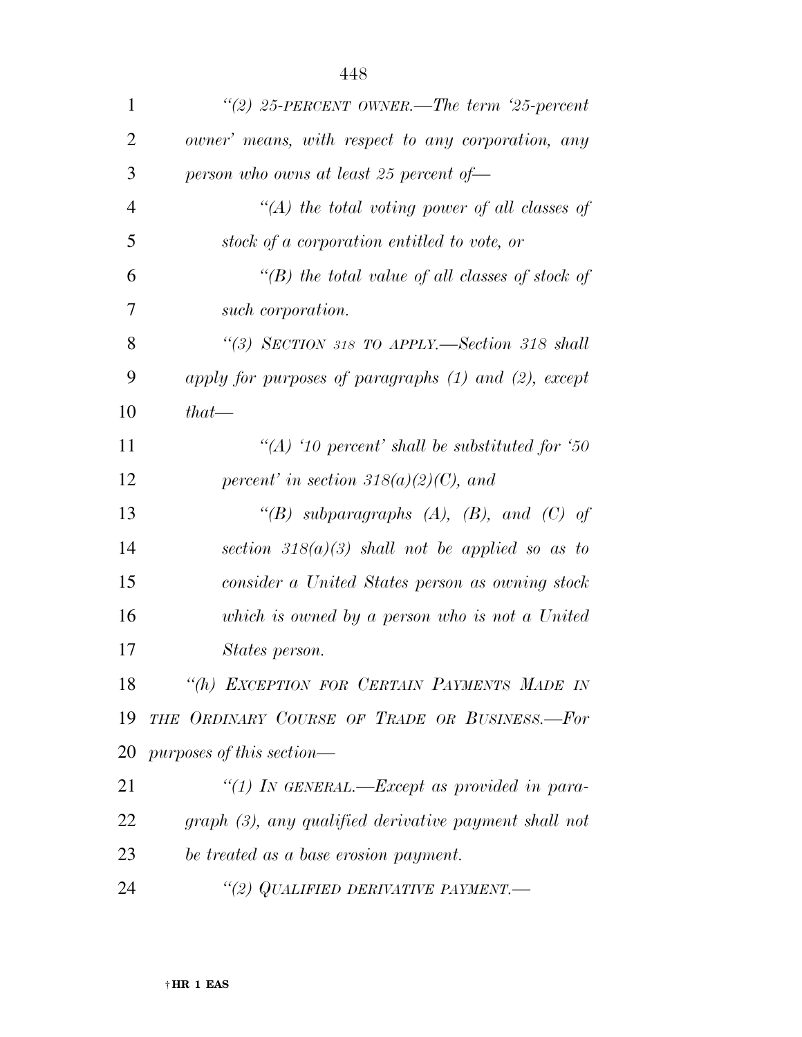*"(2) 25-PERCENT OWNER.—The term '25-percent owner' means, with respect to any corporation, any person who owns at least 25 percent of—*

*"(A) the total voting power of all classes of stock of a corporation entitled to vote, or*

*"(B) the total value of all classes of stock of such corporation.*

*"(3) SECTION 318 TO APPLY.—Section 318 shall apply for purposes of paragraphs (1) and (2), except that—*

*"(A) '10 percent' shall be substituted for '50 percent' in section 318(a)(2)(C), and*

*"(B) subparagraphs (A), (B), and (C) of section 318(a)(3) shall not be applied so as to consider a United States person as owning stock which is owned by a person who is not a United States person.*

*"(h) EXCEPTION FOR CERTAIN PAYMENTS MADE IN THE ORDINARY COURSE OF TRADE OR BUSINESS.—For purposes of this section—*

*"(1) IN GENERAL.—Except as provided in paragraph (3), any qualified derivative payment shall not be treated as a base erosion payment.*

*"(2) QUALIFIED DERIVATIVE PAYMENT.—*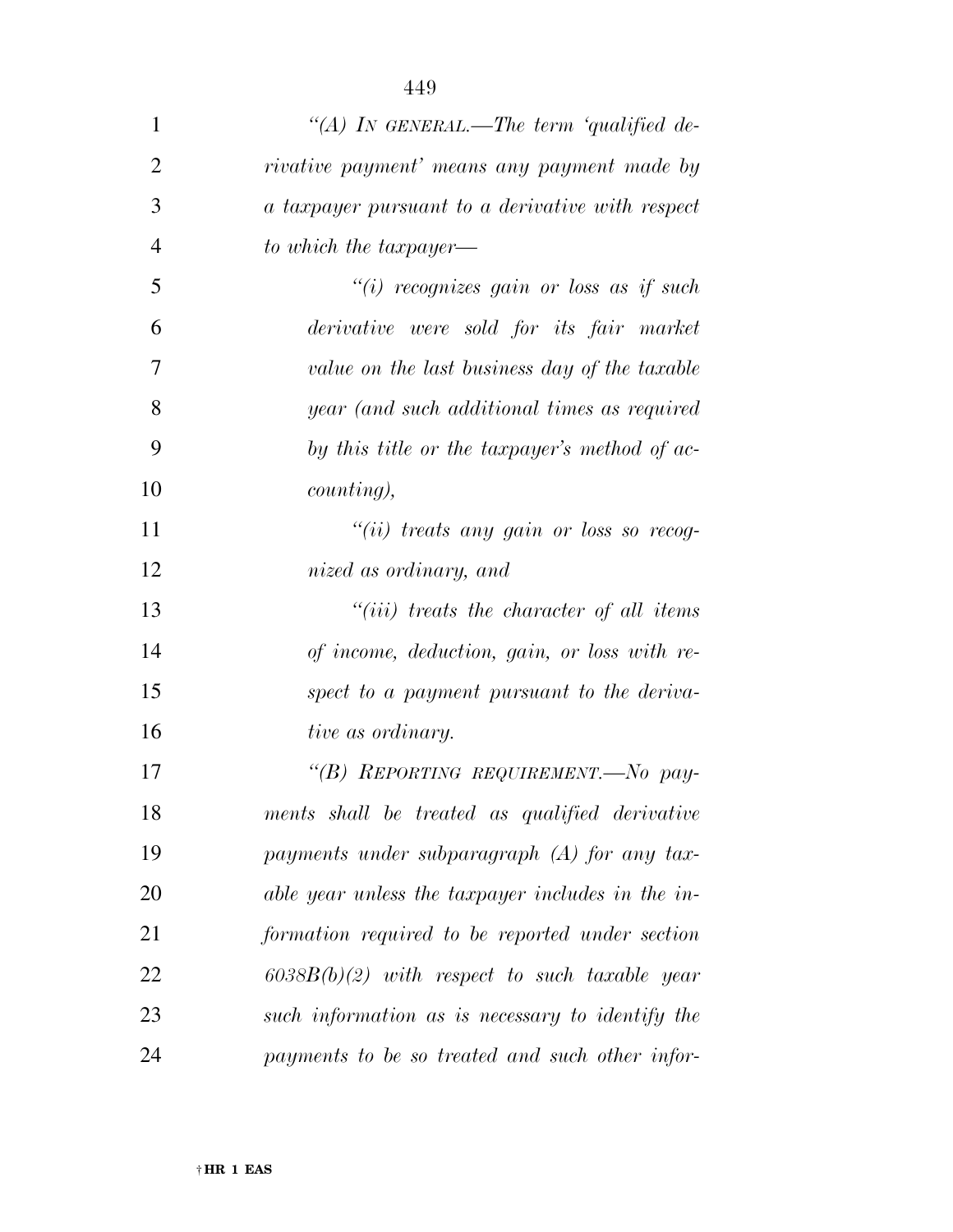*"(A) IN GENERAL.—The term 'qualified derivative payment' means any payment made by a taxpayer pursuant to a derivative with respect to which the taxpayer—*

*"(i) recognizes gain or loss as if such derivative were sold for its fair market value on the last business day of the taxable year (and such additional times as required by this title or the taxpayer's method of accounting),*

*"(ii) treats any gain or loss so recognized as ordinary, and*

*"(iii) treats the character of all items of income, deduction, gain, or loss with respect to a payment pursuant to the derivative as ordinary.*

*"(B) REPORTING REQUIREMENT.—No payments shall be treated as qualified derivative payments under subparagraph (A) for any taxable year unless the taxpayer includes in the information required to be reported under section 6038B(b)(2) with respect to such taxable year such information as is necessary to identify the payments to be so treated and such other infor-*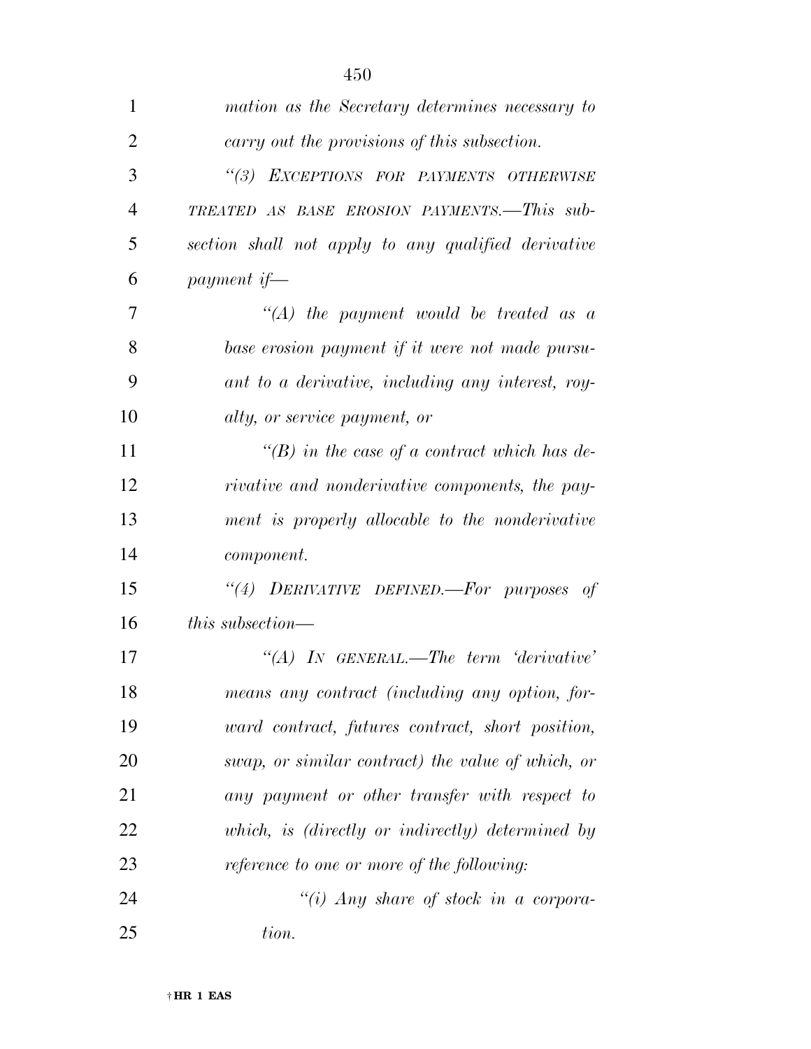*mation as the Secretary determines necessary to carry out the provisions of this subsection.*

*"(3) EXCEPTIONS FOR PAYMENTS OTHERWISE TREATED AS BASE EROSION PAYMENTS.—This subsection shall not apply to any qualified derivative payment if—*

*"(A) the payment would be treated as a base erosion payment if it were not made pursuant to a derivative, including any interest, royalty, or service payment, or*

*"(B) in the case of a contract which has derivative and nonderivative components, the payment is properly allocable to the nonderivative component.*

*"(4) DERIVATIVE DEFINED.—For purposes of this subsection—*

*"(A) IN GENERAL.—The term 'derivative' means any contract (including any option, forward contract, futures contract, short position, swap, or similar contract) the value of which, or any payment or other transfer with respect to which, is (directly or indirectly) determined by reference to one or more of the following:*

*"(i) Any share of stock in a corporation.*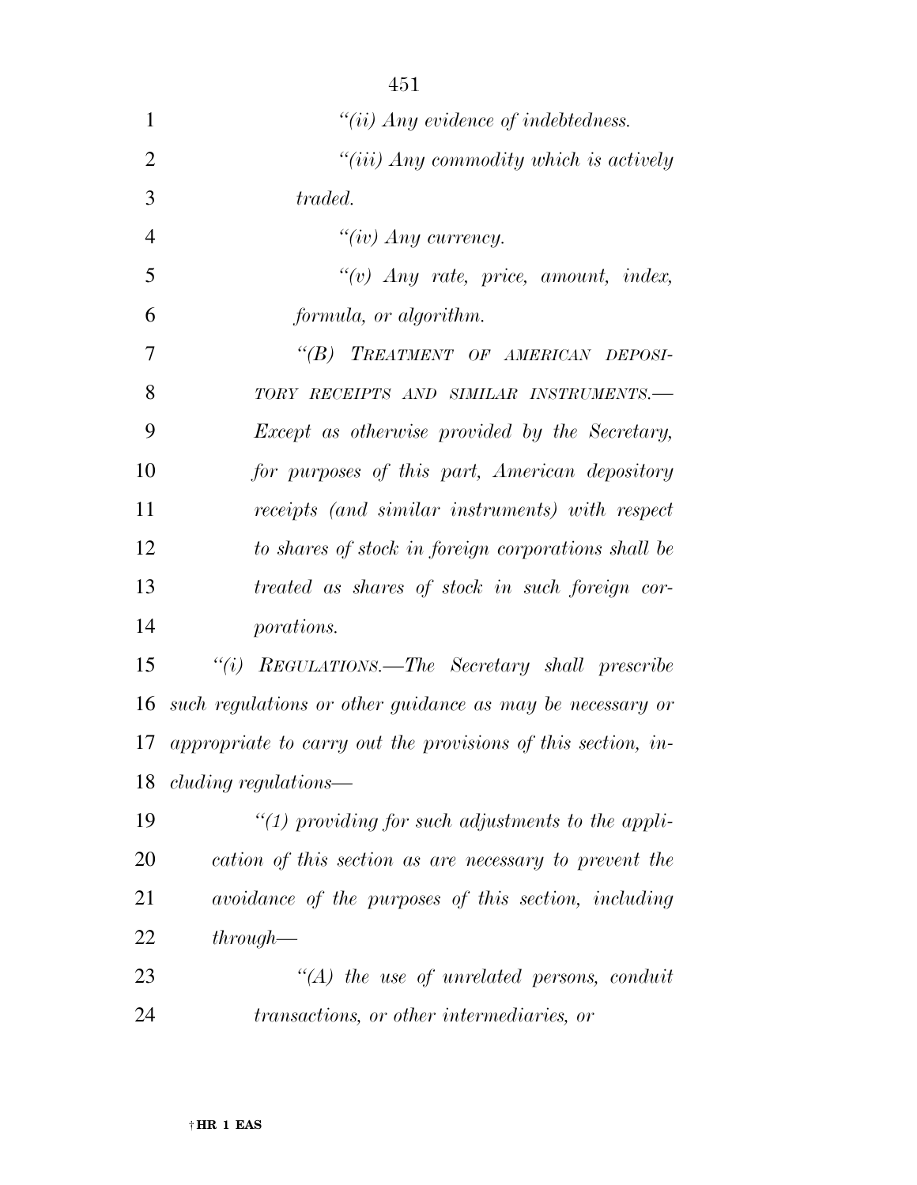*"(ii) Any evidence of indebtedness.*

*"(iii) Any commodity which is actively traded.*

*"(iv) Any currency.*

*"(v) Any rate, price, amount, index, formula, or algorithm.*

*"(B) TREATMENT OF AMERICAN DEPOSITORY RECEIPTS AND SIMILAR INSTRUMENTS.—Except as otherwise provided by the Secretary, for purposes of this part, American depository receipts (and similar instruments) with respect to shares of stock in foreign corporations shall be treated as shares of stock in such foreign corporations.*

*"(i) REGULATIONS.—The Secretary shall prescribe such regulations or other guidance as may be necessary or appropriate to carry out the provisions of this section, including regulations—*

*"(1) providing for such adjustments to the application of this section as are necessary to prevent the avoidance of the purposes of this section, including through—*

*"(A) the use of unrelated persons, conduit transactions, or other intermediaries, or*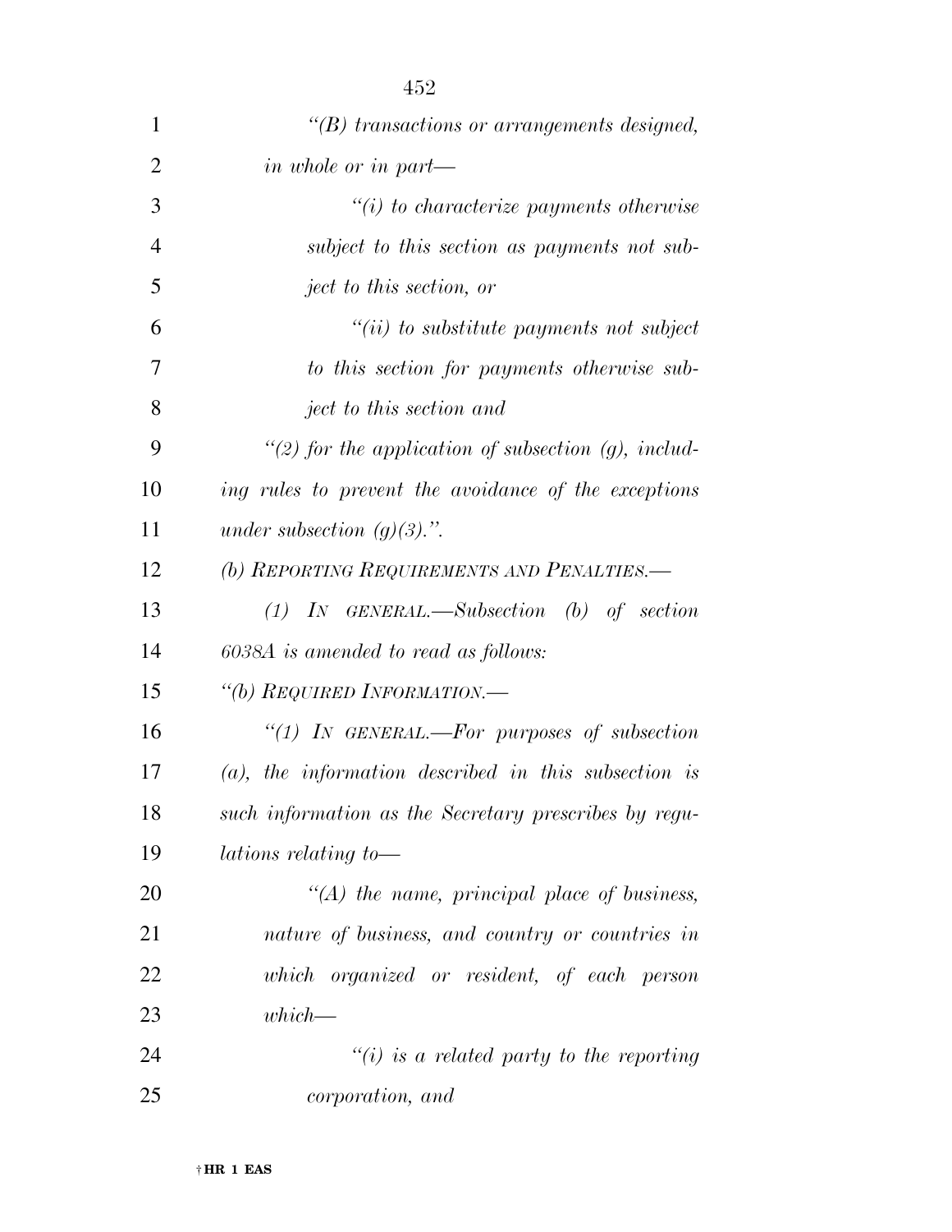*"(B) transactions or arrangements designed, in whole or in part—*

*"(i) to characterize payments otherwise subject to this section as payments not subject to this section, or*

*"(ii) to substitute payments not subject to this section for payments otherwise subject to this section and*

*"(2) for the application of subsection (g), including rules to prevent the avoidance of the exceptions under subsection (g)(3).".*

*(b) REPORTING REQUIREMENTS AND PENALTIES.—*

*(1) IN GENERAL.—Subsection (b) of section 6038A is amended to read as follows:*

*"(b) REQUIRED INFORMATION.—*

*"(1) IN GENERAL.—For purposes of subsection (a), the information described in this subsection is such information as the Secretary prescribes by regulations relating to—*

*"(A) the name, principal place of business, nature of business, and country or countries in which organized or resident, of each person which—*

*"(i) is a related party to the reporting corporation, and*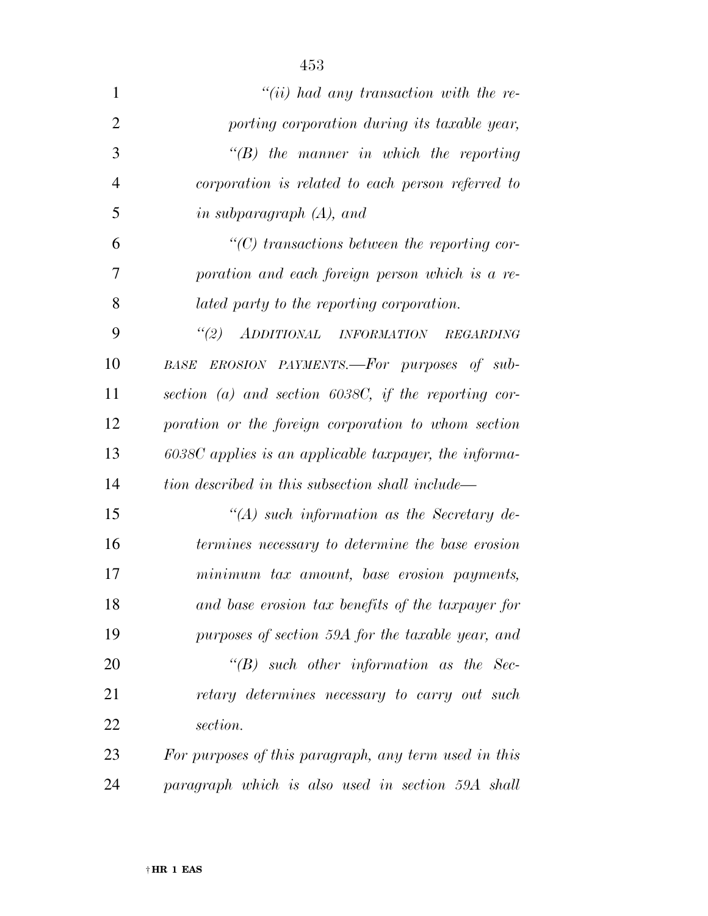*"(ii) had any transaction with the reporting corporation during its taxable year,*

*"(B) the manner in which the reporting corporation is related to each person referred to in subparagraph (A), and*

*"(C) transactions between the reporting corporation and each foreign person which is a related party to the reporting corporation.*

*"(2) ADDITIONAL INFORMATION REGARDING BASE EROSION PAYMENTS.—For purposes of subsection (a) and section 6038C, if the reporting corporation or the foreign corporation to whom section 6038C applies is an applicable taxpayer, the information described in this subsection shall include—*

*"(A) such information as the Secretary determines necessary to determine the base erosion minimum tax amount, base erosion payments, and base erosion tax benefits of the taxpayer for purposes of section 59A for the taxable year, and*

*"(B) such other information as the Secretary determines necessary to carry out such section.*

*For purposes of this paragraph, any term used in this paragraph which is also used in section 59A shall*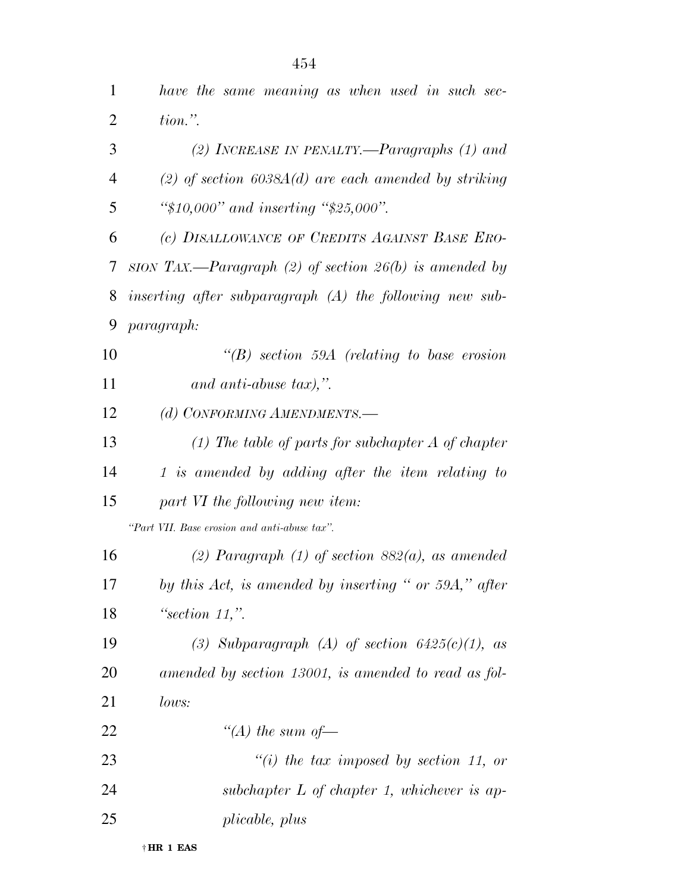*have the same meaning as when used in such section.".*

*(2) INCREASE IN PENALTY.—Paragraphs (1) and (2) of section 6038A(d) are each amended by striking "$10,000" and inserting "$25,000".*

*(c) DISALLOWANCE OF CREDITS AGAINST BASE EROSION TAX.—Paragraph (2) of section 26(b) is amended by inserting after subparagraph (A) the following new subparagraph:*

*"(B) section 59A (relating to base erosion and anti-abuse tax),".*

*(d) CONFORMING AMENDMENTS.—*

*(1) The table of parts for subchapter A of chapter 1 is amended by adding after the item relating to part VI the following new item:*

*"Part VII. Base erosion and anti-abuse tax".*

*(2) Paragraph (1) of section 882(a), as amended by this Act, is amended by inserting " or 59A," after "section 11,".*

*(3) Subparagraph (A) of section 6425(c)(1), as amended by section 13001, is amended to read as follows:*

*"(A) the sum of—*

*"(i) the tax imposed by section 11, or subchapter L of chapter 1, whichever is applicable, plus*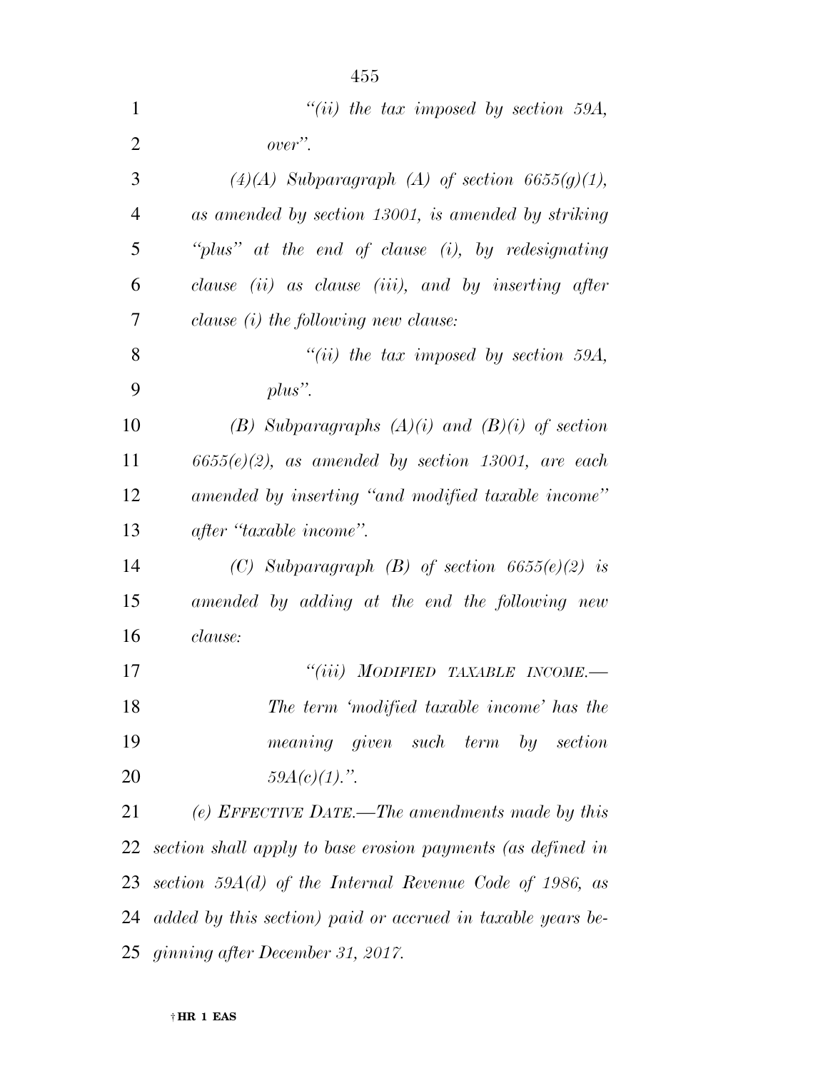*"(ii) the tax imposed by section 59A, over".*

*(4)(A) Subparagraph (A) of section 6655(g)(1), as amended by section 13001, is amended by striking "plus" at the end of clause (i), by redesignating clause (ii) as clause (iii), and by inserting after clause (i) the following new clause:*

*"(ii) the tax imposed by section 59A, plus".*

*(B) Subparagraphs (A)(i) and (B)(i) of section 6655(e)(2), as amended by section 13001, are each amended by inserting "and modified taxable income" after "taxable income".*

*(C) Subparagraph (B) of section 6655(e)(2) is amended by adding at the end the following new clause:*

*"(iii) MODIFIED TAXABLE INCOME.— The term 'modified taxable income' has the meaning given such term by section 59A(c)(1).".*

*(e) EFFECTIVE DATE.—The amendments made by this section shall apply to base erosion payments (as defined in section 59A(d) of the Internal Revenue Code of 1986, as added by this section) paid or accrued in taxable years beginning after December 31, 2017.*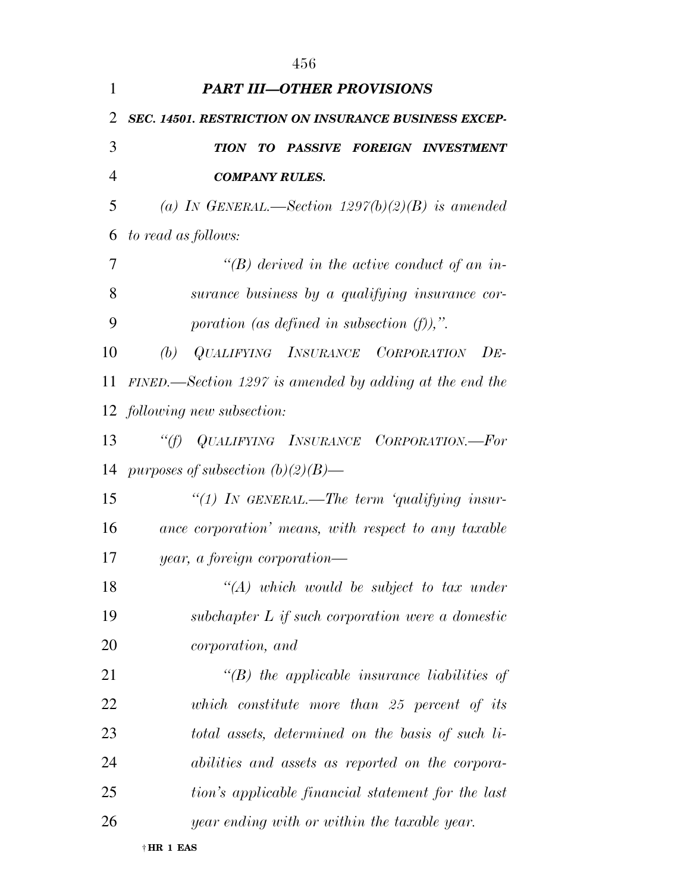## *PART III—OTHER PROVISIONS*

### *SEC. 14501. RESTRICTION ON INSURANCE BUSINESS EXCEPTION TO PASSIVE FOREIGN INVESTMENT COMPANY RULES.*

*(a) IN GENERAL.—Section 1297(b)(2)(B) is amended to read as follows:*

*''(B) derived in the active conduct of an insurance business by a qualifying insurance corporation (as defined in subsection (f)),''.*

*(b) QUALIFYING INSURANCE CORPORATION DEFINED.—Section 1297 is amended by adding at the end the following new subsection:*

*''(f) QUALIFYING INSURANCE CORPORATION.—For purposes of subsection (b)(2)(B)—*

*''(1) IN GENERAL.—The term 'qualifying insurance corporation' means, with respect to any taxable year, a foreign corporation—*

*''(A) which would be subject to tax under subchapter L if such corporation were a domestic corporation, and*

*''(B) the applicable insurance liabilities of which constitute more than 25 percent of its total assets, determined on the basis of such liabilities and assets as reported on the corporation's applicable financial statement for the last year ending with or within the taxable year.*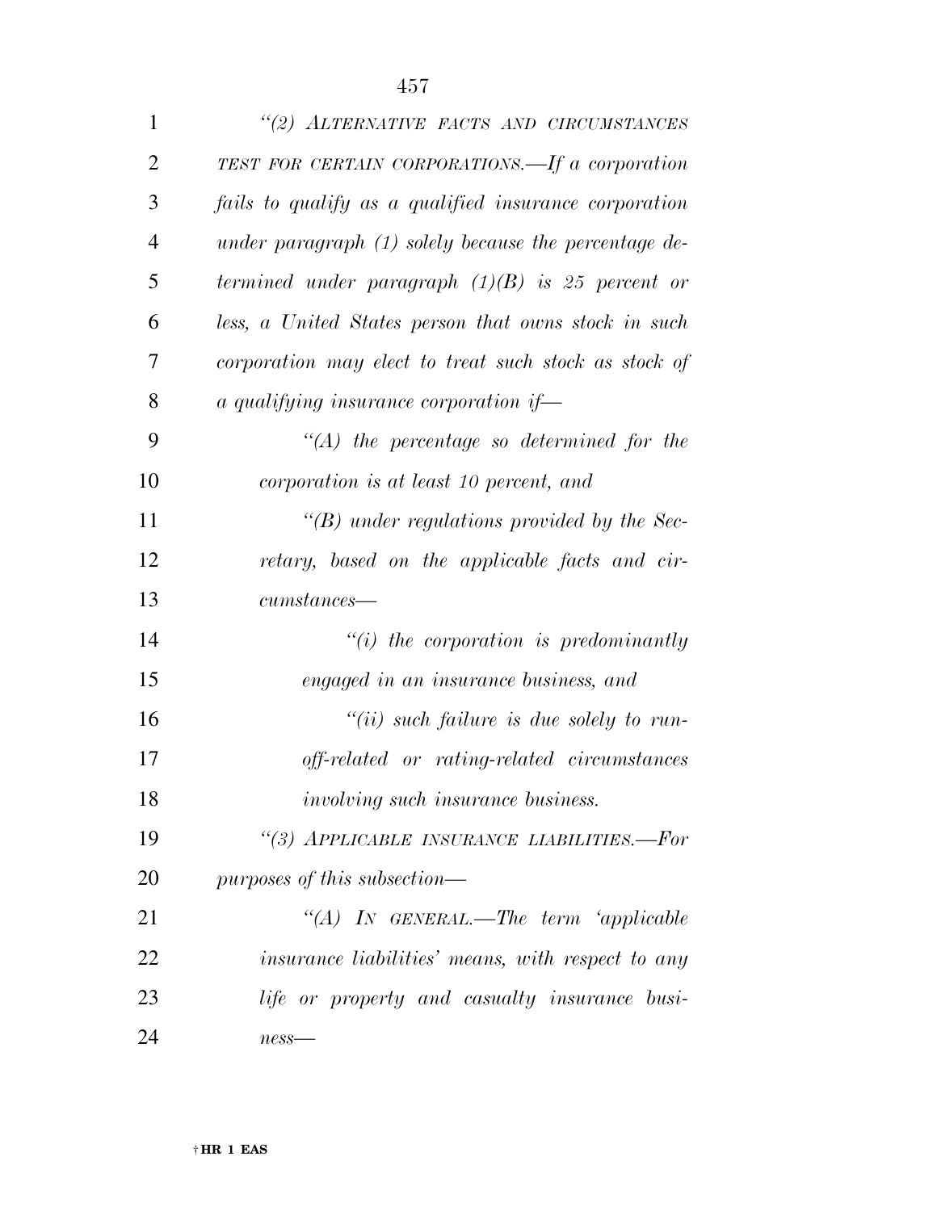*"(2) ALTERNATIVE FACTS AND CIRCUMSTANCES TEST FOR CERTAIN CORPORATIONS.—If a corporation fails to qualify as a qualified insurance corporation under paragraph (1) solely because the percentage determined under paragraph (1)(B) is 25 percent or less, a United States person that owns stock in such corporation may elect to treat such stock as stock of a qualifying insurance corporation if—*

*"(A) the percentage so determined for the corporation is at least 10 percent, and*

*"(B) under regulations provided by the Secretary, based on the applicable facts and circumstances—*

*"(i) the corporation is predominantly engaged in an insurance business, and*

*"(ii) such failure is due solely to run-off-related or rating-related circumstances involving such insurance business.*

*"(3) APPLICABLE INSURANCE LIABILITIES.—For purposes of this subsection—*

*"(A) IN GENERAL.—The term 'applicable insurance liabilities' means, with respect to any life or property and casualty insurance business—*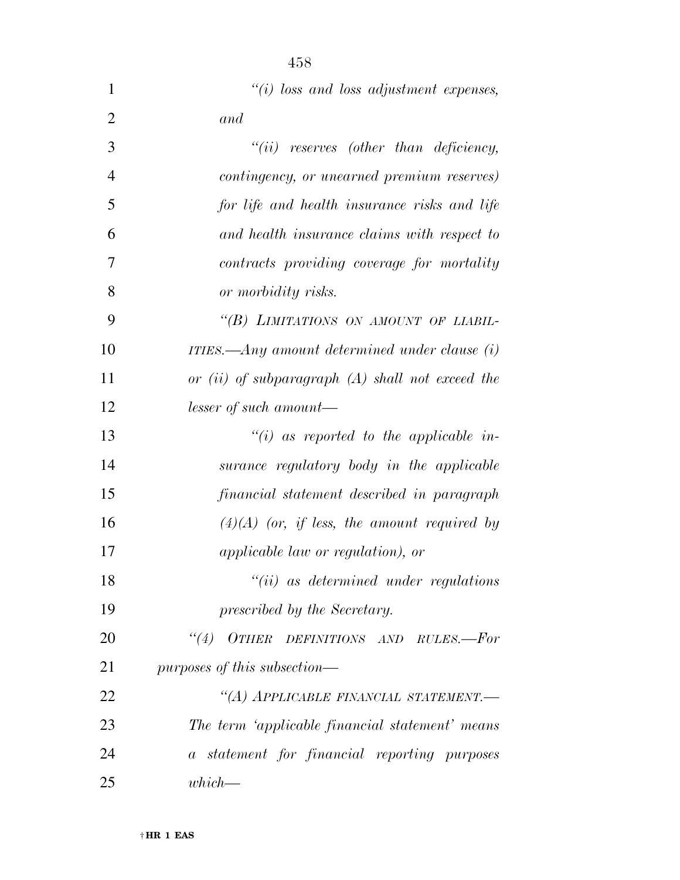"(i) loss and loss adjustment expenses, and

"(ii) reserves (other than deficiency, contingency, or unearned premium reserves) for life and health insurance risks and life and health insurance claims with respect to contracts providing coverage for mortality or morbidity risks.

"(B) LIMITATIONS ON AMOUNT OF LIABILITIES.—Any amount determined under clause (i) or (ii) of subparagraph (A) shall not exceed the lesser of such amount—

"(i) as reported to the applicable insurance regulatory body in the applicable financial statement described in paragraph (4)(A) (or, if less, the amount required by applicable law or regulation), or

"(ii) as determined under regulations prescribed by the Secretary.

"(4) OTHER DEFINITIONS AND RULES.—For purposes of this subsection—

"(A) APPLICABLE FINANCIAL STATEMENT.—The term 'applicable financial statement' means a statement for financial reporting purposes which—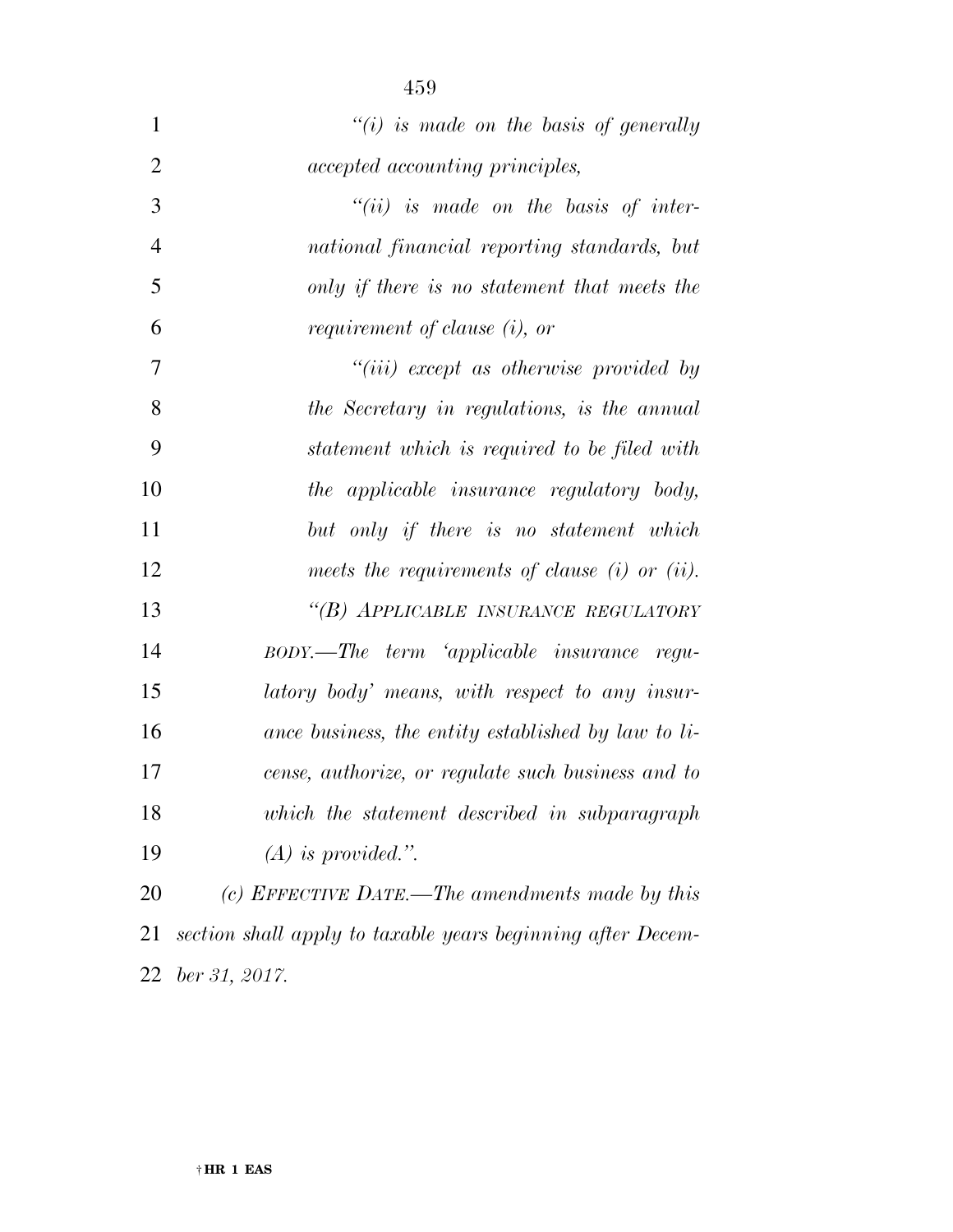*"(i) is made on the basis of generally accepted accounting principles,*

*"(ii) is made on the basis of international financial reporting standards, but only if there is no statement that meets the requirement of clause (i), or*

*"(iii) except as otherwise provided by the Secretary in regulations, is the annual statement which is required to be filed with the applicable insurance regulatory body, but only if there is no statement which meets the requirements of clause (i) or (ii).*

*"(B) APPLICABLE INSURANCE REGULATORY BODY.—The term 'applicable insurance regulatory body' means, with respect to any insurance business, the entity established by law to license, authorize, or regulate such business and to which the statement described in subparagraph (A) is provided.".*

*(c) EFFECTIVE DATE.—The amendments made by this section shall apply to taxable years beginning after December 31, 2017.*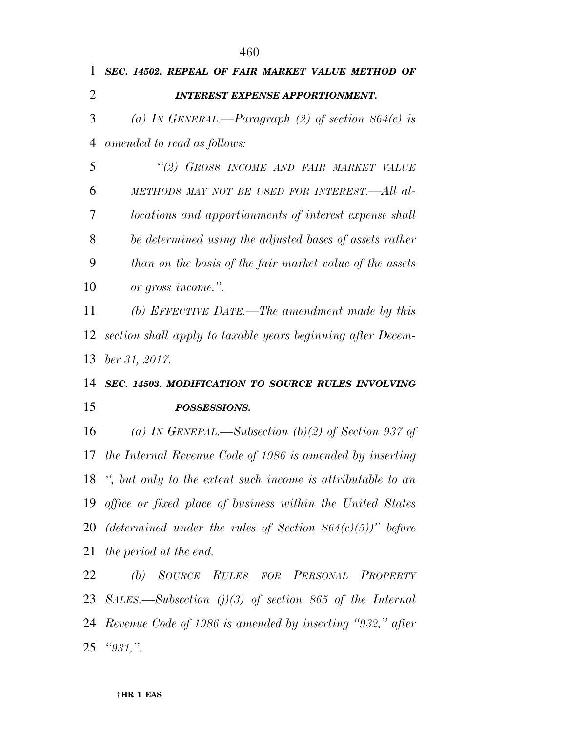***SEC. 14502. REPEAL OF FAIR MARKET VALUE METHOD OF INTEREST EXPENSE APPORTIONMENT.***

*(a) IN GENERAL.—Paragraph (2) of section 864(e) is amended to read as follows:*

*“(2) GROSS INCOME AND FAIR MARKET VALUE METHODS MAY NOT BE USED FOR INTEREST.—All allocations and apportionments of interest expense shall be determined using the adjusted bases of assets rather than on the basis of the fair market value of the assets or gross income.”.*

*(b) EFFECTIVE DATE.—The amendment made by this section shall apply to taxable years beginning after December 31, 2017.*

***SEC. 14503. MODIFICATION TO SOURCE RULES INVOLVING POSSESSIONS.***

*(a) IN GENERAL.—Subsection (b)(2) of Section 937 of the Internal Revenue Code of 1986 is amended by inserting “, but only to the extent such income is attributable to an office or fixed place of business within the United States (determined under the rules of Section 864(c)(5))” before the period at the end.*

*(b) SOURCE RULES FOR PERSONAL PROPERTY SALES.—Subsection (j)(3) of section 865 of the Internal Revenue Code of 1986 is amended by inserting “932,” after “931,”.*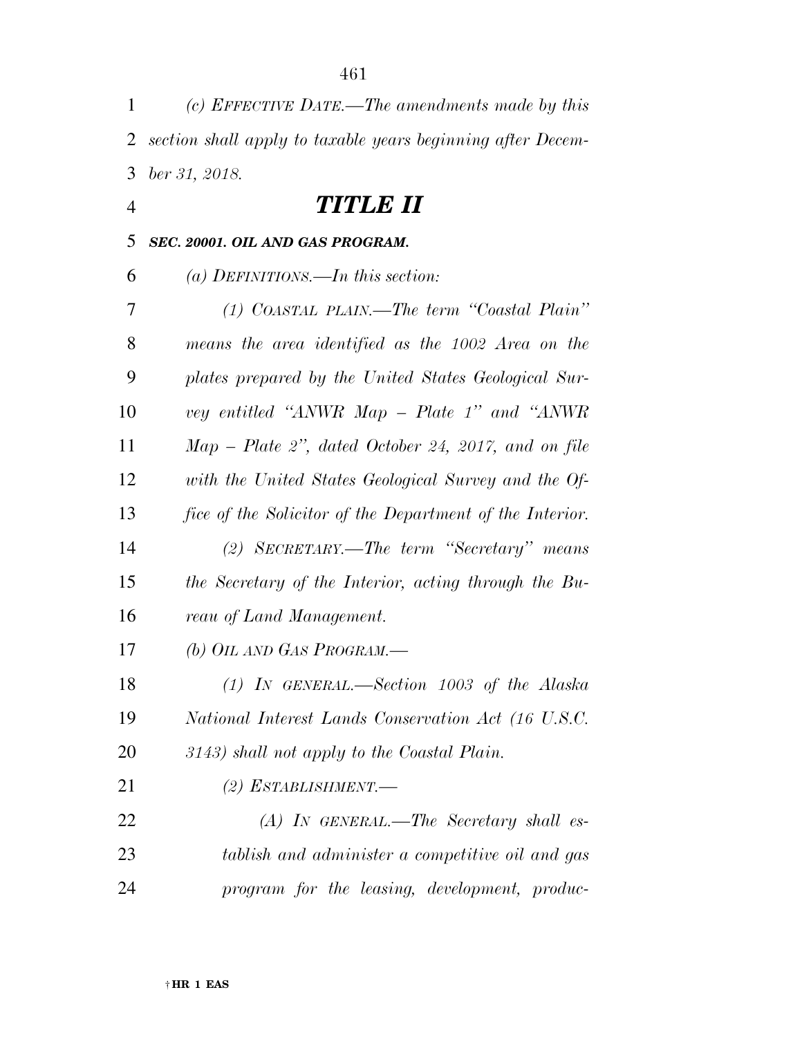*(c) EFFECTIVE DATE.—The amendments made by this section shall apply to taxable years beginning after December 31, 2018.*

# *TITLE II*

### *SEC. 20001. OIL AND GAS PROGRAM.*

*(a) DEFINITIONS.—In this section:*

*(1) COASTAL PLAIN.—The term "Coastal Plain" means the area identified as the 1002 Area on the plates prepared by the United States Geological Survey entitled "ANWR Map – Plate 1" and "ANWR Map – Plate 2", dated October 24, 2017, and on file with the United States Geological Survey and the Office of the Solicitor of the Department of the Interior.*

*(2) SECRETARY.—The term "Secretary" means the Secretary of the Interior, acting through the Bureau of Land Management.*

*(b) OIL AND GAS PROGRAM.—*

*(1) IN GENERAL.—Section 1003 of the Alaska National Interest Lands Conservation Act (16 U.S.C. 3143) shall not apply to the Coastal Plain.*

*(2) ESTABLISHMENT.—*

*(A) IN GENERAL.—The Secretary shall establish and administer a competitive oil and gas program for the leasing, development, produc-*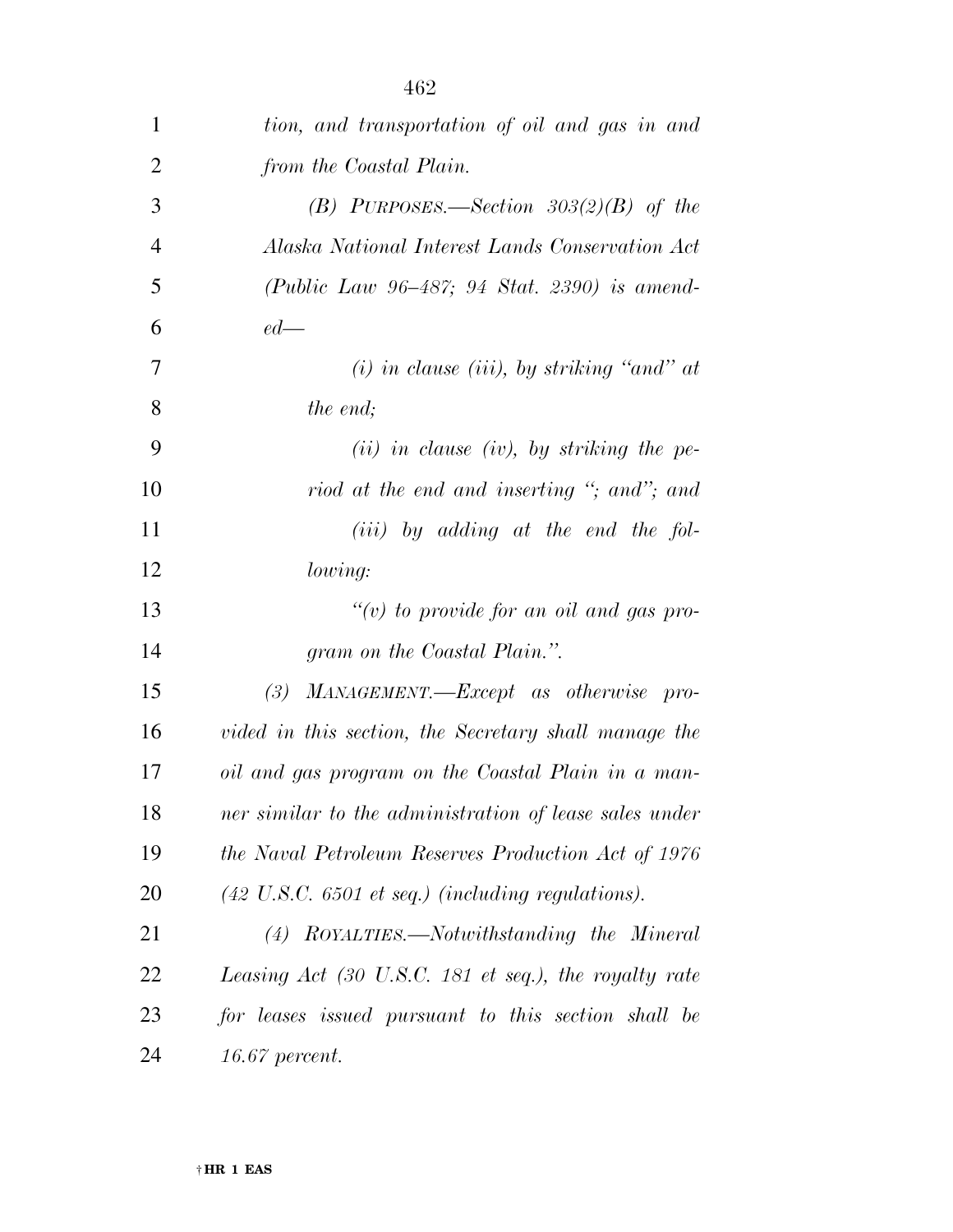*tion, and transportation of oil and gas in and from the Coastal Plain.*

*(B) PURPOSES.—Section 303(2)(B) of the Alaska National Interest Lands Conservation Act (Public Law 96–487; 94 Stat. 2390) is amended—*

*(i) in clause (iii), by striking "and" at the end;*

*(ii) in clause (iv), by striking the period at the end and inserting "; and"; and*

*(iii) by adding at the end the following:*

*"(v) to provide for an oil and gas program on the Coastal Plain.".*

*(3) MANAGEMENT.—Except as otherwise provided in this section, the Secretary shall manage the oil and gas program on the Coastal Plain in a manner similar to the administration of lease sales under the Naval Petroleum Reserves Production Act of 1976 (42 U.S.C. 6501 et seq.) (including regulations).*

*(4) ROYALTIES.—Notwithstanding the Mineral Leasing Act (30 U.S.C. 181 et seq.), the royalty rate for leases issued pursuant to this section shall be 16.67 percent.*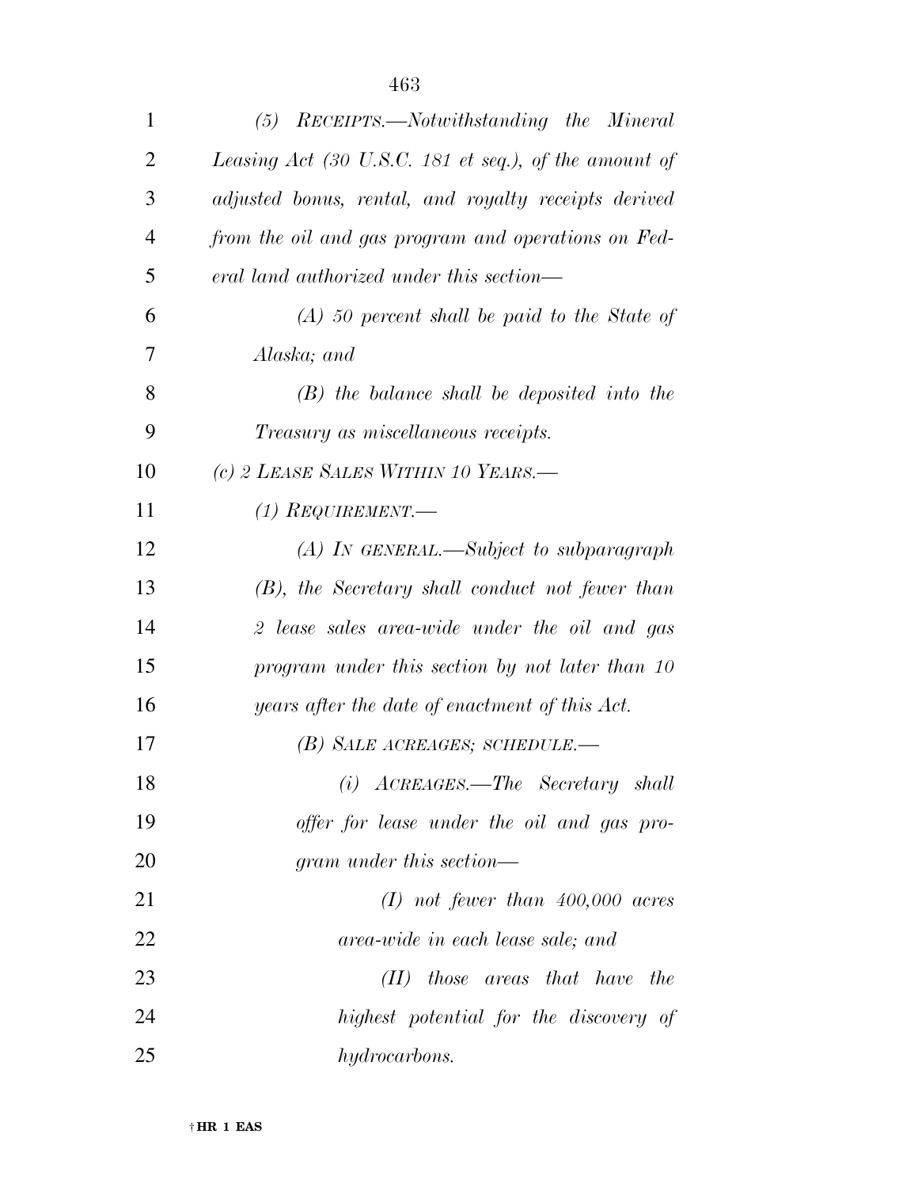*(5) RECEIPTS.—Notwithstanding the Mineral Leasing Act (30 U.S.C. 181 et seq.), of the amount of adjusted bonus, rental, and royalty receipts derived from the oil and gas program and operations on Federal land authorized under this section—*

*(A) 50 percent shall be paid to the State of Alaska; and*

*(B) the balance shall be deposited into the Treasury as miscellaneous receipts.*

*(c) 2 LEASE SALES WITHIN 10 YEARS.—*

*(1) REQUIREMENT.—*

*(A) IN GENERAL.—Subject to subparagraph (B), the Secretary shall conduct not fewer than 2 lease sales area-wide under the oil and gas program under this section by not later than 10 years after the date of enactment of this Act.*

*(B) SALE ACREAGES; SCHEDULE.—*

*(i) ACREAGES.—The Secretary shall offer for lease under the oil and gas program under this section—*

*(I) not fewer than 400,000 acres area-wide in each lease sale; and*

*(II) those areas that have the highest potential for the discovery of hydrocarbons.*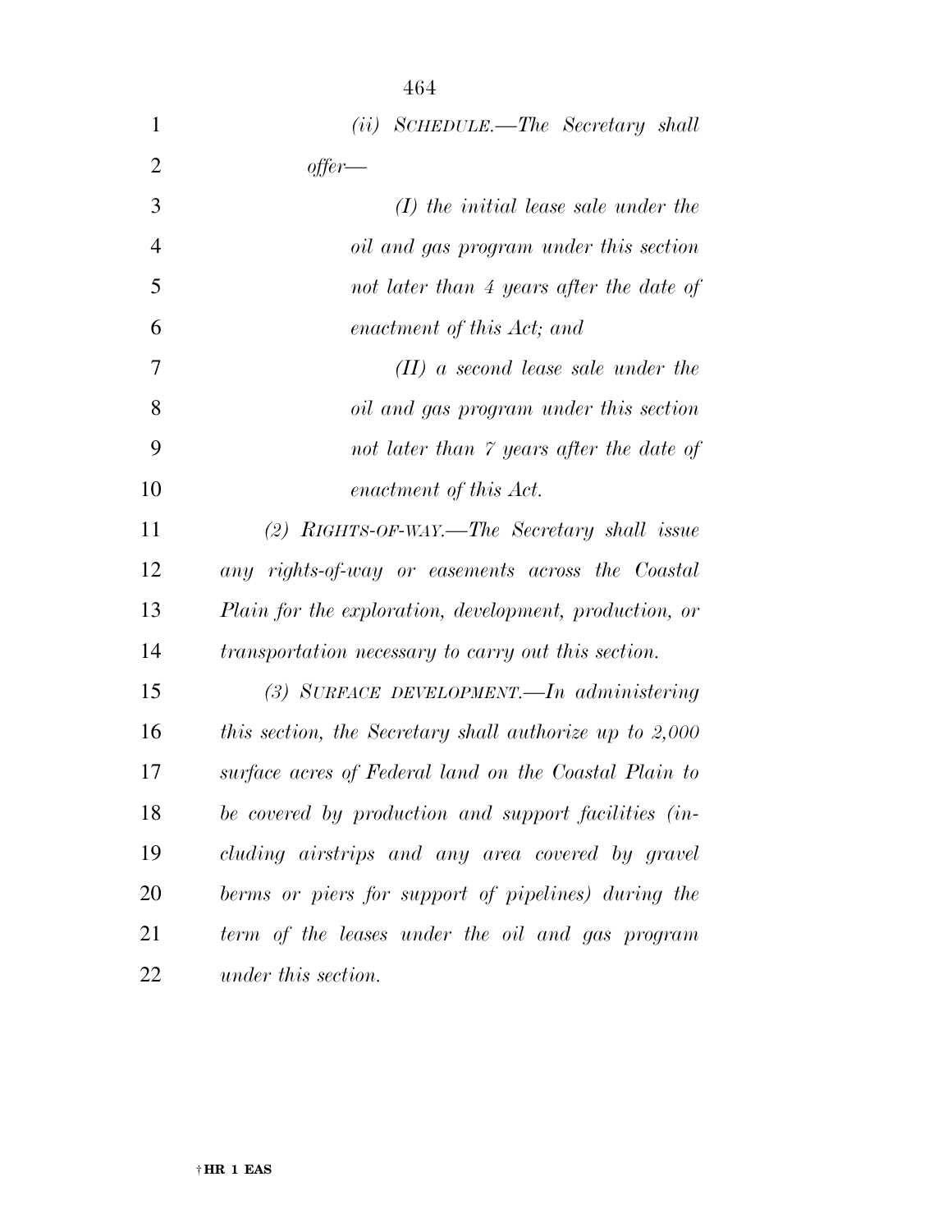*(ii) SCHEDULE.—The Secretary shall offer—*

*(I) the initial lease sale under the oil and gas program under this section not later than 4 years after the date of enactment of this Act; and*

*(II) a second lease sale under the oil and gas program under this section not later than 7 years after the date of enactment of this Act.*

*(2) RIGHTS-OF-WAY.—The Secretary shall issue any rights-of-way or easements across the Coastal Plain for the exploration, development, production, or transportation necessary to carry out this section.*

*(3) SURFACE DEVELOPMENT.—In administering this section, the Secretary shall authorize up to 2,000 surface acres of Federal land on the Coastal Plain to be covered by production and support facilities (including airstrips and any area covered by gravel berms or piers for support of pipelines) during the term of the leases under the oil and gas program under this section.*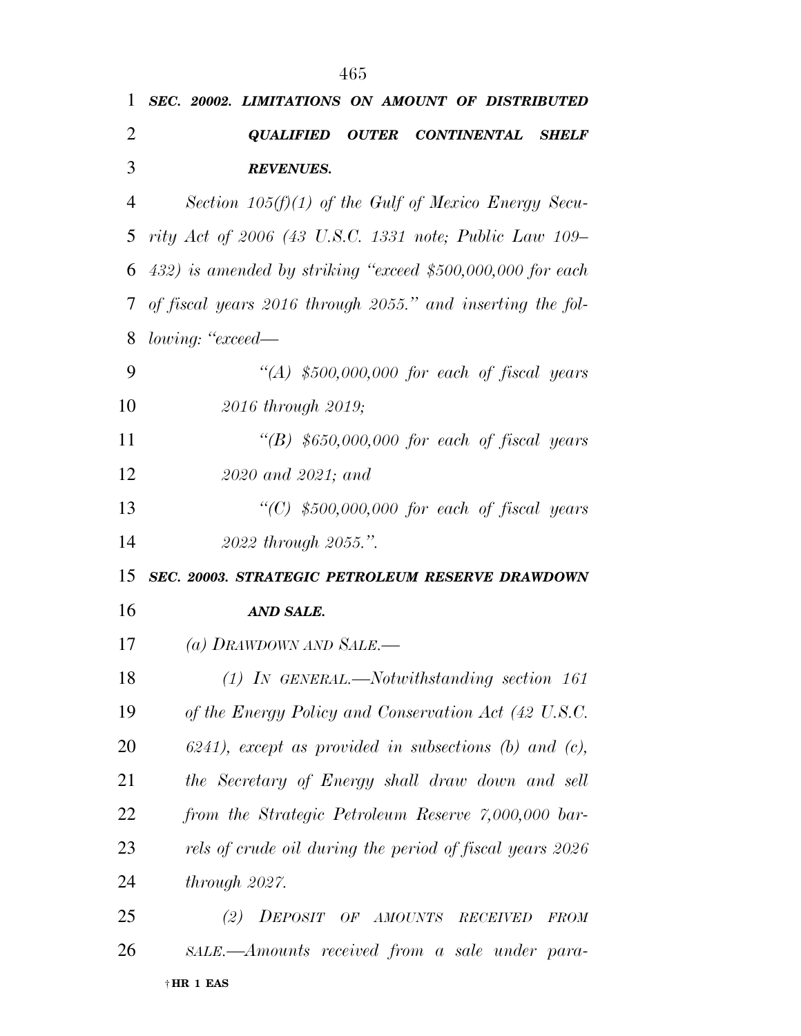***SEC. 20002. LIMITATIONS ON AMOUNT OF DISTRIBUTED QUALIFIED OUTER CONTINENTAL SHELF REVENUES.***

*Section 105(f)(1) of the Gulf of Mexico Energy Security Act of 2006 (43 U.S.C. 1331 note; Public Law 109–432) is amended by striking "exceed $500,000,000 for each of fiscal years 2016 through 2055." and inserting the following: "exceed—*

*"(A) $500,000,000 for each of fiscal years 2016 through 2019;*

*"(B) $650,000,000 for each of fiscal years 2020 and 2021; and*

*"(C) $500,000,000 for each of fiscal years 2022 through 2055.".*

***SEC. 20003. STRATEGIC PETROLEUM RESERVE DRAWDOWN AND SALE.***

*(a) DRAWDOWN AND SALE.—*

*(1) IN GENERAL.—Notwithstanding section 161 of the Energy Policy and Conservation Act (42 U.S.C. 6241), except as provided in subsections (b) and (c), the Secretary of Energy shall draw down and sell from the Strategic Petroleum Reserve 7,000,000 barrels of crude oil during the period of fiscal years 2026 through 2027.*

*(2) DEPOSIT OF AMOUNTS RECEIVED FROM SALE.—Amounts received from a sale under para-*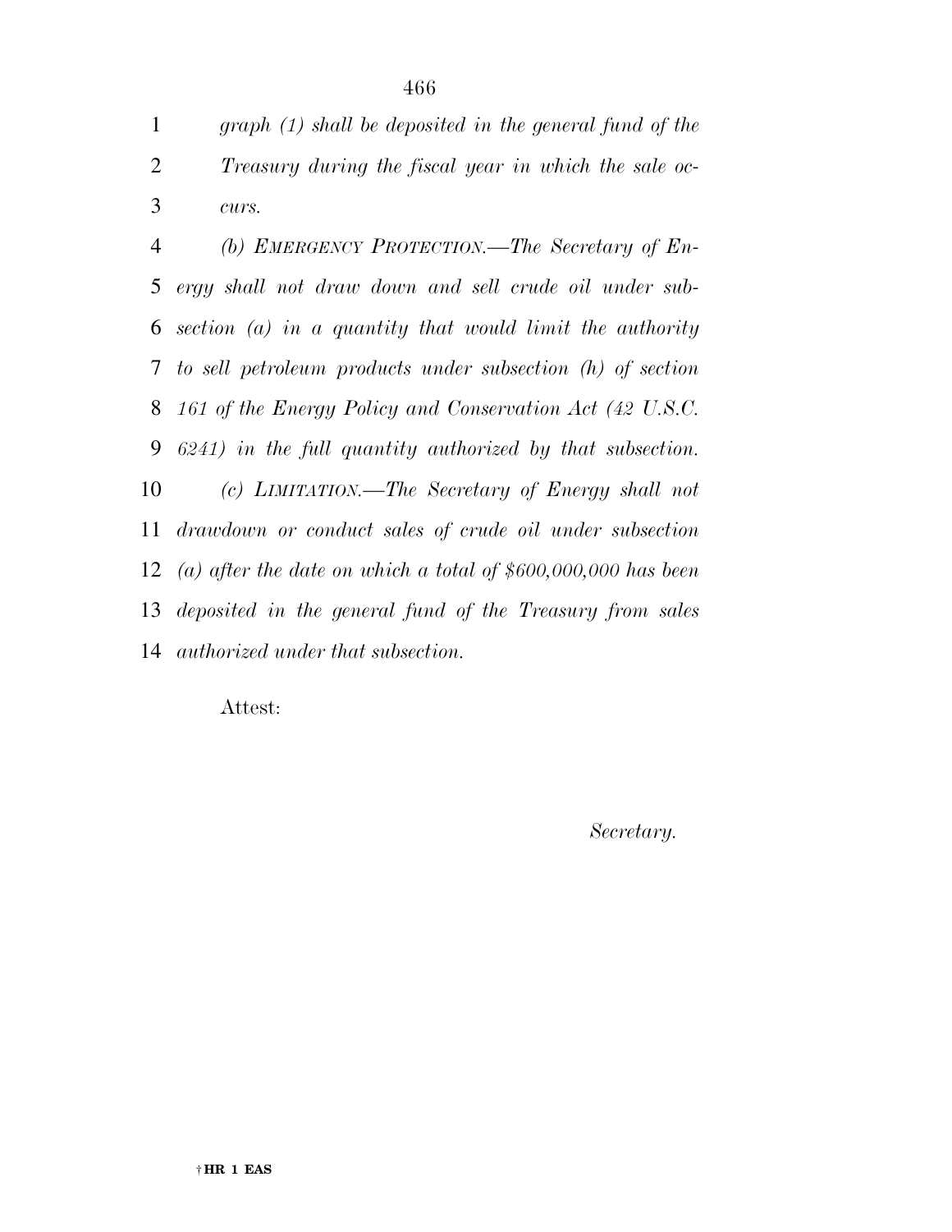*graph (1) shall be deposited in the general fund of the Treasury during the fiscal year in which the sale occurs.*

*(b) EMERGENCY PROTECTION.—The Secretary of Energy shall not draw down and sell crude oil under subsection (a) in a quantity that would limit the authority to sell petroleum products under subsection (h) of section 161 of the Energy Policy and Conservation Act (42 U.S.C. 6241) in the full quantity authorized by that subsection.*

*(c) LIMITATION.—The Secretary of Energy shall not drawdown or conduct sales of crude oil under subsection (a) after the date on which a total of $600,000,000 has been deposited in the general fund of the Treasury from sales authorized under that subsection.*

Attest:

*Secretary.*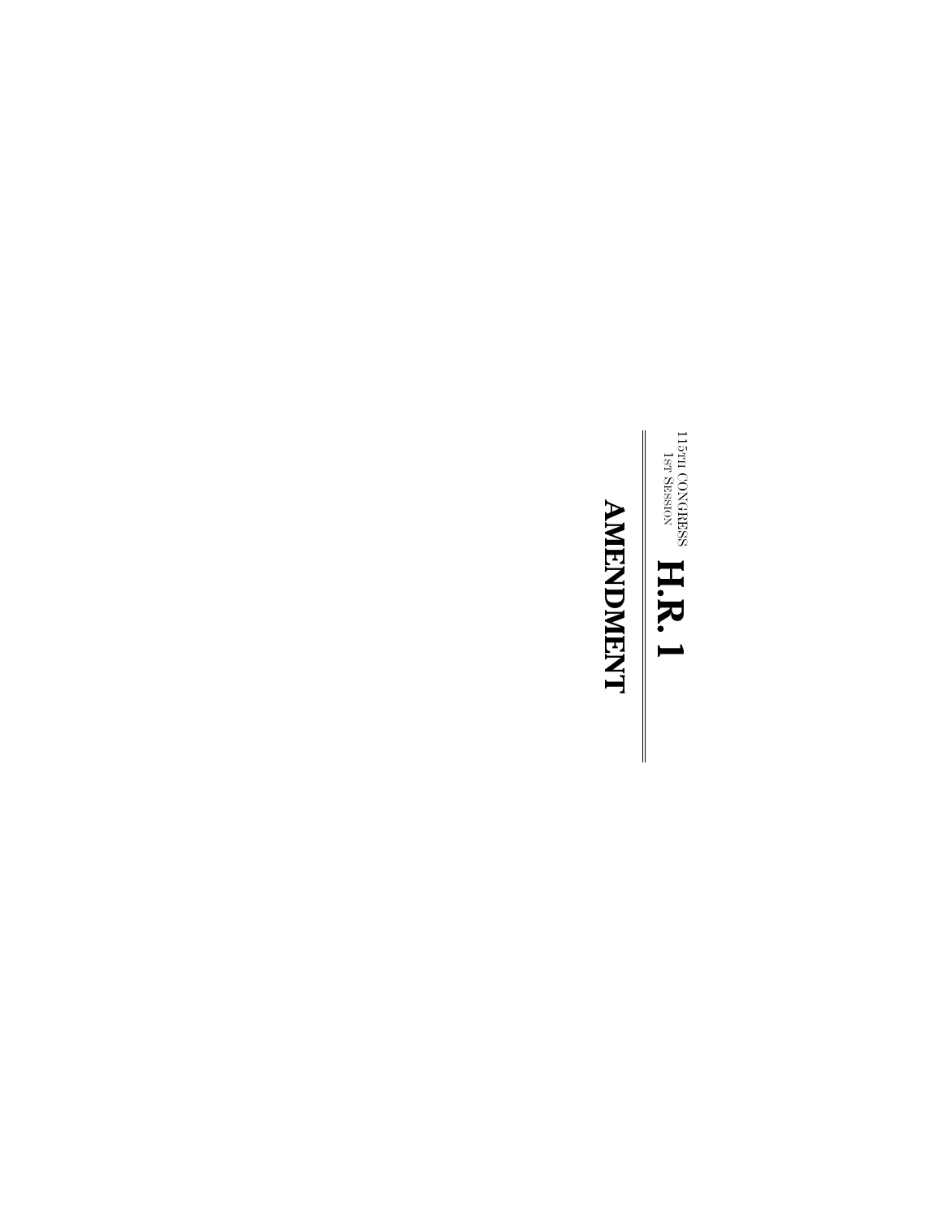115TH CONGRESS
1ST SESSION

# H.R. 1

## AMENDMENT